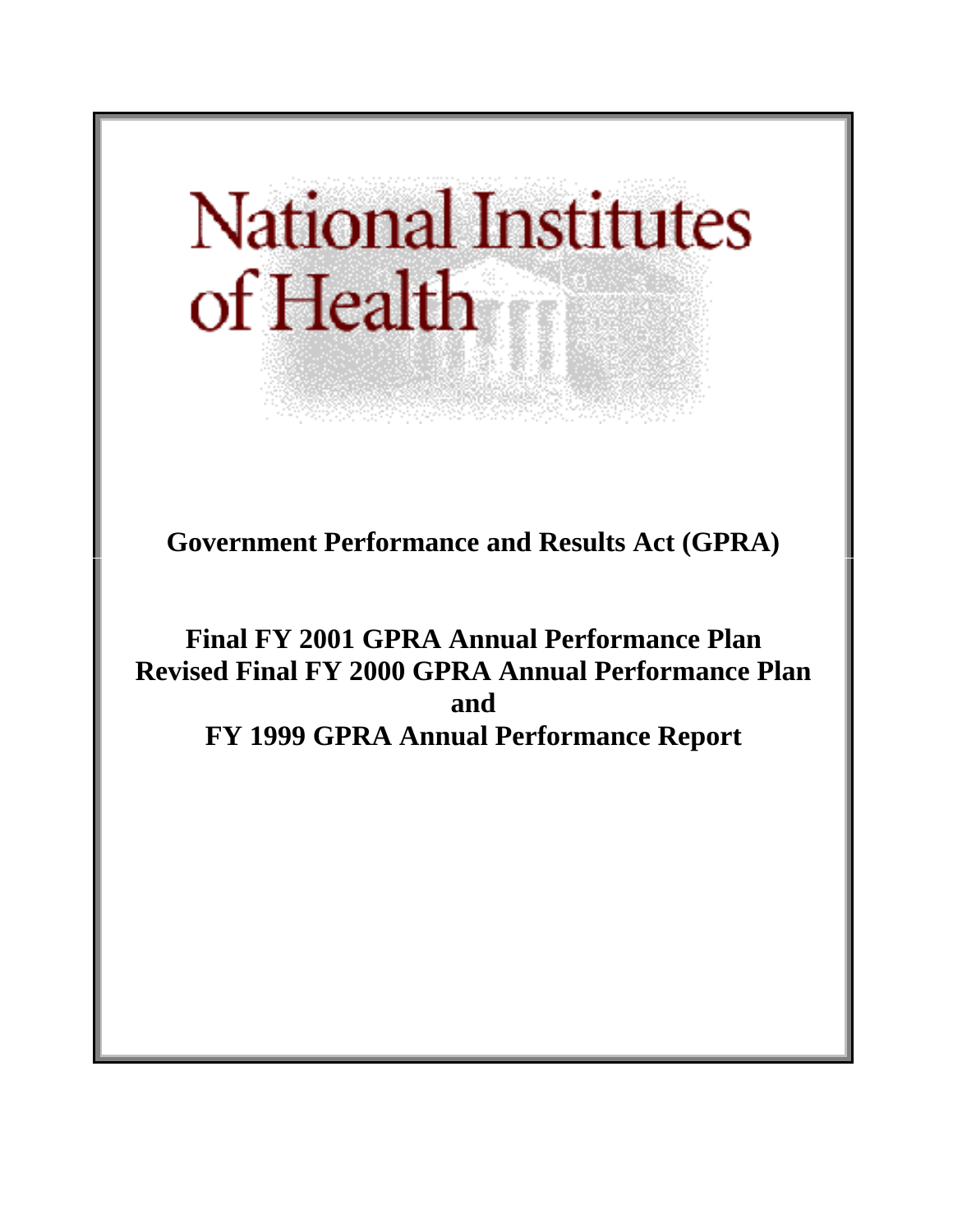# National Institutes of Health

## Government Performance and Results Act (GPRA)

## Final FY 2001 GPRA Annual Performance Plan
## Revised Final FY 2000 GPRA Annual Performance Plan
## and
## FY 1999 GPRA Annual Performance Report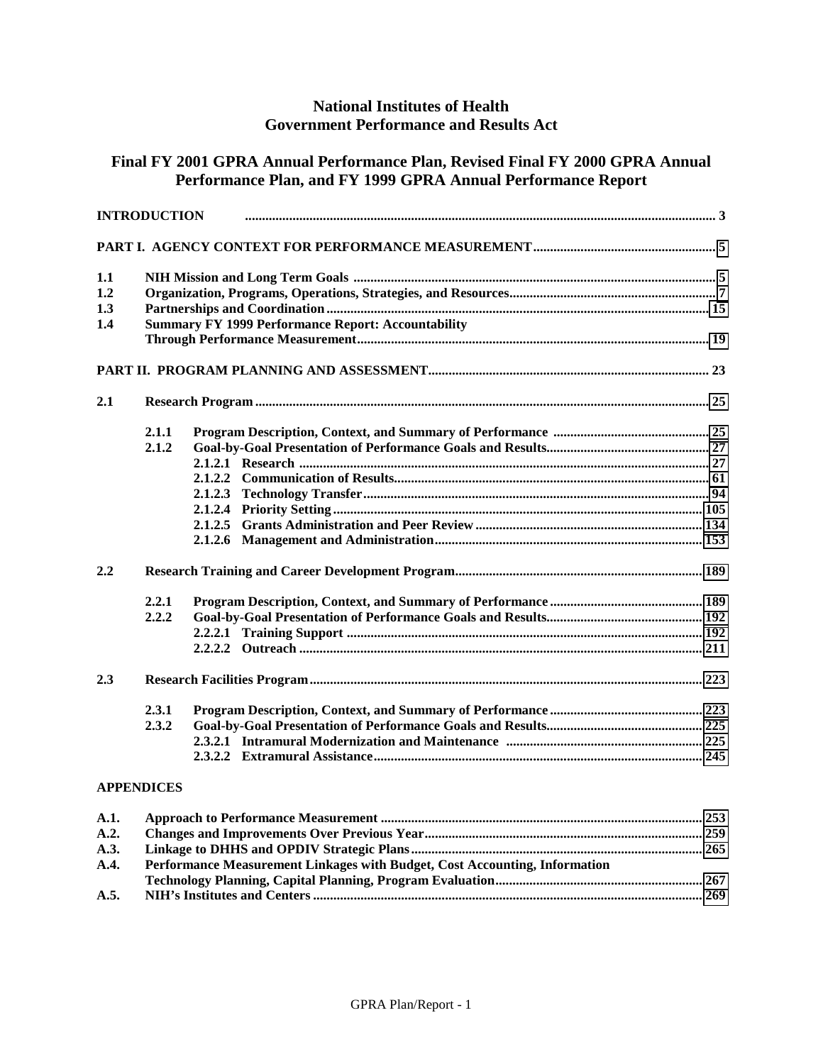# National Institutes of Health
# Government Performance and Results Act

## Final FY 2001 GPRA Annual Performance Plan, Revised Final FY 2000 GPRA Annual Performance Plan, and FY 1999 GPRA Annual Performance Report

| | | |
|---|---|---|
| **INTRODUCTION** | | **3** |
| **PART I. AGENCY CONTEXT FOR PERFORMANCE MEASUREMENT** | | **5** |
| **1.1** | **NIH Mission and Long Term Goals** | **5** |
| **1.2** | **Organization, Programs, Operations, Strategies, and Resources** | **7** |
| **1.3** | **Partnerships and Coordination** | **15** |
| **1.4** | **Summary FY 1999 Performance Report: Accountability Through Performance Measurement** | **19** |
| **PART II. PROGRAM PLANNING AND ASSESSMENT** | | **23** |
| **2.1** | **Research Program** | **25** |
| **2.1.1** | **Program Description, Context, and Summary of Performance** | **25** |
| **2.1.2** | **Goal-by-Goal Presentation of Performance Goals and Results** | **27** |
| **2.1.2.1** | **Research** | **27** |
| **2.1.2.2** | **Communication of Results** | **61** |
| **2.1.2.3** | **Technology Transfer** | **94** |
| **2.1.2.4** | **Priority Setting** | **105** |
| **2.1.2.5** | **Grants Administration and Peer Review** | **134** |
| **2.1.2.6** | **Management and Administration** | **153** |
| **2.2** | **Research Training and Career Development Program** | **189** |
| **2.2.1** | **Program Description, Context, and Summary of Performance** | **189** |
| **2.2.2** | **Goal-by-Goal Presentation of Performance Goals and Results** | **192** |
| **2.2.2.1** | **Training Support** | **192** |
| **2.2.2.2** | **Outreach** | **211** |
| **2.3** | **Research Facilities Program** | **223** |
| **2.3.1** | **Program Description, Context, and Summary of Performance** | **223** |
| **2.3.2** | **Goal-by-Goal Presentation of Performance Goals and Results** | **225** |
| **2.3.2.1** | **Intramural Modernization and Maintenance** | **225** |
| **2.3.2.2** | **Extramural Assistance** | **245** |
| **APPENDICES** | | |
| **A.1.** | **Approach to Performance Measurement** | **253** |
| **A.2.** | **Changes and Improvements Over Previous Year** | **259** |
| **A.3.** | **Linkage to DHHS and OPDIV Strategic Plans** | **265** |
| **A.4.** | **Performance Measurement Linkages with Budget, Cost Accounting, Information Technology Planning, Capital Planning, Program Evaluation** | **267** |
| **A.5.** | **NIH's Institutes and Centers** | **269** |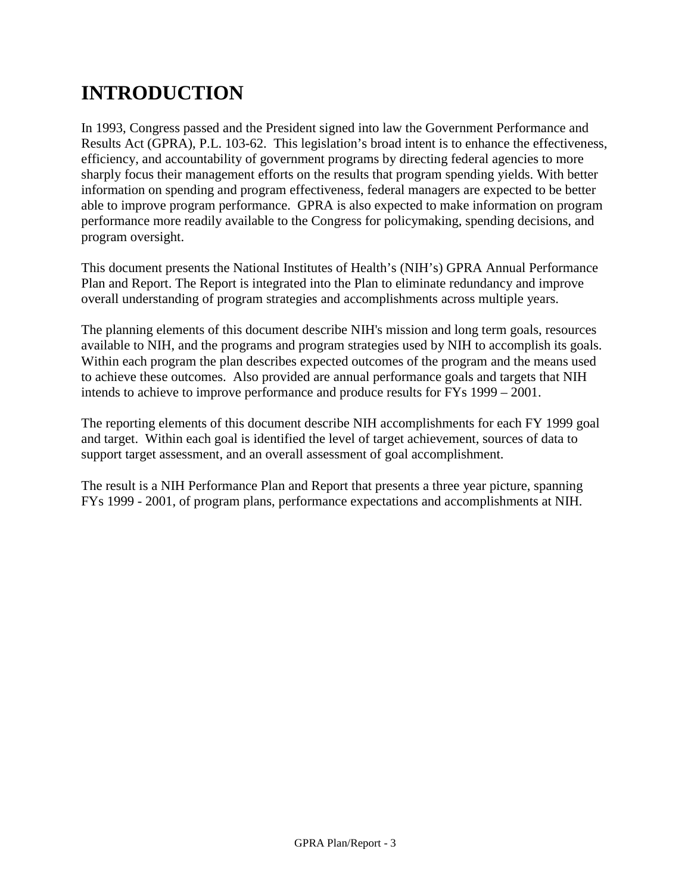# INTRODUCTION

In 1993, Congress passed and the President signed into law the Government Performance and Results Act (GPRA), P.L. 103-62. This legislation's broad intent is to enhance the effectiveness, efficiency, and accountability of government programs by directing federal agencies to more sharply focus their management efforts on the results that program spending yields. With better information on spending and program effectiveness, federal managers are expected to be better able to improve program performance. GPRA is also expected to make information on program performance more readily available to the Congress for policymaking, spending decisions, and program oversight.

This document presents the National Institutes of Health's (NIH's) GPRA Annual Performance Plan and Report. The Report is integrated into the Plan to eliminate redundancy and improve overall understanding of program strategies and accomplishments across multiple years.

The planning elements of this document describe NIH's mission and long term goals, resources available to NIH, and the programs and program strategies used by NIH to accomplish its goals. Within each program the plan describes expected outcomes of the program and the means used to achieve these outcomes. Also provided are annual performance goals and targets that NIH intends to achieve to improve performance and produce results for FYs 1999 – 2001.

The reporting elements of this document describe NIH accomplishments for each FY 1999 goal and target. Within each goal is identified the level of target achievement, sources of data to support target assessment, and an overall assessment of goal accomplishment.

The result is a NIH Performance Plan and Report that presents a three year picture, spanning FYs 1999 - 2001, of program plans, performance expectations and accomplishments at NIH.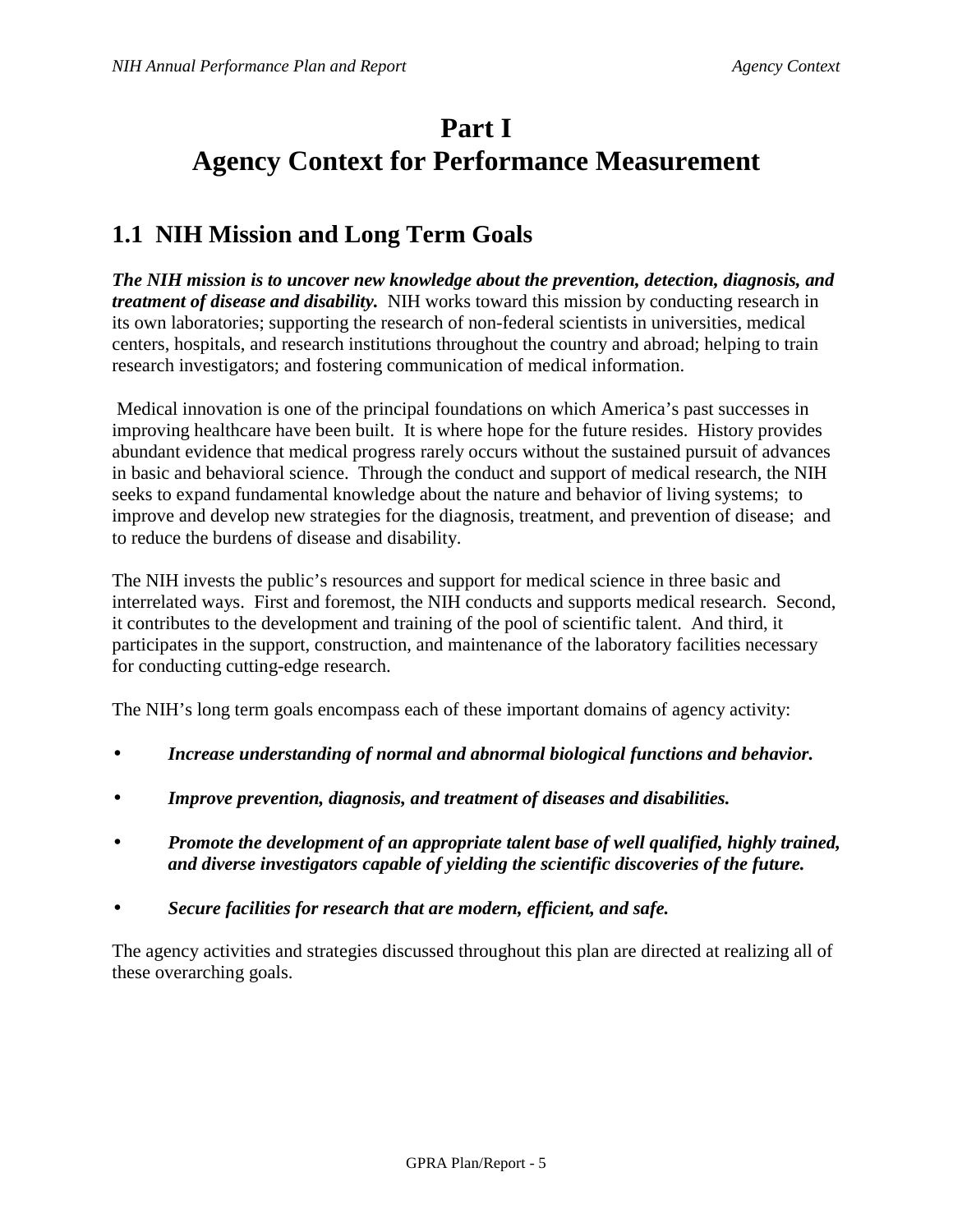# Part I
# Agency Context for Performance Measurement

## 1.1 NIH Mission and Long Term Goals

***The NIH mission is to uncover new knowledge about the prevention, detection, diagnosis, and treatment of disease and disability.*** NIH works toward this mission by conducting research in its own laboratories; supporting the research of non-federal scientists in universities, medical centers, hospitals, and research institutions throughout the country and abroad; helping to train research investigators; and fostering communication of medical information.

Medical innovation is one of the principal foundations on which America's past successes in improving healthcare have been built. It is where hope for the future resides. History provides abundant evidence that medical progress rarely occurs without the sustained pursuit of advances in basic and behavioral science. Through the conduct and support of medical research, the NIH seeks to expand fundamental knowledge about the nature and behavior of living systems; to improve and develop new strategies for the diagnosis, treatment, and prevention of disease; and to reduce the burdens of disease and disability.

The NIH invests the public's resources and support for medical science in three basic and interrelated ways. First and foremost, the NIH conducts and supports medical research. Second, it contributes to the development and training of the pool of scientific talent. And third, it participates in the support, construction, and maintenance of the laboratory facilities necessary for conducting cutting-edge research.

The NIH's long term goals encompass each of these important domains of agency activity:

- ***Increase understanding of normal and abnormal biological functions and behavior.***
- ***Improve prevention, diagnosis, and treatment of diseases and disabilities.***
- ***Promote the development of an appropriate talent base of well qualified, highly trained, and diverse investigators capable of yielding the scientific discoveries of the future.***
- ***Secure facilities for research that are modern, efficient, and safe.***

The agency activities and strategies discussed throughout this plan are directed at realizing all of these overarching goals.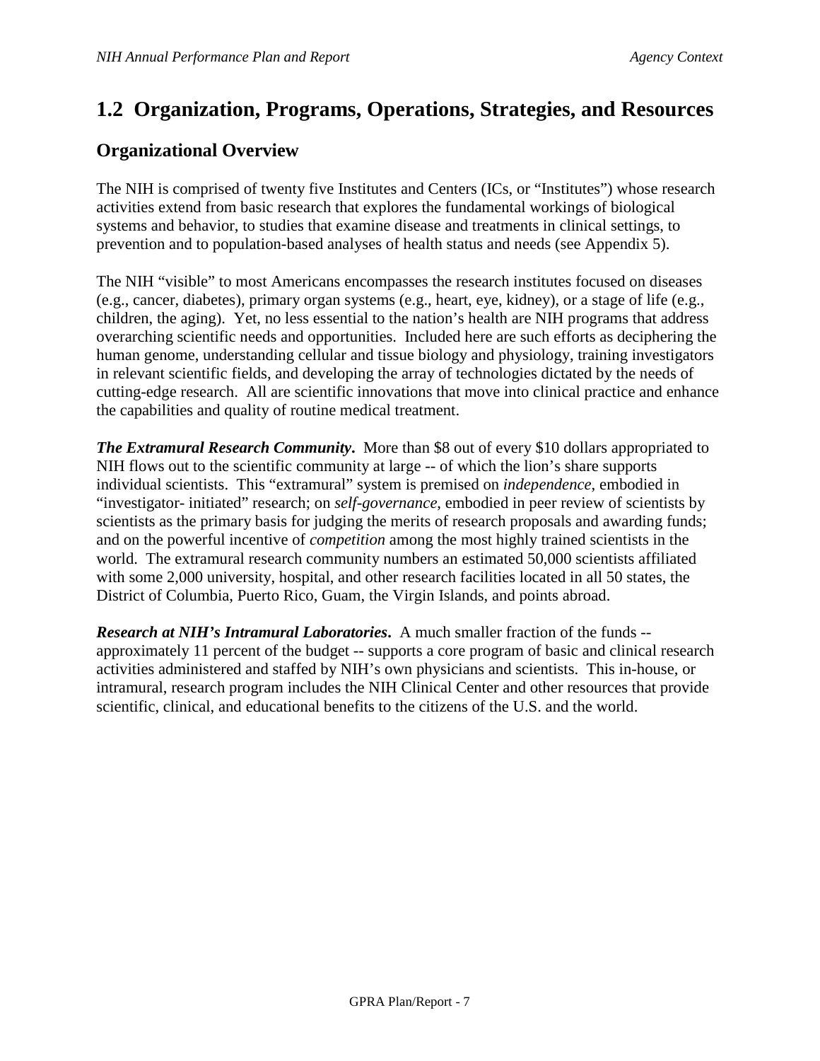# 1.2 Organization, Programs, Operations, Strategies, and Resources

## Organizational Overview

The NIH is comprised of twenty five Institutes and Centers (ICs, or "Institutes") whose research activities extend from basic research that explores the fundamental workings of biological systems and behavior, to studies that examine disease and treatments in clinical settings, to prevention and to population-based analyses of health status and needs (see Appendix 5).

The NIH "visible" to most Americans encompasses the research institutes focused on diseases (e.g., cancer, diabetes), primary organ systems (e.g., heart, eye, kidney), or a stage of life (e.g., children, the aging). Yet, no less essential to the nation's health are NIH programs that address overarching scientific needs and opportunities. Included here are such efforts as deciphering the human genome, understanding cellular and tissue biology and physiology, training investigators in relevant scientific fields, and developing the array of technologies dictated by the needs of cutting-edge research. All are scientific innovations that move into clinical practice and enhance the capabilities and quality of routine medical treatment.

***The Extramural Research Community.*** More than $8 out of every $10 dollars appropriated to NIH flows out to the scientific community at large -- of which the lion's share supports individual scientists. This "extramural" system is premised on *independence*, embodied in "investigator- initiated" research; on *self-governance*, embodied in peer review of scientists by scientists as the primary basis for judging the merits of research proposals and awarding funds; and on the powerful incentive of *competition* among the most highly trained scientists in the world. The extramural research community numbers an estimated 50,000 scientists affiliated with some 2,000 university, hospital, and other research facilities located in all 50 states, the District of Columbia, Puerto Rico, Guam, the Virgin Islands, and points abroad.

***Research at NIH's Intramural Laboratories.*** A much smaller fraction of the funds -- approximately 11 percent of the budget -- supports a core program of basic and clinical research activities administered and staffed by NIH's own physicians and scientists. This in-house, or intramural, research program includes the NIH Clinical Center and other resources that provide scientific, clinical, and educational benefits to the citizens of the U.S. and the world.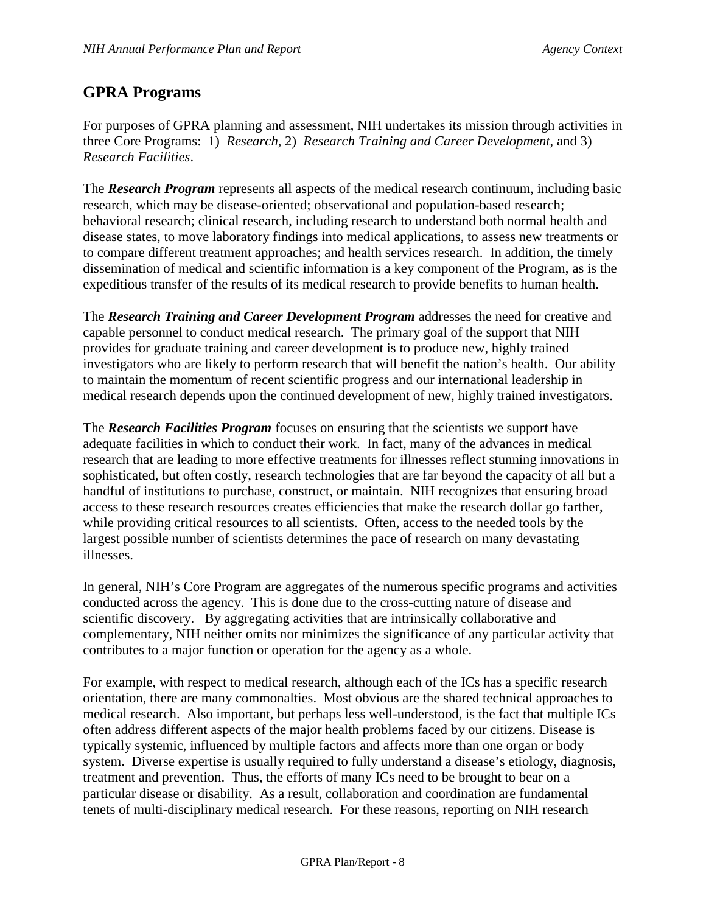## GPRA Programs

For purposes of GPRA planning and assessment, NIH undertakes its mission through activities in three Core Programs: 1) *Research*, 2) *Research Training and Career Development*, and 3) *Research Facilities*.

The ***Research Program*** represents all aspects of the medical research continuum, including basic research, which may be disease-oriented; observational and population-based research; behavioral research; clinical research, including research to understand both normal health and disease states, to move laboratory findings into medical applications, to assess new treatments or to compare different treatment approaches; and health services research. In addition, the timely dissemination of medical and scientific information is a key component of the Program, as is the expeditious transfer of the results of its medical research to provide benefits to human health.

The ***Research Training and Career Development Program*** addresses the need for creative and capable personnel to conduct medical research. The primary goal of the support that NIH provides for graduate training and career development is to produce new, highly trained investigators who are likely to perform research that will benefit the nation's health. Our ability to maintain the momentum of recent scientific progress and our international leadership in medical research depends upon the continued development of new, highly trained investigators.

The ***Research Facilities Program*** focuses on ensuring that the scientists we support have adequate facilities in which to conduct their work. In fact, many of the advances in medical research that are leading to more effective treatments for illnesses reflect stunning innovations in sophisticated, but often costly, research technologies that are far beyond the capacity of all but a handful of institutions to purchase, construct, or maintain. NIH recognizes that ensuring broad access to these research resources creates efficiencies that make the research dollar go farther, while providing critical resources to all scientists. Often, access to the needed tools by the largest possible number of scientists determines the pace of research on many devastating illnesses.

In general, NIH's Core Program are aggregates of the numerous specific programs and activities conducted across the agency. This is done due to the cross-cutting nature of disease and scientific discovery. By aggregating activities that are intrinsically collaborative and complementary, NIH neither omits nor minimizes the significance of any particular activity that contributes to a major function or operation for the agency as a whole.

For example, with respect to medical research, although each of the ICs has a specific research orientation, there are many commonalties. Most obvious are the shared technical approaches to medical research. Also important, but perhaps less well-understood, is the fact that multiple ICs often address different aspects of the major health problems faced by our citizens. Disease is typically systemic, influenced by multiple factors and affects more than one organ or body system. Diverse expertise is usually required to fully understand a disease's etiology, diagnosis, treatment and prevention. Thus, the efforts of many ICs need to be brought to bear on a particular disease or disability. As a result, collaboration and coordination are fundamental tenets of multi-disciplinary medical research. For these reasons, reporting on NIH research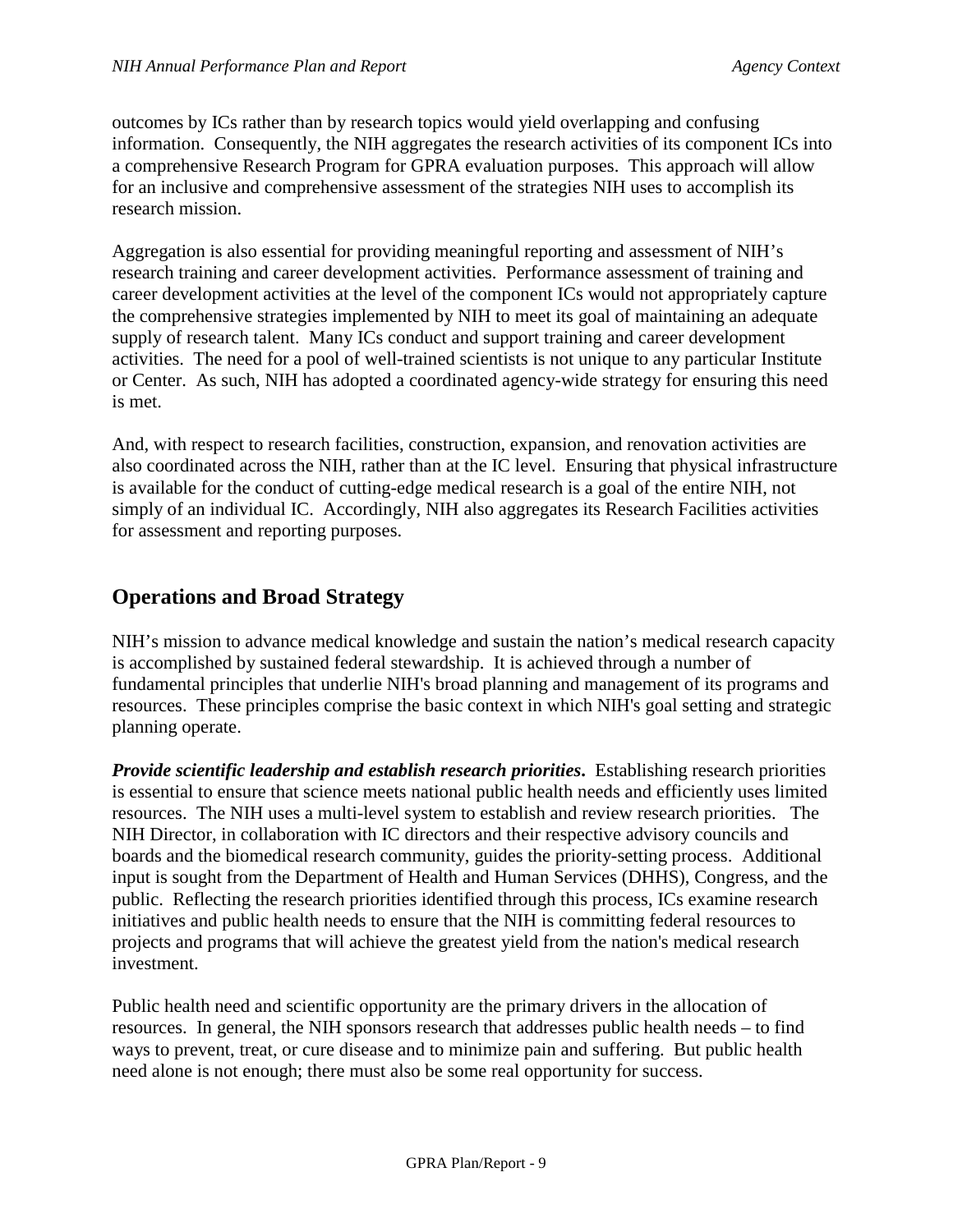outcomes by ICs rather than by research topics would yield overlapping and confusing information. Consequently, the NIH aggregates the research activities of its component ICs into a comprehensive Research Program for GPRA evaluation purposes. This approach will allow for an inclusive and comprehensive assessment of the strategies NIH uses to accomplish its research mission.

Aggregation is also essential for providing meaningful reporting and assessment of NIH's research training and career development activities. Performance assessment of training and career development activities at the level of the component ICs would not appropriately capture the comprehensive strategies implemented by NIH to meet its goal of maintaining an adequate supply of research talent. Many ICs conduct and support training and career development activities. The need for a pool of well-trained scientists is not unique to any particular Institute or Center. As such, NIH has adopted a coordinated agency-wide strategy for ensuring this need is met.

And, with respect to research facilities, construction, expansion, and renovation activities are also coordinated across the NIH, rather than at the IC level. Ensuring that physical infrastructure is available for the conduct of cutting-edge medical research is a goal of the entire NIH, not simply of an individual IC. Accordingly, NIH also aggregates its Research Facilities activities for assessment and reporting purposes.

## Operations and Broad Strategy

NIH's mission to advance medical knowledge and sustain the nation's medical research capacity is accomplished by sustained federal stewardship. It is achieved through a number of fundamental principles that underlie NIH's broad planning and management of its programs and resources. These principles comprise the basic context in which NIH's goal setting and strategic planning operate.

***Provide scientific leadership and establish research priorities*.** Establishing research priorities is essential to ensure that science meets national public health needs and efficiently uses limited resources. The NIH uses a multi-level system to establish and review research priorities. The NIH Director, in collaboration with IC directors and their respective advisory councils and boards and the biomedical research community, guides the priority-setting process. Additional input is sought from the Department of Health and Human Services (DHHS), Congress, and the public. Reflecting the research priorities identified through this process, ICs examine research initiatives and public health needs to ensure that the NIH is committing federal resources to projects and programs that will achieve the greatest yield from the nation's medical research investment.

Public health need and scientific opportunity are the primary drivers in the allocation of resources. In general, the NIH sponsors research that addresses public health needs – to find ways to prevent, treat, or cure disease and to minimize pain and suffering. But public health need alone is not enough; there must also be some real opportunity for success.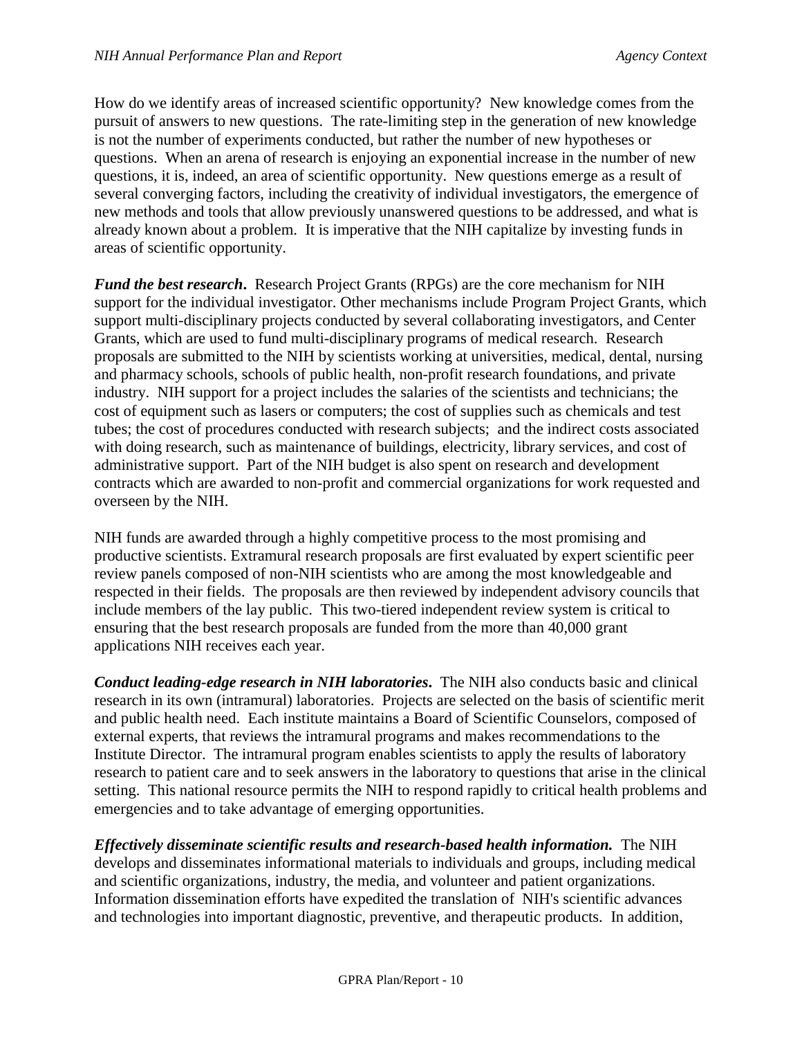How do we identify areas of increased scientific opportunity? New knowledge comes from the pursuit of answers to new questions. The rate-limiting step in the generation of new knowledge is not the number of experiments conducted, but rather the number of new hypotheses or questions. When an arena of research is enjoying an exponential increase in the number of new questions, it is, indeed, an area of scientific opportunity. New questions emerge as a result of several converging factors, including the creativity of individual investigators, the emergence of new methods and tools that allow previously unanswered questions to be addressed, and what is already known about a problem. It is imperative that the NIH capitalize by investing funds in areas of scientific opportunity.

***Fund the best research***. Research Project Grants (RPGs) are the core mechanism for NIH support for the individual investigator. Other mechanisms include Program Project Grants, which support multi-disciplinary projects conducted by several collaborating investigators, and Center Grants, which are used to fund multi-disciplinary programs of medical research. Research proposals are submitted to the NIH by scientists working at universities, medical, dental, nursing and pharmacy schools, schools of public health, non-profit research foundations, and private industry. NIH support for a project includes the salaries of the scientists and technicians; the cost of equipment such as lasers or computers; the cost of supplies such as chemicals and test tubes; the cost of procedures conducted with research subjects; and the indirect costs associated with doing research, such as maintenance of buildings, electricity, library services, and cost of administrative support. Part of the NIH budget is also spent on research and development contracts which are awarded to non-profit and commercial organizations for work requested and overseen by the NIH.

NIH funds are awarded through a highly competitive process to the most promising and productive scientists. Extramural research proposals are first evaluated by expert scientific peer review panels composed of non-NIH scientists who are among the most knowledgeable and respected in their fields. The proposals are then reviewed by independent advisory councils that include members of the lay public. This two-tiered independent review system is critical to ensuring that the best research proposals are funded from the more than 40,000 grant applications NIH receives each year.

***Conduct leading-edge research in NIH laboratories***. The NIH also conducts basic and clinical research in its own (intramural) laboratories. Projects are selected on the basis of scientific merit and public health need. Each institute maintains a Board of Scientific Counselors, composed of external experts, that reviews the intramural programs and makes recommendations to the Institute Director. The intramural program enables scientists to apply the results of laboratory research to patient care and to seek answers in the laboratory to questions that arise in the clinical setting. This national resource permits the NIH to respond rapidly to critical health problems and emergencies and to take advantage of emerging opportunities.

***Effectively disseminate scientific results and research-based health information.*** The NIH develops and disseminates informational materials to individuals and groups, including medical and scientific organizations, industry, the media, and volunteer and patient organizations. Information dissemination efforts have expedited the translation of NIH's scientific advances and technologies into important diagnostic, preventive, and therapeutic products. In addition,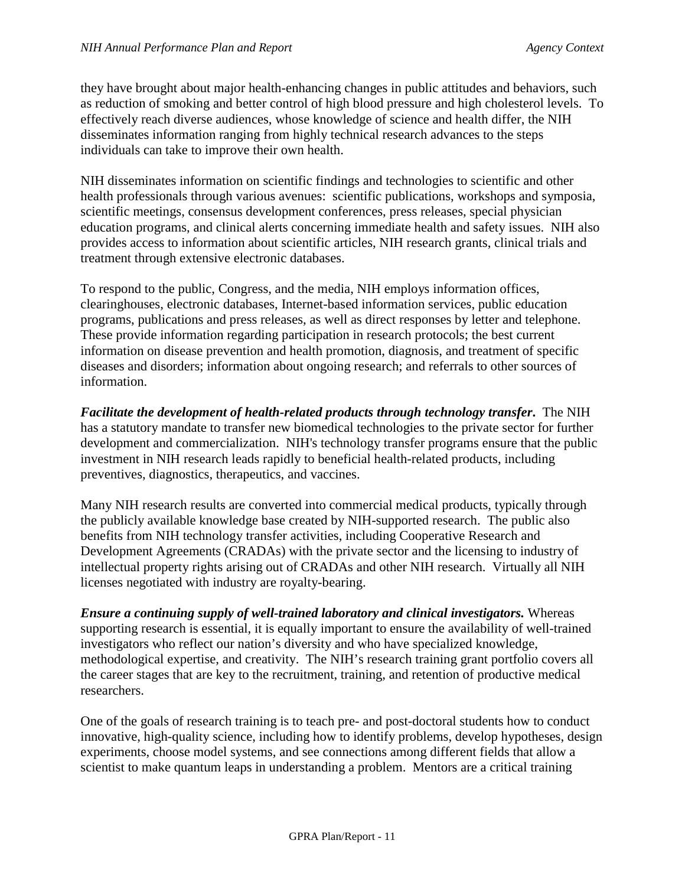they have brought about major health-enhancing changes in public attitudes and behaviors, such as reduction of smoking and better control of high blood pressure and high cholesterol levels. To effectively reach diverse audiences, whose knowledge of science and health differ, the NIH disseminates information ranging from highly technical research advances to the steps individuals can take to improve their own health.

NIH disseminates information on scientific findings and technologies to scientific and other health professionals through various avenues: scientific publications, workshops and symposia, scientific meetings, consensus development conferences, press releases, special physician education programs, and clinical alerts concerning immediate health and safety issues. NIH also provides access to information about scientific articles, NIH research grants, clinical trials and treatment through extensive electronic databases.

To respond to the public, Congress, and the media, NIH employs information offices, clearinghouses, electronic databases, Internet-based information services, public education programs, publications and press releases, as well as direct responses by letter and telephone. These provide information regarding participation in research protocols; the best current information on disease prevention and health promotion, diagnosis, and treatment of specific diseases and disorders; information about ongoing research; and referrals to other sources of information.

***Facilitate the development of health-related products through technology transfer.*** The NIH has a statutory mandate to transfer new biomedical technologies to the private sector for further development and commercialization. NIH's technology transfer programs ensure that the public investment in NIH research leads rapidly to beneficial health-related products, including preventives, diagnostics, therapeutics, and vaccines.

Many NIH research results are converted into commercial medical products, typically through the publicly available knowledge base created by NIH-supported research. The public also benefits from NIH technology transfer activities, including Cooperative Research and Development Agreements (CRADAs) with the private sector and the licensing to industry of intellectual property rights arising out of CRADAs and other NIH research. Virtually all NIH licenses negotiated with industry are royalty-bearing.

***Ensure a continuing supply of well-trained laboratory and clinical investigators.*** Whereas supporting research is essential, it is equally important to ensure the availability of well-trained investigators who reflect our nation's diversity and who have specialized knowledge, methodological expertise, and creativity. The NIH's research training grant portfolio covers all the career stages that are key to the recruitment, training, and retention of productive medical researchers.

One of the goals of research training is to teach pre- and post-doctoral students how to conduct innovative, high-quality science, including how to identify problems, develop hypotheses, design experiments, choose model systems, and see connections among different fields that allow a scientist to make quantum leaps in understanding a problem. Mentors are a critical training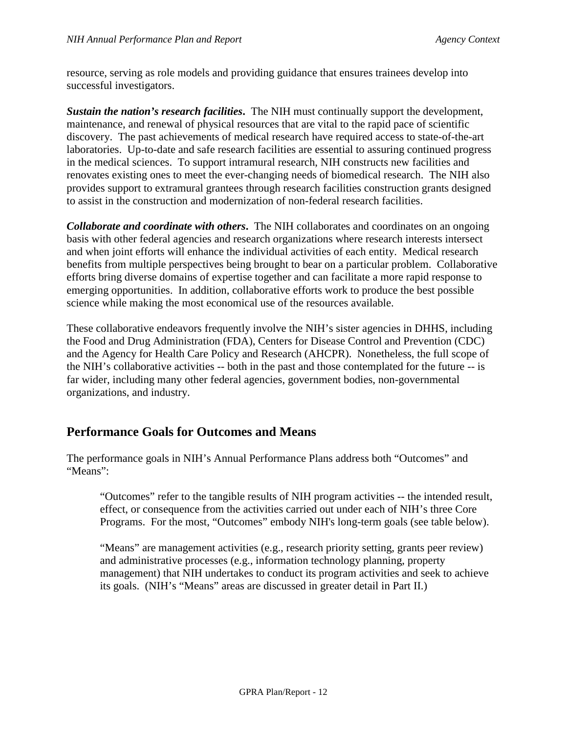resource, serving as role models and providing guidance that ensures trainees develop into successful investigators.

***Sustain the nation's research facilities*.** The NIH must continually support the development, maintenance, and renewal of physical resources that are vital to the rapid pace of scientific discovery. The past achievements of medical research have required access to state-of-the-art laboratories. Up-to-date and safe research facilities are essential to assuring continued progress in the medical sciences. To support intramural research, NIH constructs new facilities and renovates existing ones to meet the ever-changing needs of biomedical research. The NIH also provides support to extramural grantees through research facilities construction grants designed to assist in the construction and modernization of non-federal research facilities.

***Collaborate and coordinate with others*.** The NIH collaborates and coordinates on an ongoing basis with other federal agencies and research organizations where research interests intersect and when joint efforts will enhance the individual activities of each entity. Medical research benefits from multiple perspectives being brought to bear on a particular problem. Collaborative efforts bring diverse domains of expertise together and can facilitate a more rapid response to emerging opportunities. In addition, collaborative efforts work to produce the best possible science while making the most economical use of the resources available.

These collaborative endeavors frequently involve the NIH's sister agencies in DHHS, including the Food and Drug Administration (FDA), Centers for Disease Control and Prevention (CDC) and the Agency for Health Care Policy and Research (AHCPR). Nonetheless, the full scope of the NIH's collaborative activities -- both in the past and those contemplated for the future -- is far wider, including many other federal agencies, government bodies, non-governmental organizations, and industry.

## Performance Goals for Outcomes and Means

The performance goals in NIH's Annual Performance Plans address both "Outcomes" and "Means":

> "Outcomes" refer to the tangible results of NIH program activities -- the intended result, effect, or consequence from the activities carried out under each of NIH's three Core Programs. For the most, "Outcomes" embody NIH's long-term goals (see table below).
>
> "Means" are management activities (e.g., research priority setting, grants peer review) and administrative processes (e.g., information technology planning, property management) that NIH undertakes to conduct its program activities and seek to achieve its goals. (NIH's "Means" areas are discussed in greater detail in Part II.)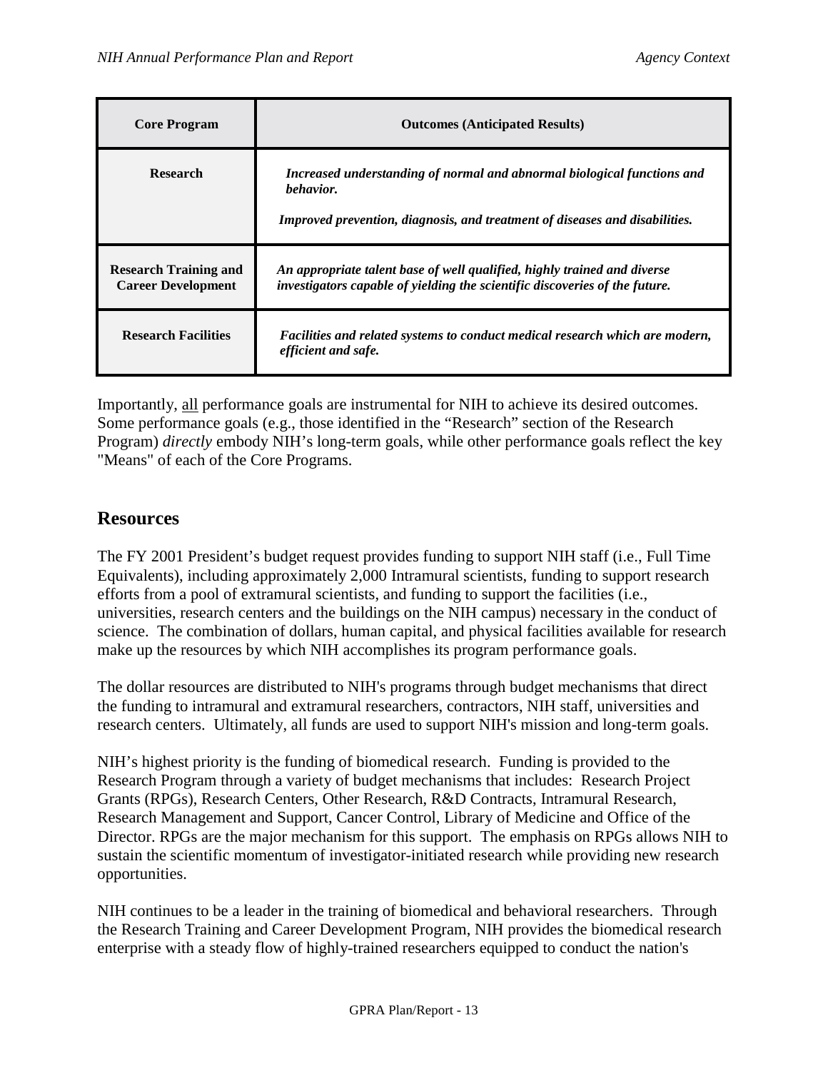| Core Program | Outcomes (Anticipated Results) |
|---|---|
| **Research** | ***Increased understanding of normal and abnormal biological functions and behavior.*** <br><br> ***Improved prevention, diagnosis, and treatment of diseases and disabilities.*** |
| **Research Training and Career Development** | ***An appropriate talent base of well qualified, highly trained and diverse investigators capable of yielding the scientific discoveries of the future.*** |
| **Research Facilities** | ***Facilities and related systems to conduct medical research which are modern, efficient and safe.*** |

Importantly, all performance goals are instrumental for NIH to achieve its desired outcomes. Some performance goals (e.g., those identified in the "Research" section of the Research Program) *directly* embody NIH's long-term goals, while other performance goals reflect the key "Means" of each of the Core Programs.

## Resources

The FY 2001 President's budget request provides funding to support NIH staff (i.e., Full Time Equivalents), including approximately 2,000 Intramural scientists, funding to support research efforts from a pool of extramural scientists, and funding to support the facilities (i.e., universities, research centers and the buildings on the NIH campus) necessary in the conduct of science. The combination of dollars, human capital, and physical facilities available for research make up the resources by which NIH accomplishes its program performance goals.

The dollar resources are distributed to NIH's programs through budget mechanisms that direct the funding to intramural and extramural researchers, contractors, NIH staff, universities and research centers. Ultimately, all funds are used to support NIH's mission and long-term goals.

NIH's highest priority is the funding of biomedical research. Funding is provided to the Research Program through a variety of budget mechanisms that includes: Research Project Grants (RPGs), Research Centers, Other Research, R&D Contracts, Intramural Research, Research Management and Support, Cancer Control, Library of Medicine and Office of the Director. RPGs are the major mechanism for this support. The emphasis on RPGs allows NIH to sustain the scientific momentum of investigator-initiated research while providing new research opportunities.

NIH continues to be a leader in the training of biomedical and behavioral researchers. Through the Research Training and Career Development Program, NIH provides the biomedical research enterprise with a steady flow of highly-trained researchers equipped to conduct the nation's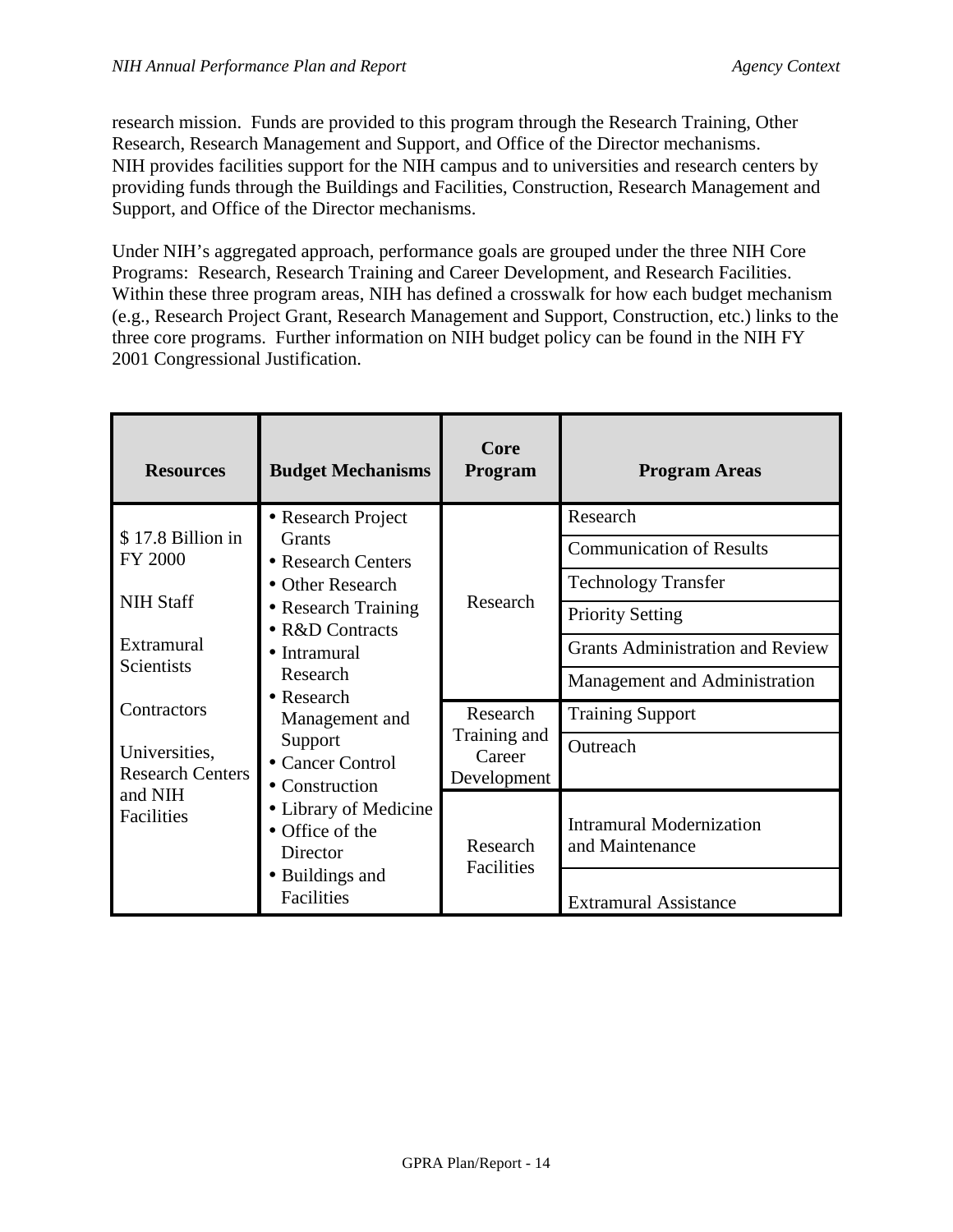research mission. Funds are provided to this program through the Research Training, Other Research, Research Management and Support, and Office of the Director mechanisms. NIH provides facilities support for the NIH campus and to universities and research centers by providing funds through the Buildings and Facilities, Construction, Research Management and Support, and Office of the Director mechanisms.

Under NIH's aggregated approach, performance goals are grouped under the three NIH Core Programs: Research, Research Training and Career Development, and Research Facilities. Within these three program areas, NIH has defined a crosswalk for how each budget mechanism (e.g., Research Project Grant, Research Management and Support, Construction, etc.) links to the three core programs. Further information on NIH budget policy can be found in the NIH FY 2001 Congressional Justification.

| Resources | Budget Mechanisms | Core Program | Program Areas |
|---|---|---|---|
| $ 17.8 Billion in FY 2000<br><br>NIH Staff<br><br>Extramural Scientists<br><br>Contractors<br><br>Universities, Research Centers and NIH Facilities | • Research Project Grants<br>• Research Centers<br>• Other Research<br>• Research Training<br>• R&D Contracts<br>• Intramural Research<br>• Research Management and Support<br>• Cancer Control<br>• Construction<br>• Library of Medicine<br>• Office of the Director<br>• Buildings and Facilities | Research | Research |
| | | | Communication of Results |
| | | | Technology Transfer |
| | | | Priority Setting |
| | | | Grants Administration and Review |
| | | | Management and Administration |
| | | Research Training and Career Development | Training Support |
| | | | Outreach |
| | | Research Facilities | Intramural Modernization and Maintenance |
| | | | Extramural Assistance |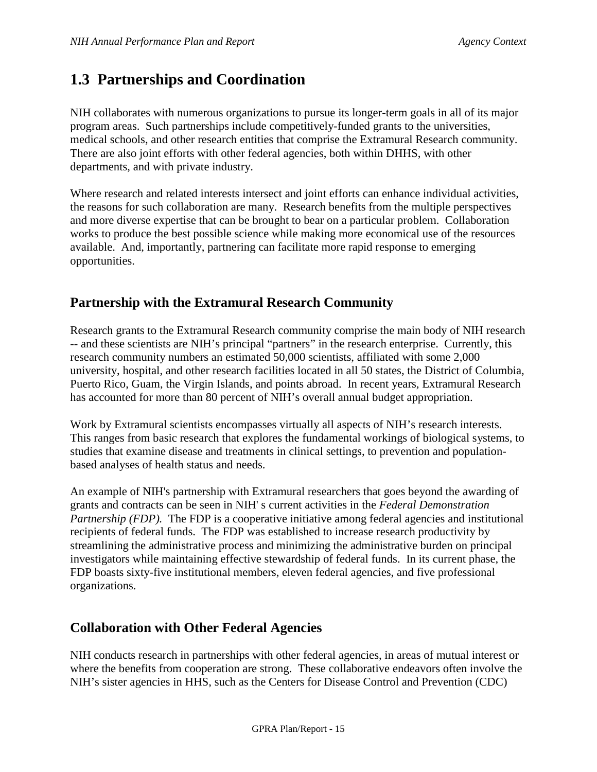## 1.3 Partnerships and Coordination

NIH collaborates with numerous organizations to pursue its longer-term goals in all of its major program areas. Such partnerships include competitively-funded grants to the universities, medical schools, and other research entities that comprise the Extramural Research community. There are also joint efforts with other federal agencies, both within DHHS, with other departments, and with private industry.

Where research and related interests intersect and joint efforts can enhance individual activities, the reasons for such collaboration are many. Research benefits from the multiple perspectives and more diverse expertise that can be brought to bear on a particular problem. Collaboration works to produce the best possible science while making more economical use of the resources available. And, importantly, partnering can facilitate more rapid response to emerging opportunities.

### Partnership with the Extramural Research Community

Research grants to the Extramural Research community comprise the main body of NIH research -- and these scientists are NIH's principal "partners" in the research enterprise. Currently, this research community numbers an estimated 50,000 scientists, affiliated with some 2,000 university, hospital, and other research facilities located in all 50 states, the District of Columbia, Puerto Rico, Guam, the Virgin Islands, and points abroad. In recent years, Extramural Research has accounted for more than 80 percent of NIH's overall annual budget appropriation.

Work by Extramural scientists encompasses virtually all aspects of NIH's research interests. This ranges from basic research that explores the fundamental workings of biological systems, to studies that examine disease and treatments in clinical settings, to prevention and population-based analyses of health status and needs.

An example of NIH's partnership with Extramural researchers that goes beyond the awarding of grants and contracts can be seen in NIH' s current activities in the *Federal Demonstration Partnership (FDP).* The FDP is a cooperative initiative among federal agencies and institutional recipients of federal funds. The FDP was established to increase research productivity by streamlining the administrative process and minimizing the administrative burden on principal investigators while maintaining effective stewardship of federal funds. In its current phase, the FDP boasts sixty-five institutional members, eleven federal agencies, and five professional organizations.

### Collaboration with Other Federal Agencies

NIH conducts research in partnerships with other federal agencies, in areas of mutual interest or where the benefits from cooperation are strong. These collaborative endeavors often involve the NIH's sister agencies in HHS, such as the Centers for Disease Control and Prevention (CDC)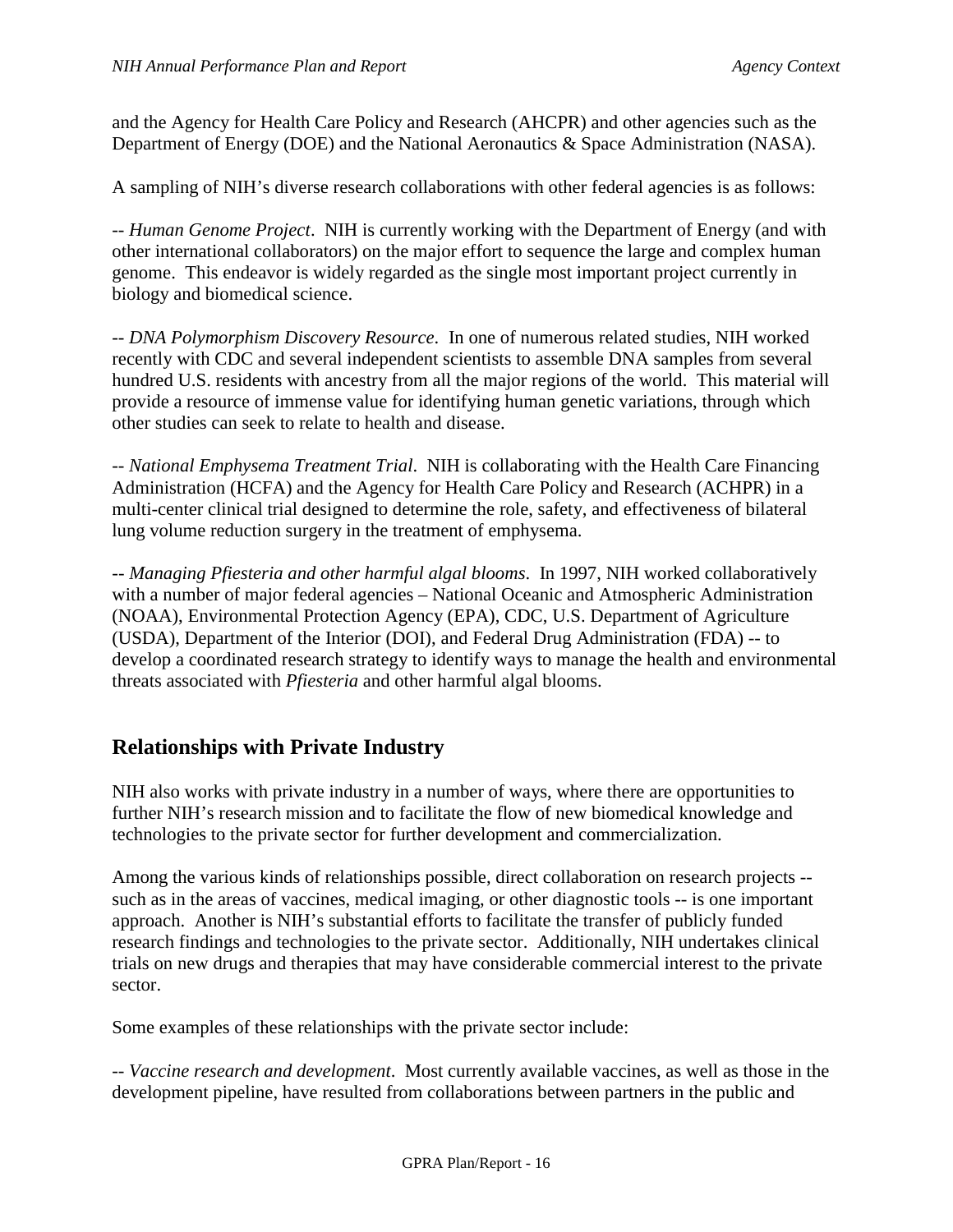and the Agency for Health Care Policy and Research (AHCPR) and other agencies such as the Department of Energy (DOE) and the National Aeronautics & Space Administration (NASA).

A sampling of NIH's diverse research collaborations with other federal agencies is as follows:

-- *Human Genome Project*. NIH is currently working with the Department of Energy (and with other international collaborators) on the major effort to sequence the large and complex human genome. This endeavor is widely regarded as the single most important project currently in biology and biomedical science.

-- *DNA Polymorphism Discovery Resource*. In one of numerous related studies, NIH worked recently with CDC and several independent scientists to assemble DNA samples from several hundred U.S. residents with ancestry from all the major regions of the world. This material will provide a resource of immense value for identifying human genetic variations, through which other studies can seek to relate to health and disease.

-- *National Emphysema Treatment Trial*. NIH is collaborating with the Health Care Financing Administration (HCFA) and the Agency for Health Care Policy and Research (ACHPR) in a multi-center clinical trial designed to determine the role, safety, and effectiveness of bilateral lung volume reduction surgery in the treatment of emphysema.

-- *Managing Pfiesteria and other harmful algal blooms*. In 1997, NIH worked collaboratively with a number of major federal agencies – National Oceanic and Atmospheric Administration (NOAA), Environmental Protection Agency (EPA), CDC, U.S. Department of Agriculture (USDA), Department of the Interior (DOI), and Federal Drug Administration (FDA) -- to develop a coordinated research strategy to identify ways to manage the health and environmental threats associated with *Pfiesteria* and other harmful algal blooms.

## Relationships with Private Industry

NIH also works with private industry in a number of ways, where there are opportunities to further NIH's research mission and to facilitate the flow of new biomedical knowledge and technologies to the private sector for further development and commercialization.

Among the various kinds of relationships possible, direct collaboration on research projects -- such as in the areas of vaccines, medical imaging, or other diagnostic tools -- is one important approach. Another is NIH's substantial efforts to facilitate the transfer of publicly funded research findings and technologies to the private sector. Additionally, NIH undertakes clinical trials on new drugs and therapies that may have considerable commercial interest to the private sector.

Some examples of these relationships with the private sector include:

-- *Vaccine research and development*. Most currently available vaccines, as well as those in the development pipeline, have resulted from collaborations between partners in the public and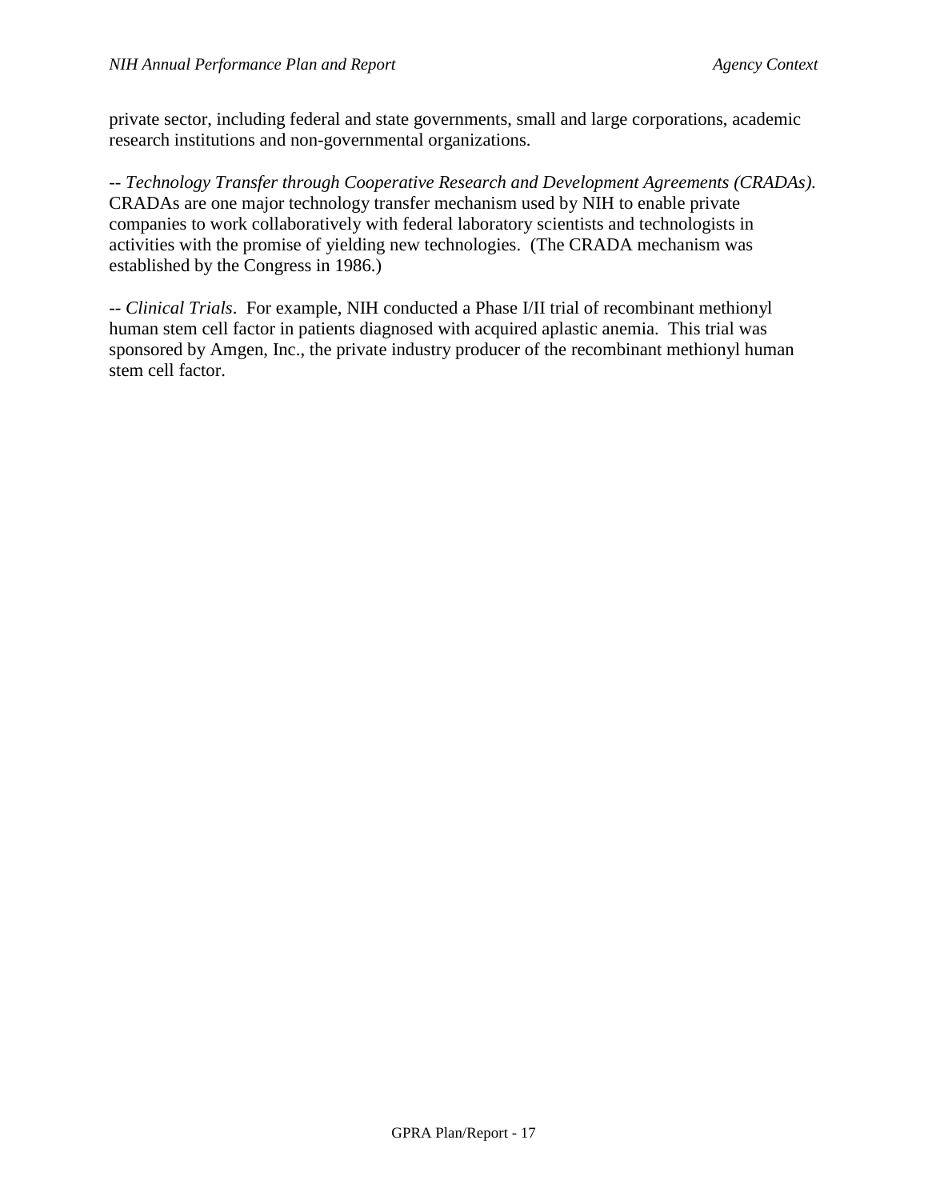private sector, including federal and state governments, small and large corporations, academic research institutions and non-governmental organizations.

-- *Technology Transfer through Cooperative Research and Development Agreements (CRADAs).* CRADAs are one major technology transfer mechanism used by NIH to enable private companies to work collaboratively with federal laboratory scientists and technologists in activities with the promise of yielding new technologies. (The CRADA mechanism was established by the Congress in 1986.)

-- *Clinical Trials*. For example, NIH conducted a Phase I/II trial of recombinant methionyl human stem cell factor in patients diagnosed with acquired aplastic anemia. This trial was sponsored by Amgen, Inc., the private industry producer of the recombinant methionyl human stem cell factor.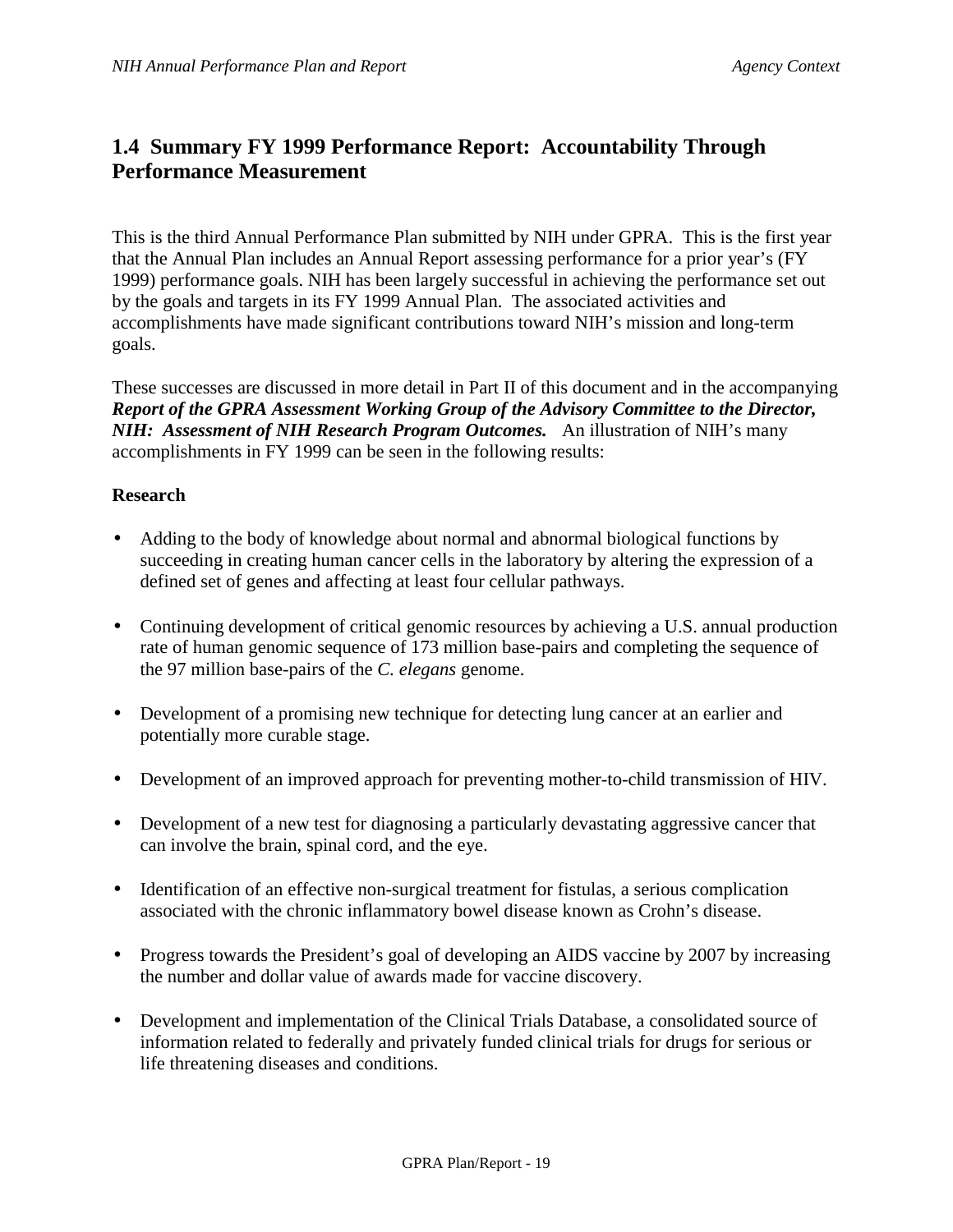## 1.4 Summary FY 1999 Performance Report: Accountability Through Performance Measurement

This is the third Annual Performance Plan submitted by NIH under GPRA. This is the first year that the Annual Plan includes an Annual Report assessing performance for a prior year's (FY 1999) performance goals. NIH has been largely successful in achieving the performance set out by the goals and targets in its FY 1999 Annual Plan. The associated activities and accomplishments have made significant contributions toward NIH's mission and long-term goals.

These successes are discussed in more detail in Part II of this document and in the accompanying ***Report of the GPRA Assessment Working Group of the Advisory Committee to the Director, NIH: Assessment of NIH Research Program Outcomes.*** An illustration of NIH's many accomplishments in FY 1999 can be seen in the following results:

**Research**

- Adding to the body of knowledge about normal and abnormal biological functions by succeeding in creating human cancer cells in the laboratory by altering the expression of a defined set of genes and affecting at least four cellular pathways.
- Continuing development of critical genomic resources by achieving a U.S. annual production rate of human genomic sequence of 173 million base-pairs and completing the sequence of the 97 million base-pairs of the *C. elegans* genome.
- Development of a promising new technique for detecting lung cancer at an earlier and potentially more curable stage.
- Development of an improved approach for preventing mother-to-child transmission of HIV.
- Development of a new test for diagnosing a particularly devastating aggressive cancer that can involve the brain, spinal cord, and the eye.
- Identification of an effective non-surgical treatment for fistulas, a serious complication associated with the chronic inflammatory bowel disease known as Crohn's disease.
- Progress towards the President's goal of developing an AIDS vaccine by 2007 by increasing the number and dollar value of awards made for vaccine discovery.
- Development and implementation of the Clinical Trials Database, a consolidated source of information related to federally and privately funded clinical trials for drugs for serious or life threatening diseases and conditions.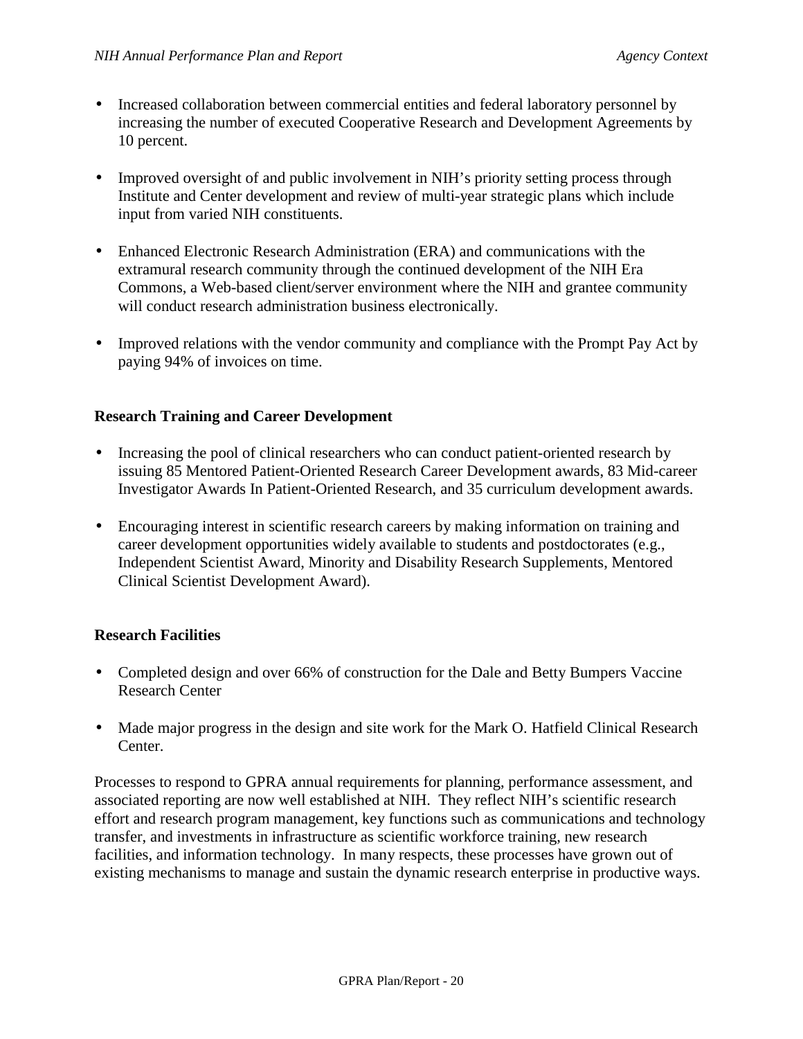- Increased collaboration between commercial entities and federal laboratory personnel by increasing the number of executed Cooperative Research and Development Agreements by 10 percent.

- Improved oversight of and public involvement in NIH's priority setting process through Institute and Center development and review of multi-year strategic plans which include input from varied NIH constituents.

- Enhanced Electronic Research Administration (ERA) and communications with the extramural research community through the continued development of the NIH Era Commons, a Web-based client/server environment where the NIH and grantee community will conduct research administration business electronically.

- Improved relations with the vendor community and compliance with the Prompt Pay Act by paying 94% of invoices on time.

**Research Training and Career Development**

- Increasing the pool of clinical researchers who can conduct patient-oriented research by issuing 85 Mentored Patient-Oriented Research Career Development awards, 83 Mid-career Investigator Awards In Patient-Oriented Research, and 35 curriculum development awards.

- Encouraging interest in scientific research careers by making information on training and career development opportunities widely available to students and postdoctorates (e.g., Independent Scientist Award, Minority and Disability Research Supplements, Mentored Clinical Scientist Development Award).

**Research Facilities**

- Completed design and over 66% of construction for the Dale and Betty Bumpers Vaccine Research Center

- Made major progress in the design and site work for the Mark O. Hatfield Clinical Research Center.

Processes to respond to GPRA annual requirements for planning, performance assessment, and associated reporting are now well established at NIH. They reflect NIH's scientific research effort and research program management, key functions such as communications and technology transfer, and investments in infrastructure as scientific workforce training, new research facilities, and information technology. In many respects, these processes have grown out of existing mechanisms to manage and sustain the dynamic research enterprise in productive ways.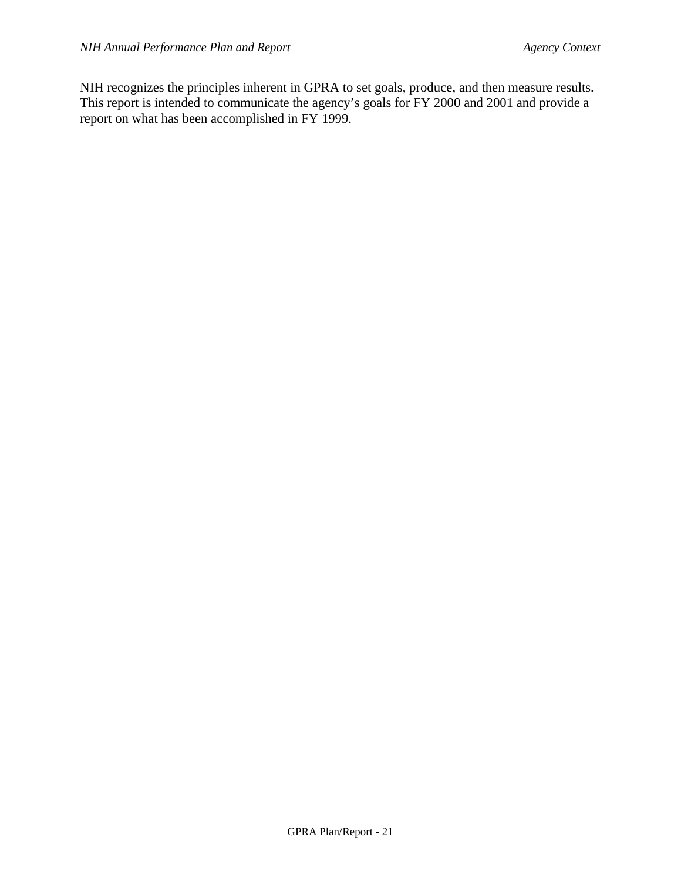NIH recognizes the principles inherent in GPRA to set goals, produce, and then measure results. This report is intended to communicate the agency's goals for FY 2000 and 2001 and provide a report on what has been accomplished in FY 1999.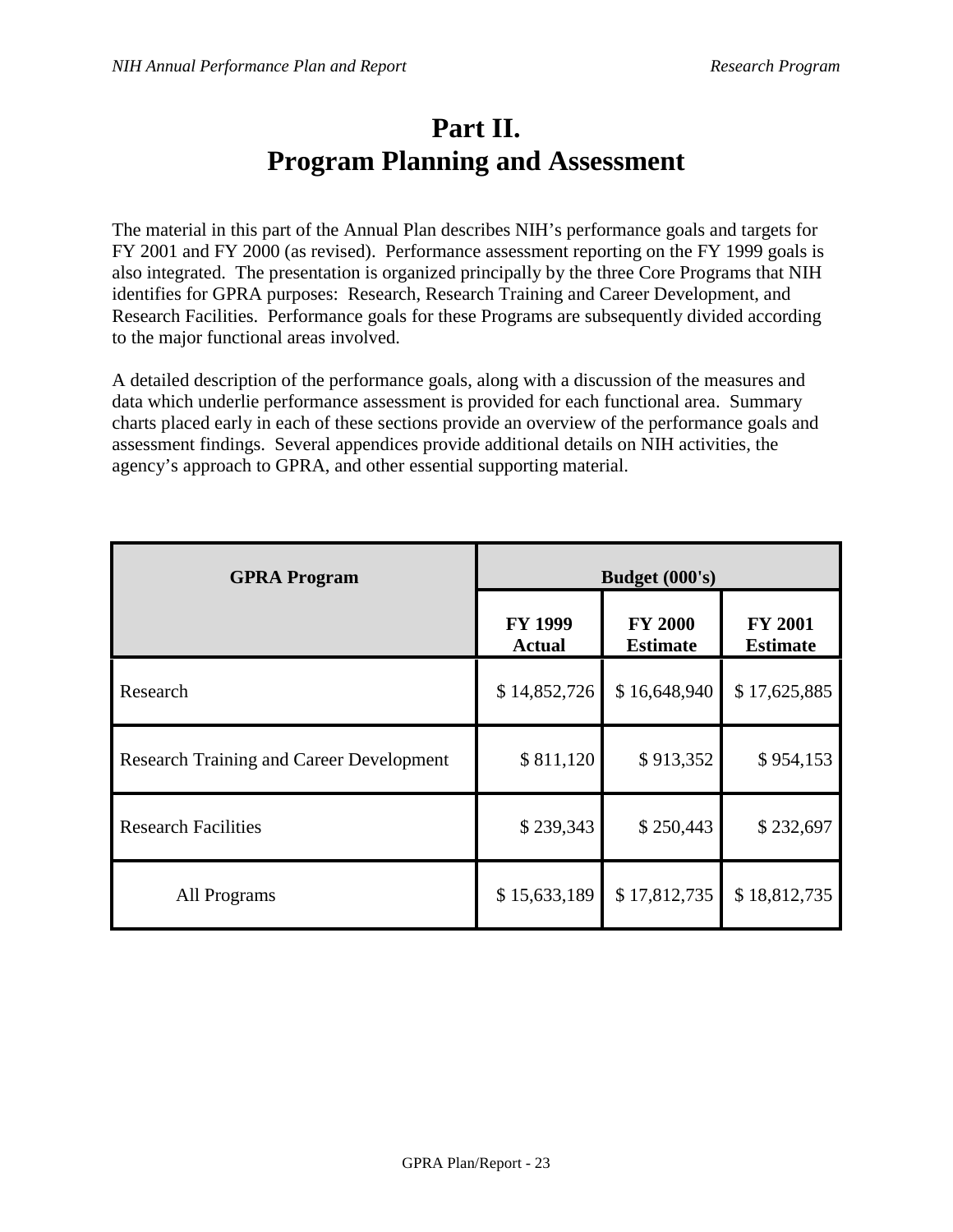# Part II.
# Program Planning and Assessment

The material in this part of the Annual Plan describes NIH's performance goals and targets for FY 2001 and FY 2000 (as revised). Performance assessment reporting on the FY 1999 goals is also integrated. The presentation is organized principally by the three Core Programs that NIH identifies for GPRA purposes: Research, Research Training and Career Development, and Research Facilities. Performance goals for these Programs are subsequently divided according to the major functional areas involved.

A detailed description of the performance goals, along with a discussion of the measures and data which underlie performance assessment is provided for each functional area. Summary charts placed early in each of these sections provide an overview of the performance goals and assessment findings. Several appendices provide additional details on NIH activities, the agency's approach to GPRA, and other essential supporting material.

| GPRA Program | Budget (000's) | | |
|---|---|---|---|
| | **FY 1999 Actual** | **FY 2000 Estimate** | **FY 2001 Estimate** |
| Research | $ 14,852,726 | $ 16,648,940 | $ 17,625,885 |
| Research Training and Career Development | $ 811,120 | $ 913,352 | $ 954,153 |
| Research Facilities | $ 239,343 | $ 250,443 | $ 232,697 |
| All Programs | $ 15,633,189 | $ 17,812,735 | $ 18,812,735 |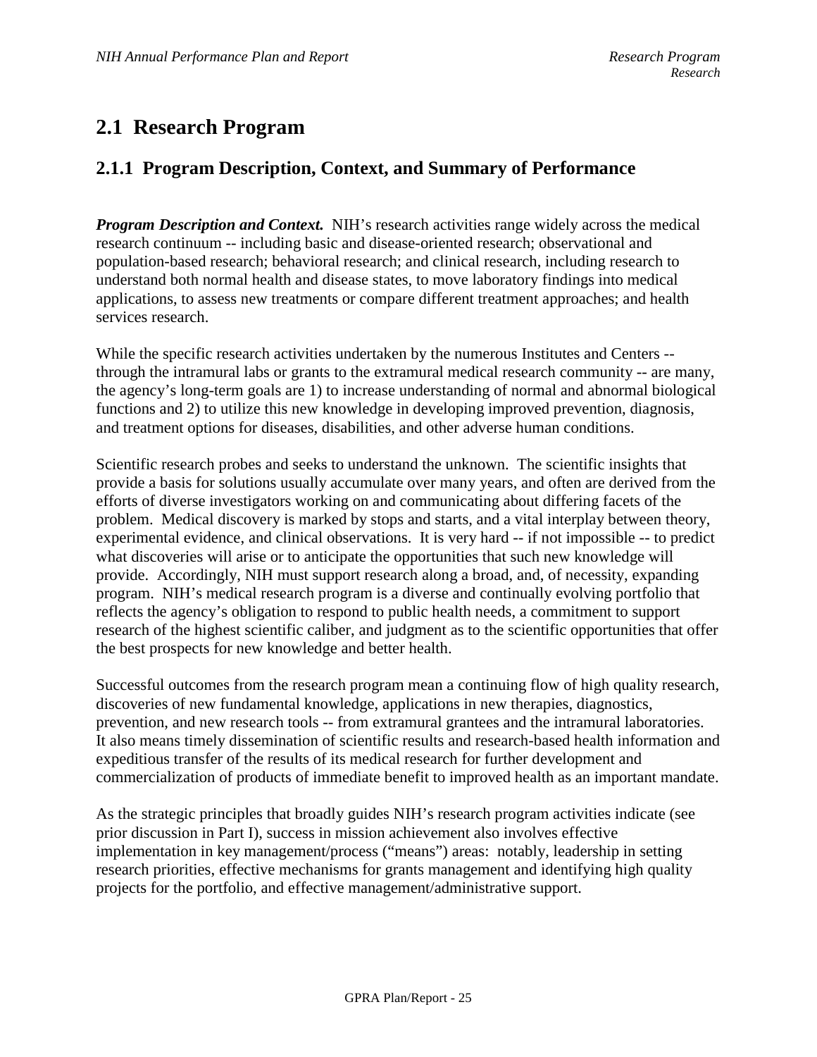## 2.1 Research Program

### 2.1.1 Program Description, Context, and Summary of Performance

***Program Description and Context.*** NIH's research activities range widely across the medical research continuum -- including basic and disease-oriented research; observational and population-based research; behavioral research; and clinical research, including research to understand both normal health and disease states, to move laboratory findings into medical applications, to assess new treatments or compare different treatment approaches; and health services research.

While the specific research activities undertaken by the numerous Institutes and Centers -- through the intramural labs or grants to the extramural medical research community -- are many, the agency's long-term goals are 1) to increase understanding of normal and abnormal biological functions and 2) to utilize this new knowledge in developing improved prevention, diagnosis, and treatment options for diseases, disabilities, and other adverse human conditions.

Scientific research probes and seeks to understand the unknown. The scientific insights that provide a basis for solutions usually accumulate over many years, and often are derived from the efforts of diverse investigators working on and communicating about differing facets of the problem. Medical discovery is marked by stops and starts, and a vital interplay between theory, experimental evidence, and clinical observations. It is very hard -- if not impossible -- to predict what discoveries will arise or to anticipate the opportunities that such new knowledge will provide. Accordingly, NIH must support research along a broad, and, of necessity, expanding program. NIH's medical research program is a diverse and continually evolving portfolio that reflects the agency's obligation to respond to public health needs, a commitment to support research of the highest scientific caliber, and judgment as to the scientific opportunities that offer the best prospects for new knowledge and better health.

Successful outcomes from the research program mean a continuing flow of high quality research, discoveries of new fundamental knowledge, applications in new therapies, diagnostics, prevention, and new research tools -- from extramural grantees and the intramural laboratories. It also means timely dissemination of scientific results and research-based health information and expeditious transfer of the results of its medical research for further development and commercialization of products of immediate benefit to improved health as an important mandate.

As the strategic principles that broadly guides NIH's research program activities indicate (see prior discussion in Part I), success in mission achievement also involves effective implementation in key management/process ("means") areas: notably, leadership in setting research priorities, effective mechanisms for grants management and identifying high quality projects for the portfolio, and effective management/administrative support.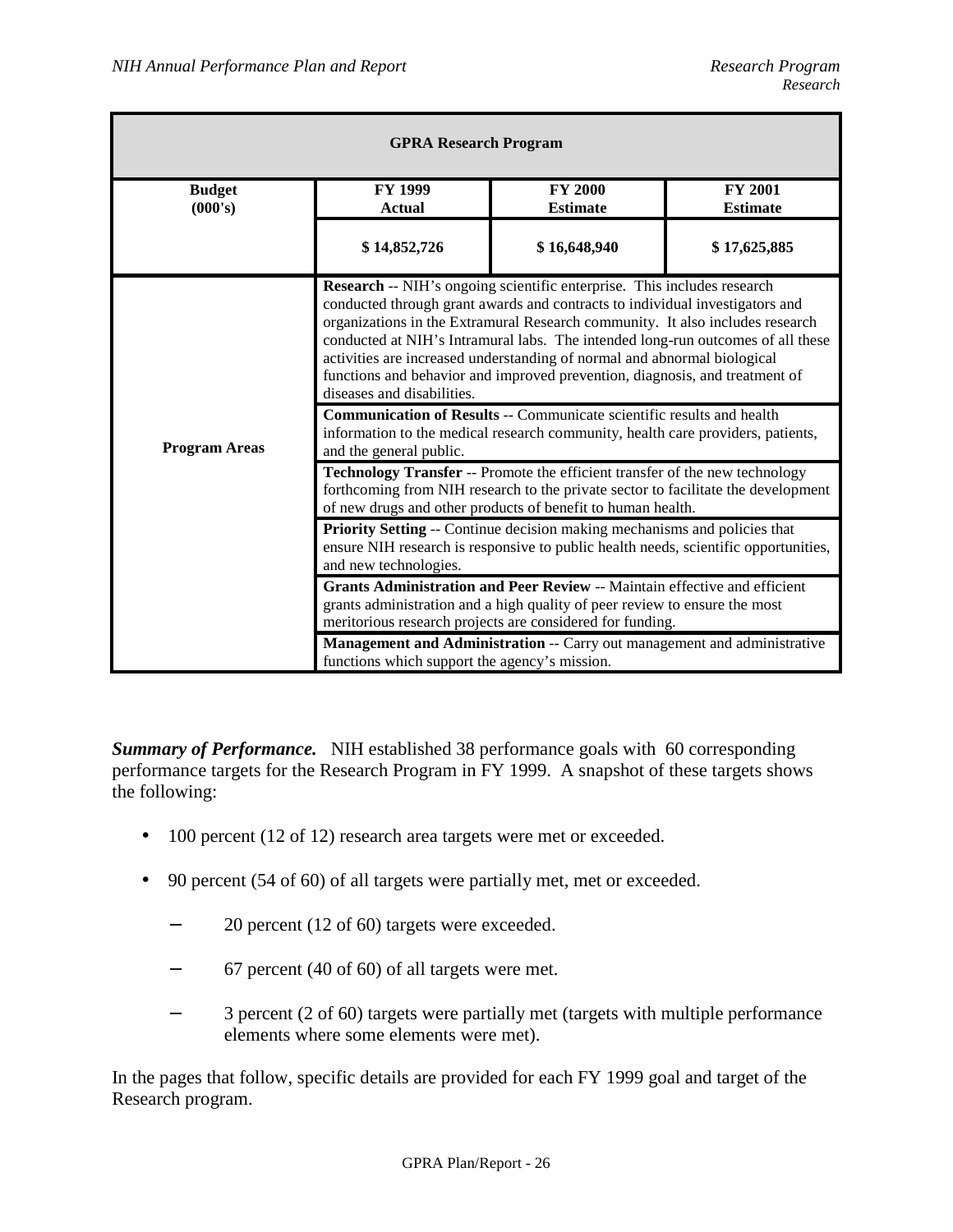| GPRA Research Program | | | |
|---|---|---|---|
| **Budget (000's)** | **FY 1999 Actual** | **FY 2000 Estimate** | **FY 2001 Estimate** |
| | **$ 14,852,726** | **$ 16,648,940** | **$ 17,625,885** |
| **Program Areas** | **Research** -- NIH's ongoing scientific enterprise. This includes research conducted through grant awards and contracts to individual investigators and organizations in the Extramural Research community. It also includes research conducted at NIH's Intramural labs. The intended long-run outcomes of all these activities are increased understanding of normal and abnormal biological functions and behavior and improved prevention, diagnosis, and treatment of diseases and disabilities. | | |
| | **Communication of Results** -- Communicate scientific results and health information to the medical research community, health care providers, patients, and the general public. | | |
| | **Technology Transfer** -- Promote the efficient transfer of the new technology forthcoming from NIH research to the private sector to facilitate the development of new drugs and other products of benefit to human health. | | |
| | **Priority Setting** -- Continue decision making mechanisms and policies that ensure NIH research is responsive to public health needs, scientific opportunities, and new technologies. | | |
| | **Grants Administration and Peer Review** -- Maintain effective and efficient grants administration and a high quality of peer review to ensure the most meritorious research projects are considered for funding. | | |
| | **Management and Administration** -- Carry out management and administrative functions which support the agency's mission. | | |

***Summary of Performance.*** NIH established 38 performance goals with 60 corresponding performance targets for the Research Program in FY 1999. A snapshot of these targets shows the following:

- 100 percent (12 of 12) research area targets were met or exceeded.
- 90 percent (54 of 60) of all targets were partially met, met or exceeded.
  - 20 percent (12 of 60) targets were exceeded.
  - 67 percent (40 of 60) of all targets were met.
  - 3 percent (2 of 60) targets were partially met (targets with multiple performance elements where some elements were met).

In the pages that follow, specific details are provided for each FY 1999 goal and target of the Research program.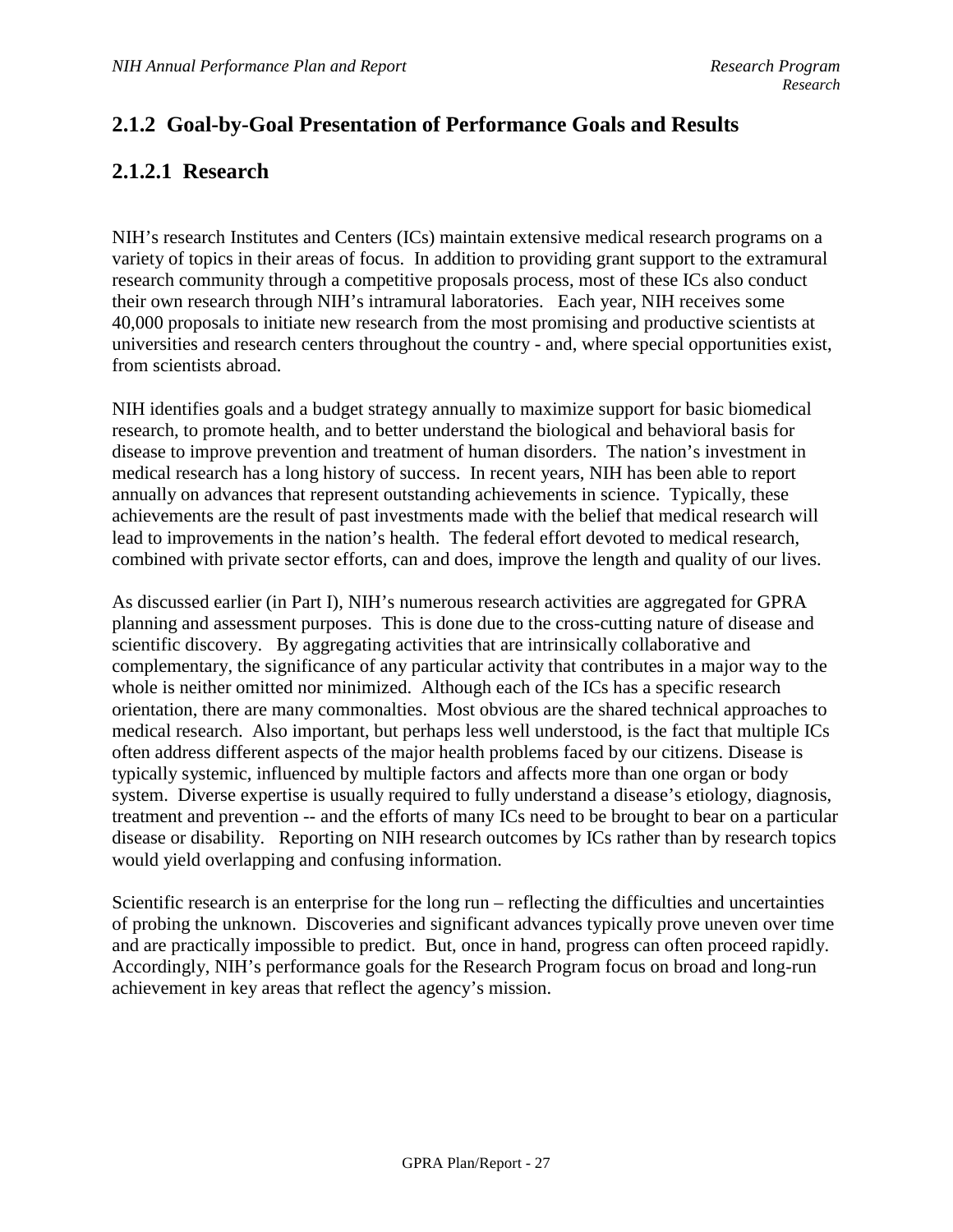## 2.1.2 Goal-by-Goal Presentation of Performance Goals and Results

## 2.1.2.1 Research

NIH's research Institutes and Centers (ICs) maintain extensive medical research programs on a variety of topics in their areas of focus. In addition to providing grant support to the extramural research community through a competitive proposals process, most of these ICs also conduct their own research through NIH's intramural laboratories. Each year, NIH receives some 40,000 proposals to initiate new research from the most promising and productive scientists at universities and research centers throughout the country - and, where special opportunities exist, from scientists abroad.

NIH identifies goals and a budget strategy annually to maximize support for basic biomedical research, to promote health, and to better understand the biological and behavioral basis for disease to improve prevention and treatment of human disorders. The nation's investment in medical research has a long history of success. In recent years, NIH has been able to report annually on advances that represent outstanding achievements in science. Typically, these achievements are the result of past investments made with the belief that medical research will lead to improvements in the nation's health. The federal effort devoted to medical research, combined with private sector efforts, can and does, improve the length and quality of our lives.

As discussed earlier (in Part I), NIH's numerous research activities are aggregated for GPRA planning and assessment purposes. This is done due to the cross-cutting nature of disease and scientific discovery. By aggregating activities that are intrinsically collaborative and complementary, the significance of any particular activity that contributes in a major way to the whole is neither omitted nor minimized. Although each of the ICs has a specific research orientation, there are many commonalties. Most obvious are the shared technical approaches to medical research. Also important, but perhaps less well understood, is the fact that multiple ICs often address different aspects of the major health problems faced by our citizens. Disease is typically systemic, influenced by multiple factors and affects more than one organ or body system. Diverse expertise is usually required to fully understand a disease's etiology, diagnosis, treatment and prevention -- and the efforts of many ICs need to be brought to bear on a particular disease or disability. Reporting on NIH research outcomes by ICs rather than by research topics would yield overlapping and confusing information.

Scientific research is an enterprise for the long run – reflecting the difficulties and uncertainties of probing the unknown. Discoveries and significant advances typically prove uneven over time and are practically impossible to predict. But, once in hand, progress can often proceed rapidly. Accordingly, NIH's performance goals for the Research Program focus on broad and long-run achievement in key areas that reflect the agency's mission.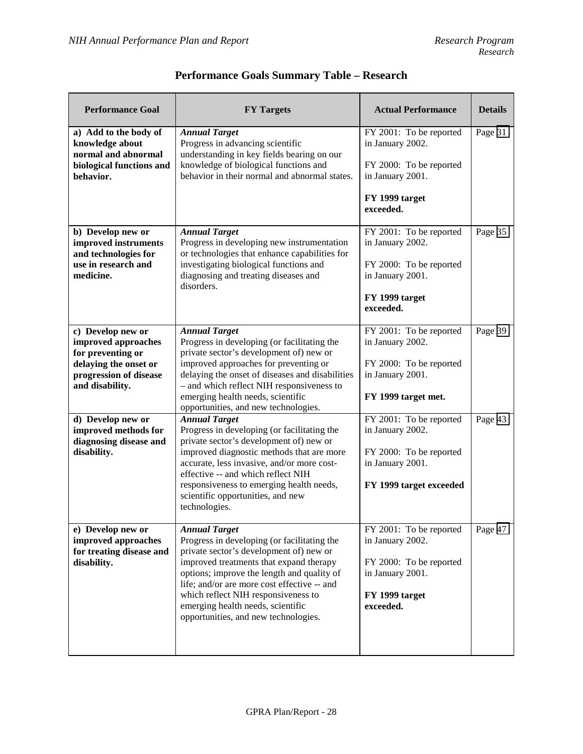## Performance Goals Summary Table – Research

| Performance Goal | FY Targets | Actual Performance | Details |
|---|---|---|---|
| **a) Add to the body of knowledge about normal and abnormal biological functions and behavior.** | ***Annual Target***<br>Progress in advancing scientific understanding in key fields bearing on our knowledge of biological functions and behavior in their normal and abnormal states. | FY 2001: To be reported in January 2002.<br><br>FY 2000: To be reported in January 2001.<br><br>**FY 1999 target exceeded.** | Page 31 |
| **b) Develop new or improved instruments and technologies for use in research and medicine.** | ***Annual Target***<br>Progress in developing new instrumentation or technologies that enhance capabilities for investigating biological functions and diagnosing and treating diseases and disorders. | FY 2001: To be reported in January 2002.<br><br>FY 2000: To be reported in January 2001.<br><br>**FY 1999 target exceeded.** | Page 35 |
| **c) Develop new or improved approaches for preventing or delaying the onset or progression of disease and disability.** | ***Annual Target***<br>Progress in developing (or facilitating the private sector's development of) new or improved approaches for preventing or delaying the onset of diseases and disabilities – and which reflect NIH responsiveness to emerging health needs, scientific opportunities, and new technologies. | FY 2001: To be reported in January 2002.<br><br>FY 2000: To be reported in January 2001.<br><br>**FY 1999 target met.** | Page 39 |
| **d) Develop new or improved methods for diagnosing disease and disability.** | ***Annual Target***<br>Progress in developing (or facilitating the private sector's development of) new or improved diagnostic methods that are more accurate, less invasive, and/or more cost-effective -- and which reflect NIH responsiveness to emerging health needs, scientific opportunities, and new technologies. | FY 2001: To be reported in January 2002.<br><br>FY 2000: To be reported in January 2001.<br><br>**FY 1999 target exceeded** | Page 43 |
| **e) Develop new or improved approaches for treating disease and disability.** | ***Annual Target***<br>Progress in developing (or facilitating the private sector's development of) new or improved treatments that expand therapy options; improve the length and quality of life; and/or are more cost effective -- and which reflect NIH responsiveness to emerging health needs, scientific opportunities, and new technologies. | FY 2001: To be reported in January 2002.<br><br>FY 2000: To be reported in January 2001.<br><br>**FY 1999 target exceeded.** | Page 47 |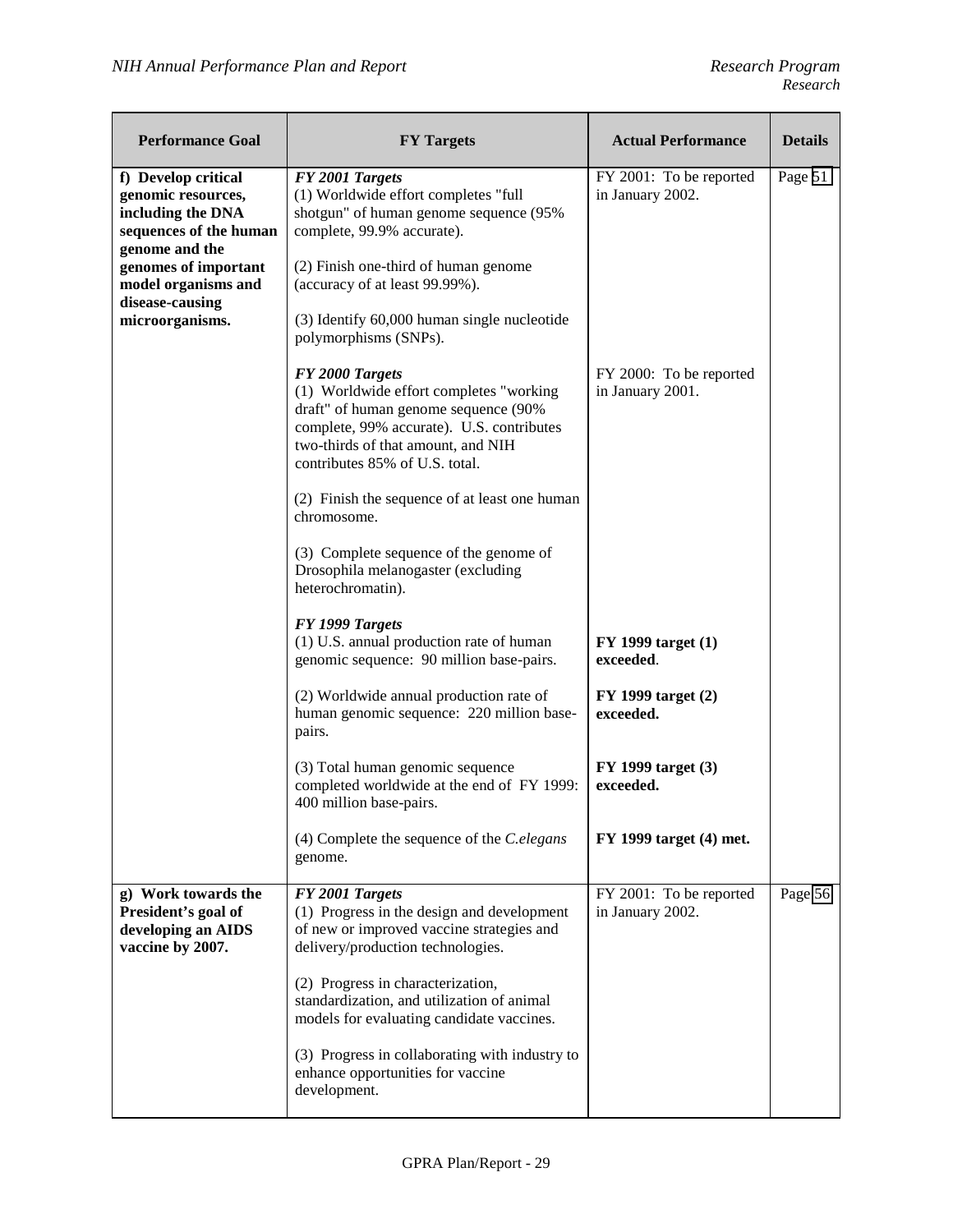| Performance Goal | FY Targets | Actual Performance | Details |
|---|---|---|---|
| **f) Develop critical genomic resources, including the DNA sequences of the human genome and the genomes of important model organisms and disease-causing microorganisms.** | ***FY 2001 Targets*** | FY 2001: To be reported in January 2002. | Page 51 |
| | (1) Worldwide effort completes "full shotgun" of human genome sequence (95% complete, 99.9% accurate). | | |
| | (2) Finish one-third of human genome (accuracy of at least 99.99%). | | |
| | (3) Identify 60,000 human single nucleotide polymorphisms (SNPs). | | |
| | ***FY 2000 Targets*** | FY 2000: To be reported in January 2001. | |
| | (1) Worldwide effort completes "working draft" of human genome sequence (90% complete, 99% accurate). U.S. contributes two-thirds of that amount, and NIH contributes 85% of U.S. total. | | |
| | (2) Finish the sequence of at least one human chromosome. | | |
| | (3) Complete sequence of the genome of Drosophila melanogaster (excluding heterochromatin). | | |
| | ***FY 1999 Targets*** | | |
| | (1) U.S. annual production rate of human genomic sequence: 90 million base-pairs. | **FY 1999 target (1) exceeded**. | |
| | (2) Worldwide annual production rate of human genomic sequence: 220 million base-pairs. | **FY 1999 target (2) exceeded.** | |
| | (3) Total human genomic sequence completed worldwide at the end of FY 1999: 400 million base-pairs. | **FY 1999 target (3) exceeded.** | |
| | (4) Complete the sequence of the *C.elegans* genome. | **FY 1999 target (4) met.** | |
| **g) Work towards the President's goal of developing an AIDS vaccine by 2007.** | ***FY 2001 Targets*** | FY 2001: To be reported in January 2002. | Page 56 |
| | (1) Progress in the design and development of new or improved vaccine strategies and delivery/production technologies. | | |
| | (2) Progress in characterization, standardization, and utilization of animal models for evaluating candidate vaccines. | | |
| | (3) Progress in collaborating with industry to enhance opportunities for vaccine development. | | |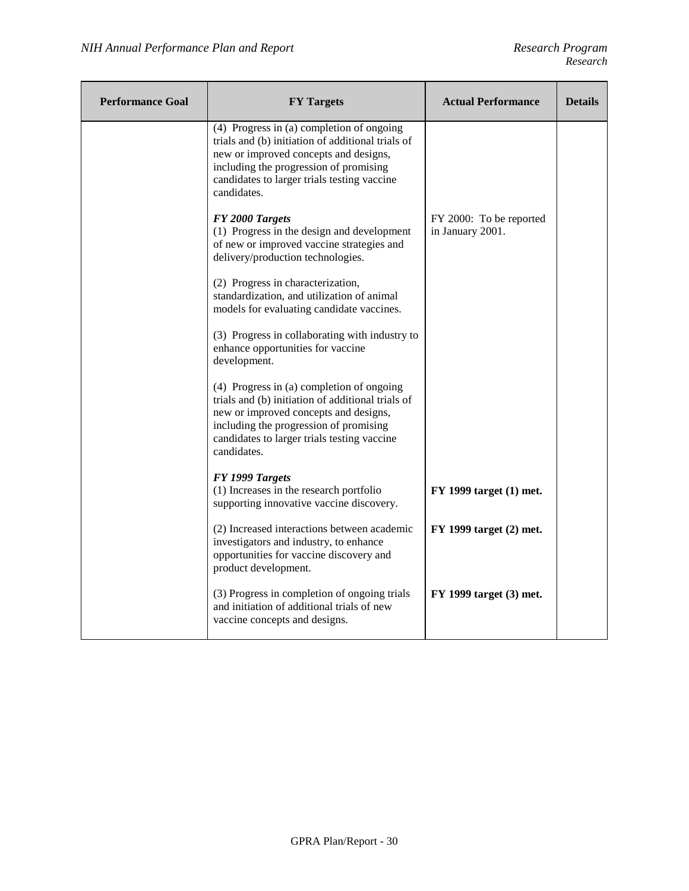| Performance Goal | FY Targets | Actual Performance | Details |
|---|---|---|---|
| | (4) Progress in (a) completion of ongoing trials and (b) initiation of additional trials of new or improved concepts and designs, including the progression of promising candidates to larger trials testing vaccine candidates. | | |
| | ***FY 2000 Targets***<br>(1) Progress in the design and development of new or improved vaccine strategies and delivery/production technologies. | FY 2000: To be reported in January 2001. | |
| | (2) Progress in characterization, standardization, and utilization of animal models for evaluating candidate vaccines. | | |
| | (3) Progress in collaborating with industry to enhance opportunities for vaccine development. | | |
| | (4) Progress in (a) completion of ongoing trials and (b) initiation of additional trials of new or improved concepts and designs, including the progression of promising candidates to larger trials testing vaccine candidates. | | |
| | ***FY 1999 Targets***<br>(1) Increases in the research portfolio supporting innovative vaccine discovery. | **FY 1999 target (1) met.** | |
| | (2) Increased interactions between academic investigators and industry, to enhance opportunities for vaccine discovery and product development. | **FY 1999 target (2) met.** | |
| | (3) Progress in completion of ongoing trials and initiation of additional trials of new vaccine concepts and designs. | **FY 1999 target (3) met.** | |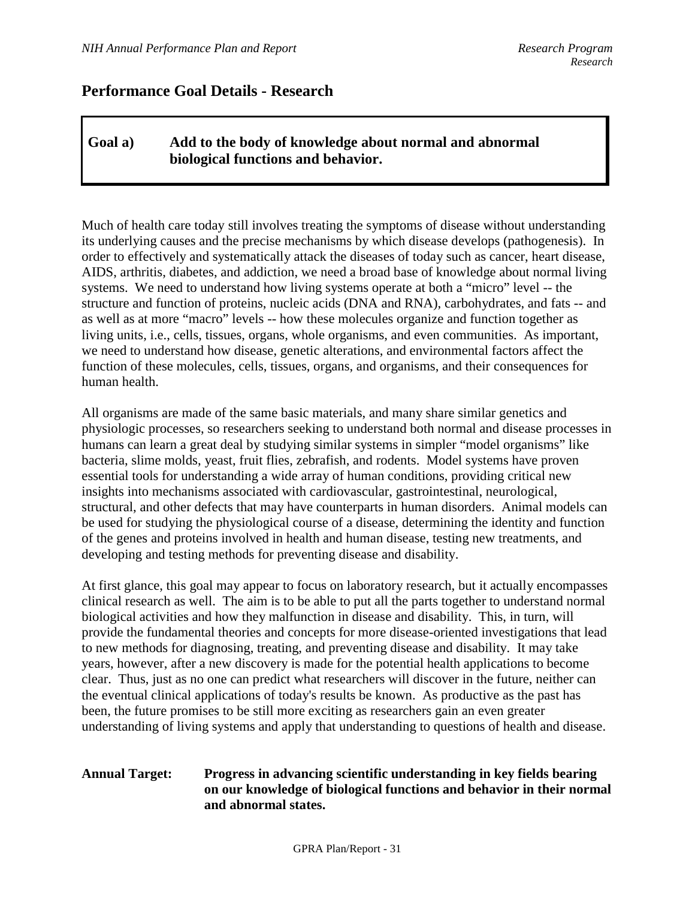## Performance Goal Details - Research

**Goal a) Add to the body of knowledge about normal and abnormal biological functions and behavior.**

Much of health care today still involves treating the symptoms of disease without understanding its underlying causes and the precise mechanisms by which disease develops (pathogenesis). In order to effectively and systematically attack the diseases of today such as cancer, heart disease, AIDS, arthritis, diabetes, and addiction, we need a broad base of knowledge about normal living systems. We need to understand how living systems operate at both a "micro" level -- the structure and function of proteins, nucleic acids (DNA and RNA), carbohydrates, and fats -- and as well as at more "macro" levels -- how these molecules organize and function together as living units, i.e., cells, tissues, organs, whole organisms, and even communities. As important, we need to understand how disease, genetic alterations, and environmental factors affect the function of these molecules, cells, tissues, organs, and organisms, and their consequences for human health.

All organisms are made of the same basic materials, and many share similar genetics and physiologic processes, so researchers seeking to understand both normal and disease processes in humans can learn a great deal by studying similar systems in simpler "model organisms" like bacteria, slime molds, yeast, fruit flies, zebrafish, and rodents. Model systems have proven essential tools for understanding a wide array of human conditions, providing critical new insights into mechanisms associated with cardiovascular, gastrointestinal, neurological, structural, and other defects that may have counterparts in human disorders. Animal models can be used for studying the physiological course of a disease, determining the identity and function of the genes and proteins involved in health and human disease, testing new treatments, and developing and testing methods for preventing disease and disability.

At first glance, this goal may appear to focus on laboratory research, but it actually encompasses clinical research as well. The aim is to be able to put all the parts together to understand normal biological activities and how they malfunction in disease and disability. This, in turn, will provide the fundamental theories and concepts for more disease-oriented investigations that lead to new methods for diagnosing, treating, and preventing disease and disability. It may take years, however, after a new discovery is made for the potential health applications to become clear. Thus, just as no one can predict what researchers will discover in the future, neither can the eventual clinical applications of today's results be known. As productive as the past has been, the future promises to be still more exciting as researchers gain an even greater understanding of living systems and apply that understanding to questions of health and disease.

**Annual Target: Progress in advancing scientific understanding in key fields bearing on our knowledge of biological functions and behavior in their normal and abnormal states.**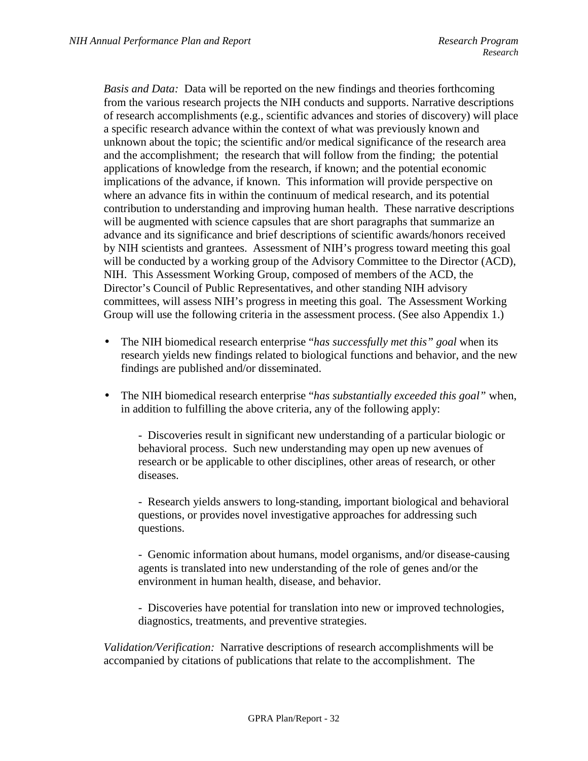*Basis and Data:* Data will be reported on the new findings and theories forthcoming from the various research projects the NIH conducts and supports. Narrative descriptions of research accomplishments (e.g., scientific advances and stories of discovery) will place a specific research advance within the context of what was previously known and unknown about the topic; the scientific and/or medical significance of the research area and the accomplishment; the research that will follow from the finding; the potential applications of knowledge from the research, if known; and the potential economic implications of the advance, if known. This information will provide perspective on where an advance fits in within the continuum of medical research, and its potential contribution to understanding and improving human health. These narrative descriptions will be augmented with science capsules that are short paragraphs that summarize an advance and its significance and brief descriptions of scientific awards/honors received by NIH scientists and grantees. Assessment of NIH's progress toward meeting this goal will be conducted by a working group of the Advisory Committee to the Director (ACD), NIH. This Assessment Working Group, composed of members of the ACD, the Director's Council of Public Representatives, and other standing NIH advisory committees, will assess NIH's progress in meeting this goal. The Assessment Working Group will use the following criteria in the assessment process. (See also Appendix 1.)

- The NIH biomedical research enterprise "*has successfully met this" goal* when its research yields new findings related to biological functions and behavior, and the new findings are published and/or disseminated.

- The NIH biomedical research enterprise "*has substantially exceeded this goal"* when, in addition to fulfilling the above criteria, any of the following apply:

  - Discoveries result in significant new understanding of a particular biologic or behavioral process. Such new understanding may open up new avenues of research or be applicable to other disciplines, other areas of research, or other diseases.

  - Research yields answers to long-standing, important biological and behavioral questions, or provides novel investigative approaches for addressing such questions.

  - Genomic information about humans, model organisms, and/or disease-causing agents is translated into new understanding of the role of genes and/or the environment in human health, disease, and behavior.

  - Discoveries have potential for translation into new or improved technologies, diagnostics, treatments, and preventive strategies.

*Validation/Verification:* Narrative descriptions of research accomplishments will be accompanied by citations of publications that relate to the accomplishment. The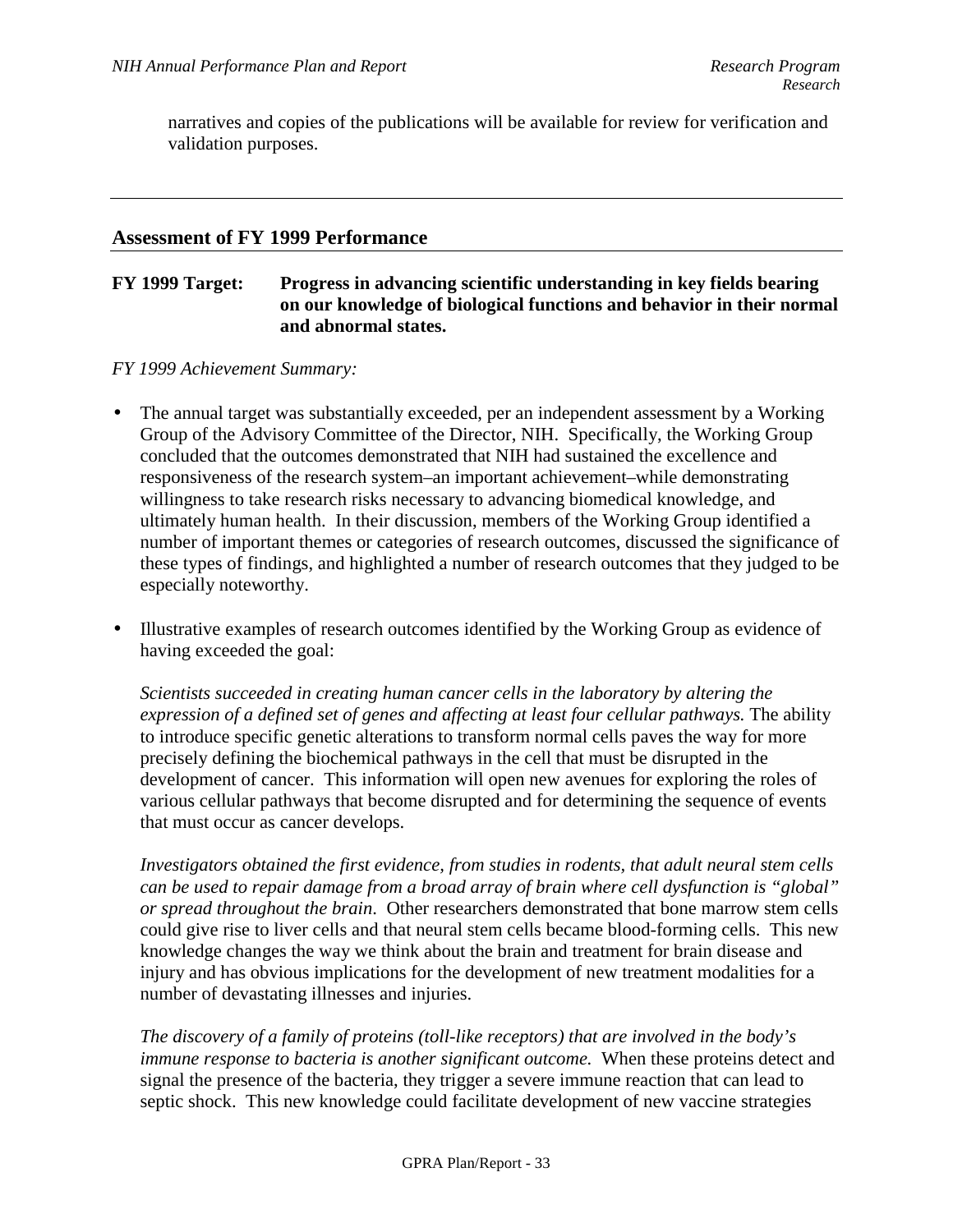narratives and copies of the publications will be available for review for verification and validation purposes.

---

## Assessment of FY 1999 Performance

**FY 1999 Target:** **Progress in advancing scientific understanding in key fields bearing on our knowledge of biological functions and behavior in their normal and abnormal states.**

*FY 1999 Achievement Summary:*

- The annual target was substantially exceeded, per an independent assessment by a Working Group of the Advisory Committee of the Director, NIH. Specifically, the Working Group concluded that the outcomes demonstrated that NIH had sustained the excellence and responsiveness of the research system–an important achievement–while demonstrating willingness to take research risks necessary to advancing biomedical knowledge, and ultimately human health. In their discussion, members of the Working Group identified a number of important themes or categories of research outcomes, discussed the significance of these types of findings, and highlighted a number of research outcomes that they judged to be especially noteworthy.

- Illustrative examples of research outcomes identified by the Working Group as evidence of having exceeded the goal:

  *Scientists succeeded in creating human cancer cells in the laboratory by altering the expression of a defined set of genes and affecting at least four cellular pathways.* The ability to introduce specific genetic alterations to transform normal cells paves the way for more precisely defining the biochemical pathways in the cell that must be disrupted in the development of cancer. This information will open new avenues for exploring the roles of various cellular pathways that become disrupted and for determining the sequence of events that must occur as cancer develops.

  *Investigators obtained the first evidence, from studies in rodents, that adult neural stem cells can be used to repair damage from a broad array of brain where cell dysfunction is "global" or spread throughout the brain*. Other researchers demonstrated that bone marrow stem cells could give rise to liver cells and that neural stem cells became blood-forming cells. This new knowledge changes the way we think about the brain and treatment for brain disease and injury and has obvious implications for the development of new treatment modalities for a number of devastating illnesses and injuries.

  *The discovery of a family of proteins (toll-like receptors) that are involved in the body's immune response to bacteria is another significant outcome.* When these proteins detect and signal the presence of the bacteria, they trigger a severe immune reaction that can lead to septic shock. This new knowledge could facilitate development of new vaccine strategies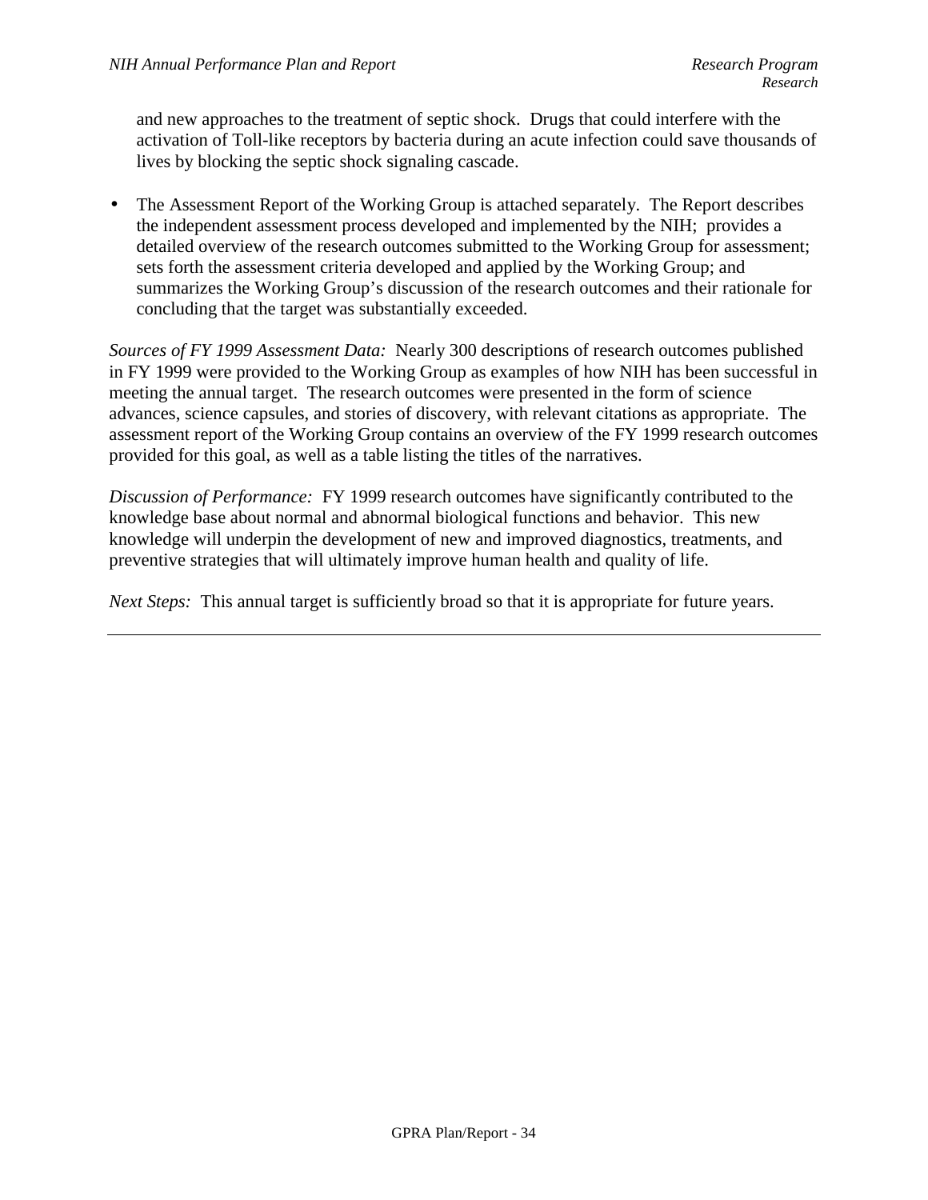and new approaches to the treatment of septic shock. Drugs that could interfere with the activation of Toll-like receptors by bacteria during an acute infection could save thousands of lives by blocking the septic shock signaling cascade.

- The Assessment Report of the Working Group is attached separately. The Report describes the independent assessment process developed and implemented by the NIH; provides a detailed overview of the research outcomes submitted to the Working Group for assessment; sets forth the assessment criteria developed and applied by the Working Group; and summarizes the Working Group's discussion of the research outcomes and their rationale for concluding that the target was substantially exceeded.

*Sources of FY 1999 Assessment Data:* Nearly 300 descriptions of research outcomes published in FY 1999 were provided to the Working Group as examples of how NIH has been successful in meeting the annual target. The research outcomes were presented in the form of science advances, science capsules, and stories of discovery, with relevant citations as appropriate. The assessment report of the Working Group contains an overview of the FY 1999 research outcomes provided for this goal, as well as a table listing the titles of the narratives.

*Discussion of Performance:* FY 1999 research outcomes have significantly contributed to the knowledge base about normal and abnormal biological functions and behavior. This new knowledge will underpin the development of new and improved diagnostics, treatments, and preventive strategies that will ultimately improve human health and quality of life.

*Next Steps:* This annual target is sufficiently broad so that it is appropriate for future years.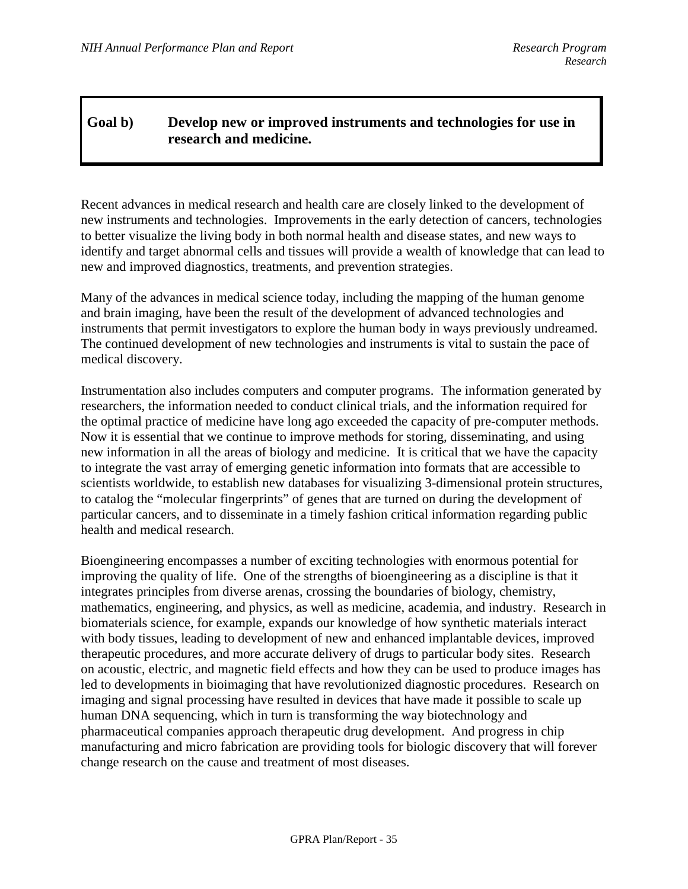## Goal b) Develop new or improved instruments and technologies for use in research and medicine.

Recent advances in medical research and health care are closely linked to the development of new instruments and technologies. Improvements in the early detection of cancers, technologies to better visualize the living body in both normal health and disease states, and new ways to identify and target abnormal cells and tissues will provide a wealth of knowledge that can lead to new and improved diagnostics, treatments, and prevention strategies.

Many of the advances in medical science today, including the mapping of the human genome and brain imaging, have been the result of the development of advanced technologies and instruments that permit investigators to explore the human body in ways previously undreamed. The continued development of new technologies and instruments is vital to sustain the pace of medical discovery.

Instrumentation also includes computers and computer programs. The information generated by researchers, the information needed to conduct clinical trials, and the information required for the optimal practice of medicine have long ago exceeded the capacity of pre-computer methods. Now it is essential that we continue to improve methods for storing, disseminating, and using new information in all the areas of biology and medicine. It is critical that we have the capacity to integrate the vast array of emerging genetic information into formats that are accessible to scientists worldwide, to establish new databases for visualizing 3-dimensional protein structures, to catalog the "molecular fingerprints" of genes that are turned on during the development of particular cancers, and to disseminate in a timely fashion critical information regarding public health and medical research.

Bioengineering encompasses a number of exciting technologies with enormous potential for improving the quality of life. One of the strengths of bioengineering as a discipline is that it integrates principles from diverse arenas, crossing the boundaries of biology, chemistry, mathematics, engineering, and physics, as well as medicine, academia, and industry. Research in biomaterials science, for example, expands our knowledge of how synthetic materials interact with body tissues, leading to development of new and enhanced implantable devices, improved therapeutic procedures, and more accurate delivery of drugs to particular body sites. Research on acoustic, electric, and magnetic field effects and how they can be used to produce images has led to developments in bioimaging that have revolutionized diagnostic procedures. Research on imaging and signal processing have resulted in devices that have made it possible to scale up human DNA sequencing, which in turn is transforming the way biotechnology and pharmaceutical companies approach therapeutic drug development. And progress in chip manufacturing and micro fabrication are providing tools for biologic discovery that will forever change research on the cause and treatment of most diseases.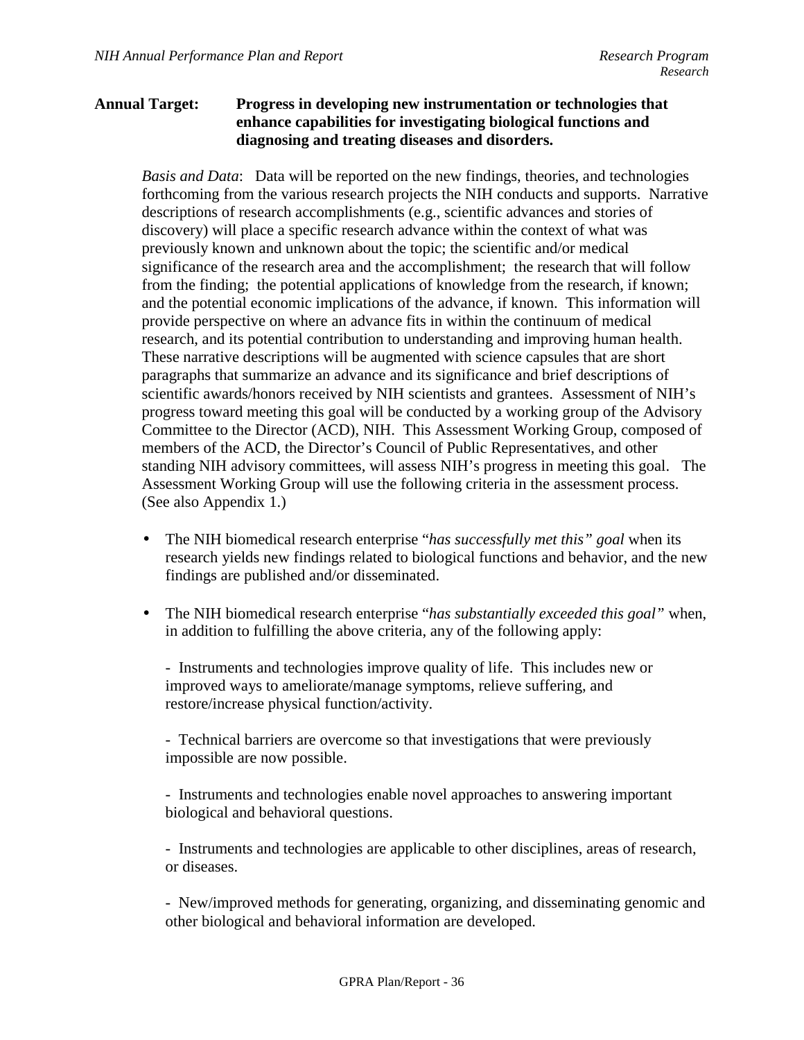**Annual Target:** **Progress in developing new instrumentation or technologies that enhance capabilities for investigating biological functions and diagnosing and treating diseases and disorders.**

*Basis and Data*: Data will be reported on the new findings, theories, and technologies forthcoming from the various research projects the NIH conducts and supports. Narrative descriptions of research accomplishments (e.g., scientific advances and stories of discovery) will place a specific research advance within the context of what was previously known and unknown about the topic; the scientific and/or medical significance of the research area and the accomplishment; the research that will follow from the finding; the potential applications of knowledge from the research, if known; and the potential economic implications of the advance, if known. This information will provide perspective on where an advance fits in within the continuum of medical research, and its potential contribution to understanding and improving human health. These narrative descriptions will be augmented with science capsules that are short paragraphs that summarize an advance and its significance and brief descriptions of scientific awards/honors received by NIH scientists and grantees. Assessment of NIH's progress toward meeting this goal will be conducted by a working group of the Advisory Committee to the Director (ACD), NIH. This Assessment Working Group, composed of members of the ACD, the Director's Council of Public Representatives, and other standing NIH advisory committees, will assess NIH's progress in meeting this goal. The Assessment Working Group will use the following criteria in the assessment process. (See also Appendix 1.)

- The NIH biomedical research enterprise "*has successfully met this" goal* when its research yields new findings related to biological functions and behavior, and the new findings are published and/or disseminated.

- The NIH biomedical research enterprise "*has substantially exceeded this goal"* when, in addition to fulfilling the above criteria, any of the following apply:

  - Instruments and technologies improve quality of life. This includes new or improved ways to ameliorate/manage symptoms, relieve suffering, and restore/increase physical function/activity.

  - Technical barriers are overcome so that investigations that were previously impossible are now possible.

  - Instruments and technologies enable novel approaches to answering important biological and behavioral questions.

  - Instruments and technologies are applicable to other disciplines, areas of research, or diseases.

  - New/improved methods for generating, organizing, and disseminating genomic and other biological and behavioral information are developed.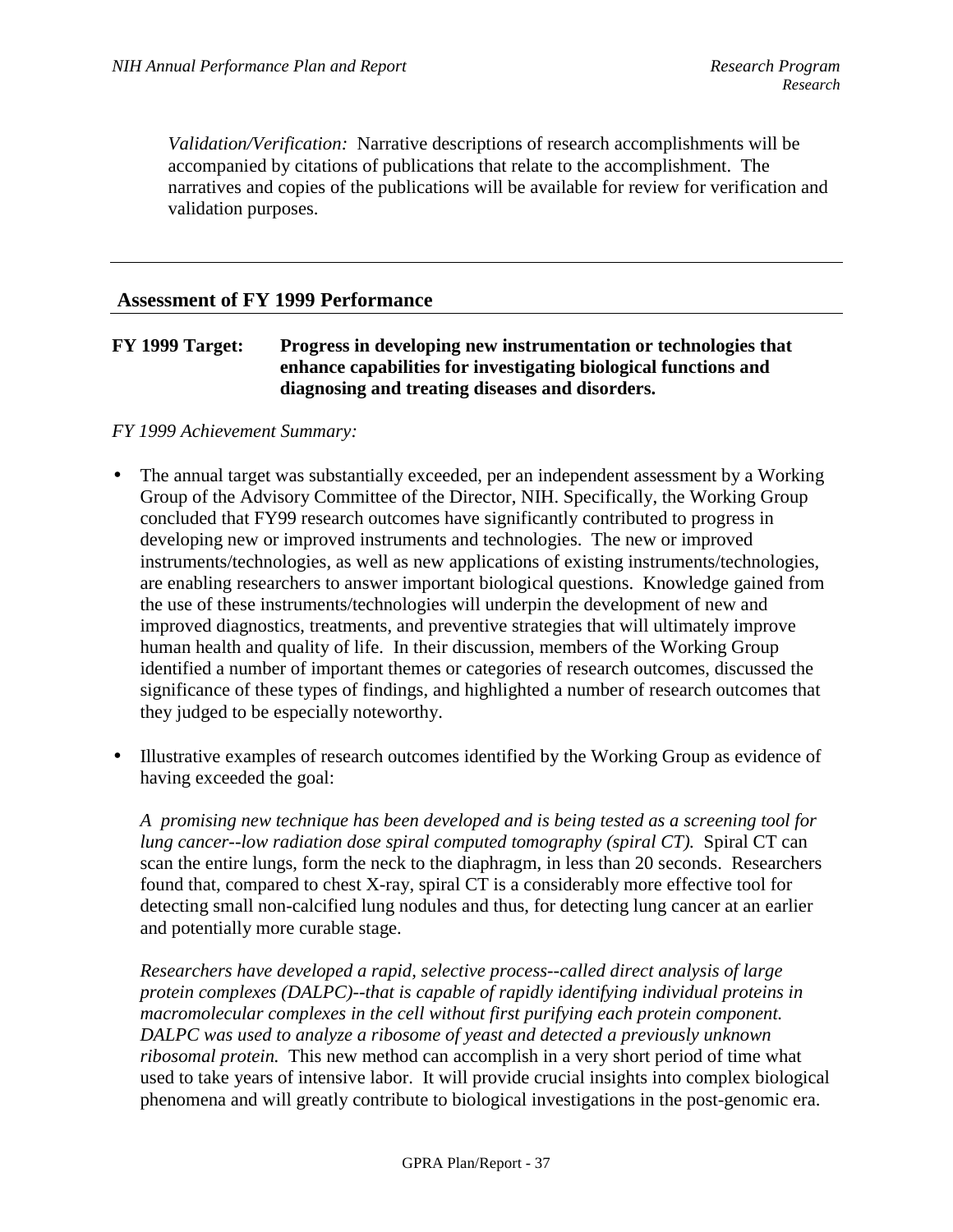*Validation/Verification:* Narrative descriptions of research accomplishments will be accompanied by citations of publications that relate to the accomplishment. The narratives and copies of the publications will be available for review for verification and validation purposes.

---

## Assessment of FY 1999 Performance

**FY 1999 Target: Progress in developing new instrumentation or technologies that enhance capabilities for investigating biological functions and diagnosing and treating diseases and disorders.**

*FY 1999 Achievement Summary:*

- The annual target was substantially exceeded, per an independent assessment by a Working Group of the Advisory Committee of the Director, NIH. Specifically, the Working Group concluded that FY99 research outcomes have significantly contributed to progress in developing new or improved instruments and technologies. The new or improved instruments/technologies, as well as new applications of existing instruments/technologies, are enabling researchers to answer important biological questions. Knowledge gained from the use of these instruments/technologies will underpin the development of new and improved diagnostics, treatments, and preventive strategies that will ultimately improve human health and quality of life. In their discussion, members of the Working Group identified a number of important themes or categories of research outcomes, discussed the significance of these types of findings, and highlighted a number of research outcomes that they judged to be especially noteworthy.

- Illustrative examples of research outcomes identified by the Working Group as evidence of having exceeded the goal:

  *A promising new technique has been developed and is being tested as a screening tool for lung cancer--low radiation dose spiral computed tomography (spiral CT).* Spiral CT can scan the entire lungs, form the neck to the diaphragm, in less than 20 seconds. Researchers found that, compared to chest X-ray, spiral CT is a considerably more effective tool for detecting small non-calcified lung nodules and thus, for detecting lung cancer at an earlier and potentially more curable stage.

  *Researchers have developed a rapid, selective process--called direct analysis of large protein complexes (DALPC)--that is capable of rapidly identifying individual proteins in macromolecular complexes in the cell without first purifying each protein component. DALPC was used to analyze a ribosome of yeast and detected a previously unknown ribosomal protein.* This new method can accomplish in a very short period of time what used to take years of intensive labor. It will provide crucial insights into complex biological phenomena and will greatly contribute to biological investigations in the post-genomic era.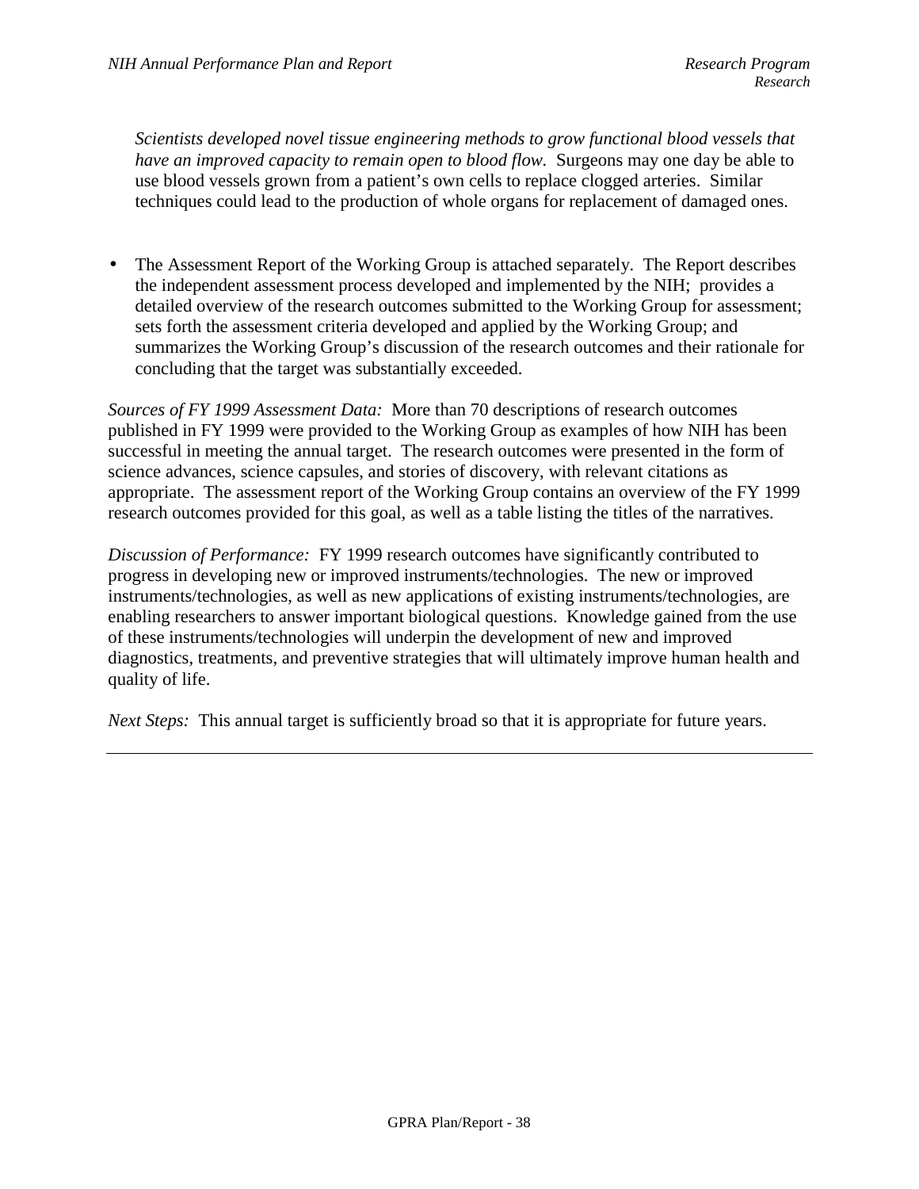*Scientists developed novel tissue engineering methods to grow functional blood vessels that have an improved capacity to remain open to blood flow.* Surgeons may one day be able to use blood vessels grown from a patient's own cells to replace clogged arteries. Similar techniques could lead to the production of whole organs for replacement of damaged ones.

- The Assessment Report of the Working Group is attached separately. The Report describes the independent assessment process developed and implemented by the NIH; provides a detailed overview of the research outcomes submitted to the Working Group for assessment; sets forth the assessment criteria developed and applied by the Working Group; and summarizes the Working Group's discussion of the research outcomes and their rationale for concluding that the target was substantially exceeded.

*Sources of FY 1999 Assessment Data:* More than 70 descriptions of research outcomes published in FY 1999 were provided to the Working Group as examples of how NIH has been successful in meeting the annual target. The research outcomes were presented in the form of science advances, science capsules, and stories of discovery, with relevant citations as appropriate. The assessment report of the Working Group contains an overview of the FY 1999 research outcomes provided for this goal, as well as a table listing the titles of the narratives.

*Discussion of Performance:* FY 1999 research outcomes have significantly contributed to progress in developing new or improved instruments/technologies. The new or improved instruments/technologies, as well as new applications of existing instruments/technologies, are enabling researchers to answer important biological questions. Knowledge gained from the use of these instruments/technologies will underpin the development of new and improved diagnostics, treatments, and preventive strategies that will ultimately improve human health and quality of life.

*Next Steps:* This annual target is sufficiently broad so that it is appropriate for future years.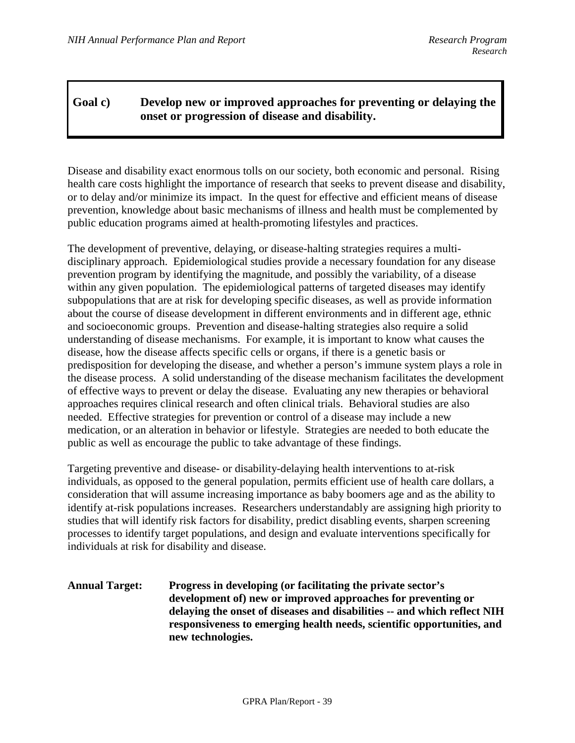## Goal c) Develop new or improved approaches for preventing or delaying the onset or progression of disease and disability.

Disease and disability exact enormous tolls on our society, both economic and personal. Rising health care costs highlight the importance of research that seeks to prevent disease and disability, or to delay and/or minimize its impact. In the quest for effective and efficient means of disease prevention, knowledge about basic mechanisms of illness and health must be complemented by public education programs aimed at health-promoting lifestyles and practices.

The development of preventive, delaying, or disease-halting strategies requires a multi-disciplinary approach. Epidemiological studies provide a necessary foundation for any disease prevention program by identifying the magnitude, and possibly the variability, of a disease within any given population. The epidemiological patterns of targeted diseases may identify subpopulations that are at risk for developing specific diseases, as well as provide information about the course of disease development in different environments and in different age, ethnic and socioeconomic groups. Prevention and disease-halting strategies also require a solid understanding of disease mechanisms. For example, it is important to know what causes the disease, how the disease affects specific cells or organs, if there is a genetic basis or predisposition for developing the disease, and whether a person's immune system plays a role in the disease process. A solid understanding of the disease mechanism facilitates the development of effective ways to prevent or delay the disease. Evaluating any new therapies or behavioral approaches requires clinical research and often clinical trials. Behavioral studies are also needed. Effective strategies for prevention or control of a disease may include a new medication, or an alteration in behavior or lifestyle. Strategies are needed to both educate the public as well as encourage the public to take advantage of these findings.

Targeting preventive and disease- or disability-delaying health interventions to at-risk individuals, as opposed to the general population, permits efficient use of health care dollars, a consideration that will assume increasing importance as baby boomers age and as the ability to identify at-risk populations increases. Researchers understandably are assigning high priority to studies that will identify risk factors for disability, predict disabling events, sharpen screening processes to identify target populations, and design and evaluate interventions specifically for individuals at risk for disability and disease.

**Annual Target: Progress in developing (or facilitating the private sector's development of) new or improved approaches for preventing or delaying the onset of diseases and disabilities -- and which reflect NIH responsiveness to emerging health needs, scientific opportunities, and new technologies.**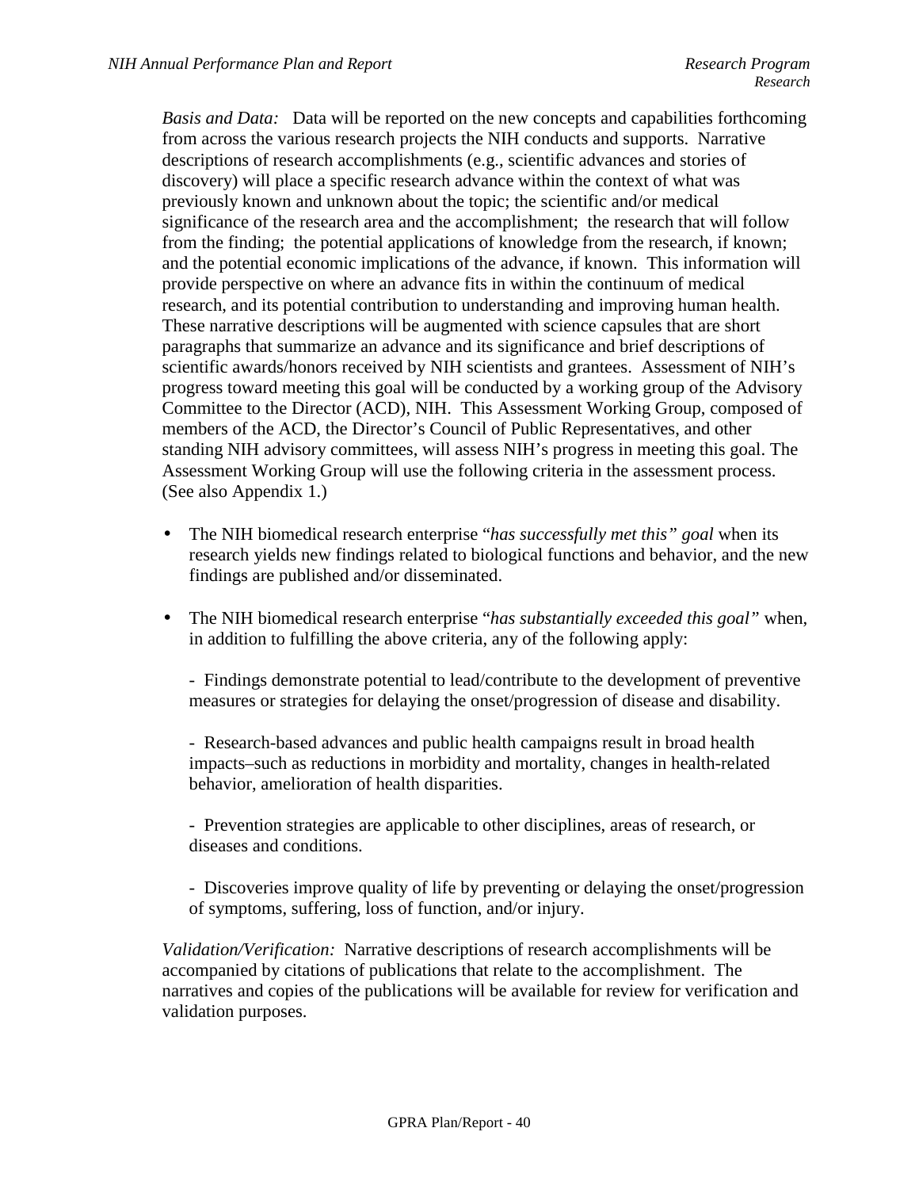*Basis and Data:* Data will be reported on the new concepts and capabilities forthcoming from across the various research projects the NIH conducts and supports. Narrative descriptions of research accomplishments (e.g., scientific advances and stories of discovery) will place a specific research advance within the context of what was previously known and unknown about the topic; the scientific and/or medical significance of the research area and the accomplishment; the research that will follow from the finding; the potential applications of knowledge from the research, if known; and the potential economic implications of the advance, if known. This information will provide perspective on where an advance fits in within the continuum of medical research, and its potential contribution to understanding and improving human health. These narrative descriptions will be augmented with science capsules that are short paragraphs that summarize an advance and its significance and brief descriptions of scientific awards/honors received by NIH scientists and grantees. Assessment of NIH's progress toward meeting this goal will be conducted by a working group of the Advisory Committee to the Director (ACD), NIH. This Assessment Working Group, composed of members of the ACD, the Director's Council of Public Representatives, and other standing NIH advisory committees, will assess NIH's progress in meeting this goal. The Assessment Working Group will use the following criteria in the assessment process. (See also Appendix 1.)

- The NIH biomedical research enterprise "*has successfully met this" goal* when its research yields new findings related to biological functions and behavior, and the new findings are published and/or disseminated.

- The NIH biomedical research enterprise "*has substantially exceeded this goal"* when, in addition to fulfilling the above criteria, any of the following apply:

  - Findings demonstrate potential to lead/contribute to the development of preventive measures or strategies for delaying the onset/progression of disease and disability.

  - Research-based advances and public health campaigns result in broad health impacts–such as reductions in morbidity and mortality, changes in health-related behavior, amelioration of health disparities.

  - Prevention strategies are applicable to other disciplines, areas of research, or diseases and conditions.

  - Discoveries improve quality of life by preventing or delaying the onset/progression of symptoms, suffering, loss of function, and/or injury.

*Validation/Verification:* Narrative descriptions of research accomplishments will be accompanied by citations of publications that relate to the accomplishment. The narratives and copies of the publications will be available for review for verification and validation purposes.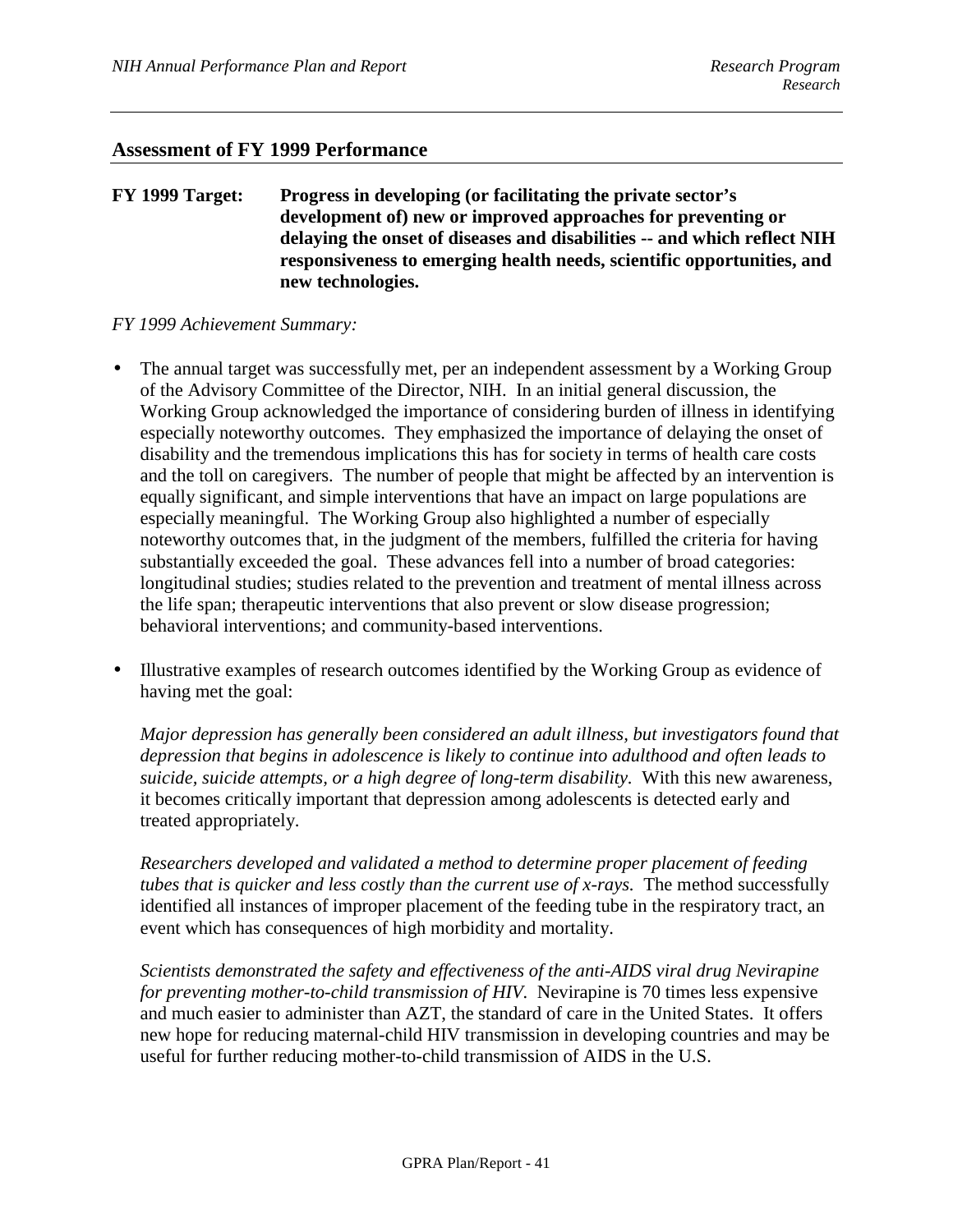## Assessment of FY 1999 Performance

**FY 1999 Target:** **Progress in developing (or facilitating the private sector's development of) new or improved approaches for preventing or delaying the onset of diseases and disabilities -- and which reflect NIH responsiveness to emerging health needs, scientific opportunities, and new technologies.**

*FY 1999 Achievement Summary:*

- The annual target was successfully met, per an independent assessment by a Working Group of the Advisory Committee of the Director, NIH. In an initial general discussion, the Working Group acknowledged the importance of considering burden of illness in identifying especially noteworthy outcomes. They emphasized the importance of delaying the onset of disability and the tremendous implications this has for society in terms of health care costs and the toll on caregivers. The number of people that might be affected by an intervention is equally significant, and simple interventions that have an impact on large populations are especially meaningful. The Working Group also highlighted a number of especially noteworthy outcomes that, in the judgment of the members, fulfilled the criteria for having substantially exceeded the goal. These advances fell into a number of broad categories: longitudinal studies; studies related to the prevention and treatment of mental illness across the life span; therapeutic interventions that also prevent or slow disease progression; behavioral interventions; and community-based interventions.

- Illustrative examples of research outcomes identified by the Working Group as evidence of having met the goal:

  *Major depression has generally been considered an adult illness, but investigators found that depression that begins in adolescence is likely to continue into adulthood and often leads to suicide, suicide attempts, or a high degree of long-term disability.* With this new awareness, it becomes critically important that depression among adolescents is detected early and treated appropriately.

  *Researchers developed and validated a method to determine proper placement of feeding tubes that is quicker and less costly than the current use of x-rays.* The method successfully identified all instances of improper placement of the feeding tube in the respiratory tract, an event which has consequences of high morbidity and mortality.

  *Scientists demonstrated the safety and effectiveness of the anti-AIDS viral drug Nevirapine for preventing mother-to-child transmission of HIV.* Nevirapine is 70 times less expensive and much easier to administer than AZT, the standard of care in the United States. It offers new hope for reducing maternal-child HIV transmission in developing countries and may be useful for further reducing mother-to-child transmission of AIDS in the U.S.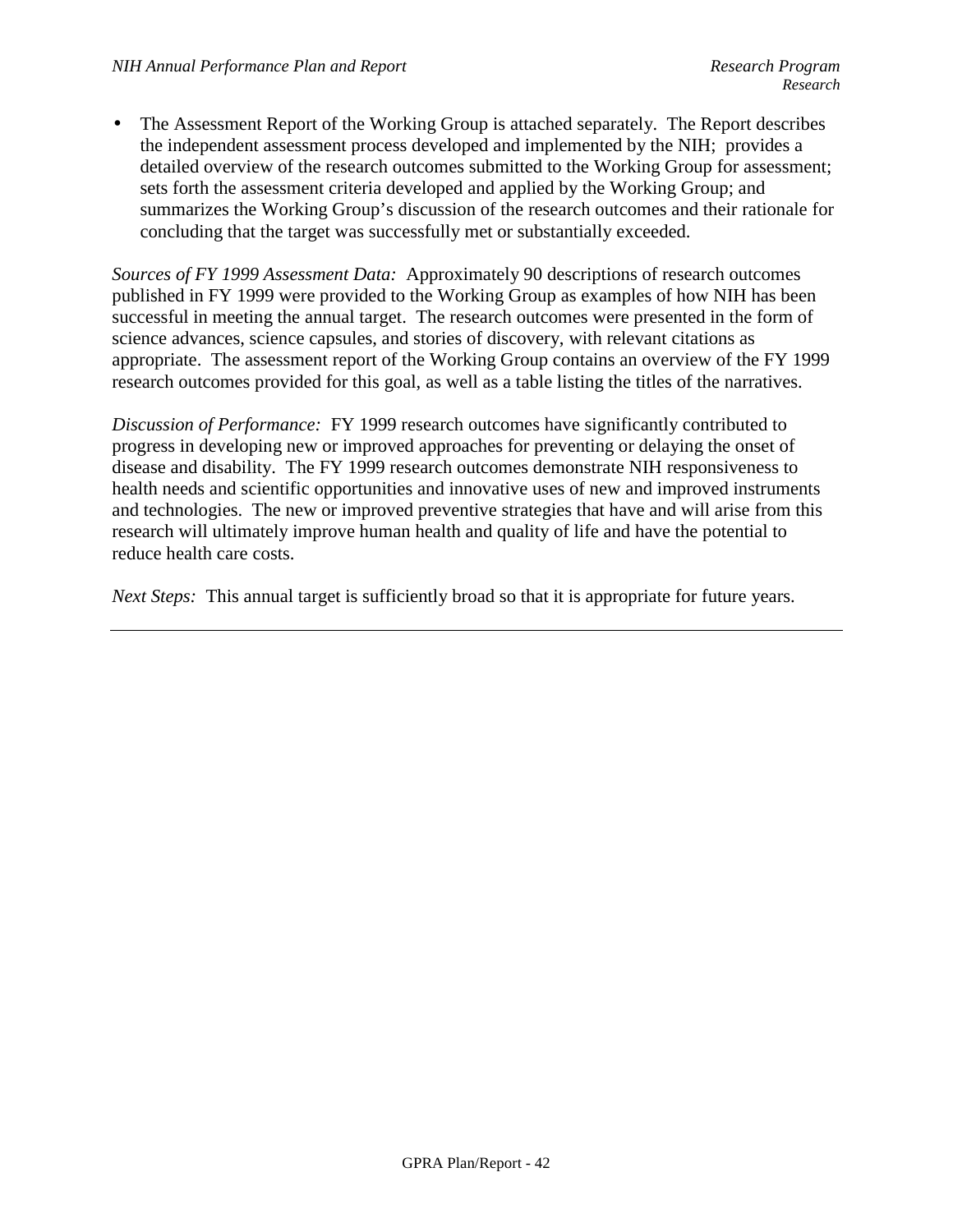- The Assessment Report of the Working Group is attached separately. The Report describes the independent assessment process developed and implemented by the NIH; provides a detailed overview of the research outcomes submitted to the Working Group for assessment; sets forth the assessment criteria developed and applied by the Working Group; and summarizes the Working Group's discussion of the research outcomes and their rationale for concluding that the target was successfully met or substantially exceeded.

*Sources of FY 1999 Assessment Data:* Approximately 90 descriptions of research outcomes published in FY 1999 were provided to the Working Group as examples of how NIH has been successful in meeting the annual target. The research outcomes were presented in the form of science advances, science capsules, and stories of discovery, with relevant citations as appropriate. The assessment report of the Working Group contains an overview of the FY 1999 research outcomes provided for this goal, as well as a table listing the titles of the narratives.

*Discussion of Performance:* FY 1999 research outcomes have significantly contributed to progress in developing new or improved approaches for preventing or delaying the onset of disease and disability. The FY 1999 research outcomes demonstrate NIH responsiveness to health needs and scientific opportunities and innovative uses of new and improved instruments and technologies. The new or improved preventive strategies that have and will arise from this research will ultimately improve human health and quality of life and have the potential to reduce health care costs.

*Next Steps:* This annual target is sufficiently broad so that it is appropriate for future years.

---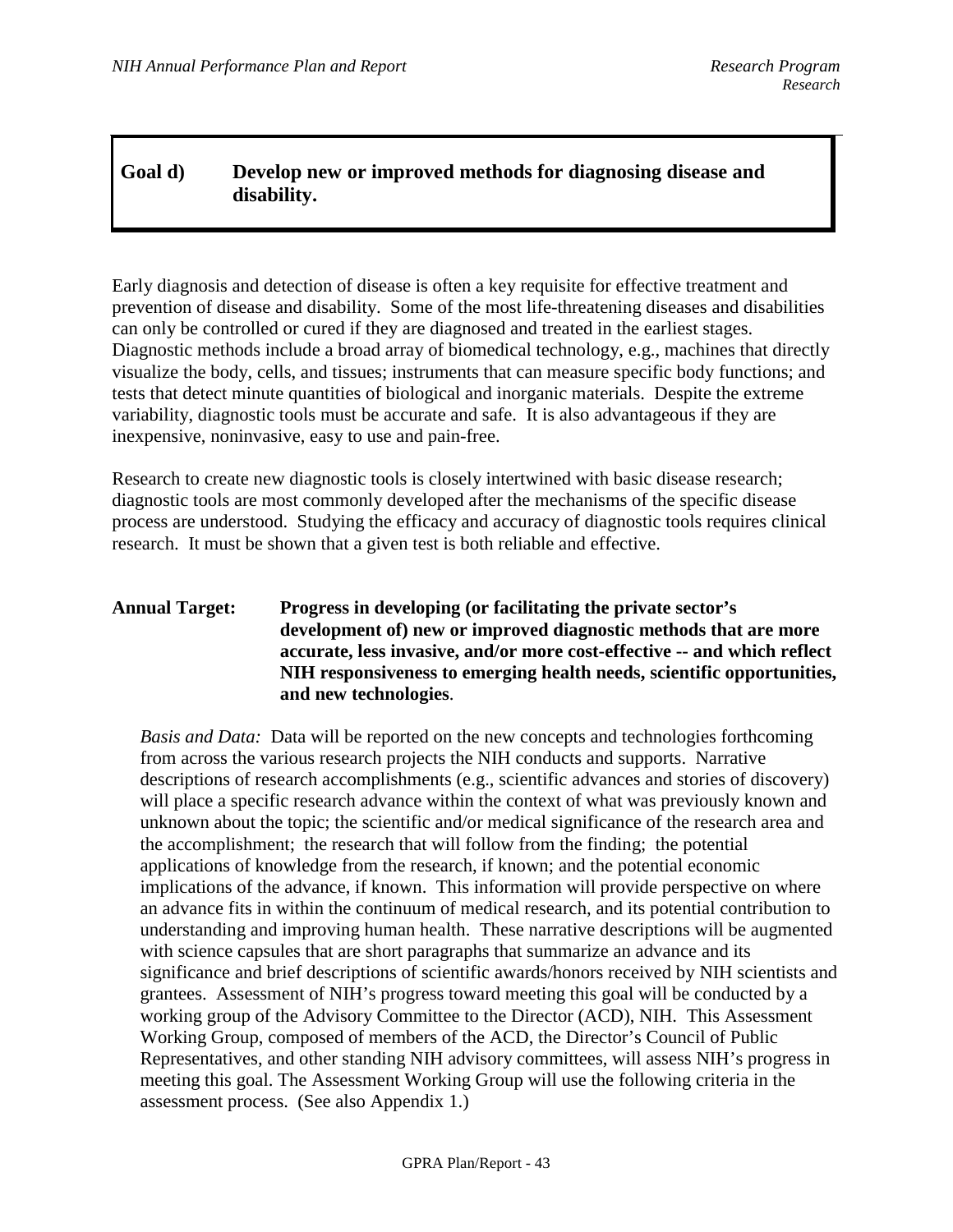## Goal d) Develop new or improved methods for diagnosing disease and disability.

Early diagnosis and detection of disease is often a key requisite for effective treatment and prevention of disease and disability. Some of the most life-threatening diseases and disabilities can only be controlled or cured if they are diagnosed and treated in the earliest stages. Diagnostic methods include a broad array of biomedical technology, e.g., machines that directly visualize the body, cells, and tissues; instruments that can measure specific body functions; and tests that detect minute quantities of biological and inorganic materials. Despite the extreme variability, diagnostic tools must be accurate and safe. It is also advantageous if they are inexpensive, noninvasive, easy to use and pain-free.

Research to create new diagnostic tools is closely intertwined with basic disease research; diagnostic tools are most commonly developed after the mechanisms of the specific disease process are understood. Studying the efficacy and accuracy of diagnostic tools requires clinical research. It must be shown that a given test is both reliable and effective.

**Annual Target: Progress in developing (or facilitating the private sector's development of) new or improved diagnostic methods that are more accurate, less invasive, and/or more cost-effective -- and which reflect NIH responsiveness to emerging health needs, scientific opportunities, and new technologies**.

*Basis and Data:* Data will be reported on the new concepts and technologies forthcoming from across the various research projects the NIH conducts and supports. Narrative descriptions of research accomplishments (e.g., scientific advances and stories of discovery) will place a specific research advance within the context of what was previously known and unknown about the topic; the scientific and/or medical significance of the research area and the accomplishment; the research that will follow from the finding; the potential applications of knowledge from the research, if known; and the potential economic implications of the advance, if known. This information will provide perspective on where an advance fits in within the continuum of medical research, and its potential contribution to understanding and improving human health. These narrative descriptions will be augmented with science capsules that are short paragraphs that summarize an advance and its significance and brief descriptions of scientific awards/honors received by NIH scientists and grantees. Assessment of NIH's progress toward meeting this goal will be conducted by a working group of the Advisory Committee to the Director (ACD), NIH. This Assessment Working Group, composed of members of the ACD, the Director's Council of Public Representatives, and other standing NIH advisory committees, will assess NIH's progress in meeting this goal. The Assessment Working Group will use the following criteria in the assessment process. (See also Appendix 1.)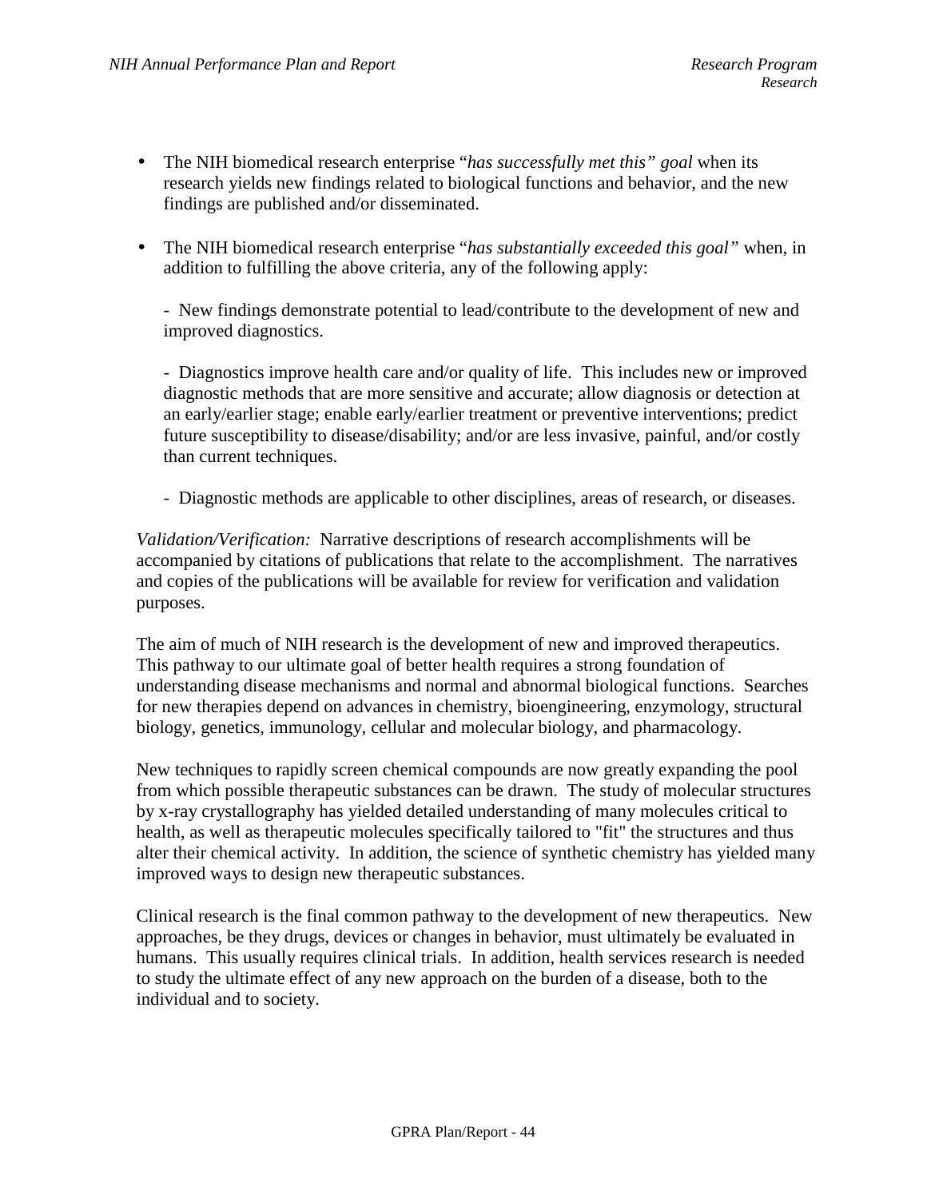- The NIH biomedical research enterprise "*has successfully met this" goal* when its research yields new findings related to biological functions and behavior, and the new findings are published and/or disseminated.

- The NIH biomedical research enterprise "*has substantially exceeded this goal"* when, in addition to fulfilling the above criteria, any of the following apply:

  - New findings demonstrate potential to lead/contribute to the development of new and improved diagnostics.

  - Diagnostics improve health care and/or quality of life. This includes new or improved diagnostic methods that are more sensitive and accurate; allow diagnosis or detection at an early/earlier stage; enable early/earlier treatment or preventive interventions; predict future susceptibility to disease/disability; and/or are less invasive, painful, and/or costly than current techniques.

  - Diagnostic methods are applicable to other disciplines, areas of research, or diseases.

*Validation/Verification:* Narrative descriptions of research accomplishments will be accompanied by citations of publications that relate to the accomplishment. The narratives and copies of the publications will be available for review for verification and validation purposes.

The aim of much of NIH research is the development of new and improved therapeutics. This pathway to our ultimate goal of better health requires a strong foundation of understanding disease mechanisms and normal and abnormal biological functions. Searches for new therapies depend on advances in chemistry, bioengineering, enzymology, structural biology, genetics, immunology, cellular and molecular biology, and pharmacology.

New techniques to rapidly screen chemical compounds are now greatly expanding the pool from which possible therapeutic substances can be drawn. The study of molecular structures by x-ray crystallography has yielded detailed understanding of many molecules critical to health, as well as therapeutic molecules specifically tailored to "fit" the structures and thus alter their chemical activity. In addition, the science of synthetic chemistry has yielded many improved ways to design new therapeutic substances.

Clinical research is the final common pathway to the development of new therapeutics. New approaches, be they drugs, devices or changes in behavior, must ultimately be evaluated in humans. This usually requires clinical trials. In addition, health services research is needed to study the ultimate effect of any new approach on the burden of a disease, both to the individual and to society.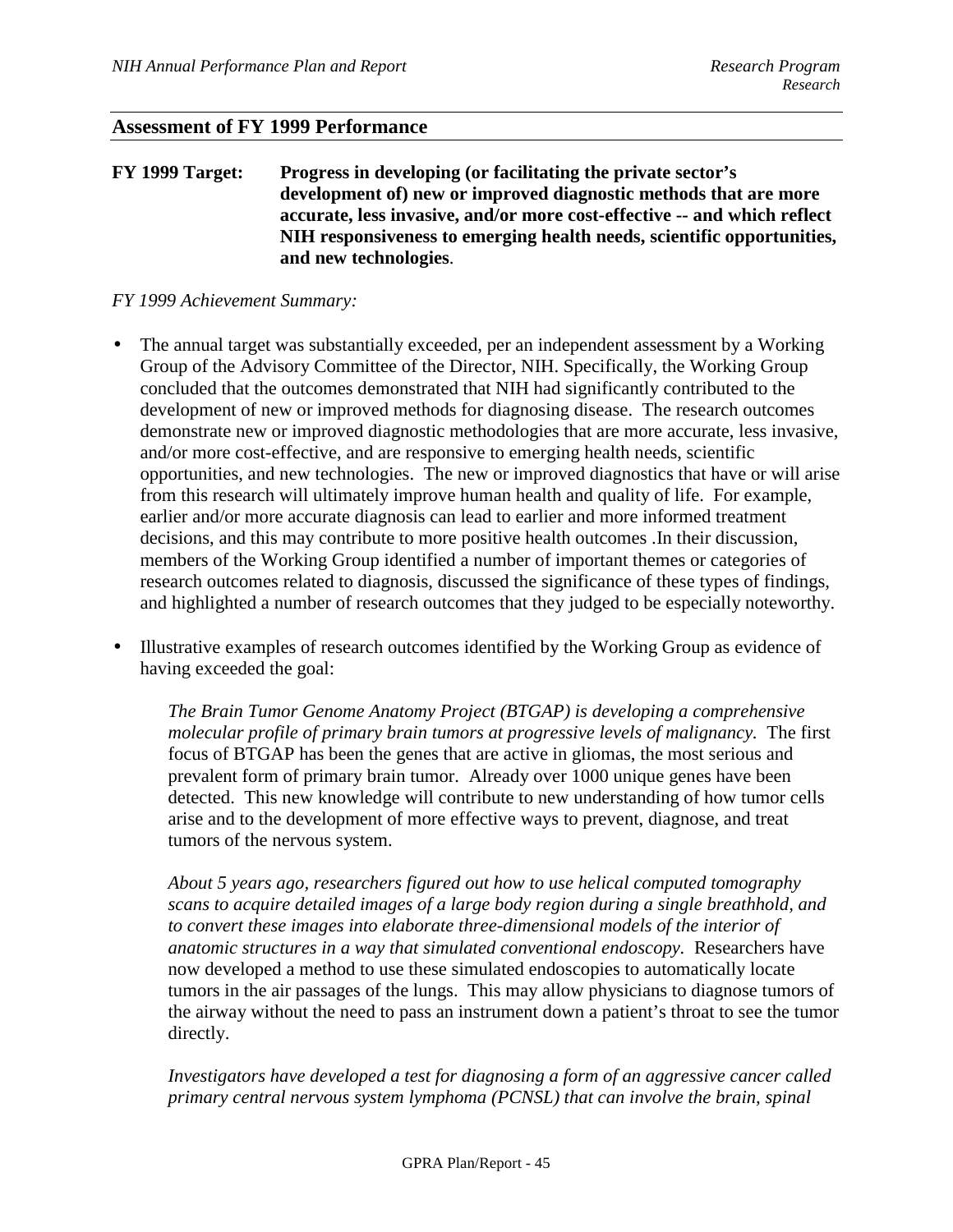## Assessment of FY 1999 Performance

**FY 1999 Target:** **Progress in developing (or facilitating the private sector's development of) new or improved diagnostic methods that are more accurate, less invasive, and/or more cost-effective -- and which reflect NIH responsiveness to emerging health needs, scientific opportunities, and new technologies**.

*FY 1999 Achievement Summary:*

- The annual target was substantially exceeded, per an independent assessment by a Working Group of the Advisory Committee of the Director, NIH. Specifically, the Working Group concluded that the outcomes demonstrated that NIH had significantly contributed to the development of new or improved methods for diagnosing disease. The research outcomes demonstrate new or improved diagnostic methodologies that are more accurate, less invasive, and/or more cost-effective, and are responsive to emerging health needs, scientific opportunities, and new technologies. The new or improved diagnostics that have or will arise from this research will ultimately improve human health and quality of life. For example, earlier and/or more accurate diagnosis can lead to earlier and more informed treatment decisions, and this may contribute to more positive health outcomes .In their discussion, members of the Working Group identified a number of important themes or categories of research outcomes related to diagnosis, discussed the significance of these types of findings, and highlighted a number of research outcomes that they judged to be especially noteworthy.

- Illustrative examples of research outcomes identified by the Working Group as evidence of having exceeded the goal:

  *The Brain Tumor Genome Anatomy Project (BTGAP) is developing a comprehensive molecular profile of primary brain tumors at progressive levels of malignancy.* The first focus of BTGAP has been the genes that are active in gliomas, the most serious and prevalent form of primary brain tumor. Already over 1000 unique genes have been detected. This new knowledge will contribute to new understanding of how tumor cells arise and to the development of more effective ways to prevent, diagnose, and treat tumors of the nervous system.

  *About 5 years ago, researchers figured out how to use helical computed tomography scans to acquire detailed images of a large body region during a single breathhold, and to convert these images into elaborate three-dimensional models of the interior of anatomic structures in a way that simulated conventional endoscopy.* Researchers have now developed a method to use these simulated endoscopies to automatically locate tumors in the air passages of the lungs. This may allow physicians to diagnose tumors of the airway without the need to pass an instrument down a patient's throat to see the tumor directly.

  *Investigators have developed a test for diagnosing a form of an aggressive cancer called primary central nervous system lymphoma (PCNSL) that can involve the brain, spinal*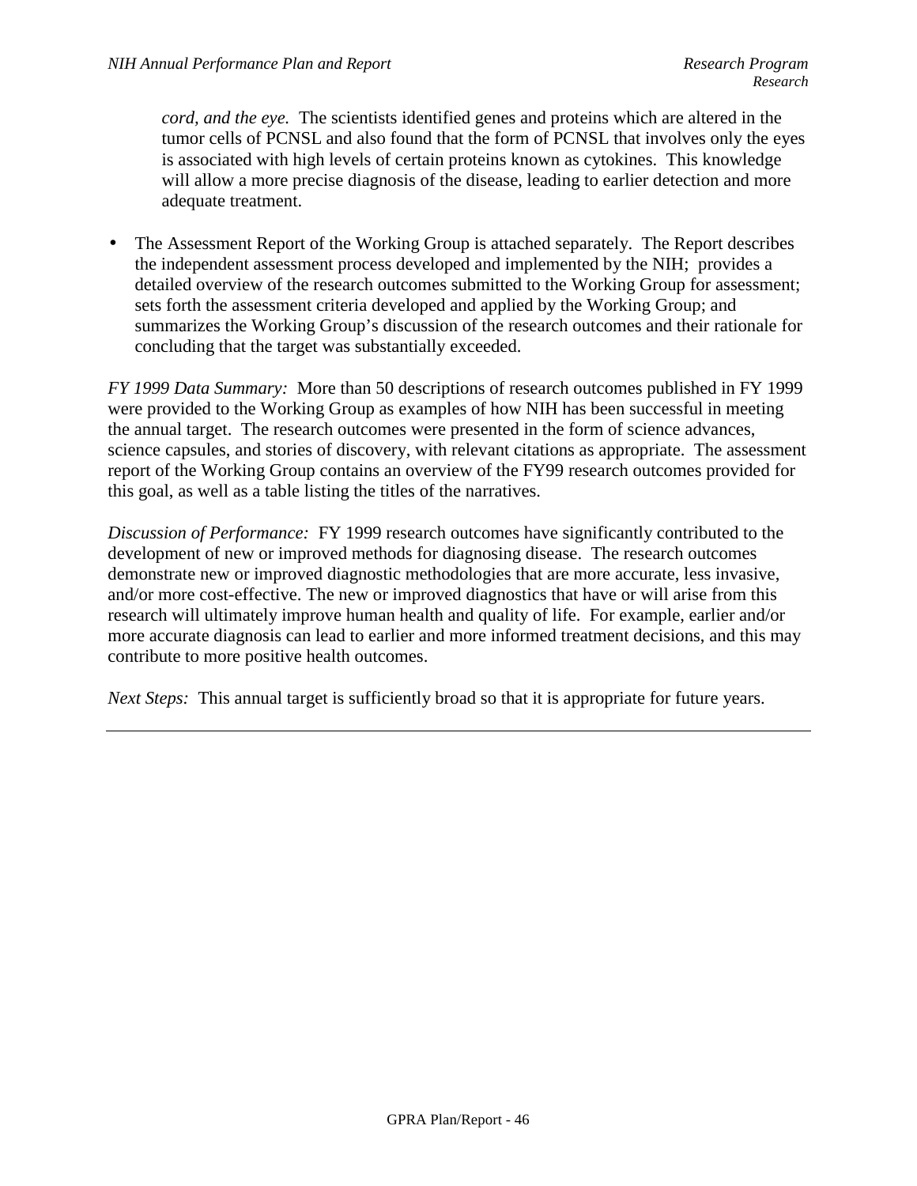*cord, and the eye.* The scientists identified genes and proteins which are altered in the tumor cells of PCNSL and also found that the form of PCNSL that involves only the eyes is associated with high levels of certain proteins known as cytokines. This knowledge will allow a more precise diagnosis of the disease, leading to earlier detection and more adequate treatment.

- The Assessment Report of the Working Group is attached separately. The Report describes the independent assessment process developed and implemented by the NIH; provides a detailed overview of the research outcomes submitted to the Working Group for assessment; sets forth the assessment criteria developed and applied by the Working Group; and summarizes the Working Group's discussion of the research outcomes and their rationale for concluding that the target was substantially exceeded.

*FY 1999 Data Summary:* More than 50 descriptions of research outcomes published in FY 1999 were provided to the Working Group as examples of how NIH has been successful in meeting the annual target. The research outcomes were presented in the form of science advances, science capsules, and stories of discovery, with relevant citations as appropriate. The assessment report of the Working Group contains an overview of the FY99 research outcomes provided for this goal, as well as a table listing the titles of the narratives.

*Discussion of Performance:* FY 1999 research outcomes have significantly contributed to the development of new or improved methods for diagnosing disease. The research outcomes demonstrate new or improved diagnostic methodologies that are more accurate, less invasive, and/or more cost-effective. The new or improved diagnostics that have or will arise from this research will ultimately improve human health and quality of life. For example, earlier and/or more accurate diagnosis can lead to earlier and more informed treatment decisions, and this may contribute to more positive health outcomes.

*Next Steps:* This annual target is sufficiently broad so that it is appropriate for future years.

---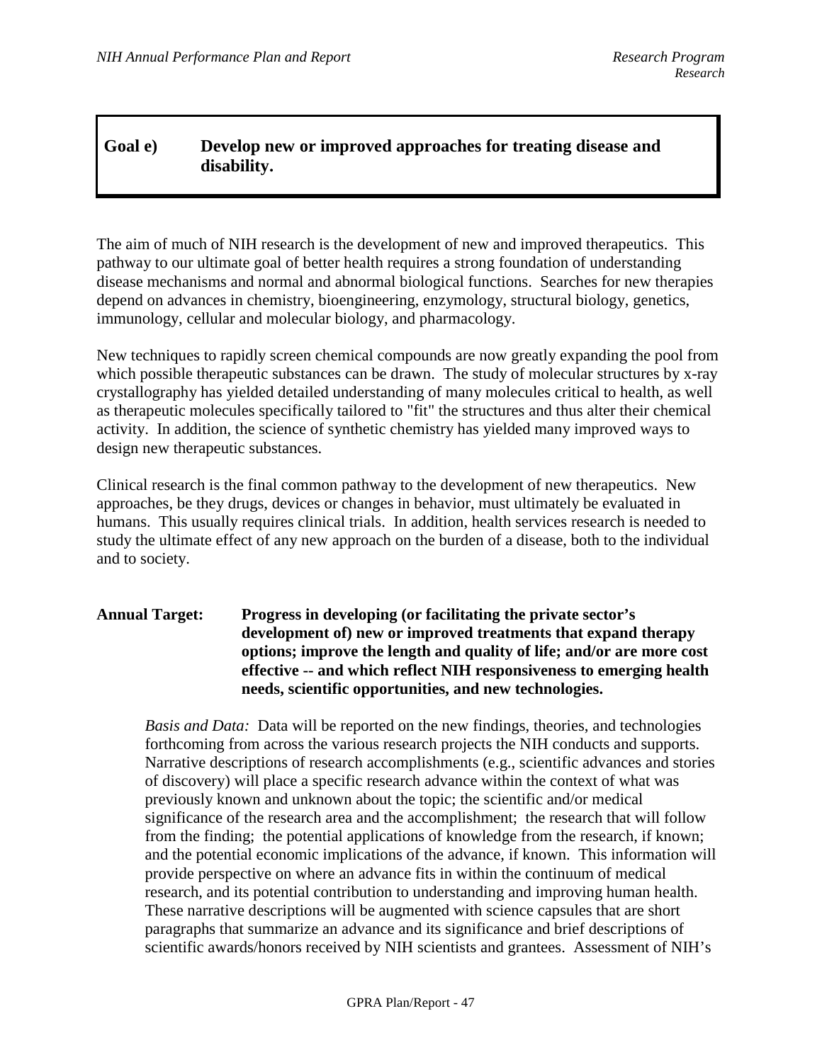## Goal e) Develop new or improved approaches for treating disease and disability.

The aim of much of NIH research is the development of new and improved therapeutics. This pathway to our ultimate goal of better health requires a strong foundation of understanding disease mechanisms and normal and abnormal biological functions. Searches for new therapies depend on advances in chemistry, bioengineering, enzymology, structural biology, genetics, immunology, cellular and molecular biology, and pharmacology.

New techniques to rapidly screen chemical compounds are now greatly expanding the pool from which possible therapeutic substances can be drawn. The study of molecular structures by x-ray crystallography has yielded detailed understanding of many molecules critical to health, as well as therapeutic molecules specifically tailored to "fit" the structures and thus alter their chemical activity. In addition, the science of synthetic chemistry has yielded many improved ways to design new therapeutic substances.

Clinical research is the final common pathway to the development of new therapeutics. New approaches, be they drugs, devices or changes in behavior, must ultimately be evaluated in humans. This usually requires clinical trials. In addition, health services research is needed to study the ultimate effect of any new approach on the burden of a disease, both to the individual and to society.

**Annual Target: Progress in developing (or facilitating the private sector's development of) new or improved treatments that expand therapy options; improve the length and quality of life; and/or are more cost effective -- and which reflect NIH responsiveness to emerging health needs, scientific opportunities, and new technologies.**

*Basis and Data:* Data will be reported on the new findings, theories, and technologies forthcoming from across the various research projects the NIH conducts and supports. Narrative descriptions of research accomplishments (e.g., scientific advances and stories of discovery) will place a specific research advance within the context of what was previously known and unknown about the topic; the scientific and/or medical significance of the research area and the accomplishment; the research that will follow from the finding; the potential applications of knowledge from the research, if known; and the potential economic implications of the advance, if known. This information will provide perspective on where an advance fits in within the continuum of medical research, and its potential contribution to understanding and improving human health. These narrative descriptions will be augmented with science capsules that are short paragraphs that summarize an advance and its significance and brief descriptions of scientific awards/honors received by NIH scientists and grantees. Assessment of NIH's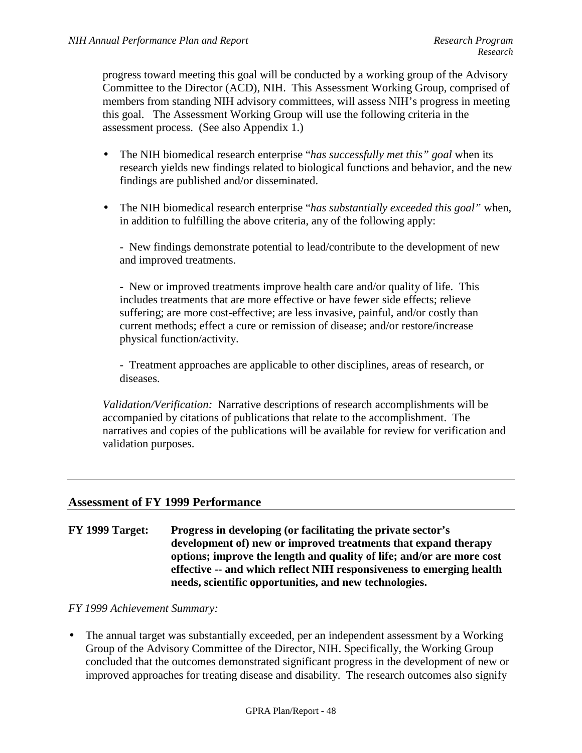progress toward meeting this goal will be conducted by a working group of the Advisory Committee to the Director (ACD), NIH. This Assessment Working Group, comprised of members from standing NIH advisory committees, will assess NIH's progress in meeting this goal. The Assessment Working Group will use the following criteria in the assessment process. (See also Appendix 1.)

- The NIH biomedical research enterprise "*has successfully met this" goal* when its research yields new findings related to biological functions and behavior, and the new findings are published and/or disseminated.

- The NIH biomedical research enterprise "*has substantially exceeded this goal"* when, in addition to fulfilling the above criteria, any of the following apply:

  - New findings demonstrate potential to lead/contribute to the development of new and improved treatments.

  - New or improved treatments improve health care and/or quality of life. This includes treatments that are more effective or have fewer side effects; relieve suffering; are more cost-effective; are less invasive, painful, and/or costly than current methods; effect a cure or remission of disease; and/or restore/increase physical function/activity.

  - Treatment approaches are applicable to other disciplines, areas of research, or diseases.

*Validation/Verification:* Narrative descriptions of research accomplishments will be accompanied by citations of publications that relate to the accomplishment. The narratives and copies of the publications will be available for review for verification and validation purposes.

---

## Assessment of FY 1999 Performance

**FY 1999 Target:** **Progress in developing (or facilitating the private sector's development of) new or improved treatments that expand therapy options; improve the length and quality of life; and/or are more cost effective -- and which reflect NIH responsiveness to emerging health needs, scientific opportunities, and new technologies.**

*FY 1999 Achievement Summary:*

- The annual target was substantially exceeded, per an independent assessment by a Working Group of the Advisory Committee of the Director, NIH. Specifically, the Working Group concluded that the outcomes demonstrated significant progress in the development of new or improved approaches for treating disease and disability. The research outcomes also signify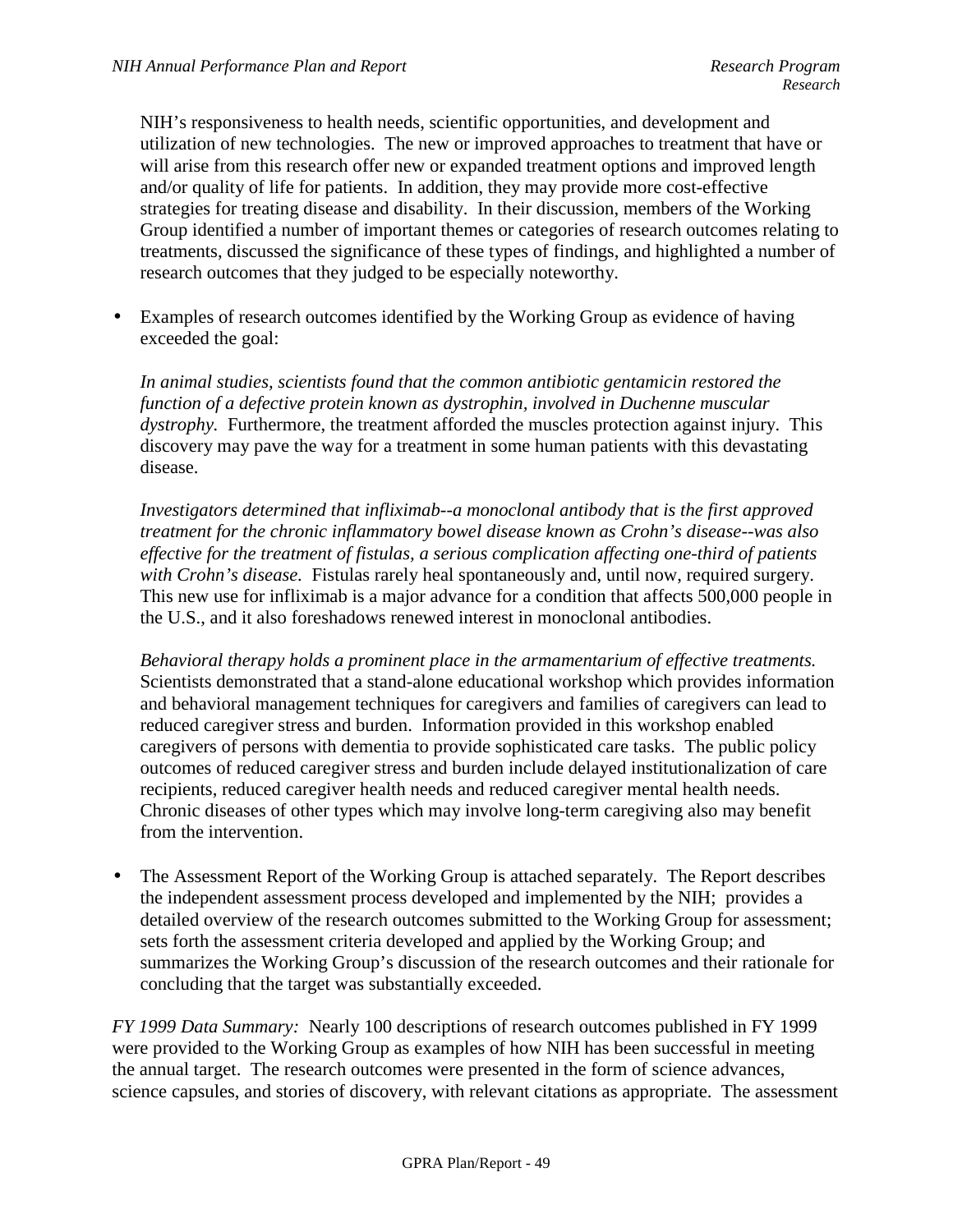NIH's responsiveness to health needs, scientific opportunities, and development and utilization of new technologies. The new or improved approaches to treatment that have or will arise from this research offer new or expanded treatment options and improved length and/or quality of life for patients. In addition, they may provide more cost-effective strategies for treating disease and disability. In their discussion, members of the Working Group identified a number of important themes or categories of research outcomes relating to treatments, discussed the significance of these types of findings, and highlighted a number of research outcomes that they judged to be especially noteworthy.

- Examples of research outcomes identified by the Working Group as evidence of having exceeded the goal:

  *In animal studies, scientists found that the common antibiotic gentamicin restored the function of a defective protein known as dystrophin, involved in Duchenne muscular dystrophy.* Furthermore, the treatment afforded the muscles protection against injury. This discovery may pave the way for a treatment in some human patients with this devastating disease.

  *Investigators determined that infliximab--a monoclonal antibody that is the first approved treatment for the chronic inflammatory bowel disease known as Crohn's disease--was also effective for the treatment of fistulas, a serious complication affecting one-third of patients with Crohn's disease.* Fistulas rarely heal spontaneously and, until now, required surgery. This new use for infliximab is a major advance for a condition that affects 500,000 people in the U.S., and it also foreshadows renewed interest in monoclonal antibodies.

  *Behavioral therapy holds a prominent place in the armamentarium of effective treatments.* Scientists demonstrated that a stand-alone educational workshop which provides information and behavioral management techniques for caregivers and families of caregivers can lead to reduced caregiver stress and burden. Information provided in this workshop enabled caregivers of persons with dementia to provide sophisticated care tasks. The public policy outcomes of reduced caregiver stress and burden include delayed institutionalization of care recipients, reduced caregiver health needs and reduced caregiver mental health needs. Chronic diseases of other types which may involve long-term caregiving also may benefit from the intervention.

- The Assessment Report of the Working Group is attached separately. The Report describes the independent assessment process developed and implemented by the NIH; provides a detailed overview of the research outcomes submitted to the Working Group for assessment; sets forth the assessment criteria developed and applied by the Working Group; and summarizes the Working Group's discussion of the research outcomes and their rationale for concluding that the target was substantially exceeded.

*FY 1999 Data Summary:* Nearly 100 descriptions of research outcomes published in FY 1999 were provided to the Working Group as examples of how NIH has been successful in meeting the annual target. The research outcomes were presented in the form of science advances, science capsules, and stories of discovery, with relevant citations as appropriate. The assessment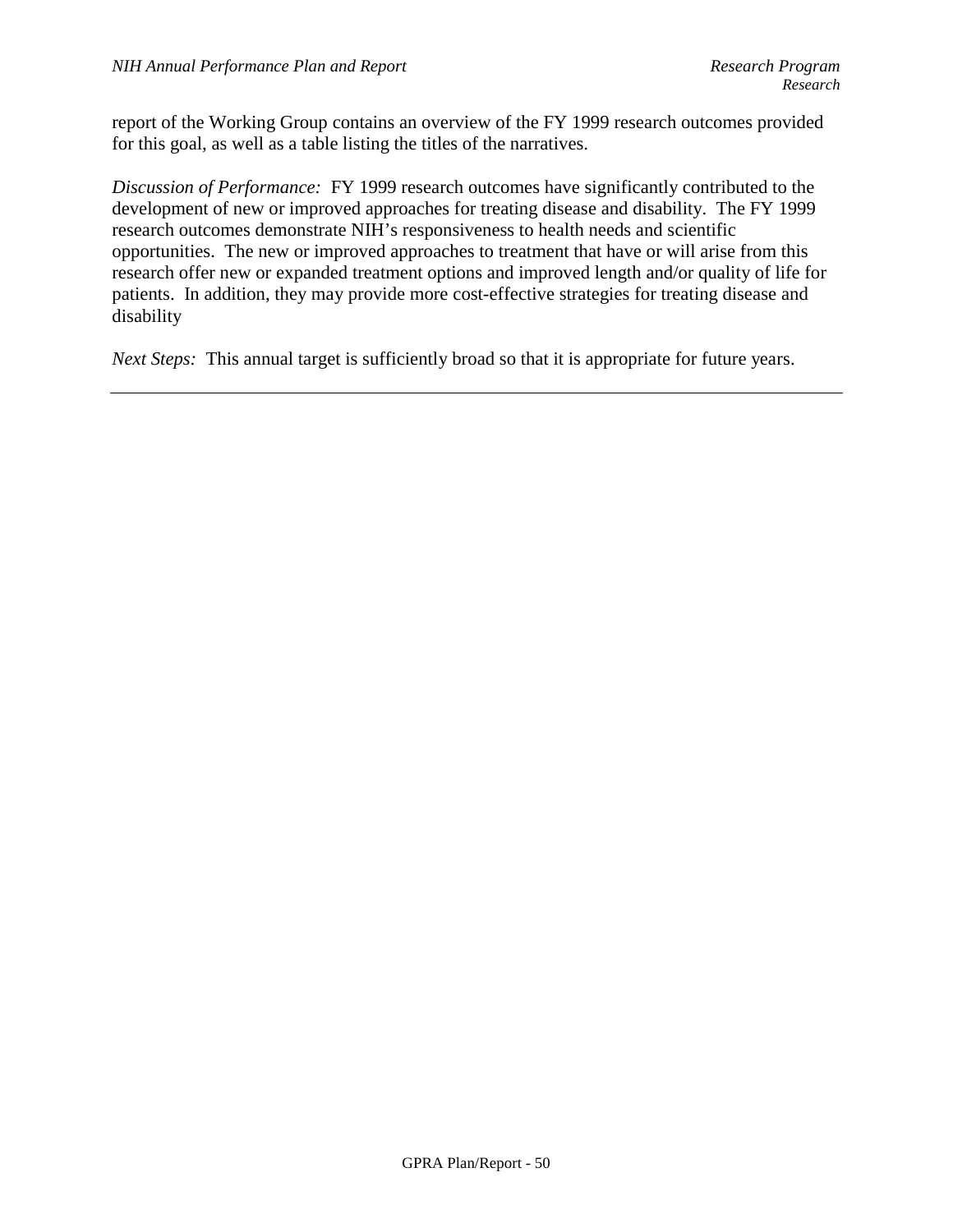report of the Working Group contains an overview of the FY 1999 research outcomes provided for this goal, as well as a table listing the titles of the narratives.

*Discussion of Performance:* FY 1999 research outcomes have significantly contributed to the development of new or improved approaches for treating disease and disability. The FY 1999 research outcomes demonstrate NIH's responsiveness to health needs and scientific opportunities. The new or improved approaches to treatment that have or will arise from this research offer new or expanded treatment options and improved length and/or quality of life for patients. In addition, they may provide more cost-effective strategies for treating disease and disability

*Next Steps:* This annual target is sufficiently broad so that it is appropriate for future years.

---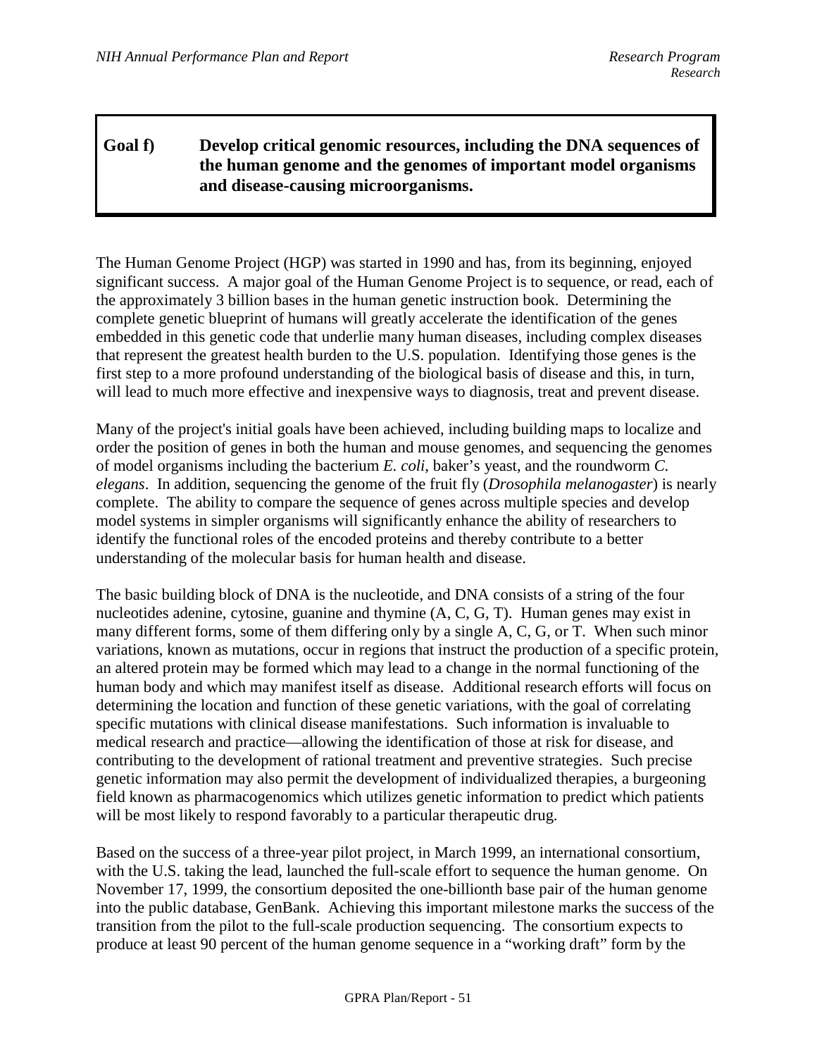**Goal f) Develop critical genomic resources, including the DNA sequences of the human genome and the genomes of important model organisms and disease-causing microorganisms.**

The Human Genome Project (HGP) was started in 1990 and has, from its beginning, enjoyed significant success. A major goal of the Human Genome Project is to sequence, or read, each of the approximately 3 billion bases in the human genetic instruction book. Determining the complete genetic blueprint of humans will greatly accelerate the identification of the genes embedded in this genetic code that underlie many human diseases, including complex diseases that represent the greatest health burden to the U.S. population. Identifying those genes is the first step to a more profound understanding of the biological basis of disease and this, in turn, will lead to much more effective and inexpensive ways to diagnosis, treat and prevent disease.

Many of the project's initial goals have been achieved, including building maps to localize and order the position of genes in both the human and mouse genomes, and sequencing the genomes of model organisms including the bacterium *E. coli*, baker's yeast, and the roundworm *C. elegans*. In addition, sequencing the genome of the fruit fly (*Drosophila melanogaster*) is nearly complete. The ability to compare the sequence of genes across multiple species and develop model systems in simpler organisms will significantly enhance the ability of researchers to identify the functional roles of the encoded proteins and thereby contribute to a better understanding of the molecular basis for human health and disease.

The basic building block of DNA is the nucleotide, and DNA consists of a string of the four nucleotides adenine, cytosine, guanine and thymine (A, C, G, T). Human genes may exist in many different forms, some of them differing only by a single A, C, G, or T. When such minor variations, known as mutations, occur in regions that instruct the production of a specific protein, an altered protein may be formed which may lead to a change in the normal functioning of the human body and which may manifest itself as disease. Additional research efforts will focus on determining the location and function of these genetic variations, with the goal of correlating specific mutations with clinical disease manifestations. Such information is invaluable to medical research and practice—allowing the identification of those at risk for disease, and contributing to the development of rational treatment and preventive strategies. Such precise genetic information may also permit the development of individualized therapies, a burgeoning field known as pharmacogenomics which utilizes genetic information to predict which patients will be most likely to respond favorably to a particular therapeutic drug.

Based on the success of a three-year pilot project, in March 1999, an international consortium, with the U.S. taking the lead, launched the full-scale effort to sequence the human genome. On November 17, 1999, the consortium deposited the one-billionth base pair of the human genome into the public database, GenBank. Achieving this important milestone marks the success of the transition from the pilot to the full-scale production sequencing. The consortium expects to produce at least 90 percent of the human genome sequence in a "working draft" form by the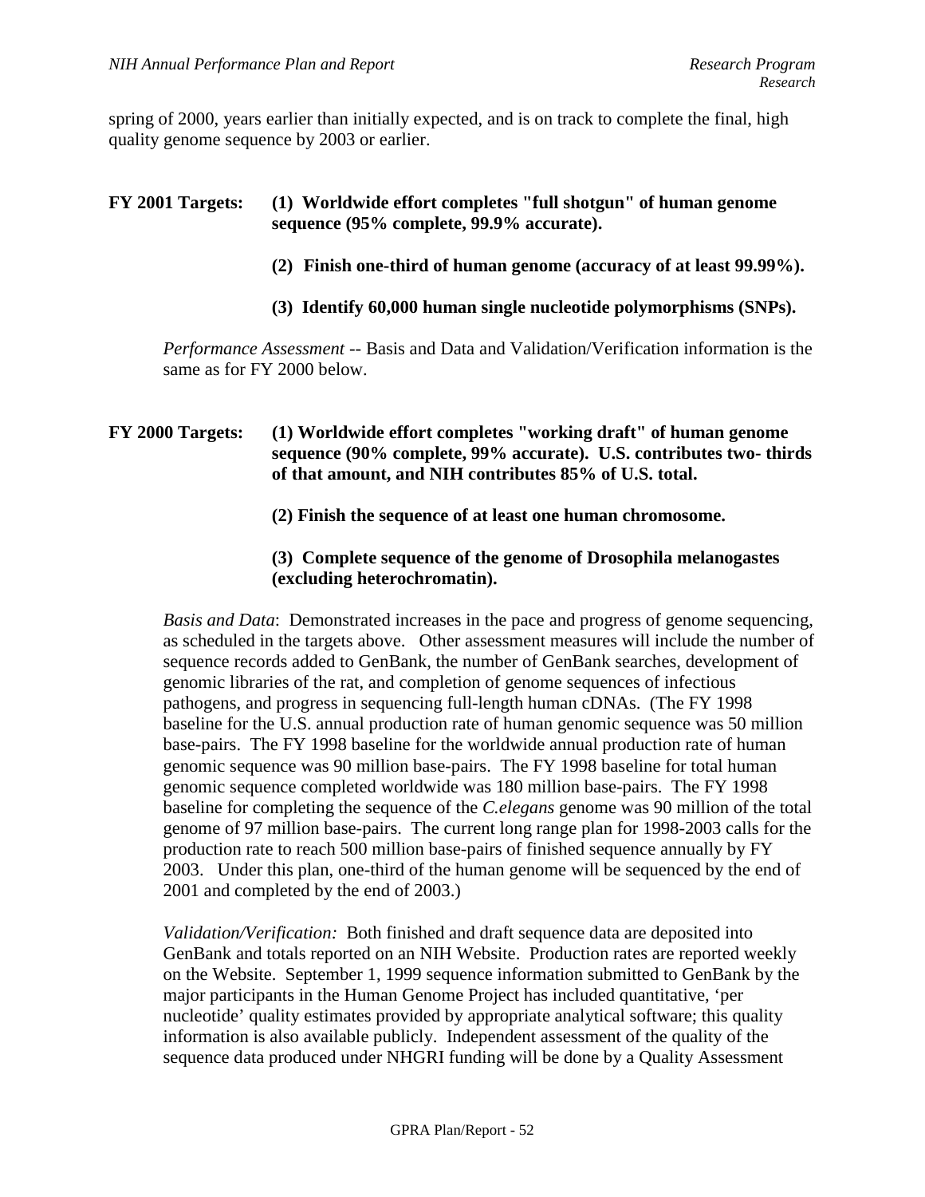spring of 2000, years earlier than initially expected, and is on track to complete the final, high quality genome sequence by 2003 or earlier.

**FY 2001 Targets: (1) Worldwide effort completes "full shotgun" of human genome sequence (95% complete, 99.9% accurate).**

**(2) Finish one-third of human genome (accuracy of at least 99.99%).**

**(3) Identify 60,000 human single nucleotide polymorphisms (SNPs).**

*Performance Assessment* -- Basis and Data and Validation/Verification information is the same as for FY 2000 below.

**FY 2000 Targets: (1) Worldwide effort completes "working draft" of human genome sequence (90% complete, 99% accurate). U.S. contributes two- thirds of that amount, and NIH contributes 85% of U.S. total.**

**(2) Finish the sequence of at least one human chromosome.**

**(3) Complete sequence of the genome of Drosophila melanogastes (excluding heterochromatin).**

*Basis and Data*: Demonstrated increases in the pace and progress of genome sequencing, as scheduled in the targets above. Other assessment measures will include the number of sequence records added to GenBank, the number of GenBank searches, development of genomic libraries of the rat, and completion of genome sequences of infectious pathogens, and progress in sequencing full-length human cDNAs. (The FY 1998 baseline for the U.S. annual production rate of human genomic sequence was 50 million base-pairs. The FY 1998 baseline for the worldwide annual production rate of human genomic sequence was 90 million base-pairs. The FY 1998 baseline for total human genomic sequence completed worldwide was 180 million base-pairs. The FY 1998 baseline for completing the sequence of the *C.elegans* genome was 90 million of the total genome of 97 million base-pairs. The current long range plan for 1998-2003 calls for the production rate to reach 500 million base-pairs of finished sequence annually by FY 2003. Under this plan, one-third of the human genome will be sequenced by the end of 2001 and completed by the end of 2003.)

*Validation/Verification:* Both finished and draft sequence data are deposited into GenBank and totals reported on an NIH Website. Production rates are reported weekly on the Website. September 1, 1999 sequence information submitted to GenBank by the major participants in the Human Genome Project has included quantitative, 'per nucleotide' quality estimates provided by appropriate analytical software; this quality information is also available publicly. Independent assessment of the quality of the sequence data produced under NHGRI funding will be done by a Quality Assessment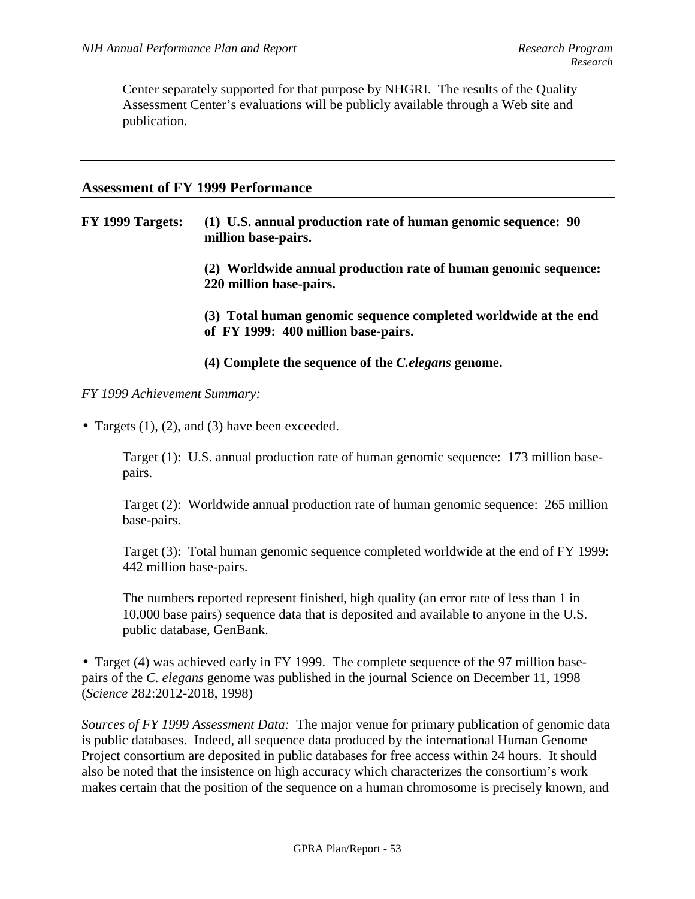Center separately supported for that purpose by NHGRI. The results of the Quality Assessment Center's evaluations will be publicly available through a Web site and publication.

---

## Assessment of FY 1999 Performance

**FY 1999 Targets:** **(1) U.S. annual production rate of human genomic sequence: 90 million base-pairs.**

**(2) Worldwide annual production rate of human genomic sequence: 220 million base-pairs.**

**(3) Total human genomic sequence completed worldwide at the end of FY 1999: 400 million base-pairs.**

**(4) Complete the sequence of the *C.elegans* genome.**

*FY 1999 Achievement Summary:*

- Targets (1), (2), and (3) have been exceeded.

  Target (1): U.S. annual production rate of human genomic sequence: 173 million base-pairs.

  Target (2): Worldwide annual production rate of human genomic sequence: 265 million base-pairs.

  Target (3): Total human genomic sequence completed worldwide at the end of FY 1999: 442 million base-pairs.

  The numbers reported represent finished, high quality (an error rate of less than 1 in 10,000 base pairs) sequence data that is deposited and available to anyone in the U.S. public database, GenBank.

- Target (4) was achieved early in FY 1999. The complete sequence of the 97 million base-pairs of the *C. elegans* genome was published in the journal Science on December 11, 1998 (*Science* 282:2012-2018, 1998)

*Sources of FY 1999 Assessment Data:* The major venue for primary publication of genomic data is public databases. Indeed, all sequence data produced by the international Human Genome Project consortium are deposited in public databases for free access within 24 hours. It should also be noted that the insistence on high accuracy which characterizes the consortium's work makes certain that the position of the sequence on a human chromosome is precisely known, and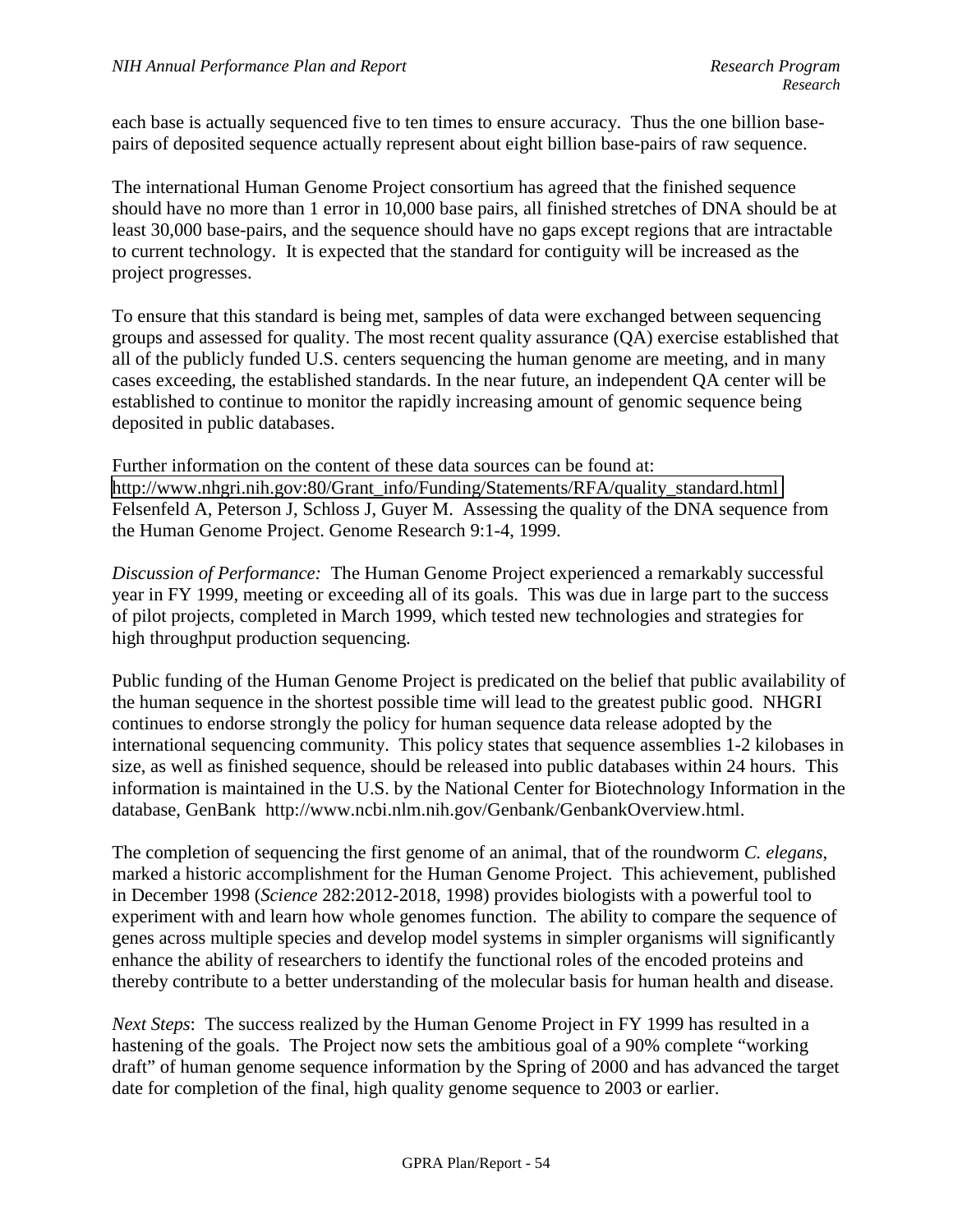each base is actually sequenced five to ten times to ensure accuracy. Thus the one billion base-pairs of deposited sequence actually represent about eight billion base-pairs of raw sequence.

The international Human Genome Project consortium has agreed that the finished sequence should have no more than 1 error in 10,000 base pairs, all finished stretches of DNA should be at least 30,000 base-pairs, and the sequence should have no gaps except regions that are intractable to current technology. It is expected that the standard for contiguity will be increased as the project progresses.

To ensure that this standard is being met, samples of data were exchanged between sequencing groups and assessed for quality. The most recent quality assurance (QA) exercise established that all of the publicly funded U.S. centers sequencing the human genome are meeting, and in many cases exceeding, the established standards. In the near future, an independent QA center will be established to continue to monitor the rapidly increasing amount of genomic sequence being deposited in public databases.

Further information on the content of these data sources can be found at:
http://www.nhgri.nih.gov:80/Grant_info/Funding/Statements/RFA/quality_standard.html
Felsenfeld A, Peterson J, Schloss J, Guyer M. Assessing the quality of the DNA sequence from the Human Genome Project. Genome Research 9:1-4, 1999.

*Discussion of Performance:* The Human Genome Project experienced a remarkably successful year in FY 1999, meeting or exceeding all of its goals. This was due in large part to the success of pilot projects, completed in March 1999, which tested new technologies and strategies for high throughput production sequencing.

Public funding of the Human Genome Project is predicated on the belief that public availability of the human sequence in the shortest possible time will lead to the greatest public good. NHGRI continues to endorse strongly the policy for human sequence data release adopted by the international sequencing community. This policy states that sequence assemblies 1-2 kilobases in size, as well as finished sequence, should be released into public databases within 24 hours. This information is maintained in the U.S. by the National Center for Biotechnology Information in the database, GenBank http://www.ncbi.nlm.nih.gov/Genbank/GenbankOverview.html.

The completion of sequencing the first genome of an animal, that of the roundworm *C. elegans*, marked a historic accomplishment for the Human Genome Project. This achievement, published in December 1998 (*Science* 282:2012-2018, 1998) provides biologists with a powerful tool to experiment with and learn how whole genomes function. The ability to compare the sequence of genes across multiple species and develop model systems in simpler organisms will significantly enhance the ability of researchers to identify the functional roles of the encoded proteins and thereby contribute to a better understanding of the molecular basis for human health and disease.

*Next Steps*: The success realized by the Human Genome Project in FY 1999 has resulted in a hastening of the goals. The Project now sets the ambitious goal of a 90% complete "working draft" of human genome sequence information by the Spring of 2000 and has advanced the target date for completion of the final, high quality genome sequence to 2003 or earlier.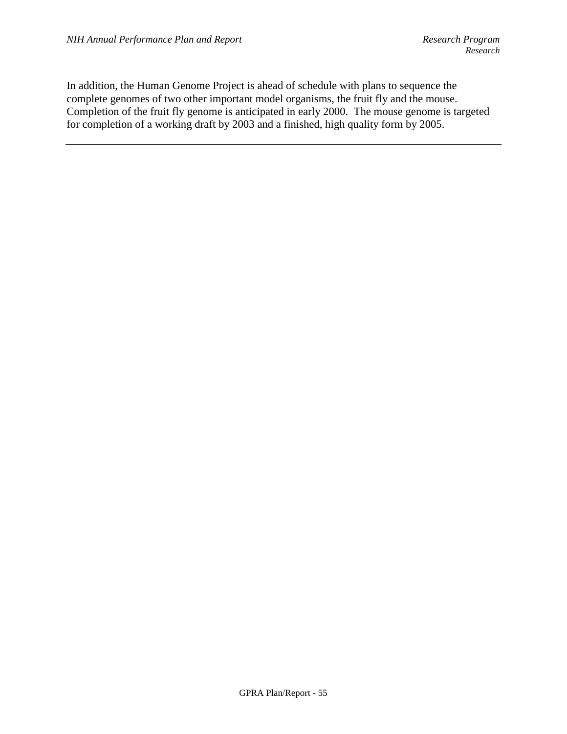In addition, the Human Genome Project is ahead of schedule with plans to sequence the complete genomes of two other important model organisms, the fruit fly and the mouse. Completion of the fruit fly genome is anticipated in early 2000. The mouse genome is targeted for completion of a working draft by 2003 and a finished, high quality form by 2005.

---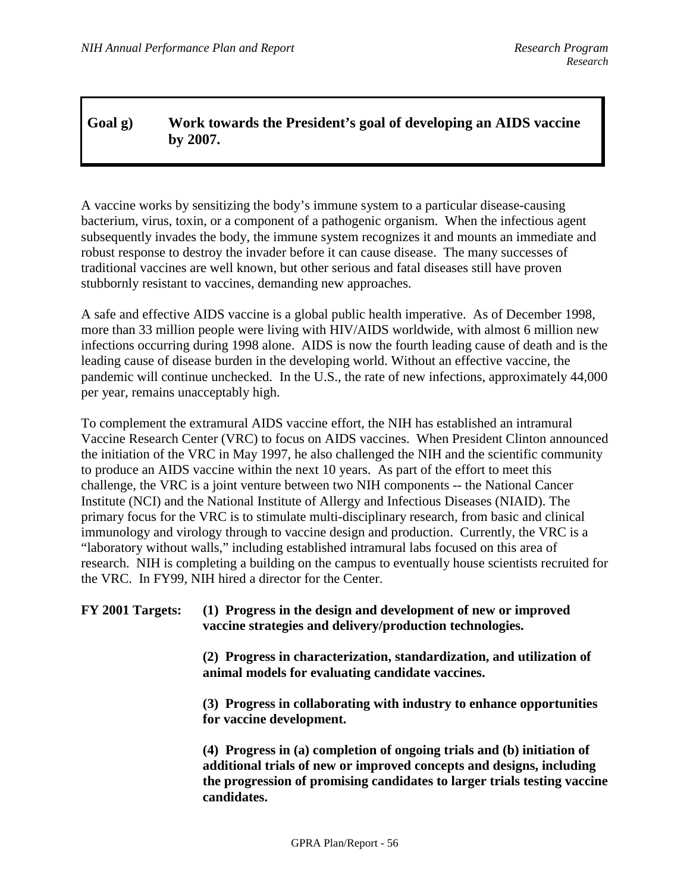## Goal g) Work towards the President's goal of developing an AIDS vaccine by 2007.

A vaccine works by sensitizing the body's immune system to a particular disease-causing bacterium, virus, toxin, or a component of a pathogenic organism. When the infectious agent subsequently invades the body, the immune system recognizes it and mounts an immediate and robust response to destroy the invader before it can cause disease. The many successes of traditional vaccines are well known, but other serious and fatal diseases still have proven stubbornly resistant to vaccines, demanding new approaches.

A safe and effective AIDS vaccine is a global public health imperative. As of December 1998, more than 33 million people were living with HIV/AIDS worldwide, with almost 6 million new infections occurring during 1998 alone. AIDS is now the fourth leading cause of death and is the leading cause of disease burden in the developing world. Without an effective vaccine, the pandemic will continue unchecked. In the U.S., the rate of new infections, approximately 44,000 per year, remains unacceptably high.

To complement the extramural AIDS vaccine effort, the NIH has established an intramural Vaccine Research Center (VRC) to focus on AIDS vaccines. When President Clinton announced the initiation of the VRC in May 1997, he also challenged the NIH and the scientific community to produce an AIDS vaccine within the next 10 years. As part of the effort to meet this challenge, the VRC is a joint venture between two NIH components -- the National Cancer Institute (NCI) and the National Institute of Allergy and Infectious Diseases (NIAID). The primary focus for the VRC is to stimulate multi-disciplinary research, from basic and clinical immunology and virology through to vaccine design and production. Currently, the VRC is a "laboratory without walls," including established intramural labs focused on this area of research. NIH is completing a building on the campus to eventually house scientists recruited for the VRC. In FY99, NIH hired a director for the Center.

**FY 2001 Targets:**

**(1) Progress in the design and development of new or improved vaccine strategies and delivery/production technologies.**

**(2) Progress in characterization, standardization, and utilization of animal models for evaluating candidate vaccines.**

**(3) Progress in collaborating with industry to enhance opportunities for vaccine development.**

**(4) Progress in (a) completion of ongoing trials and (b) initiation of additional trials of new or improved concepts and designs, including the progression of promising candidates to larger trials testing vaccine candidates.**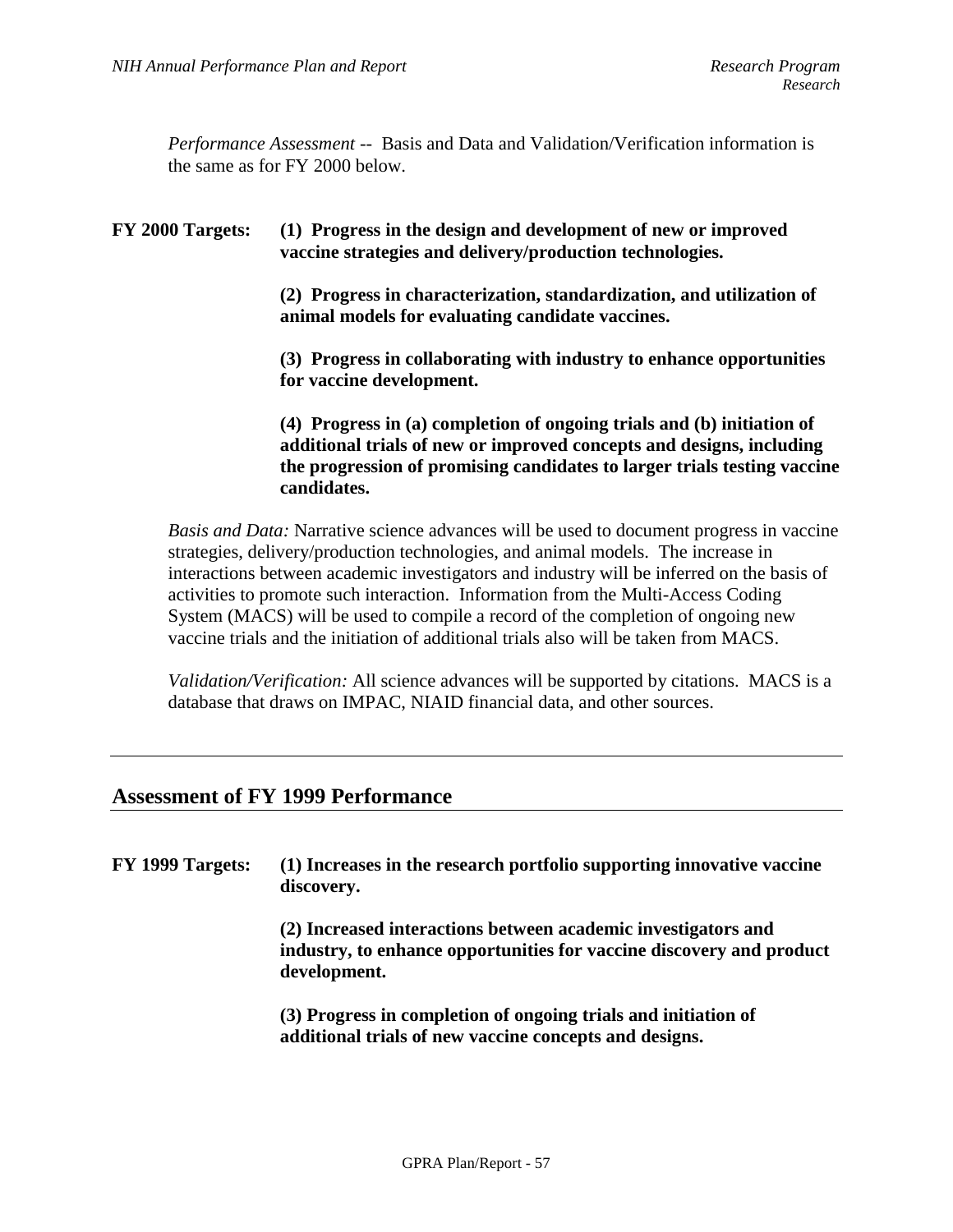*Performance Assessment* -- Basis and Data and Validation/Verification information is the same as for FY 2000 below.

**FY 2000 Targets:** **(1) Progress in the design and development of new or improved vaccine strategies and delivery/production technologies.**

**(2) Progress in characterization, standardization, and utilization of animal models for evaluating candidate vaccines.**

**(3) Progress in collaborating with industry to enhance opportunities for vaccine development.**

**(4) Progress in (a) completion of ongoing trials and (b) initiation of additional trials of new or improved concepts and designs, including the progression of promising candidates to larger trials testing vaccine candidates.**

*Basis and Data:* Narrative science advances will be used to document progress in vaccine strategies, delivery/production technologies, and animal models. The increase in interactions between academic investigators and industry will be inferred on the basis of activities to promote such interaction. Information from the Multi-Access Coding System (MACS) will be used to compile a record of the completion of ongoing new vaccine trials and the initiation of additional trials also will be taken from MACS.

*Validation/Verification:* All science advances will be supported by citations. MACS is a database that draws on IMPAC, NIAID financial data, and other sources.

---

## Assessment of FY 1999 Performance

**FY 1999 Targets:** **(1) Increases in the research portfolio supporting innovative vaccine discovery.**

**(2) Increased interactions between academic investigators and industry, to enhance opportunities for vaccine discovery and product development.**

**(3) Progress in completion of ongoing trials and initiation of additional trials of new vaccine concepts and designs.**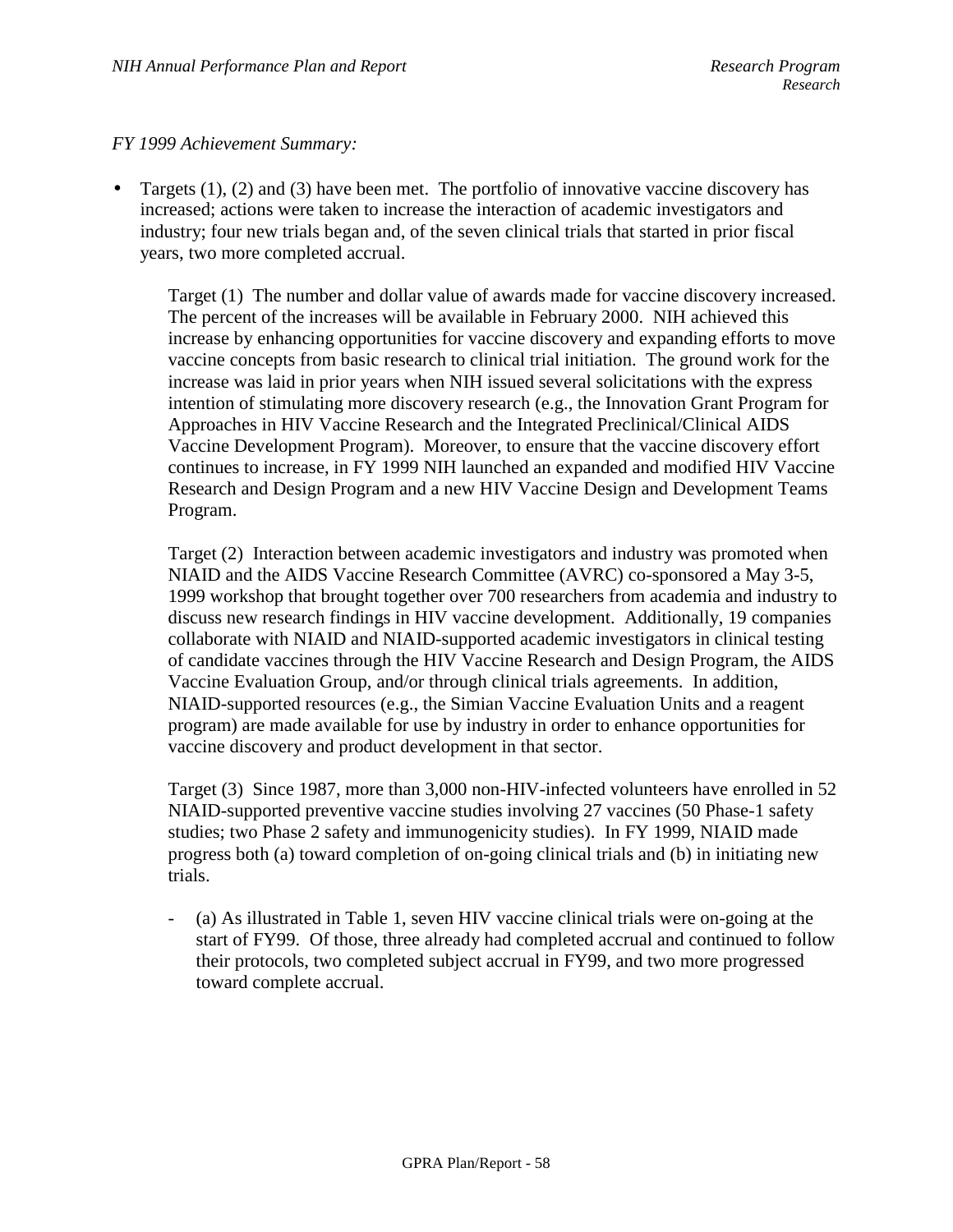*FY 1999 Achievement Summary:*

- Targets (1), (2) and (3) have been met. The portfolio of innovative vaccine discovery has increased; actions were taken to increase the interaction of academic investigators and industry; four new trials began and, of the seven clinical trials that started in prior fiscal years, two more completed accrual.

  Target (1) The number and dollar value of awards made for vaccine discovery increased. The percent of the increases will be available in February 2000. NIH achieved this increase by enhancing opportunities for vaccine discovery and expanding efforts to move vaccine concepts from basic research to clinical trial initiation. The ground work for the increase was laid in prior years when NIH issued several solicitations with the express intention of stimulating more discovery research (e.g., the Innovation Grant Program for Approaches in HIV Vaccine Research and the Integrated Preclinical/Clinical AIDS Vaccine Development Program). Moreover, to ensure that the vaccine discovery effort continues to increase, in FY 1999 NIH launched an expanded and modified HIV Vaccine Research and Design Program and a new HIV Vaccine Design and Development Teams Program.

  Target (2) Interaction between academic investigators and industry was promoted when NIAID and the AIDS Vaccine Research Committee (AVRC) co-sponsored a May 3-5, 1999 workshop that brought together over 700 researchers from academia and industry to discuss new research findings in HIV vaccine development. Additionally, 19 companies collaborate with NIAID and NIAID-supported academic investigators in clinical testing of candidate vaccines through the HIV Vaccine Research and Design Program, the AIDS Vaccine Evaluation Group, and/or through clinical trials agreements. In addition, NIAID-supported resources (e.g., the Simian Vaccine Evaluation Units and a reagent program) are made available for use by industry in order to enhance opportunities for vaccine discovery and product development in that sector.

  Target (3) Since 1987, more than 3,000 non-HIV-infected volunteers have enrolled in 52 NIAID-supported preventive vaccine studies involving 27 vaccines (50 Phase-1 safety studies; two Phase 2 safety and immunogenicity studies). In FY 1999, NIAID made progress both (a) toward completion of on-going clinical trials and (b) in initiating new trials.

  - (a) As illustrated in Table 1, seven HIV vaccine clinical trials were on-going at the start of FY99. Of those, three already had completed accrual and continued to follow their protocols, two completed subject accrual in FY99, and two more progressed toward complete accrual.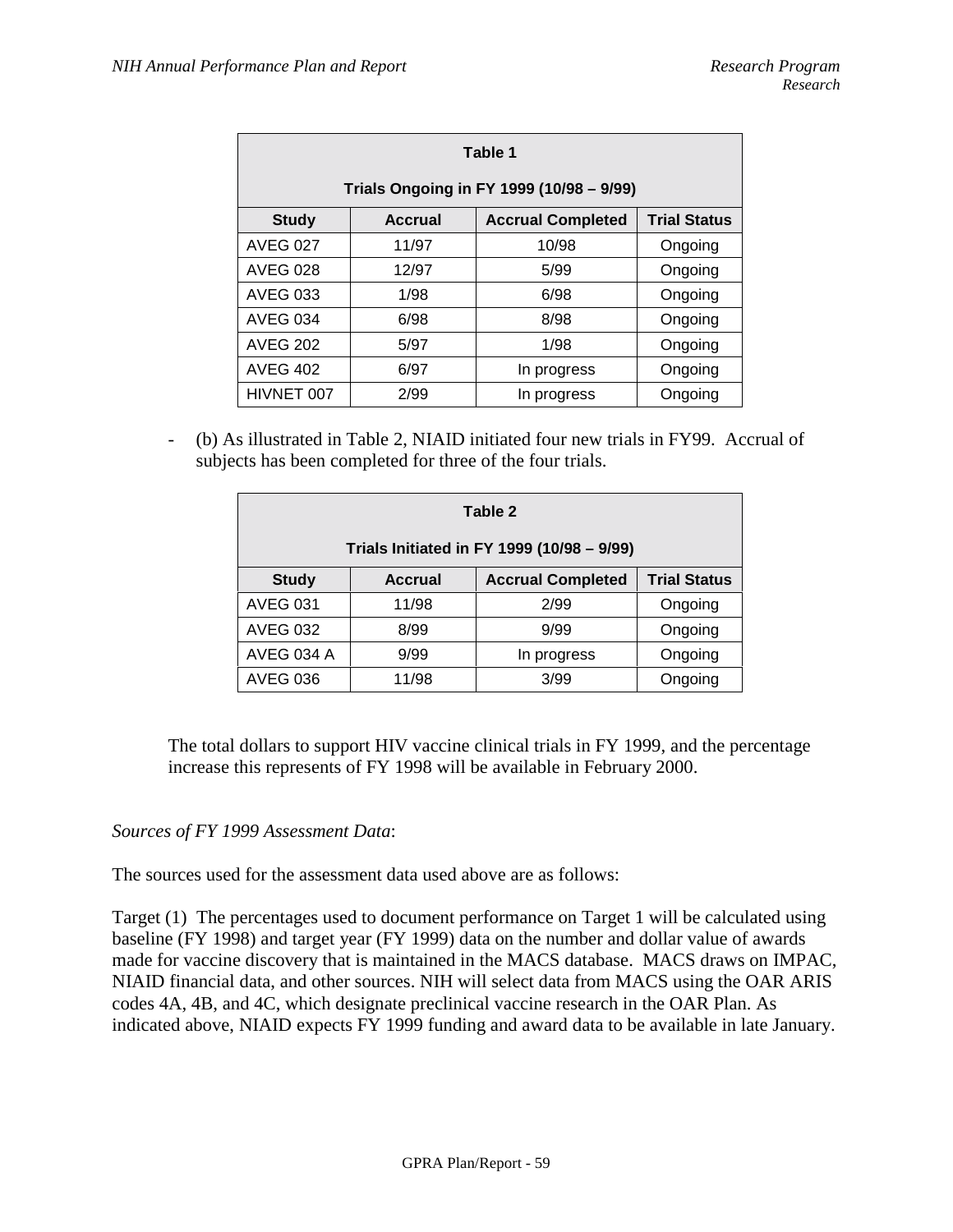| Table 1<br>Trials Ongoing in FY 1999 (10/98 – 9/99) | | | |
|---|---|---|---|
| **Study** | **Accrual** | **Accrual Completed** | **Trial Status** |
| AVEG 027 | 11/97 | 10/98 | Ongoing |
| AVEG 028 | 12/97 | 5/99 | Ongoing |
| AVEG 033 | 1/98 | 6/98 | Ongoing |
| AVEG 034 | 6/98 | 8/98 | Ongoing |
| AVEG 202 | 5/97 | 1/98 | Ongoing |
| AVEG 402 | 6/97 | In progress | Ongoing |
| HIVNET 007 | 2/99 | In progress | Ongoing |

- (b) As illustrated in Table 2, NIAID initiated four new trials in FY99. Accrual of subjects has been completed for three of the four trials.

| Table 2<br>Trials Initiated in FY 1999 (10/98 – 9/99) | | | |
|---|---|---|---|
| **Study** | **Accrual** | **Accrual Completed** | **Trial Status** |
| AVEG 031 | 11/98 | 2/99 | Ongoing |
| AVEG 032 | 8/99 | 9/99 | Ongoing |
| AVEG 034 A | 9/99 | In progress | Ongoing |
| AVEG 036 | 11/98 | 3/99 | Ongoing |

The total dollars to support HIV vaccine clinical trials in FY 1999, and the percentage increase this represents of FY 1998 will be available in February 2000.

*Sources of FY 1999 Assessment Data*:

The sources used for the assessment data used above are as follows:

Target (1) The percentages used to document performance on Target 1 will be calculated using baseline (FY 1998) and target year (FY 1999) data on the number and dollar value of awards made for vaccine discovery that is maintained in the MACS database. MACS draws on IMPAC, NIAID financial data, and other sources. NIH will select data from MACS using the OAR ARIS codes 4A, 4B, and 4C, which designate preclinical vaccine research in the OAR Plan. As indicated above, NIAID expects FY 1999 funding and award data to be available in late January.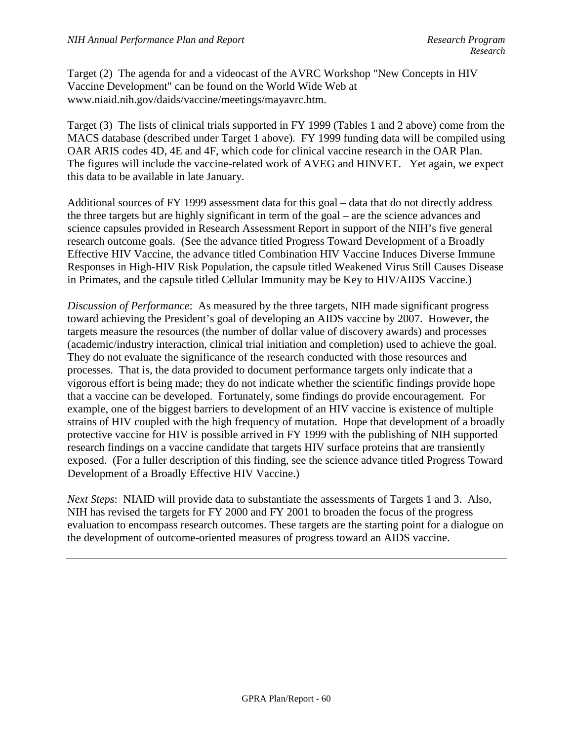Target (2) The agenda for and a videocast of the AVRC Workshop "New Concepts in HIV Vaccine Development" can be found on the World Wide Web at www.niaid.nih.gov/daids/vaccine/meetings/mayavrc.htm.

Target (3) The lists of clinical trials supported in FY 1999 (Tables 1 and 2 above) come from the MACS database (described under Target 1 above). FY 1999 funding data will be compiled using OAR ARIS codes 4D, 4E and 4F, which code for clinical vaccine research in the OAR Plan. The figures will include the vaccine-related work of AVEG and HINVET. Yet again, we expect this data to be available in late January.

Additional sources of FY 1999 assessment data for this goal – data that do not directly address the three targets but are highly significant in term of the goal – are the science advances and science capsules provided in Research Assessment Report in support of the NIH's five general research outcome goals. (See the advance titled Progress Toward Development of a Broadly Effective HIV Vaccine, the advance titled Combination HIV Vaccine Induces Diverse Immune Responses in High-HIV Risk Population, the capsule titled Weakened Virus Still Causes Disease in Primates, and the capsule titled Cellular Immunity may be Key to HIV/AIDS Vaccine.)

*Discussion of Performance*: As measured by the three targets, NIH made significant progress toward achieving the President's goal of developing an AIDS vaccine by 2007. However, the targets measure the resources (the number of dollar value of discovery awards) and processes (academic/industry interaction, clinical trial initiation and completion) used to achieve the goal. They do not evaluate the significance of the research conducted with those resources and processes. That is, the data provided to document performance targets only indicate that a vigorous effort is being made; they do not indicate whether the scientific findings provide hope that a vaccine can be developed. Fortunately, some findings do provide encouragement. For example, one of the biggest barriers to development of an HIV vaccine is existence of multiple strains of HIV coupled with the high frequency of mutation. Hope that development of a broadly protective vaccine for HIV is possible arrived in FY 1999 with the publishing of NIH supported research findings on a vaccine candidate that targets HIV surface proteins that are transiently exposed. (For a fuller description of this finding, see the science advance titled Progress Toward Development of a Broadly Effective HIV Vaccine.)

*Next Steps*: NIAID will provide data to substantiate the assessments of Targets 1 and 3. Also, NIH has revised the targets for FY 2000 and FY 2001 to broaden the focus of the progress evaluation to encompass research outcomes. These targets are the starting point for a dialogue on the development of outcome-oriented measures of progress toward an AIDS vaccine.

---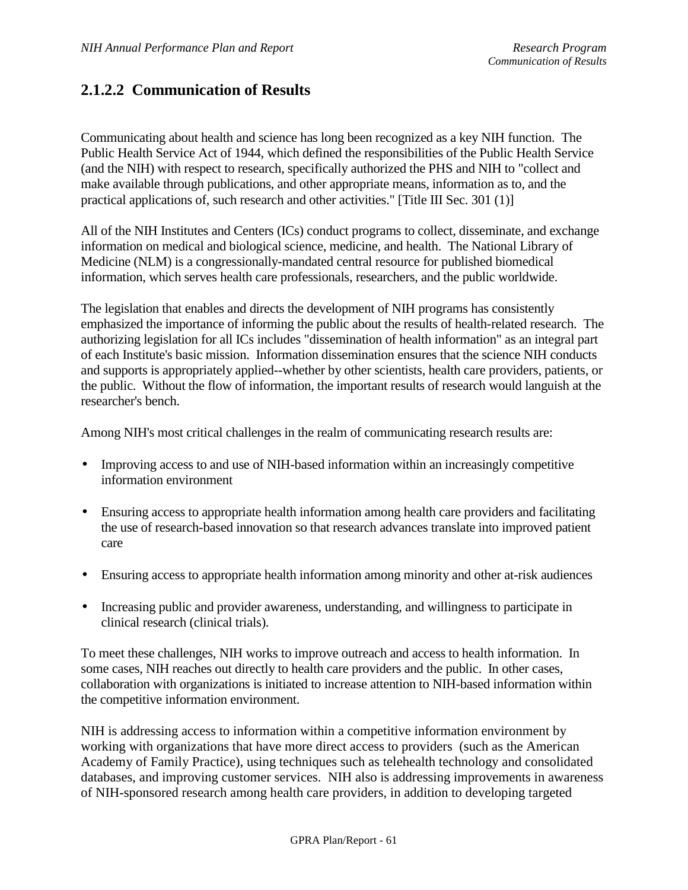## 2.1.2.2 Communication of Results

Communicating about health and science has long been recognized as a key NIH function. The Public Health Service Act of 1944, which defined the responsibilities of the Public Health Service (and the NIH) with respect to research, specifically authorized the PHS and NIH to "collect and make available through publications, and other appropriate means, information as to, and the practical applications of, such research and other activities." [Title III Sec. 301 (1)]

All of the NIH Institutes and Centers (ICs) conduct programs to collect, disseminate, and exchange information on medical and biological science, medicine, and health. The National Library of Medicine (NLM) is a congressionally-mandated central resource for published biomedical information, which serves health care professionals, researchers, and the public worldwide.

The legislation that enables and directs the development of NIH programs has consistently emphasized the importance of informing the public about the results of health-related research. The authorizing legislation for all ICs includes "dissemination of health information" as an integral part of each Institute's basic mission. Information dissemination ensures that the science NIH conducts and supports is appropriately applied--whether by other scientists, health care providers, patients, or the public. Without the flow of information, the important results of research would languish at the researcher's bench.

Among NIH's most critical challenges in the realm of communicating research results are:

- Improving access to and use of NIH-based information within an increasingly competitive information environment
- Ensuring access to appropriate health information among health care providers and facilitating the use of research-based innovation so that research advances translate into improved patient care
- Ensuring access to appropriate health information among minority and other at-risk audiences
- Increasing public and provider awareness, understanding, and willingness to participate in clinical research (clinical trials).

To meet these challenges, NIH works to improve outreach and access to health information. In some cases, NIH reaches out directly to health care providers and the public. In other cases, collaboration with organizations is initiated to increase attention to NIH-based information within the competitive information environment.

NIH is addressing access to information within a competitive information environment by working with organizations that have more direct access to providers (such as the American Academy of Family Practice), using techniques such as telehealth technology and consolidated databases, and improving customer services. NIH also is addressing improvements in awareness of NIH-sponsored research among health care providers, in addition to developing targeted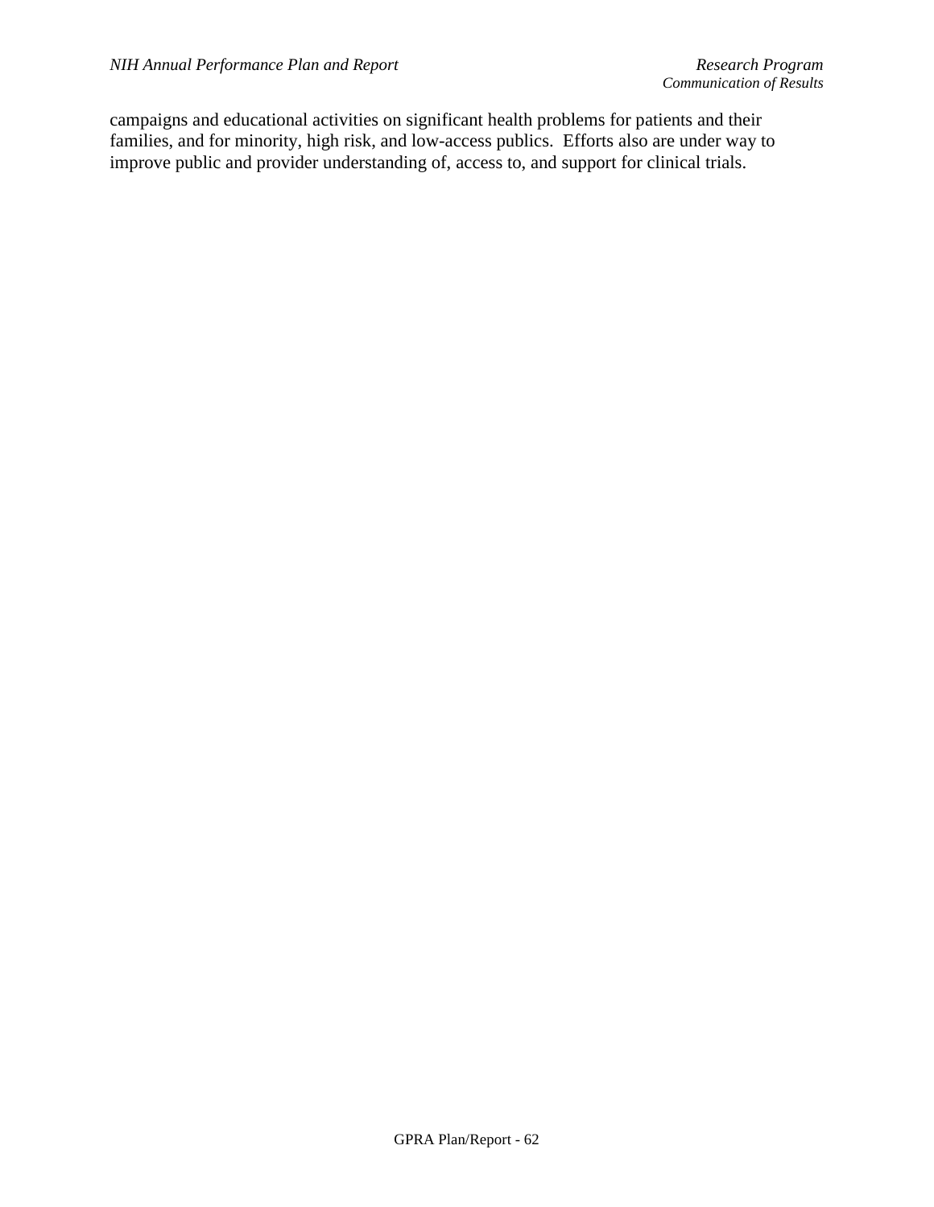campaigns and educational activities on significant health problems for patients and their families, and for minority, high risk, and low-access publics. Efforts also are under way to improve public and provider understanding of, access to, and support for clinical trials.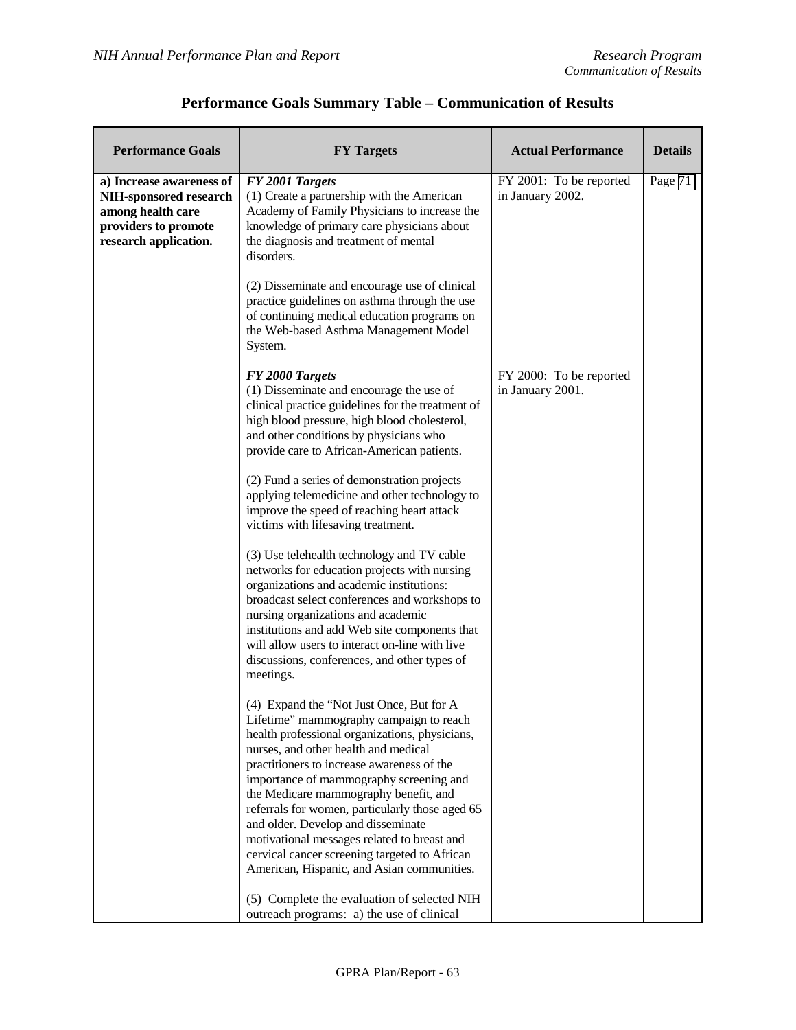## Performance Goals Summary Table – Communication of Results

| Performance Goals | FY Targets | Actual Performance | Details |
|---|---|---|---|
| **a) Increase awareness of NIH-sponsored research among health care providers to promote research application.** | ***FY 2001 Targets***<br>(1) Create a partnership with the American Academy of Family Physicians to increase the knowledge of primary care physicians about the diagnosis and treatment of mental disorders.<br><br>(2) Disseminate and encourage use of clinical practice guidelines on asthma through the use of continuing medical education programs on the Web-based Asthma Management Model System. | FY 2001: To be reported in January 2002. | Page 71 |
| | ***FY 2000 Targets***<br>(1) Disseminate and encourage the use of clinical practice guidelines for the treatment of high blood pressure, high blood cholesterol, and other conditions by physicians who provide care to African-American patients.<br><br>(2) Fund a series of demonstration projects applying telemedicine and other technology to improve the speed of reaching heart attack victims with lifesaving treatment.<br><br>(3) Use telehealth technology and TV cable networks for education projects with nursing organizations and academic institutions: broadcast select conferences and workshops to nursing organizations and academic institutions and add Web site components that will allow users to interact on-line with live discussions, conferences, and other types of meetings.<br><br>(4) Expand the "Not Just Once, But for A Lifetime" mammography campaign to reach health professional organizations, physicians, nurses, and other health and medical practitioners to increase awareness of the importance of mammography screening and the Medicare mammography benefit, and referrals for women, particularly those aged 65 and older. Develop and disseminate motivational messages related to breast and cervical cancer screening targeted to African American, Hispanic, and Asian communities.<br><br>(5) Complete the evaluation of selected NIH outreach programs: a) the use of clinical | FY 2000: To be reported in January 2001. | |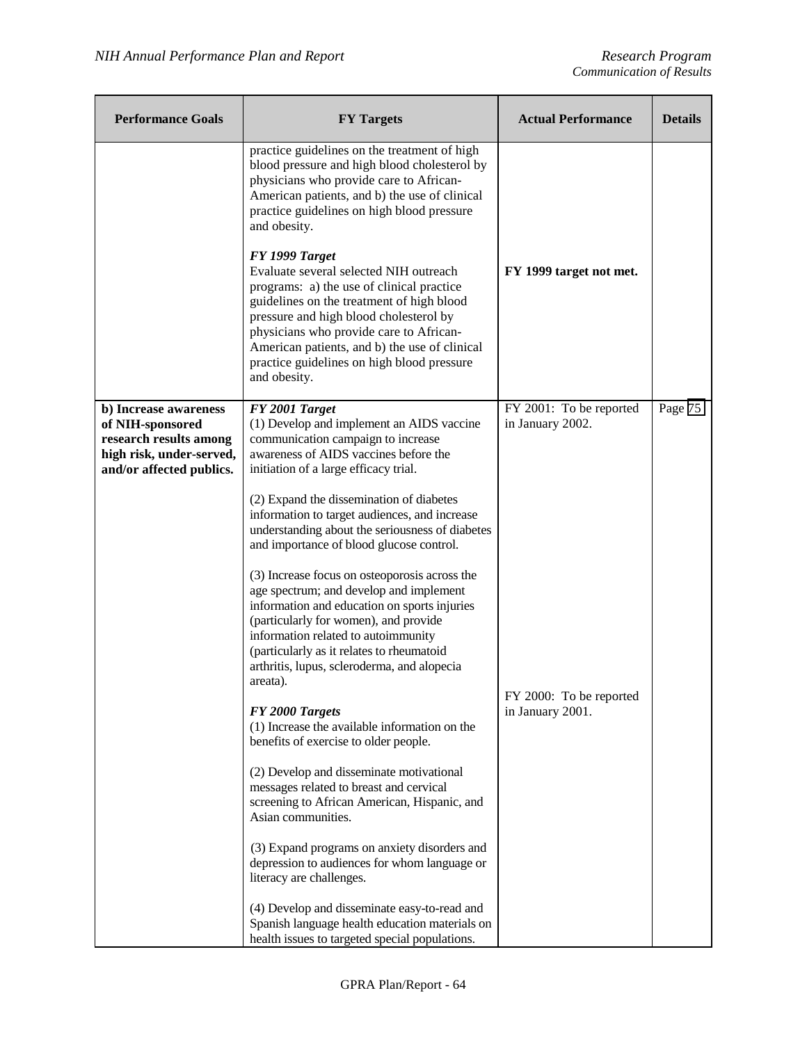| Performance Goals | FY Targets | Actual Performance | Details |
|---|---|---|---|
| | practice guidelines on the treatment of high blood pressure and high blood cholesterol by physicians who provide care to African-American patients, and b) the use of clinical practice guidelines on high blood pressure and obesity.<br><br>***FY 1999 Target***<br>Evaluate several selected NIH outreach programs: a) the use of clinical practice guidelines on the treatment of high blood pressure and high blood cholesterol by physicians who provide care to African-American patients, and b) the use of clinical practice guidelines on high blood pressure and obesity. | **FY 1999 target not met.** | |
| **b) Increase awareness of NIH-sponsored research results among high risk, under-served, and/or affected publics.** | ***FY 2001 Target***<br>(1) Develop and implement an AIDS vaccine communication campaign to increase awareness of AIDS vaccines before the initiation of a large efficacy trial.<br><br>(2) Expand the dissemination of diabetes information to target audiences, and increase understanding about the seriousness of diabetes and importance of blood glucose control.<br><br>(3) Increase focus on osteoporosis across the age spectrum; and develop and implement information and education on sports injuries (particularly for women), and provide information related to autoimmunity (particularly as it relates to rheumatoid arthritis, lupus, scleroderma, and alopecia areata).<br><br>***FY 2000 Targets***<br>(1) Increase the available information on the benefits of exercise to older people.<br><br>(2) Develop and disseminate motivational messages related to breast and cervical screening to African American, Hispanic, and Asian communities.<br><br>(3) Expand programs on anxiety disorders and depression to audiences for whom language or literacy are challenges.<br><br>(4) Develop and disseminate easy-to-read and Spanish language health education materials on health issues to targeted special populations. | FY 2001: To be reported in January 2002.<br><br>FY 2000: To be reported in January 2001. | Page 75 |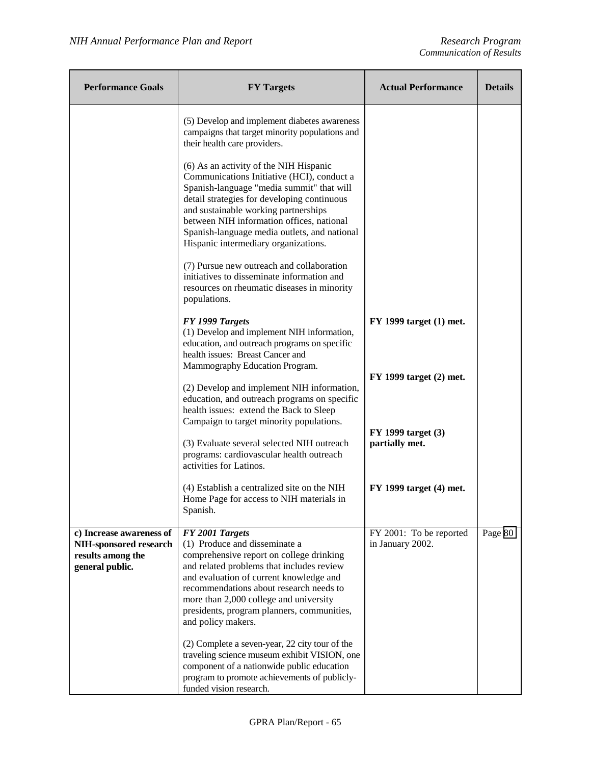| Performance Goals | FY Targets | Actual Performance | Details |
|---|---|---|---|
| | (5) Develop and implement diabetes awareness campaigns that target minority populations and their health care providers.<br><br>(6) As an activity of the NIH Hispanic Communications Initiative (HCI), conduct a Spanish-language "media summit" that will detail strategies for developing continuous and sustainable working partnerships between NIH information offices, national Spanish-language media outlets, and national Hispanic intermediary organizations.<br><br>(7) Pursue new outreach and collaboration initiatives to disseminate information and resources on rheumatic diseases in minority populations. | | |
| | ***FY 1999 Targets***<br>(1) Develop and implement NIH information, education, and outreach programs on specific health issues: Breast Cancer and Mammography Education Program. | **FY 1999 target (1) met.** | |
| | (2) Develop and implement NIH information, education, and outreach programs on specific health issues: extend the Back to Sleep Campaign to target minority populations. | **FY 1999 target (2) met.** | |
| | (3) Evaluate several selected NIH outreach programs: cardiovascular health outreach activities for Latinos. | **FY 1999 target (3) partially met.** | |
| | (4) Establish a centralized site on the NIH Home Page for access to NIH materials in Spanish. | **FY 1999 target (4) met.** | |
| **c) Increase awareness of NIH-sponsored research results among the general public.** | ***FY 2001 Targets***<br>(1) Produce and disseminate a comprehensive report on college drinking and related problems that includes review and evaluation of current knowledge and recommendations about research needs to more than 2,000 college and university presidents, program planners, communities, and policy makers.<br><br>(2) Complete a seven-year, 22 city tour of the traveling science museum exhibit VISION, one component of a nationwide public education program to promote achievements of publicly-funded vision research. | FY 2001: To be reported in January 2002. | Page 80 |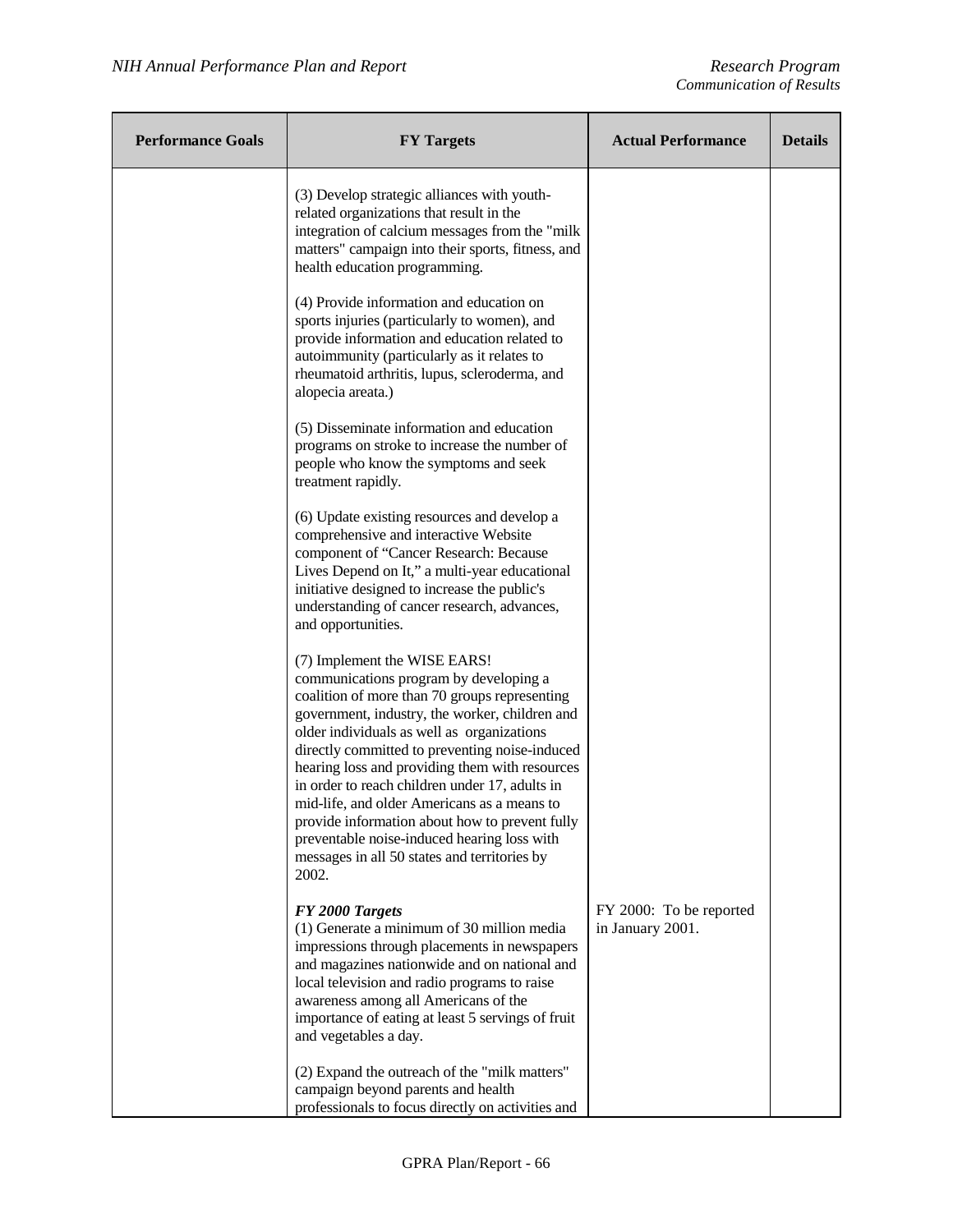| Performance Goals | FY Targets | Actual Performance | Details |
|---|---|---|---|
| | (3) Develop strategic alliances with youth-related organizations that result in the integration of calcium messages from the "milk matters" campaign into their sports, fitness, and health education programming.<br><br>(4) Provide information and education on sports injuries (particularly to women), and provide information and education related to autoimmunity (particularly as it relates to rheumatoid arthritis, lupus, scleroderma, and alopecia areata.)<br><br>(5) Disseminate information and education programs on stroke to increase the number of people who know the symptoms and seek treatment rapidly.<br><br>(6) Update existing resources and develop a comprehensive and interactive Website component of "Cancer Research: Because Lives Depend on It," a multi-year educational initiative designed to increase the public's understanding of cancer research, advances, and opportunities.<br><br>(7) Implement the WISE EARS! communications program by developing a coalition of more than 70 groups representing government, industry, the worker, children and older individuals as well as organizations directly committed to preventing noise-induced hearing loss and providing them with resources in order to reach children under 17, adults in mid-life, and older Americans as a means to provide information about how to prevent fully preventable noise-induced hearing loss with messages in all 50 states and territories by 2002. | | |
| | ***FY 2000 Targets***<br>(1) Generate a minimum of 30 million media impressions through placements in newspapers and magazines nationwide and on national and local television and radio programs to raise awareness among all Americans of the importance of eating at least 5 servings of fruit and vegetables a day.<br><br>(2) Expand the outreach of the "milk matters" campaign beyond parents and health professionals to focus directly on activities and | FY 2000: To be reported in January 2001. | |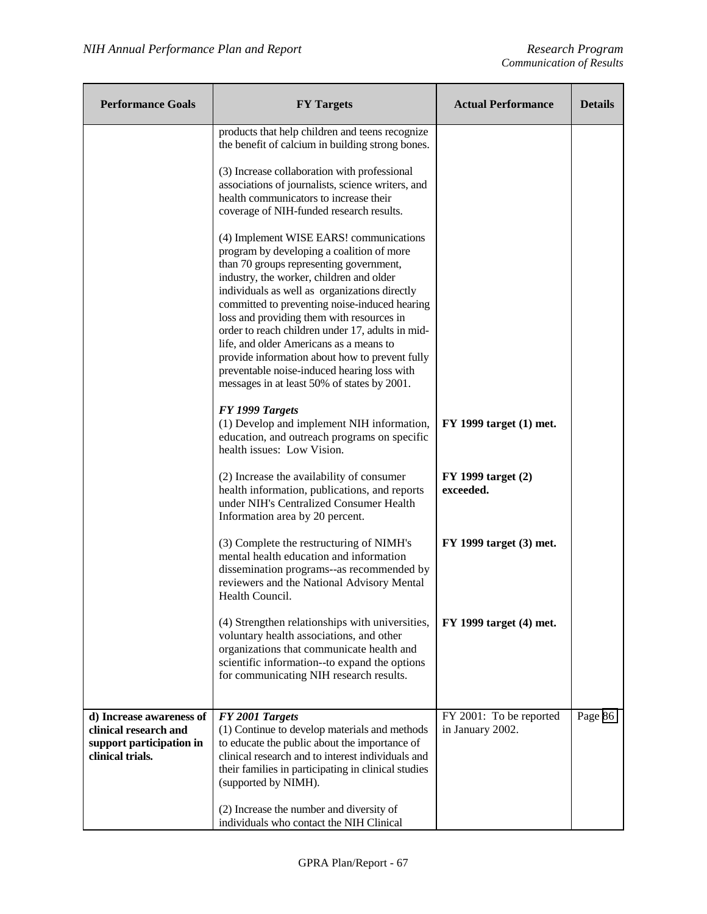| Performance Goals | FY Targets | Actual Performance | Details |
|---|---|---|---|
| | products that help children and teens recognize the benefit of calcium in building strong bones.<br><br>(3) Increase collaboration with professional associations of journalists, science writers, and health communicators to increase their coverage of NIH-funded research results.<br><br>(4) Implement WISE EARS! communications program by developing a coalition of more than 70 groups representing government, industry, the worker, children and older individuals as well as organizations directly committed to preventing noise-induced hearing loss and providing them with resources in order to reach children under 17, adults in mid-life, and older Americans as a means to provide information about how to prevent fully preventable noise-induced hearing loss with messages in at least 50% of states by 2001. | | |
| | ***FY 1999 Targets***<br>(1) Develop and implement NIH information, education, and outreach programs on specific health issues: Low Vision. | **FY 1999 target (1) met.** | |
| | (2) Increase the availability of consumer health information, publications, and reports under NIH's Centralized Consumer Health Information area by 20 percent. | **FY 1999 target (2) exceeded.** | |
| | (3) Complete the restructuring of NIMH's mental health education and information dissemination programs--as recommended by reviewers and the National Advisory Mental Health Council. | **FY 1999 target (3) met.** | |
| | (4) Strengthen relationships with universities, voluntary health associations, and other organizations that communicate health and scientific information--to expand the options for communicating NIH research results. | **FY 1999 target (4) met.** | |
| **d) Increase awareness of clinical research and support participation in clinical trials.** | ***FY 2001 Targets***<br>(1) Continue to develop materials and methods to educate the public about the importance of clinical research and to interest individuals and their families in participating in clinical studies (supported by NIMH).<br><br>(2) Increase the number and diversity of individuals who contact the NIH Clinical | FY 2001: To be reported in January 2002. | Page 86 |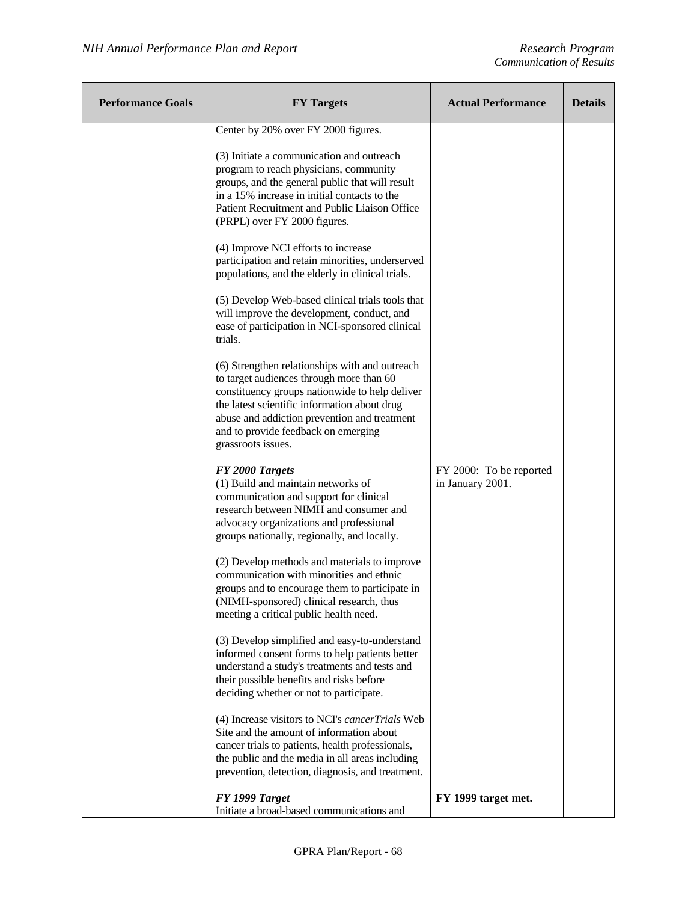| Performance Goals | FY Targets | Actual Performance | Details |
|---|---|---|---|
| | Center by 20% over FY 2000 figures.<br><br>(3) Initiate a communication and outreach program to reach physicians, community groups, and the general public that will result in a 15% increase in initial contacts to the Patient Recruitment and Public Liaison Office (PRPL) over FY 2000 figures.<br><br>(4) Improve NCI efforts to increase participation and retain minorities, underserved populations, and the elderly in clinical trials.<br><br>(5) Develop Web-based clinical trials tools that will improve the development, conduct, and ease of participation in NCI-sponsored clinical trials.<br><br>(6) Strengthen relationships with and outreach to target audiences through more than 60 constituency groups nationwide to help deliver the latest scientific information about drug abuse and addiction prevention and treatment and to provide feedback on emerging grassroots issues. | | |
| | ***FY 2000 Targets***<br>(1) Build and maintain networks of communication and support for clinical research between NIMH and consumer and advocacy organizations and professional groups nationally, regionally, and locally.<br><br>(2) Develop methods and materials to improve communication with minorities and ethnic groups and to encourage them to participate in (NIMH-sponsored) clinical research, thus meeting a critical public health need.<br><br>(3) Develop simplified and easy-to-understand informed consent forms to help patients better understand a study's treatments and tests and their possible benefits and risks before deciding whether or not to participate.<br><br>(4) Increase visitors to NCI's *cancerTrials* Web Site and the amount of information about cancer trials to patients, health professionals, the public and the media in all areas including prevention, detection, diagnosis, and treatment. | FY 2000: To be reported in January 2001. | |
| | ***FY 1999 Target***<br>Initiate a broad-based communications and | **FY 1999 target met.** | |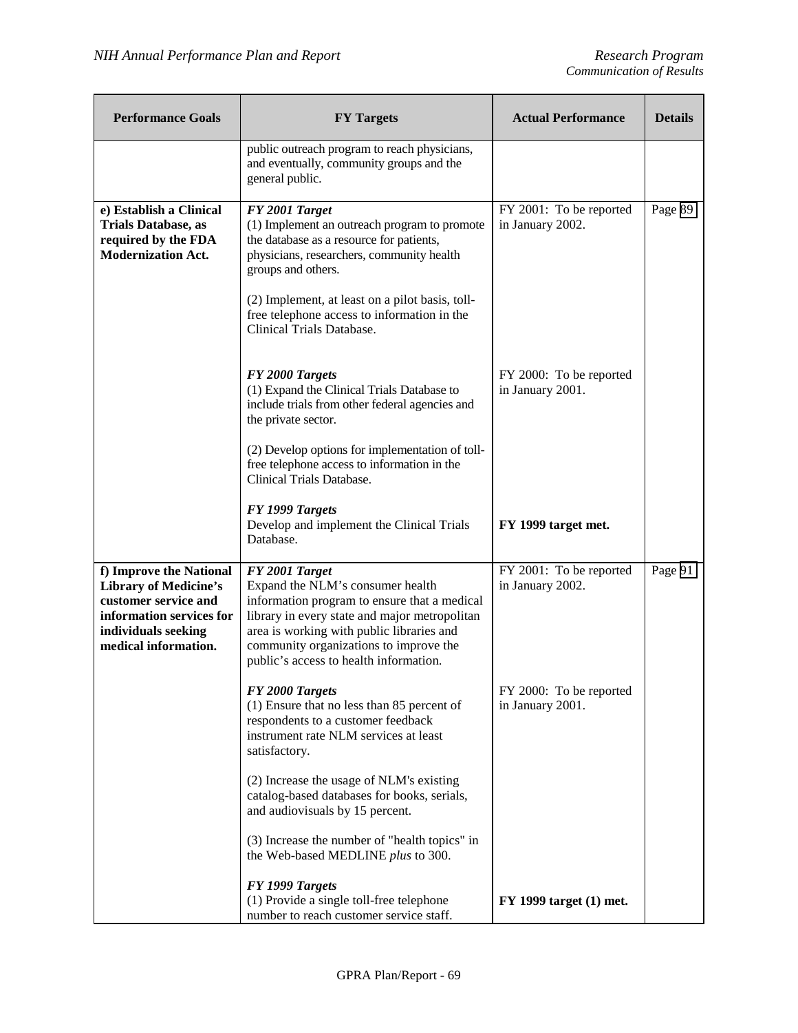| Performance Goals | FY Targets | Actual Performance | Details |
|---|---|---|---|
| | public outreach program to reach physicians, and eventually, community groups and the general public. | | |
| **e) Establish a Clinical Trials Database, as required by the FDA Modernization Act.** | ***FY 2001 Target***<br>(1) Implement an outreach program to promote the database as a resource for patients, physicians, researchers, community health groups and others.<br><br>(2) Implement, at least on a pilot basis, toll-free telephone access to information in the Clinical Trials Database. | FY 2001: To be reported in January 2002. | Page 89 |
| | ***FY 2000 Targets***<br>(1) Expand the Clinical Trials Database to include trials from other federal agencies and the private sector.<br><br>(2) Develop options for implementation of toll-free telephone access to information in the Clinical Trials Database. | FY 2000: To be reported in January 2001. | |
| | ***FY 1999 Targets***<br>Develop and implement the Clinical Trials Database. | **FY 1999 target met.** | |
| **f) Improve the National Library of Medicine's customer service and information services for individuals seeking medical information.** | ***FY 2001 Target***<br>Expand the NLM's consumer health information program to ensure that a medical library in every state and major metropolitan area is working with public libraries and community organizations to improve the public's access to health information. | FY 2001: To be reported in January 2002. | Page 91 |
| | ***FY 2000 Targets***<br>(1) Ensure that no less than 85 percent of respondents to a customer feedback instrument rate NLM services at least satisfactory.<br><br>(2) Increase the usage of NLM's existing catalog-based databases for books, serials, and audiovisuals by 15 percent.<br><br>(3) Increase the number of "health topics" in the Web-based MEDLINE *plus* to 300. | FY 2000: To be reported in January 2001. | |
| | ***FY 1999 Targets***<br>(1) Provide a single toll-free telephone number to reach customer service staff. | **FY 1999 target (1) met.** | |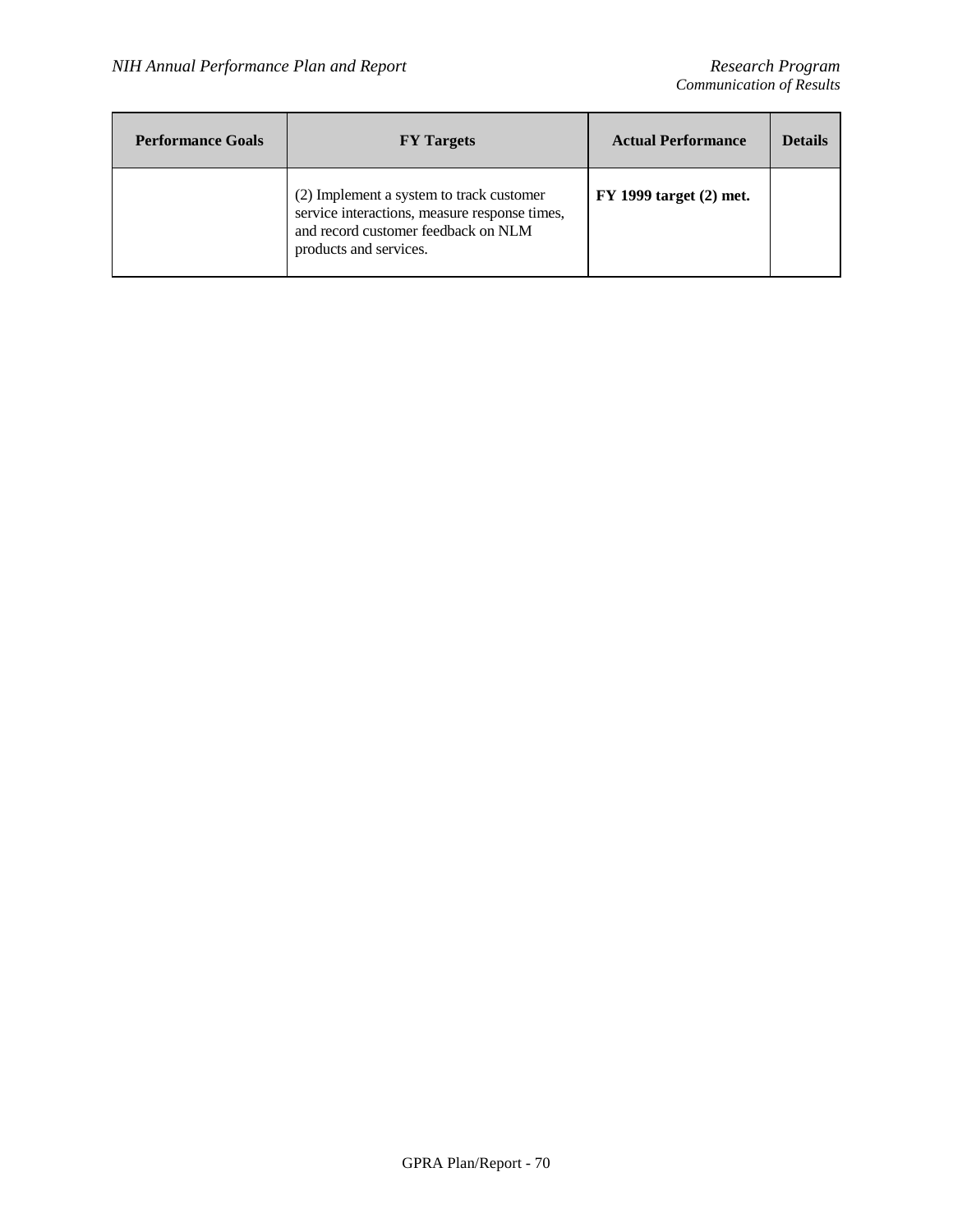| Performance Goals | FY Targets | Actual Performance | Details |
| --- | --- | --- | --- |
| | (2) Implement a system to track customer service interactions, measure response times, and record customer feedback on NLM products and services. | **FY 1999 target (2) met.** | |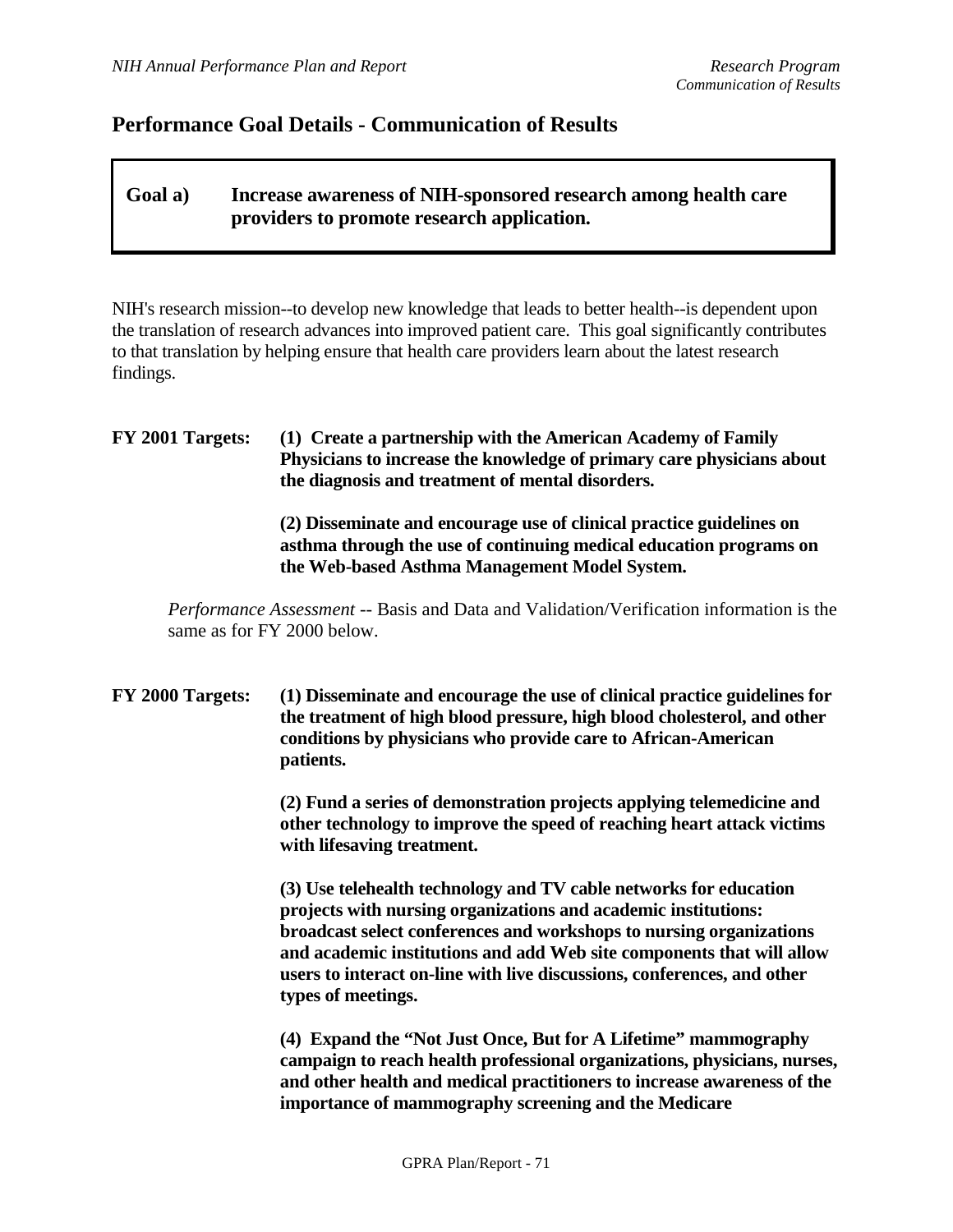## Performance Goal Details - Communication of Results

**Goal a) Increase awareness of NIH-sponsored research among health care providers to promote research application.**

NIH's research mission--to develop new knowledge that leads to better health--is dependent upon the translation of research advances into improved patient care. This goal significantly contributes to that translation by helping ensure that health care providers learn about the latest research findings.

**FY 2001 Targets:** **(1) Create a partnership with the American Academy of Family Physicians to increase the knowledge of primary care physicians about the diagnosis and treatment of mental disorders.**

**(2) Disseminate and encourage use of clinical practice guidelines on asthma through the use of continuing medical education programs on the Web-based Asthma Management Model System.**

*Performance Assessment* -- Basis and Data and Validation/Verification information is the same as for FY 2000 below.

**FY 2000 Targets:** **(1) Disseminate and encourage the use of clinical practice guidelines for the treatment of high blood pressure, high blood cholesterol, and other conditions by physicians who provide care to African-American patients.**

**(2) Fund a series of demonstration projects applying telemedicine and other technology to improve the speed of reaching heart attack victims with lifesaving treatment.**

**(3) Use telehealth technology and TV cable networks for education projects with nursing organizations and academic institutions: broadcast select conferences and workshops to nursing organizations and academic institutions and add Web site components that will allow users to interact on-line with live discussions, conferences, and other types of meetings.**

**(4) Expand the "Not Just Once, But for A Lifetime" mammography campaign to reach health professional organizations, physicians, nurses, and other health and medical practitioners to increase awareness of the importance of mammography screening and the Medicare**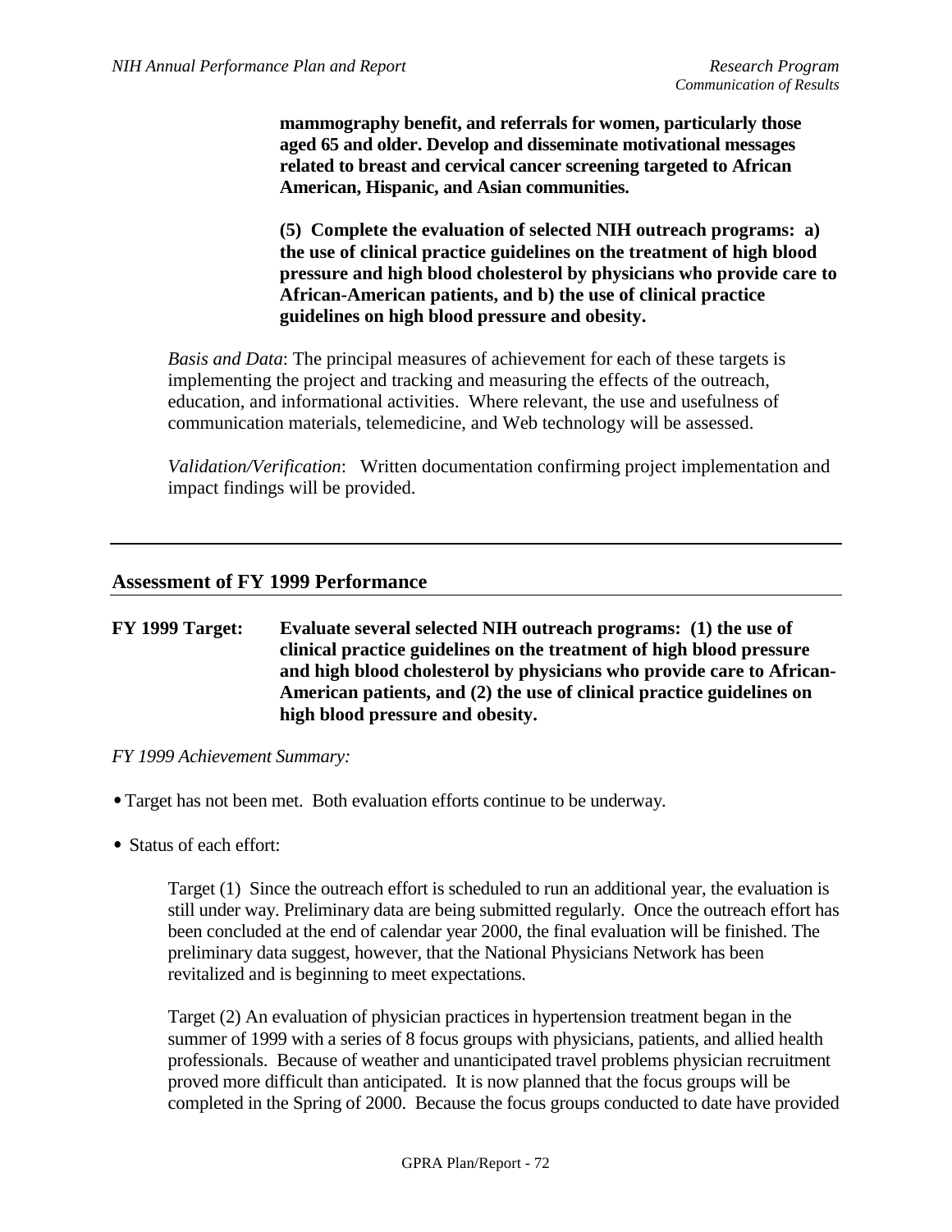**mammography benefit, and referrals for women, particularly those aged 65 and older. Develop and disseminate motivational messages related to breast and cervical cancer screening targeted to African American, Hispanic, and Asian communities.**

**(5) Complete the evaluation of selected NIH outreach programs: a) the use of clinical practice guidelines on the treatment of high blood pressure and high blood cholesterol by physicians who provide care to African-American patients, and b) the use of clinical practice guidelines on high blood pressure and obesity.**

*Basis and Data*: The principal measures of achievement for each of these targets is implementing the project and tracking and measuring the effects of the outreach, education, and informational activities. Where relevant, the use and usefulness of communication materials, telemedicine, and Web technology will be assessed.

*Validation/Verification*: Written documentation confirming project implementation and impact findings will be provided.

---

## Assessment of FY 1999 Performance

**FY 1999 Target:** **Evaluate several selected NIH outreach programs: (1) the use of clinical practice guidelines on the treatment of high blood pressure and high blood cholesterol by physicians who provide care to African-American patients, and (2) the use of clinical practice guidelines on high blood pressure and obesity.**

*FY 1999 Achievement Summary:*

- Target has not been met. Both evaluation efforts continue to be underway.
- Status of each effort:

  Target (1) Since the outreach effort is scheduled to run an additional year, the evaluation is still under way. Preliminary data are being submitted regularly. Once the outreach effort has been concluded at the end of calendar year 2000, the final evaluation will be finished. The preliminary data suggest, however, that the National Physicians Network has been revitalized and is beginning to meet expectations.

  Target (2) An evaluation of physician practices in hypertension treatment began in the summer of 1999 with a series of 8 focus groups with physicians, patients, and allied health professionals. Because of weather and unanticipated travel problems physician recruitment proved more difficult than anticipated. It is now planned that the focus groups will be completed in the Spring of 2000. Because the focus groups conducted to date have provided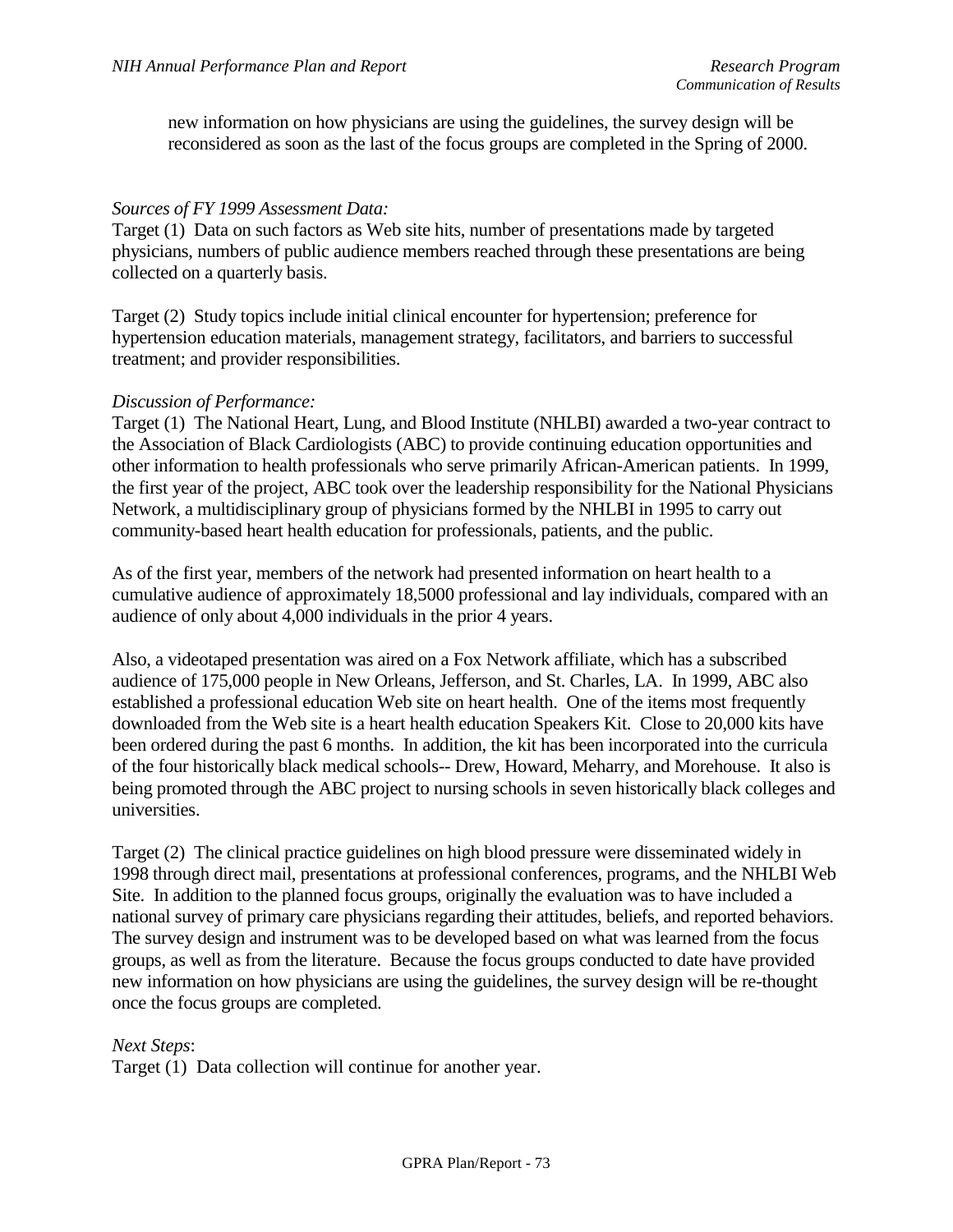new information on how physicians are using the guidelines, the survey design will be reconsidered as soon as the last of the focus groups are completed in the Spring of 2000.

*Sources of FY 1999 Assessment Data:*
Target (1) Data on such factors as Web site hits, number of presentations made by targeted physicians, numbers of public audience members reached through these presentations are being collected on a quarterly basis.

Target (2) Study topics include initial clinical encounter for hypertension; preference for hypertension education materials, management strategy, facilitators, and barriers to successful treatment; and provider responsibilities.

*Discussion of Performance:*
Target (1) The National Heart, Lung, and Blood Institute (NHLBI) awarded a two-year contract to the Association of Black Cardiologists (ABC) to provide continuing education opportunities and other information to health professionals who serve primarily African-American patients. In 1999, the first year of the project, ABC took over the leadership responsibility for the National Physicians Network, a multidisciplinary group of physicians formed by the NHLBI in 1995 to carry out community-based heart health education for professionals, patients, and the public.

As of the first year, members of the network had presented information on heart health to a cumulative audience of approximately 18,5000 professional and lay individuals, compared with an audience of only about 4,000 individuals in the prior 4 years.

Also, a videotaped presentation was aired on a Fox Network affiliate, which has a subscribed audience of 175,000 people in New Orleans, Jefferson, and St. Charles, LA. In 1999, ABC also established a professional education Web site on heart health. One of the items most frequently downloaded from the Web site is a heart health education Speakers Kit. Close to 20,000 kits have been ordered during the past 6 months. In addition, the kit has been incorporated into the curricula of the four historically black medical schools-- Drew, Howard, Meharry, and Morehouse. It also is being promoted through the ABC project to nursing schools in seven historically black colleges and universities.

Target (2) The clinical practice guidelines on high blood pressure were disseminated widely in 1998 through direct mail, presentations at professional conferences, programs, and the NHLBI Web Site. In addition to the planned focus groups, originally the evaluation was to have included a national survey of primary care physicians regarding their attitudes, beliefs, and reported behaviors. The survey design and instrument was to be developed based on what was learned from the focus groups, as well as from the literature. Because the focus groups conducted to date have provided new information on how physicians are using the guidelines, the survey design will be re-thought once the focus groups are completed.

*Next Steps*:
Target (1) Data collection will continue for another year.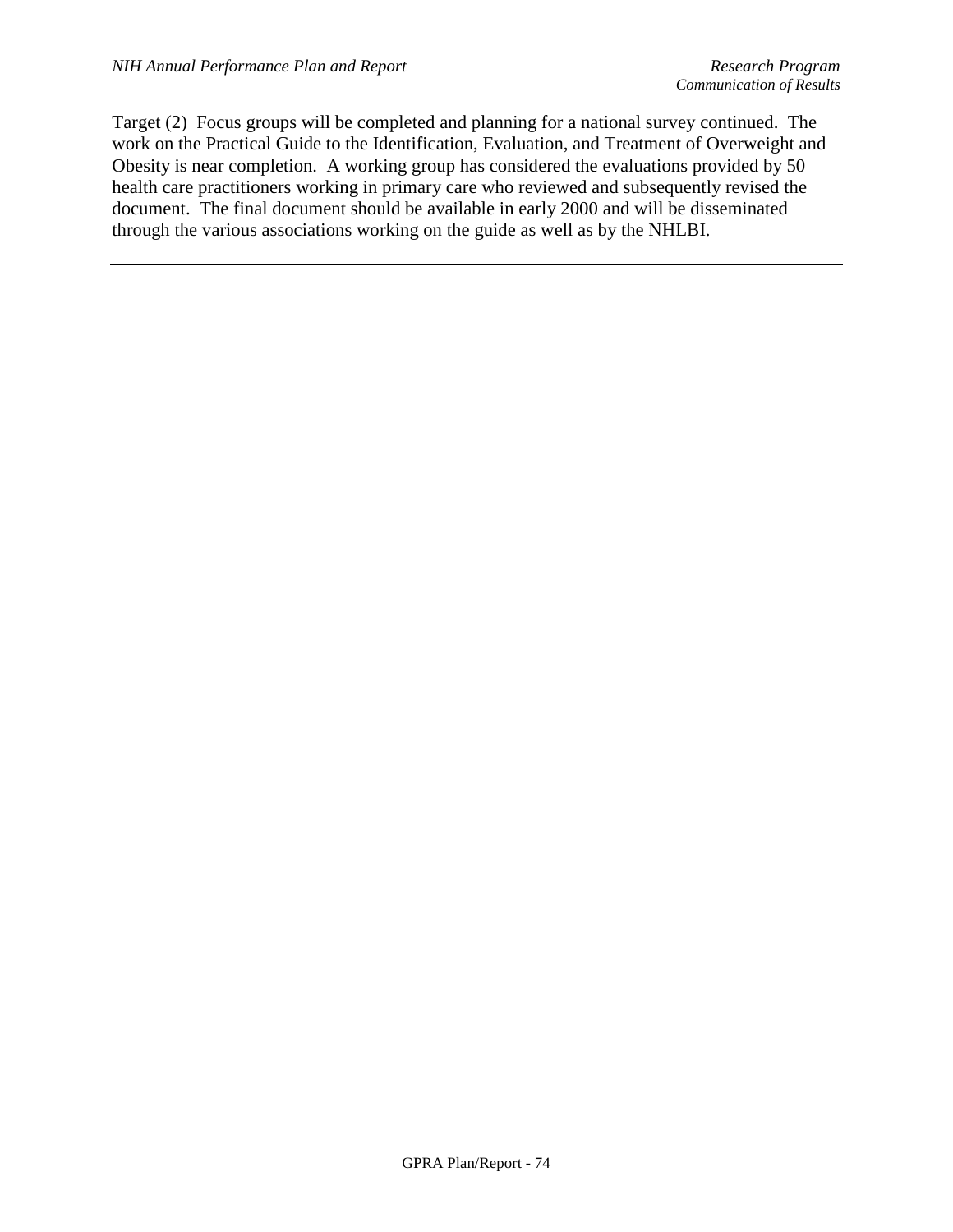Target (2) Focus groups will be completed and planning for a national survey continued. The work on the Practical Guide to the Identification, Evaluation, and Treatment of Overweight and Obesity is near completion. A working group has considered the evaluations provided by 50 health care practitioners working in primary care who reviewed and subsequently revised the document. The final document should be available in early 2000 and will be disseminated through the various associations working on the guide as well as by the NHLBI.

---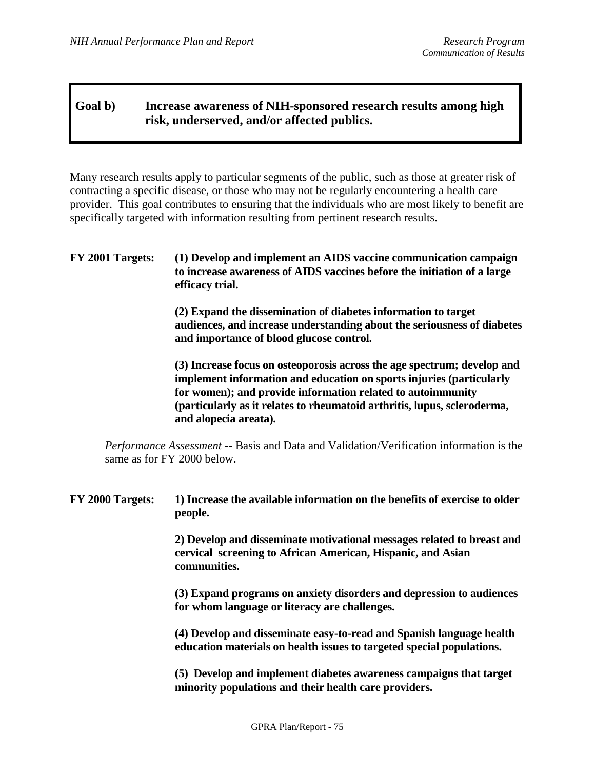## Goal b) Increase awareness of NIH-sponsored research results among high risk, underserved, and/or affected publics.

Many research results apply to particular segments of the public, such as those at greater risk of contracting a specific disease, or those who may not be regularly encountering a health care provider. This goal contributes to ensuring that the individuals who are most likely to benefit are specifically targeted with information resulting from pertinent research results.

**FY 2001 Targets:** **(1) Develop and implement an AIDS vaccine communication campaign to increase awareness of AIDS vaccines before the initiation of a large efficacy trial.**

**(2) Expand the dissemination of diabetes information to target audiences, and increase understanding about the seriousness of diabetes and importance of blood glucose control.**

**(3) Increase focus on osteoporosis across the age spectrum; develop and implement information and education on sports injuries (particularly for women); and provide information related to autoimmunity (particularly as it relates to rheumatoid arthritis, lupus, scleroderma, and alopecia areata).**

*Performance Assessment* -- Basis and Data and Validation/Verification information is the same as for FY 2000 below.

**FY 2000 Targets:** **1) Increase the available information on the benefits of exercise to older people.**

**2) Develop and disseminate motivational messages related to breast and cervical screening to African American, Hispanic, and Asian communities.**

**(3) Expand programs on anxiety disorders and depression to audiences for whom language or literacy are challenges.**

**(4) Develop and disseminate easy-to-read and Spanish language health education materials on health issues to targeted special populations.**

**(5) Develop and implement diabetes awareness campaigns that target minority populations and their health care providers.**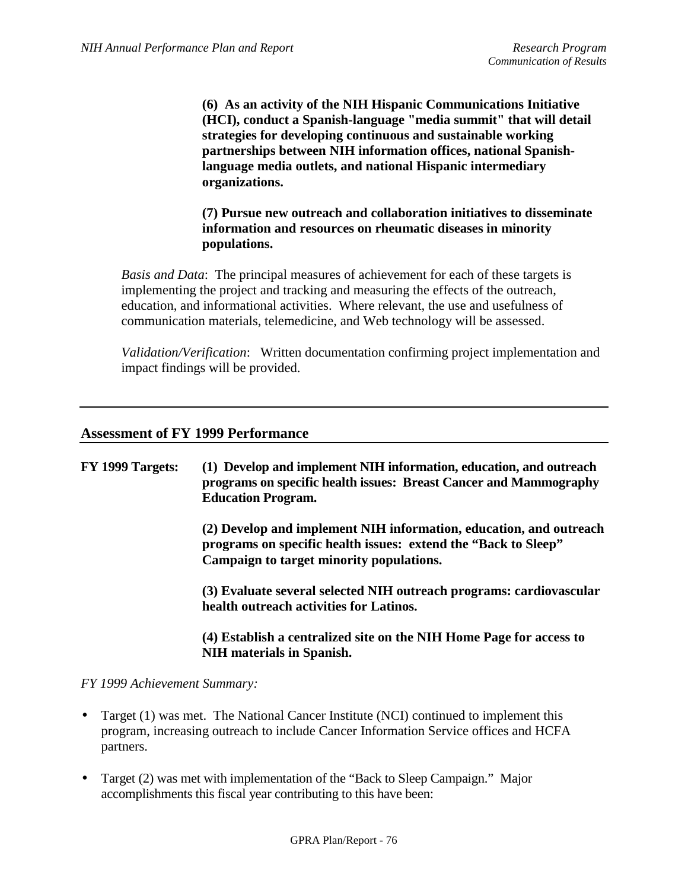**(6) As an activity of the NIH Hispanic Communications Initiative (HCI), conduct a Spanish-language "media summit" that will detail strategies for developing continuous and sustainable working partnerships between NIH information offices, national Spanish-language media outlets, and national Hispanic intermediary organizations.**

**(7) Pursue new outreach and collaboration initiatives to disseminate information and resources on rheumatic diseases in minority populations.**

*Basis and Data*: The principal measures of achievement for each of these targets is implementing the project and tracking and measuring the effects of the outreach, education, and informational activities. Where relevant, the use and usefulness of communication materials, telemedicine, and Web technology will be assessed.

*Validation/Verification*: Written documentation confirming project implementation and impact findings will be provided.

---

## Assessment of FY 1999 Performance

**FY 1999 Targets:**

**(1) Develop and implement NIH information, education, and outreach programs on specific health issues: Breast Cancer and Mammography Education Program.**

**(2) Develop and implement NIH information, education, and outreach programs on specific health issues: extend the "Back to Sleep" Campaign to target minority populations.**

**(3) Evaluate several selected NIH outreach programs: cardiovascular health outreach activities for Latinos.**

**(4) Establish a centralized site on the NIH Home Page for access to NIH materials in Spanish.**

*FY 1999 Achievement Summary:*

- Target (1) was met. The National Cancer Institute (NCI) continued to implement this program, increasing outreach to include Cancer Information Service offices and HCFA partners.

- Target (2) was met with implementation of the "Back to Sleep Campaign." Major accomplishments this fiscal year contributing to this have been: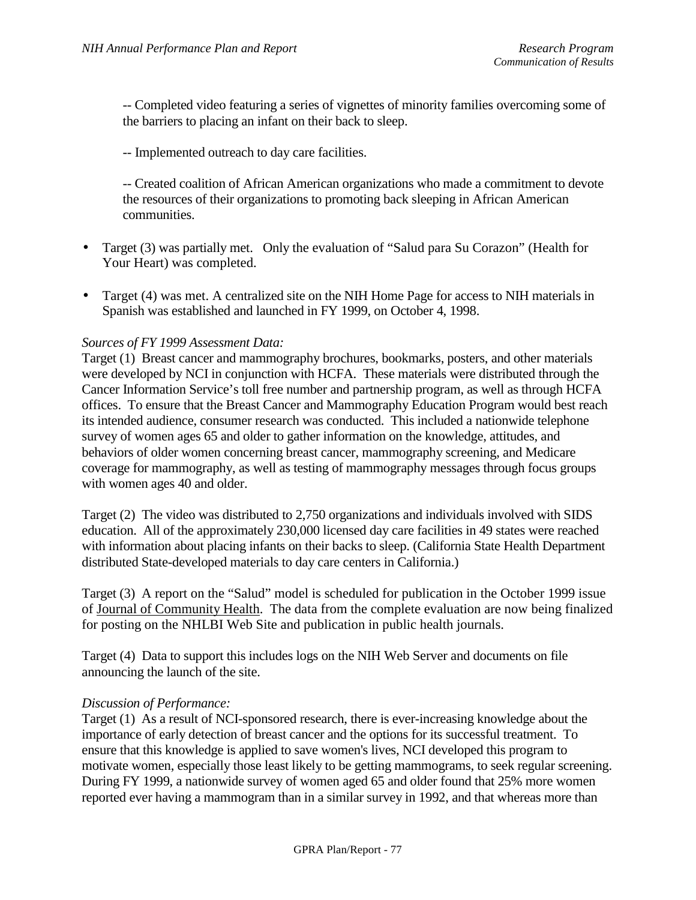-- Completed video featuring a series of vignettes of minority families overcoming some of the barriers to placing an infant on their back to sleep.

-- Implemented outreach to day care facilities.

-- Created coalition of African American organizations who made a commitment to devote the resources of their organizations to promoting back sleeping in African American communities.

- Target (3) was partially met. Only the evaluation of "Salud para Su Corazon" (Health for Your Heart) was completed.

- Target (4) was met. A centralized site on the NIH Home Page for access to NIH materials in Spanish was established and launched in FY 1999, on October 4, 1998.

*Sources of FY 1999 Assessment Data:*

Target (1) Breast cancer and mammography brochures, bookmarks, posters, and other materials were developed by NCI in conjunction with HCFA. These materials were distributed through the Cancer Information Service's toll free number and partnership program, as well as through HCFA offices. To ensure that the Breast Cancer and Mammography Education Program would best reach its intended audience, consumer research was conducted. This included a nationwide telephone survey of women ages 65 and older to gather information on the knowledge, attitudes, and behaviors of older women concerning breast cancer, mammography screening, and Medicare coverage for mammography, as well as testing of mammography messages through focus groups with women ages 40 and older.

Target (2) The video was distributed to 2,750 organizations and individuals involved with SIDS education. All of the approximately 230,000 licensed day care facilities in 49 states were reached with information about placing infants on their backs to sleep. (California State Health Department distributed State-developed materials to day care centers in California.)

Target (3) A report on the "Salud" model is scheduled for publication in the October 1999 issue of Journal of Community Health. The data from the complete evaluation are now being finalized for posting on the NHLBI Web Site and publication in public health journals.

Target (4) Data to support this includes logs on the NIH Web Server and documents on file announcing the launch of the site.

*Discussion of Performance:*

Target (1) As a result of NCI-sponsored research, there is ever-increasing knowledge about the importance of early detection of breast cancer and the options for its successful treatment. To ensure that this knowledge is applied to save women's lives, NCI developed this program to motivate women, especially those least likely to be getting mammograms, to seek regular screening. During FY 1999, a nationwide survey of women aged 65 and older found that 25% more women reported ever having a mammogram than in a similar survey in 1992, and that whereas more than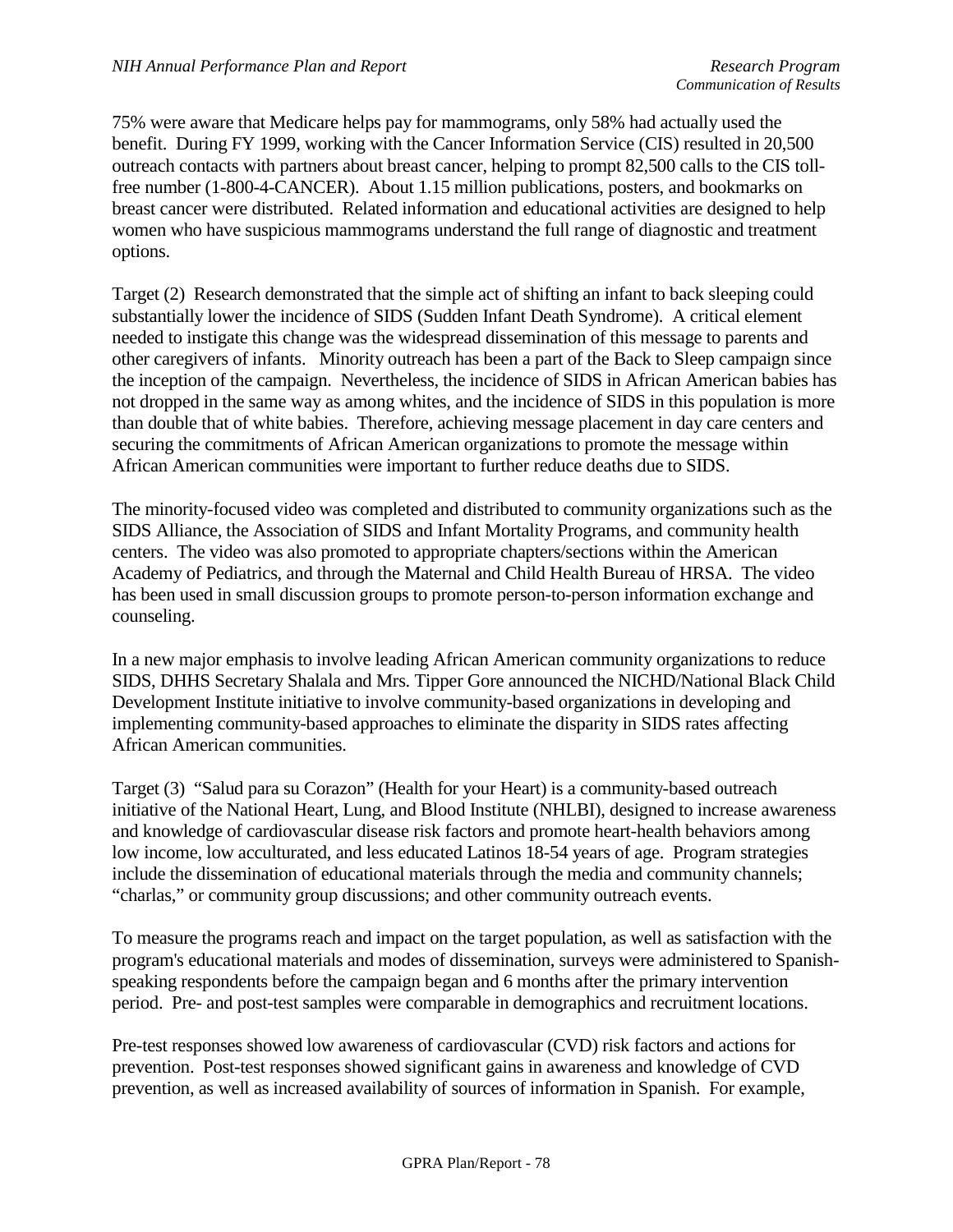75% were aware that Medicare helps pay for mammograms, only 58% had actually used the benefit. During FY 1999, working with the Cancer Information Service (CIS) resulted in 20,500 outreach contacts with partners about breast cancer, helping to prompt 82,500 calls to the CIS toll-free number (1-800-4-CANCER). About 1.15 million publications, posters, and bookmarks on breast cancer were distributed. Related information and educational activities are designed to help women who have suspicious mammograms understand the full range of diagnostic and treatment options.

Target (2) Research demonstrated that the simple act of shifting an infant to back sleeping could substantially lower the incidence of SIDS (Sudden Infant Death Syndrome). A critical element needed to instigate this change was the widespread dissemination of this message to parents and other caregivers of infants. Minority outreach has been a part of the Back to Sleep campaign since the inception of the campaign. Nevertheless, the incidence of SIDS in African American babies has not dropped in the same way as among whites, and the incidence of SIDS in this population is more than double that of white babies. Therefore, achieving message placement in day care centers and securing the commitments of African American organizations to promote the message within African American communities were important to further reduce deaths due to SIDS.

The minority-focused video was completed and distributed to community organizations such as the SIDS Alliance, the Association of SIDS and Infant Mortality Programs, and community health centers. The video was also promoted to appropriate chapters/sections within the American Academy of Pediatrics, and through the Maternal and Child Health Bureau of HRSA. The video has been used in small discussion groups to promote person-to-person information exchange and counseling.

In a new major emphasis to involve leading African American community organizations to reduce SIDS, DHHS Secretary Shalala and Mrs. Tipper Gore announced the NICHD/National Black Child Development Institute initiative to involve community-based organizations in developing and implementing community-based approaches to eliminate the disparity in SIDS rates affecting African American communities.

Target (3) "Salud para su Corazon" (Health for your Heart) is a community-based outreach initiative of the National Heart, Lung, and Blood Institute (NHLBI), designed to increase awareness and knowledge of cardiovascular disease risk factors and promote heart-health behaviors among low income, low acculturated, and less educated Latinos 18-54 years of age. Program strategies include the dissemination of educational materials through the media and community channels; "charlas," or community group discussions; and other community outreach events.

To measure the programs reach and impact on the target population, as well as satisfaction with the program's educational materials and modes of dissemination, surveys were administered to Spanish-speaking respondents before the campaign began and 6 months after the primary intervention period. Pre- and post-test samples were comparable in demographics and recruitment locations.

Pre-test responses showed low awareness of cardiovascular (CVD) risk factors and actions for prevention. Post-test responses showed significant gains in awareness and knowledge of CVD prevention, as well as increased availability of sources of information in Spanish. For example,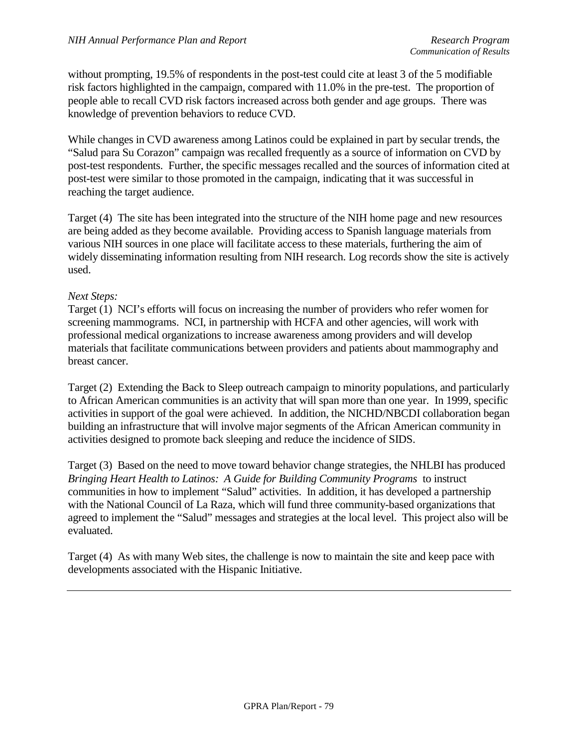without prompting, 19.5% of respondents in the post-test could cite at least 3 of the 5 modifiable risk factors highlighted in the campaign, compared with 11.0% in the pre-test. The proportion of people able to recall CVD risk factors increased across both gender and age groups. There was knowledge of prevention behaviors to reduce CVD.

While changes in CVD awareness among Latinos could be explained in part by secular trends, the "Salud para Su Corazon" campaign was recalled frequently as a source of information on CVD by post-test respondents. Further, the specific messages recalled and the sources of information cited at post-test were similar to those promoted in the campaign, indicating that it was successful in reaching the target audience.

Target (4) The site has been integrated into the structure of the NIH home page and new resources are being added as they become available. Providing access to Spanish language materials from various NIH sources in one place will facilitate access to these materials, furthering the aim of widely disseminating information resulting from NIH research. Log records show the site is actively used.

*Next Steps:*

Target (1) NCI's efforts will focus on increasing the number of providers who refer women for screening mammograms. NCI, in partnership with HCFA and other agencies, will work with professional medical organizations to increase awareness among providers and will develop materials that facilitate communications between providers and patients about mammography and breast cancer.

Target (2) Extending the Back to Sleep outreach campaign to minority populations, and particularly to African American communities is an activity that will span more than one year. In 1999, specific activities in support of the goal were achieved. In addition, the NICHD/NBCDI collaboration began building an infrastructure that will involve major segments of the African American community in activities designed to promote back sleeping and reduce the incidence of SIDS.

Target (3) Based on the need to move toward behavior change strategies, the NHLBI has produced *Bringing Heart Health to Latinos: A Guide for Building Community Programs* to instruct communities in how to implement "Salud" activities. In addition, it has developed a partnership with the National Council of La Raza, which will fund three community-based organizations that agreed to implement the "Salud" messages and strategies at the local level. This project also will be evaluated.

Target (4) As with many Web sites, the challenge is now to maintain the site and keep pace with developments associated with the Hispanic Initiative.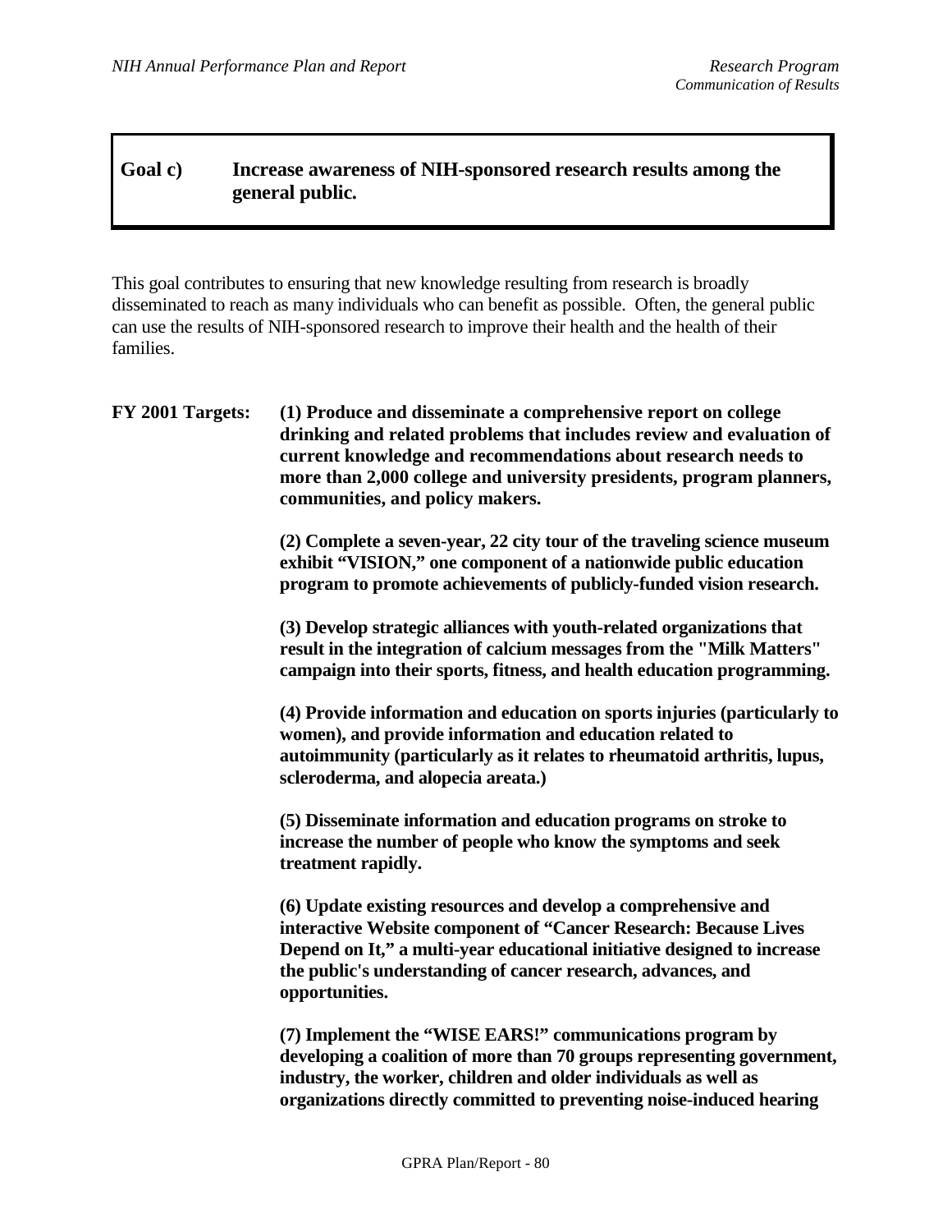## Goal c) Increase awareness of NIH-sponsored research results among the general public.

This goal contributes to ensuring that new knowledge resulting from research is broadly disseminated to reach as many individuals who can benefit as possible. Often, the general public can use the results of NIH-sponsored research to improve their health and the health of their families.

**FY 2001 Targets:**

**(1) Produce and disseminate a comprehensive report on college drinking and related problems that includes review and evaluation of current knowledge and recommendations about research needs to more than 2,000 college and university presidents, program planners, communities, and policy makers.**

**(2) Complete a seven-year, 22 city tour of the traveling science museum exhibit "VISION," one component of a nationwide public education program to promote achievements of publicly-funded vision research.**

**(3) Develop strategic alliances with youth-related organizations that result in the integration of calcium messages from the "Milk Matters" campaign into their sports, fitness, and health education programming.**

**(4) Provide information and education on sports injuries (particularly to women), and provide information and education related to autoimmunity (particularly as it relates to rheumatoid arthritis, lupus, scleroderma, and alopecia areata.)**

**(5) Disseminate information and education programs on stroke to increase the number of people who know the symptoms and seek treatment rapidly.**

**(6) Update existing resources and develop a comprehensive and interactive Website component of "Cancer Research: Because Lives Depend on It," a multi-year educational initiative designed to increase the public's understanding of cancer research, advances, and opportunities.**

**(7) Implement the "WISE EARS!" communications program by developing a coalition of more than 70 groups representing government, industry, the worker, children and older individuals as well as organizations directly committed to preventing noise-induced hearing**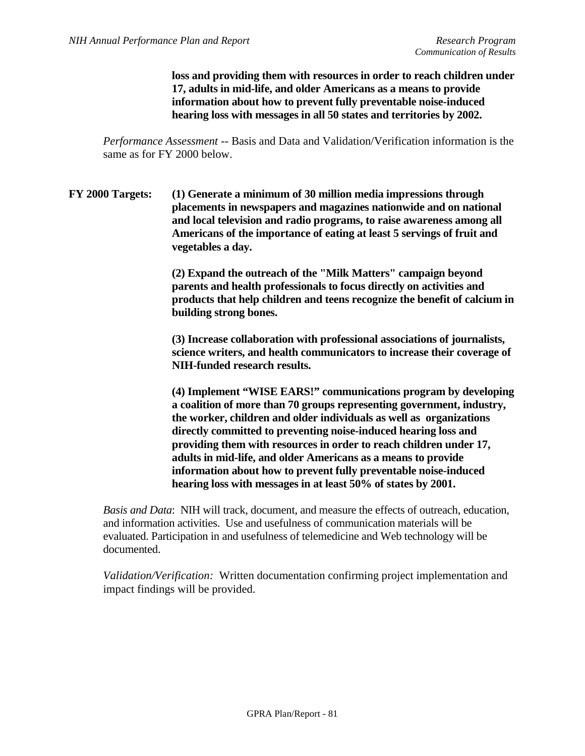**loss and providing them with resources in order to reach children under 17, adults in mid-life, and older Americans as a means to provide information about how to prevent fully preventable noise-induced hearing loss with messages in all 50 states and territories by 2002.**

*Performance Assessment* -- Basis and Data and Validation/Verification information is the same as for FY 2000 below.

**FY 2000 Targets:** **(1) Generate a minimum of 30 million media impressions through placements in newspapers and magazines nationwide and on national and local television and radio programs, to raise awareness among all Americans of the importance of eating at least 5 servings of fruit and vegetables a day.**

**(2) Expand the outreach of the "Milk Matters" campaign beyond parents and health professionals to focus directly on activities and products that help children and teens recognize the benefit of calcium in building strong bones.**

**(3) Increase collaboration with professional associations of journalists, science writers, and health communicators to increase their coverage of NIH-funded research results.**

**(4) Implement "WISE EARS!" communications program by developing a coalition of more than 70 groups representing government, industry, the worker, children and older individuals as well as organizations directly committed to preventing noise-induced hearing loss and providing them with resources in order to reach children under 17, adults in mid-life, and older Americans as a means to provide information about how to prevent fully preventable noise-induced hearing loss with messages in at least 50% of states by 2001.**

*Basis and Data*: NIH will track, document, and measure the effects of outreach, education, and information activities. Use and usefulness of communication materials will be evaluated. Participation in and usefulness of telemedicine and Web technology will be documented.

*Validation/Verification:* Written documentation confirming project implementation and impact findings will be provided.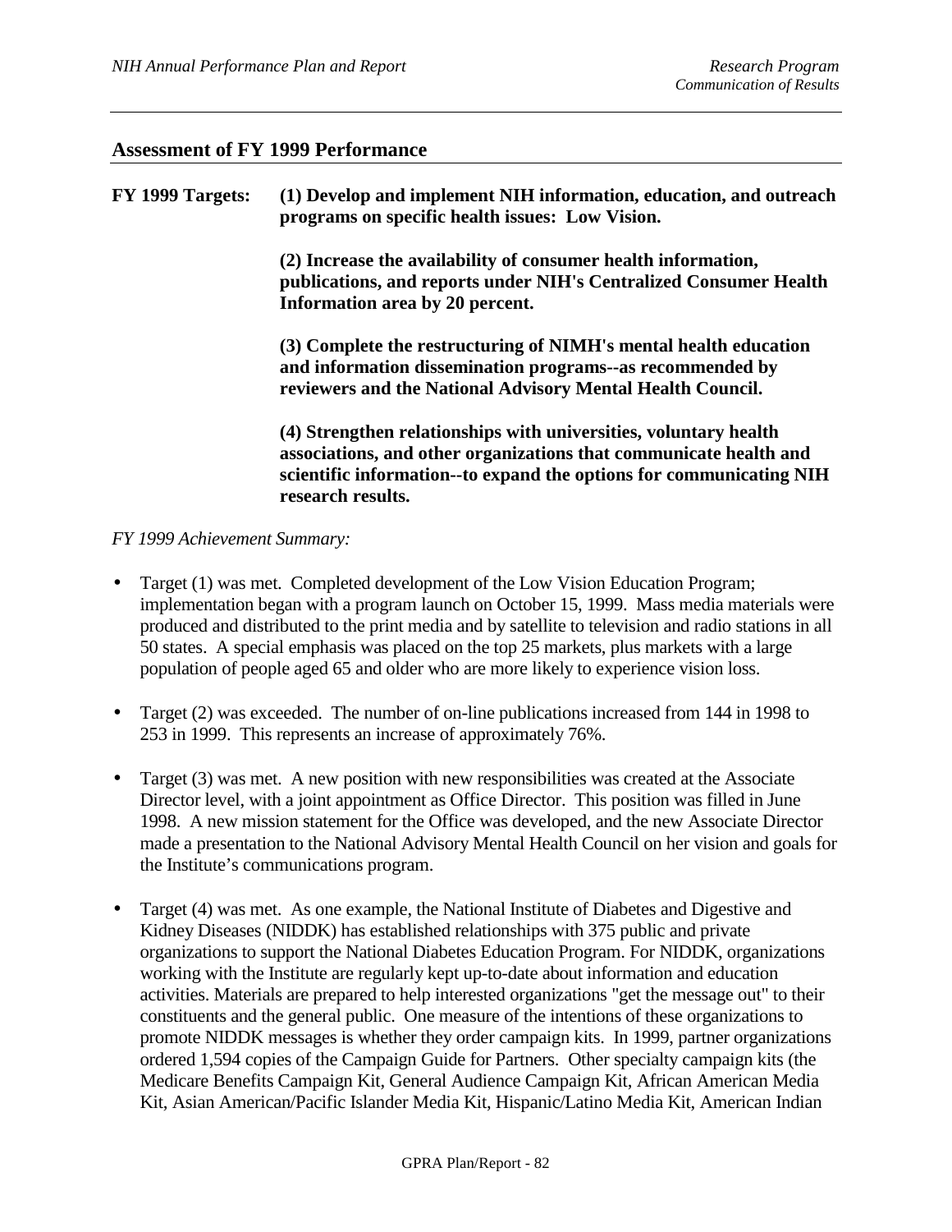## Assessment of FY 1999 Performance

**FY 1999 Targets:** **(1) Develop and implement NIH information, education, and outreach programs on specific health issues: Low Vision.**

**(2) Increase the availability of consumer health information, publications, and reports under NIH's Centralized Consumer Health Information area by 20 percent.**

**(3) Complete the restructuring of NIMH's mental health education and information dissemination programs--as recommended by reviewers and the National Advisory Mental Health Council.**

**(4) Strengthen relationships with universities, voluntary health associations, and other organizations that communicate health and scientific information--to expand the options for communicating NIH research results.**

*FY 1999 Achievement Summary:*

- Target (1) was met. Completed development of the Low Vision Education Program; implementation began with a program launch on October 15, 1999. Mass media materials were produced and distributed to the print media and by satellite to television and radio stations in all 50 states. A special emphasis was placed on the top 25 markets, plus markets with a large population of people aged 65 and older who are more likely to experience vision loss.

- Target (2) was exceeded. The number of on-line publications increased from 144 in 1998 to 253 in 1999. This represents an increase of approximately 76%.

- Target (3) was met. A new position with new responsibilities was created at the Associate Director level, with a joint appointment as Office Director. This position was filled in June 1998. A new mission statement for the Office was developed, and the new Associate Director made a presentation to the National Advisory Mental Health Council on her vision and goals for the Institute's communications program.

- Target (4) was met. As one example, the National Institute of Diabetes and Digestive and Kidney Diseases (NIDDK) has established relationships with 375 public and private organizations to support the National Diabetes Education Program. For NIDDK, organizations working with the Institute are regularly kept up-to-date about information and education activities. Materials are prepared to help interested organizations "get the message out" to their constituents and the general public. One measure of the intentions of these organizations to promote NIDDK messages is whether they order campaign kits. In 1999, partner organizations ordered 1,594 copies of the Campaign Guide for Partners. Other specialty campaign kits (the Medicare Benefits Campaign Kit, General Audience Campaign Kit, African American Media Kit, Asian American/Pacific Islander Media Kit, Hispanic/Latino Media Kit, American Indian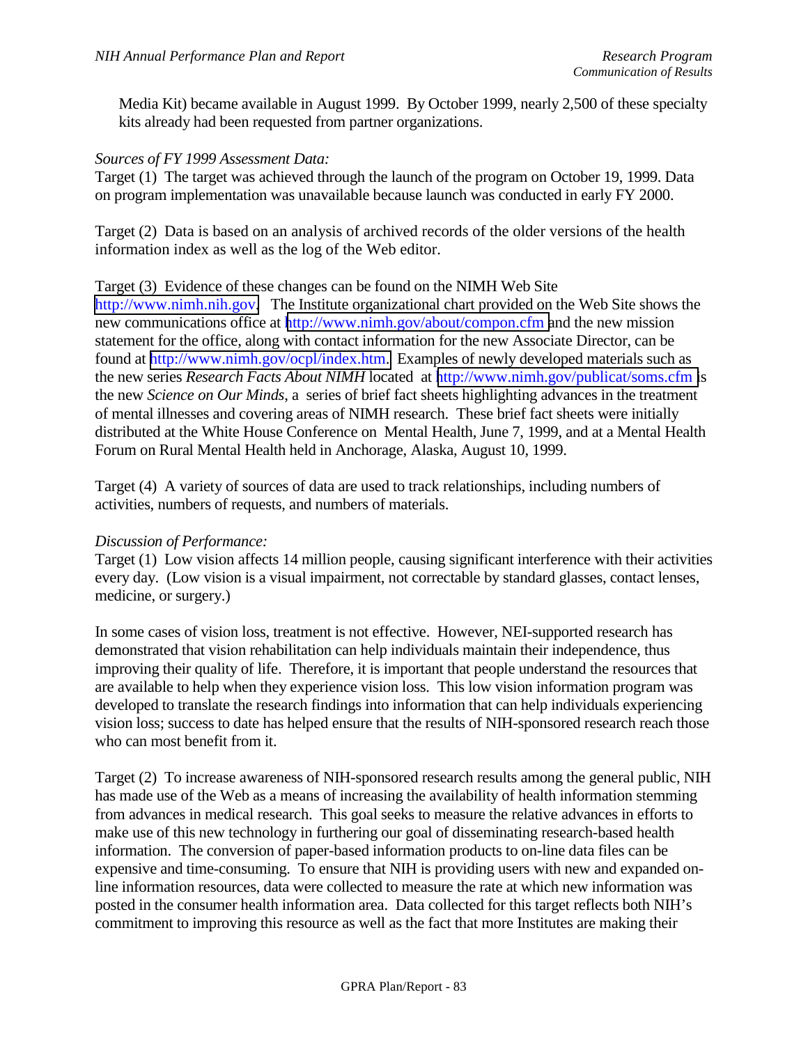Media Kit) became available in August 1999. By October 1999, nearly 2,500 of these specialty kits already had been requested from partner organizations.

*Sources of FY 1999 Assessment Data:*

Target (1) The target was achieved through the launch of the program on October 19, 1999. Data on program implementation was unavailable because launch was conducted in early FY 2000.

Target (2) Data is based on an analysis of archived records of the older versions of the health information index as well as the log of the Web editor.

Target (3) Evidence of these changes can be found on the NIMH Web Site http://www.nimh.nih.gov. The Institute organizational chart provided on the Web Site shows the new communications office at http://www.nimh.gov/about/compon.cfm and the new mission statement for the office, along with contact information for the new Associate Director, can be found at http://www.nimh.gov/ocpl/index.htm. Examples of newly developed materials such as the new series *Research Facts About NIMH* located at http://www.nimh.gov/publicat/soms.cfm is the new *Science on Our Minds*, a series of brief fact sheets highlighting advances in the treatment of mental illnesses and covering areas of NIMH research. These brief fact sheets were initially distributed at the White House Conference on Mental Health, June 7, 1999, and at a Mental Health Forum on Rural Mental Health held in Anchorage, Alaska, August 10, 1999.

Target (4) A variety of sources of data are used to track relationships, including numbers of activities, numbers of requests, and numbers of materials.

*Discussion of Performance:*

Target (1) Low vision affects 14 million people, causing significant interference with their activities every day. (Low vision is a visual impairment, not correctable by standard glasses, contact lenses, medicine, or surgery.)

In some cases of vision loss, treatment is not effective. However, NEI-supported research has demonstrated that vision rehabilitation can help individuals maintain their independence, thus improving their quality of life. Therefore, it is important that people understand the resources that are available to help when they experience vision loss. This low vision information program was developed to translate the research findings into information that can help individuals experiencing vision loss; success to date has helped ensure that the results of NIH-sponsored research reach those who can most benefit from it.

Target (2) To increase awareness of NIH-sponsored research results among the general public, NIH has made use of the Web as a means of increasing the availability of health information stemming from advances in medical research. This goal seeks to measure the relative advances in efforts to make use of this new technology in furthering our goal of disseminating research-based health information. The conversion of paper-based information products to on-line data files can be expensive and time-consuming. To ensure that NIH is providing users with new and expanded on-line information resources, data were collected to measure the rate at which new information was posted in the consumer health information area. Data collected for this target reflects both NIH's commitment to improving this resource as well as the fact that more Institutes are making their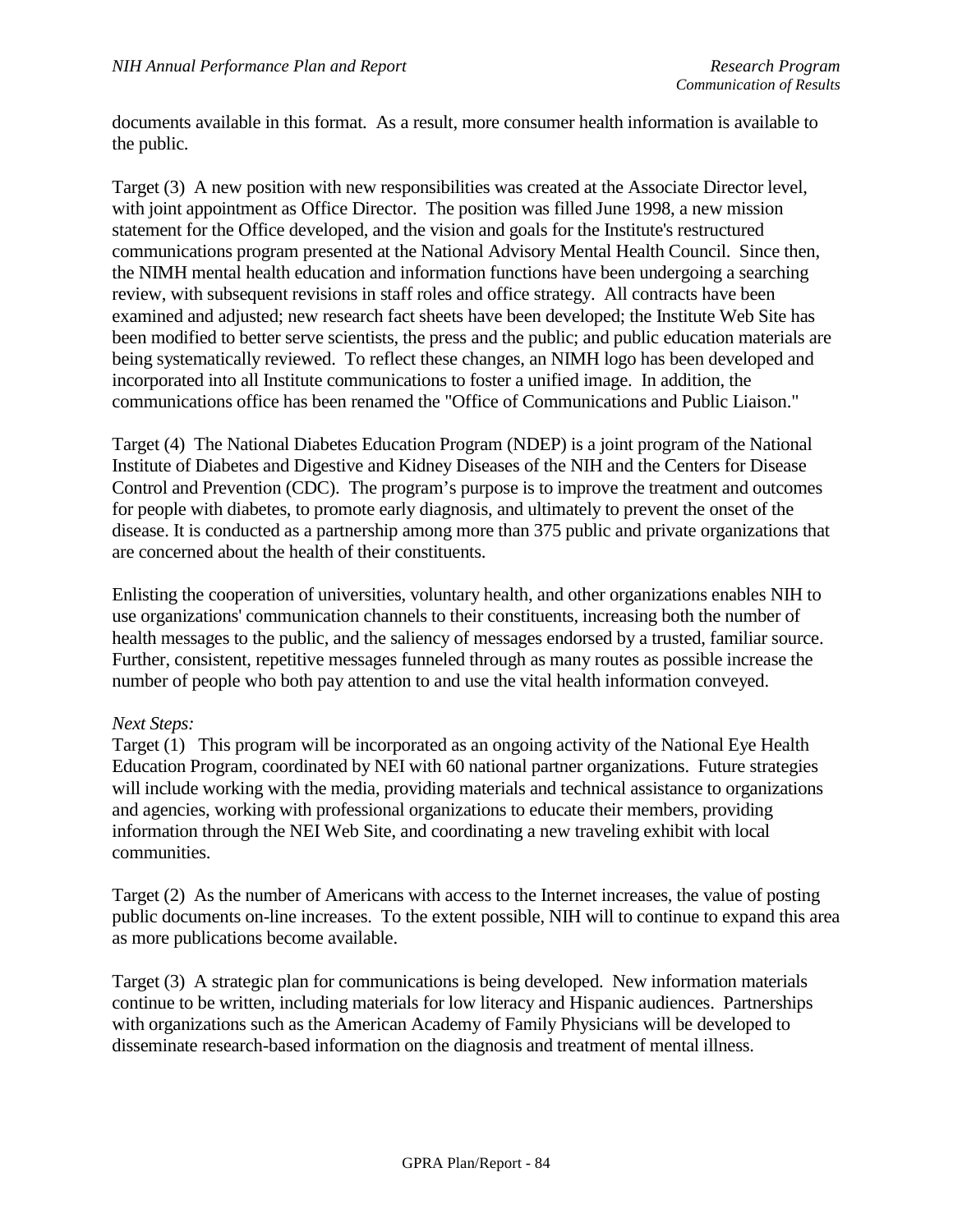documents available in this format. As a result, more consumer health information is available to the public.

Target (3) A new position with new responsibilities was created at the Associate Director level, with joint appointment as Office Director. The position was filled June 1998, a new mission statement for the Office developed, and the vision and goals for the Institute's restructured communications program presented at the National Advisory Mental Health Council. Since then, the NIMH mental health education and information functions have been undergoing a searching review, with subsequent revisions in staff roles and office strategy. All contracts have been examined and adjusted; new research fact sheets have been developed; the Institute Web Site has been modified to better serve scientists, the press and the public; and public education materials are being systematically reviewed. To reflect these changes, an NIMH logo has been developed and incorporated into all Institute communications to foster a unified image. In addition, the communications office has been renamed the "Office of Communications and Public Liaison."

Target (4) The National Diabetes Education Program (NDEP) is a joint program of the National Institute of Diabetes and Digestive and Kidney Diseases of the NIH and the Centers for Disease Control and Prevention (CDC). The program's purpose is to improve the treatment and outcomes for people with diabetes, to promote early diagnosis, and ultimately to prevent the onset of the disease. It is conducted as a partnership among more than 375 public and private organizations that are concerned about the health of their constituents.

Enlisting the cooperation of universities, voluntary health, and other organizations enables NIH to use organizations' communication channels to their constituents, increasing both the number of health messages to the public, and the saliency of messages endorsed by a trusted, familiar source. Further, consistent, repetitive messages funneled through as many routes as possible increase the number of people who both pay attention to and use the vital health information conveyed.

*Next Steps:*
Target (1) This program will be incorporated as an ongoing activity of the National Eye Health Education Program, coordinated by NEI with 60 national partner organizations. Future strategies will include working with the media, providing materials and technical assistance to organizations and agencies, working with professional organizations to educate their members, providing information through the NEI Web Site, and coordinating a new traveling exhibit with local communities.

Target (2) As the number of Americans with access to the Internet increases, the value of posting public documents on-line increases. To the extent possible, NIH will to continue to expand this area as more publications become available.

Target (3) A strategic plan for communications is being developed. New information materials continue to be written, including materials for low literacy and Hispanic audiences. Partnerships with organizations such as the American Academy of Family Physicians will be developed to disseminate research-based information on the diagnosis and treatment of mental illness.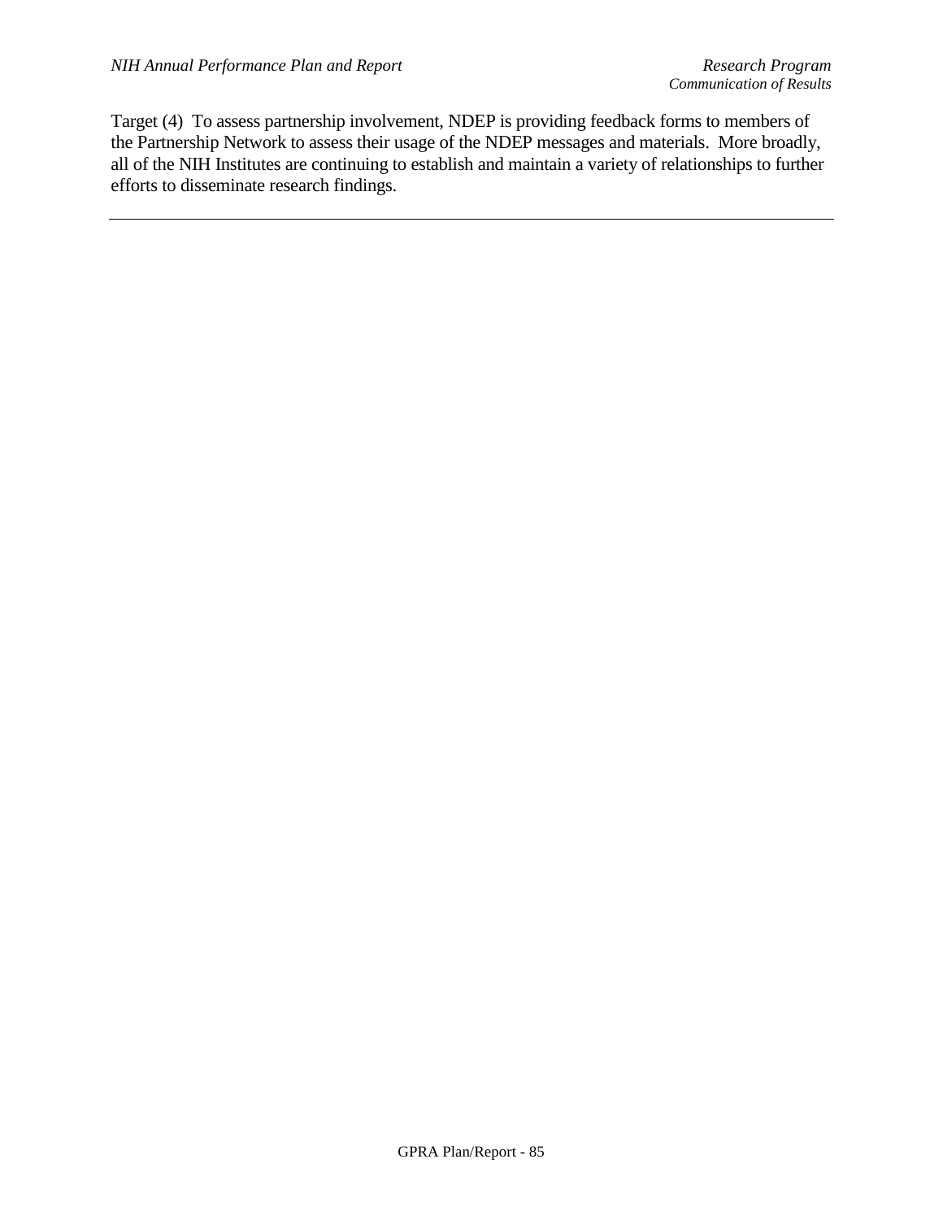Target (4) To assess partnership involvement, NDEP is providing feedback forms to members of the Partnership Network to assess their usage of the NDEP messages and materials. More broadly, all of the NIH Institutes are continuing to establish and maintain a variety of relationships to further efforts to disseminate research findings.

---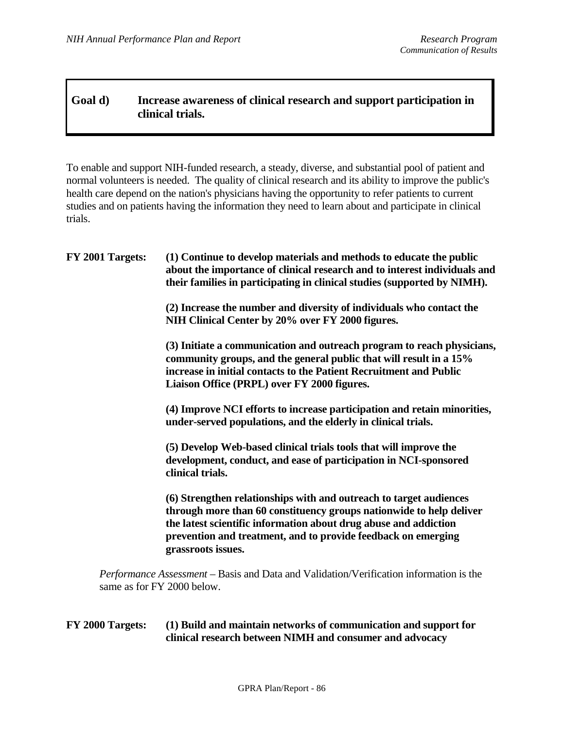## Goal d) Increase awareness of clinical research and support participation in clinical trials.

To enable and support NIH-funded research, a steady, diverse, and substantial pool of patient and normal volunteers is needed. The quality of clinical research and its ability to improve the public's health care depend on the nation's physicians having the opportunity to refer patients to current studies and on patients having the information they need to learn about and participate in clinical trials.

**FY 2001 Targets:**

**(1) Continue to develop materials and methods to educate the public about the importance of clinical research and to interest individuals and their families in participating in clinical studies (supported by NIMH).**

**(2) Increase the number and diversity of individuals who contact the NIH Clinical Center by 20% over FY 2000 figures.**

**(3) Initiate a communication and outreach program to reach physicians, community groups, and the general public that will result in a 15% increase in initial contacts to the Patient Recruitment and Public Liaison Office (PRPL) over FY 2000 figures.**

**(4) Improve NCI efforts to increase participation and retain minorities, under-served populations, and the elderly in clinical trials.**

**(5) Develop Web-based clinical trials tools that will improve the development, conduct, and ease of participation in NCI-sponsored clinical trials.**

**(6) Strengthen relationships with and outreach to target audiences through more than 60 constituency groups nationwide to help deliver the latest scientific information about drug abuse and addiction prevention and treatment, and to provide feedback on emerging grassroots issues.**

*Performance Assessment* – Basis and Data and Validation/Verification information is the same as for FY 2000 below.

**FY 2000 Targets:**

**(1) Build and maintain networks of communication and support for clinical research between NIMH and consumer and advocacy**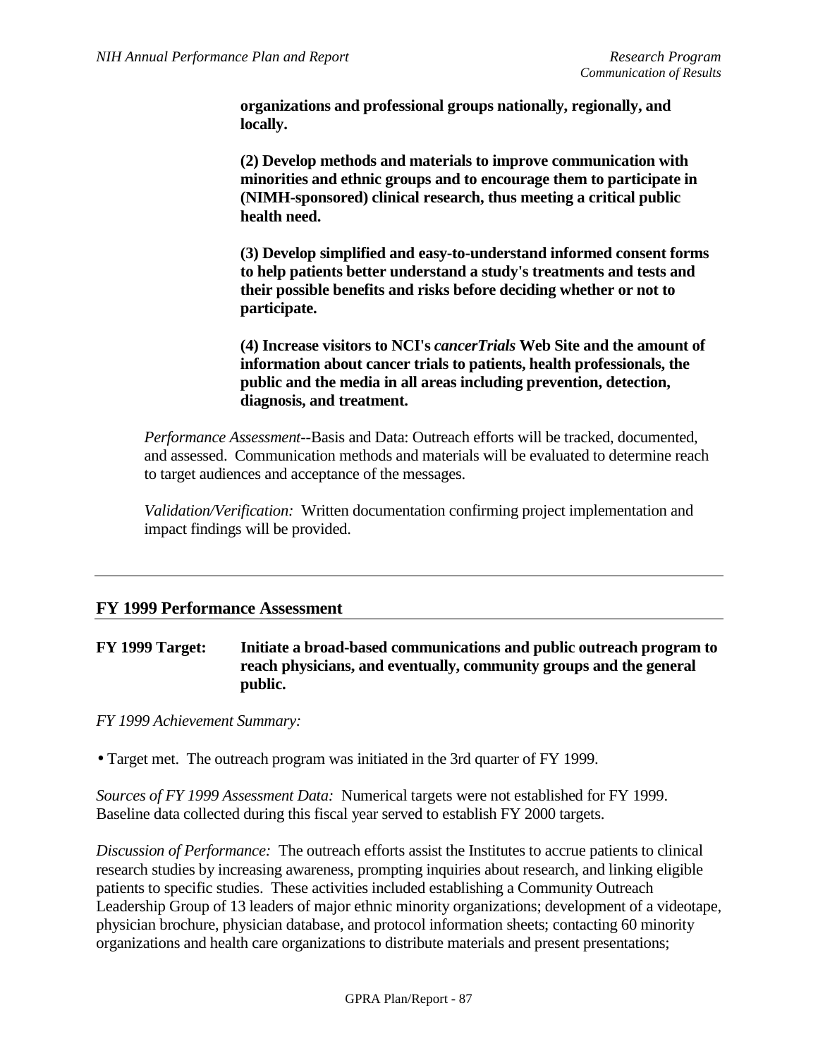**organizations and professional groups nationally, regionally, and locally.**

**(2) Develop methods and materials to improve communication with minorities and ethnic groups and to encourage them to participate in (NIMH-sponsored) clinical research, thus meeting a critical public health need.**

**(3) Develop simplified and easy-to-understand informed consent forms to help patients better understand a study's treatments and tests and their possible benefits and risks before deciding whether or not to participate.**

**(4) Increase visitors to NCI's *cancerTrials* Web Site and the amount of information about cancer trials to patients, health professionals, the public and the media in all areas including prevention, detection, diagnosis, and treatment.**

*Performance Assessment*--Basis and Data: Outreach efforts will be tracked, documented, and assessed. Communication methods and materials will be evaluated to determine reach to target audiences and acceptance of the messages.

*Validation/Verification:* Written documentation confirming project implementation and impact findings will be provided.

---

## FY 1999 Performance Assessment

**FY 1999 Target:** **Initiate a broad-based communications and public outreach program to reach physicians, and eventually, community groups and the general public.**

*FY 1999 Achievement Summary:*

- Target met. The outreach program was initiated in the 3rd quarter of FY 1999.

*Sources of FY 1999 Assessment Data:* Numerical targets were not established for FY 1999. Baseline data collected during this fiscal year served to establish FY 2000 targets.

*Discussion of Performance:* The outreach efforts assist the Institutes to accrue patients to clinical research studies by increasing awareness, prompting inquiries about research, and linking eligible patients to specific studies. These activities included establishing a Community Outreach Leadership Group of 13 leaders of major ethnic minority organizations; development of a videotape, physician brochure, physician database, and protocol information sheets; contacting 60 minority organizations and health care organizations to distribute materials and present presentations;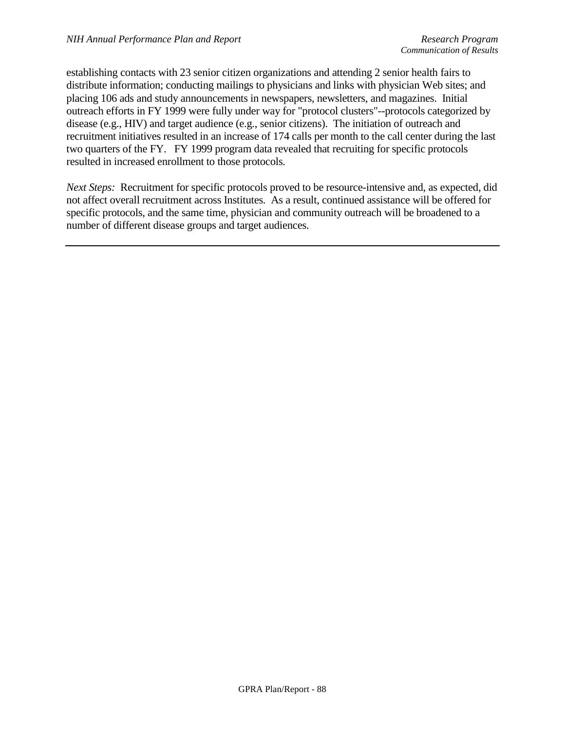establishing contacts with 23 senior citizen organizations and attending 2 senior health fairs to distribute information; conducting mailings to physicians and links with physician Web sites; and placing 106 ads and study announcements in newspapers, newsletters, and magazines. Initial outreach efforts in FY 1999 were fully under way for "protocol clusters"--protocols categorized by disease (e.g., HIV) and target audience (e.g., senior citizens). The initiation of outreach and recruitment initiatives resulted in an increase of 174 calls per month to the call center during the last two quarters of the FY. FY 1999 program data revealed that recruiting for specific protocols resulted in increased enrollment to those protocols.

*Next Steps:* Recruitment for specific protocols proved to be resource-intensive and, as expected, did not affect overall recruitment across Institutes. As a result, continued assistance will be offered for specific protocols, and the same time, physician and community outreach will be broadened to a number of different disease groups and target audiences.

---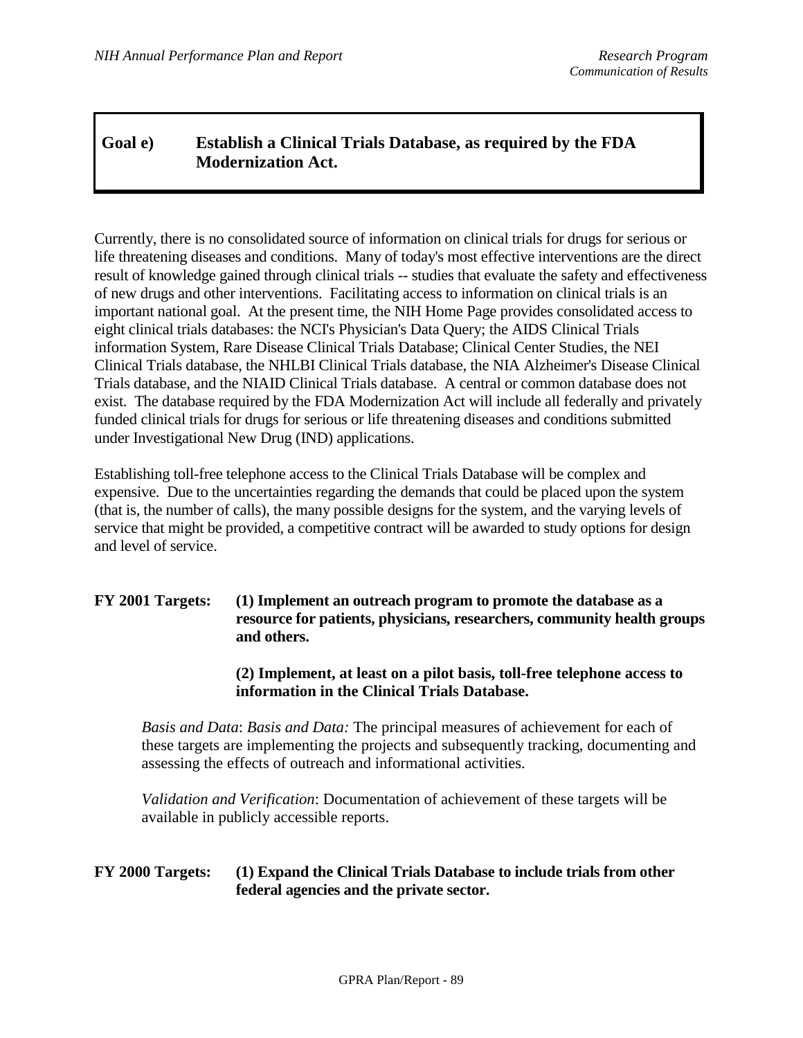## Goal e) Establish a Clinical Trials Database, as required by the FDA Modernization Act.

Currently, there is no consolidated source of information on clinical trials for drugs for serious or life threatening diseases and conditions. Many of today's most effective interventions are the direct result of knowledge gained through clinical trials -- studies that evaluate the safety and effectiveness of new drugs and other interventions. Facilitating access to information on clinical trials is an important national goal. At the present time, the NIH Home Page provides consolidated access to eight clinical trials databases: the NCI's Physician's Data Query; the AIDS Clinical Trials information System, Rare Disease Clinical Trials Database; Clinical Center Studies, the NEI Clinical Trials database, the NHLBI Clinical Trials database, the NIA Alzheimer's Disease Clinical Trials database, and the NIAID Clinical Trials database. A central or common database does not exist. The database required by the FDA Modernization Act will include all federally and privately funded clinical trials for drugs for serious or life threatening diseases and conditions submitted under Investigational New Drug (IND) applications.

Establishing toll-free telephone access to the Clinical Trials Database will be complex and expensive. Due to the uncertainties regarding the demands that could be placed upon the system (that is, the number of calls), the many possible designs for the system, and the varying levels of service that might be provided, a competitive contract will be awarded to study options for design and level of service.

**FY 2001 Targets:** **(1) Implement an outreach program to promote the database as a resource for patients, physicians, researchers, community health groups and others.**

**(2) Implement, at least on a pilot basis, toll-free telephone access to information in the Clinical Trials Database.**

*Basis and Data*: *Basis and Data:* The principal measures of achievement for each of these targets are implementing the projects and subsequently tracking, documenting and assessing the effects of outreach and informational activities.

*Validation and Verification*: Documentation of achievement of these targets will be available in publicly accessible reports.

**FY 2000 Targets:** **(1) Expand the Clinical Trials Database to include trials from other federal agencies and the private sector.**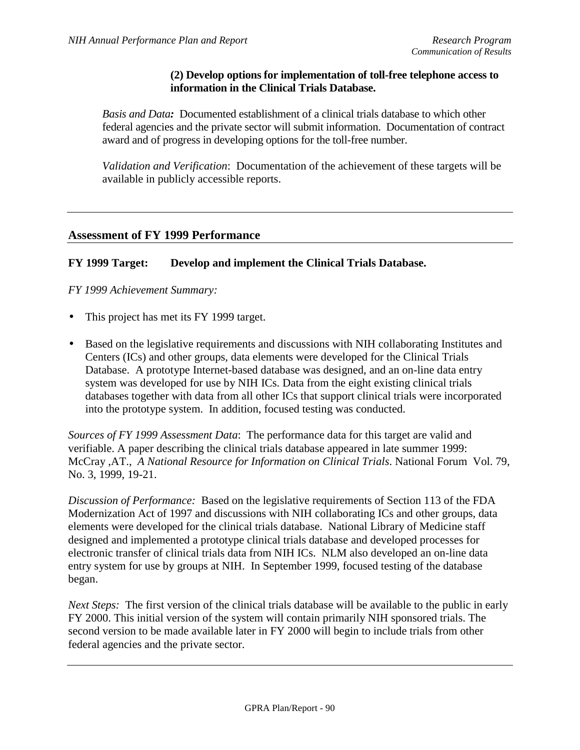**(2) Develop options for implementation of toll-free telephone access to information in the Clinical Trials Database.**

*Basis and Data:* Documented establishment of a clinical trials database to which other federal agencies and the private sector will submit information. Documentation of contract award and of progress in developing options for the toll-free number.

*Validation and Verification*: Documentation of the achievement of these targets will be available in publicly accessible reports.

---

## Assessment of FY 1999 Performance

**FY 1999 Target: Develop and implement the Clinical Trials Database.**

*FY 1999 Achievement Summary:*

- This project has met its FY 1999 target.
- Based on the legislative requirements and discussions with NIH collaborating Institutes and Centers (ICs) and other groups, data elements were developed for the Clinical Trials Database. A prototype Internet-based database was designed, and an on-line data entry system was developed for use by NIH ICs. Data from the eight existing clinical trials databases together with data from all other ICs that support clinical trials were incorporated into the prototype system. In addition, focused testing was conducted.

*Sources of FY 1999 Assessment Data*: The performance data for this target are valid and verifiable. A paper describing the clinical trials database appeared in late summer 1999: McCray ,AT., *A National Resource for Information on Clinical Trials*. National Forum Vol. 79, No. 3, 1999, 19-21.

*Discussion of Performance:* Based on the legislative requirements of Section 113 of the FDA Modernization Act of 1997 and discussions with NIH collaborating ICs and other groups, data elements were developed for the clinical trials database. National Library of Medicine staff designed and implemented a prototype clinical trials database and developed processes for electronic transfer of clinical trials data from NIH ICs. NLM also developed an on-line data entry system for use by groups at NIH. In September 1999, focused testing of the database began.

*Next Steps:* The first version of the clinical trials database will be available to the public in early FY 2000. This initial version of the system will contain primarily NIH sponsored trials. The second version to be made available later in FY 2000 will begin to include trials from other federal agencies and the private sector.

---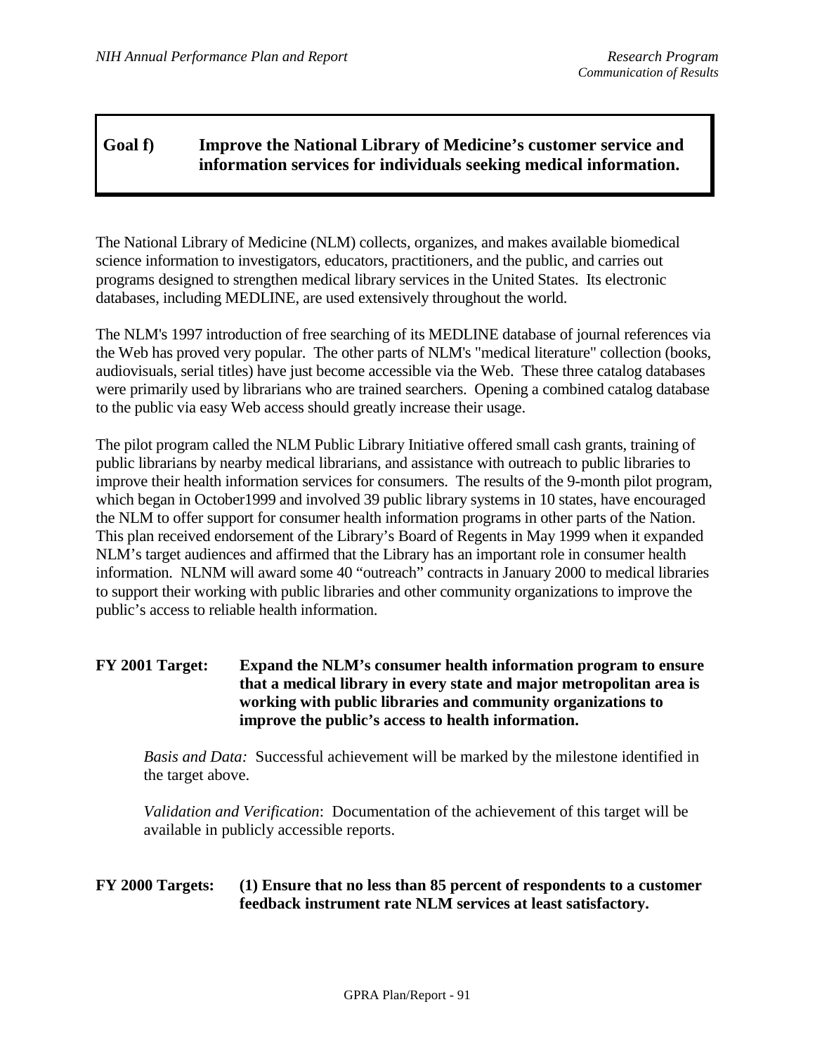## Goal f) Improve the National Library of Medicine's customer service and information services for individuals seeking medical information.

The National Library of Medicine (NLM) collects, organizes, and makes available biomedical science information to investigators, educators, practitioners, and the public, and carries out programs designed to strengthen medical library services in the United States. Its electronic databases, including MEDLINE, are used extensively throughout the world.

The NLM's 1997 introduction of free searching of its MEDLINE database of journal references via the Web has proved very popular. The other parts of NLM's "medical literature" collection (books, audiovisuals, serial titles) have just become accessible via the Web. These three catalog databases were primarily used by librarians who are trained searchers. Opening a combined catalog database to the public via easy Web access should greatly increase their usage.

The pilot program called the NLM Public Library Initiative offered small cash grants, training of public librarians by nearby medical librarians, and assistance with outreach to public libraries to improve their health information services for consumers. The results of the 9-month pilot program, which began in October1999 and involved 39 public library systems in 10 states, have encouraged the NLM to offer support for consumer health information programs in other parts of the Nation. This plan received endorsement of the Library's Board of Regents in May 1999 when it expanded NLM's target audiences and affirmed that the Library has an important role in consumer health information. NLNM will award some 40 "outreach" contracts in January 2000 to medical libraries to support their working with public libraries and other community organizations to improve the public's access to reliable health information.

**FY 2001 Target: Expand the NLM's consumer health information program to ensure that a medical library in every state and major metropolitan area is working with public libraries and community organizations to improve the public's access to health information.**

*Basis and Data:* Successful achievement will be marked by the milestone identified in the target above.

*Validation and Verification*: Documentation of the achievement of this target will be available in publicly accessible reports.

**FY 2000 Targets: (1) Ensure that no less than 85 percent of respondents to a customer feedback instrument rate NLM services at least satisfactory.**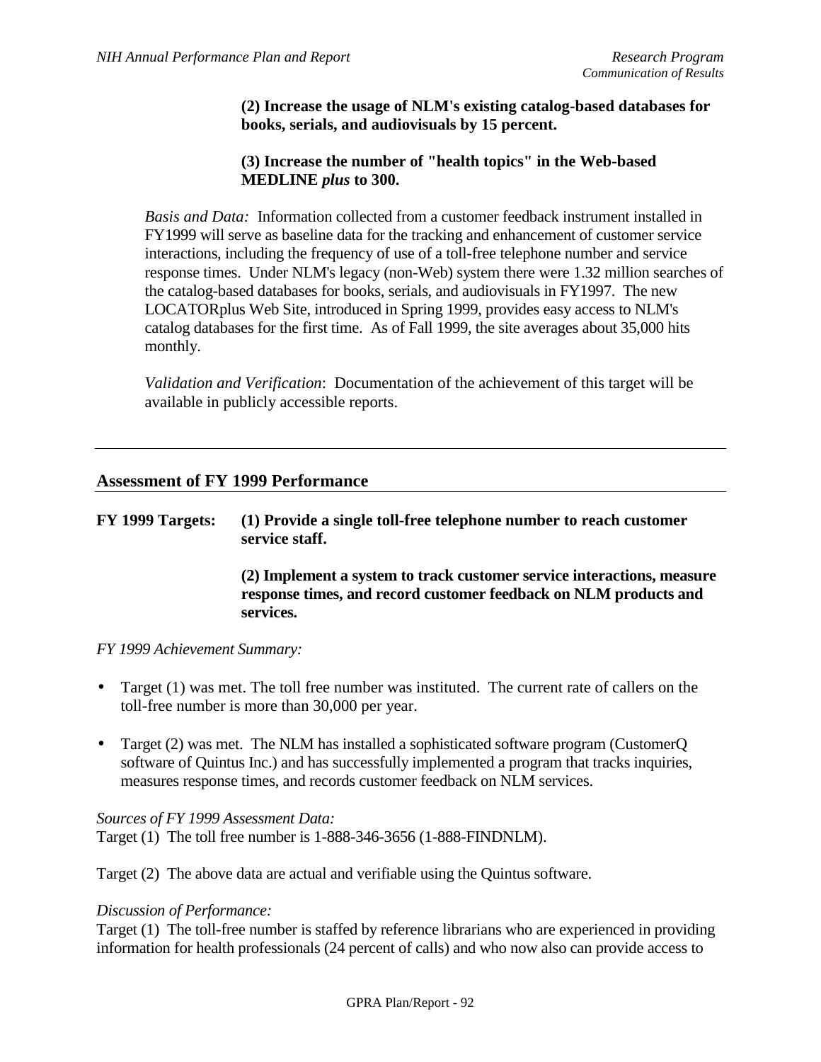**(2) Increase the usage of NLM's existing catalog-based databases for books, serials, and audiovisuals by 15 percent.**

**(3) Increase the number of "health topics" in the Web-based MEDLINE *plus* to 300.**

*Basis and Data:* Information collected from a customer feedback instrument installed in FY1999 will serve as baseline data for the tracking and enhancement of customer service interactions, including the frequency of use of a toll-free telephone number and service response times. Under NLM's legacy (non-Web) system there were 1.32 million searches of the catalog-based databases for books, serials, and audiovisuals in FY1997. The new LOCATORplus Web Site, introduced in Spring 1999, provides easy access to NLM's catalog databases for the first time. As of Fall 1999, the site averages about 35,000 hits monthly.

*Validation and Verification*: Documentation of the achievement of this target will be available in publicly accessible reports.

---

## Assessment of FY 1999 Performance

**FY 1999 Targets:** **(1) Provide a single toll-free telephone number to reach customer service staff.**

**(2) Implement a system to track customer service interactions, measure response times, and record customer feedback on NLM products and services.**

*FY 1999 Achievement Summary:*

- Target (1) was met. The toll free number was instituted. The current rate of callers on the toll-free number is more than 30,000 per year.
- Target (2) was met. The NLM has installed a sophisticated software program (CustomerQ software of Quintus Inc.) and has successfully implemented a program that tracks inquiries, measures response times, and records customer feedback on NLM services.

*Sources of FY 1999 Assessment Data:*
Target (1) The toll free number is 1-888-346-3656 (1-888-FINDNLM).

Target (2) The above data are actual and verifiable using the Quintus software.

*Discussion of Performance:*
Target (1) The toll-free number is staffed by reference librarians who are experienced in providing information for health professionals (24 percent of calls) and who now also can provide access to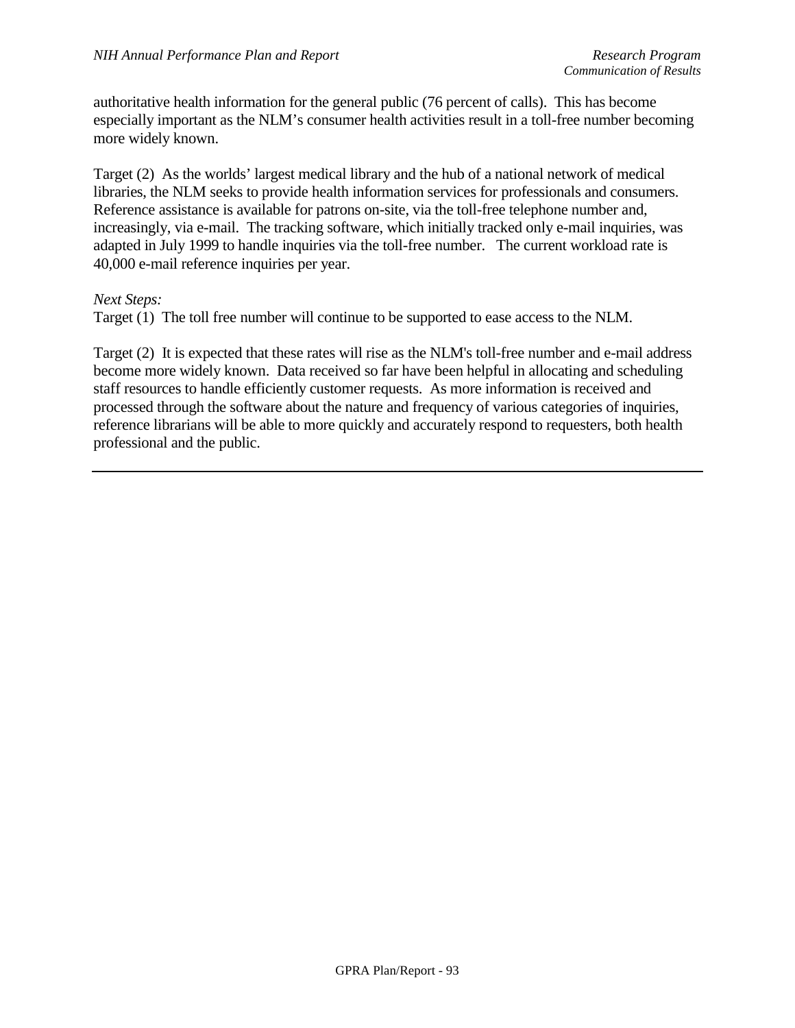authoritative health information for the general public (76 percent of calls). This has become especially important as the NLM's consumer health activities result in a toll-free number becoming more widely known.

Target (2) As the worlds' largest medical library and the hub of a national network of medical libraries, the NLM seeks to provide health information services for professionals and consumers. Reference assistance is available for patrons on-site, via the toll-free telephone number and, increasingly, via e-mail. The tracking software, which initially tracked only e-mail inquiries, was adapted in July 1999 to handle inquiries via the toll-free number. The current workload rate is 40,000 e-mail reference inquiries per year.

*Next Steps:*

Target (1) The toll free number will continue to be supported to ease access to the NLM.

Target (2) It is expected that these rates will rise as the NLM's toll-free number and e-mail address become more widely known. Data received so far have been helpful in allocating and scheduling staff resources to handle efficiently customer requests. As more information is received and processed through the software about the nature and frequency of various categories of inquiries, reference librarians will be able to more quickly and accurately respond to requesters, both health professional and the public.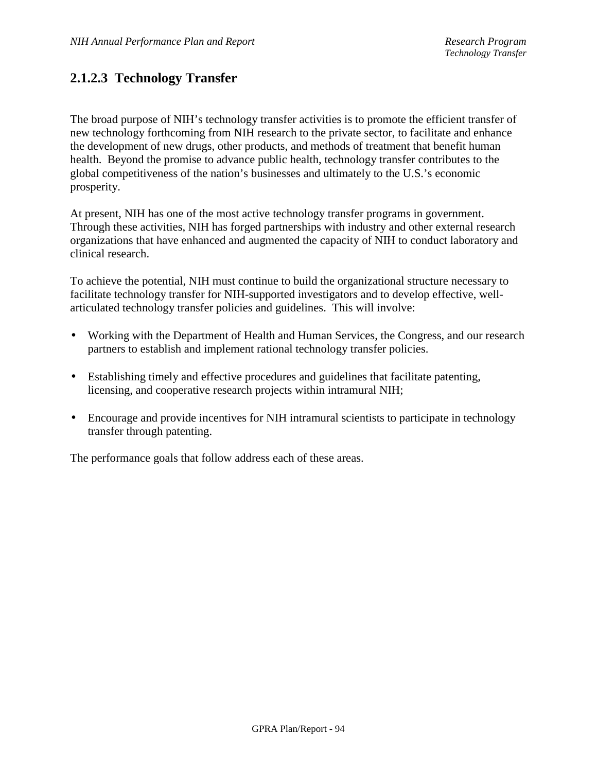## 2.1.2.3 Technology Transfer

The broad purpose of NIH's technology transfer activities is to promote the efficient transfer of new technology forthcoming from NIH research to the private sector, to facilitate and enhance the development of new drugs, other products, and methods of treatment that benefit human health. Beyond the promise to advance public health, technology transfer contributes to the global competitiveness of the nation's businesses and ultimately to the U.S.'s economic prosperity.

At present, NIH has one of the most active technology transfer programs in government. Through these activities, NIH has forged partnerships with industry and other external research organizations that have enhanced and augmented the capacity of NIH to conduct laboratory and clinical research.

To achieve the potential, NIH must continue to build the organizational structure necessary to facilitate technology transfer for NIH-supported investigators and to develop effective, well-articulated technology transfer policies and guidelines. This will involve:

- Working with the Department of Health and Human Services, the Congress, and our research partners to establish and implement rational technology transfer policies.
- Establishing timely and effective procedures and guidelines that facilitate patenting, licensing, and cooperative research projects within intramural NIH;
- Encourage and provide incentives for NIH intramural scientists to participate in technology transfer through patenting.

The performance goals that follow address each of these areas.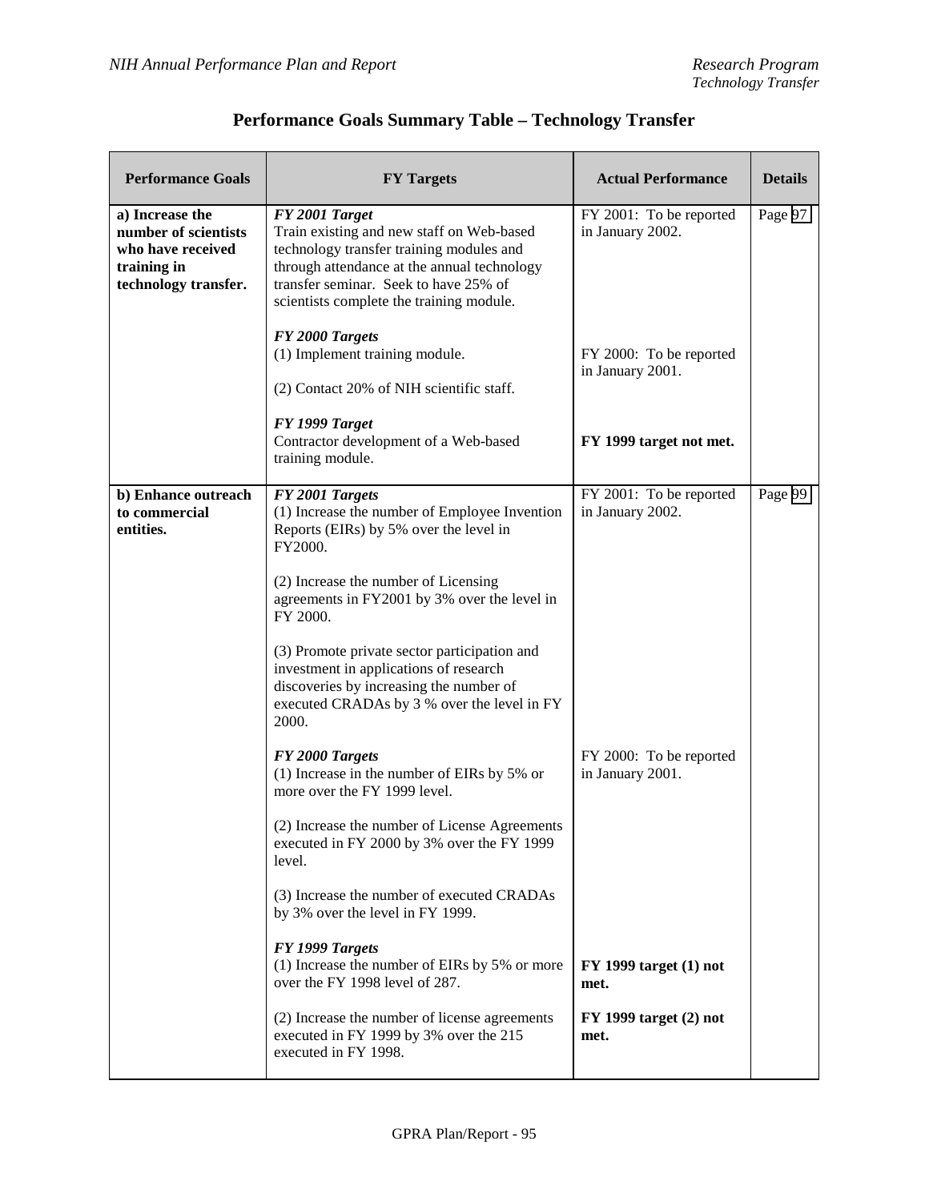## Performance Goals Summary Table – Technology Transfer

| Performance Goals | FY Targets | Actual Performance | Details |
|---|---|---|---|
| **a) Increase the number of scientists who have received training in technology transfer.** | ***FY 2001 Target***<br>Train existing and new staff on Web-based technology transfer training modules and through attendance at the annual technology transfer seminar. Seek to have 25% of scientists complete the training module. | FY 2001: To be reported in January 2002. | Page 97 |
| | ***FY 2000 Targets***<br>(1) Implement training module.<br><br>(2) Contact 20% of NIH scientific staff. | FY 2000: To be reported in January 2001. | |
| | ***FY 1999 Target***<br>Contractor development of a Web-based training module. | **FY 1999 target not met.** | |
| **b) Enhance outreach to commercial entities.** | ***FY 2001 Targets***<br>(1) Increase the number of Employee Invention Reports (EIRs) by 5% over the level in FY2000.<br><br>(2) Increase the number of Licensing agreements in FY2001 by 3% over the level in FY 2000.<br><br>(3) Promote private sector participation and investment in applications of research discoveries by increasing the number of executed CRADAs by 3 % over the level in FY 2000. | FY 2001: To be reported in January 2002. | Page 99 |
| | ***FY 2000 Targets***<br>(1) Increase in the number of EIRs by 5% or more over the FY 1999 level.<br><br>(2) Increase the number of License Agreements executed in FY 2000 by 3% over the FY 1999 level.<br><br>(3) Increase the number of executed CRADAs by 3% over the level in FY 1999. | FY 2000: To be reported in January 2001. | |
| | ***FY 1999 Targets***<br>(1) Increase the number of EIRs by 5% or more over the FY 1998 level of 287.<br><br>(2) Increase the number of license agreements executed in FY 1999 by 3% over the 215 executed in FY 1998. | **FY 1999 target (1) not met.**<br><br>**FY 1999 target (2) not met.** | |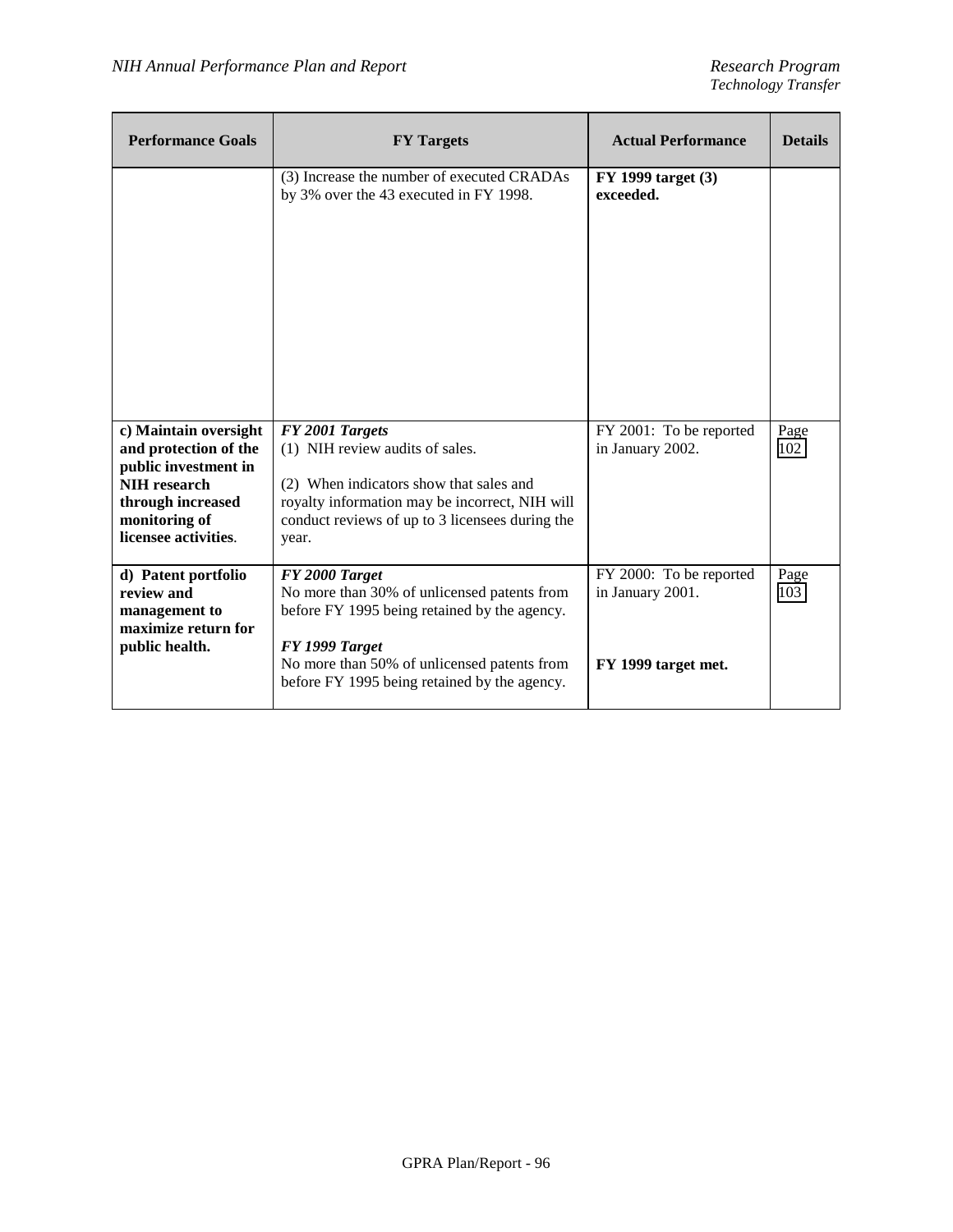| Performance Goals | FY Targets | Actual Performance | Details |
|---|---|---|---|
| | (3) Increase the number of executed CRADAs by 3% over the 43 executed in FY 1998. | **FY 1999 target (3) exceeded.** | |
| **c) Maintain oversight and protection of the public investment in NIH research through increased monitoring of licensee activities**. | ***FY 2001 Targets*** (1) NIH review audits of sales. (2) When indicators show that sales and royalty information may be incorrect, NIH will conduct reviews of up to 3 licensees during the year. | FY 2001: To be reported in January 2002. | Page 102 |
| **d) Patent portfolio review and management to maximize return for public health.** | ***FY 2000 Target*** No more than 30% of unlicensed patents from before FY 1995 being retained by the agency. ***FY 1999 Target*** No more than 50% of unlicensed patents from before FY 1995 being retained by the agency. | FY 2000: To be reported in January 2001. **FY 1999 target met.** | Page 103 |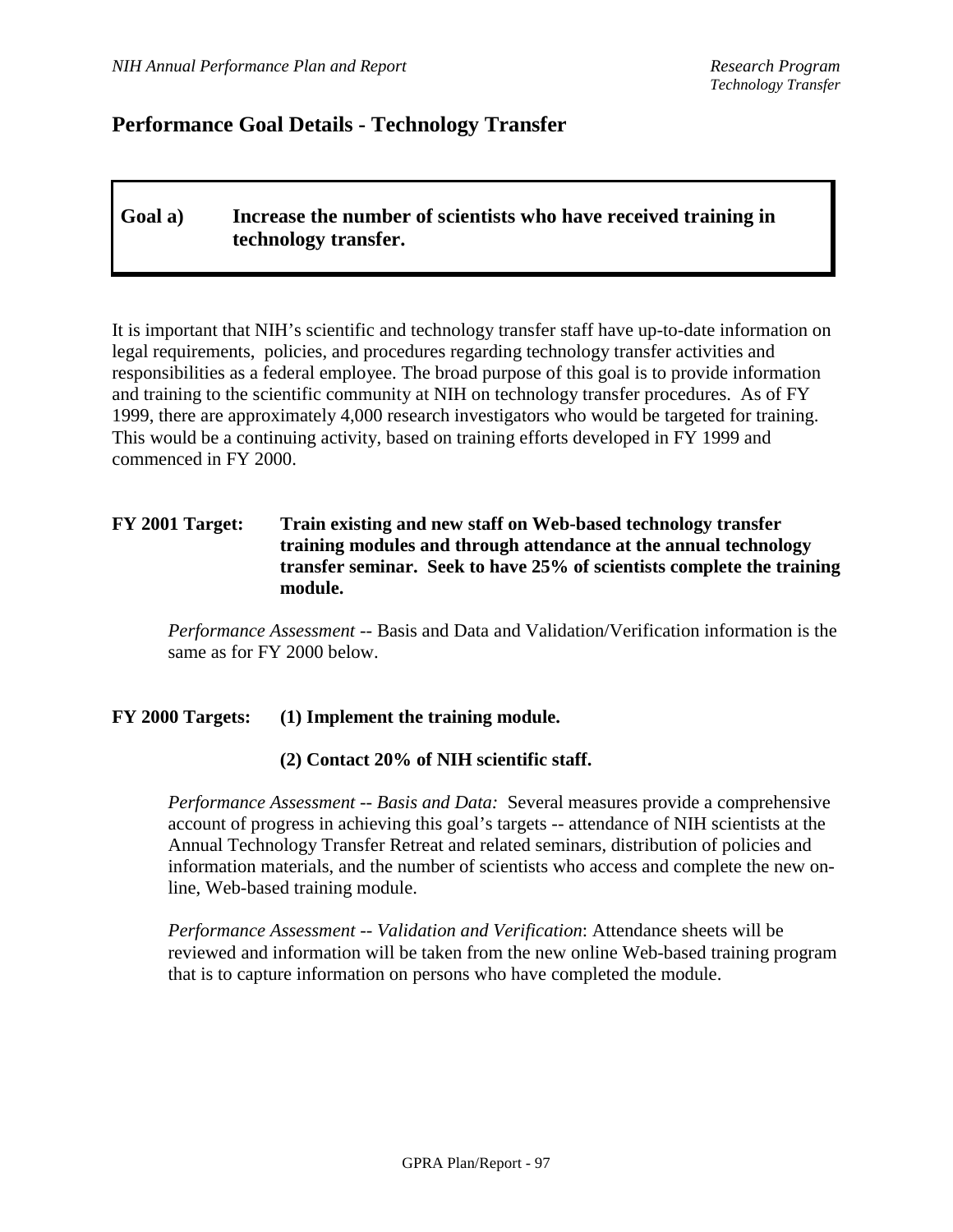## Performance Goal Details - Technology Transfer

**Goal a) Increase the number of scientists who have received training in technology transfer.**

It is important that NIH's scientific and technology transfer staff have up-to-date information on legal requirements, policies, and procedures regarding technology transfer activities and responsibilities as a federal employee. The broad purpose of this goal is to provide information and training to the scientific community at NIH on technology transfer procedures. As of FY 1999, there are approximately 4,000 research investigators who would be targeted for training. This would be a continuing activity, based on training efforts developed in FY 1999 and commenced in FY 2000.

**FY 2001 Target: Train existing and new staff on Web-based technology transfer training modules and through attendance at the annual technology transfer seminar. Seek to have 25% of scientists complete the training module.**

*Performance Assessment* -- Basis and Data and Validation/Verification information is the same as for FY 2000 below.

**FY 2000 Targets: (1) Implement the training module.**

**(2) Contact 20% of NIH scientific staff.**

*Performance Assessment -- Basis and Data:* Several measures provide a comprehensive account of progress in achieving this goal's targets -- attendance of NIH scientists at the Annual Technology Transfer Retreat and related seminars, distribution of policies and information materials, and the number of scientists who access and complete the new on-line, Web-based training module.

*Performance Assessment -- Validation and Verification*: Attendance sheets will be reviewed and information will be taken from the new online Web-based training program that is to capture information on persons who have completed the module.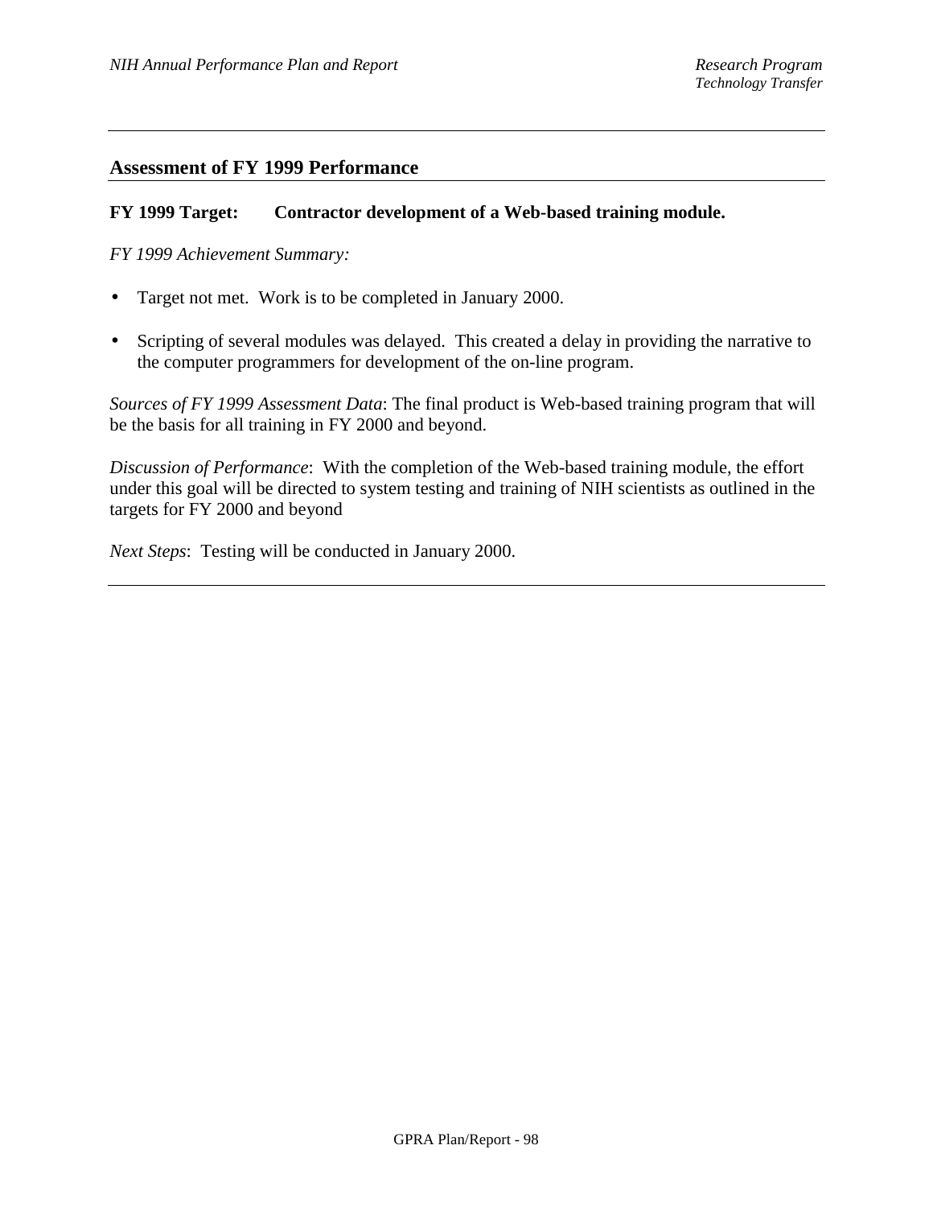## Assessment of FY 1999 Performance

**FY 1999 Target: Contractor development of a Web-based training module.**

*FY 1999 Achievement Summary:*

- Target not met. Work is to be completed in January 2000.
- Scripting of several modules was delayed. This created a delay in providing the narrative to the computer programmers for development of the on-line program.

*Sources of FY 1999 Assessment Data*: The final product is Web-based training program that will be the basis for all training in FY 2000 and beyond.

*Discussion of Performance*: With the completion of the Web-based training module, the effort under this goal will be directed to system testing and training of NIH scientists as outlined in the targets for FY 2000 and beyond

*Next Steps*: Testing will be conducted in January 2000.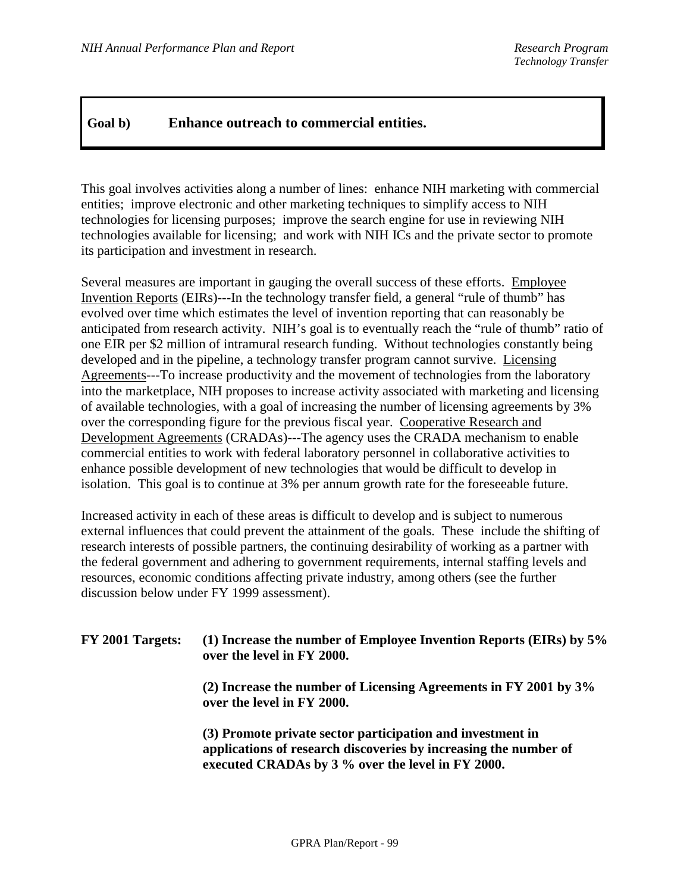## Goal b) Enhance outreach to commercial entities.

This goal involves activities along a number of lines: enhance NIH marketing with commercial entities; improve electronic and other marketing techniques to simplify access to NIH technologies for licensing purposes; improve the search engine for use in reviewing NIH technologies available for licensing; and work with NIH ICs and the private sector to promote its participation and investment in research.

Several measures are important in gauging the overall success of these efforts. Employee Invention Reports (EIRs)---In the technology transfer field, a general "rule of thumb" has evolved over time which estimates the level of invention reporting that can reasonably be anticipated from research activity. NIH's goal is to eventually reach the "rule of thumb" ratio of one EIR per $2 million of intramural research funding. Without technologies constantly being developed and in the pipeline, a technology transfer program cannot survive. Licensing Agreements---To increase productivity and the movement of technologies from the laboratory into the marketplace, NIH proposes to increase activity associated with marketing and licensing of available technologies, with a goal of increasing the number of licensing agreements by 3% over the corresponding figure for the previous fiscal year. Cooperative Research and Development Agreements (CRADAs)---The agency uses the CRADA mechanism to enable commercial entities to work with federal laboratory personnel in collaborative activities to enhance possible development of new technologies that would be difficult to develop in isolation. This goal is to continue at 3% per annum growth rate for the foreseeable future.

Increased activity in each of these areas is difficult to develop and is subject to numerous external influences that could prevent the attainment of the goals. These include the shifting of research interests of possible partners, the continuing desirability of working as a partner with the federal government and adhering to government requirements, internal staffing levels and resources, economic conditions affecting private industry, among others (see the further discussion below under FY 1999 assessment).

**FY 2001 Targets:** **(1) Increase the number of Employee Invention Reports (EIRs) by 5% over the level in FY 2000.**

**(2) Increase the number of Licensing Agreements in FY 2001 by 3% over the level in FY 2000.**

**(3) Promote private sector participation and investment in applications of research discoveries by increasing the number of executed CRADAs by 3 % over the level in FY 2000.**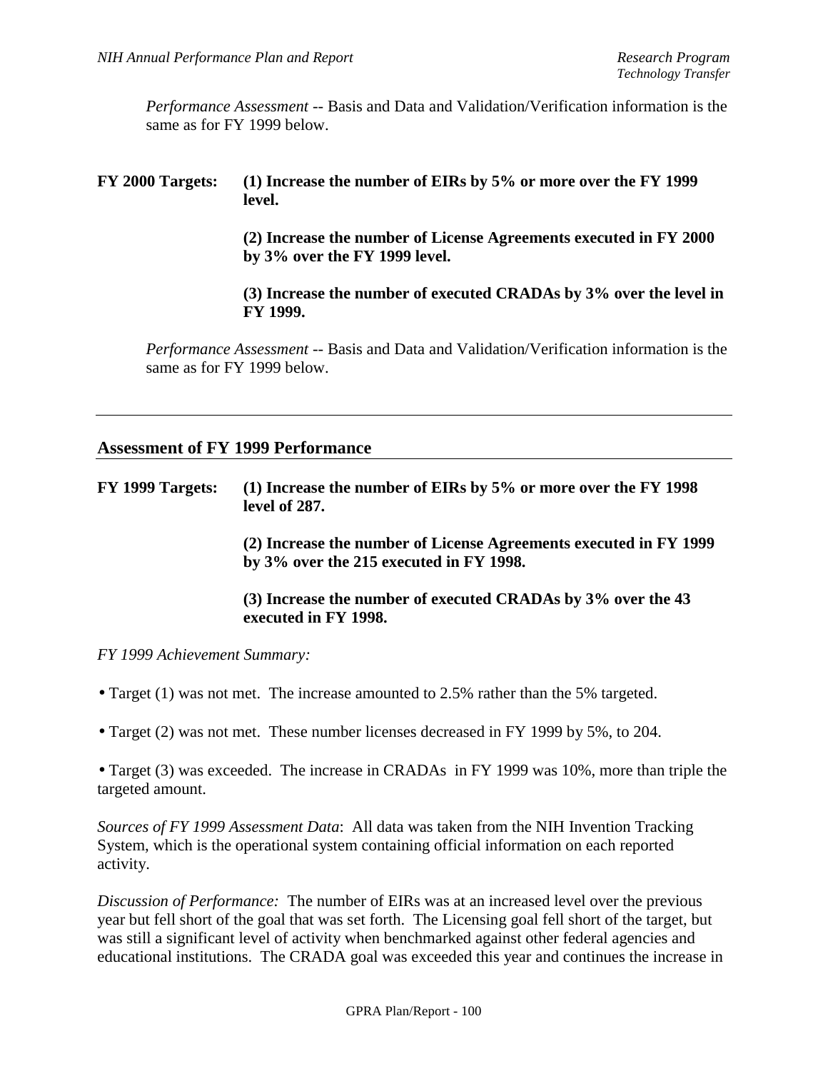*Performance Assessment* -- Basis and Data and Validation/Verification information is the same as for FY 1999 below.

**FY 2000 Targets:** **(1) Increase the number of EIRs by 5% or more over the FY 1999 level.**

**(2) Increase the number of License Agreements executed in FY 2000 by 3% over the FY 1999 level.**

**(3) Increase the number of executed CRADAs by 3% over the level in FY 1999.**

*Performance Assessment* -- Basis and Data and Validation/Verification information is the same as for FY 1999 below.

---

## Assessment of FY 1999 Performance

**FY 1999 Targets:** **(1) Increase the number of EIRs by 5% or more over the FY 1998 level of 287.**

**(2) Increase the number of License Agreements executed in FY 1999 by 3% over the 215 executed in FY 1998.**

**(3) Increase the number of executed CRADAs by 3% over the 43 executed in FY 1998.**

*FY 1999 Achievement Summary:*

- Target (1) was not met. The increase amounted to 2.5% rather than the 5% targeted.
- Target (2) was not met. These number licenses decreased in FY 1999 by 5%, to 204.
- Target (3) was exceeded. The increase in CRADAs in FY 1999 was 10%, more than triple the targeted amount.

*Sources of FY 1999 Assessment Data*: All data was taken from the NIH Invention Tracking System, which is the operational system containing official information on each reported activity.

*Discussion of Performance:* The number of EIRs was at an increased level over the previous year but fell short of the goal that was set forth. The Licensing goal fell short of the target, but was still a significant level of activity when benchmarked against other federal agencies and educational institutions. The CRADA goal was exceeded this year and continues the increase in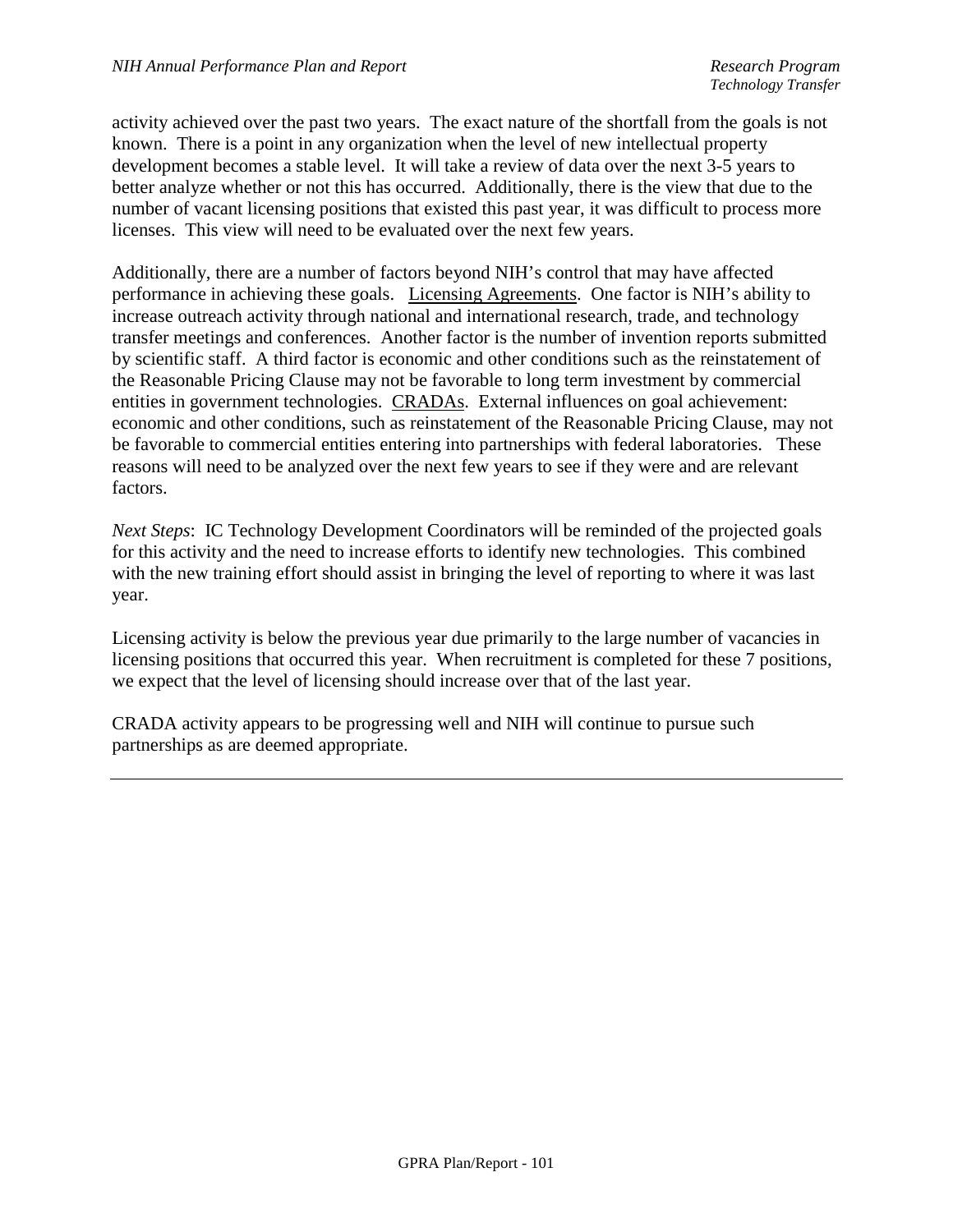activity achieved over the past two years. The exact nature of the shortfall from the goals is not known. There is a point in any organization when the level of new intellectual property development becomes a stable level. It will take a review of data over the next 3-5 years to better analyze whether or not this has occurred. Additionally, there is the view that due to the number of vacant licensing positions that existed this past year, it was difficult to process more licenses. This view will need to be evaluated over the next few years.

Additionally, there are a number of factors beyond NIH's control that may have affected performance in achieving these goals. <u>Licensing Agreements</u>. One factor is NIH's ability to increase outreach activity through national and international research, trade, and technology transfer meetings and conferences. Another factor is the number of invention reports submitted by scientific staff. A third factor is economic and other conditions such as the reinstatement of the Reasonable Pricing Clause may not be favorable to long term investment by commercial entities in government technologies. <u>CRADAs</u>. External influences on goal achievement: economic and other conditions, such as reinstatement of the Reasonable Pricing Clause, may not be favorable to commercial entities entering into partnerships with federal laboratories. These reasons will need to be analyzed over the next few years to see if they were and are relevant factors.

*Next Steps*: IC Technology Development Coordinators will be reminded of the projected goals for this activity and the need to increase efforts to identify new technologies. This combined with the new training effort should assist in bringing the level of reporting to where it was last year.

Licensing activity is below the previous year due primarily to the large number of vacancies in licensing positions that occurred this year. When recruitment is completed for these 7 positions, we expect that the level of licensing should increase over that of the last year.

CRADA activity appears to be progressing well and NIH will continue to pursue such partnerships as are deemed appropriate.

---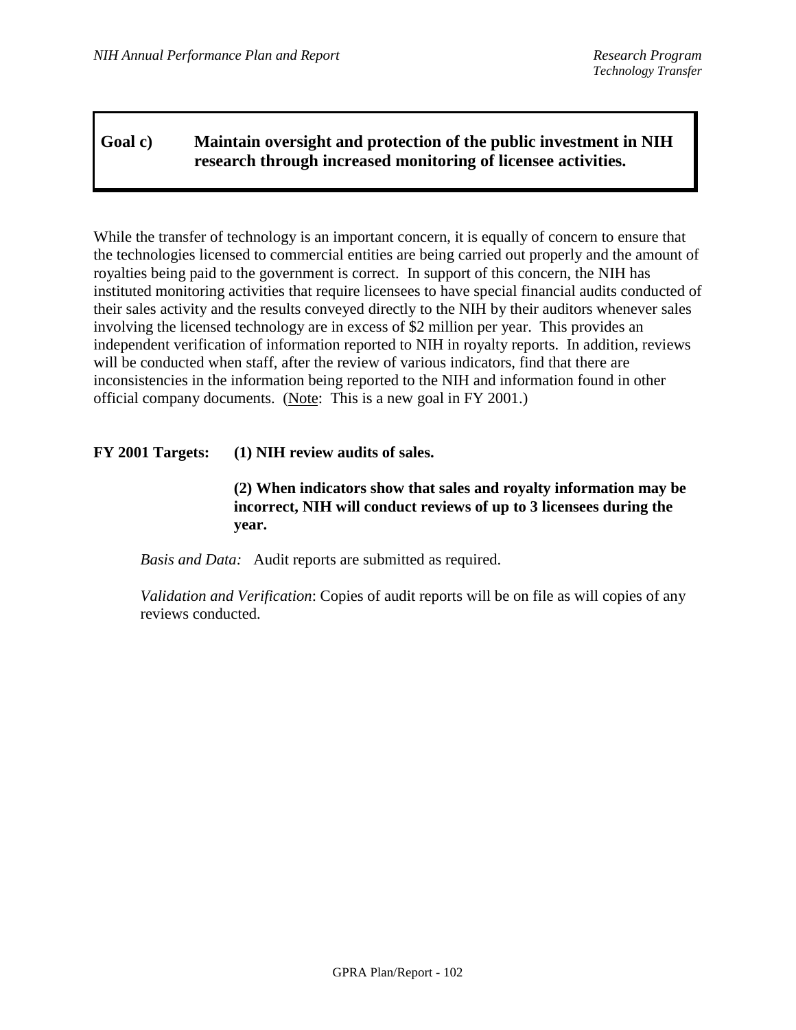## Goal c) Maintain oversight and protection of the public investment in NIH research through increased monitoring of licensee activities.

While the transfer of technology is an important concern, it is equally of concern to ensure that the technologies licensed to commercial entities are being carried out properly and the amount of royalties being paid to the government is correct. In support of this concern, the NIH has instituted monitoring activities that require licensees to have special financial audits conducted of their sales activity and the results conveyed directly to the NIH by their auditors whenever sales involving the licensed technology are in excess of $2 million per year. This provides an independent verification of information reported to NIH in royalty reports. In addition, reviews will be conducted when staff, after the review of various indicators, find that there are inconsistencies in the information being reported to the NIH and information found in other official company documents. (Note: This is a new goal in FY 2001.)

**FY 2001 Targets:** **(1) NIH review audits of sales.**

**(2) When indicators show that sales and royalty information may be incorrect, NIH will conduct reviews of up to 3 licensees during the year.**

*Basis and Data:* Audit reports are submitted as required.

*Validation and Verification*: Copies of audit reports will be on file as will copies of any reviews conducted.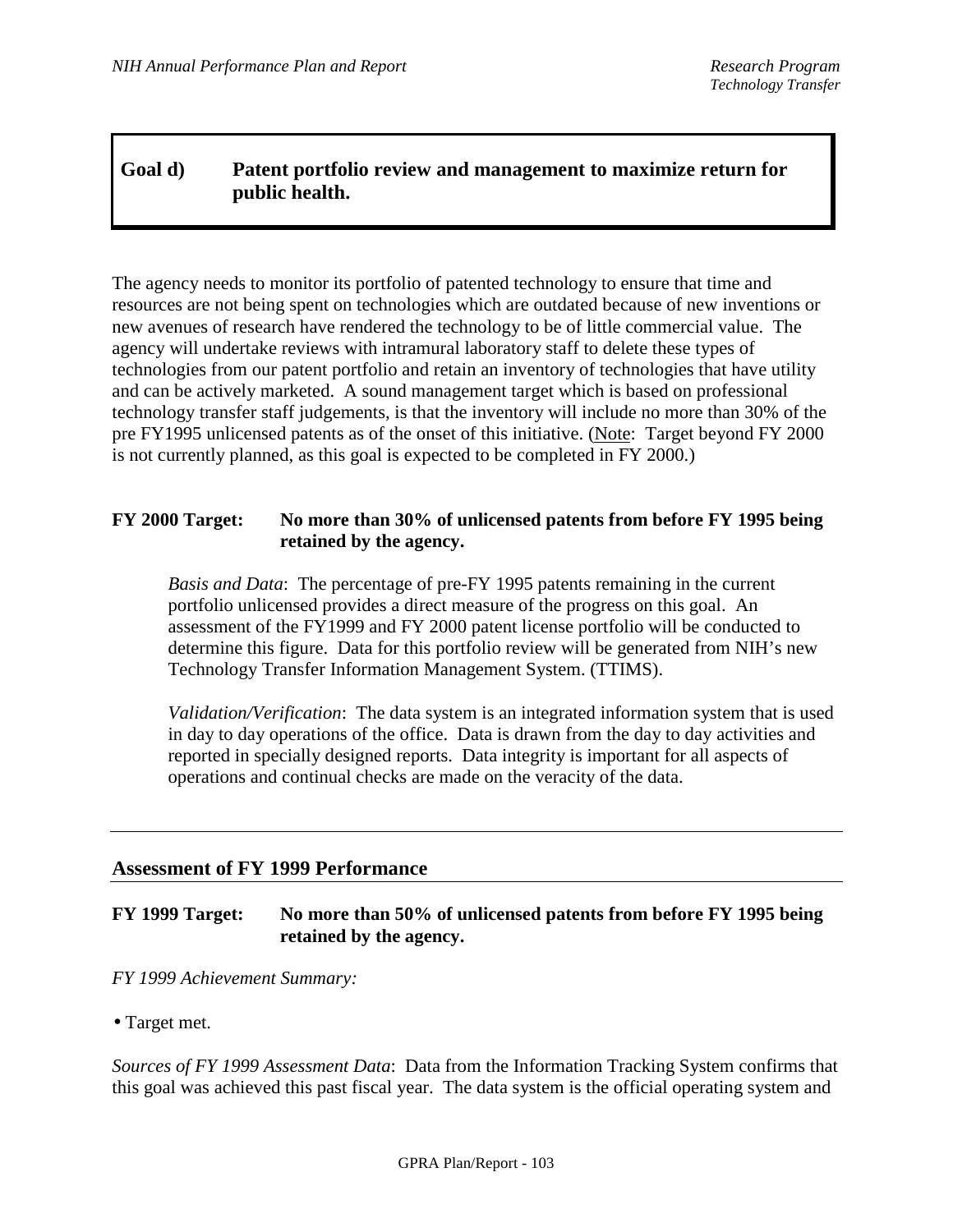## Goal d) Patent portfolio review and management to maximize return for public health.

The agency needs to monitor its portfolio of patented technology to ensure that time and resources are not being spent on technologies which are outdated because of new inventions or new avenues of research have rendered the technology to be of little commercial value. The agency will undertake reviews with intramural laboratory staff to delete these types of technologies from our patent portfolio and retain an inventory of technologies that have utility and can be actively marketed. A sound management target which is based on professional technology transfer staff judgements, is that the inventory will include no more than 30% of the pre FY1995 unlicensed patents as of the onset of this initiative. (Note: Target beyond FY 2000 is not currently planned, as this goal is expected to be completed in FY 2000.)

**FY 2000 Target: No more than 30% of unlicensed patents from before FY 1995 being retained by the agency.**

*Basis and Data*: The percentage of pre-FY 1995 patents remaining in the current portfolio unlicensed provides a direct measure of the progress on this goal. An assessment of the FY1999 and FY 2000 patent license portfolio will be conducted to determine this figure. Data for this portfolio review will be generated from NIH's new Technology Transfer Information Management System. (TTIMS).

*Validation/Verification*: The data system is an integrated information system that is used in day to day operations of the office. Data is drawn from the day to day activities and reported in specially designed reports. Data integrity is important for all aspects of operations and continual checks are made on the veracity of the data.

### Assessment of FY 1999 Performance

**FY 1999 Target: No more than 50% of unlicensed patents from before FY 1995 being retained by the agency.**

*FY 1999 Achievement Summary:*

- Target met.

*Sources of FY 1999 Assessment Data*: Data from the Information Tracking System confirms that this goal was achieved this past fiscal year. The data system is the official operating system and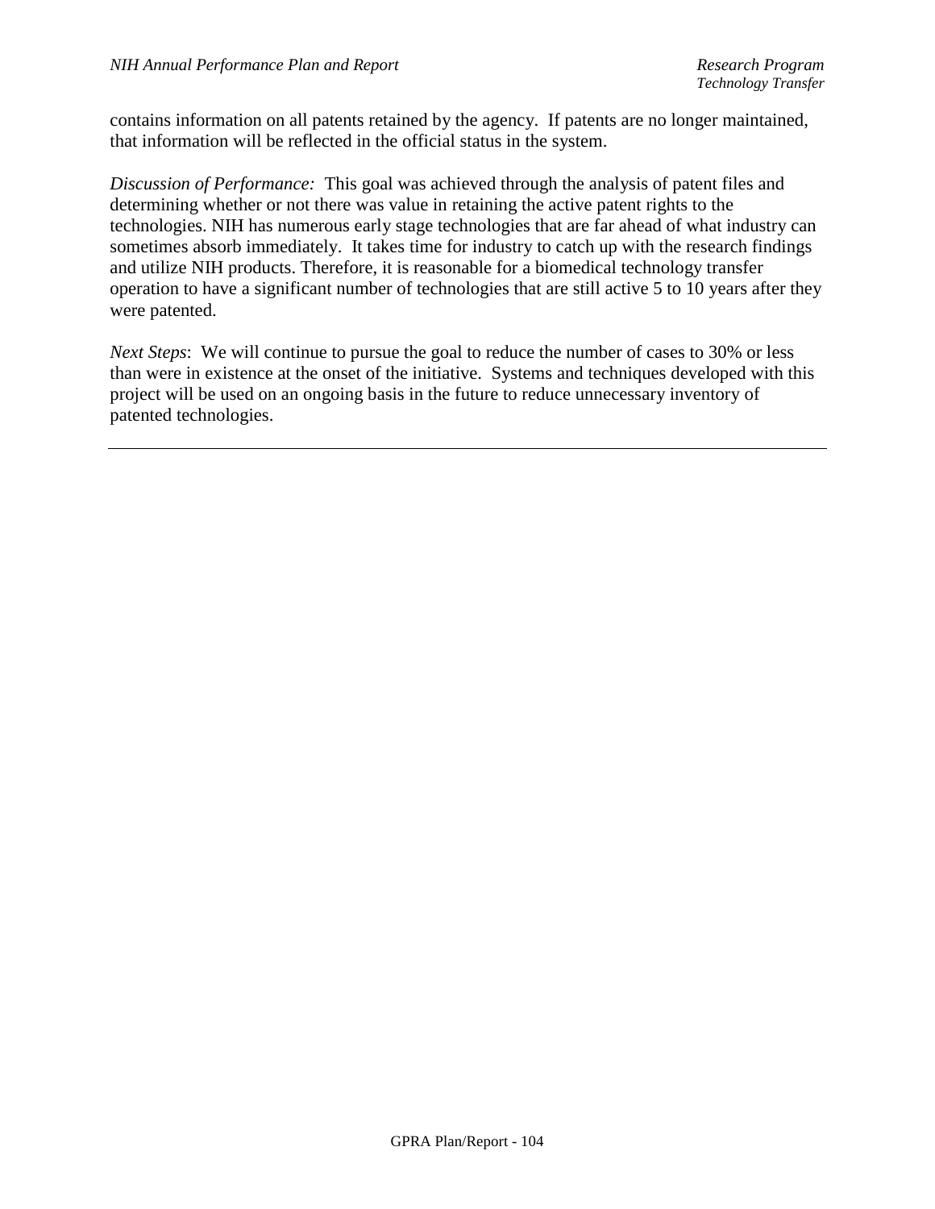contains information on all patents retained by the agency. If patents are no longer maintained, that information will be reflected in the official status in the system.

*Discussion of Performance:* This goal was achieved through the analysis of patent files and determining whether or not there was value in retaining the active patent rights to the technologies. NIH has numerous early stage technologies that are far ahead of what industry can sometimes absorb immediately. It takes time for industry to catch up with the research findings and utilize NIH products. Therefore, it is reasonable for a biomedical technology transfer operation to have a significant number of technologies that are still active 5 to 10 years after they were patented.

*Next Steps*: We will continue to pursue the goal to reduce the number of cases to 30% or less than were in existence at the onset of the initiative. Systems and techniques developed with this project will be used on an ongoing basis in the future to reduce unnecessary inventory of patented technologies.

---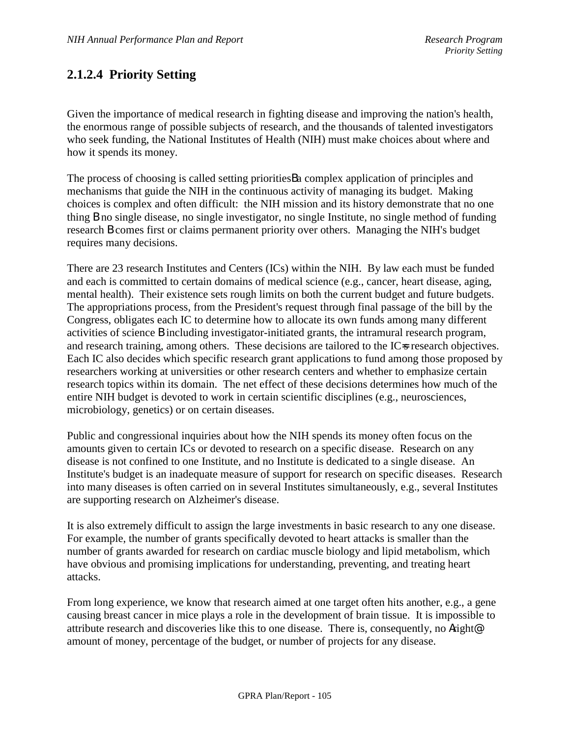## 2.1.2.4 Priority Setting

Given the importance of medical research in fighting disease and improving the nation's health, the enormous range of possible subjects of research, and the thousands of talented investigators who seek funding, the National Institutes of Health (NIH) must make choices about where and how it spends its money.

The process of choosing is called setting prioritiesBa complex application of principles and mechanisms that guide the NIH in the continuous activity of managing its budget. Making choices is complex and often difficult: the NIH mission and its history demonstrate that no one thing B no single disease, no single investigator, no single Institute, no single method of funding research B comes first or claims permanent priority over others. Managing the NIH's budget requires many decisions.

There are 23 research Institutes and Centers (ICs) within the NIH. By law each must be funded and each is committed to certain domains of medical science (e.g., cancer, heart disease, aging, mental health). Their existence sets rough limits on both the current budget and future budgets. The appropriations process, from the President's request through final passage of the bill by the Congress, obligates each IC to determine how to allocate its own funds among many different activities of science B including investigator-initiated grants, the intramural research program, and research training, among others. These decisions are tailored to the IC=s research objectives. Each IC also decides which specific research grant applications to fund among those proposed by researchers working at universities or other research centers and whether to emphasize certain research topics within its domain. The net effect of these decisions determines how much of the entire NIH budget is devoted to work in certain scientific disciplines (e.g., neurosciences, microbiology, genetics) or on certain diseases.

Public and congressional inquiries about how the NIH spends its money often focus on the amounts given to certain ICs or devoted to research on a specific disease. Research on any disease is not confined to one Institute, and no Institute is dedicated to a single disease. An Institute's budget is an inadequate measure of support for research on specific diseases. Research into many diseases is often carried on in several Institutes simultaneously, e.g., several Institutes are supporting research on Alzheimer's disease.

It is also extremely difficult to assign the large investments in basic research to any one disease. For example, the number of grants specifically devoted to heart attacks is smaller than the number of grants awarded for research on cardiac muscle biology and lipid metabolism, which have obvious and promising implications for understanding, preventing, and treating heart attacks.

From long experience, we know that research aimed at one target often hits another, e.g., a gene causing breast cancer in mice plays a role in the development of brain tissue. It is impossible to attribute research and discoveries like this to one disease. There is, consequently, no Aright@ amount of money, percentage of the budget, or number of projects for any disease.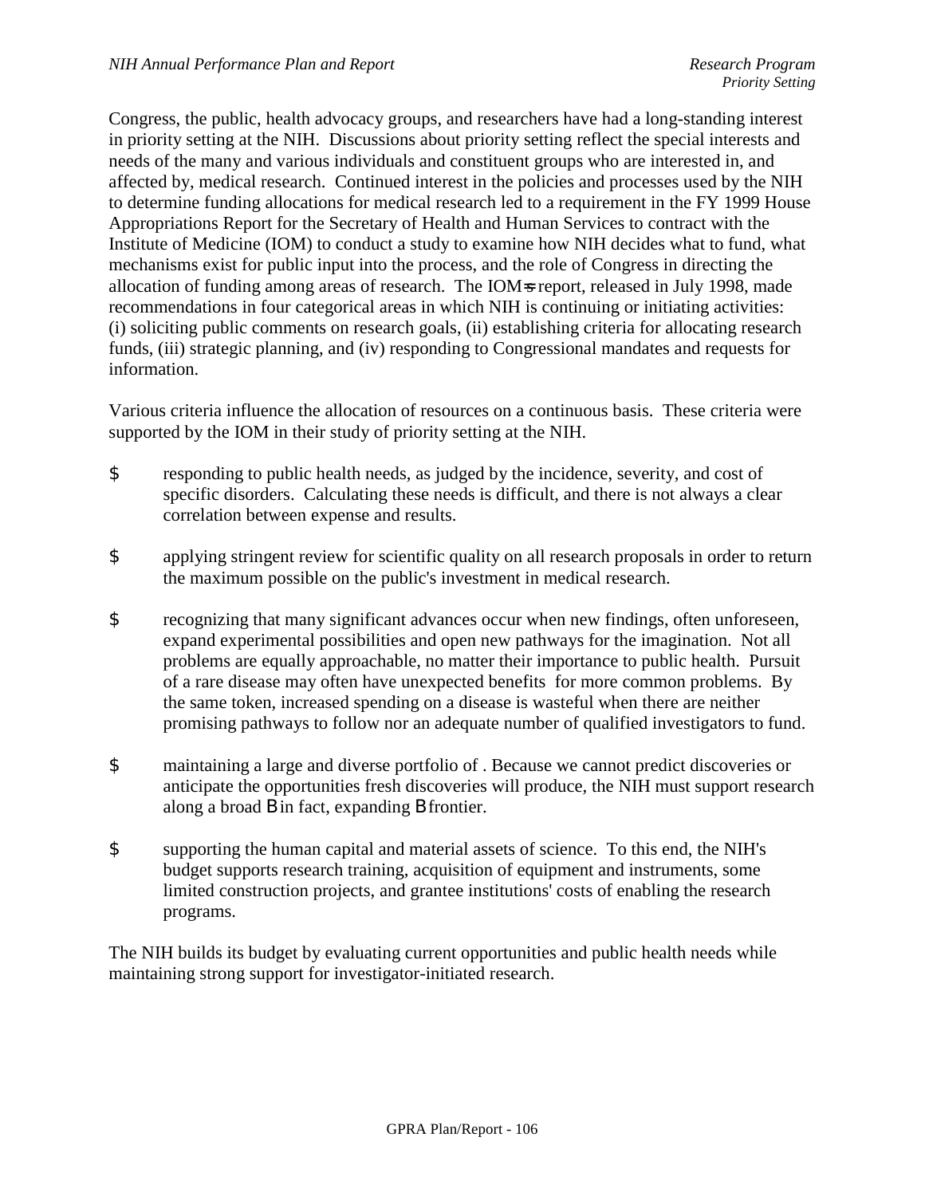Congress, the public, health advocacy groups, and researchers have had a long-standing interest in priority setting at the NIH. Discussions about priority setting reflect the special interests and needs of the many and various individuals and constituent groups who are interested in, and affected by, medical research. Continued interest in the policies and processes used by the NIH to determine funding allocations for medical research led to a requirement in the FY 1999 House Appropriations Report for the Secretary of Health and Human Services to contract with the Institute of Medicine (IOM) to conduct a study to examine how NIH decides what to fund, what mechanisms exist for public input into the process, and the role of Congress in directing the allocation of funding among areas of research. The IOM=s report, released in July 1998, made recommendations in four categorical areas in which NIH is continuing or initiating activities: (i) soliciting public comments on research goals, (ii) establishing criteria for allocating research funds, (iii) strategic planning, and (iv) responding to Congressional mandates and requests for information.

Various criteria influence the allocation of resources on a continuous basis. These criteria were supported by the IOM in their study of priority setting at the NIH.

- responding to public health needs, as judged by the incidence, severity, and cost of specific disorders. Calculating these needs is difficult, and there is not always a clear correlation between expense and results.

- applying stringent review for scientific quality on all research proposals in order to return the maximum possible on the public's investment in medical research.

- recognizing that many significant advances occur when new findings, often unforeseen, expand experimental possibilities and open new pathways for the imagination. Not all problems are equally approachable, no matter their importance to public health. Pursuit of a rare disease may often have unexpected benefits for more common problems. By the same token, increased spending on a disease is wasteful when there are neither promising pathways to follow nor an adequate number of qualified investigators to fund.

- maintaining a large and diverse portfolio of . Because we cannot predict discoveries or anticipate the opportunities fresh discoveries will produce, the NIH must support research along a broad B in fact, expanding B frontier.

- supporting the human capital and material assets of science. To this end, the NIH's budget supports research training, acquisition of equipment and instruments, some limited construction projects, and grantee institutions' costs of enabling the research programs.

The NIH builds its budget by evaluating current opportunities and public health needs while maintaining strong support for investigator-initiated research.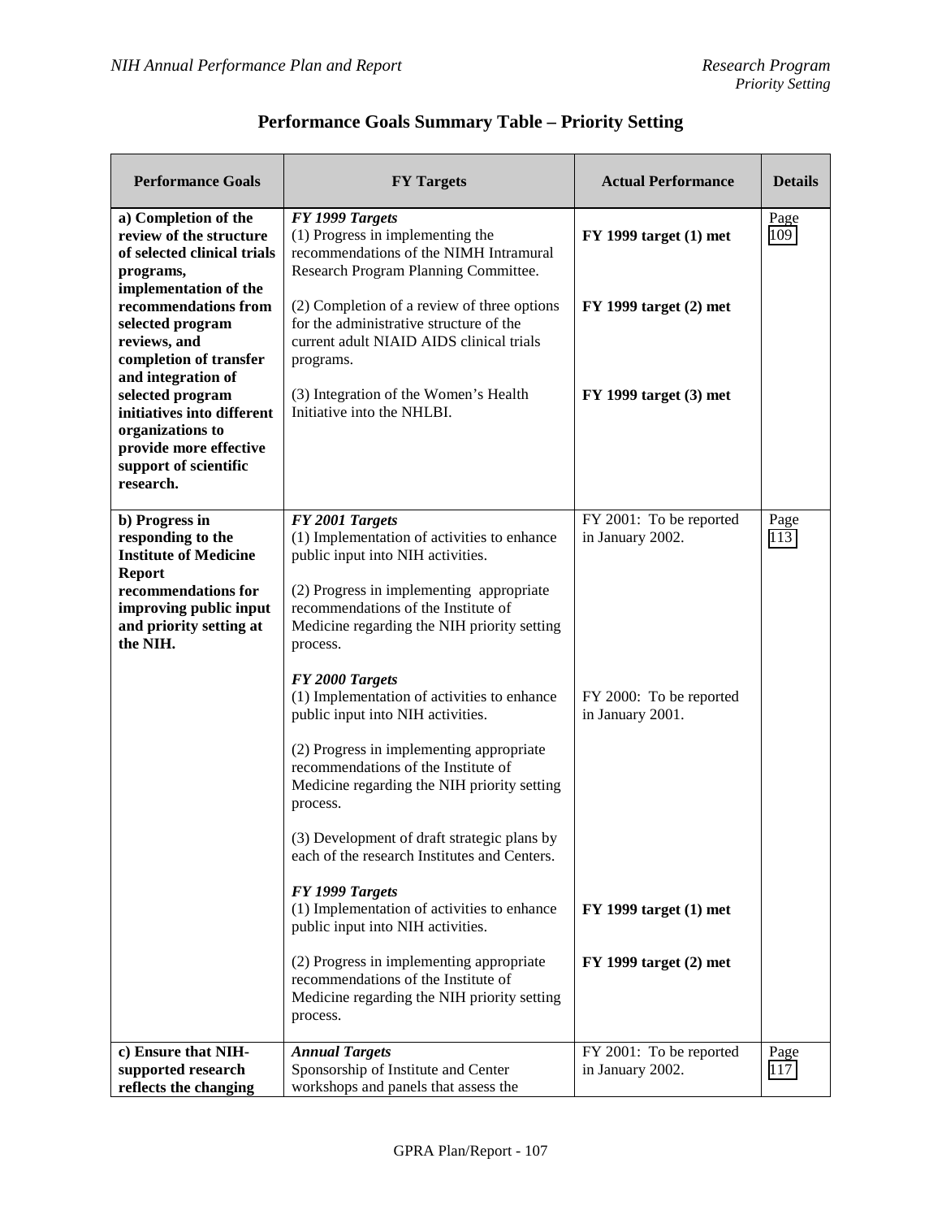## Performance Goals Summary Table – Priority Setting

| Performance Goals | FY Targets | Actual Performance | Details |
|---|---|---|---|
| **a) Completion of the review of the structure of selected clinical trials programs, implementation of the recommendations from selected program reviews, and completion of transfer and integration of selected program initiatives into different organizations to provide more effective support of scientific research.** | ***FY 1999 Targets***<br>(1) Progress in implementing the recommendations of the NIMH Intramural Research Program Planning Committee.<br><br>(2) Completion of a review of three options for the administrative structure of the current adult NIAID AIDS clinical trials programs.<br><br>(3) Integration of the Women's Health Initiative into the NHLBI. | **FY 1999 target (1) met**<br><br>**FY 1999 target (2) met**<br><br>**FY 1999 target (3) met** | Page 109 |
| **b) Progress in responding to the Institute of Medicine Report recommendations for improving public input and priority setting at the NIH.** | ***FY 2001 Targets***<br>(1) Implementation of activities to enhance public input into NIH activities.<br><br>(2) Progress in implementing appropriate recommendations of the Institute of Medicine regarding the NIH priority setting process.<br><br>***FY 2000 Targets***<br>(1) Implementation of activities to enhance public input into NIH activities.<br><br>(2) Progress in implementing appropriate recommendations of the Institute of Medicine regarding the NIH priority setting process.<br><br>(3) Development of draft strategic plans by each of the research Institutes and Centers.<br><br>***FY 1999 Targets***<br>(1) Implementation of activities to enhance public input into NIH activities.<br><br>(2) Progress in implementing appropriate recommendations of the Institute of Medicine regarding the NIH priority setting process. | FY 2001: To be reported in January 2002.<br><br>FY 2000: To be reported in January 2001.<br><br>**FY 1999 target (1) met**<br><br>**FY 1999 target (2) met** | Page 113 |
| **c) Ensure that NIH-supported research reflects the changing** | ***Annual Targets***<br>Sponsorship of Institute and Center workshops and panels that assess the | FY 2001: To be reported in January 2002. | Page 117 |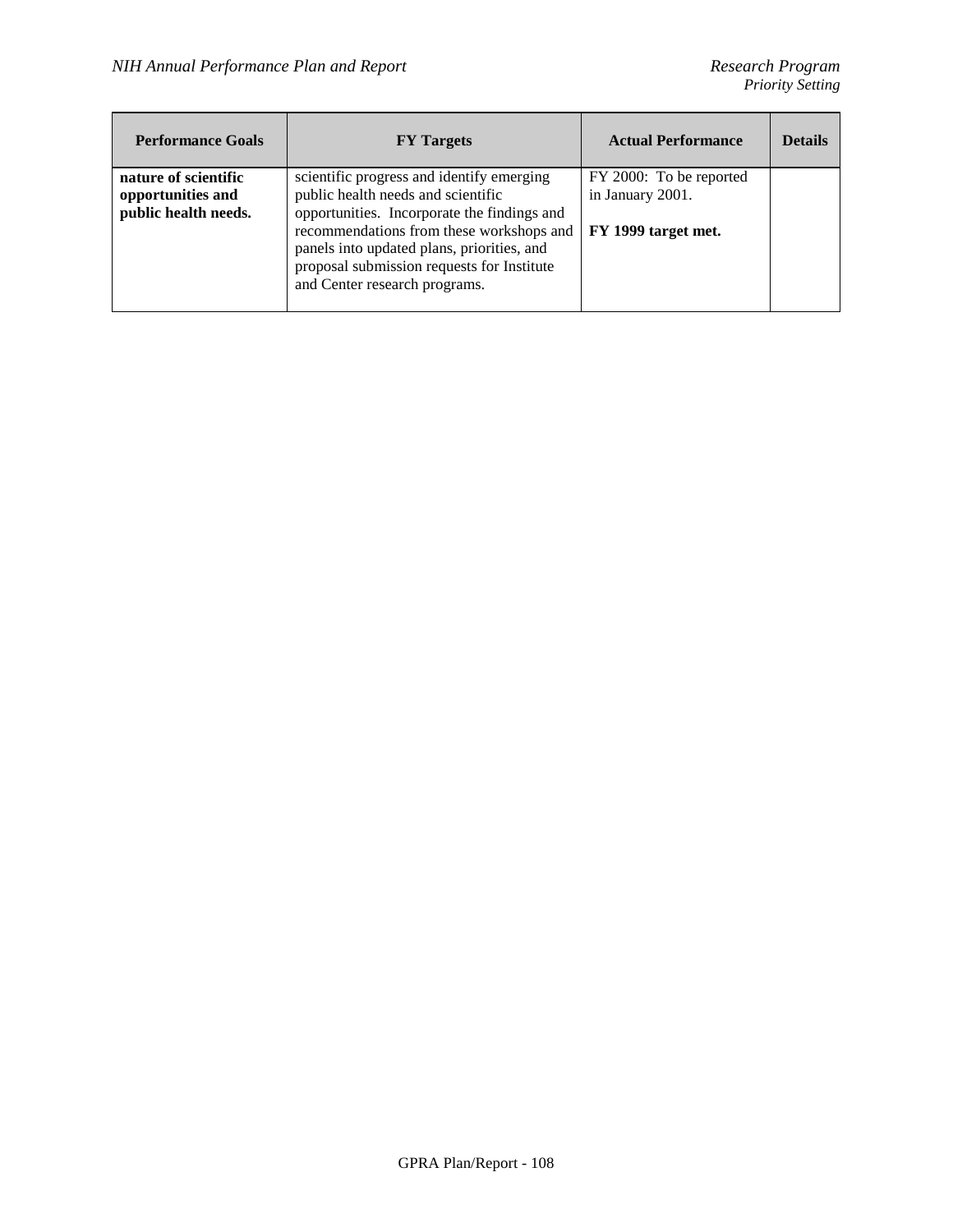| Performance Goals | FY Targets | Actual Performance | Details |
|---|---|---|---|
| **nature of scientific opportunities and public health needs.** | scientific progress and identify emerging public health needs and scientific opportunities. Incorporate the findings and recommendations from these workshops and panels into updated plans, priorities, and proposal submission requests for Institute and Center research programs. | FY 2000: To be reported in January 2001.<br><br>**FY 1999 target met.** | |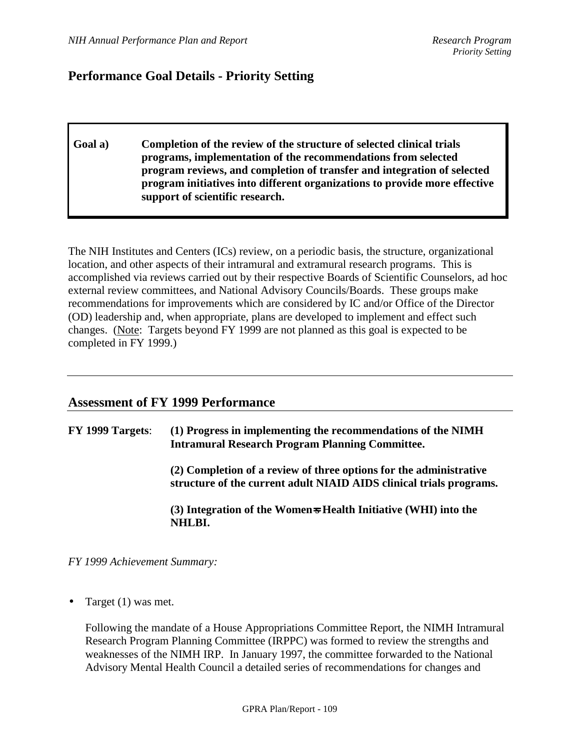## Performance Goal Details - Priority Setting

**Goal a) Completion of the review of the structure of selected clinical trials programs, implementation of the recommendations from selected program reviews, and completion of transfer and integration of selected program initiatives into different organizations to provide more effective support of scientific research.**

The NIH Institutes and Centers (ICs) review, on a periodic basis, the structure, organizational location, and other aspects of their intramural and extramural research programs. This is accomplished via reviews carried out by their respective Boards of Scientific Counselors, ad hoc external review committees, and National Advisory Councils/Boards. These groups make recommendations for improvements which are considered by IC and/or Office of the Director (OD) leadership and, when appropriate, plans are developed to implement and effect such changes. (Note: Targets beyond FY 1999 are not planned as this goal is expected to be completed in FY 1999.)

---

## Assessment of FY 1999 Performance

**FY 1999 Targets**: **(1) Progress in implementing the recommendations of the NIMH Intramural Research Program Planning Committee.**

**(2) Completion of a review of three options for the administrative structure of the current adult NIAID AIDS clinical trials programs.**

**(3) Integration of the Women=s Health Initiative (WHI) into the NHLBI.**

*FY 1999 Achievement Summary:*

- Target (1) was met.

  Following the mandate of a House Appropriations Committee Report, the NIMH Intramural Research Program Planning Committee (IRPPC) was formed to review the strengths and weaknesses of the NIMH IRP. In January 1997, the committee forwarded to the National Advisory Mental Health Council a detailed series of recommendations for changes and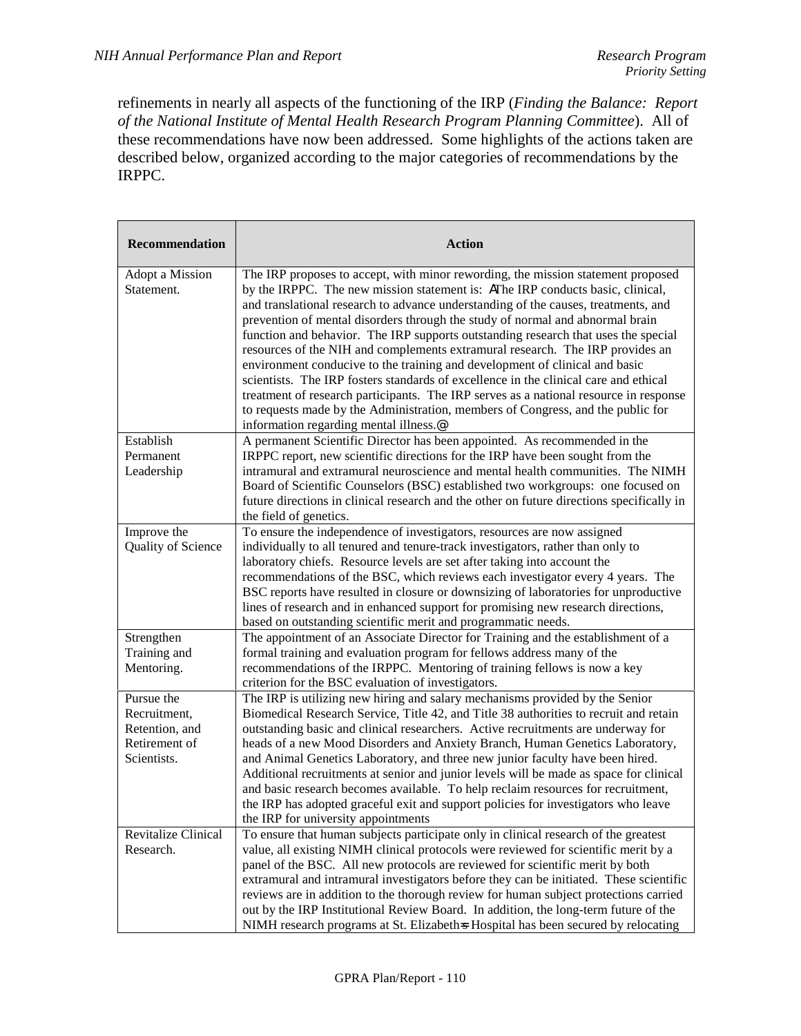refinements in nearly all aspects of the functioning of the IRP (*Finding the Balance: Report of the National Institute of Mental Health Research Program Planning Committee*). All of these recommendations have now been addressed. Some highlights of the actions taken are described below, organized according to the major categories of recommendations by the IRPPC.

| Recommendation | Action |
|---|---|
| Adopt a Mission Statement. | The IRP proposes to accept, with minor rewording, the mission statement proposed by the IRPPC. The new mission statement is: AThe IRP conducts basic, clinical, and translational research to advance understanding of the causes, treatments, and prevention of mental disorders through the study of normal and abnormal brain function and behavior. The IRP supports outstanding research that uses the special resources of the NIH and complements extramural research. The IRP provides an environment conducive to the training and development of clinical and basic scientists. The IRP fosters standards of excellence in the clinical care and ethical treatment of research participants. The IRP serves as a national resource in response to requests made by the Administration, members of Congress, and the public for information regarding mental illness.@ |
| Establish Permanent Leadership | A permanent Scientific Director has been appointed. As recommended in the IRPPC report, new scientific directions for the IRP have been sought from the intramural and extramural neuroscience and mental health communities. The NIMH Board of Scientific Counselors (BSC) established two workgroups: one focused on future directions in clinical research and the other on future directions specifically in the field of genetics. |
| Improve the Quality of Science | To ensure the independence of investigators, resources are now assigned individually to all tenured and tenure-track investigators, rather than only to laboratory chiefs. Resource levels are set after taking into account the recommendations of the BSC, which reviews each investigator every 4 years. The BSC reports have resulted in closure or downsizing of laboratories for unproductive lines of research and in enhanced support for promising new research directions, based on outstanding scientific merit and programmatic needs. |
| Strengthen Training and Mentoring. | The appointment of an Associate Director for Training and the establishment of a formal training and evaluation program for fellows address many of the recommendations of the IRPPC. Mentoring of training fellows is now a key criterion for the BSC evaluation of investigators. |
| Pursue the Recruitment, Retention, and Retirement of Scientists. | The IRP is utilizing new hiring and salary mechanisms provided by the Senior Biomedical Research Service, Title 42, and Title 38 authorities to recruit and retain outstanding basic and clinical researchers. Active recruitments are underway for heads of a new Mood Disorders and Anxiety Branch, Human Genetics Laboratory, and Animal Genetics Laboratory, and three new junior faculty have been hired. Additional recruitments at senior and junior levels will be made as space for clinical and basic research becomes available. To help reclaim resources for recruitment, the IRP has adopted graceful exit and support policies for investigators who leave the IRP for university appointments |
| Revitalize Clinical Research. | To ensure that human subjects participate only in clinical research of the greatest value, all existing NIMH clinical protocols were reviewed for scientific merit by a panel of the BSC. All new protocols are reviewed for scientific merit by both extramural and intramural investigators before they can be initiated. These scientific reviews are in addition to the thorough review for human subject protections carried out by the IRP Institutional Review Board. In addition, the long-term future of the NIMH research programs at St. Elizabeth=s Hospital has been secured by relocating |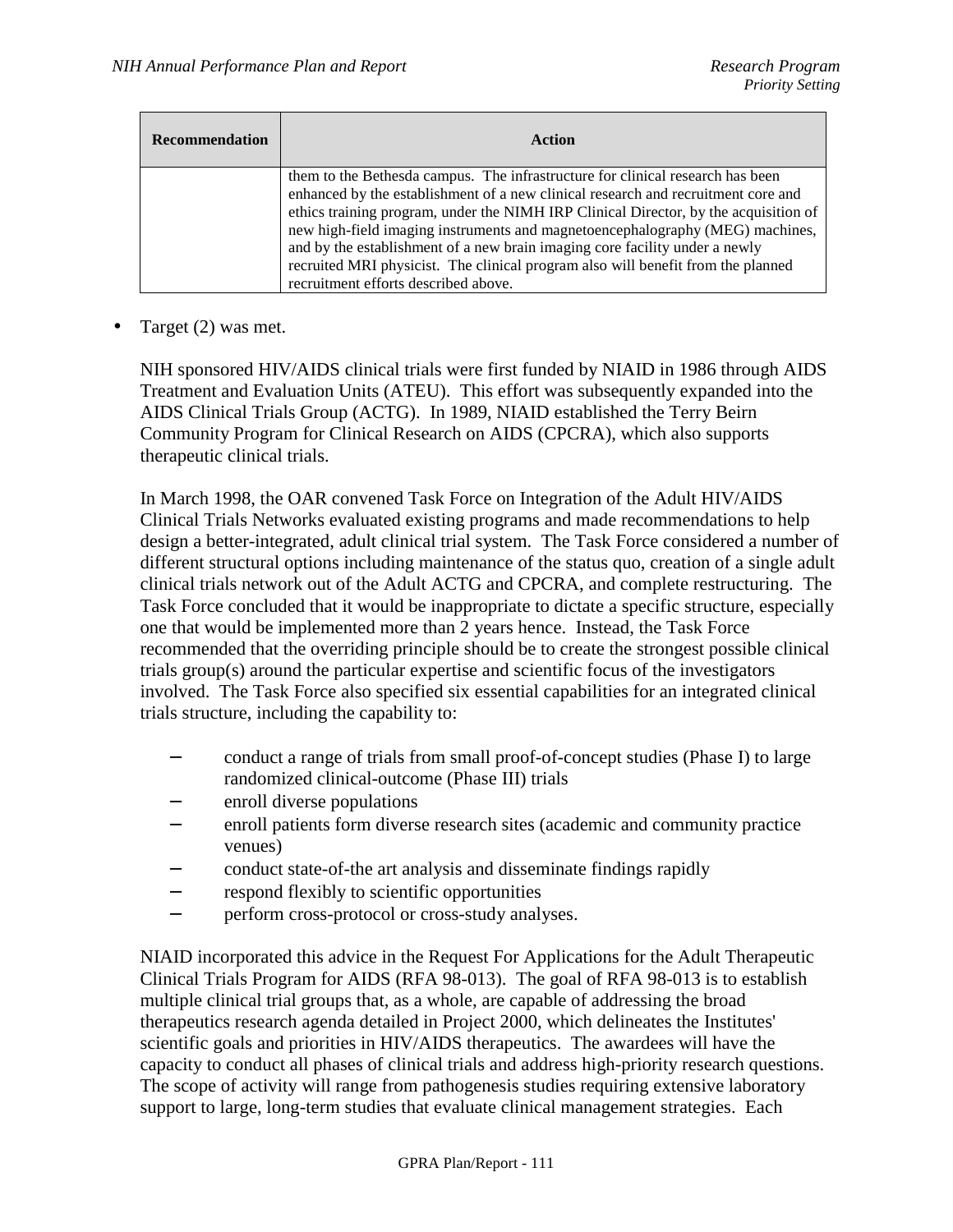| Recommendation | Action |
|---|---|
| | them to the Bethesda campus. The infrastructure for clinical research has been enhanced by the establishment of a new clinical research and recruitment core and ethics training program, under the NIMH IRP Clinical Director, by the acquisition of new high-field imaging instruments and magnetoencephalography (MEG) machines, and by the establishment of a new brain imaging core facility under a newly recruited MRI physicist. The clinical program also will benefit from the planned recruitment efforts described above. |

- Target (2) was met.

  NIH sponsored HIV/AIDS clinical trials were first funded by NIAID in 1986 through AIDS Treatment and Evaluation Units (ATEU). This effort was subsequently expanded into the AIDS Clinical Trials Group (ACTG). In 1989, NIAID established the Terry Beirn Community Program for Clinical Research on AIDS (CPCRA), which also supports therapeutic clinical trials.

  In March 1998, the OAR convened Task Force on Integration of the Adult HIV/AIDS Clinical Trials Networks evaluated existing programs and made recommendations to help design a better-integrated, adult clinical trial system. The Task Force considered a number of different structural options including maintenance of the status quo, creation of a single adult clinical trials network out of the Adult ACTG and CPCRA, and complete restructuring. The Task Force concluded that it would be inappropriate to dictate a specific structure, especially one that would be implemented more than 2 years hence. Instead, the Task Force recommended that the overriding principle should be to create the strongest possible clinical trials group(s) around the particular expertise and scientific focus of the investigators involved. The Task Force also specified six essential capabilities for an integrated clinical trials structure, including the capability to:

  - conduct a range of trials from small proof-of-concept studies (Phase I) to large randomized clinical-outcome (Phase III) trials
  - enroll diverse populations
  - enroll patients form diverse research sites (academic and community practice venues)
  - conduct state-of-the art analysis and disseminate findings rapidly
  - respond flexibly to scientific opportunities
  - perform cross-protocol or cross-study analyses.

  NIAID incorporated this advice in the Request For Applications for the Adult Therapeutic Clinical Trials Program for AIDS (RFA 98-013). The goal of RFA 98-013 is to establish multiple clinical trial groups that, as a whole, are capable of addressing the broad therapeutics research agenda detailed in Project 2000, which delineates the Institutes' scientific goals and priorities in HIV/AIDS therapeutics. The awardees will have the capacity to conduct all phases of clinical trials and address high-priority research questions. The scope of activity will range from pathogenesis studies requiring extensive laboratory support to large, long-term studies that evaluate clinical management strategies. Each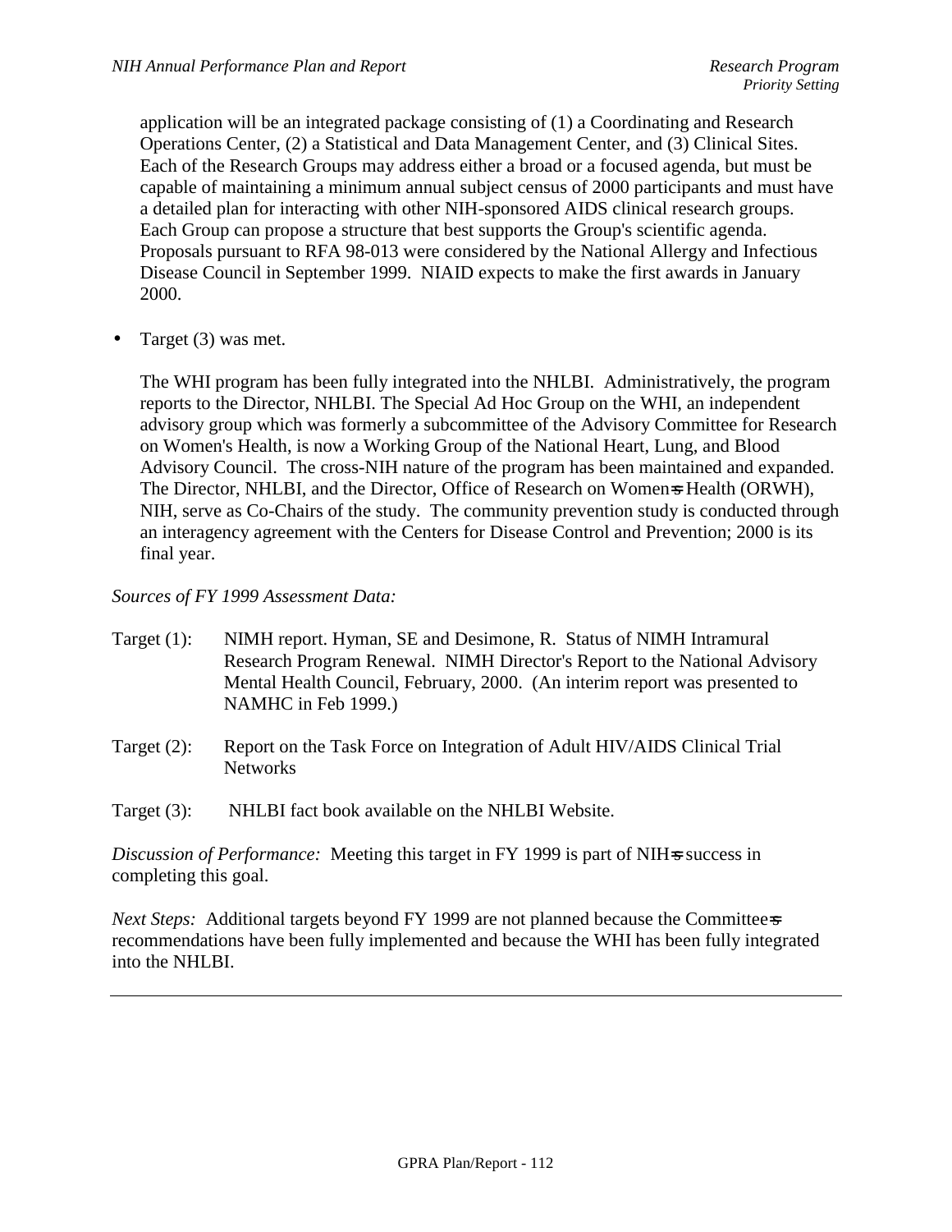application will be an integrated package consisting of (1) a Coordinating and Research Operations Center, (2) a Statistical and Data Management Center, and (3) Clinical Sites. Each of the Research Groups may address either a broad or a focused agenda, but must be capable of maintaining a minimum annual subject census of 2000 participants and must have a detailed plan for interacting with other NIH-sponsored AIDS clinical research groups. Each Group can propose a structure that best supports the Group's scientific agenda. Proposals pursuant to RFA 98-013 were considered by the National Allergy and Infectious Disease Council in September 1999. NIAID expects to make the first awards in January 2000.

- Target (3) was met.

  The WHI program has been fully integrated into the NHLBI. Administratively, the program reports to the Director, NHLBI. The Special Ad Hoc Group on the WHI, an independent advisory group which was formerly a subcommittee of the Advisory Committee for Research on Women's Health, is now a Working Group of the National Heart, Lung, and Blood Advisory Council. The cross-NIH nature of the program has been maintained and expanded. The Director, NHLBI, and the Director, Office of Research on Women=s Health (ORWH), NIH, serve as Co-Chairs of the study. The community prevention study is conducted through an interagency agreement with the Centers for Disease Control and Prevention; 2000 is its final year.

*Sources of FY 1999 Assessment Data:*

Target (1): NIMH report. Hyman, SE and Desimone, R. Status of NIMH Intramural Research Program Renewal. NIMH Director's Report to the National Advisory Mental Health Council, February, 2000. (An interim report was presented to NAMHC in Feb 1999.)

Target (2): Report on the Task Force on Integration of Adult HIV/AIDS Clinical Trial Networks

Target (3): NHLBI fact book available on the NHLBI Website.

*Discussion of Performance:* Meeting this target in FY 1999 is part of NIH=s success in completing this goal.

*Next Steps:* Additional targets beyond FY 1999 are not planned because the Committee=s recommendations have been fully implemented and because the WHI has been fully integrated into the NHLBI.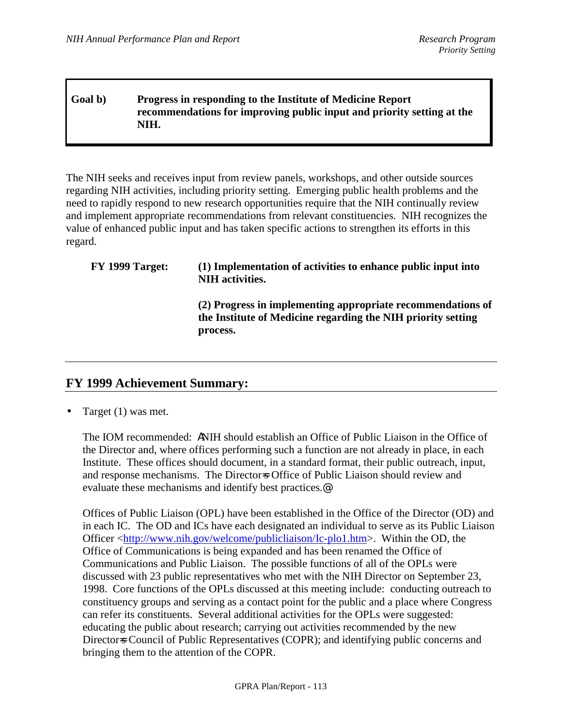**Goal b) Progress in responding to the Institute of Medicine Report recommendations for improving public input and priority setting at the NIH.**

The NIH seeks and receives input from review panels, workshops, and other outside sources regarding NIH activities, including priority setting. Emerging public health problems and the need to rapidly respond to new research opportunities require that the NIH continually review and implement appropriate recommendations from relevant constituencies. NIH recognizes the value of enhanced public input and has taken specific actions to strengthen its efforts in this regard.

**FY 1999 Target:** **(1) Implementation of activities to enhance public input into NIH activities.**

**(2) Progress in implementing appropriate recommendations of the Institute of Medicine regarding the NIH priority setting process.**

---

## FY 1999 Achievement Summary:

- Target (1) was met.

  The IOM recommended: ANIH should establish an Office of Public Liaison in the Office of the Director and, where offices performing such a function are not already in place, in each Institute. These offices should document, in a standard format, their public outreach, input, and response mechanisms. The Director=s Office of Public Liaison should review and evaluate these mechanisms and identify best practices.@

  Offices of Public Liaison (OPL) have been established in the Office of the Director (OD) and in each IC. The OD and ICs have each designated an individual to serve as its Public Liaison Officer <http://www.nih.gov/welcome/publicliaison/Ic-plo1.htm>. Within the OD, the Office of Communications is being expanded and has been renamed the Office of Communications and Public Liaison. The possible functions of all of the OPLs were discussed with 23 public representatives who met with the NIH Director on September 23, 1998. Core functions of the OPLs discussed at this meeting include: conducting outreach to constituency groups and serving as a contact point for the public and a place where Congress can refer its constituents. Several additional activities for the OPLs were suggested: educating the public about research; carrying out activities recommended by the new Director=s Council of Public Representatives (COPR); and identifying public concerns and bringing them to the attention of the COPR.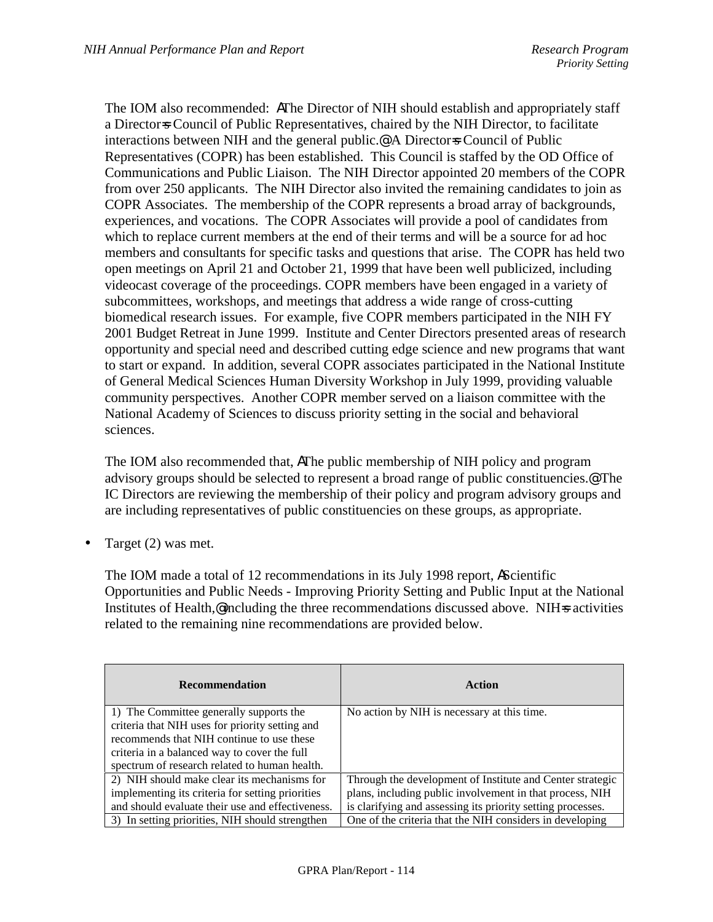The IOM also recommended: AThe Director of NIH should establish and appropriately staff a Director=s Council of Public Representatives, chaired by the NIH Director, to facilitate interactions between NIH and the general public.@ A Director=s Council of Public Representatives (COPR) has been established. This Council is staffed by the OD Office of Communications and Public Liaison. The NIH Director appointed 20 members of the COPR from over 250 applicants. The NIH Director also invited the remaining candidates to join as COPR Associates. The membership of the COPR represents a broad array of backgrounds, experiences, and vocations. The COPR Associates will provide a pool of candidates from which to replace current members at the end of their terms and will be a source for ad hoc members and consultants for specific tasks and questions that arise. The COPR has held two open meetings on April 21 and October 21, 1999 that have been well publicized, including videocast coverage of the proceedings. COPR members have been engaged in a variety of subcommittees, workshops, and meetings that address a wide range of cross-cutting biomedical research issues. For example, five COPR members participated in the NIH FY 2001 Budget Retreat in June 1999. Institute and Center Directors presented areas of research opportunity and special need and described cutting edge science and new programs that want to start or expand. In addition, several COPR associates participated in the National Institute of General Medical Sciences Human Diversity Workshop in July 1999, providing valuable community perspectives. Another COPR member served on a liaison committee with the National Academy of Sciences to discuss priority setting in the social and behavioral sciences.

The IOM also recommended that, AThe public membership of NIH policy and program advisory groups should be selected to represent a broad range of public constituencies.@ The IC Directors are reviewing the membership of their policy and program advisory groups and are including representatives of public constituencies on these groups, as appropriate.

- Target (2) was met.

The IOM made a total of 12 recommendations in its July 1998 report, AScientific Opportunities and Public Needs - Improving Priority Setting and Public Input at the National Institutes of Health,@ including the three recommendations discussed above. NIH=s activities related to the remaining nine recommendations are provided below.

| Recommendation | Action |
|---|---|
| 1) The Committee generally supports the criteria that NIH uses for priority setting and recommends that NIH continue to use these criteria in a balanced way to cover the full spectrum of research related to human health. | No action by NIH is necessary at this time. |
| 2) NIH should make clear its mechanisms for implementing its criteria for setting priorities and should evaluate their use and effectiveness. | Through the development of Institute and Center strategic plans, including public involvement in that process, NIH is clarifying and assessing its priority setting processes. |
| 3) In setting priorities, NIH should strengthen | One of the criteria that the NIH considers in developing |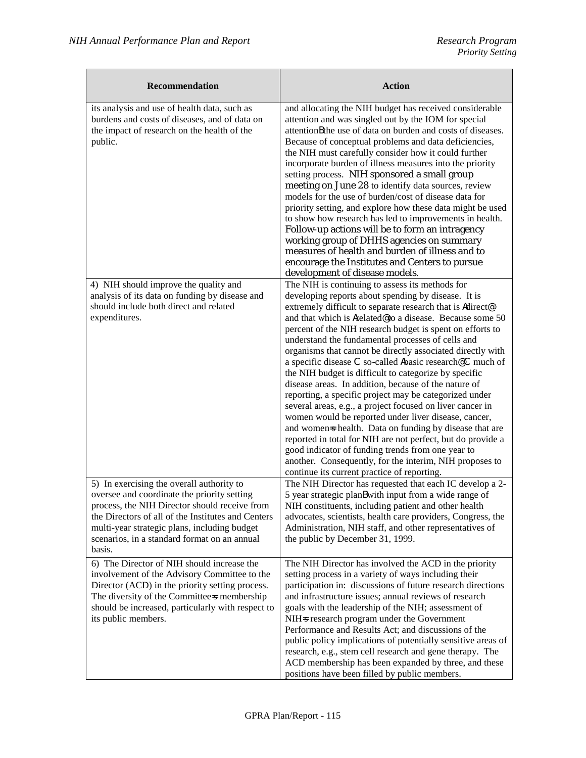| Recommendation | Action |
|---|---|
| its analysis and use of health data, such as burdens and costs of diseases, and of data on the impact of research on the health of the public. | and allocating the NIH budget has received considerable attention and was singled out by the IOM for special attentionBthe use of data on burden and costs of diseases. Because of conceptual problems and data deficiencies, the NIH must carefully consider how it could further incorporate burden of illness measures into the priority setting process. NIH sponsored a small group meeting on June 28 to identify data sources, review models for the use of burden/cost of disease data for priority setting, and explore how these data might be used to show how research has led to improvements in health. Follow-up actions will be to form an intragency working group of DHHS agencies on summary measures of health and burden of illness and to encourage the Institutes and Centers to pursue development of disease models. |
| 4) NIH should improve the quality and analysis of its data on funding by disease and should include both direct and related expenditures. | The NIH is continuing to assess its methods for developing reports about spending by disease. It is extremely difficult to separate research that is Adirect@ and that which is Arelated@ to a disease. Because some 50 percent of the NIH research budget is spent on efforts to understand the fundamental processes of cells and organisms that cannot be directly associated directly with a specific disease C so-called Abasic research@ C much of the NIH budget is difficult to categorize by specific disease areas. In addition, because of the nature of reporting, a specific project may be categorized under several areas, e.g., a project focused on liver cancer in women would be reported under liver disease, cancer, and women=s health. Data on funding by disease that are reported in total for NIH are not perfect, but do provide a good indicator of funding trends from one year to another. Consequently, for the interim, NIH proposes to continue its current practice of reporting. |
| 5) In exercising the overall authority to oversee and coordinate the priority setting process, the NIH Director should receive from the Directors of all of the Institutes and Centers multi-year strategic plans, including budget scenarios, in a standard format on an annual basis. | The NIH Director has requested that each IC develop a 2-5 year strategic planBwith input from a wide range of NIH constituents, including patient and other health advocates, scientists, health care providers, Congress, the Administration, NIH staff, and other representatives of the public by December 31, 1999. |
| 6) The Director of NIH should increase the involvement of the Advisory Committee to the Director (ACD) in the priority setting process. The diversity of the Committee=s membership should be increased, particularly with respect to its public members. | The NIH Director has involved the ACD in the priority setting process in a variety of ways including their participation in: discussions of future research directions and infrastructure issues; annual reviews of research goals with the leadership of the NIH; assessment of NIH=s research program under the Government Performance and Results Act; and discussions of the public policy implications of potentially sensitive areas of research, e.g., stem cell research and gene therapy. The ACD membership has been expanded by three, and these positions have been filled by public members. |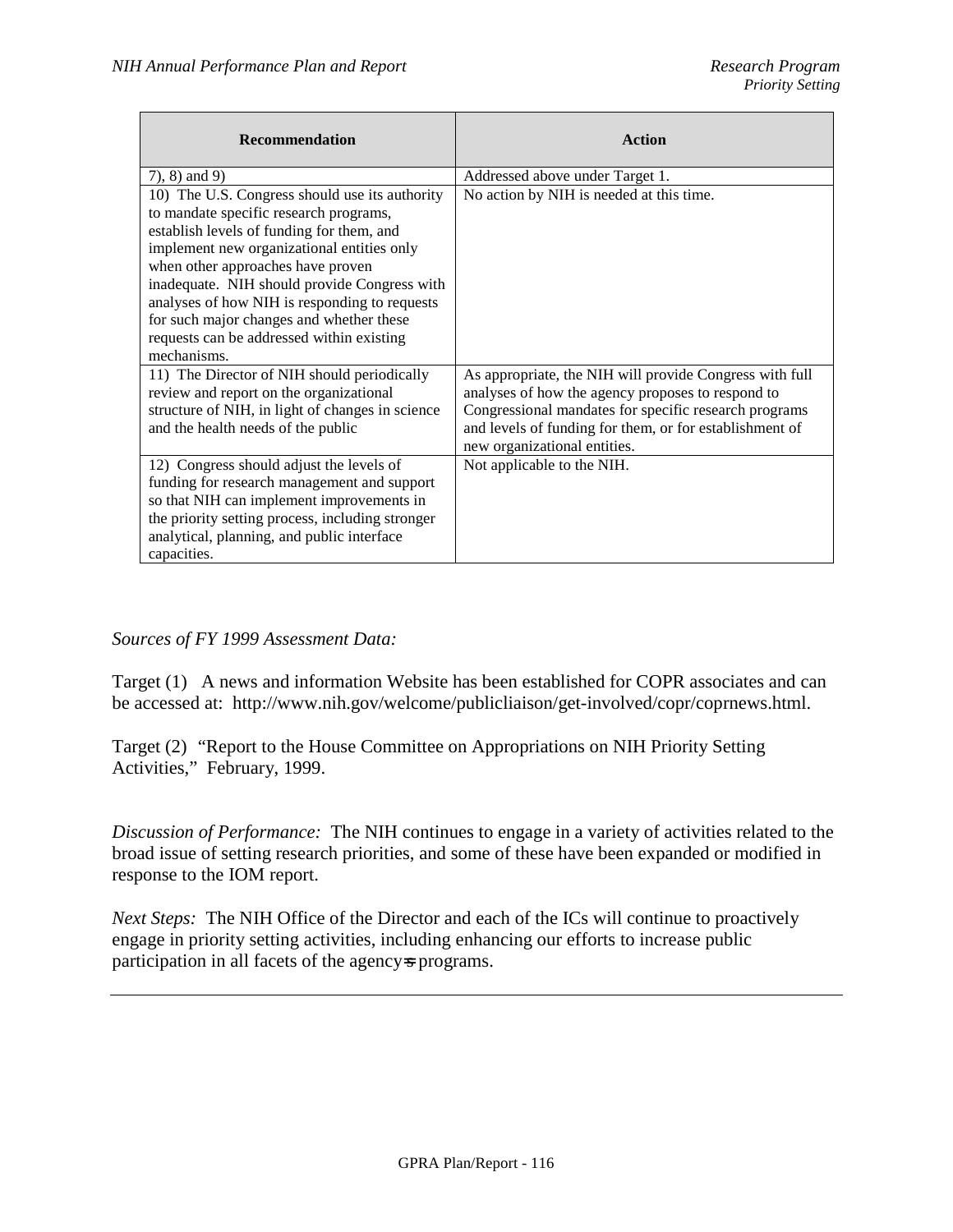| Recommendation | Action |
| --- | --- |
| 7), 8) and 9) | Addressed above under Target 1. |
| 10) The U.S. Congress should use its authority to mandate specific research programs, establish levels of funding for them, and implement new organizational entities only when other approaches have proven inadequate. NIH should provide Congress with analyses of how NIH is responding to requests for such major changes and whether these requests can be addressed within existing mechanisms. | No action by NIH is needed at this time. |
| 11) The Director of NIH should periodically review and report on the organizational structure of NIH, in light of changes in science and the health needs of the public | As appropriate, the NIH will provide Congress with full analyses of how the agency proposes to respond to Congressional mandates for specific research programs and levels of funding for them, or for establishment of new organizational entities. |
| 12) Congress should adjust the levels of funding for research management and support so that NIH can implement improvements in the priority setting process, including stronger analytical, planning, and public interface capacities. | Not applicable to the NIH. |

*Sources of FY 1999 Assessment Data:*

Target (1) A news and information Website has been established for COPR associates and can be accessed at: http://www.nih.gov/welcome/publicliaison/get-involved/copr/coprnews.html.

Target (2) "Report to the House Committee on Appropriations on NIH Priority Setting Activities," February, 1999.

*Discussion of Performance:* The NIH continues to engage in a variety of activities related to the broad issue of setting research priorities, and some of these have been expanded or modified in response to the IOM report.

*Next Steps:* The NIH Office of the Director and each of the ICs will continue to proactively engage in priority setting activities, including enhancing our efforts to increase public participation in all facets of the agency=s programs.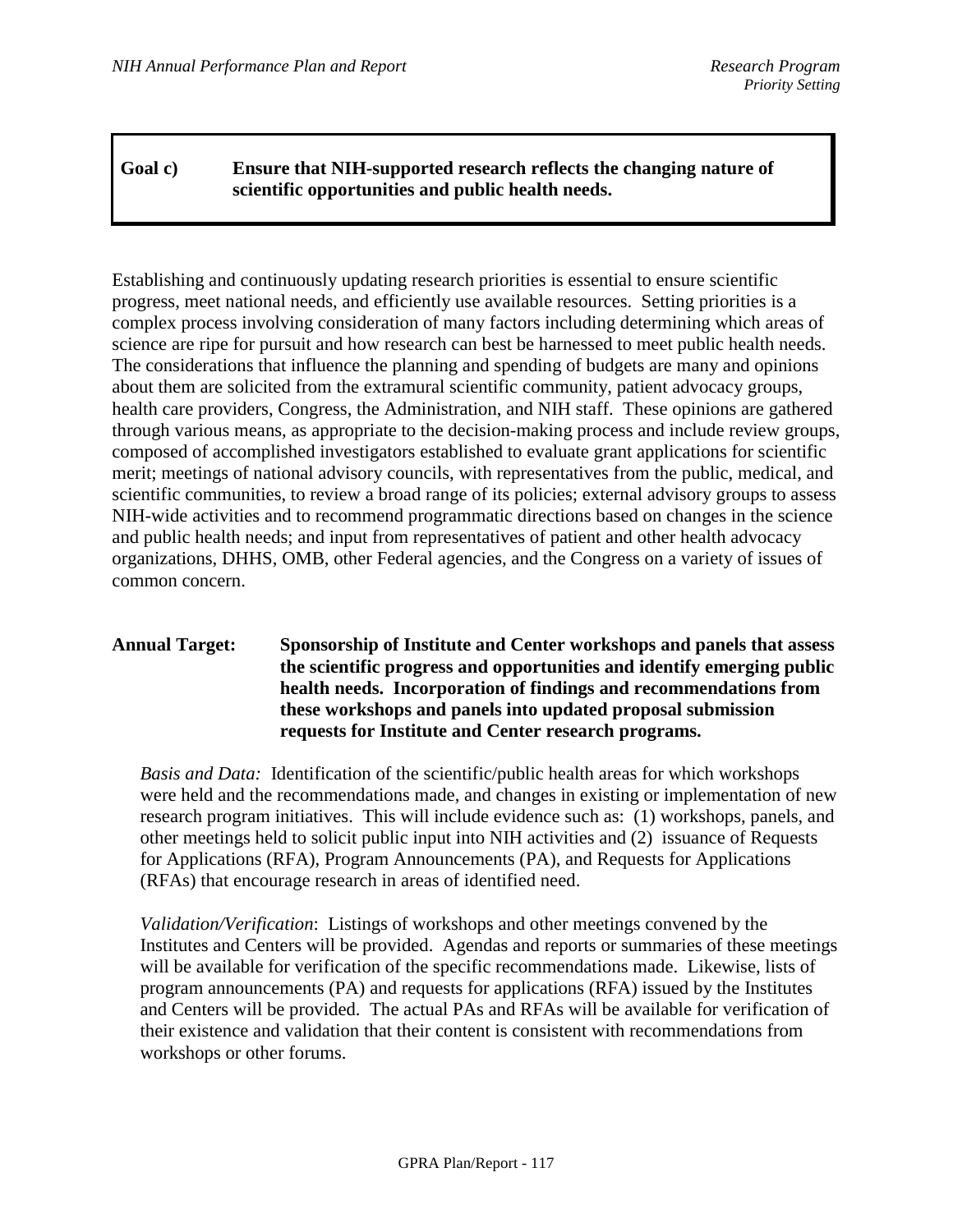**Goal c) Ensure that NIH-supported research reflects the changing nature of scientific opportunities and public health needs.**

Establishing and continuously updating research priorities is essential to ensure scientific progress, meet national needs, and efficiently use available resources. Setting priorities is a complex process involving consideration of many factors including determining which areas of science are ripe for pursuit and how research can best be harnessed to meet public health needs. The considerations that influence the planning and spending of budgets are many and opinions about them are solicited from the extramural scientific community, patient advocacy groups, health care providers, Congress, the Administration, and NIH staff. These opinions are gathered through various means, as appropriate to the decision-making process and include review groups, composed of accomplished investigators established to evaluate grant applications for scientific merit; meetings of national advisory councils, with representatives from the public, medical, and scientific communities, to review a broad range of its policies; external advisory groups to assess NIH-wide activities and to recommend programmatic directions based on changes in the science and public health needs; and input from representatives of patient and other health advocacy organizations, DHHS, OMB, other Federal agencies, and the Congress on a variety of issues of common concern.

**Annual Target: Sponsorship of Institute and Center workshops and panels that assess the scientific progress and opportunities and identify emerging public health needs. Incorporation of findings and recommendations from these workshops and panels into updated proposal submission requests for Institute and Center research programs.**

*Basis and Data:* Identification of the scientific/public health areas for which workshops were held and the recommendations made, and changes in existing or implementation of new research program initiatives. This will include evidence such as: (1) workshops, panels, and other meetings held to solicit public input into NIH activities and (2) issuance of Requests for Applications (RFA), Program Announcements (PA), and Requests for Applications (RFAs) that encourage research in areas of identified need.

*Validation/Verification*: Listings of workshops and other meetings convened by the Institutes and Centers will be provided. Agendas and reports or summaries of these meetings will be available for verification of the specific recommendations made. Likewise, lists of program announcements (PA) and requests for applications (RFA) issued by the Institutes and Centers will be provided. The actual PAs and RFAs will be available for verification of their existence and validation that their content is consistent with recommendations from workshops or other forums.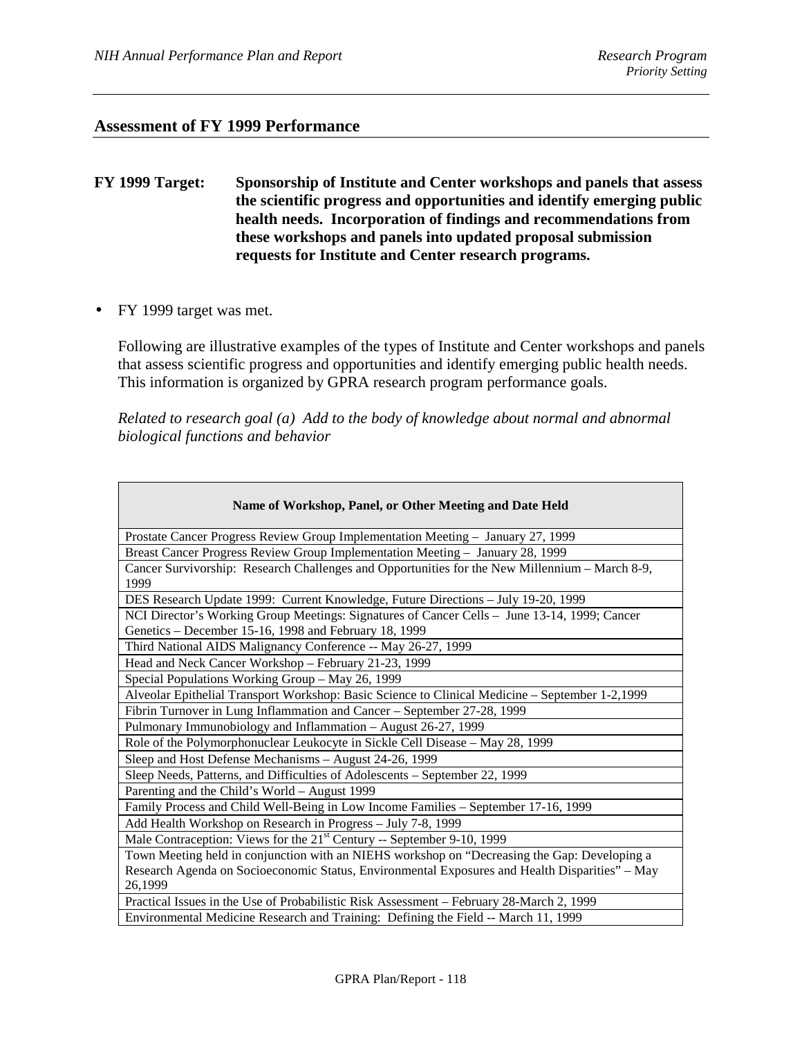## Assessment of FY 1999 Performance

**FY 1999 Target:** **Sponsorship of Institute and Center workshops and panels that assess the scientific progress and opportunities and identify emerging public health needs. Incorporation of findings and recommendations from these workshops and panels into updated proposal submission requests for Institute and Center research programs.**

- FY 1999 target was met.

Following are illustrative examples of the types of Institute and Center workshops and panels that assess scientific progress and opportunities and identify emerging public health needs. This information is organized by GPRA research program performance goals.

*Related to research goal (a) Add to the body of knowledge about normal and abnormal biological functions and behavior*

| Name of Workshop, Panel, or Other Meeting and Date Held |
|---|
| Prostate Cancer Progress Review Group Implementation Meeting – January 27, 1999 |
| Breast Cancer Progress Review Group Implementation Meeting – January 28, 1999 |
| Cancer Survivorship: Research Challenges and Opportunities for the New Millennium – March 8-9, 1999 |
| DES Research Update 1999: Current Knowledge, Future Directions – July 19-20, 1999 |
| NCI Director's Working Group Meetings: Signatures of Cancer Cells – June 13-14, 1999; Cancer Genetics – December 15-16, 1998 and February 18, 1999 |
| Third National AIDS Malignancy Conference -- May 26-27, 1999 |
| Head and Neck Cancer Workshop – February 21-23, 1999 |
| Special Populations Working Group – May 26, 1999 |
| Alveolar Epithelial Transport Workshop: Basic Science to Clinical Medicine – September 1-2,1999 |
| Fibrin Turnover in Lung Inflammation and Cancer – September 27-28, 1999 |
| Pulmonary Immunobiology and Inflammation – August 26-27, 1999 |
| Role of the Polymorphonuclear Leukocyte in Sickle Cell Disease – May 28, 1999 |
| Sleep and Host Defense Mechanisms – August 24-26, 1999 |
| Sleep Needs, Patterns, and Difficulties of Adolescents – September 22, 1999 |
| Parenting and the Child's World – August 1999 |
| Family Process and Child Well-Being in Low Income Families – September 17-16, 1999 |
| Add Health Workshop on Research in Progress – July 7-8, 1999 |
| Male Contraception: Views for the 21st Century -- September 9-10, 1999 |
| Town Meeting held in conjunction with an NIEHS workshop on "Decreasing the Gap: Developing a Research Agenda on Socioeconomic Status, Environmental Exposures and Health Disparities" – May 26,1999 |
| Practical Issues in the Use of Probabilistic Risk Assessment – February 28-March 2, 1999 |
| Environmental Medicine Research and Training: Defining the Field -- March 11, 1999 |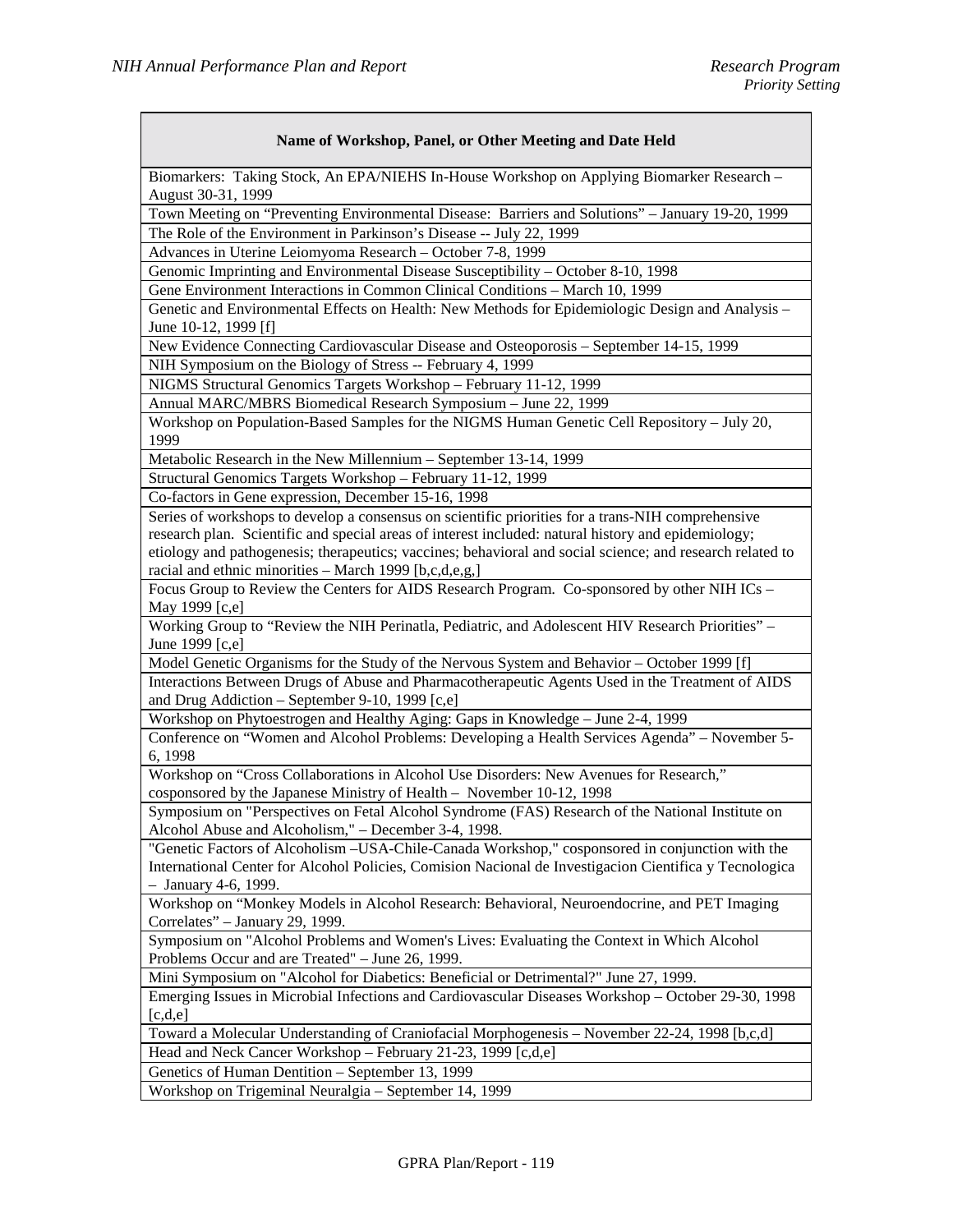| Name of Workshop, Panel, or Other Meeting and Date Held |
|---|
| Biomarkers: Taking Stock, An EPA/NIEHS In-House Workshop on Applying Biomarker Research – August 30-31, 1999 |
| Town Meeting on “Preventing Environmental Disease: Barriers and Solutions” – January 19-20, 1999 |
| The Role of the Environment in Parkinson’s Disease -- July 22, 1999 |
| Advances in Uterine Leiomyoma Research – October 7-8, 1999 |
| Genomic Imprinting and Environmental Disease Susceptibility – October 8-10, 1998 |
| Gene Environment Interactions in Common Clinical Conditions – March 10, 1999 |
| Genetic and Environmental Effects on Health: New Methods for Epidemiologic Design and Analysis – June 10-12, 1999 [f] |
| New Evidence Connecting Cardiovascular Disease and Osteoporosis – September 14-15, 1999 |
| NIH Symposium on the Biology of Stress -- February 4, 1999 |
| NIGMS Structural Genomics Targets Workshop – February 11-12, 1999 |
| Annual MARC/MBRS Biomedical Research Symposium – June 22, 1999 |
| Workshop on Population-Based Samples for the NIGMS Human Genetic Cell Repository – July 20, 1999 |
| Metabolic Research in the New Millennium – September 13-14, 1999 |
| Structural Genomics Targets Workshop – February 11-12, 1999 |
| Co-factors in Gene expression, December 15-16, 1998 |
| Series of workshops to develop a consensus on scientific priorities for a trans-NIH comprehensive research plan. Scientific and special areas of interest included: natural history and epidemiology; etiology and pathogenesis; therapeutics; vaccines; behavioral and social science; and research related to racial and ethnic minorities – March 1999 [b,c,d,e,g,] |
| Focus Group to Review the Centers for AIDS Research Program. Co-sponsored by other NIH ICs – May 1999 [c,e] |
| Working Group to “Review the NIH Perinatla, Pediatric, and Adolescent HIV Research Priorities” – June 1999 [c,e] |
| Model Genetic Organisms for the Study of the Nervous System and Behavior – October 1999 [f] |
| Interactions Between Drugs of Abuse and Pharmacotherapeutic Agents Used in the Treatment of AIDS and Drug Addiction – September 9-10, 1999 [c,e] |
| Workshop on Phytoestrogen and Healthy Aging: Gaps in Knowledge – June 2-4, 1999 |
| Conference on “Women and Alcohol Problems: Developing a Health Services Agenda” – November 5-6, 1998 |
| Workshop on “Cross Collaborations in Alcohol Use Disorders: New Avenues for Research,” cosponsored by the Japanese Ministry of Health – November 10-12, 1998 |
| Symposium on "Perspectives on Fetal Alcohol Syndrome (FAS) Research of the National Institute on Alcohol Abuse and Alcoholism," – December 3-4, 1998. |
| "Genetic Factors of Alcoholism –USA-Chile-Canada Workshop," cosponsored in conjunction with the International Center for Alcohol Policies, Comision Nacional de Investigacion Cientifica y Tecnologica – January 4-6, 1999. |
| Workshop on “Monkey Models in Alcohol Research: Behavioral, Neuroendocrine, and PET Imaging Correlates” – January 29, 1999. |
| Symposium on "Alcohol Problems and Women's Lives: Evaluating the Context in Which Alcohol Problems Occur and are Treated" – June 26, 1999. |
| Mini Symposium on "Alcohol for Diabetics: Beneficial or Detrimental?" June 27, 1999. |
| Emerging Issues in Microbial Infections and Cardiovascular Diseases Workshop – October 29-30, 1998 [c,d,e] |
| Toward a Molecular Understanding of Craniofacial Morphogenesis – November 22-24, 1998 [b,c,d] |
| Head and Neck Cancer Workshop – February 21-23, 1999 [c,d,e] |
| Genetics of Human Dentition – September 13, 1999 |
| Workshop on Trigeminal Neuralgia – September 14, 1999 |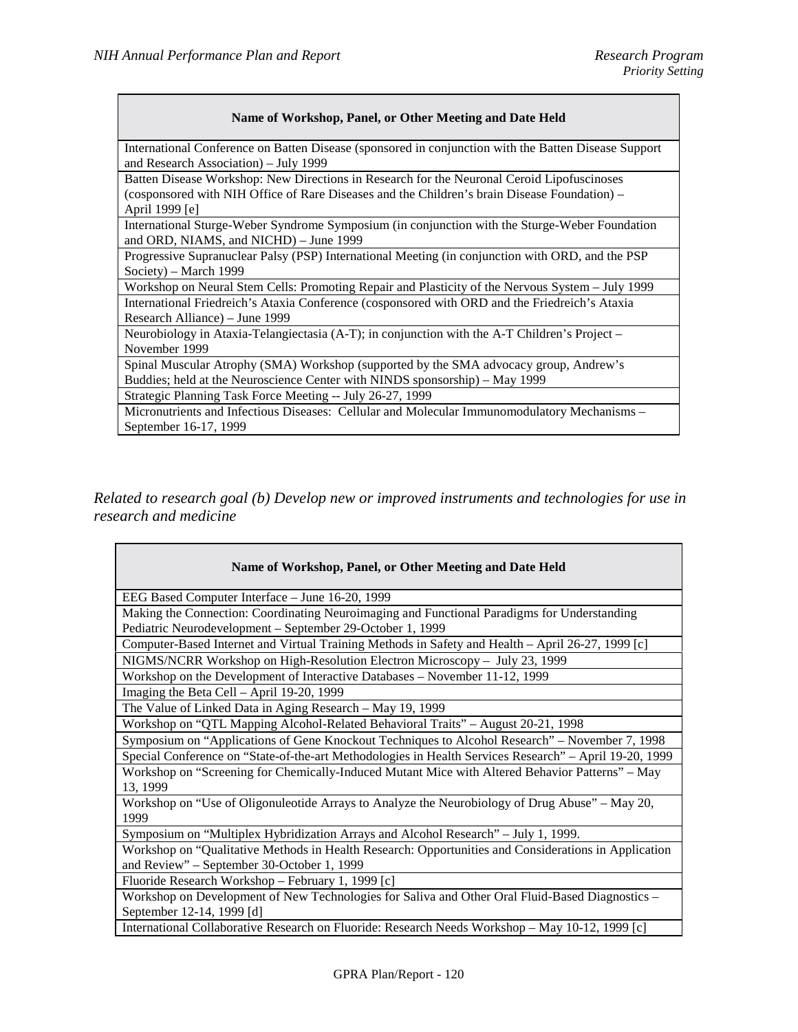| Name of Workshop, Panel, or Other Meeting and Date Held |
|---|
| International Conference on Batten Disease (sponsored in conjunction with the Batten Disease Support and Research Association) – July 1999 |
| Batten Disease Workshop: New Directions in Research for the Neuronal Ceroid Lipofuscinoses (cosponsored with NIH Office of Rare Diseases and the Children's brain Disease Foundation) – April 1999 [e] |
| International Sturge-Weber Syndrome Symposium (in conjunction with the Sturge-Weber Foundation and ORD, NIAMS, and NICHD) – June 1999 |
| Progressive Supranuclear Palsy (PSP) International Meeting (in conjunction with ORD, and the PSP Society) – March 1999 |
| Workshop on Neural Stem Cells: Promoting Repair and Plasticity of the Nervous System – July 1999 |
| International Friedreich's Ataxia Conference (cosponsored with ORD and the Friedreich's Ataxia Research Alliance) – June 1999 |
| Neurobiology in Ataxia-Telangiectasia (A-T); in conjunction with the A-T Children's Project – November 1999 |
| Spinal Muscular Atrophy (SMA) Workshop (supported by the SMA advocacy group, Andrew's Buddies; held at the Neuroscience Center with NINDS sponsorship) – May 1999 |
| Strategic Planning Task Force Meeting -- July 26-27, 1999 |
| Micronutrients and Infectious Diseases: Cellular and Molecular Immunomodulatory Mechanisms – September 16-17, 1999 |

*Related to research goal (b) Develop new or improved instruments and technologies for use in research and medicine*

| Name of Workshop, Panel, or Other Meeting and Date Held |
|---|
| EEG Based Computer Interface – June 16-20, 1999 |
| Making the Connection: Coordinating Neuroimaging and Functional Paradigms for Understanding Pediatric Neurodevelopment – September 29-October 1, 1999 |
| Computer-Based Internet and Virtual Training Methods in Safety and Health – April 26-27, 1999 [c] |
| NIGMS/NCRR Workshop on High-Resolution Electron Microscopy – July 23, 1999 |
| Workshop on the Development of Interactive Databases – November 11-12, 1999 |
| Imaging the Beta Cell – April 19-20, 1999 |
| The Value of Linked Data in Aging Research – May 19, 1999 |
| Workshop on "QTL Mapping Alcohol-Related Behavioral Traits" – August 20-21, 1998 |
| Symposium on "Applications of Gene Knockout Techniques to Alcohol Research" – November 7, 1998 |
| Special Conference on "State-of-the-art Methodologies in Health Services Research" – April 19-20, 1999 |
| Workshop on "Screening for Chemically-Induced Mutant Mice with Altered Behavior Patterns" – May 13, 1999 |
| Workshop on "Use of Oligonuleotide Arrays to Analyze the Neurobiology of Drug Abuse" – May 20, 1999 |
| Symposium on "Multiplex Hybridization Arrays and Alcohol Research" – July 1, 1999. |
| Workshop on "Qualitative Methods in Health Research: Opportunities and Considerations in Application and Review" – September 30-October 1, 1999 |
| Fluoride Research Workshop – February 1, 1999 [c] |
| Workshop on Development of New Technologies for Saliva and Other Oral Fluid-Based Diagnostics – September 12-14, 1999 [d] |
| International Collaborative Research on Fluoride: Research Needs Workshop – May 10-12, 1999 [c] |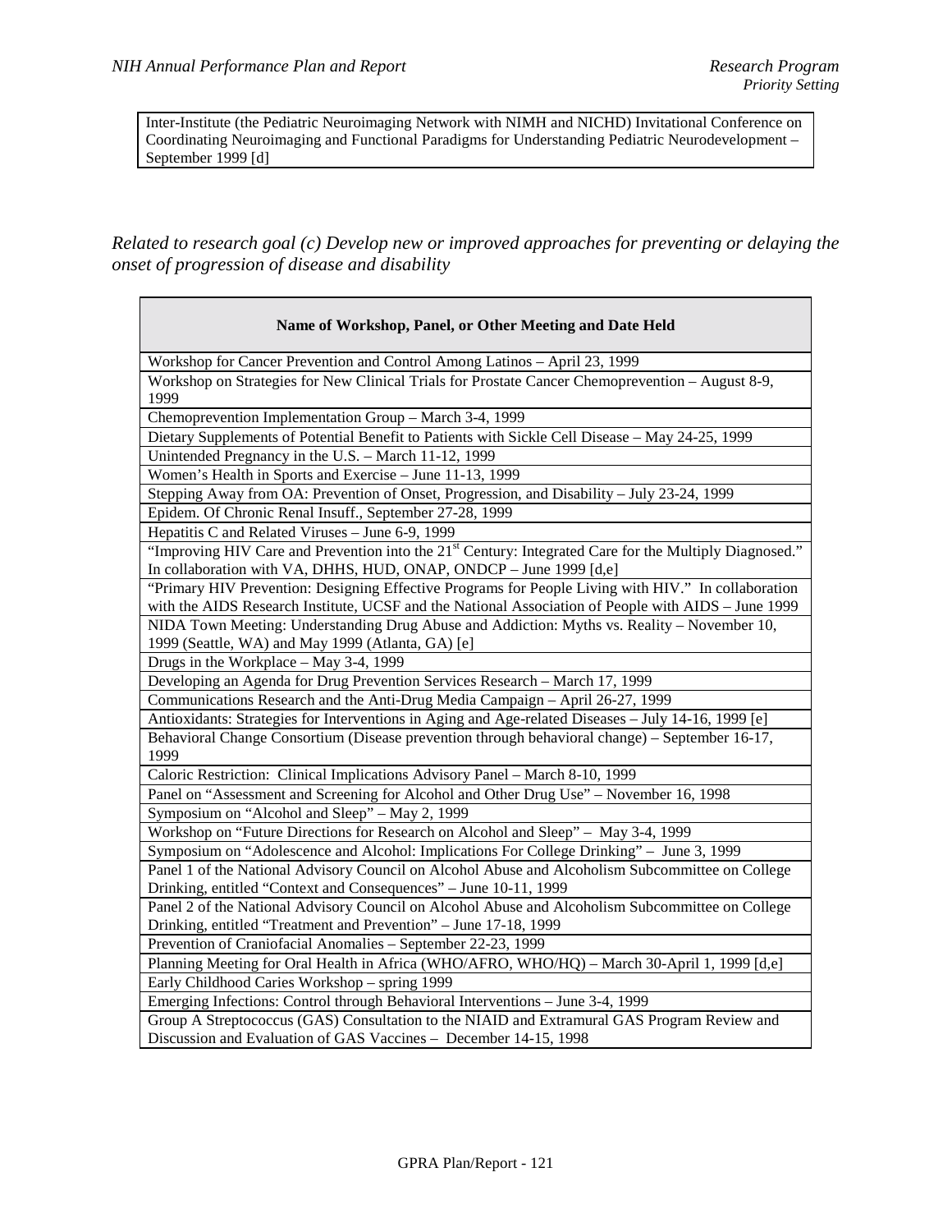| Inter-Institute (the Pediatric Neuroimaging Network with NIMH and NICHD) Invitational Conference on Coordinating Neuroimaging and Functional Paradigms for Understanding Pediatric Neurodevelopment – September 1999 [d] |
|---|

*Related to research goal (c) Develop new or improved approaches for preventing or delaying the onset of progression of disease and disability*

| Name of Workshop, Panel, or Other Meeting and Date Held |
|---|
| Workshop for Cancer Prevention and Control Among Latinos – April 23, 1999 |
| Workshop on Strategies for New Clinical Trials for Prostate Cancer Chemoprevention – August 8-9, 1999 |
| Chemoprevention Implementation Group – March 3-4, 1999 |
| Dietary Supplements of Potential Benefit to Patients with Sickle Cell Disease – May 24-25, 1999 |
| Unintended Pregnancy in the U.S. – March 11-12, 1999 |
| Women's Health in Sports and Exercise – June 11-13, 1999 |
| Stepping Away from OA: Prevention of Onset, Progression, and Disability – July 23-24, 1999 |
| Epidem. Of Chronic Renal Insuff., September 27-28, 1999 |
| Hepatitis C and Related Viruses – June 6-9, 1999 |
| "Improving HIV Care and Prevention into the 21st Century: Integrated Care for the Multiply Diagnosed." In collaboration with VA, DHHS, HUD, ONAP, ONDCP – June 1999 [d,e] |
| "Primary HIV Prevention: Designing Effective Programs for People Living with HIV." In collaboration with the AIDS Research Institute, UCSF and the National Association of People with AIDS – June 1999 |
| NIDA Town Meeting: Understanding Drug Abuse and Addiction: Myths vs. Reality – November 10, 1999 (Seattle, WA) and May 1999 (Atlanta, GA) [e] |
| Drugs in the Workplace – May 3-4, 1999 |
| Developing an Agenda for Drug Prevention Services Research – March 17, 1999 |
| Communications Research and the Anti-Drug Media Campaign – April 26-27, 1999 |
| Antioxidants: Strategies for Interventions in Aging and Age-related Diseases – July 14-16, 1999 [e] |
| Behavioral Change Consortium (Disease prevention through behavioral change) – September 16-17, 1999 |
| Caloric Restriction: Clinical Implications Advisory Panel – March 8-10, 1999 |
| Panel on "Assessment and Screening for Alcohol and Other Drug Use" – November 16, 1998 |
| Symposium on "Alcohol and Sleep" – May 2, 1999 |
| Workshop on "Future Directions for Research on Alcohol and Sleep" – May 3-4, 1999 |
| Symposium on "Adolescence and Alcohol: Implications For College Drinking" – June 3, 1999 |
| Panel 1 of the National Advisory Council on Alcohol Abuse and Alcoholism Subcommittee on College Drinking, entitled "Context and Consequences" – June 10-11, 1999 |
| Panel 2 of the National Advisory Council on Alcohol Abuse and Alcoholism Subcommittee on College Drinking, entitled "Treatment and Prevention" – June 17-18, 1999 |
| Prevention of Craniofacial Anomalies – September 22-23, 1999 |
| Planning Meeting for Oral Health in Africa (WHO/AFRO, WHO/HQ) – March 30-April 1, 1999 [d,e] |
| Early Childhood Caries Workshop – spring 1999 |
| Emerging Infections: Control through Behavioral Interventions – June 3-4, 1999 |
| Group A Streptococcus (GAS) Consultation to the NIAID and Extramural GAS Program Review and Discussion and Evaluation of GAS Vaccines – December 14-15, 1998 |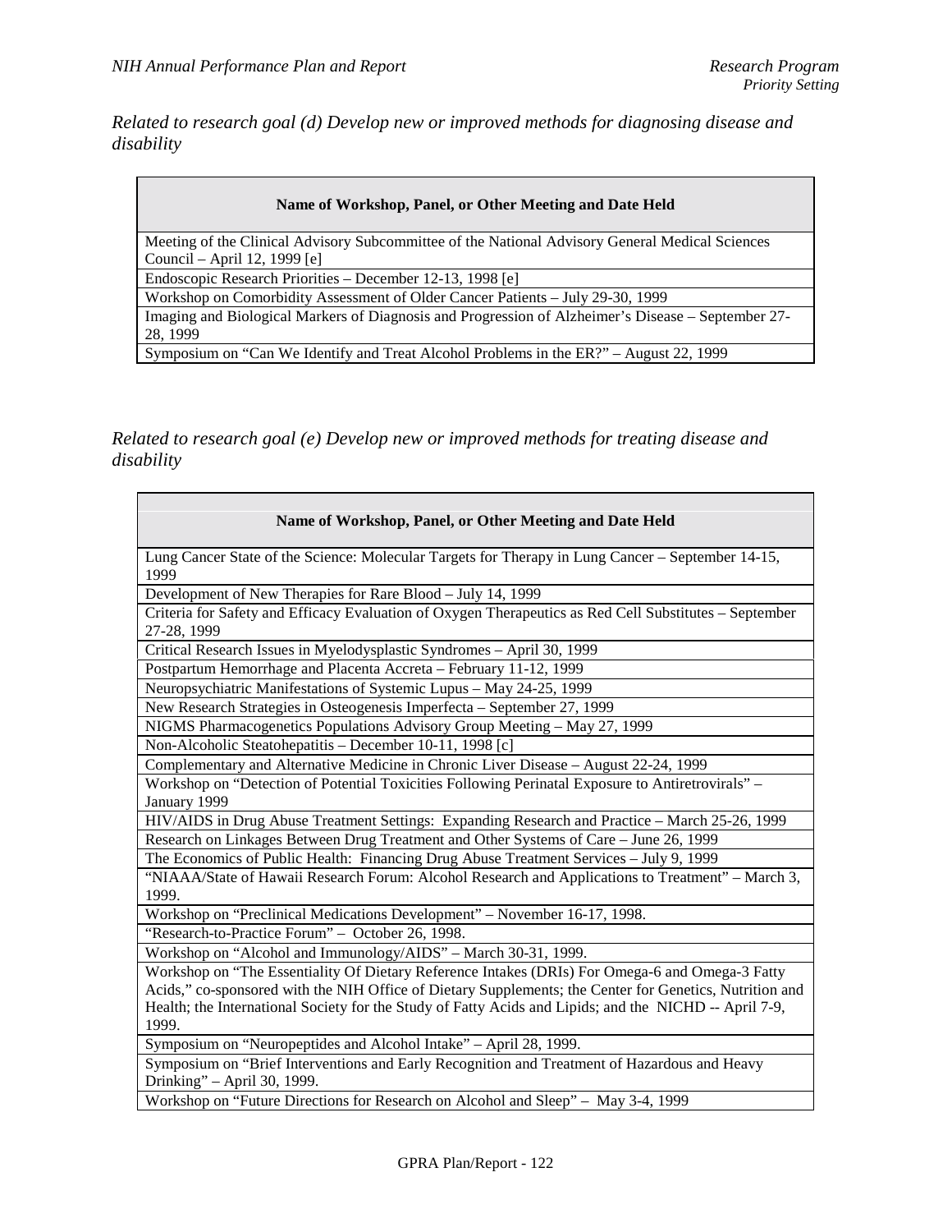*Related to research goal (d) Develop new or improved methods for diagnosing disease and disability*

| Name of Workshop, Panel, or Other Meeting and Date Held |
|---|
| Meeting of the Clinical Advisory Subcommittee of the National Advisory General Medical Sciences Council – April 12, 1999 [e] |
| Endoscopic Research Priorities – December 12-13, 1998 [e] |
| Workshop on Comorbidity Assessment of Older Cancer Patients – July 29-30, 1999 |
| Imaging and Biological Markers of Diagnosis and Progression of Alzheimer's Disease – September 27-28, 1999 |
| Symposium on "Can We Identify and Treat Alcohol Problems in the ER?" – August 22, 1999 |

*Related to research goal (e) Develop new or improved methods for treating disease and disability*

| Name of Workshop, Panel, or Other Meeting and Date Held |
|---|
| Lung Cancer State of the Science: Molecular Targets for Therapy in Lung Cancer – September 14-15, 1999 |
| Development of New Therapies for Rare Blood – July 14, 1999 |
| Criteria for Safety and Efficacy Evaluation of Oxygen Therapeutics as Red Cell Substitutes – September 27-28, 1999 |
| Critical Research Issues in Myelodysplastic Syndromes – April 30, 1999 |
| Postpartum Hemorrhage and Placenta Accreta – February 11-12, 1999 |
| Neuropsychiatric Manifestations of Systemic Lupus – May 24-25, 1999 |
| New Research Strategies in Osteogenesis Imperfecta – September 27, 1999 |
| NIGMS Pharmacogenetics Populations Advisory Group Meeting – May 27, 1999 |
| Non-Alcoholic Steatohepatitis – December 10-11, 1998 [c] |
| Complementary and Alternative Medicine in Chronic Liver Disease – August 22-24, 1999 |
| Workshop on "Detection of Potential Toxicities Following Perinatal Exposure to Antiretrovirals" – January 1999 |
| HIV/AIDS in Drug Abuse Treatment Settings: Expanding Research and Practice – March 25-26, 1999 |
| Research on Linkages Between Drug Treatment and Other Systems of Care – June 26, 1999 |
| The Economics of Public Health: Financing Drug Abuse Treatment Services – July 9, 1999 |
| "NIAAA/State of Hawaii Research Forum: Alcohol Research and Applications to Treatment" – March 3, 1999. |
| Workshop on "Preclinical Medications Development" – November 16-17, 1998. |
| "Research-to-Practice Forum" – October 26, 1998. |
| Workshop on "Alcohol and Immunology/AIDS" – March 30-31, 1999. |
| Workshop on "The Essentiality Of Dietary Reference Intakes (DRIs) For Omega-6 and Omega-3 Fatty Acids," co-sponsored with the NIH Office of Dietary Supplements; the Center for Genetics, Nutrition and Health; the International Society for the Study of Fatty Acids and Lipids; and the NICHD -- April 7-9, 1999. |
| Symposium on "Neuropeptides and Alcohol Intake" – April 28, 1999. |
| Symposium on "Brief Interventions and Early Recognition and Treatment of Hazardous and Heavy Drinking" – April 30, 1999. |
| Workshop on "Future Directions for Research on Alcohol and Sleep" – May 3-4, 1999 |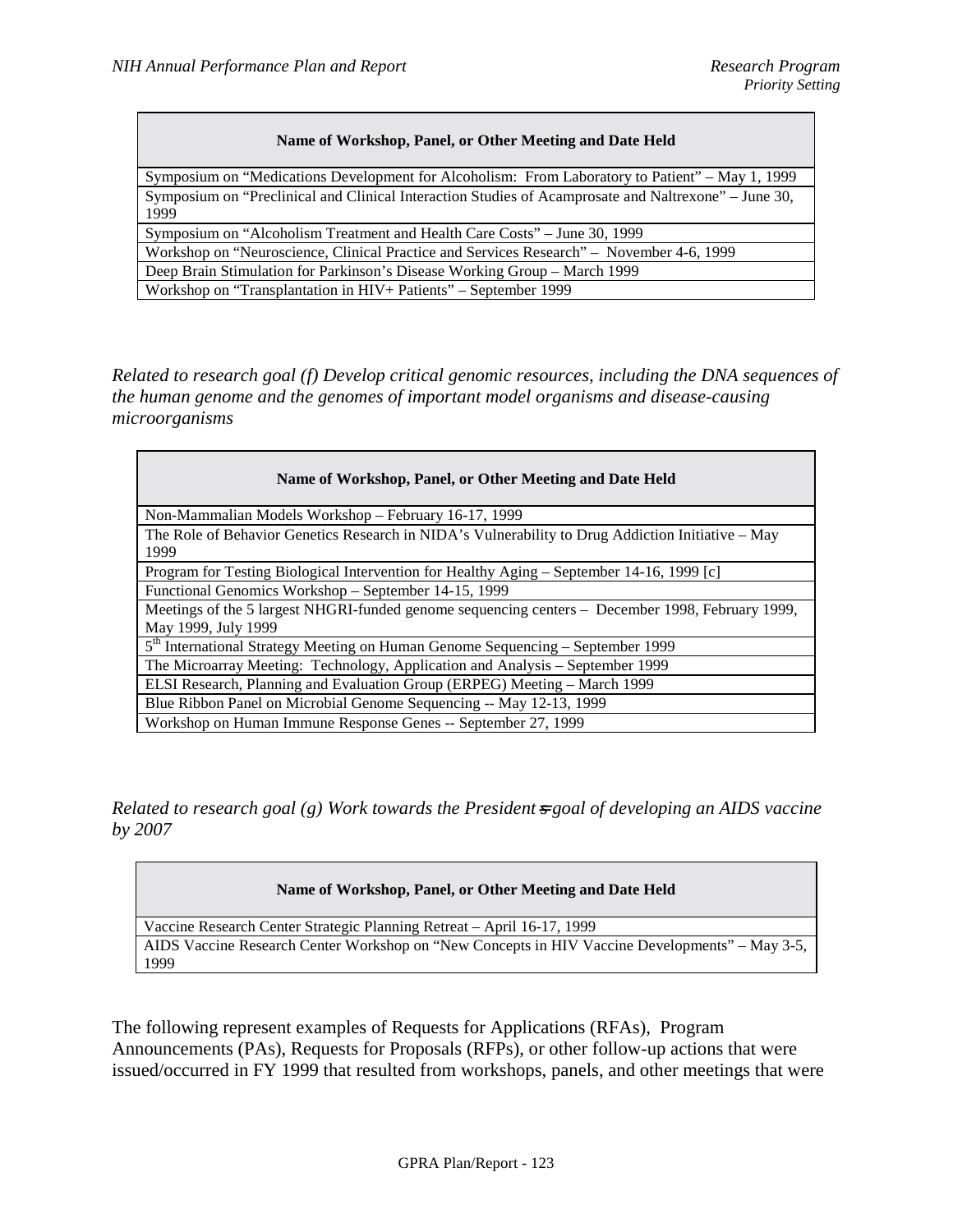| Name of Workshop, Panel, or Other Meeting and Date Held |
|---|
| Symposium on "Medications Development for Alcoholism: From Laboratory to Patient" – May 1, 1999 |
| Symposium on "Preclinical and Clinical Interaction Studies of Acamprosate and Naltrexone" – June 30, 1999 |
| Symposium on "Alcoholism Treatment and Health Care Costs" – June 30, 1999 |
| Workshop on "Neuroscience, Clinical Practice and Services Research" – November 4-6, 1999 |
| Deep Brain Stimulation for Parkinson's Disease Working Group – March 1999 |
| Workshop on "Transplantation in HIV+ Patients" – September 1999 |

*Related to research goal (f) Develop critical genomic resources, including the DNA sequences of the human genome and the genomes of important model organisms and disease-causing microorganisms*

| Name of Workshop, Panel, or Other Meeting and Date Held |
|---|
| Non-Mammalian Models Workshop – February 16-17, 1999 |
| The Role of Behavior Genetics Research in NIDA's Vulnerability to Drug Addiction Initiative – May 1999 |
| Program for Testing Biological Intervention for Healthy Aging – September 14-16, 1999 [c] |
| Functional Genomics Workshop – September 14-15, 1999 |
| Meetings of the 5 largest NHGRI-funded genome sequencing centers – December 1998, February 1999, May 1999, July 1999 |
| 5th International Strategy Meeting on Human Genome Sequencing – September 1999 |
| The Microarray Meeting: Technology, Application and Analysis – September 1999 |
| ELSI Research, Planning and Evaluation Group (ERPEG) Meeting – March 1999 |
| Blue Ribbon Panel on Microbial Genome Sequencing -- May 12-13, 1999 |
| Workshop on Human Immune Response Genes -- September 27, 1999 |

*Related to research goal (g) Work towards the President's goal of developing an AIDS vaccine by 2007*

| Name of Workshop, Panel, or Other Meeting and Date Held |
|---|
| Vaccine Research Center Strategic Planning Retreat – April 16-17, 1999 |
| AIDS Vaccine Research Center Workshop on "New Concepts in HIV Vaccine Developments" – May 3-5, 1999 |

The following represent examples of Requests for Applications (RFAs), Program Announcements (PAs), Requests for Proposals (RFPs), or other follow-up actions that were issued/occurred in FY 1999 that resulted from workshops, panels, and other meetings that were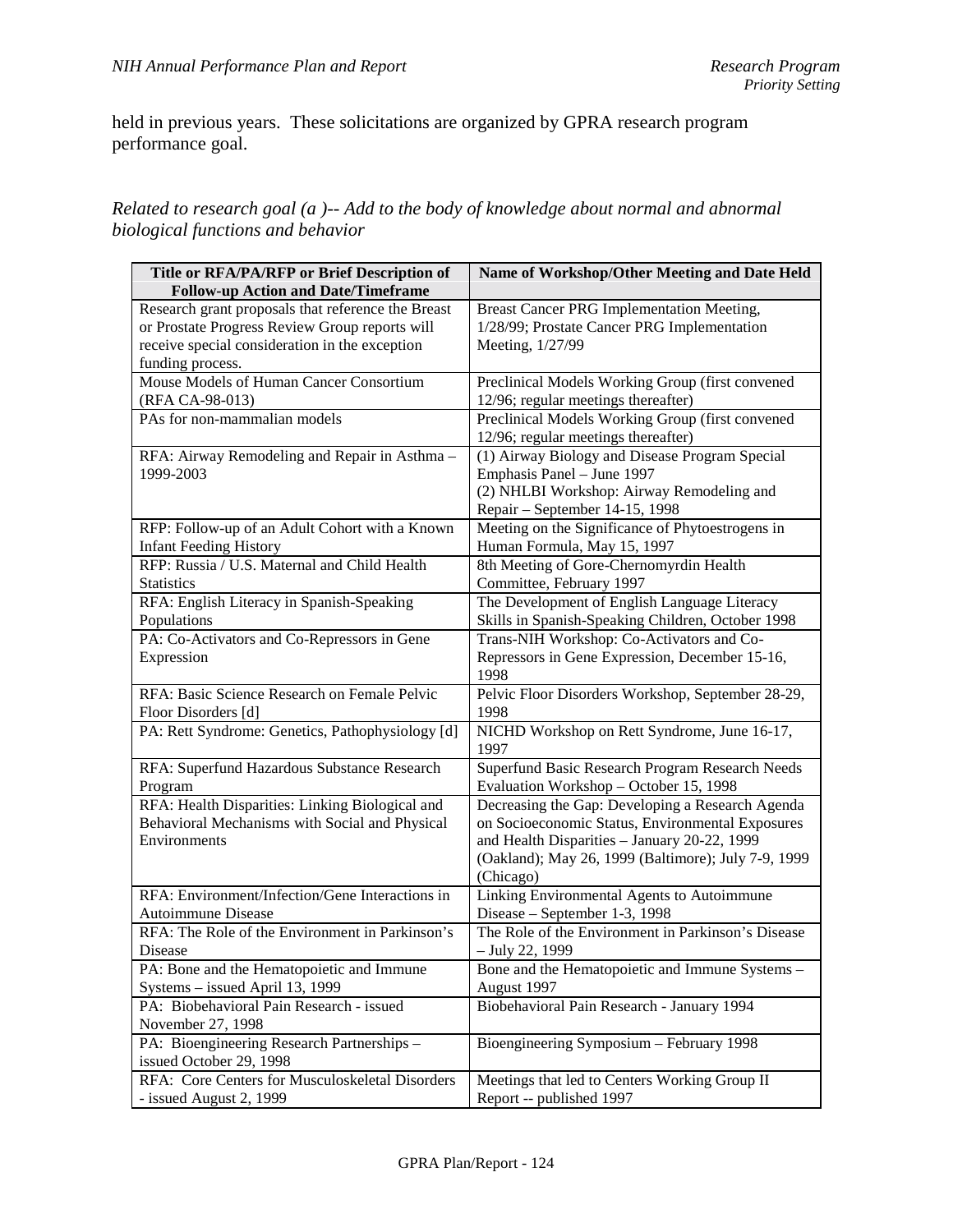held in previous years. These solicitations are organized by GPRA research program performance goal.

*Related to research goal (a )-- Add to the body of knowledge about normal and abnormal biological functions and behavior*

| Title or RFA/PA/RFP or Brief Description of Follow-up Action and Date/Timeframe | Name of Workshop/Other Meeting and Date Held |
|---|---|
| Research grant proposals that reference the Breast or Prostate Progress Review Group reports will receive special consideration in the exception funding process. | Breast Cancer PRG Implementation Meeting, 1/28/99; Prostate Cancer PRG Implementation Meeting, 1/27/99 |
| Mouse Models of Human Cancer Consortium (RFA CA-98-013) | Preclinical Models Working Group (first convened 12/96; regular meetings thereafter) |
| PAs for non-mammalian models | Preclinical Models Working Group (first convened 12/96; regular meetings thereafter) |
| RFA: Airway Remodeling and Repair in Asthma – 1999-2003 | (1) Airway Biology and Disease Program Special Emphasis Panel – June 1997<br>(2) NHLBI Workshop: Airway Remodeling and Repair – September 14-15, 1998 |
| RFP: Follow-up of an Adult Cohort with a Known Infant Feeding History | Meeting on the Significance of Phytoestrogens in Human Formula, May 15, 1997 |
| RFP: Russia / U.S. Maternal and Child Health Statistics | 8th Meeting of Gore-Chernomyrdin Health Committee, February 1997 |
| RFA: English Literacy in Spanish-Speaking Populations | The Development of English Language Literacy Skills in Spanish-Speaking Children, October 1998 |
| PA: Co-Activators and Co-Repressors in Gene Expression | Trans-NIH Workshop: Co-Activators and Co-Repressors in Gene Expression, December 15-16, 1998 |
| RFA: Basic Science Research on Female Pelvic Floor Disorders [d] | Pelvic Floor Disorders Workshop, September 28-29, 1998 |
| PA: Rett Syndrome: Genetics, Pathophysiology [d] | NICHD Workshop on Rett Syndrome, June 16-17, 1997 |
| RFA: Superfund Hazardous Substance Research Program | Superfund Basic Research Program Research Needs Evaluation Workshop – October 15, 1998 |
| RFA: Health Disparities: Linking Biological and Behavioral Mechanisms with Social and Physical Environments | Decreasing the Gap: Developing a Research Agenda on Socioeconomic Status, Environmental Exposures and Health Disparities – January 20-22, 1999 (Oakland); May 26, 1999 (Baltimore); July 7-9, 1999 (Chicago) |
| RFA: Environment/Infection/Gene Interactions in Autoimmune Disease | Linking Environmental Agents to Autoimmune Disease – September 1-3, 1998 |
| RFA: The Role of the Environment in Parkinson's Disease | The Role of the Environment in Parkinson's Disease – July 22, 1999 |
| PA: Bone and the Hematopoietic and Immune Systems – issued April 13, 1999 | Bone and the Hematopoietic and Immune Systems – August 1997 |
| PA: Biobehavioral Pain Research - issued November 27, 1998 | Biobehavioral Pain Research - January 1994 |
| PA: Bioengineering Research Partnerships – issued October 29, 1998 | Bioengineering Symposium – February 1998 |
| RFA: Core Centers for Musculoskeletal Disorders - issued August 2, 1999 | Meetings that led to Centers Working Group II Report -- published 1997 |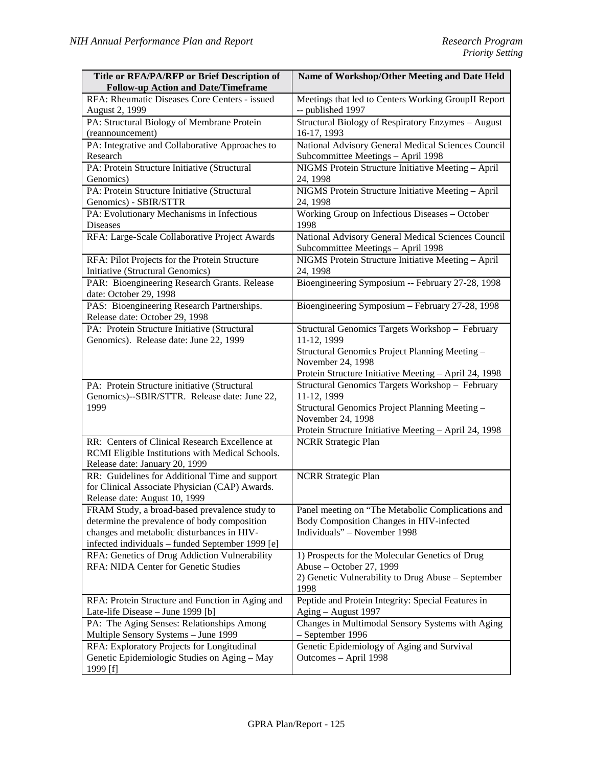| Title or RFA/PA/RFP or Brief Description of Follow-up Action and Date/Timeframe | Name of Workshop/Other Meeting and Date Held |
|---|---|
| RFA: Rheumatic Diseases Core Centers - issued August 2, 1999 | Meetings that led to Centers Working GroupII Report -- published 1997 |
| PA: Structural Biology of Membrane Protein (reannouncement) | Structural Biology of Respiratory Enzymes – August 16-17, 1993 |
| PA: Integrative and Collaborative Approaches to Research | National Advisory General Medical Sciences Council Subcommittee Meetings – April 1998 |
| PA: Protein Structure Initiative (Structural Genomics) | NIGMS Protein Structure Initiative Meeting – April 24, 1998 |
| PA: Protein Structure Initiative (Structural Genomics) - SBIR/STTR | NIGMS Protein Structure Initiative Meeting – April 24, 1998 |
| PA: Evolutionary Mechanisms in Infectious Diseases | Working Group on Infectious Diseases – October 1998 |
| RFA: Large-Scale Collaborative Project Awards | National Advisory General Medical Sciences Council Subcommittee Meetings – April 1998 |
| RFA: Pilot Projects for the Protein Structure Initiative (Structural Genomics) | NIGMS Protein Structure Initiative Meeting – April 24, 1998 |
| PAR: Bioengineering Research Grants. Release date: October 29, 1998 | Bioengineering Symposium -- February 27-28, 1998 |
| PAS: Bioengineering Research Partnerships. Release date: October 29, 1998 | Bioengineering Symposium – February 27-28, 1998 |
| PA: Protein Structure Initiative (Structural Genomics). Release date: June 22, 1999 | Structural Genomics Targets Workshop – February 11-12, 1999<br>Structural Genomics Project Planning Meeting – November 24, 1998<br>Protein Structure Initiative Meeting – April 24, 1998 |
| PA: Protein Structure initiative (Structural Genomics)--SBIR/STTR. Release date: June 22, 1999 | Structural Genomics Targets Workshop – February 11-12, 1999<br>Structural Genomics Project Planning Meeting – November 24, 1998<br>Protein Structure Initiative Meeting – April 24, 1998 |
| RR: Centers of Clinical Research Excellence at RCMI Eligible Institutions with Medical Schools. Release date: January 20, 1999 | NCRR Strategic Plan |
| RR: Guidelines for Additional Time and support for Clinical Associate Physician (CAP) Awards. Release date: August 10, 1999 | NCRR Strategic Plan |
| FRAM Study, a broad-based prevalence study to determine the prevalence of body composition changes and metabolic disturbances in HIV-infected individuals – funded September 1999 [e] | Panel meeting on "The Metabolic Complications and Body Composition Changes in HIV-infected Individuals" – November 1998 |
| RFA: Genetics of Drug Addiction Vulnerability<br>RFA: NIDA Center for Genetic Studies | 1) Prospects for the Molecular Genetics of Drug Abuse – October 27, 1999<br>2) Genetic Vulnerability to Drug Abuse – September 1998 |
| RFA: Protein Structure and Function in Aging and Late-life Disease – June 1999 [b] | Peptide and Protein Integrity: Special Features in Aging – August 1997 |
| PA: The Aging Senses: Relationships Among Multiple Sensory Systems – June 1999 | Changes in Multimodal Sensory Systems with Aging – September 1996 |
| RFA: Exploratory Projects for Longitudinal Genetic Epidemiologic Studies on Aging – May 1999 [f] | Genetic Epidemiology of Aging and Survival Outcomes – April 1998 |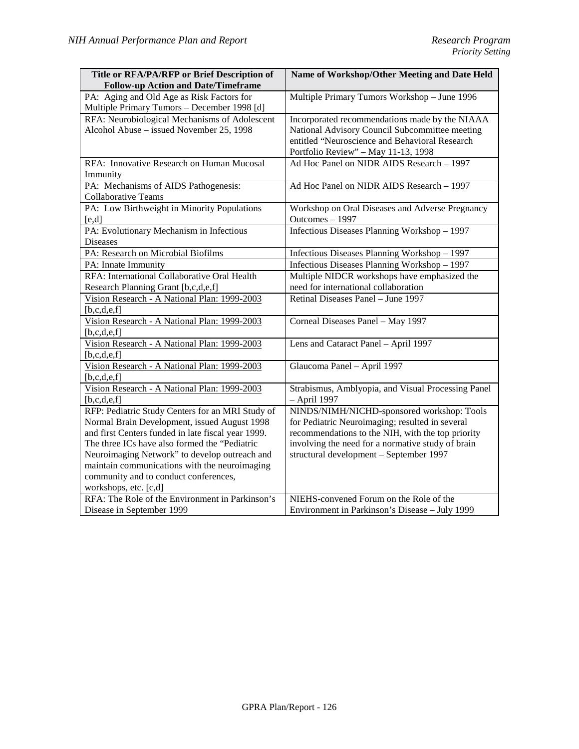| Title or RFA/PA/RFP or Brief Description of Follow-up Action and Date/Timeframe | Name of Workshop/Other Meeting and Date Held |
|---|---|
| PA: Aging and Old Age as Risk Factors for Multiple Primary Tumors – December 1998 [d] | Multiple Primary Tumors Workshop – June 1996 |
| RFA: Neurobiological Mechanisms of Adolescent Alcohol Abuse – issued November 25, 1998 | Incorporated recommendations made by the NIAAA National Advisory Council Subcommittee meeting entitled "Neuroscience and Behavioral Research Portfolio Review" – May 11-13, 1998 |
| RFA: Innovative Research on Human Mucosal Immunity | Ad Hoc Panel on NIDR AIDS Research – 1997 |
| PA: Mechanisms of AIDS Pathogenesis: Collaborative Teams | Ad Hoc Panel on NIDR AIDS Research – 1997 |
| PA: Low Birthweight in Minority Populations [e,d] | Workshop on Oral Diseases and Adverse Pregnancy Outcomes – 1997 |
| PA: Evolutionary Mechanism in Infectious Diseases | Infectious Diseases Planning Workshop – 1997 |
| PA: Research on Microbial Biofilms | Infectious Diseases Planning Workshop – 1997 |
| PA: Innate Immunity | Infectious Diseases Planning Workshop – 1997 |
| RFA: International Collaborative Oral Health Research Planning Grant [b,c,d,e,f] | Multiple NIDCR workshops have emphasized the need for international collaboration |
| Vision Research - A National Plan: 1999-2003 [b,c,d,e,f] | Retinal Diseases Panel – June 1997 |
| Vision Research - A National Plan: 1999-2003 [b,c,d,e,f] | Corneal Diseases Panel – May 1997 |
| Vision Research - A National Plan: 1999-2003 [b,c,d,e,f] | Lens and Cataract Panel – April 1997 |
| Vision Research - A National Plan: 1999-2003 [b,c,d,e,f] | Glaucoma Panel – April 1997 |
| Vision Research - A National Plan: 1999-2003 [b,c,d,e,f] | Strabismus, Amblyopia, and Visual Processing Panel – April 1997 |
| RFP: Pediatric Study Centers for an MRI Study of Normal Brain Development, issued August 1998 and first Centers funded in late fiscal year 1999. The three ICs have also formed the "Pediatric Neuroimaging Network" to develop outreach and maintain communications with the neuroimaging community and to conduct conferences, workshops, etc. [c,d] | NINDS/NIMH/NICHD-sponsored workshop: Tools for Pediatric Neuroimaging; resulted in several recommendations to the NIH, with the top priority involving the need for a normative study of brain structural development – September 1997 |
| RFA: The Role of the Environment in Parkinson's Disease in September 1999 | NIEHS-convened Forum on the Role of the Environment in Parkinson's Disease – July 1999 |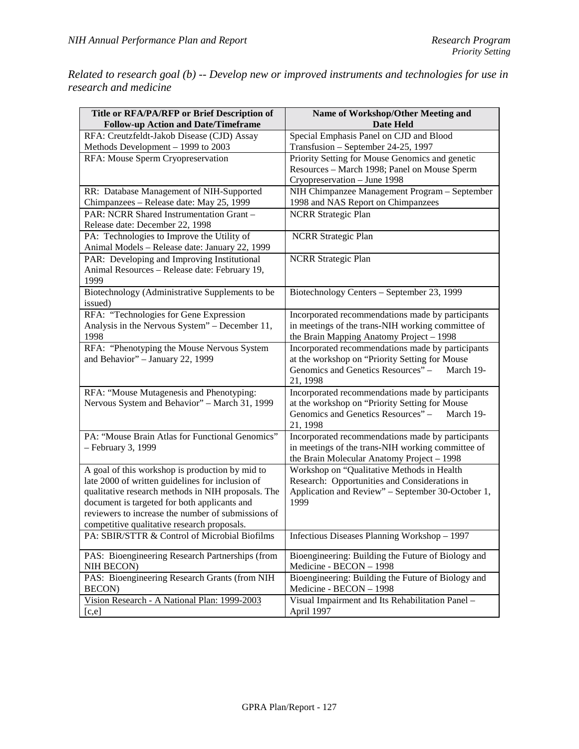*Related to research goal (b) -- Develop new or improved instruments and technologies for use in research and medicine*

| Title or RFA/PA/RFP or Brief Description of Follow-up Action and Date/Timeframe | Name of Workshop/Other Meeting and Date Held |
|---|---|
| RFA: Creutzfeldt-Jakob Disease (CJD) Assay Methods Development – 1999 to 2003 | Special Emphasis Panel on CJD and Blood Transfusion – September 24-25, 1997 |
| RFA: Mouse Sperm Cryopreservation | Priority Setting for Mouse Genomics and genetic Resources – March 1998; Panel on Mouse Sperm Cryopreservation – June 1998 |
| RR: Database Management of NIH-Supported Chimpanzees – Release date: May 25, 1999 | NIH Chimpanzee Management Program – September 1998 and NAS Report on Chimpanzees |
| PAR: NCRR Shared Instrumentation Grant – Release date: December 22, 1998 | NCRR Strategic Plan |
| PA: Technologies to Improve the Utility of Animal Models – Release date: January 22, 1999 | NCRR Strategic Plan |
| PAR: Developing and Improving Institutional Animal Resources – Release date: February 19, 1999 | NCRR Strategic Plan |
| Biotechnology (Administrative Supplements to be issued) | Biotechnology Centers – September 23, 1999 |
| RFA: "Technologies for Gene Expression Analysis in the Nervous System" – December 11, 1998 | Incorporated recommendations made by participants in meetings of the trans-NIH working committee of the Brain Mapping Anatomy Project – 1998 |
| RFA: "Phenotyping the Mouse Nervous System and Behavior" – January 22, 1999 | Incorporated recommendations made by participants at the workshop on "Priority Setting for Mouse Genomics and Genetics Resources" – March 19-21, 1998 |
| RFA: "Mouse Mutagenesis and Phenotyping: Nervous System and Behavior" – March 31, 1999 | Incorporated recommendations made by participants at the workshop on "Priority Setting for Mouse Genomics and Genetics Resources" – March 19-21, 1998 |
| PA: "Mouse Brain Atlas for Functional Genomics" – February 3, 1999 | Incorporated recommendations made by participants in meetings of the trans-NIH working committee of the Brain Molecular Anatomy Project – 1998 |
| A goal of this workshop is production by mid to late 2000 of written guidelines for inclusion of qualitative research methods in NIH proposals. The document is targeted for both applicants and reviewers to increase the number of submissions of competitive qualitative research proposals. | Workshop on "Qualitative Methods in Health Research: Opportunities and Considerations in Application and Review" – September 30-October 1, 1999 |
| PA: SBIR/STTR & Control of Microbial Biofilms | Infectious Diseases Planning Workshop – 1997 |
| PAS: Bioengineering Research Partnerships (from NIH BECON) | Bioengineering: Building the Future of Biology and Medicine - BECON – 1998 |
| PAS: Bioengineering Research Grants (from NIH BECON) | Bioengineering: Building the Future of Biology and Medicine - BECON – 1998 |
| Vision Research - A National Plan: 1999-2003 [c,e] | Visual Impairment and Its Rehabilitation Panel – April 1997 |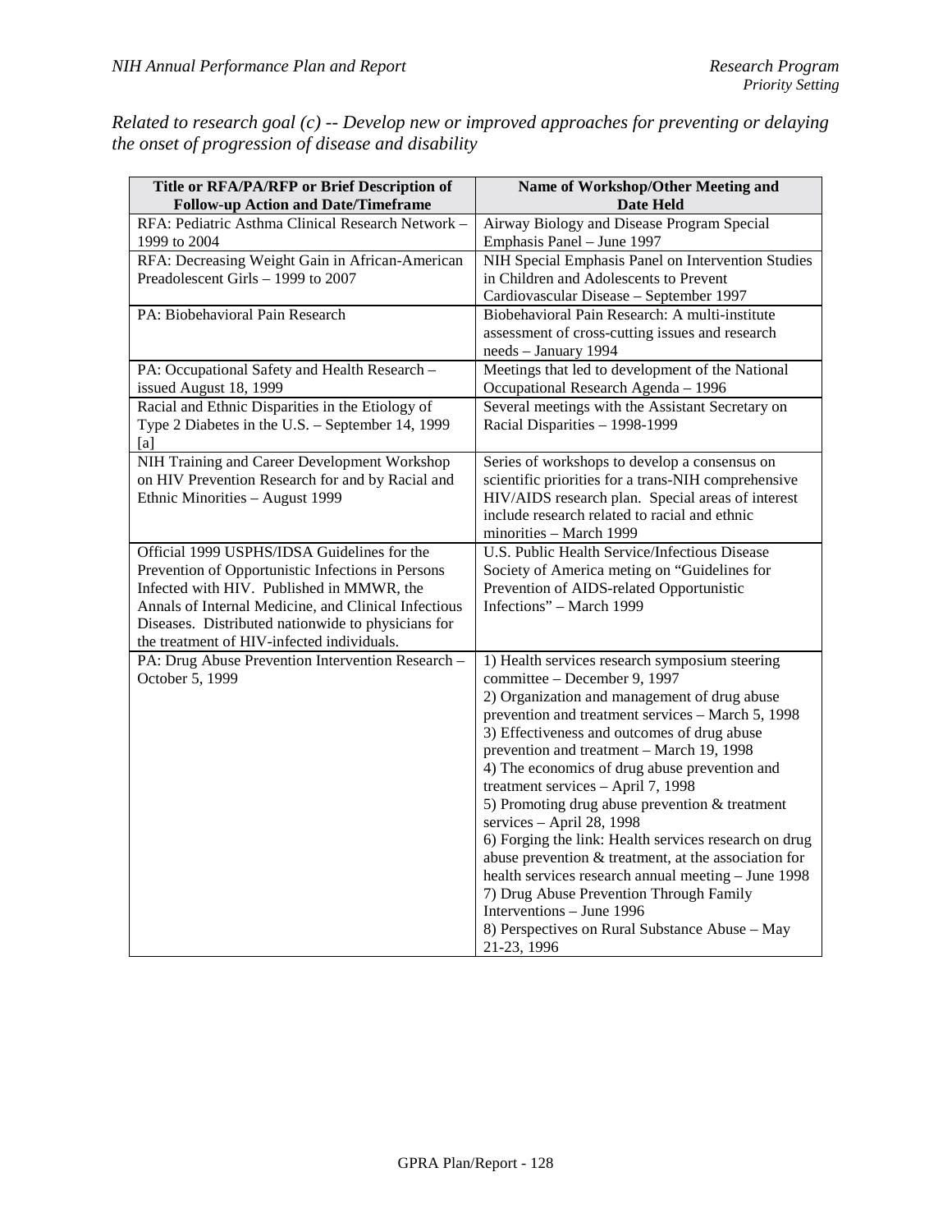*Related to research goal (c) -- Develop new or improved approaches for preventing or delaying the onset of progression of disease and disability*

| Title or RFA/PA/RFP or Brief Description of Follow-up Action and Date/Timeframe | Name of Workshop/Other Meeting and Date Held |
|---|---|
| RFA: Pediatric Asthma Clinical Research Network – 1999 to 2004 | Airway Biology and Disease Program Special Emphasis Panel – June 1997 |
| RFA: Decreasing Weight Gain in African-American Preadolescent Girls – 1999 to 2007 | NIH Special Emphasis Panel on Intervention Studies in Children and Adolescents to Prevent Cardiovascular Disease – September 1997 |
| PA: Biobehavioral Pain Research | Biobehavioral Pain Research: A multi-institute assessment of cross-cutting issues and research needs – January 1994 |
| PA: Occupational Safety and Health Research – issued August 18, 1999 | Meetings that led to development of the National Occupational Research Agenda – 1996 |
| Racial and Ethnic Disparities in the Etiology of Type 2 Diabetes in the U.S. – September 14, 1999 [a] | Several meetings with the Assistant Secretary on Racial Disparities – 1998-1999 |
| NIH Training and Career Development Workshop on HIV Prevention Research for and by Racial and Ethnic Minorities – August 1999 | Series of workshops to develop a consensus on scientific priorities for a trans-NIH comprehensive HIV/AIDS research plan. Special areas of interest include research related to racial and ethnic minorities – March 1999 |
| Official 1999 USPHS/IDSA Guidelines for the Prevention of Opportunistic Infections in Persons Infected with HIV. Published in MMWR, the Annals of Internal Medicine, and Clinical Infectious Diseases. Distributed nationwide to physicians for the treatment of HIV-infected individuals. | U.S. Public Health Service/Infectious Disease Society of America meting on "Guidelines for Prevention of AIDS-related Opportunistic Infections" – March 1999 |
| PA: Drug Abuse Prevention Intervention Research – October 5, 1999 | 1) Health services research symposium steering committee – December 9, 1997<br>2) Organization and management of drug abuse prevention and treatment services – March 5, 1998<br>3) Effectiveness and outcomes of drug abuse prevention and treatment – March 19, 1998<br>4) The economics of drug abuse prevention and treatment services – April 7, 1998<br>5) Promoting drug abuse prevention & treatment services – April 28, 1998<br>6) Forging the link: Health services research on drug abuse prevention & treatment, at the association for health services research annual meeting – June 1998<br>7) Drug Abuse Prevention Through Family Interventions – June 1996<br>8) Perspectives on Rural Substance Abuse – May 21-23, 1996 |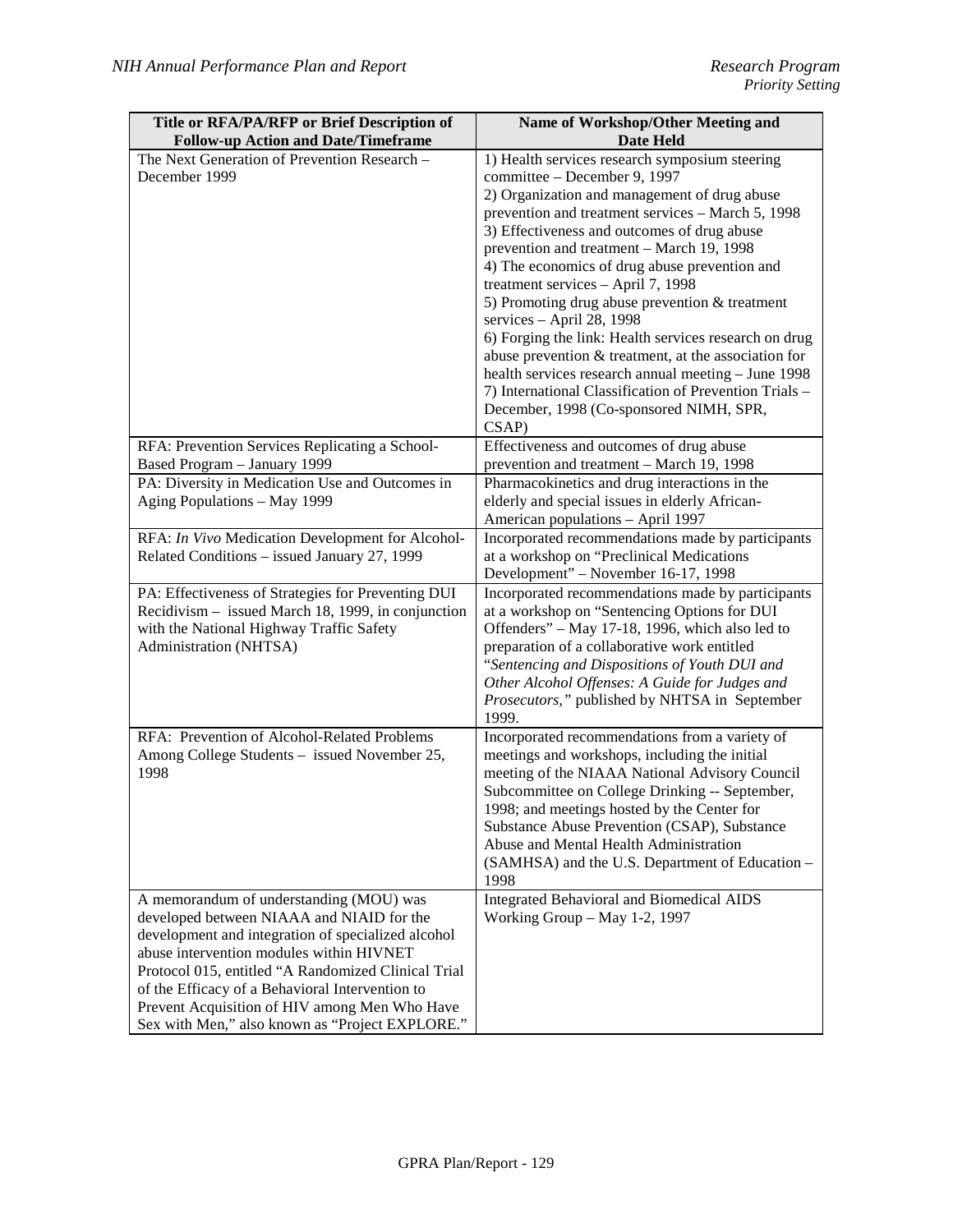| Title or RFA/PA/RFP or Brief Description of Follow-up Action and Date/Timeframe | Name of Workshop/Other Meeting and Date Held |
|---|---|
| The Next Generation of Prevention Research – December 1999 | 1) Health services research symposium steering committee – December 9, 1997<br>2) Organization and management of drug abuse prevention and treatment services – March 5, 1998<br>3) Effectiveness and outcomes of drug abuse prevention and treatment – March 19, 1998<br>4) The economics of drug abuse prevention and treatment services – April 7, 1998<br>5) Promoting drug abuse prevention & treatment services – April 28, 1998<br>6) Forging the link: Health services research on drug abuse prevention & treatment, at the association for health services research annual meeting – June 1998<br>7) International Classification of Prevention Trials – December, 1998 (Co-sponsored NIMH, SPR, CSAP) |
| RFA: Prevention Services Replicating a School-Based Program – January 1999 | Effectiveness and outcomes of drug abuse prevention and treatment – March 19, 1998 |
| PA: Diversity in Medication Use and Outcomes in Aging Populations – May 1999 | Pharmacokinetics and drug interactions in the elderly and special issues in elderly African-American populations – April 1997 |
| RFA: *In Vivo* Medication Development for Alcohol-Related Conditions – issued January 27, 1999 | Incorporated recommendations made by participants at a workshop on "Preclinical Medications Development" – November 16-17, 1998 |
| PA: Effectiveness of Strategies for Preventing DUI Recidivism – issued March 18, 1999, in conjunction with the National Highway Traffic Safety Administration (NHTSA) | Incorporated recommendations made by participants at a workshop on "Sentencing Options for DUI Offenders" – May 17-18, 1996, which also led to preparation of a collaborative work entitled "*Sentencing and Dispositions of Youth DUI and Other Alcohol Offenses: A Guide for Judges and Prosecutors,*" published by NHTSA in September 1999. |
| RFA: Prevention of Alcohol-Related Problems Among College Students – issued November 25, 1998 | Incorporated recommendations from a variety of meetings and workshops, including the initial meeting of the NIAAA National Advisory Council Subcommittee on College Drinking -- September, 1998; and meetings hosted by the Center for Substance Abuse Prevention (CSAP), Substance Abuse and Mental Health Administration (SAMHSA) and the U.S. Department of Education – 1998 |
| A memorandum of understanding (MOU) was developed between NIAAA and NIAID for the development and integration of specialized alcohol abuse intervention modules within HIVNET Protocol 015, entitled "A Randomized Clinical Trial of the Efficacy of a Behavioral Intervention to Prevent Acquisition of HIV among Men Who Have Sex with Men," also known as "Project EXPLORE." | Integrated Behavioral and Biomedical AIDS Working Group – May 1-2, 1997 |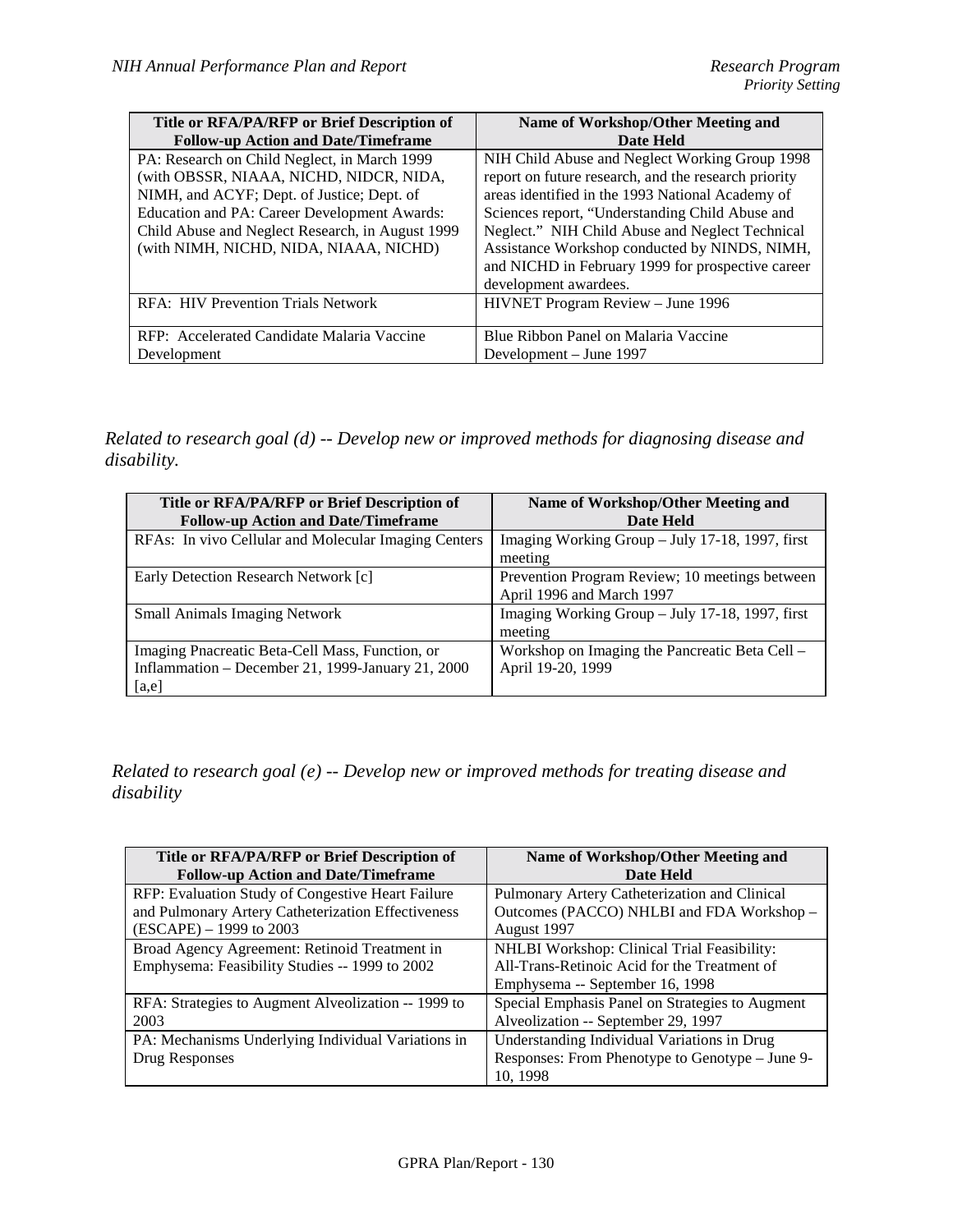| Title or RFA/PA/RFP or Brief Description of Follow-up Action and Date/Timeframe | Name of Workshop/Other Meeting and Date Held |
| --- | --- |
| PA: Research on Child Neglect, in March 1999 (with OBSSR, NIAAA, NICHD, NIDCR, NIDA, NIMH, and ACYF; Dept. of Justice; Dept. of Education and PA: Career Development Awards: Child Abuse and Neglect Research, in August 1999 (with NIMH, NICHD, NIDA, NIAAA, NICHD) | NIH Child Abuse and Neglect Working Group 1998 report on future research, and the research priority areas identified in the 1993 National Academy of Sciences report, "Understanding Child Abuse and Neglect." NIH Child Abuse and Neglect Technical Assistance Workshop conducted by NINDS, NIMH, and NICHD in February 1999 for prospective career development awardees. |
| RFA: HIV Prevention Trials Network | HIVNET Program Review – June 1996 |
| RFP: Accelerated Candidate Malaria Vaccine Development | Blue Ribbon Panel on Malaria Vaccine Development – June 1997 |

*Related to research goal (d) -- Develop new or improved methods for diagnosing disease and disability.*

| Title or RFA/PA/RFP or Brief Description of Follow-up Action and Date/Timeframe | Name of Workshop/Other Meeting and Date Held |
| --- | --- |
| RFAs: In vivo Cellular and Molecular Imaging Centers | Imaging Working Group – July 17-18, 1997, first meeting |
| Early Detection Research Network [c] | Prevention Program Review; 10 meetings between April 1996 and March 1997 |
| Small Animals Imaging Network | Imaging Working Group – July 17-18, 1997, first meeting |
| Imaging Pnacreatic Beta-Cell Mass, Function, or Inflammation – December 21, 1999-January 21, 2000 [a,e] | Workshop on Imaging the Pancreatic Beta Cell – April 19-20, 1999 |

*Related to research goal (e) -- Develop new or improved methods for treating disease and disability*

| Title or RFA/PA/RFP or Brief Description of Follow-up Action and Date/Timeframe | Name of Workshop/Other Meeting and Date Held |
| --- | --- |
| RFP: Evaluation Study of Congestive Heart Failure and Pulmonary Artery Catheterization Effectiveness (ESCAPE) – 1999 to 2003 | Pulmonary Artery Catheterization and Clinical Outcomes (PACCO) NHLBI and FDA Workshop – August 1997 |
| Broad Agency Agreement: Retinoid Treatment in Emphysema: Feasibility Studies -- 1999 to 2002 | NHLBI Workshop: Clinical Trial Feasibility: All-Trans-Retinoic Acid for the Treatment of Emphysema -- September 16, 1998 |
| RFA: Strategies to Augment Alveolization -- 1999 to 2003 | Special Emphasis Panel on Strategies to Augment Alveolization -- September 29, 1997 |
| PA: Mechanisms Underlying Individual Variations in Drug Responses | Understanding Individual Variations in Drug Responses: From Phenotype to Genotype – June 9-10, 1998 |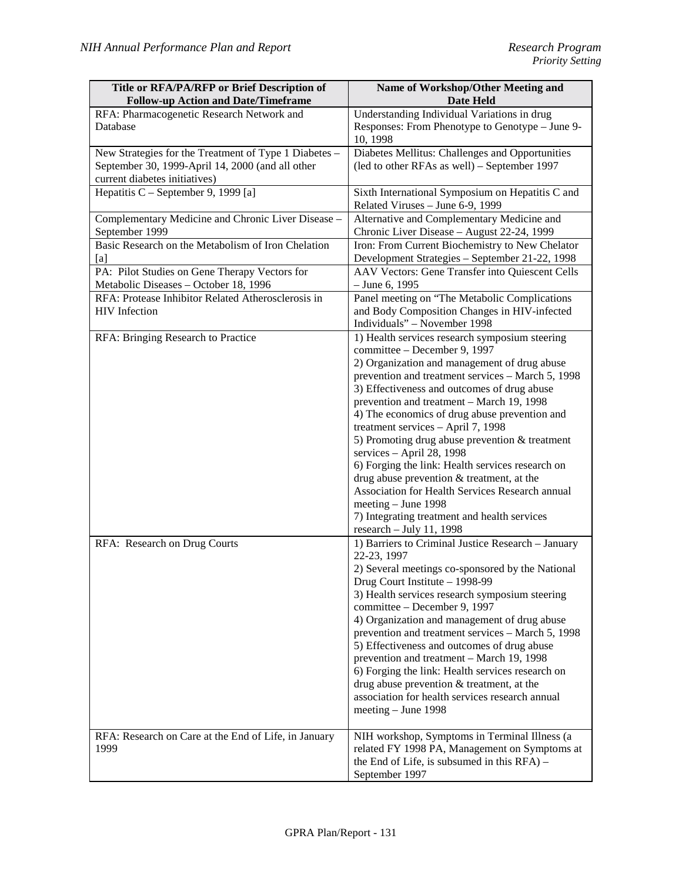| Title or RFA/PA/RFP or Brief Description of Follow-up Action and Date/Timeframe | Name of Workshop/Other Meeting and Date Held |
|---|---|
| RFA: Pharmacogenetic Research Network and Database | Understanding Individual Variations in drug Responses: From Phenotype to Genotype – June 9-10, 1998 |
| New Strategies for the Treatment of Type 1 Diabetes – September 30, 1999-April 14, 2000 (and all other current diabetes initiatives) | Diabetes Mellitus: Challenges and Opportunities (led to other RFAs as well) – September 1997 |
| Hepatitis C – September 9, 1999 [a] | Sixth International Symposium on Hepatitis C and Related Viruses – June 6-9, 1999 |
| Complementary Medicine and Chronic Liver Disease – September 1999 | Alternative and Complementary Medicine and Chronic Liver Disease – August 22-24, 1999 |
| Basic Research on the Metabolism of Iron Chelation [a] | Iron: From Current Biochemistry to New Chelator Development Strategies – September 21-22, 1998 |
| PA: Pilot Studies on Gene Therapy Vectors for Metabolic Diseases – October 18, 1996 | AAV Vectors: Gene Transfer into Quiescent Cells – June 6, 1995 |
| RFA: Protease Inhibitor Related Atherosclerosis in HIV Infection | Panel meeting on "The Metabolic Complications and Body Composition Changes in HIV-infected Individuals" – November 1998 |
| RFA: Bringing Research to Practice | 1) Health services research symposium steering committee – December 9, 1997<br>2) Organization and management of drug abuse prevention and treatment services – March 5, 1998<br>3) Effectiveness and outcomes of drug abuse prevention and treatment – March 19, 1998<br>4) The economics of drug abuse prevention and treatment services – April 7, 1998<br>5) Promoting drug abuse prevention & treatment services – April 28, 1998<br>6) Forging the link: Health services research on drug abuse prevention & treatment, at the Association for Health Services Research annual meeting – June 1998<br>7) Integrating treatment and health services research – July 11, 1998 |
| RFA: Research on Drug Courts | 1) Barriers to Criminal Justice Research – January 22-23, 1997<br>2) Several meetings co-sponsored by the National Drug Court Institute – 1998-99<br>3) Health services research symposium steering committee – December 9, 1997<br>4) Organization and management of drug abuse prevention and treatment services – March 5, 1998<br>5) Effectiveness and outcomes of drug abuse prevention and treatment – March 19, 1998<br>6) Forging the link: Health services research on drug abuse prevention & treatment, at the association for health services research annual meeting – June 1998 |
| RFA: Research on Care at the End of Life, in January 1999 | NIH workshop, Symptoms in Terminal Illness (a related FY 1998 PA, Management on Symptoms at the End of Life, is subsumed in this RFA) – September 1997 |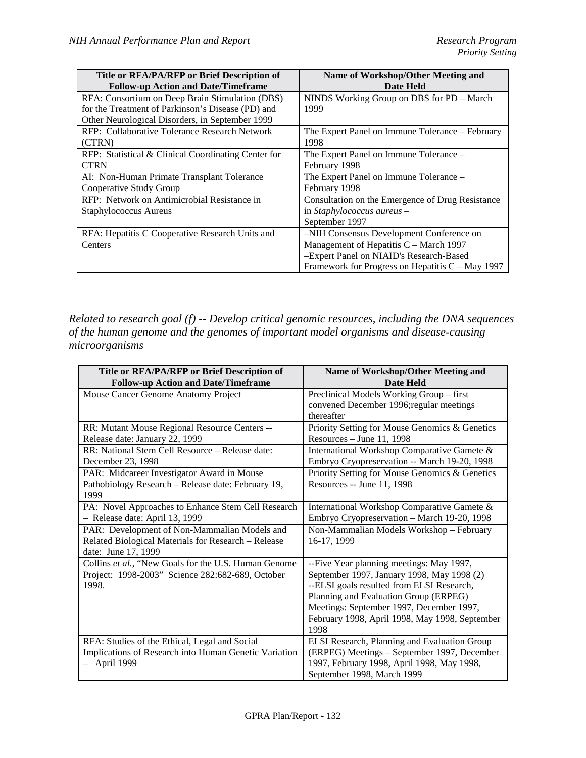| Title or RFA/PA/RFP or Brief Description of Follow-up Action and Date/Timeframe | Name of Workshop/Other Meeting and Date Held |
|---|---|
| RFA: Consortium on Deep Brain Stimulation (DBS) for the Treatment of Parkinson's Disease (PD) and Other Neurological Disorders, in September 1999 | NINDS Working Group on DBS for PD – March 1999 |
| RFP: Collaborative Tolerance Research Network (CTRN) | The Expert Panel on Immune Tolerance – February 1998 |
| RFP: Statistical & Clinical Coordinating Center for CTRN | The Expert Panel on Immune Tolerance – February 1998 |
| AI: Non-Human Primate Transplant Tolerance Cooperative Study Group | The Expert Panel on Immune Tolerance – February 1998 |
| RFP: Network on Antimicrobial Resistance in Staphylococcus Aureus | Consultation on the Emergence of Drug Resistance in *Staphylococcus aureus* – September 1997 |
| RFA: Hepatitis C Cooperative Research Units and Centers | –NIH Consensus Development Conference on Management of Hepatitis C – March 1997<br>–Expert Panel on NIAID's Research-Based Framework for Progress on Hepatitis C – May 1997 |

*Related to research goal (f) -- Develop critical genomic resources, including the DNA sequences of the human genome and the genomes of important model organisms and disease-causing microorganisms*

| Title or RFA/PA/RFP or Brief Description of Follow-up Action and Date/Timeframe | Name of Workshop/Other Meeting and Date Held |
|---|---|
| Mouse Cancer Genome Anatomy Project | Preclinical Models Working Group – first convened December 1996;regular meetings thereafter |
| RR: Mutant Mouse Regional Resource Centers -- Release date: January 22, 1999 | Priority Setting for Mouse Genomics & Genetics Resources – June 11, 1998 |
| RR: National Stem Cell Resource – Release date: December 23, 1998 | International Workshop Comparative Gamete & Embryo Cryopreservation -- March 19-20, 1998 |
| PAR: Midcareer Investigator Award in Mouse Pathobiology Research – Release date: February 19, 1999 | Priority Setting for Mouse Genomics & Genetics Resources -- June 11, 1998 |
| PA: Novel Approaches to Enhance Stem Cell Research – Release date: April 13, 1999 | International Workshop Comparative Gamete & Embryo Cryopreservation – March 19-20, 1998 |
| PAR: Development of Non-Mammalian Models and Related Biological Materials for Research – Release date: June 17, 1999 | Non-Mammalian Models Workshop – February 16-17, 1999 |
| Collins *et al.*, "New Goals for the U.S. Human Genome Project: 1998-2003" Science 282:682-689, October 1998. | --Five Year planning meetings: May 1997, September 1997, January 1998, May 1998 (2)<br>--ELSI goals resulted from ELSI Research, Planning and Evaluation Group (ERPEG) Meetings: September 1997, December 1997, February 1998, April 1998, May 1998, September 1998 |
| RFA: Studies of the Ethical, Legal and Social Implications of Research into Human Genetic Variation – April 1999 | ELSI Research, Planning and Evaluation Group (ERPEG) Meetings – September 1997, December 1997, February 1998, April 1998, May 1998, September 1998, March 1999 |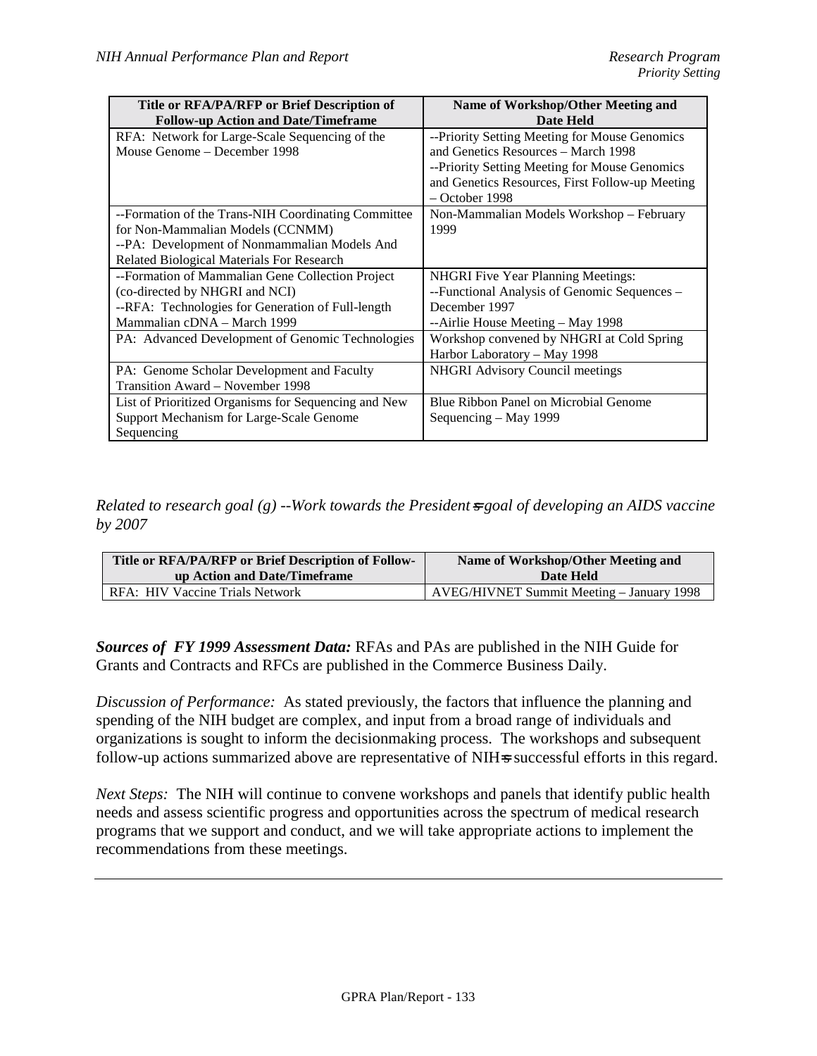| Title or RFA/PA/RFP or Brief Description of Follow-up Action and Date/Timeframe | Name of Workshop/Other Meeting and Date Held |
|---|---|
| RFA: Network for Large-Scale Sequencing of the Mouse Genome – December 1998 | --Priority Setting Meeting for Mouse Genomics and Genetics Resources – March 1998<br>--Priority Setting Meeting for Mouse Genomics and Genetics Resources, First Follow-up Meeting – October 1998 |
| --Formation of the Trans-NIH Coordinating Committee for Non-Mammalian Models (CCNMM)<br>--PA: Development of Nonmammalian Models And Related Biological Materials For Research | Non-Mammalian Models Workshop – February 1999 |
| --Formation of Mammalian Gene Collection Project (co-directed by NHGRI and NCI)<br>--RFA: Technologies for Generation of Full-length Mammalian cDNA – March 1999 | NHGRI Five Year Planning Meetings:<br>--Functional Analysis of Genomic Sequences – December 1997<br>--Airlie House Meeting – May 1998 |
| PA: Advanced Development of Genomic Technologies | Workshop convened by NHGRI at Cold Spring Harbor Laboratory – May 1998 |
| PA: Genome Scholar Development and Faculty Transition Award – November 1998 | NHGRI Advisory Council meetings |
| List of Prioritized Organisms for Sequencing and New Support Mechanism for Large-Scale Genome Sequencing | Blue Ribbon Panel on Microbial Genome Sequencing – May 1999 |

*Related to research goal (g) --Work towards the President=s goal of developing an AIDS vaccine by 2007*

| Title or RFA/PA/RFP or Brief Description of Follow-up Action and Date/Timeframe | Name of Workshop/Other Meeting and Date Held |
|---|---|
| RFA: HIV Vaccine Trials Network | AVEG/HIVNET Summit Meeting – January 1998 |

***Sources of FY 1999 Assessment Data:*** RFAs and PAs are published in the NIH Guide for Grants and Contracts and RFCs are published in the Commerce Business Daily.

*Discussion of Performance:* As stated previously, the factors that influence the planning and spending of the NIH budget are complex, and input from a broad range of individuals and organizations is sought to inform the decisionmaking process. The workshops and subsequent follow-up actions summarized above are representative of NIH=s successful efforts in this regard.

*Next Steps:* The NIH will continue to convene workshops and panels that identify public health needs and assess scientific progress and opportunities across the spectrum of medical research programs that we support and conduct, and we will take appropriate actions to implement the recommendations from these meetings.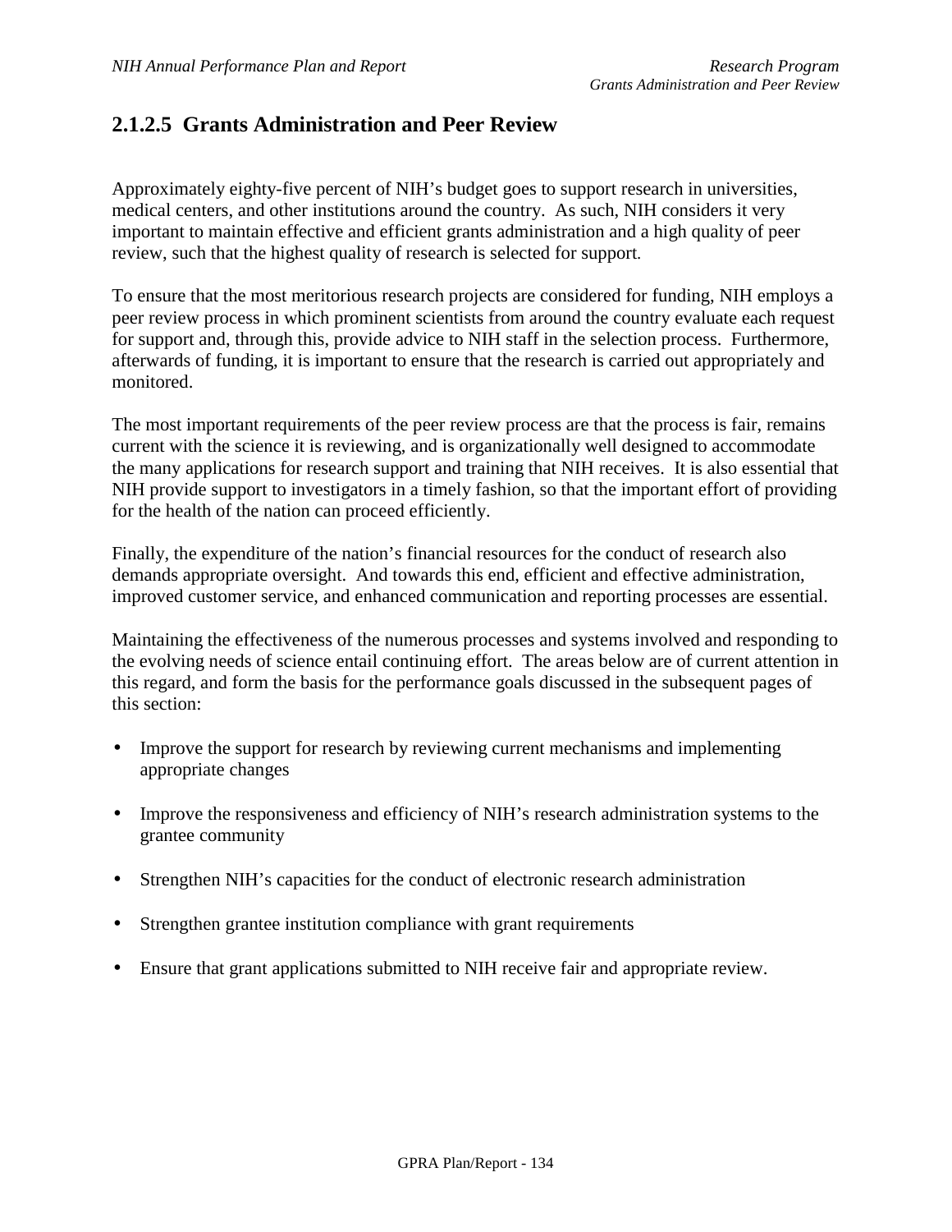## 2.1.2.5 Grants Administration and Peer Review

Approximately eighty-five percent of NIH's budget goes to support research in universities, medical centers, and other institutions around the country. As such, NIH considers it very important to maintain effective and efficient grants administration and a high quality of peer review, such that the highest quality of research is selected for support.

To ensure that the most meritorious research projects are considered for funding, NIH employs a peer review process in which prominent scientists from around the country evaluate each request for support and, through this, provide advice to NIH staff in the selection process. Furthermore, afterwards of funding, it is important to ensure that the research is carried out appropriately and monitored.

The most important requirements of the peer review process are that the process is fair, remains current with the science it is reviewing, and is organizationally well designed to accommodate the many applications for research support and training that NIH receives. It is also essential that NIH provide support to investigators in a timely fashion, so that the important effort of providing for the health of the nation can proceed efficiently.

Finally, the expenditure of the nation's financial resources for the conduct of research also demands appropriate oversight. And towards this end, efficient and effective administration, improved customer service, and enhanced communication and reporting processes are essential.

Maintaining the effectiveness of the numerous processes and systems involved and responding to the evolving needs of science entail continuing effort. The areas below are of current attention in this regard, and form the basis for the performance goals discussed in the subsequent pages of this section:

- Improve the support for research by reviewing current mechanisms and implementing appropriate changes
- Improve the responsiveness and efficiency of NIH's research administration systems to the grantee community
- Strengthen NIH's capacities for the conduct of electronic research administration
- Strengthen grantee institution compliance with grant requirements
- Ensure that grant applications submitted to NIH receive fair and appropriate review.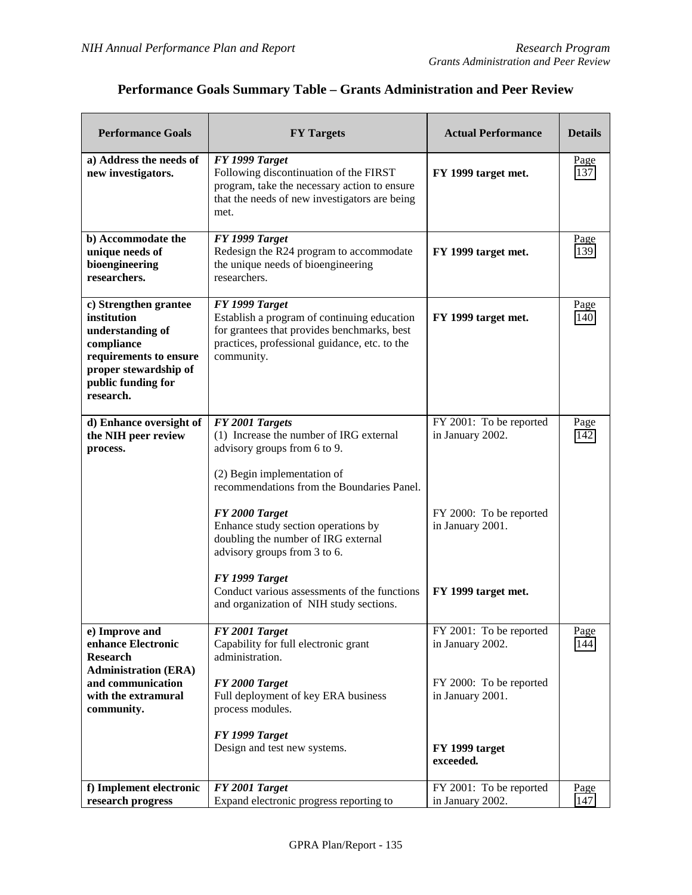## Performance Goals Summary Table – Grants Administration and Peer Review

| Performance Goals | FY Targets | Actual Performance | Details |
|---|---|---|---|
| **a) Address the needs of new investigators.** | ***FY 1999 Target*** Following discontinuation of the FIRST program, take the necessary action to ensure that the needs of new investigators are being met. | **FY 1999 target met.** | Page 137 |
| **b) Accommodate the unique needs of bioengineering researchers.** | ***FY 1999 Target*** Redesign the R24 program to accommodate the unique needs of bioengineering researchers. | **FY 1999 target met.** | Page 139 |
| **c) Strengthen grantee institution understanding of compliance requirements to ensure proper stewardship of public funding for research.** | ***FY 1999 Target*** Establish a program of continuing education for grantees that provides benchmarks, best practices, professional guidance, etc. to the community. | **FY 1999 target met.** | Page 140 |
| **d) Enhance oversight of the NIH peer review process.** | ***FY 2001 Targets*** (1) Increase the number of IRG external advisory groups from 6 to 9.<br><br>(2) Begin implementation of recommendations from the Boundaries Panel.<br><br>***FY 2000 Target*** Enhance study section operations by doubling the number of IRG external advisory groups from 3 to 6.<br><br>***FY 1999 Target*** Conduct various assessments of the functions and organization of NIH study sections. | FY 2001: To be reported in January 2002.<br><br>FY 2000: To be reported in January 2001.<br><br>**FY 1999 target met.** | Page 142 |
| **e) Improve and enhance Electronic Research Administration (ERA) and communication with the extramural community.** | ***FY 2001 Target*** Capability for full electronic grant administration.<br><br>***FY 2000 Target*** Full deployment of key ERA business process modules.<br><br>***FY 1999 Target*** Design and test new systems. | FY 2001: To be reported in January 2002.<br><br>FY 2000: To be reported in January 2001.<br><br>**FY 1999 target exceeded.** | Page 144 |
| **f) Implement electronic research progress** | ***FY 2001 Target*** Expand electronic progress reporting to | FY 2001: To be reported in January 2002. | Page 147 |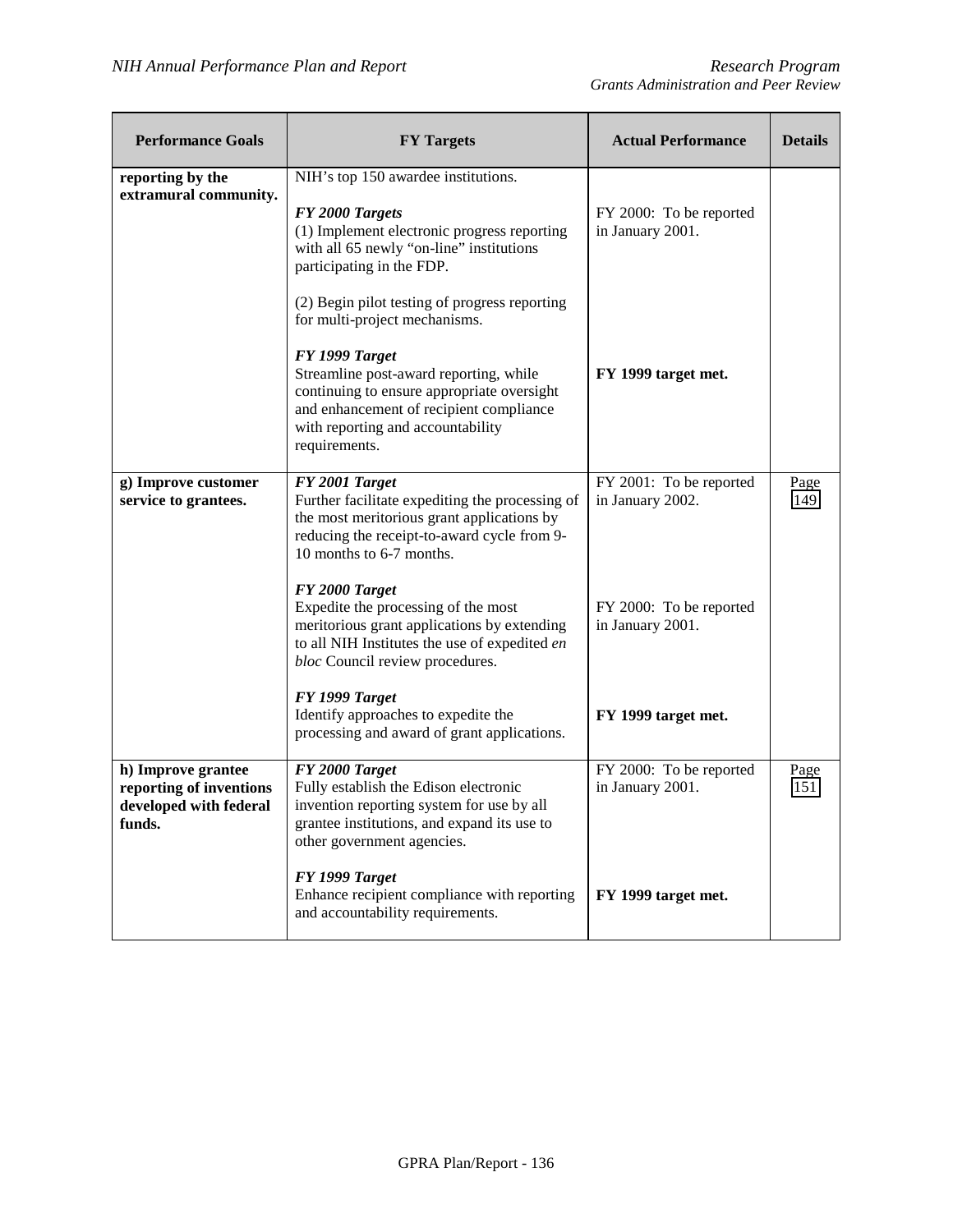| Performance Goals | FY Targets | Actual Performance | Details |
|---|---|---|---|
| **reporting by the extramural community.** | NIH's top 150 awardee institutions. | | |
| | ***FY 2000 Targets*** (1) Implement electronic progress reporting with all 65 newly "on-line" institutions participating in the FDP. | FY 2000: To be reported in January 2001. | |
| | (2) Begin pilot testing of progress reporting for multi-project mechanisms. | | |
| | ***FY 1999 Target*** Streamline post-award reporting, while continuing to ensure appropriate oversight and enhancement of recipient compliance with reporting and accountability requirements. | **FY 1999 target met.** | |
| **g) Improve customer service to grantees.** | ***FY 2001 Target*** Further facilitate expediting the processing of the most meritorious grant applications by reducing the receipt-to-award cycle from 9-10 months to 6-7 months. | FY 2001: To be reported in January 2002. | Page 149 |
| | ***FY 2000 Target*** Expedite the processing of the most meritorious grant applications by extending to all NIH Institutes the use of expedited *en bloc* Council review procedures. | FY 2000: To be reported in January 2001. | |
| | ***FY 1999 Target*** Identify approaches to expedite the processing and award of grant applications. | **FY 1999 target met.** | |
| **h) Improve grantee reporting of inventions developed with federal funds.** | ***FY 2000 Target*** Fully establish the Edison electronic invention reporting system for use by all grantee institutions, and expand its use to other government agencies. | FY 2000: To be reported in January 2001. | Page 151 |
| | ***FY 1999 Target*** Enhance recipient compliance with reporting and accountability requirements. | **FY 1999 target met.** | |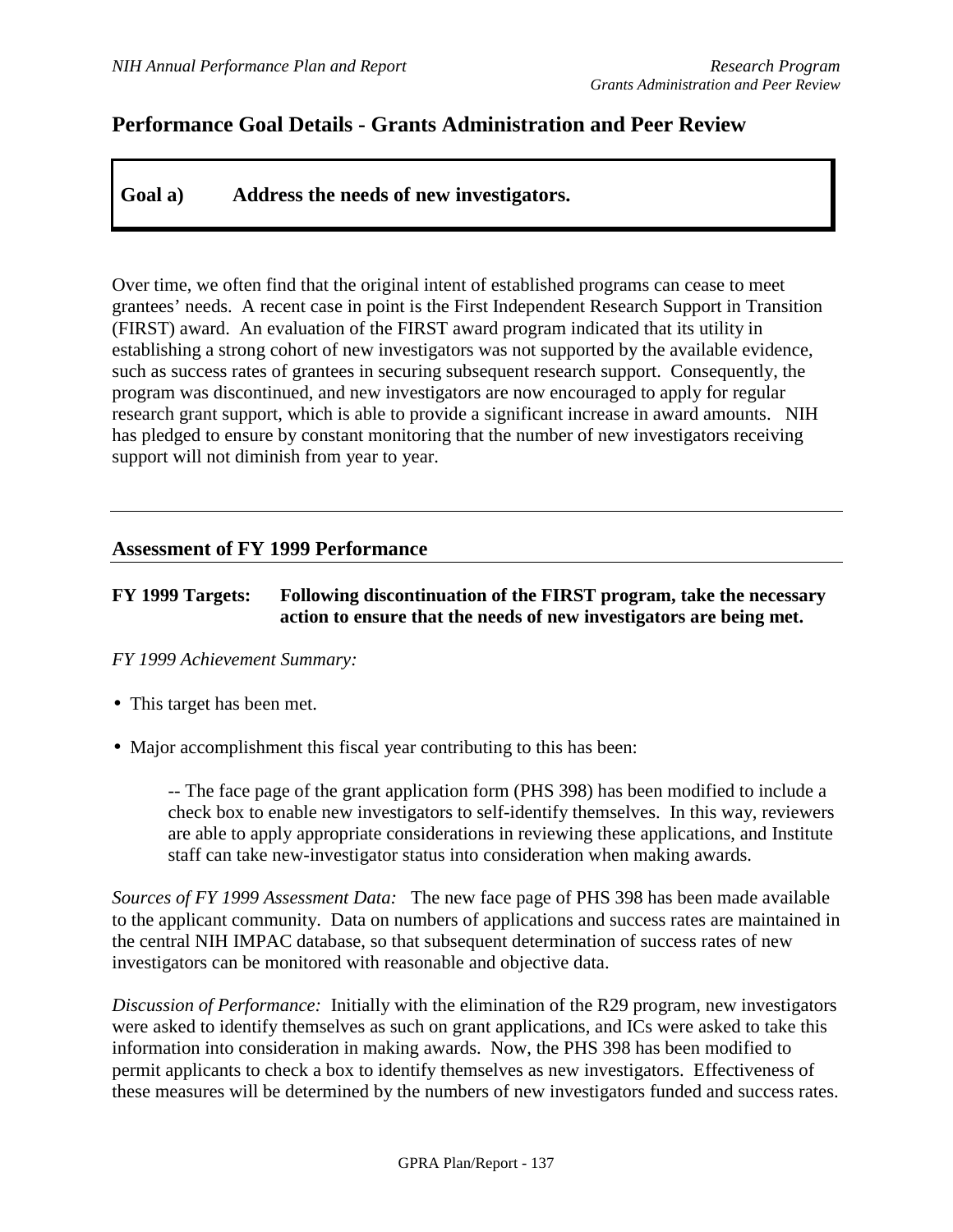## Performance Goal Details - Grants Administration and Peer Review

**Goal a) Address the needs of new investigators.**

Over time, we often find that the original intent of established programs can cease to meet grantees' needs. A recent case in point is the First Independent Research Support in Transition (FIRST) award. An evaluation of the FIRST award program indicated that its utility in establishing a strong cohort of new investigators was not supported by the available evidence, such as success rates of grantees in securing subsequent research support. Consequently, the program was discontinued, and new investigators are now encouraged to apply for regular research grant support, which is able to provide a significant increase in award amounts. NIH has pledged to ensure by constant monitoring that the number of new investigators receiving support will not diminish from year to year.

---

### Assessment of FY 1999 Performance

**FY 1999 Targets: Following discontinuation of the FIRST program, take the necessary action to ensure that the needs of new investigators are being met.**

*FY 1999 Achievement Summary:*

- This target has been met.
- Major accomplishment this fiscal year contributing to this has been:

  -- The face page of the grant application form (PHS 398) has been modified to include a check box to enable new investigators to self-identify themselves. In this way, reviewers are able to apply appropriate considerations in reviewing these applications, and Institute staff can take new-investigator status into consideration when making awards.

*Sources of FY 1999 Assessment Data:* The new face page of PHS 398 has been made available to the applicant community. Data on numbers of applications and success rates are maintained in the central NIH IMPAC database, so that subsequent determination of success rates of new investigators can be monitored with reasonable and objective data.

*Discussion of Performance:* Initially with the elimination of the R29 program, new investigators were asked to identify themselves as such on grant applications, and ICs were asked to take this information into consideration in making awards. Now, the PHS 398 has been modified to permit applicants to check a box to identify themselves as new investigators. Effectiveness of these measures will be determined by the numbers of new investigators funded and success rates.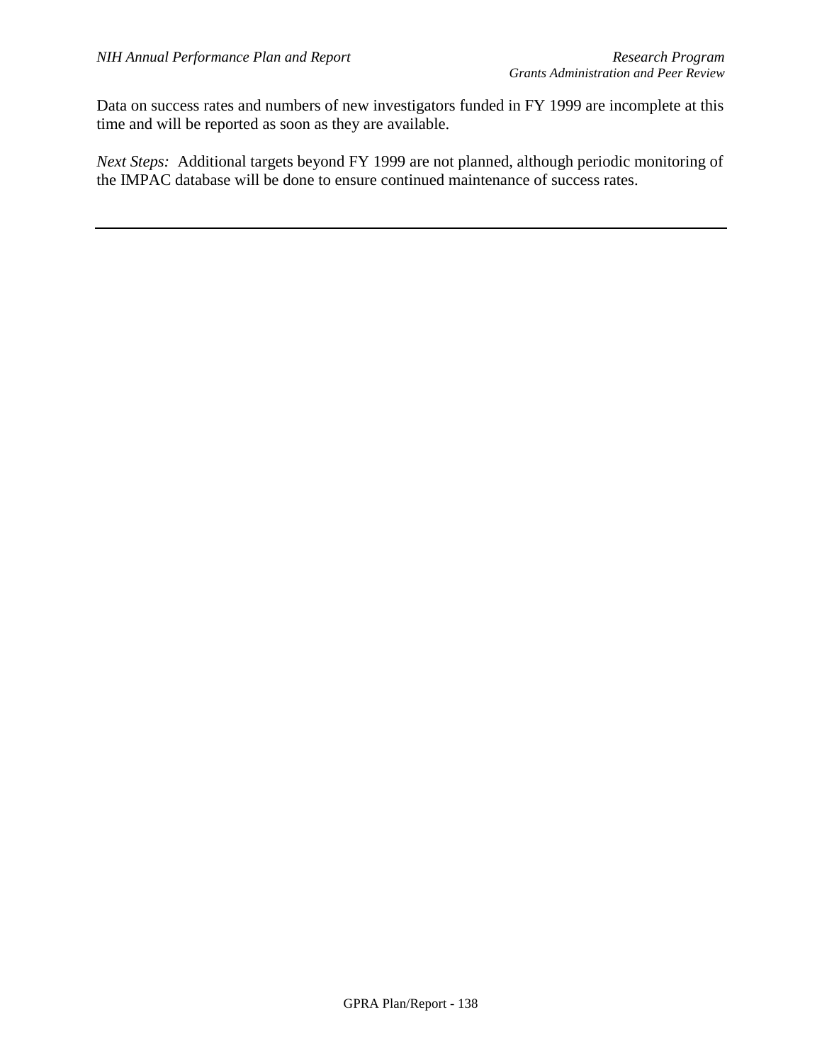Data on success rates and numbers of new investigators funded in FY 1999 are incomplete at this time and will be reported as soon as they are available.

*Next Steps:* Additional targets beyond FY 1999 are not planned, although periodic monitoring of the IMPAC database will be done to ensure continued maintenance of success rates.

---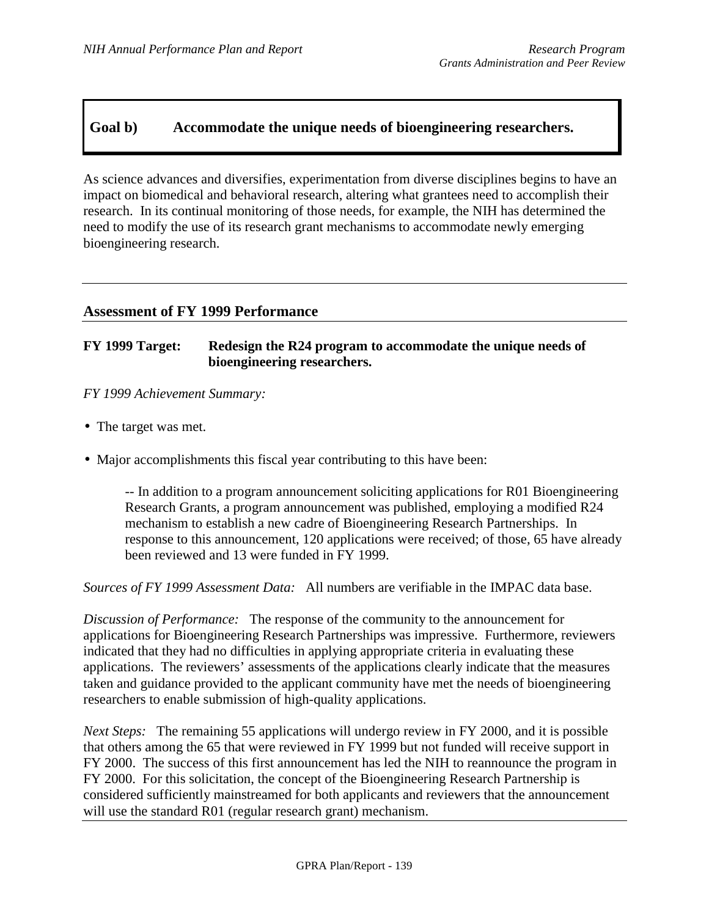## Goal b) Accommodate the unique needs of bioengineering researchers.

As science advances and diversifies, experimentation from diverse disciplines begins to have an impact on biomedical and behavioral research, altering what grantees need to accomplish their research. In its continual monitoring of those needs, for example, the NIH has determined the need to modify the use of its research grant mechanisms to accommodate newly emerging bioengineering research.

---

### Assessment of FY 1999 Performance

**FY 1999 Target: Redesign the R24 program to accommodate the unique needs of bioengineering researchers.**

*FY 1999 Achievement Summary:*

- The target was met.
- Major accomplishments this fiscal year contributing to this have been:

  -- In addition to a program announcement soliciting applications for R01 Bioengineering Research Grants, a program announcement was published, employing a modified R24 mechanism to establish a new cadre of Bioengineering Research Partnerships. In response to this announcement, 120 applications were received; of those, 65 have already been reviewed and 13 were funded in FY 1999.

*Sources of FY 1999 Assessment Data:* All numbers are verifiable in the IMPAC data base.

*Discussion of Performance:* The response of the community to the announcement for applications for Bioengineering Research Partnerships was impressive. Furthermore, reviewers indicated that they had no difficulties in applying appropriate criteria in evaluating these applications. The reviewers' assessments of the applications clearly indicate that the measures taken and guidance provided to the applicant community have met the needs of bioengineering researchers to enable submission of high-quality applications.

*Next Steps:* The remaining 55 applications will undergo review in FY 2000, and it is possible that others among the 65 that were reviewed in FY 1999 but not funded will receive support in FY 2000. The success of this first announcement has led the NIH to reannounce the program in FY 2000. For this solicitation, the concept of the Bioengineering Research Partnership is considered sufficiently mainstreamed for both applicants and reviewers that the announcement will use the standard R01 (regular research grant) mechanism.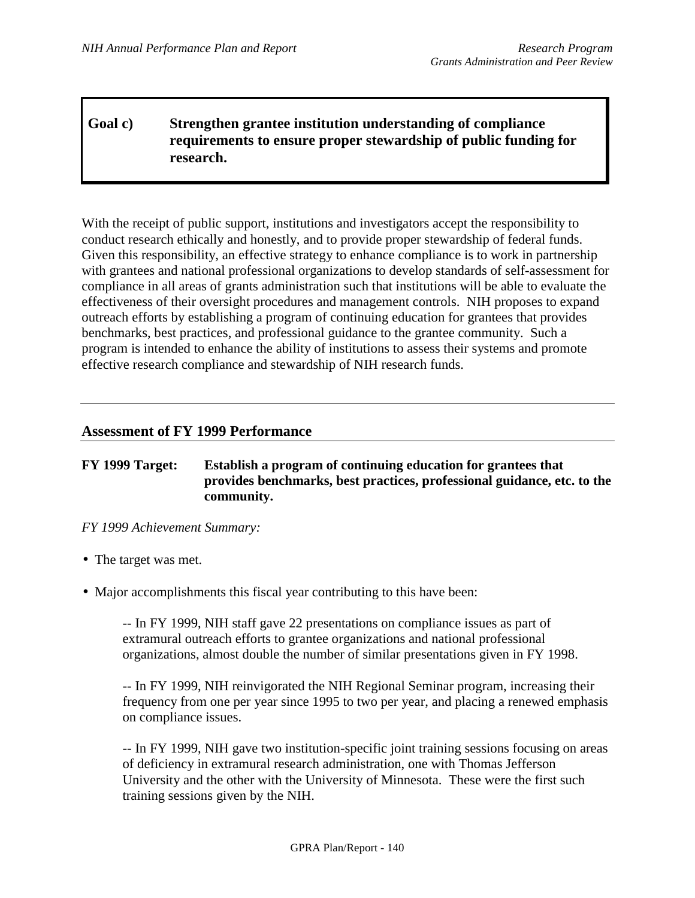**Goal c) Strengthen grantee institution understanding of compliance requirements to ensure proper stewardship of public funding for research.**

With the receipt of public support, institutions and investigators accept the responsibility to conduct research ethically and honestly, and to provide proper stewardship of federal funds. Given this responsibility, an effective strategy to enhance compliance is to work in partnership with grantees and national professional organizations to develop standards of self-assessment for compliance in all areas of grants administration such that institutions will be able to evaluate the effectiveness of their oversight procedures and management controls. NIH proposes to expand outreach efforts by establishing a program of continuing education for grantees that provides benchmarks, best practices, and professional guidance to the grantee community. Such a program is intended to enhance the ability of institutions to assess their systems and promote effective research compliance and stewardship of NIH research funds.

---

### Assessment of FY 1999 Performance

**FY 1999 Target: Establish a program of continuing education for grantees that provides benchmarks, best practices, professional guidance, etc. to the community.**

*FY 1999 Achievement Summary:*

- The target was met.
- Major accomplishments this fiscal year contributing to this have been:

  -- In FY 1999, NIH staff gave 22 presentations on compliance issues as part of extramural outreach efforts to grantee organizations and national professional organizations, almost double the number of similar presentations given in FY 1998.

  -- In FY 1999, NIH reinvigorated the NIH Regional Seminar program, increasing their frequency from one per year since 1995 to two per year, and placing a renewed emphasis on compliance issues.

  -- In FY 1999, NIH gave two institution-specific joint training sessions focusing on areas of deficiency in extramural research administration, one with Thomas Jefferson University and the other with the University of Minnesota. These were the first such training sessions given by the NIH.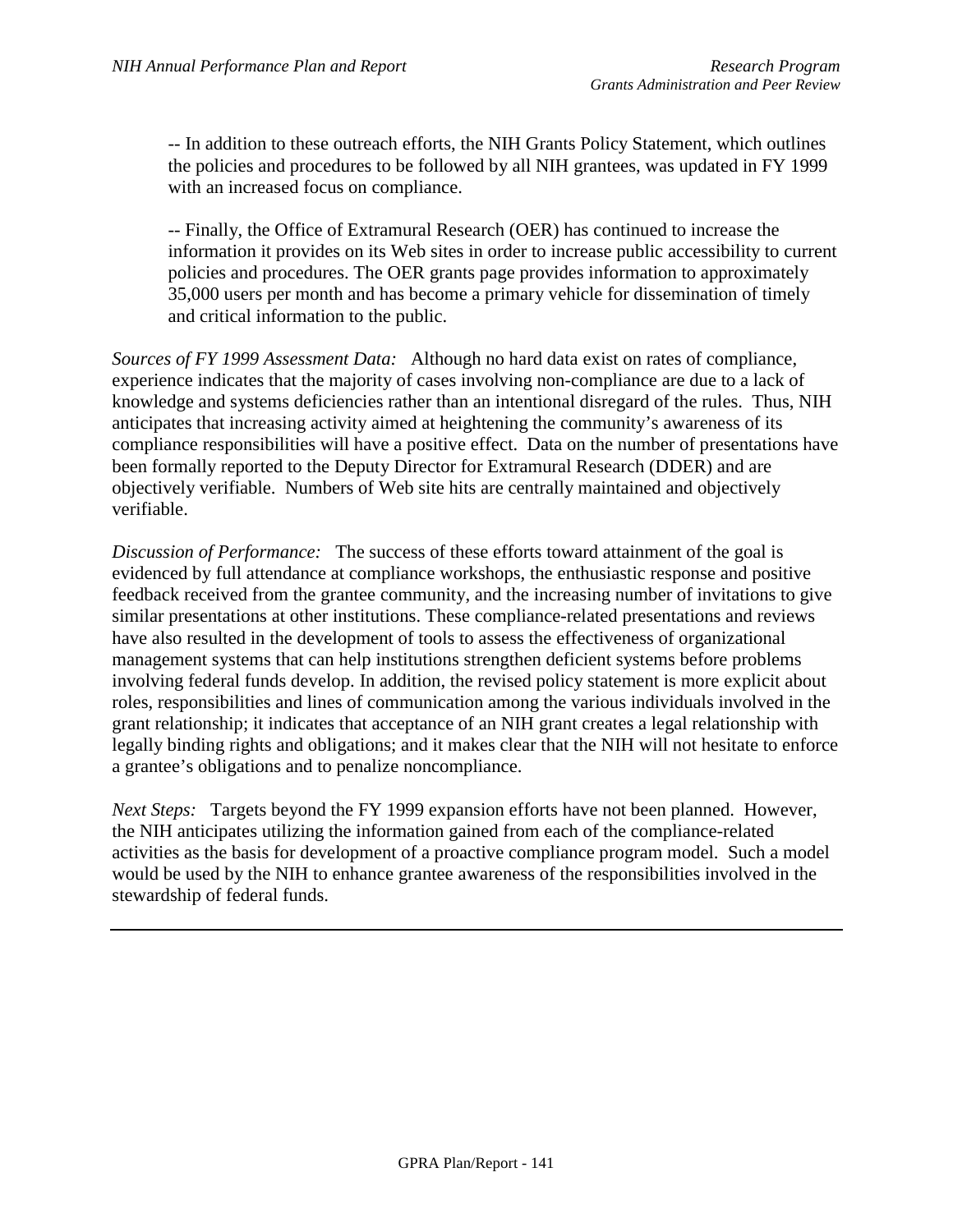-- In addition to these outreach efforts, the NIH Grants Policy Statement, which outlines the policies and procedures to be followed by all NIH grantees, was updated in FY 1999 with an increased focus on compliance.

-- Finally, the Office of Extramural Research (OER) has continued to increase the information it provides on its Web sites in order to increase public accessibility to current policies and procedures. The OER grants page provides information to approximately 35,000 users per month and has become a primary vehicle for dissemination of timely and critical information to the public.

*Sources of FY 1999 Assessment Data:* Although no hard data exist on rates of compliance, experience indicates that the majority of cases involving non-compliance are due to a lack of knowledge and systems deficiencies rather than an intentional disregard of the rules. Thus, NIH anticipates that increasing activity aimed at heightening the community's awareness of its compliance responsibilities will have a positive effect. Data on the number of presentations have been formally reported to the Deputy Director for Extramural Research (DDER) and are objectively verifiable. Numbers of Web site hits are centrally maintained and objectively verifiable.

*Discussion of Performance:* The success of these efforts toward attainment of the goal is evidenced by full attendance at compliance workshops, the enthusiastic response and positive feedback received from the grantee community, and the increasing number of invitations to give similar presentations at other institutions. These compliance-related presentations and reviews have also resulted in the development of tools to assess the effectiveness of organizational management systems that can help institutions strengthen deficient systems before problems involving federal funds develop. In addition, the revised policy statement is more explicit about roles, responsibilities and lines of communication among the various individuals involved in the grant relationship; it indicates that acceptance of an NIH grant creates a legal relationship with legally binding rights and obligations; and it makes clear that the NIH will not hesitate to enforce a grantee's obligations and to penalize noncompliance.

*Next Steps:* Targets beyond the FY 1999 expansion efforts have not been planned. However, the NIH anticipates utilizing the information gained from each of the compliance-related activities as the basis for development of a proactive compliance program model. Such a model would be used by the NIH to enhance grantee awareness of the responsibilities involved in the stewardship of federal funds.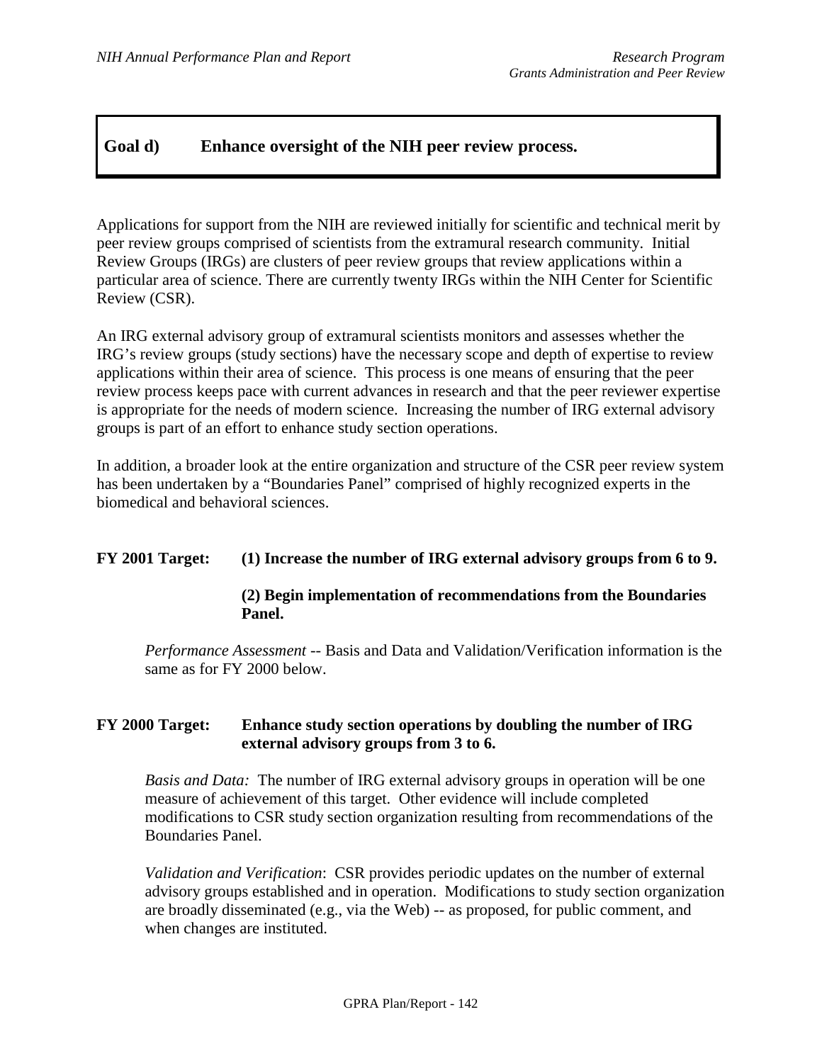## Goal d) Enhance oversight of the NIH peer review process.

Applications for support from the NIH are reviewed initially for scientific and technical merit by peer review groups comprised of scientists from the extramural research community. Initial Review Groups (IRGs) are clusters of peer review groups that review applications within a particular area of science. There are currently twenty IRGs within the NIH Center for Scientific Review (CSR).

An IRG external advisory group of extramural scientists monitors and assesses whether the IRG's review groups (study sections) have the necessary scope and depth of expertise to review applications within their area of science. This process is one means of ensuring that the peer review process keeps pace with current advances in research and that the peer reviewer expertise is appropriate for the needs of modern science. Increasing the number of IRG external advisory groups is part of an effort to enhance study section operations.

In addition, a broader look at the entire organization and structure of the CSR peer review system has been undertaken by a "Boundaries Panel" comprised of highly recognized experts in the biomedical and behavioral sciences.

**FY 2001 Target: (1) Increase the number of IRG external advisory groups from 6 to 9.**

**(2) Begin implementation of recommendations from the Boundaries Panel.**

*Performance Assessment* -- Basis and Data and Validation/Verification information is the same as for FY 2000 below.

**FY 2000 Target: Enhance study section operations by doubling the number of IRG external advisory groups from 3 to 6.**

*Basis and Data:* The number of IRG external advisory groups in operation will be one measure of achievement of this target. Other evidence will include completed modifications to CSR study section organization resulting from recommendations of the Boundaries Panel.

*Validation and Verification*: CSR provides periodic updates on the number of external advisory groups established and in operation. Modifications to study section organization are broadly disseminated (e.g., via the Web) -- as proposed, for public comment, and when changes are instituted.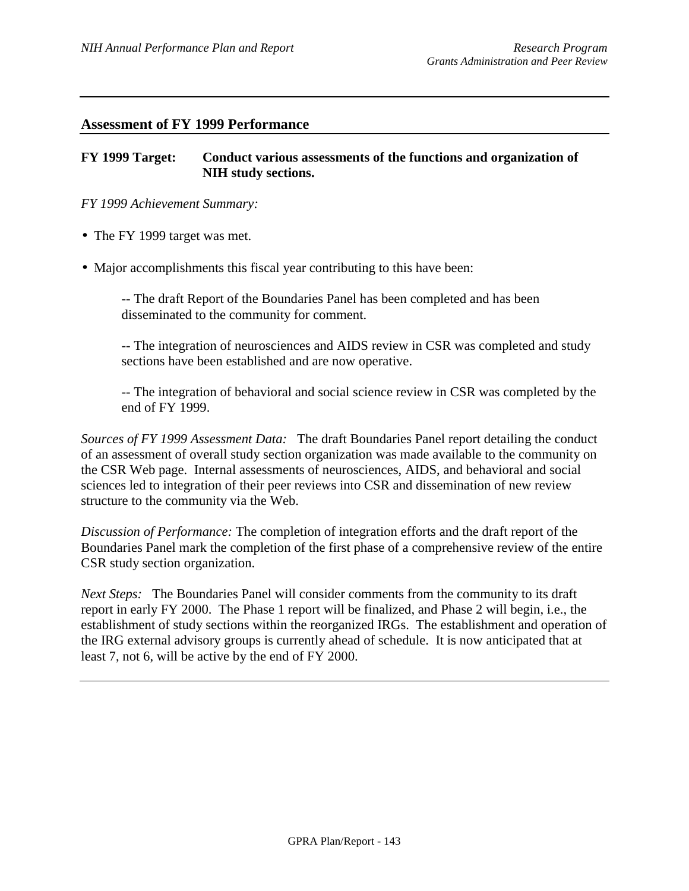## Assessment of FY 1999 Performance

**FY 1999 Target: Conduct various assessments of the functions and organization of NIH study sections.**

*FY 1999 Achievement Summary:*

- The FY 1999 target was met.
- Major accomplishments this fiscal year contributing to this have been:

  -- The draft Report of the Boundaries Panel has been completed and has been disseminated to the community for comment.

  -- The integration of neurosciences and AIDS review in CSR was completed and study sections have been established and are now operative.

  -- The integration of behavioral and social science review in CSR was completed by the end of FY 1999.

*Sources of FY 1999 Assessment Data:* The draft Boundaries Panel report detailing the conduct of an assessment of overall study section organization was made available to the community on the CSR Web page. Internal assessments of neurosciences, AIDS, and behavioral and social sciences led to integration of their peer reviews into CSR and dissemination of new review structure to the community via the Web.

*Discussion of Performance:* The completion of integration efforts and the draft report of the Boundaries Panel mark the completion of the first phase of a comprehensive review of the entire CSR study section organization.

*Next Steps:* The Boundaries Panel will consider comments from the community to its draft report in early FY 2000. The Phase 1 report will be finalized, and Phase 2 will begin, i.e., the establishment of study sections within the reorganized IRGs. The establishment and operation of the IRG external advisory groups is currently ahead of schedule. It is now anticipated that at least 7, not 6, will be active by the end of FY 2000.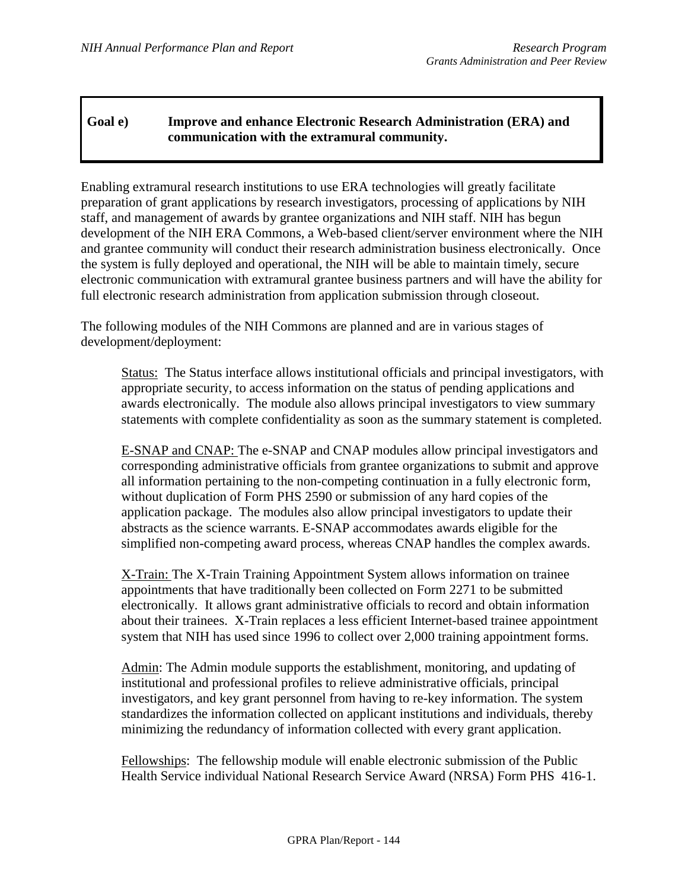**Goal e) Improve and enhance Electronic Research Administration (ERA) and communication with the extramural community.**

Enabling extramural research institutions to use ERA technologies will greatly facilitate preparation of grant applications by research investigators, processing of applications by NIH staff, and management of awards by grantee organizations and NIH staff. NIH has begun development of the NIH ERA Commons, a Web-based client/server environment where the NIH and grantee community will conduct their research administration business electronically. Once the system is fully deployed and operational, the NIH will be able to maintain timely, secure electronic communication with extramural grantee business partners and will have the ability for full electronic research administration from application submission through closeout.

The following modules of the NIH Commons are planned and are in various stages of development/deployment:

Status: The Status interface allows institutional officials and principal investigators, with appropriate security, to access information on the status of pending applications and awards electronically. The module also allows principal investigators to view summary statements with complete confidentiality as soon as the summary statement is completed.

E-SNAP and CNAP: The e-SNAP and CNAP modules allow principal investigators and corresponding administrative officials from grantee organizations to submit and approve all information pertaining to the non-competing continuation in a fully electronic form, without duplication of Form PHS 2590 or submission of any hard copies of the application package. The modules also allow principal investigators to update their abstracts as the science warrants. E-SNAP accommodates awards eligible for the simplified non-competing award process, whereas CNAP handles the complex awards.

X-Train: The X-Train Training Appointment System allows information on trainee appointments that have traditionally been collected on Form 2271 to be submitted electronically. It allows grant administrative officials to record and obtain information about their trainees. X-Train replaces a less efficient Internet-based trainee appointment system that NIH has used since 1996 to collect over 2,000 training appointment forms.

Admin: The Admin module supports the establishment, monitoring, and updating of institutional and professional profiles to relieve administrative officials, principal investigators, and key grant personnel from having to re-key information. The system standardizes the information collected on applicant institutions and individuals, thereby minimizing the redundancy of information collected with every grant application.

Fellowships: The fellowship module will enable electronic submission of the Public Health Service individual National Research Service Award (NRSA) Form PHS 416-1.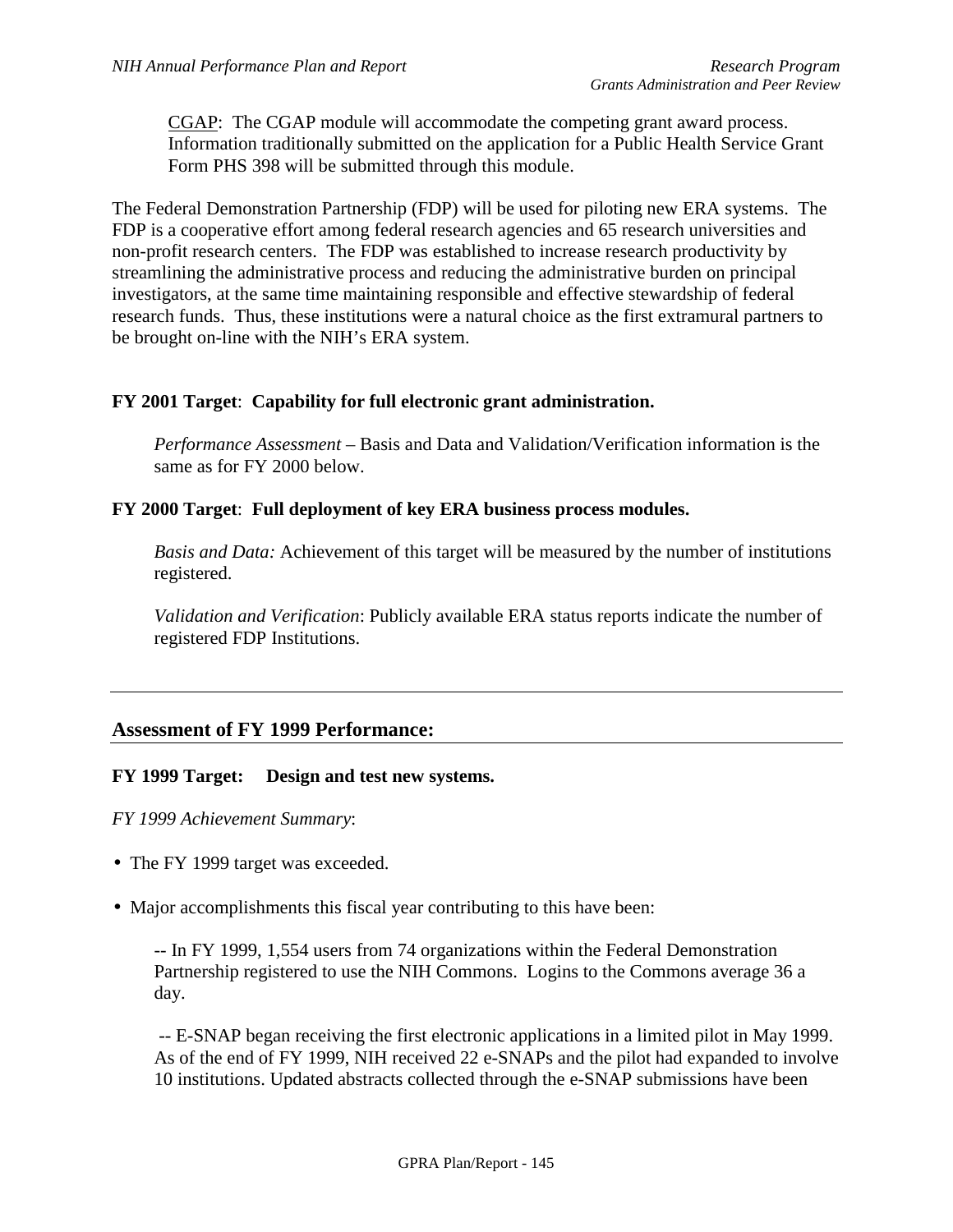<u>CGAP</u>: The CGAP module will accommodate the competing grant award process. Information traditionally submitted on the application for a Public Health Service Grant Form PHS 398 will be submitted through this module.

The Federal Demonstration Partnership (FDP) will be used for piloting new ERA systems. The FDP is a cooperative effort among federal research agencies and 65 research universities and non-profit research centers. The FDP was established to increase research productivity by streamlining the administrative process and reducing the administrative burden on principal investigators, at the same time maintaining responsible and effective stewardship of federal research funds. Thus, these institutions were a natural choice as the first extramural partners to be brought on-line with the NIH's ERA system.

**FY 2001 Target**: **Capability for full electronic grant administration.**

*Performance Assessment* – Basis and Data and Validation/Verification information is the same as for FY 2000 below.

**FY 2000 Target**: **Full deployment of key ERA business process modules.**

*Basis and Data:* Achievement of this target will be measured by the number of institutions registered.

*Validation and Verification*: Publicly available ERA status reports indicate the number of registered FDP Institutions.

---

## Assessment of FY 1999 Performance:

**FY 1999 Target: Design and test new systems.**

*FY 1999 Achievement Summary*:

- The FY 1999 target was exceeded.
- Major accomplishments this fiscal year contributing to this have been:

-- In FY 1999, 1,554 users from 74 organizations within the Federal Demonstration Partnership registered to use the NIH Commons. Logins to the Commons average 36 a day.

-- E-SNAP began receiving the first electronic applications in a limited pilot in May 1999. As of the end of FY 1999, NIH received 22 e-SNAPs and the pilot had expanded to involve 10 institutions. Updated abstracts collected through the e-SNAP submissions have been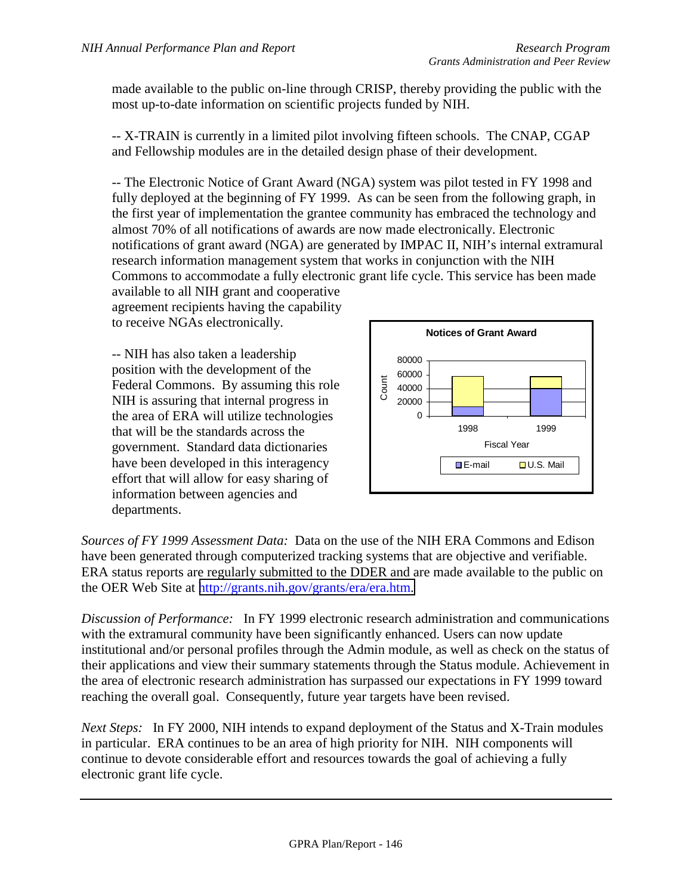made available to the public on-line through CRISP, thereby providing the public with the most up-to-date information on scientific projects funded by NIH.

-- X-TRAIN is currently in a limited pilot involving fifteen schools. The CNAP, CGAP and Fellowship modules are in the detailed design phase of their development.

-- The Electronic Notice of Grant Award (NGA) system was pilot tested in FY 1998 and fully deployed at the beginning of FY 1999. As can be seen from the following graph, in the first year of implementation the grantee community has embraced the technology and almost 70% of all notifications of awards are now made electronically. Electronic notifications of grant award (NGA) are generated by IMPAC II, NIH's internal extramural research information management system that works in conjunction with the NIH Commons to accommodate a fully electronic grant life cycle. This service has been made available to all NIH grant and cooperative agreement recipients having the capability to receive NGAs electronically.

**Notices of Grant Award**

(Chart: Count by Fiscal Year, 1998 and 1999; legend: E-mail, U.S. Mail)

-- NIH has also taken a leadership position with the development of the Federal Commons. By assuming this role NIH is assuring that internal progress in the area of ERA will utilize technologies that will be the standards across the government. Standard data dictionaries have been developed in this interagency effort that will allow for easy sharing of information between agencies and departments.

*Sources of FY 1999 Assessment Data:* Data on the use of the NIH ERA Commons and Edison have been generated through computerized tracking systems that are objective and verifiable. ERA status reports are regularly submitted to the DDER and are made available to the public on the OER Web Site at http://grants.nih.gov/grants/era/era.htm.

*Discussion of Performance:* In FY 1999 electronic research administration and communications with the extramural community have been significantly enhanced. Users can now update institutional and/or personal profiles through the Admin module, as well as check on the status of their applications and view their summary statements through the Status module. Achievement in the area of electronic research administration has surpassed our expectations in FY 1999 toward reaching the overall goal. Consequently, future year targets have been revised.

*Next Steps:* In FY 2000, NIH intends to expand deployment of the Status and X-Train modules in particular. ERA continues to be an area of high priority for NIH. NIH components will continue to devote considerable effort and resources towards the goal of achieving a fully electronic grant life cycle.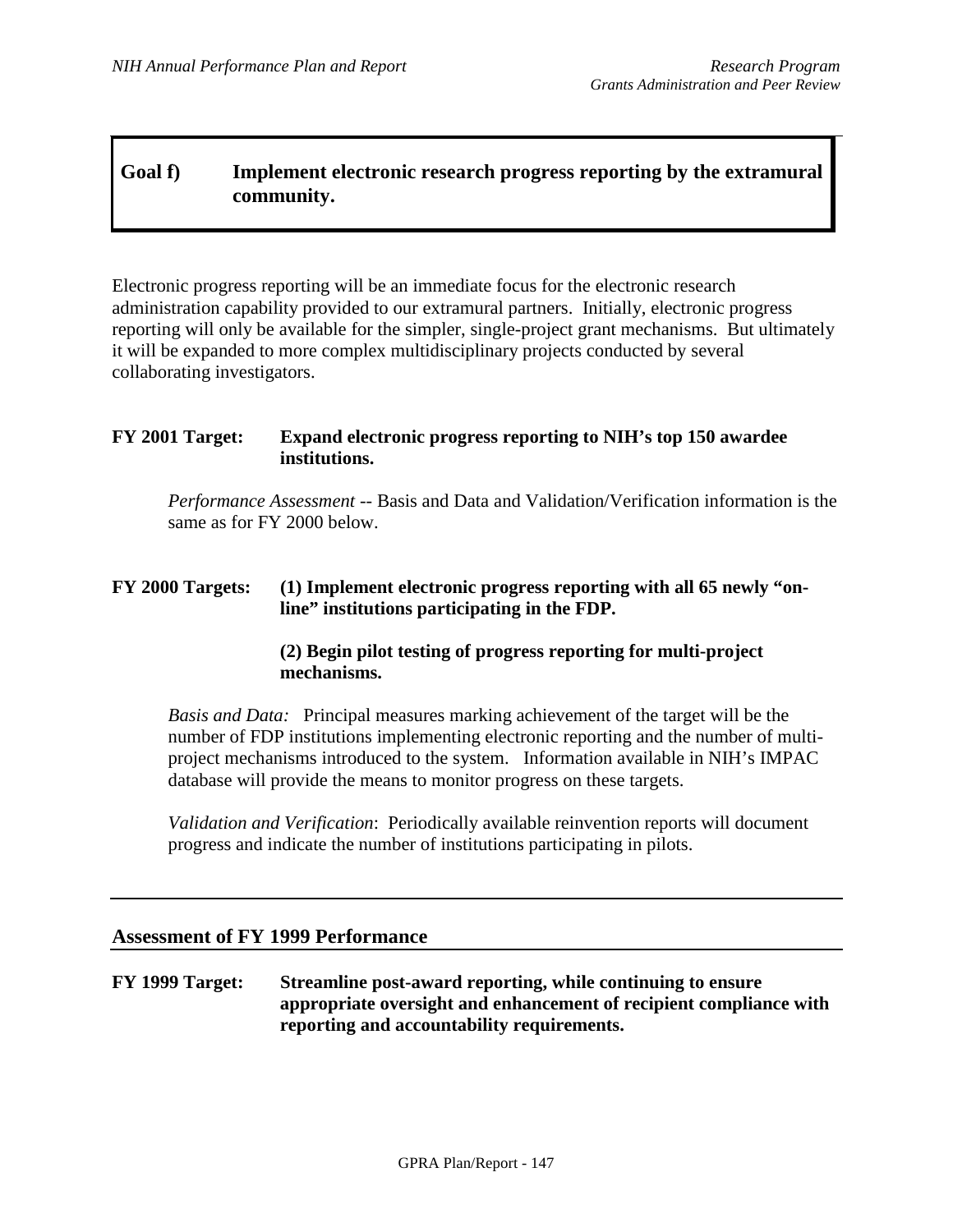## Goal f) Implement electronic research progress reporting by the extramural community.

Electronic progress reporting will be an immediate focus for the electronic research administration capability provided to our extramural partners. Initially, electronic progress reporting will only be available for the simpler, single-project grant mechanisms. But ultimately it will be expanded to more complex multidisciplinary projects conducted by several collaborating investigators.

**FY 2001 Target: Expand electronic progress reporting to NIH's top 150 awardee institutions.**

*Performance Assessment* -- Basis and Data and Validation/Verification information is the same as for FY 2000 below.

**FY 2000 Targets: (1) Implement electronic progress reporting with all 65 newly "on-line" institutions participating in the FDP.**

**(2) Begin pilot testing of progress reporting for multi-project mechanisms.**

*Basis and Data:* Principal measures marking achievement of the target will be the number of FDP institutions implementing electronic reporting and the number of multi-project mechanisms introduced to the system. Information available in NIH's IMPAC database will provide the means to monitor progress on these targets.

*Validation and Verification*: Periodically available reinvention reports will document progress and indicate the number of institutions participating in pilots.

---

### Assessment of FY 1999 Performance

**FY 1999 Target: Streamline post-award reporting, while continuing to ensure appropriate oversight and enhancement of recipient compliance with reporting and accountability requirements.**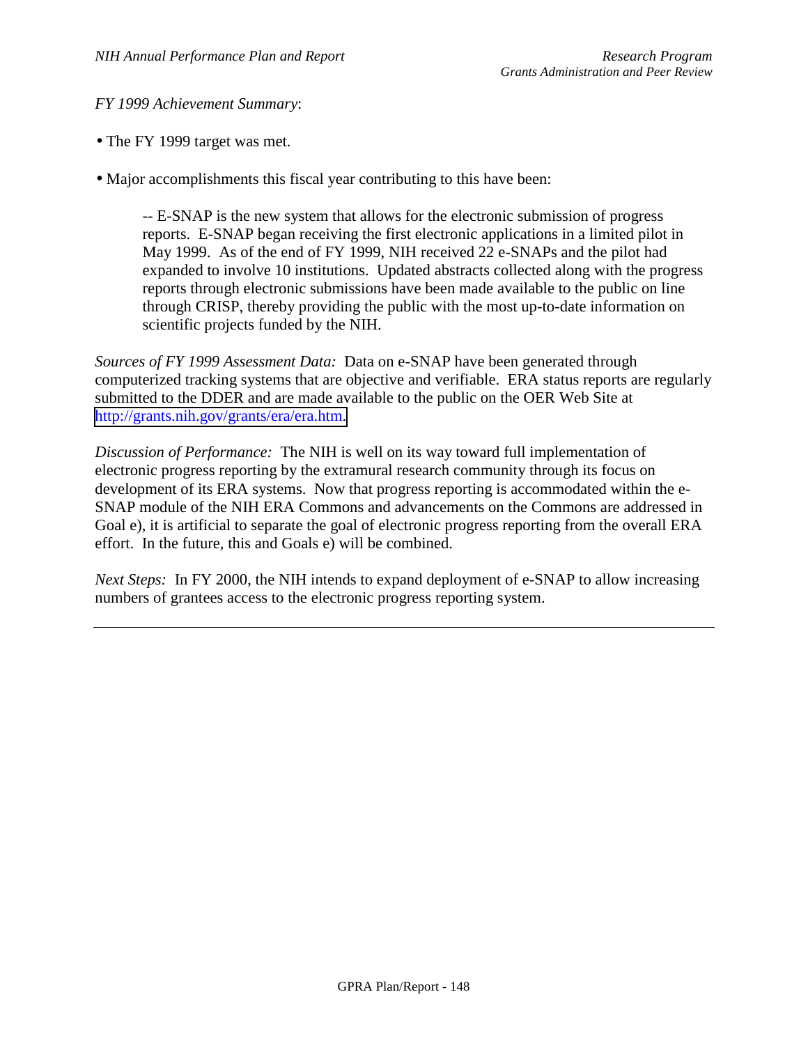*FY 1999 Achievement Summary*:

- The FY 1999 target was met.

- Major accomplishments this fiscal year contributing to this have been:

  -- E-SNAP is the new system that allows for the electronic submission of progress reports. E-SNAP began receiving the first electronic applications in a limited pilot in May 1999. As of the end of FY 1999, NIH received 22 e-SNAPs and the pilot had expanded to involve 10 institutions. Updated abstracts collected along with the progress reports through electronic submissions have been made available to the public on line through CRISP, thereby providing the public with the most up-to-date information on scientific projects funded by the NIH.

*Sources of FY 1999 Assessment Data:* Data on e-SNAP have been generated through computerized tracking systems that are objective and verifiable. ERA status reports are regularly submitted to the DDER and are made available to the public on the OER Web Site at http://grants.nih.gov/grants/era/era.htm.

*Discussion of Performance:* The NIH is well on its way toward full implementation of electronic progress reporting by the extramural research community through its focus on development of its ERA systems. Now that progress reporting is accommodated within the e-SNAP module of the NIH ERA Commons and advancements on the Commons are addressed in Goal e), it is artificial to separate the goal of electronic progress reporting from the overall ERA effort. In the future, this and Goals e) will be combined.

*Next Steps:* In FY 2000, the NIH intends to expand deployment of e-SNAP to allow increasing numbers of grantees access to the electronic progress reporting system.

---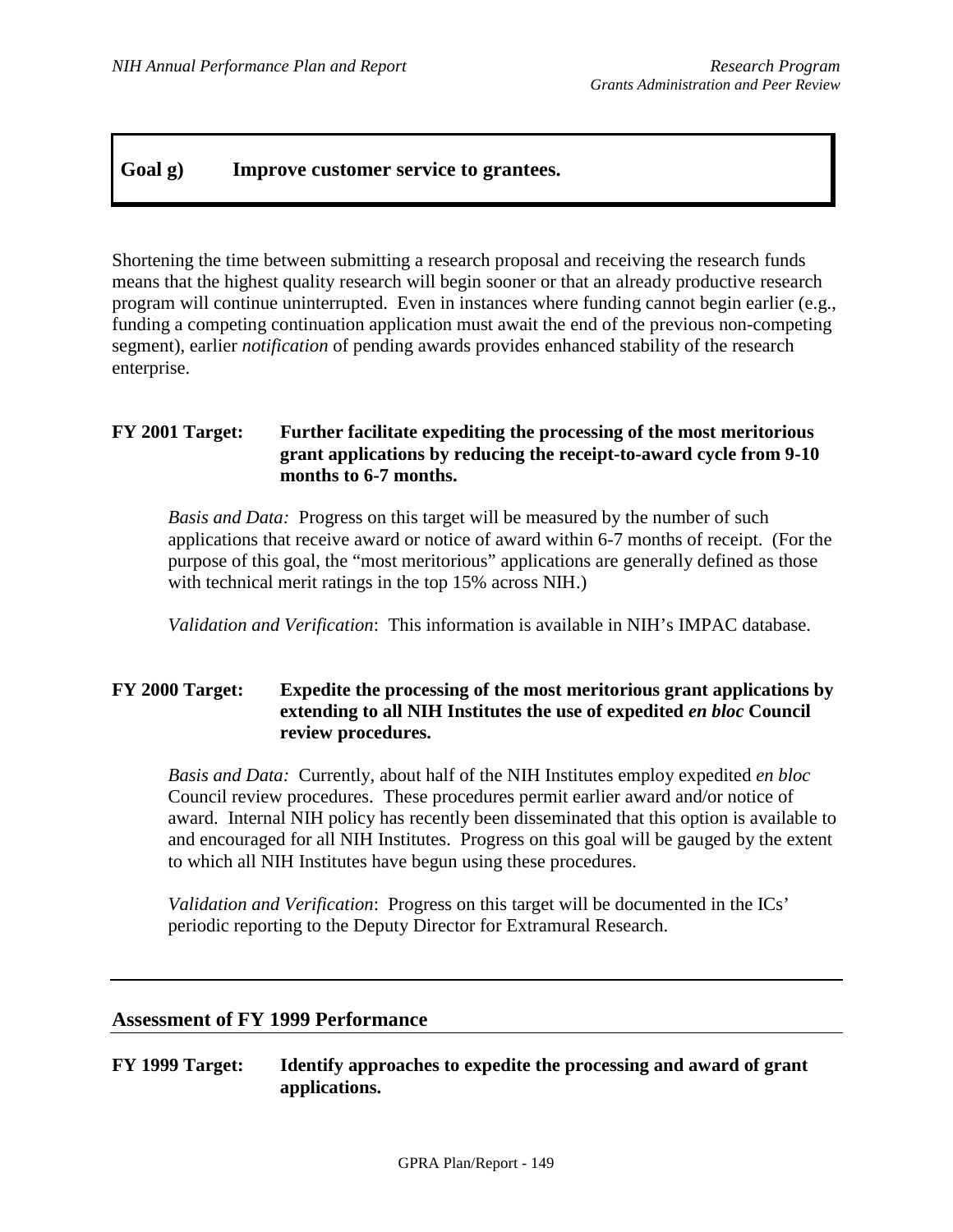## Goal g) Improve customer service to grantees.

Shortening the time between submitting a research proposal and receiving the research funds means that the highest quality research will begin sooner or that an already productive research program will continue uninterrupted. Even in instances where funding cannot begin earlier (e.g., funding a competing continuation application must await the end of the previous non-competing segment), earlier *notification* of pending awards provides enhanced stability of the research enterprise.

**FY 2001 Target: Further facilitate expediting the processing of the most meritorious grant applications by reducing the receipt-to-award cycle from 9-10 months to 6-7 months.**

*Basis and Data:* Progress on this target will be measured by the number of such applications that receive award or notice of award within 6-7 months of receipt. (For the purpose of this goal, the "most meritorious" applications are generally defined as those with technical merit ratings in the top 15% across NIH.)

*Validation and Verification*: This information is available in NIH's IMPAC database.

**FY 2000 Target: Expedite the processing of the most meritorious grant applications by extending to all NIH Institutes the use of expedited *en bloc* Council review procedures.**

*Basis and Data:* Currently, about half of the NIH Institutes employ expedited *en bloc* Council review procedures. These procedures permit earlier award and/or notice of award. Internal NIH policy has recently been disseminated that this option is available to and encouraged for all NIH Institutes. Progress on this goal will be gauged by the extent to which all NIH Institutes have begun using these procedures.

*Validation and Verification*: Progress on this target will be documented in the ICs' periodic reporting to the Deputy Director for Extramural Research.

---

### Assessment of FY 1999 Performance

**FY 1999 Target: Identify approaches to expedite the processing and award of grant applications.**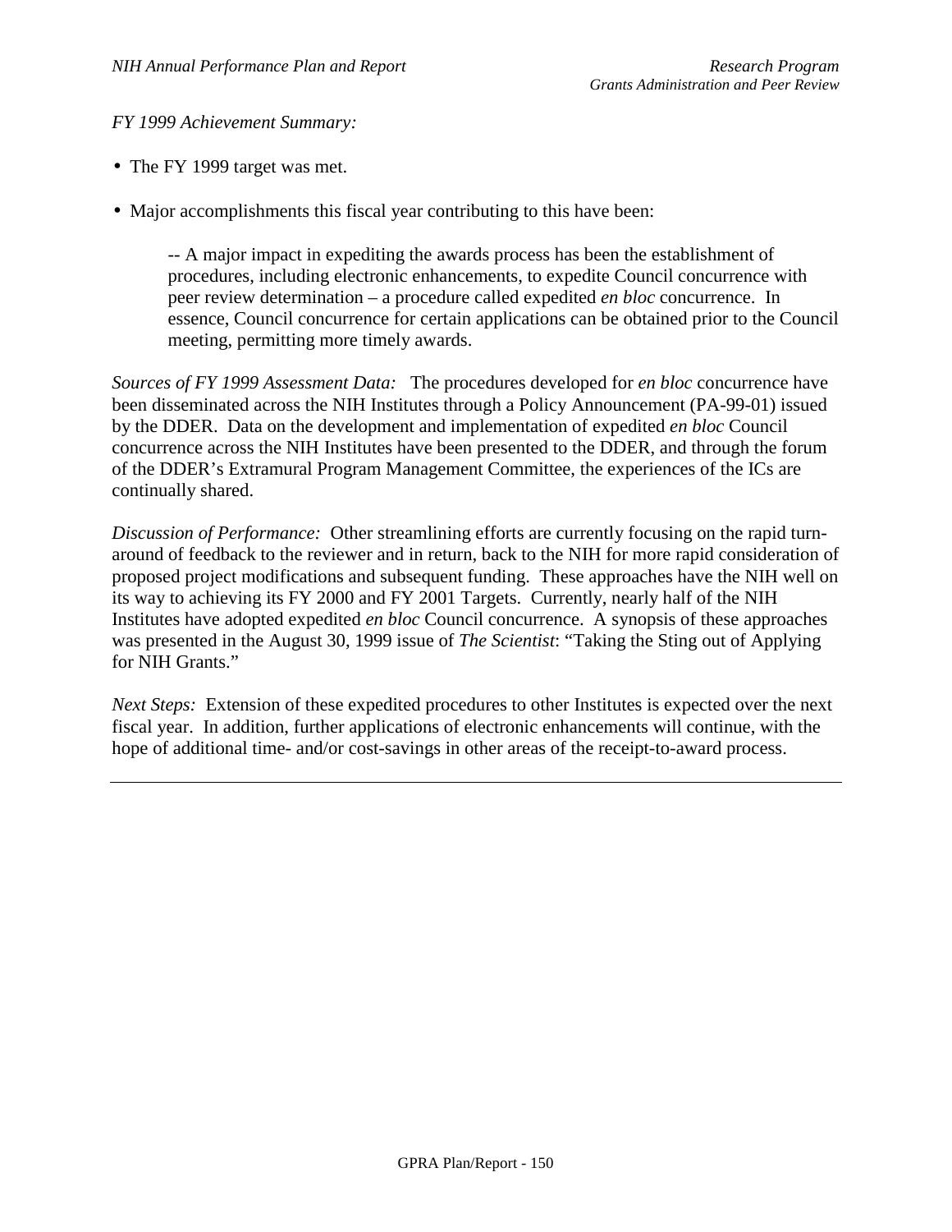*FY 1999 Achievement Summary:*

- The FY 1999 target was met.
- Major accomplishments this fiscal year contributing to this have been:

  -- A major impact in expediting the awards process has been the establishment of procedures, including electronic enhancements, to expedite Council concurrence with peer review determination – a procedure called expedited *en bloc* concurrence. In essence, Council concurrence for certain applications can be obtained prior to the Council meeting, permitting more timely awards.

*Sources of FY 1999 Assessment Data:* The procedures developed for *en bloc* concurrence have been disseminated across the NIH Institutes through a Policy Announcement (PA-99-01) issued by the DDER. Data on the development and implementation of expedited *en bloc* Council concurrence across the NIH Institutes have been presented to the DDER, and through the forum of the DDER's Extramural Program Management Committee, the experiences of the ICs are continually shared.

*Discussion of Performance:* Other streamlining efforts are currently focusing on the rapid turn-around of feedback to the reviewer and in return, back to the NIH for more rapid consideration of proposed project modifications and subsequent funding. These approaches have the NIH well on its way to achieving its FY 2000 and FY 2001 Targets. Currently, nearly half of the NIH Institutes have adopted expedited *en bloc* Council concurrence. A synopsis of these approaches was presented in the August 30, 1999 issue of *The Scientist*: "Taking the Sting out of Applying for NIH Grants."

*Next Steps:* Extension of these expedited procedures to other Institutes is expected over the next fiscal year. In addition, further applications of electronic enhancements will continue, with the hope of additional time- and/or cost-savings in other areas of the receipt-to-award process.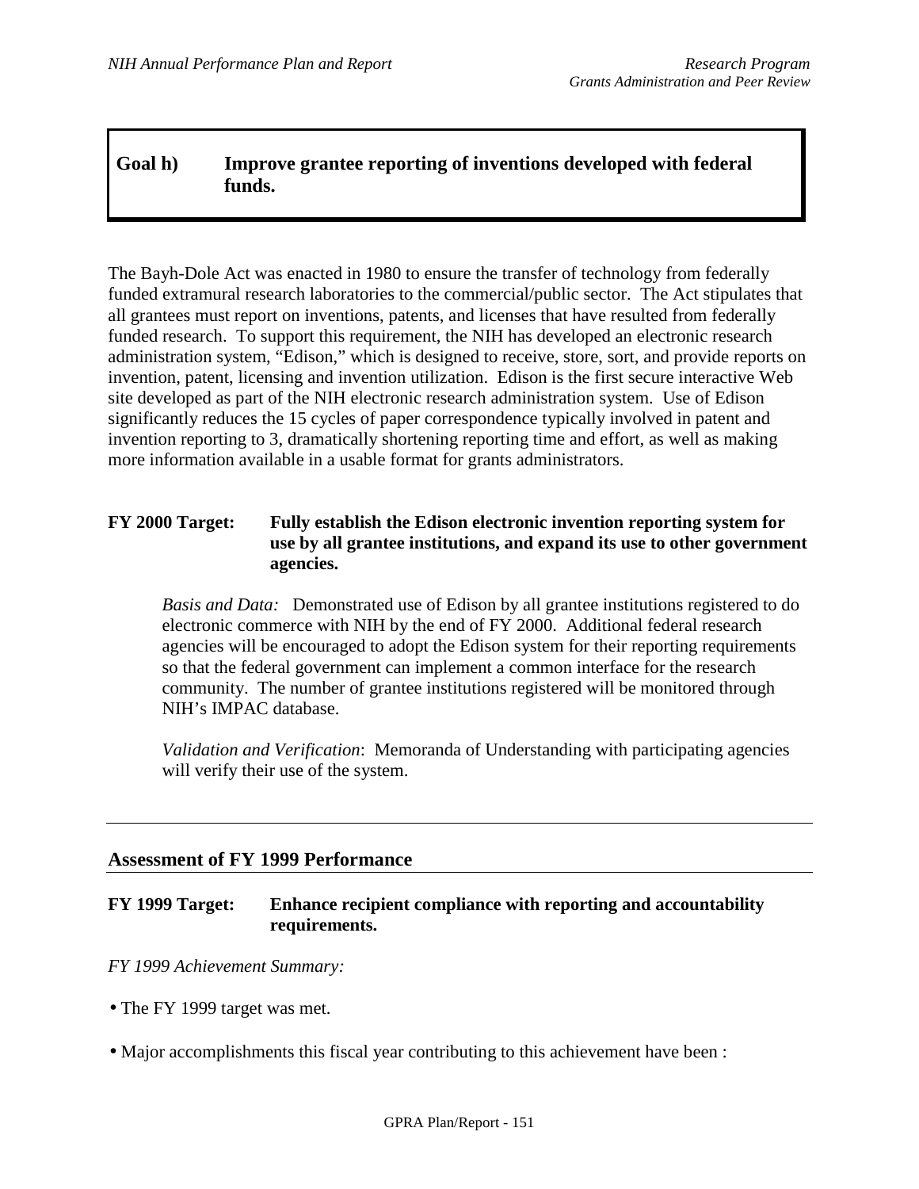**Goal h) Improve grantee reporting of inventions developed with federal funds.**

The Bayh-Dole Act was enacted in 1980 to ensure the transfer of technology from federally funded extramural research laboratories to the commercial/public sector. The Act stipulates that all grantees must report on inventions, patents, and licenses that have resulted from federally funded research. To support this requirement, the NIH has developed an electronic research administration system, "Edison," which is designed to receive, store, sort, and provide reports on invention, patent, licensing and invention utilization. Edison is the first secure interactive Web site developed as part of the NIH electronic research administration system. Use of Edison significantly reduces the 15 cycles of paper correspondence typically involved in patent and invention reporting to 3, dramatically shortening reporting time and effort, as well as making more information available in a usable format for grants administrators.

**FY 2000 Target: Fully establish the Edison electronic invention reporting system for use by all grantee institutions, and expand its use to other government agencies.**

*Basis and Data:* Demonstrated use of Edison by all grantee institutions registered to do electronic commerce with NIH by the end of FY 2000. Additional federal research agencies will be encouraged to adopt the Edison system for their reporting requirements so that the federal government can implement a common interface for the research community. The number of grantee institutions registered will be monitored through NIH's IMPAC database.

*Validation and Verification*: Memoranda of Understanding with participating agencies will verify their use of the system.

---

## Assessment of FY 1999 Performance

**FY 1999 Target: Enhance recipient compliance with reporting and accountability requirements.**

*FY 1999 Achievement Summary:*

- The FY 1999 target was met.
- Major accomplishments this fiscal year contributing to this achievement have been :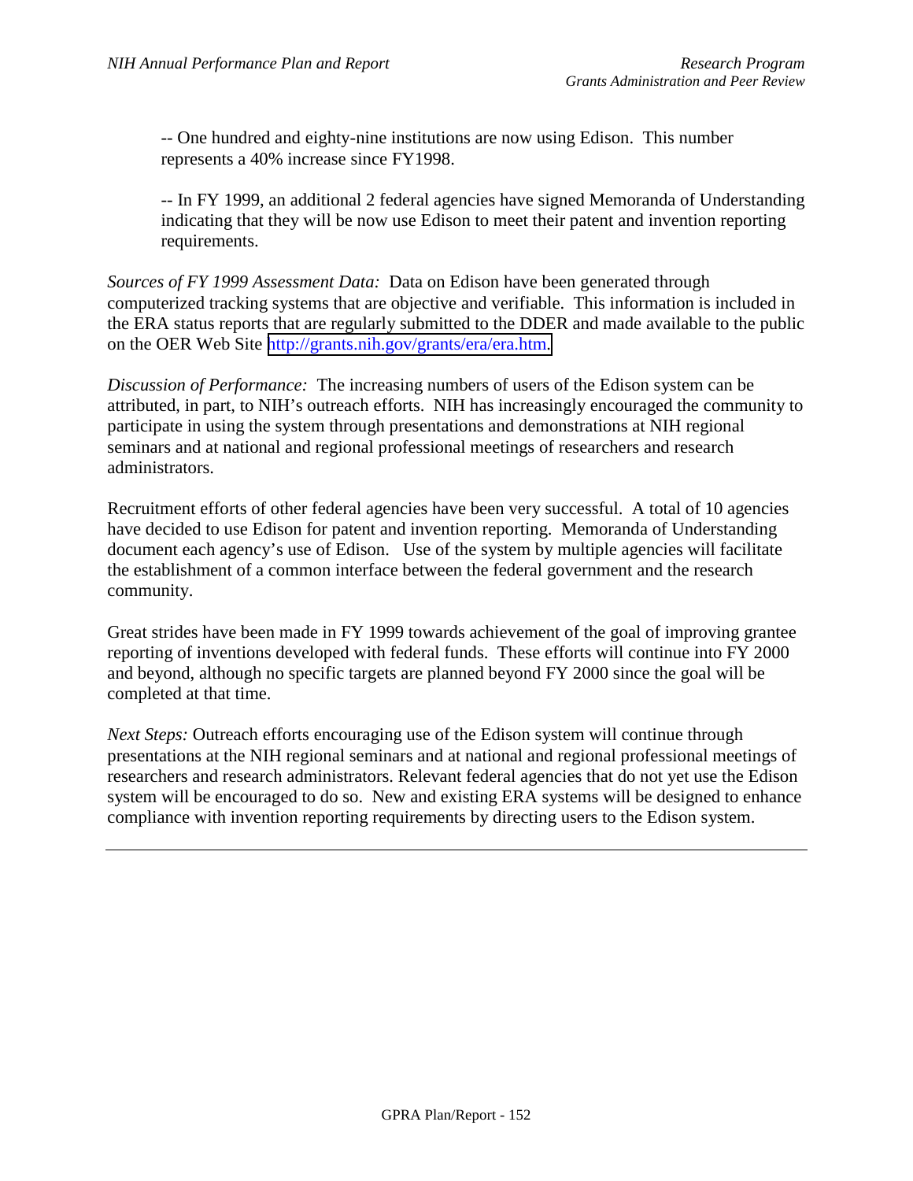-- One hundred and eighty-nine institutions are now using Edison. This number represents a 40% increase since FY1998.

-- In FY 1999, an additional 2 federal agencies have signed Memoranda of Understanding indicating that they will be now use Edison to meet their patent and invention reporting requirements.

*Sources of FY 1999 Assessment Data:* Data on Edison have been generated through computerized tracking systems that are objective and verifiable. This information is included in the ERA status reports that are regularly submitted to the DDER and made available to the public on the OER Web Site http://grants.nih.gov/grants/era/era.htm.

*Discussion of Performance:* The increasing numbers of users of the Edison system can be attributed, in part, to NIH's outreach efforts. NIH has increasingly encouraged the community to participate in using the system through presentations and demonstrations at NIH regional seminars and at national and regional professional meetings of researchers and research administrators.

Recruitment efforts of other federal agencies have been very successful. A total of 10 agencies have decided to use Edison for patent and invention reporting. Memoranda of Understanding document each agency's use of Edison. Use of the system by multiple agencies will facilitate the establishment of a common interface between the federal government and the research community.

Great strides have been made in FY 1999 towards achievement of the goal of improving grantee reporting of inventions developed with federal funds. These efforts will continue into FY 2000 and beyond, although no specific targets are planned beyond FY 2000 since the goal will be completed at that time.

*Next Steps:* Outreach efforts encouraging use of the Edison system will continue through presentations at the NIH regional seminars and at national and regional professional meetings of researchers and research administrators. Relevant federal agencies that do not yet use the Edison system will be encouraged to do so. New and existing ERA systems will be designed to enhance compliance with invention reporting requirements by directing users to the Edison system.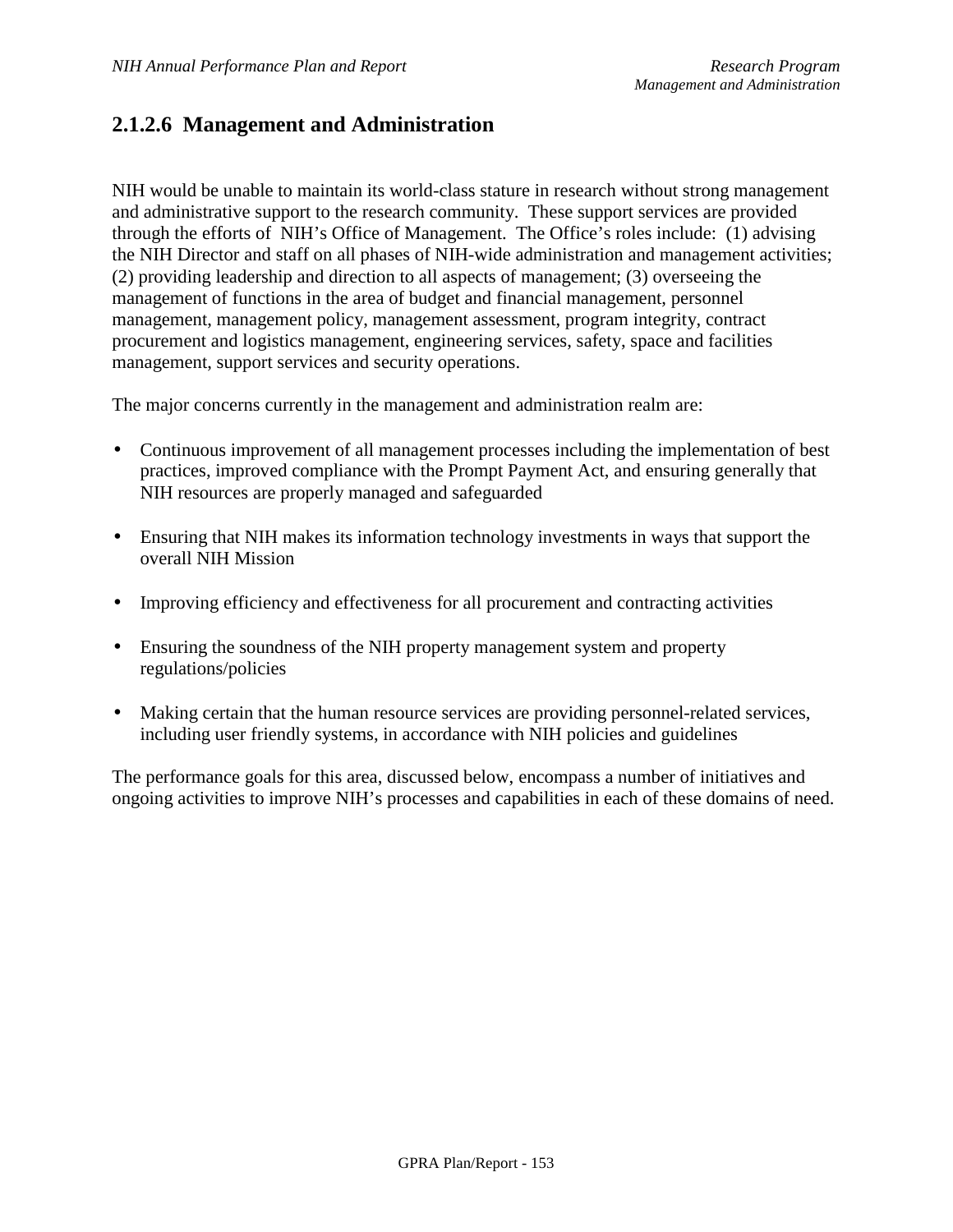## 2.1.2.6 Management and Administration

NIH would be unable to maintain its world-class stature in research without strong management and administrative support to the research community. These support services are provided through the efforts of NIH's Office of Management. The Office's roles include: (1) advising the NIH Director and staff on all phases of NIH-wide administration and management activities; (2) providing leadership and direction to all aspects of management; (3) overseeing the management of functions in the area of budget and financial management, personnel management, management policy, management assessment, program integrity, contract procurement and logistics management, engineering services, safety, space and facilities management, support services and security operations.

The major concerns currently in the management and administration realm are:

- Continuous improvement of all management processes including the implementation of best practices, improved compliance with the Prompt Payment Act, and ensuring generally that NIH resources are properly managed and safeguarded
- Ensuring that NIH makes its information technology investments in ways that support the overall NIH Mission
- Improving efficiency and effectiveness for all procurement and contracting activities
- Ensuring the soundness of the NIH property management system and property regulations/policies
- Making certain that the human resource services are providing personnel-related services, including user friendly systems, in accordance with NIH policies and guidelines

The performance goals for this area, discussed below, encompass a number of initiatives and ongoing activities to improve NIH's processes and capabilities in each of these domains of need.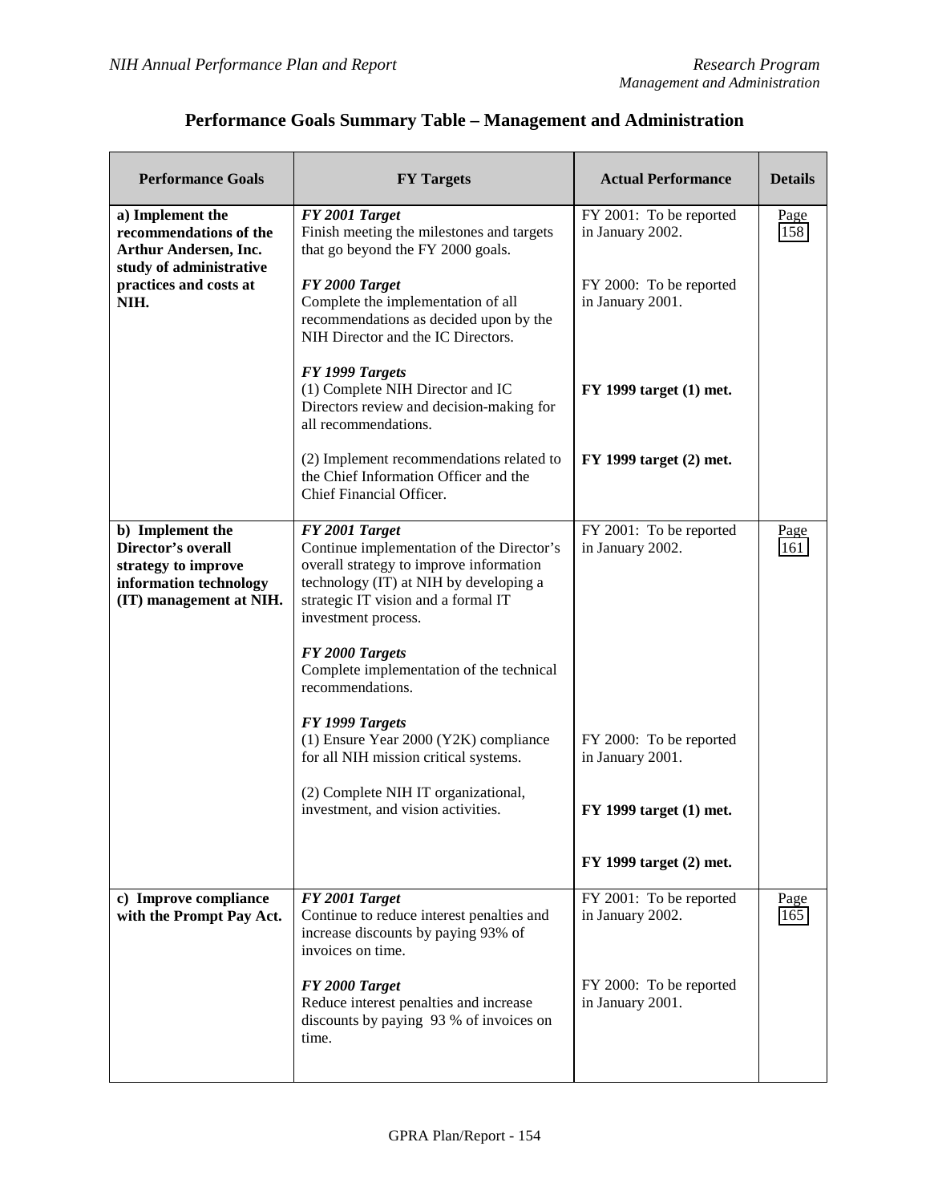# Performance Goals Summary Table – Management and Administration

| Performance Goals | FY Targets | Actual Performance | Details |
|---|---|---|---|
| **a) Implement the recommendations of the Arthur Andersen, Inc. study of administrative practices and costs at NIH.** | ***FY 2001 Target*** Finish meeting the milestones and targets that go beyond the FY 2000 goals. | FY 2001: To be reported in January 2002. | Page 158 |
| | ***FY 2000 Target*** Complete the implementation of all recommendations as decided upon by the NIH Director and the IC Directors. | FY 2000: To be reported in January 2001. | |
| | ***FY 1999 Targets*** (1) Complete NIH Director and IC Directors review and decision-making for all recommendations. | **FY 1999 target (1) met.** | |
| | (2) Implement recommendations related to the Chief Information Officer and the Chief Financial Officer. | **FY 1999 target (2) met.** | |
| **b) Implement the Director's overall strategy to improve information technology (IT) management at NIH.** | ***FY 2001 Target*** Continue implementation of the Director's overall strategy to improve information technology (IT) at NIH by developing a strategic IT vision and a formal IT investment process. | FY 2001: To be reported in January 2002. | Page 161 |
| | ***FY 2000 Targets*** Complete implementation of the technical recommendations. | FY 2000: To be reported in January 2001. | |
| | ***FY 1999 Targets*** (1) Ensure Year 2000 (Y2K) compliance for all NIH mission critical systems. | **FY 1999 target (1) met.** | |
| | (2) Complete NIH IT organizational, investment, and vision activities. | **FY 1999 target (2) met.** | |
| **c) Improve compliance with the Prompt Pay Act.** | ***FY 2001 Target*** Continue to reduce interest penalties and increase discounts by paying 93% of invoices on time. | FY 2001: To be reported in January 2002. | Page 165 |
| | ***FY 2000 Target*** Reduce interest penalties and increase discounts by paying 93 % of invoices on time. | FY 2000: To be reported in January 2001. | |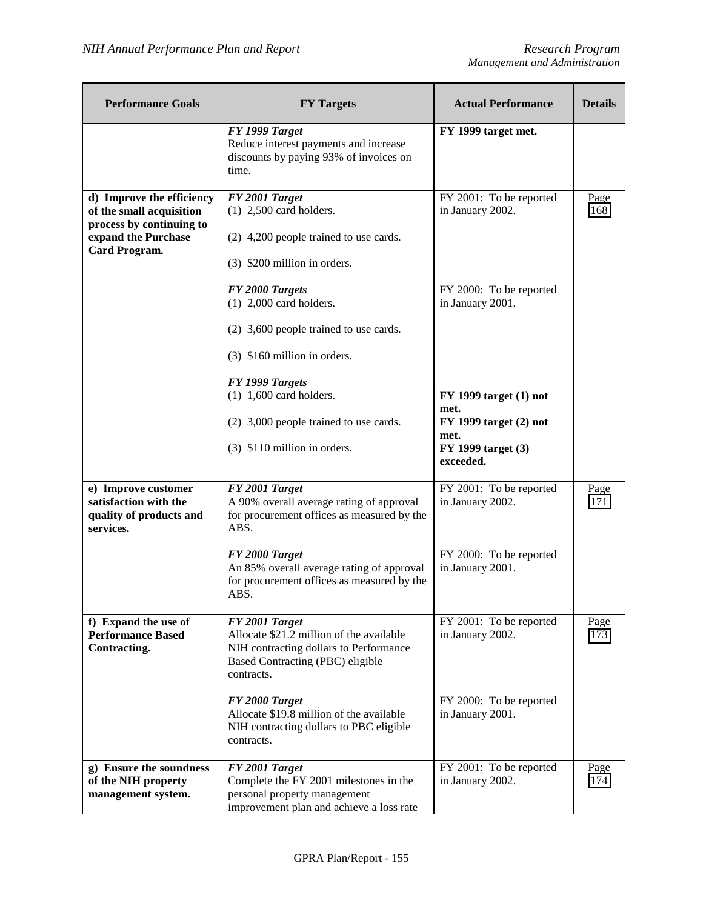| Performance Goals | FY Targets | Actual Performance | Details |
|---|---|---|---|
| | ***FY 1999 Target***<br>Reduce interest payments and increase discounts by paying 93% of invoices on time. | **FY 1999 target met.** | |
| **d) Improve the efficiency of the small acquisition process by continuing to expand the Purchase Card Program.** | ***FY 2001 Target***<br>(1) 2,500 card holders.<br><br>(2) 4,200 people trained to use cards.<br><br>(3) $200 million in orders. | FY 2001: To be reported in January 2002. | Page 168 |
| | ***FY 2000 Targets***<br>(1) 2,000 card holders.<br><br>(2) 3,600 people trained to use cards.<br><br>(3) $160 million in orders. | FY 2000: To be reported in January 2001. | |
| | ***FY 1999 Targets***<br>(1) 1,600 card holders.<br><br>(2) 3,000 people trained to use cards.<br><br>(3) $110 million in orders. | **FY 1999 target (1) not met.**<br>**FY 1999 target (2) not met.**<br>**FY 1999 target (3) exceeded.** | |
| **e) Improve customer satisfaction with the quality of products and services.** | ***FY 2001 Target***<br>A 90% overall average rating of approval for procurement offices as measured by the ABS. | FY 2001: To be reported in January 2002. | Page 171 |
| | ***FY 2000 Target***<br>An 85% overall average rating of approval for procurement offices as measured by the ABS. | FY 2000: To be reported in January 2001. | |
| **f) Expand the use of Performance Based Contracting.** | ***FY 2001 Target***<br>Allocate $21.2 million of the available NIH contracting dollars to Performance Based Contracting (PBC) eligible contracts. | FY 2001: To be reported in January 2002. | Page 173 |
| | ***FY 2000 Target***<br>Allocate $19.8 million of the available NIH contracting dollars to PBC eligible contracts. | FY 2000: To be reported in January 2001. | |
| **g) Ensure the soundness of the NIH property management system.** | ***FY 2001 Target***<br>Complete the FY 2001 milestones in the personal property management improvement plan and achieve a loss rate | FY 2001: To be reported in January 2002. | Page 174 |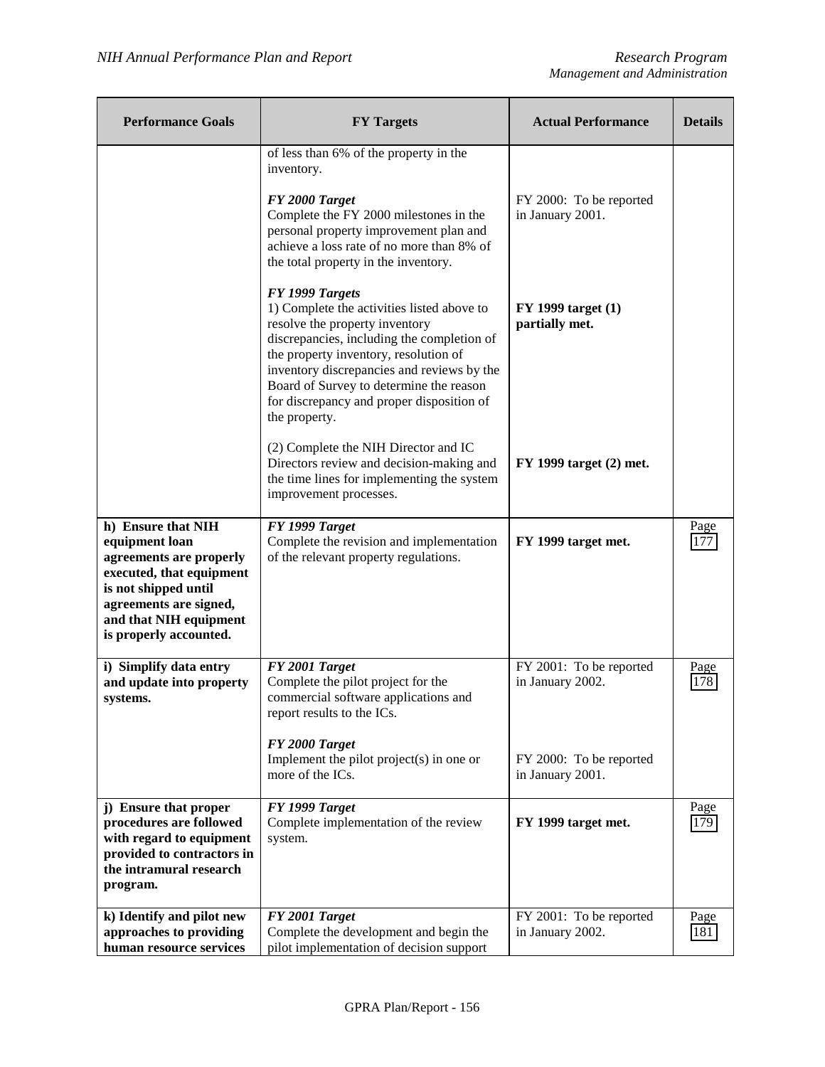| Performance Goals | FY Targets | Actual Performance | Details |
|---|---|---|---|
| | of less than 6% of the property in the inventory.<br><br>***FY 2000 Target***<br>Complete the FY 2000 milestones in the personal property improvement plan and achieve a loss rate of no more than 8% of the total property in the inventory.<br><br>***FY 1999 Targets***<br>1) Complete the activities listed above to resolve the property inventory discrepancies, including the completion of the property inventory, resolution of inventory discrepancies and reviews by the Board of Survey to determine the reason for discrepancy and proper disposition of the property.<br><br>(2) Complete the NIH Director and IC Directors review and decision-making and the time lines for implementing the system improvement processes. | FY 2000: To be reported in January 2001.<br><br>**FY 1999 target (1) partially met.**<br><br>**FY 1999 target (2) met.** | |
| **h) Ensure that NIH equipment loan agreements are properly executed, that equipment is not shipped until agreements are signed, and that NIH equipment is properly accounted.** | ***FY 1999 Target***<br>Complete the revision and implementation of the relevant property regulations. | **FY 1999 target met.** | Page 177 |
| **i) Simplify data entry and update into property systems.** | ***FY 2001 Target***<br>Complete the pilot project for the commercial software applications and report results to the ICs.<br><br>***FY 2000 Target***<br>Implement the pilot project(s) in one or more of the ICs. | FY 2001: To be reported in January 2002.<br><br>FY 2000: To be reported in January 2001. | Page 178 |
| **j) Ensure that proper procedures are followed with regard to equipment provided to contractors in the intramural research program.** | ***FY 1999 Target***<br>Complete implementation of the review system. | **FY 1999 target met.** | Page 179 |
| **k) Identify and pilot new approaches to providing human resource services** | ***FY 2001 Target***<br>Complete the development and begin the pilot implementation of decision support | FY 2001: To be reported in January 2002. | Page 181 |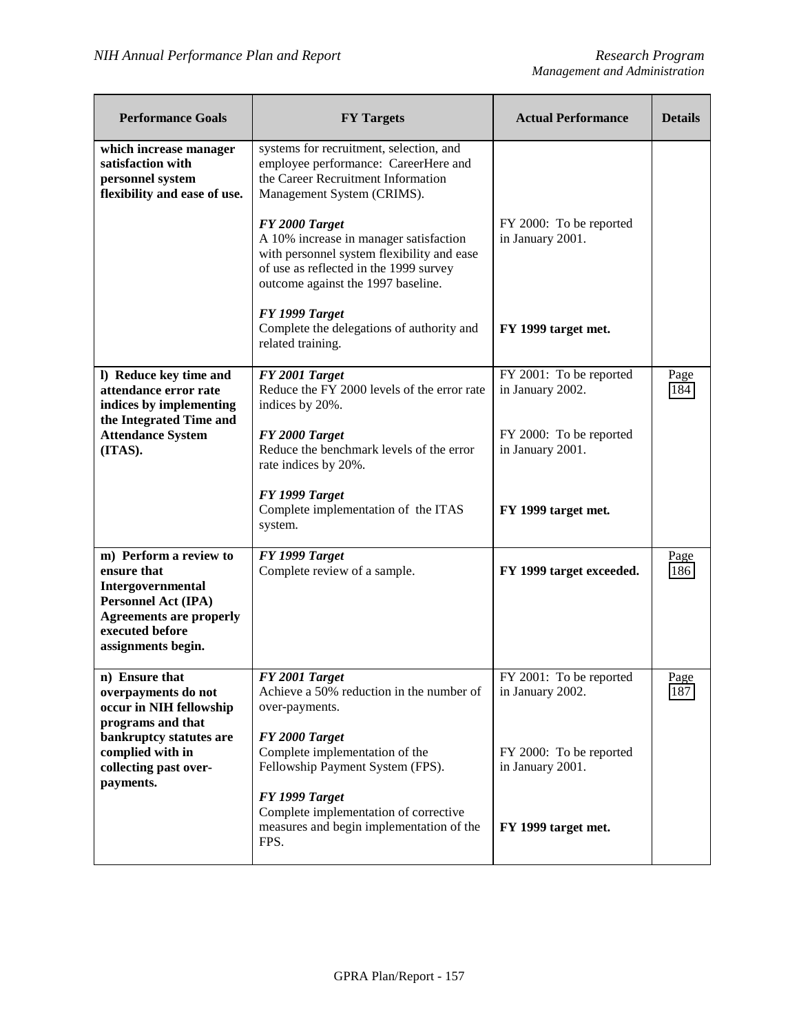| Performance Goals | FY Targets | Actual Performance | Details |
|---|---|---|---|
| **which increase manager satisfaction with personnel system flexibility and ease of use.** | systems for recruitment, selection, and employee performance: CareerHere and the Career Recruitment Information Management System (CRIMS). | | |
| | ***FY 2000 Target*** A 10% increase in manager satisfaction with personnel system flexibility and ease of use as reflected in the 1999 survey outcome against the 1997 baseline. | FY 2000: To be reported in January 2001. | |
| | ***FY 1999 Target*** Complete the delegations of authority and related training. | **FY 1999 target met.** | |
| **l) Reduce key time and attendance error rate indices by implementing the Integrated Time and Attendance System (ITAS).** | ***FY 2001 Target*** Reduce the FY 2000 levels of the error rate indices by 20%. | FY 2001: To be reported in January 2002. | Page 184 |
| | ***FY 2000 Target*** Reduce the benchmark levels of the error rate indices by 20%. | FY 2000: To be reported in January 2001. | |
| | ***FY 1999 Target*** Complete implementation of the ITAS system. | **FY 1999 target met.** | |
| **m) Perform a review to ensure that Intergovernmental Personnel Act (IPA) Agreements are properly executed before assignments begin.** | ***FY 1999 Target*** Complete review of a sample. | **FY 1999 target exceeded.** | Page 186 |
| **n) Ensure that overpayments do not occur in NIH fellowship programs and that bankruptcy statutes are complied with in collecting past over-payments.** | ***FY 2001 Target*** Achieve a 50% reduction in the number of over-payments. | FY 2001: To be reported in January 2002. | Page 187 |
| | ***FY 2000 Target*** Complete implementation of the Fellowship Payment System (FPS). | FY 2000: To be reported in January 2001. | |
| | ***FY 1999 Target*** Complete implementation of corrective measures and begin implementation of the FPS. | **FY 1999 target met.** | |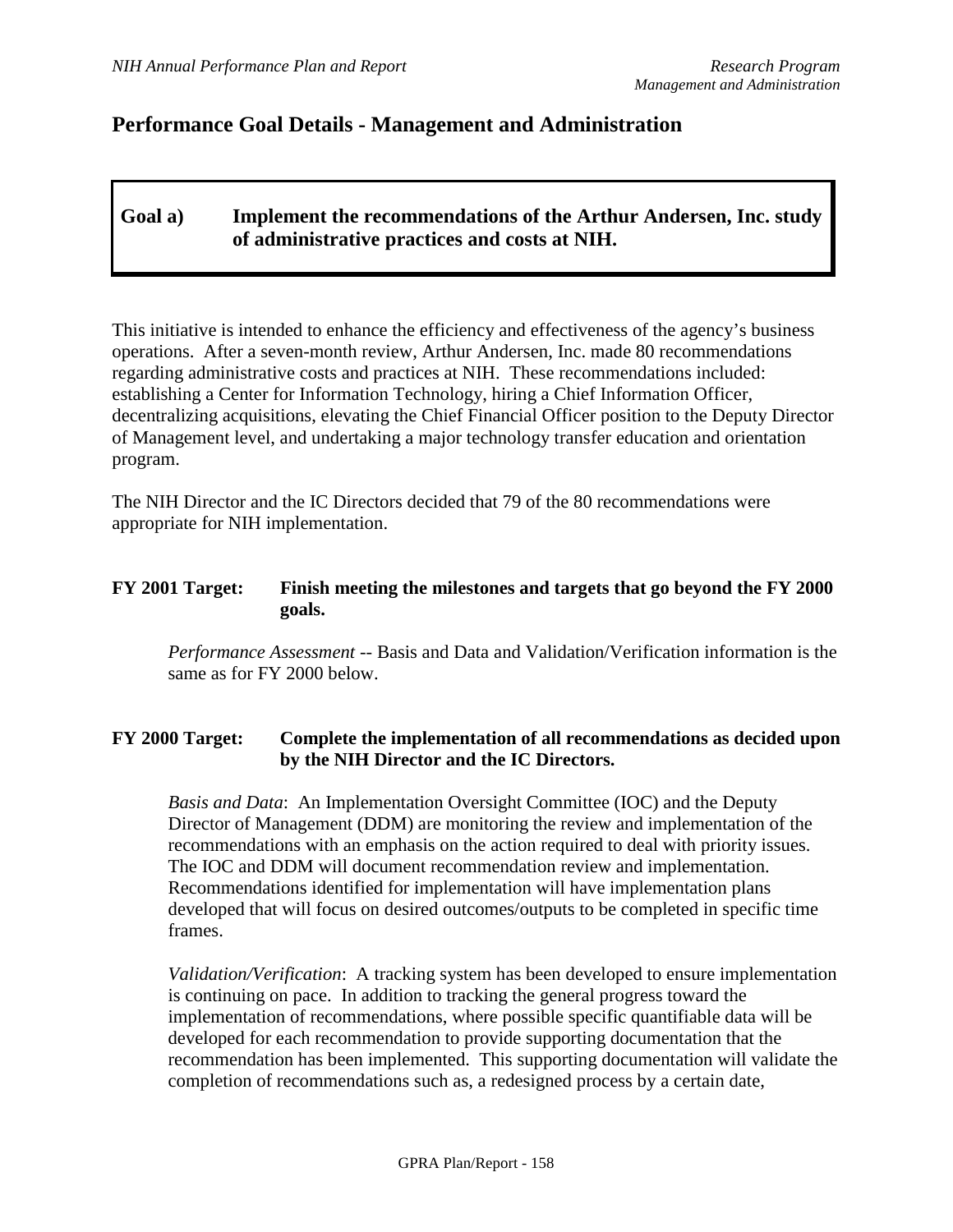## Performance Goal Details - Management and Administration

**Goal a) Implement the recommendations of the Arthur Andersen, Inc. study of administrative practices and costs at NIH.**

This initiative is intended to enhance the efficiency and effectiveness of the agency's business operations. After a seven-month review, Arthur Andersen, Inc. made 80 recommendations regarding administrative costs and practices at NIH. These recommendations included: establishing a Center for Information Technology, hiring a Chief Information Officer, decentralizing acquisitions, elevating the Chief Financial Officer position to the Deputy Director of Management level, and undertaking a major technology transfer education and orientation program.

The NIH Director and the IC Directors decided that 79 of the 80 recommendations were appropriate for NIH implementation.

**FY 2001 Target: Finish meeting the milestones and targets that go beyond the FY 2000 goals.**

*Performance Assessment* -- Basis and Data and Validation/Verification information is the same as for FY 2000 below.

**FY 2000 Target: Complete the implementation of all recommendations as decided upon by the NIH Director and the IC Directors.**

*Basis and Data*: An Implementation Oversight Committee (IOC) and the Deputy Director of Management (DDM) are monitoring the review and implementation of the recommendations with an emphasis on the action required to deal with priority issues. The IOC and DDM will document recommendation review and implementation. Recommendations identified for implementation will have implementation plans developed that will focus on desired outcomes/outputs to be completed in specific time frames.

*Validation/Verification*: A tracking system has been developed to ensure implementation is continuing on pace. In addition to tracking the general progress toward the implementation of recommendations, where possible specific quantifiable data will be developed for each recommendation to provide supporting documentation that the recommendation has been implemented. This supporting documentation will validate the completion of recommendations such as, a redesigned process by a certain date,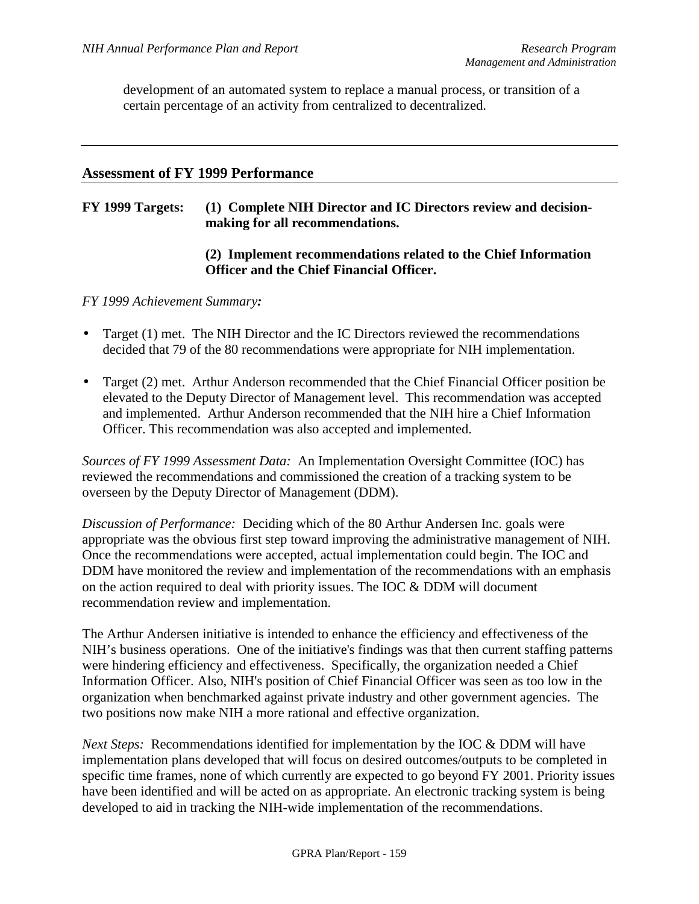development of an automated system to replace a manual process, or transition of a certain percentage of an activity from centralized to decentralized.

---

## Assessment of FY 1999 Performance

**FY 1999 Targets:** **(1) Complete NIH Director and IC Directors review and decision-making for all recommendations.**

**(2) Implement recommendations related to the Chief Information Officer and the Chief Financial Officer.**

*FY 1999 Achievement Summary:*

- Target (1) met. The NIH Director and the IC Directors reviewed the recommendations decided that 79 of the 80 recommendations were appropriate for NIH implementation.
- Target (2) met. Arthur Anderson recommended that the Chief Financial Officer position be elevated to the Deputy Director of Management level. This recommendation was accepted and implemented. Arthur Anderson recommended that the NIH hire a Chief Information Officer. This recommendation was also accepted and implemented.

*Sources of FY 1999 Assessment Data:* An Implementation Oversight Committee (IOC) has reviewed the recommendations and commissioned the creation of a tracking system to be overseen by the Deputy Director of Management (DDM).

*Discussion of Performance:* Deciding which of the 80 Arthur Andersen Inc. goals were appropriate was the obvious first step toward improving the administrative management of NIH. Once the recommendations were accepted, actual implementation could begin. The IOC and DDM have monitored the review and implementation of the recommendations with an emphasis on the action required to deal with priority issues. The IOC & DDM will document recommendation review and implementation.

The Arthur Andersen initiative is intended to enhance the efficiency and effectiveness of the NIH's business operations. One of the initiative's findings was that then current staffing patterns were hindering efficiency and effectiveness. Specifically, the organization needed a Chief Information Officer. Also, NIH's position of Chief Financial Officer was seen as too low in the organization when benchmarked against private industry and other government agencies. The two positions now make NIH a more rational and effective organization.

*Next Steps:* Recommendations identified for implementation by the IOC & DDM will have implementation plans developed that will focus on desired outcomes/outputs to be completed in specific time frames, none of which currently are expected to go beyond FY 2001. Priority issues have been identified and will be acted on as appropriate. An electronic tracking system is being developed to aid in tracking the NIH-wide implementation of the recommendations.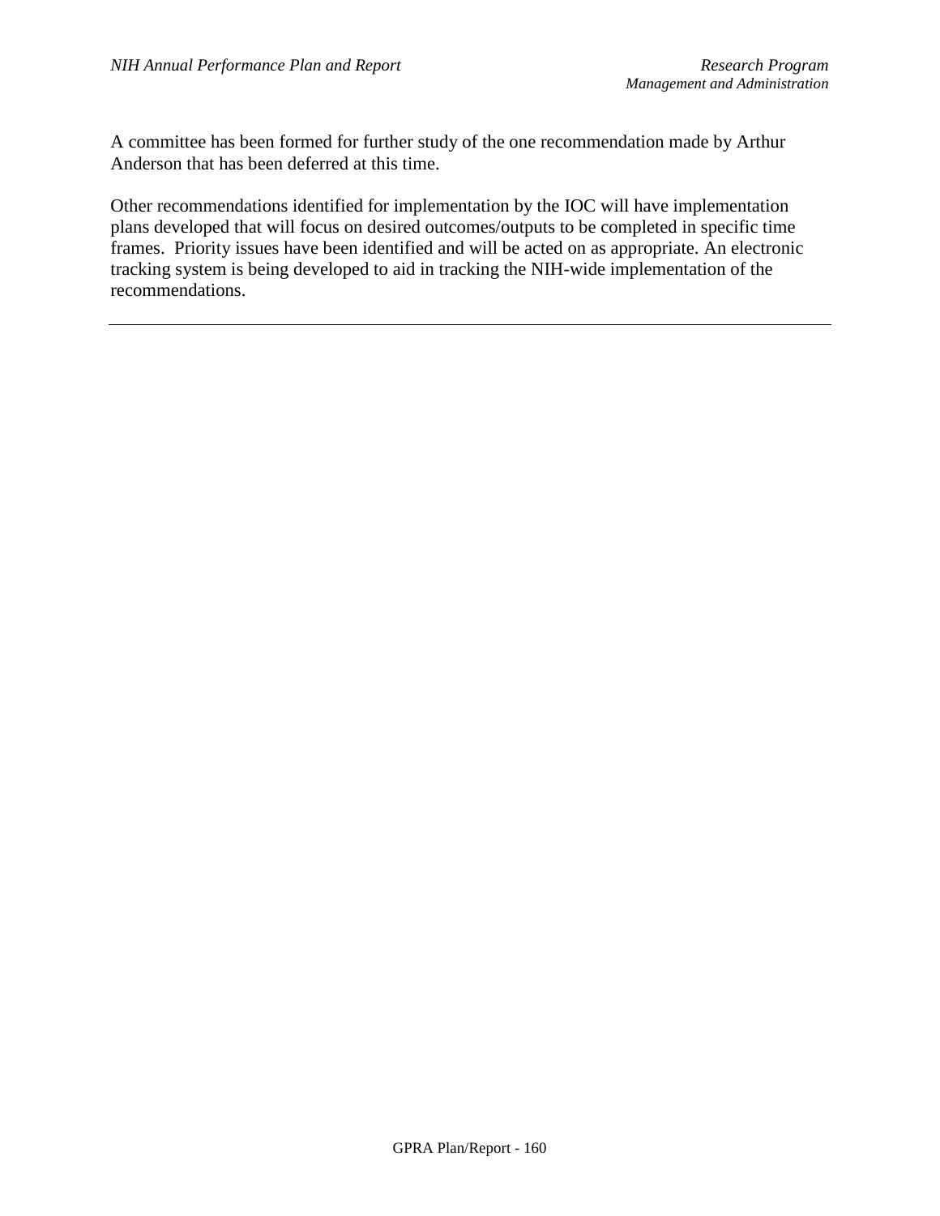A committee has been formed for further study of the one recommendation made by Arthur Anderson that has been deferred at this time.

Other recommendations identified for implementation by the IOC will have implementation plans developed that will focus on desired outcomes/outputs to be completed in specific time frames.  Priority issues have been identified and will be acted on as appropriate. An electronic tracking system is being developed to aid in tracking the NIH-wide implementation of the recommendations.

---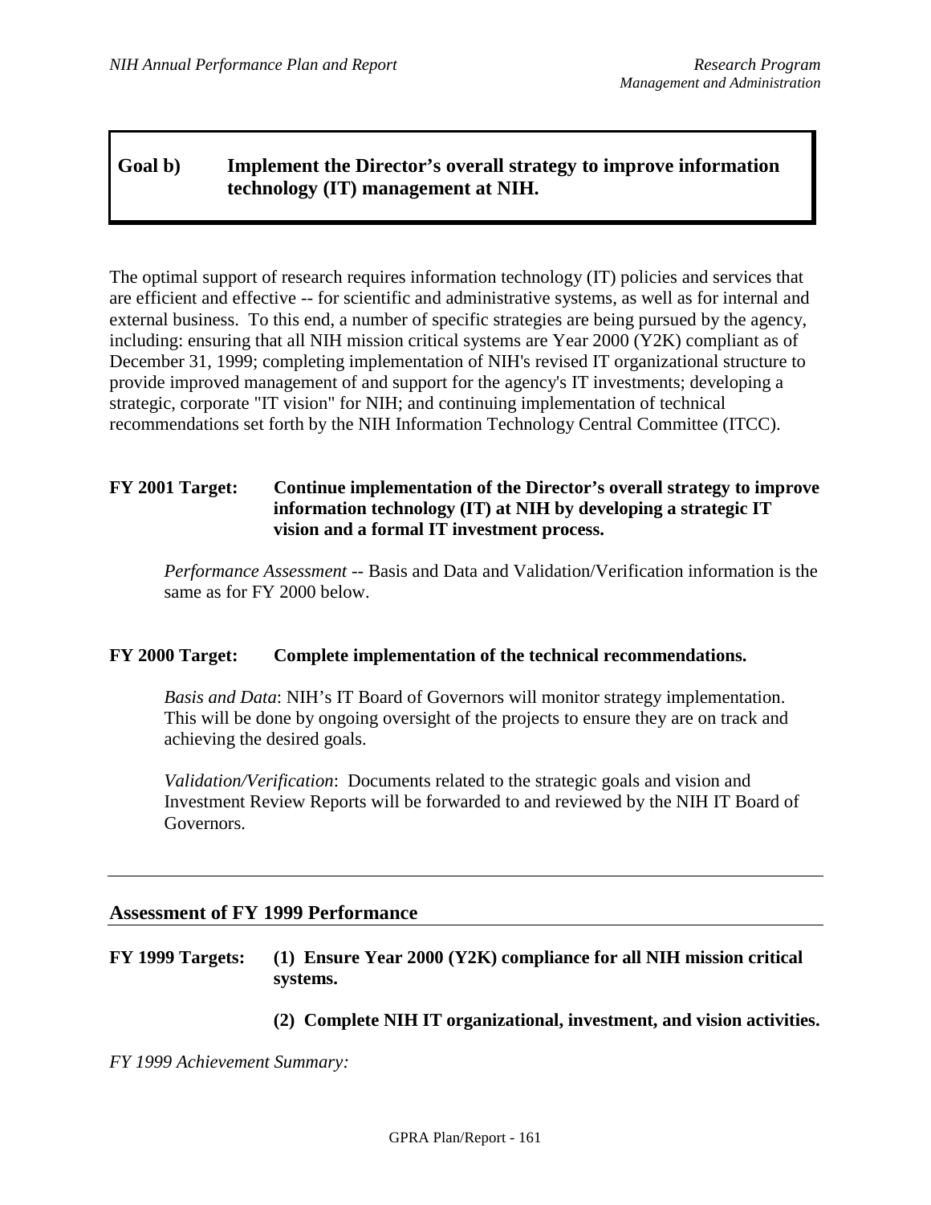## Goal b) Implement the Director's overall strategy to improve information technology (IT) management at NIH.

The optimal support of research requires information technology (IT) policies and services that are efficient and effective -- for scientific and administrative systems, as well as for internal and external business. To this end, a number of specific strategies are being pursued by the agency, including: ensuring that all NIH mission critical systems are Year 2000 (Y2K) compliant as of December 31, 1999; completing implementation of NIH's revised IT organizational structure to provide improved management of and support for the agency's IT investments; developing a strategic, corporate "IT vision" for NIH; and continuing implementation of technical recommendations set forth by the NIH Information Technology Central Committee (ITCC).

**FY 2001 Target: Continue implementation of the Director's overall strategy to improve information technology (IT) at NIH by developing a strategic IT vision and a formal IT investment process.**

*Performance Assessment* -- Basis and Data and Validation/Verification information is the same as for FY 2000 below.

**FY 2000 Target: Complete implementation of the technical recommendations.**

*Basis and Data*: NIH's IT Board of Governors will monitor strategy implementation. This will be done by ongoing oversight of the projects to ensure they are on track and achieving the desired goals.

*Validation/Verification*: Documents related to the strategic goals and vision and Investment Review Reports will be forwarded to and reviewed by the NIH IT Board of Governors.

---

### Assessment of FY 1999 Performance

**FY 1999 Targets: (1) Ensure Year 2000 (Y2K) compliance for all NIH mission critical systems.**

**(2) Complete NIH IT organizational, investment, and vision activities.**

*FY 1999 Achievement Summary:*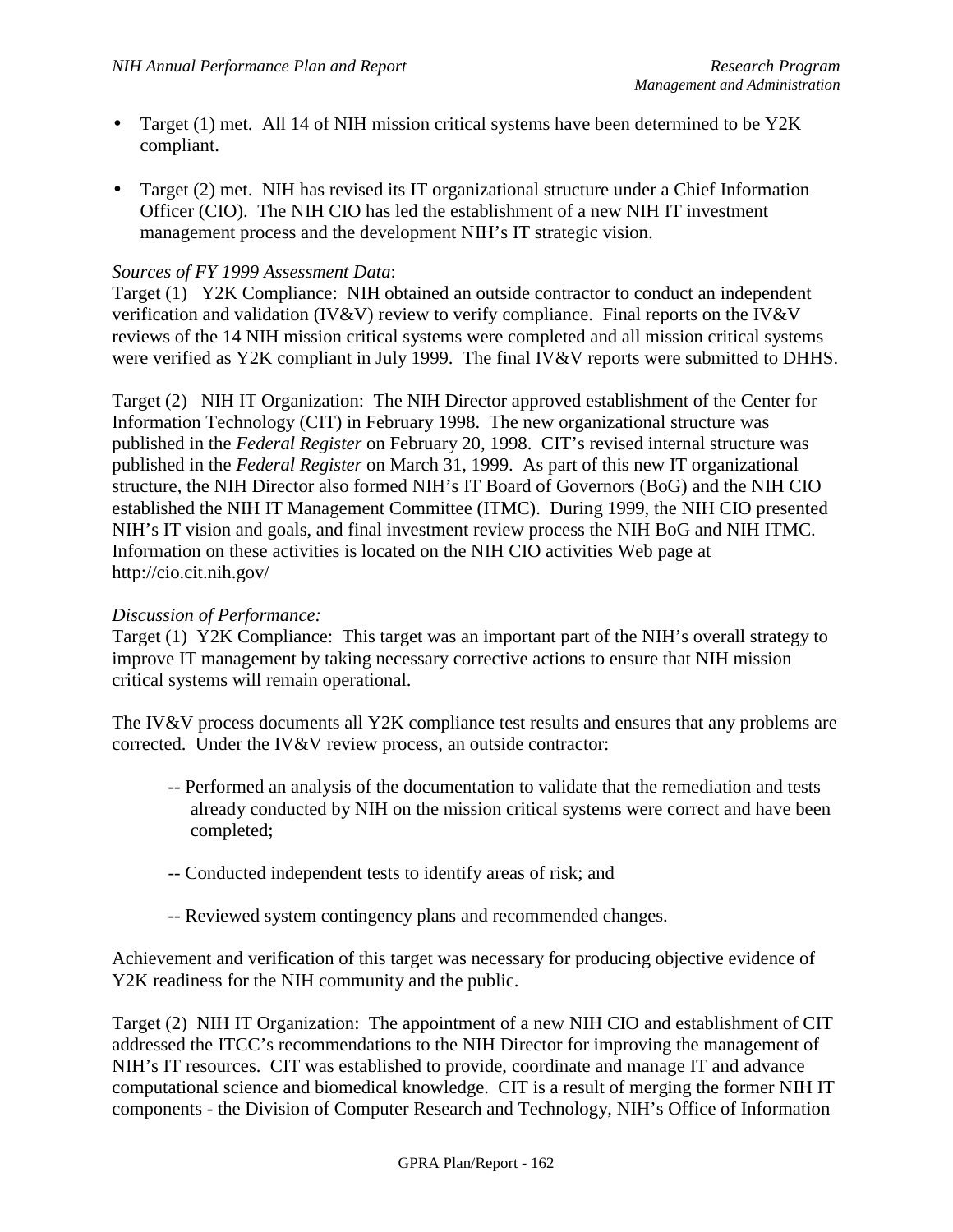- Target (1) met. All 14 of NIH mission critical systems have been determined to be Y2K compliant.

- Target (2) met. NIH has revised its IT organizational structure under a Chief Information Officer (CIO). The NIH CIO has led the establishment of a new NIH IT investment management process and the development NIH's IT strategic vision.

*Sources of FY 1999 Assessment Data*:
Target (1) Y2K Compliance: NIH obtained an outside contractor to conduct an independent verification and validation (IV&V) review to verify compliance. Final reports on the IV&V reviews of the 14 NIH mission critical systems were completed and all mission critical systems were verified as Y2K compliant in July 1999. The final IV&V reports were submitted to DHHS.

Target (2) NIH IT Organization: The NIH Director approved establishment of the Center for Information Technology (CIT) in February 1998. The new organizational structure was published in the *Federal Register* on February 20, 1998. CIT's revised internal structure was published in the *Federal Register* on March 31, 1999. As part of this new IT organizational structure, the NIH Director also formed NIH's IT Board of Governors (BoG) and the NIH CIO established the NIH IT Management Committee (ITMC). During 1999, the NIH CIO presented NIH's IT vision and goals, and final investment review process the NIH BoG and NIH ITMC. Information on these activities is located on the NIH CIO activities Web page at http://cio.cit.nih.gov/

*Discussion of Performance:*
Target (1) Y2K Compliance: This target was an important part of the NIH's overall strategy to improve IT management by taking necessary corrective actions to ensure that NIH mission critical systems will remain operational.

The IV&V process documents all Y2K compliance test results and ensures that any problems are corrected. Under the IV&V review process, an outside contractor:

-- Performed an analysis of the documentation to validate that the remediation and tests already conducted by NIH on the mission critical systems were correct and have been completed;

-- Conducted independent tests to identify areas of risk; and

-- Reviewed system contingency plans and recommended changes.

Achievement and verification of this target was necessary for producing objective evidence of Y2K readiness for the NIH community and the public.

Target (2) NIH IT Organization: The appointment of a new NIH CIO and establishment of CIT addressed the ITCC's recommendations to the NIH Director for improving the management of NIH's IT resources. CIT was established to provide, coordinate and manage IT and advance computational science and biomedical knowledge. CIT is a result of merging the former NIH IT components - the Division of Computer Research and Technology, NIH's Office of Information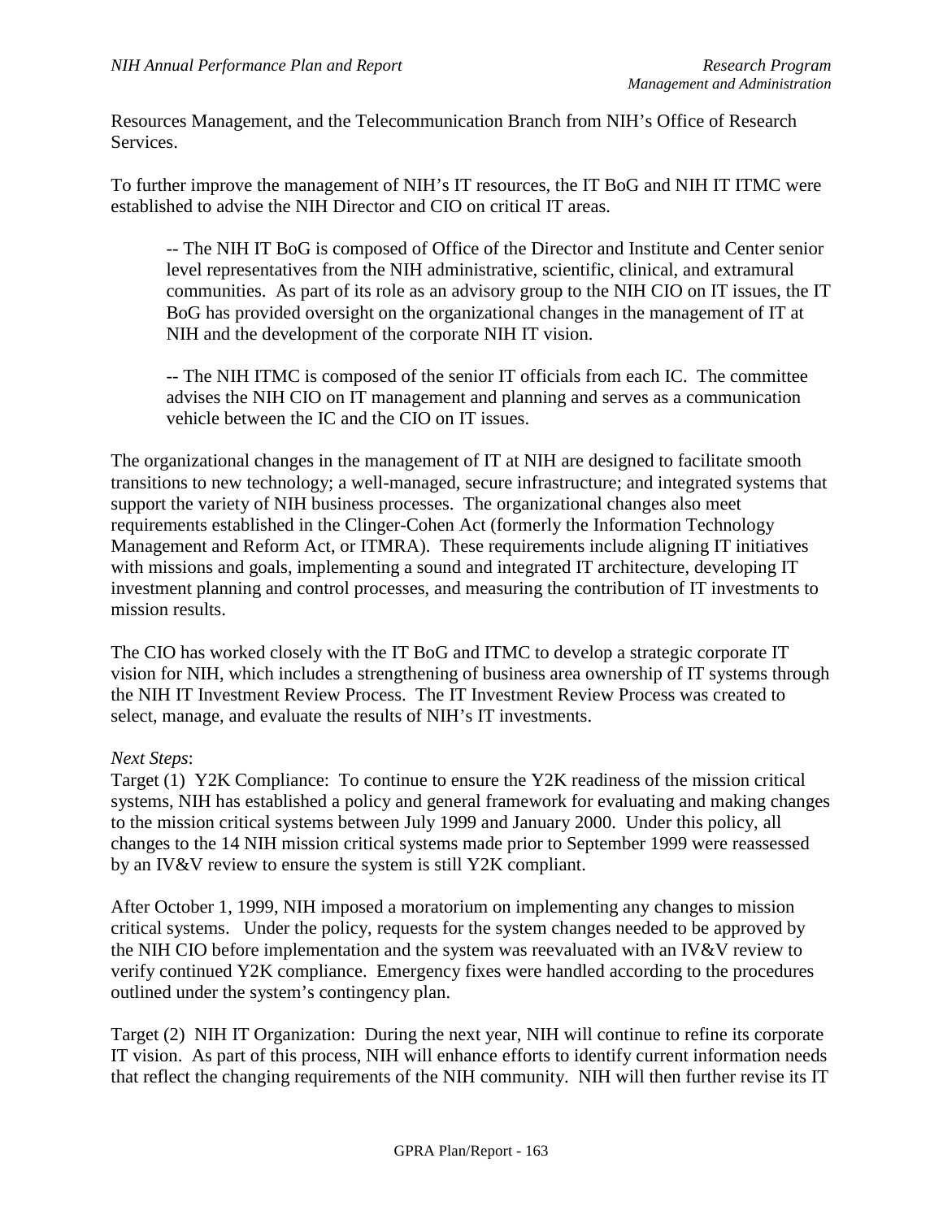Resources Management, and the Telecommunication Branch from NIH's Office of Research Services.

To further improve the management of NIH's IT resources, the IT BoG and NIH IT ITMC were established to advise the NIH Director and CIO on critical IT areas.

> -- The NIH IT BoG is composed of Office of the Director and Institute and Center senior level representatives from the NIH administrative, scientific, clinical, and extramural communities. As part of its role as an advisory group to the NIH CIO on IT issues, the IT BoG has provided oversight on the organizational changes in the management of IT at NIH and the development of the corporate NIH IT vision.
>
> -- The NIH ITMC is composed of the senior IT officials from each IC. The committee advises the NIH CIO on IT management and planning and serves as a communication vehicle between the IC and the CIO on IT issues.

The organizational changes in the management of IT at NIH are designed to facilitate smooth transitions to new technology; a well-managed, secure infrastructure; and integrated systems that support the variety of NIH business processes. The organizational changes also meet requirements established in the Clinger-Cohen Act (formerly the Information Technology Management and Reform Act, or ITMRA). These requirements include aligning IT initiatives with missions and goals, implementing a sound and integrated IT architecture, developing IT investment planning and control processes, and measuring the contribution of IT investments to mission results.

The CIO has worked closely with the IT BoG and ITMC to develop a strategic corporate IT vision for NIH, which includes a strengthening of business area ownership of IT systems through the NIH IT Investment Review Process. The IT Investment Review Process was created to select, manage, and evaluate the results of NIH's IT investments.

*Next Steps*:
Target (1) Y2K Compliance: To continue to ensure the Y2K readiness of the mission critical systems, NIH has established a policy and general framework for evaluating and making changes to the mission critical systems between July 1999 and January 2000. Under this policy, all changes to the 14 NIH mission critical systems made prior to September 1999 were reassessed by an IV&V review to ensure the system is still Y2K compliant.

After October 1, 1999, NIH imposed a moratorium on implementing any changes to mission critical systems. Under the policy, requests for the system changes needed to be approved by the NIH CIO before implementation and the system was reevaluated with an IV&V review to verify continued Y2K compliance. Emergency fixes were handled according to the procedures outlined under the system's contingency plan.

Target (2) NIH IT Organization: During the next year, NIH will continue to refine its corporate IT vision. As part of this process, NIH will enhance efforts to identify current information needs that reflect the changing requirements of the NIH community. NIH will then further revise its IT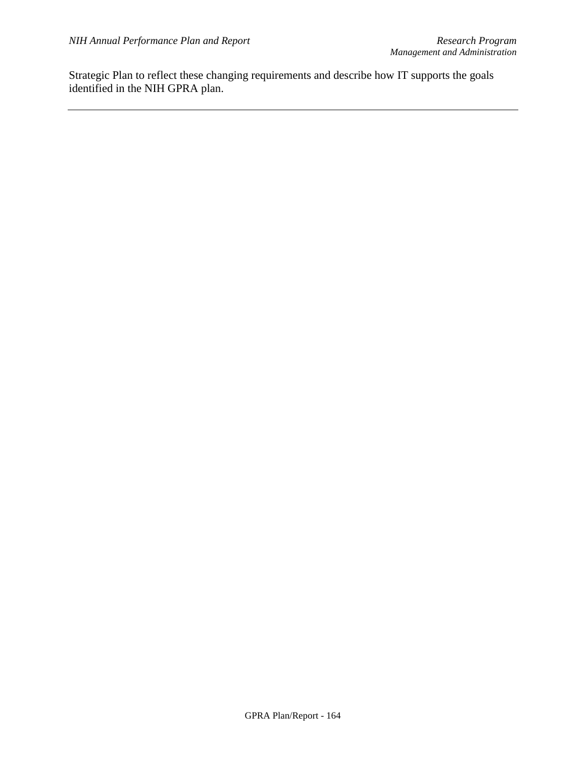Strategic Plan to reflect these changing requirements and describe how IT supports the goals identified in the NIH GPRA plan.

---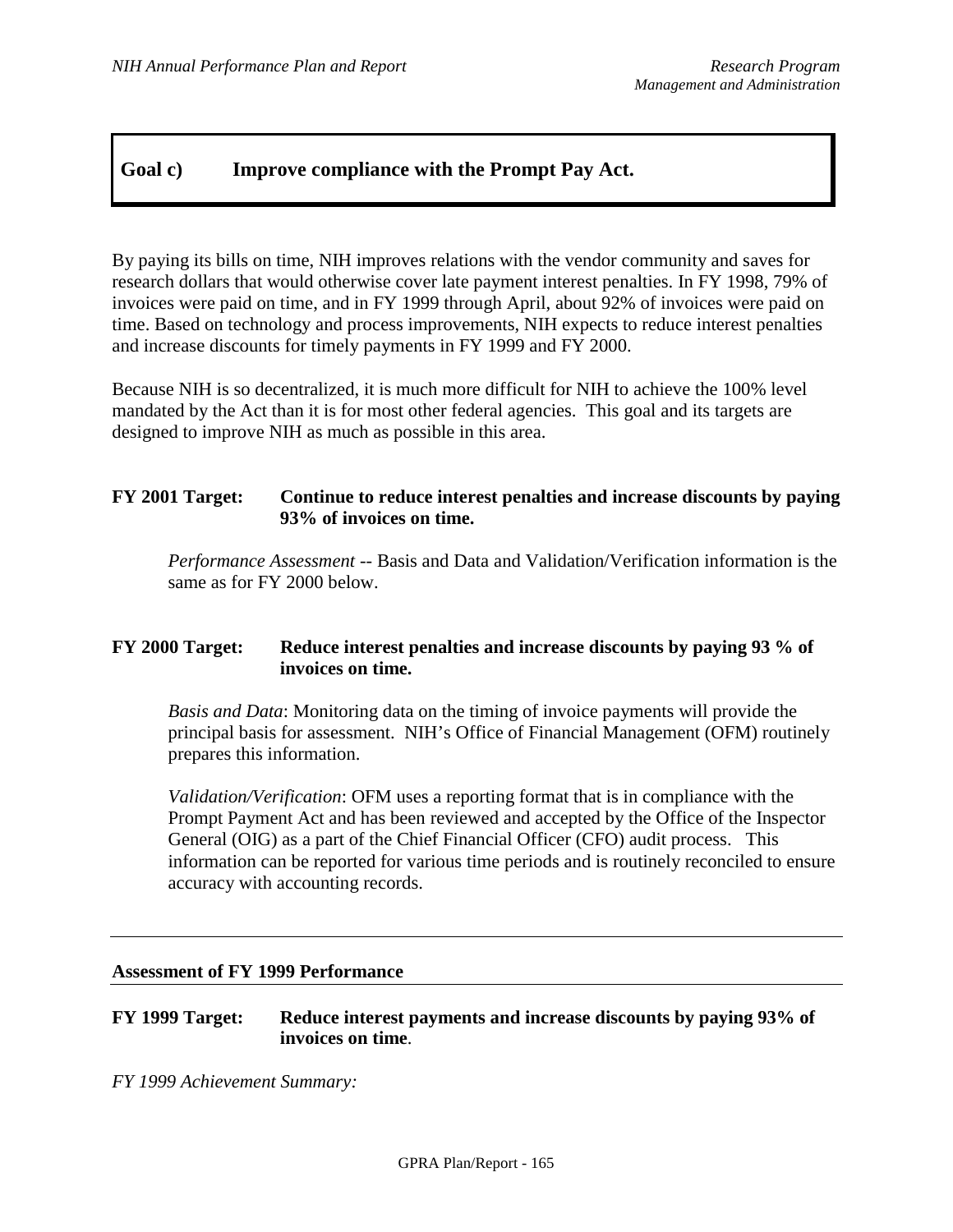## Goal c) Improve compliance with the Prompt Pay Act.

By paying its bills on time, NIH improves relations with the vendor community and saves for research dollars that would otherwise cover late payment interest penalties. In FY 1998, 79% of invoices were paid on time, and in FY 1999 through April, about 92% of invoices were paid on time. Based on technology and process improvements, NIH expects to reduce interest penalties and increase discounts for timely payments in FY 1999 and FY 2000.

Because NIH is so decentralized, it is much more difficult for NIH to achieve the 100% level mandated by the Act than it is for most other federal agencies. This goal and its targets are designed to improve NIH as much as possible in this area.

**FY 2001 Target: Continue to reduce interest penalties and increase discounts by paying 93% of invoices on time.**

*Performance Assessment* -- Basis and Data and Validation/Verification information is the same as for FY 2000 below.

**FY 2000 Target: Reduce interest penalties and increase discounts by paying 93 % of invoices on time.**

*Basis and Data*: Monitoring data on the timing of invoice payments will provide the principal basis for assessment. NIH's Office of Financial Management (OFM) routinely prepares this information.

*Validation/Verification*: OFM uses a reporting format that is in compliance with the Prompt Payment Act and has been reviewed and accepted by the Office of the Inspector General (OIG) as a part of the Chief Financial Officer (CFO) audit process. This information can be reported for various time periods and is routinely reconciled to ensure accuracy with accounting records.

---

### Assessment of FY 1999 Performance

**FY 1999 Target: Reduce interest payments and increase discounts by paying 93% of invoices on time.**

*FY 1999 Achievement Summary:*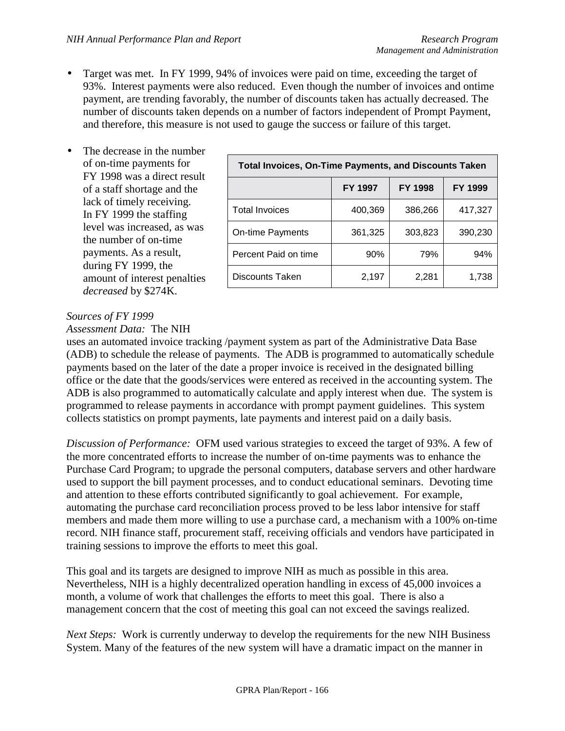- Target was met. In FY 1999, 94% of invoices were paid on time, exceeding the target of 93%. Interest payments were also reduced. Even though the number of invoices and ontime payment, are trending favorably, the number of discounts taken has actually decreased. The number of discounts taken depends on a number of factors independent of Prompt Payment, and therefore, this measure is not used to gauge the success or failure of this target.

- The decrease in the number of on-time payments for FY 1998 was a direct result of a staff shortage and the lack of timely receiving. In FY 1999 the staffing level was increased, as was the number of on-time payments. As a result, during FY 1999, the amount of interest penalties *decreased* by $274K.

| Total Invoices, On-Time Payments, and Discounts Taken | | | |
|---|---|---|---|
| | FY 1997 | FY 1998 | FY 1999 |
| Total Invoices | 400,369 | 386,266 | 417,327 |
| On-time Payments | 361,325 | 303,823 | 390,230 |
| Percent Paid on time | 90% | 79% | 94% |
| Discounts Taken | 2,197 | 2,281 | 1,738 |

*Sources of FY 1999 Assessment Data:* The NIH uses an automated invoice tracking /payment system as part of the Administrative Data Base (ADB) to schedule the release of payments. The ADB is programmed to automatically schedule payments based on the later of the date a proper invoice is received in the designated billing office or the date that the goods/services were entered as received in the accounting system. The ADB is also programmed to automatically calculate and apply interest when due. The system is programmed to release payments in accordance with prompt payment guidelines. This system collects statistics on prompt payments, late payments and interest paid on a daily basis.

*Discussion of Performance:* OFM used various strategies to exceed the target of 93%. A few of the more concentrated efforts to increase the number of on-time payments was to enhance the Purchase Card Program; to upgrade the personal computers, database servers and other hardware used to support the bill payment processes, and to conduct educational seminars. Devoting time and attention to these efforts contributed significantly to goal achievement. For example, automating the purchase card reconciliation process proved to be less labor intensive for staff members and made them more willing to use a purchase card, a mechanism with a 100% on-time record. NIH finance staff, procurement staff, receiving officials and vendors have participated in training sessions to improve the efforts to meet this goal.

This goal and its targets are designed to improve NIH as much as possible in this area. Nevertheless, NIH is a highly decentralized operation handling in excess of 45,000 invoices a month, a volume of work that challenges the efforts to meet this goal. There is also a management concern that the cost of meeting this goal can not exceed the savings realized.

*Next Steps:* Work is currently underway to develop the requirements for the new NIH Business System. Many of the features of the new system will have a dramatic impact on the manner in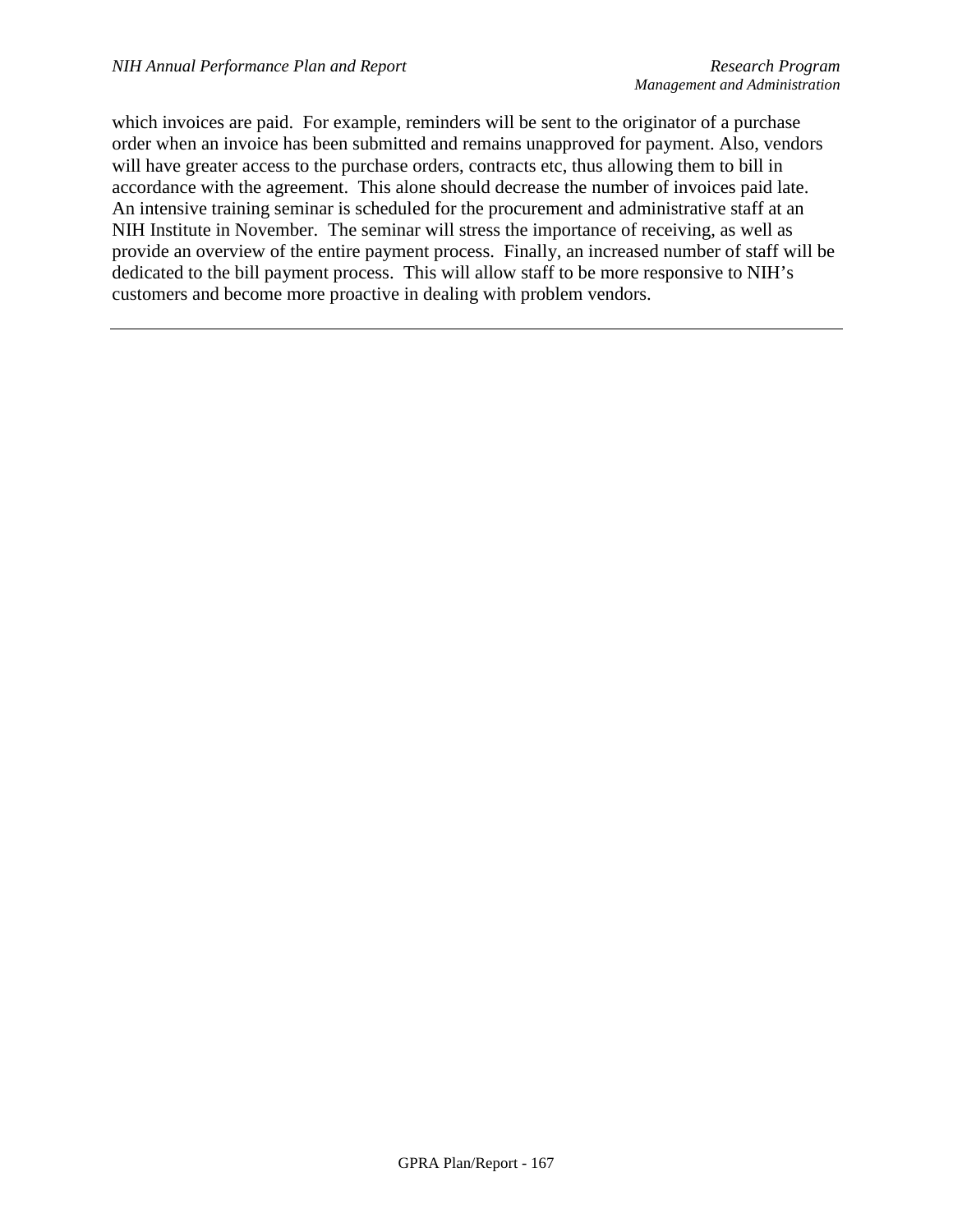which invoices are paid. For example, reminders will be sent to the originator of a purchase order when an invoice has been submitted and remains unapproved for payment. Also, vendors will have greater access to the purchase orders, contracts etc, thus allowing them to bill in accordance with the agreement. This alone should decrease the number of invoices paid late. An intensive training seminar is scheduled for the procurement and administrative staff at an NIH Institute in November. The seminar will stress the importance of receiving, as well as provide an overview of the entire payment process. Finally, an increased number of staff will be dedicated to the bill payment process. This will allow staff to be more responsive to NIH's customers and become more proactive in dealing with problem vendors.

---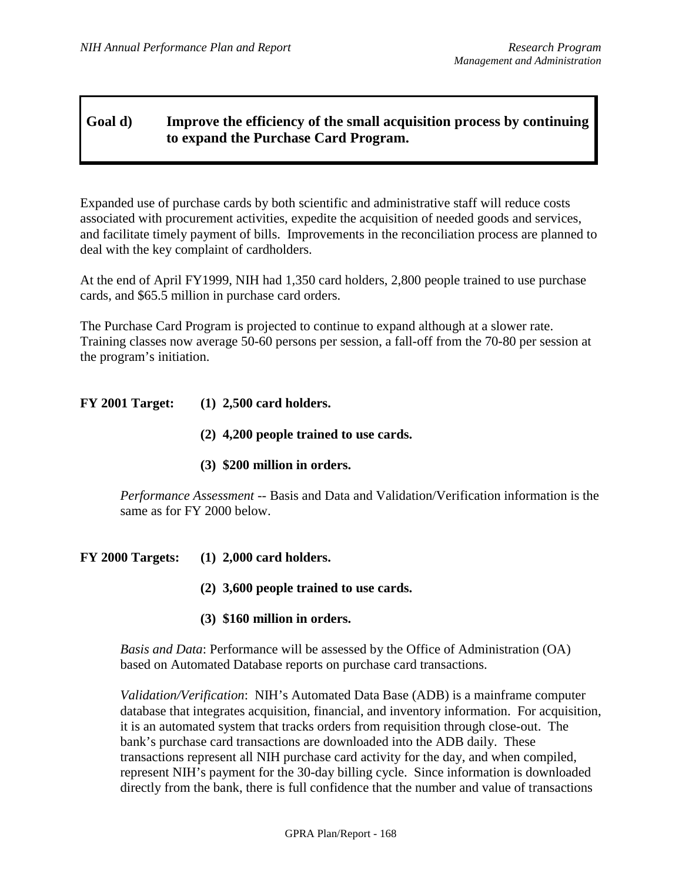## Goal d) Improve the efficiency of the small acquisition process by continuing to expand the Purchase Card Program.

Expanded use of purchase cards by both scientific and administrative staff will reduce costs associated with procurement activities, expedite the acquisition of needed goods and services, and facilitate timely payment of bills. Improvements in the reconciliation process are planned to deal with the key complaint of cardholders.

At the end of April FY1999, NIH had 1,350 card holders, 2,800 people trained to use purchase cards, and $65.5 million in purchase card orders.

The Purchase Card Program is projected to continue to expand although at a slower rate. Training classes now average 50-60 persons per session, a fall-off from the 70-80 per session at the program's initiation.

**FY 2001 Target: (1) 2,500 card holders.**

**(2) 4,200 people trained to use cards.**

**(3) $200 million in orders.**

*Performance Assessment* -- Basis and Data and Validation/Verification information is the same as for FY 2000 below.

**FY 2000 Targets: (1) 2,000 card holders.**

**(2) 3,600 people trained to use cards.**

**(3) $160 million in orders.**

*Basis and Data*: Performance will be assessed by the Office of Administration (OA) based on Automated Database reports on purchase card transactions.

*Validation/Verification*: NIH's Automated Data Base (ADB) is a mainframe computer database that integrates acquisition, financial, and inventory information. For acquisition, it is an automated system that tracks orders from requisition through close-out. The bank's purchase card transactions are downloaded into the ADB daily. These transactions represent all NIH purchase card activity for the day, and when compiled, represent NIH's payment for the 30-day billing cycle. Since information is downloaded directly from the bank, there is full confidence that the number and value of transactions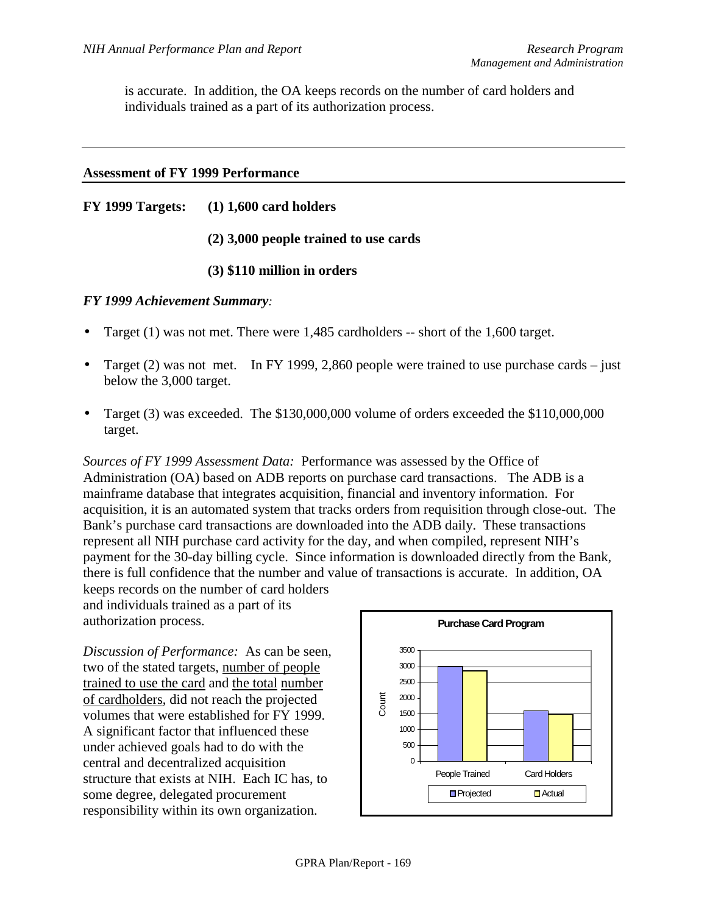is accurate. In addition, the OA keeps records on the number of card holders and individuals trained as a part of its authorization process.

---

**Assessment of FY 1999 Performance**

**FY 1999 Targets: (1) 1,600 card holders**

**(2) 3,000 people trained to use cards**

**(3) $110 million in orders**

***FY 1999 Achievement Summary*:**

- Target (1) was not met. There were 1,485 cardholders -- short of the 1,600 target.
- Target (2) was not met. In FY 1999, 2,860 people were trained to use purchase cards – just below the 3,000 target.
- Target (3) was exceeded. The $130,000,000 volume of orders exceeded the $110,000,000 target.

*Sources of FY 1999 Assessment Data:* Performance was assessed by the Office of Administration (OA) based on ADB reports on purchase card transactions. The ADB is a mainframe database that integrates acquisition, financial and inventory information. For acquisition, it is an automated system that tracks orders from requisition through close-out. The Bank's purchase card transactions are downloaded into the ADB daily. These transactions represent all NIH purchase card activity for the day, and when compiled, represent NIH's payment for the 30-day billing cycle. Since information is downloaded directly from the Bank, there is full confidence that the number and value of transactions is accurate. In addition, OA keeps records on the number of card holders and individuals trained as a part of its authorization process.

*Discussion of Performance:* As can be seen, two of the stated targets, number of people trained to use the card and the total number of cardholders, did not reach the projected volumes that were established for FY 1999. A significant factor that influenced these under achieved goals had to do with the central and decentralized acquisition structure that exists at NIH. Each IC has, to some degree, delegated procurement responsibility within its own organization.

**Purchase Card Program**

| | Projected | Actual |
|---|---|---|
| People Trained | 3000 | 2860 |
| Card Holders | 1600 | 1485 |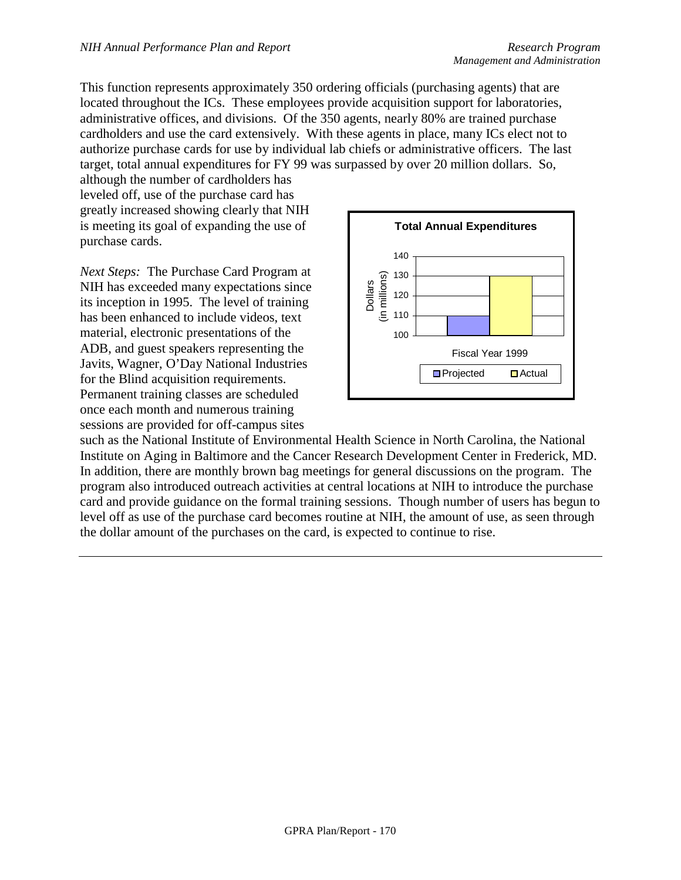This function represents approximately 350 ordering officials (purchasing agents) that are located throughout the ICs. These employees provide acquisition support for laboratories, administrative offices, and divisions. Of the 350 agents, nearly 80% are trained purchase cardholders and use the card extensively. With these agents in place, many ICs elect not to authorize purchase cards for use by individual lab chiefs or administrative officers. The last target, total annual expenditures for FY 99 was surpassed by over 20 million dollars. So, although the number of cardholders has leveled off, use of the purchase card has greatly increased showing clearly that NIH is meeting its goal of expanding the use of purchase cards.

**Total Annual Expenditures**

| Fiscal Year 1999 | Dollars (in millions) |
| --- | --- |
| Projected | 110 |
| Actual | 130 |

*Next Steps:* The Purchase Card Program at NIH has exceeded many expectations since its inception in 1995. The level of training has been enhanced to include videos, text material, electronic presentations of the ADB, and guest speakers representing the Javits, Wagner, O'Day National Industries for the Blind acquisition requirements. Permanent training classes are scheduled once each month and numerous training sessions are provided for off-campus sites such as the National Institute of Environmental Health Science in North Carolina, the National Institute on Aging in Baltimore and the Cancer Research Development Center in Frederick, MD. In addition, there are monthly brown bag meetings for general discussions on the program. The program also introduced outreach activities at central locations at NIH to introduce the purchase card and provide guidance on the formal training sessions. Though number of users has begun to level off as use of the purchase card becomes routine at NIH, the amount of use, as seen through the dollar amount of the purchases on the card, is expected to continue to rise.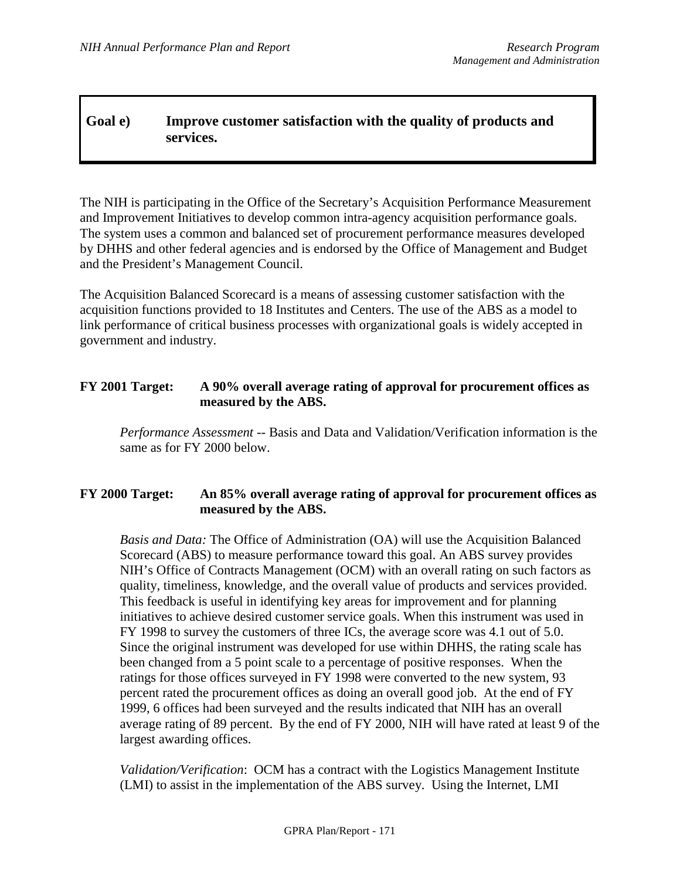## Goal e) Improve customer satisfaction with the quality of products and services.

The NIH is participating in the Office of the Secretary's Acquisition Performance Measurement and Improvement Initiatives to develop common intra-agency acquisition performance goals. The system uses a common and balanced set of procurement performance measures developed by DHHS and other federal agencies and is endorsed by the Office of Management and Budget and the President's Management Council.

The Acquisition Balanced Scorecard is a means of assessing customer satisfaction with the acquisition functions provided to 18 Institutes and Centers. The use of the ABS as a model to link performance of critical business processes with organizational goals is widely accepted in government and industry.

**FY 2001 Target: A 90% overall average rating of approval for procurement offices as measured by the ABS.**

*Performance Assessment* -- Basis and Data and Validation/Verification information is the same as for FY 2000 below.

**FY 2000 Target: An 85% overall average rating of approval for procurement offices as measured by the ABS.**

*Basis and Data:* The Office of Administration (OA) will use the Acquisition Balanced Scorecard (ABS) to measure performance toward this goal. An ABS survey provides NIH's Office of Contracts Management (OCM) with an overall rating on such factors as quality, timeliness, knowledge, and the overall value of products and services provided. This feedback is useful in identifying key areas for improvement and for planning initiatives to achieve desired customer service goals. When this instrument was used in FY 1998 to survey the customers of three ICs, the average score was 4.1 out of 5.0. Since the original instrument was developed for use within DHHS, the rating scale has been changed from a 5 point scale to a percentage of positive responses. When the ratings for those offices surveyed in FY 1998 were converted to the new system, 93 percent rated the procurement offices as doing an overall good job. At the end of FY 1999, 6 offices had been surveyed and the results indicated that NIH has an overall average rating of 89 percent. By the end of FY 2000, NIH will have rated at least 9 of the largest awarding offices.

*Validation/Verification*: OCM has a contract with the Logistics Management Institute (LMI) to assist in the implementation of the ABS survey. Using the Internet, LMI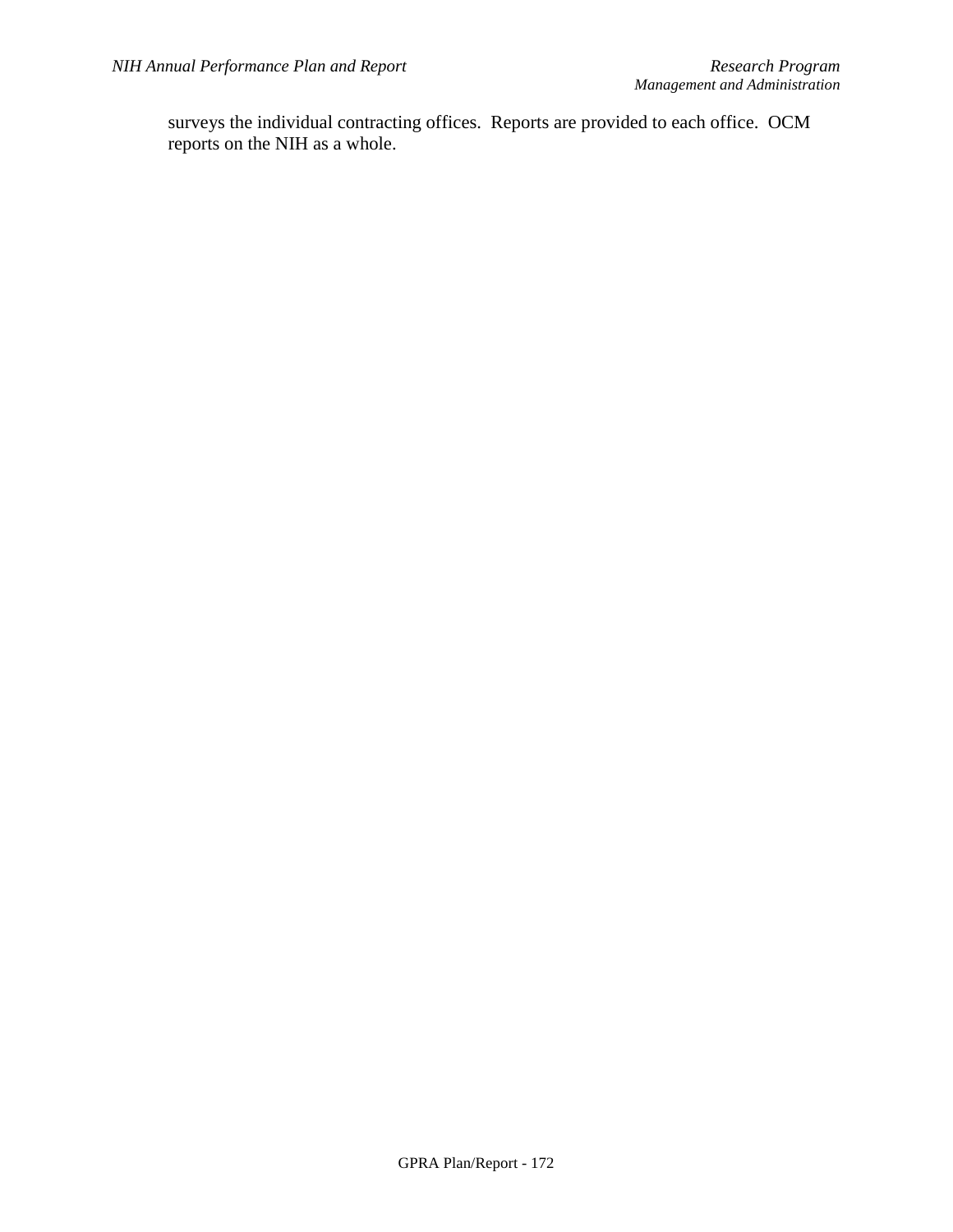surveys the individual contracting offices.  Reports are provided to each office.  OCM reports on the NIH as a whole.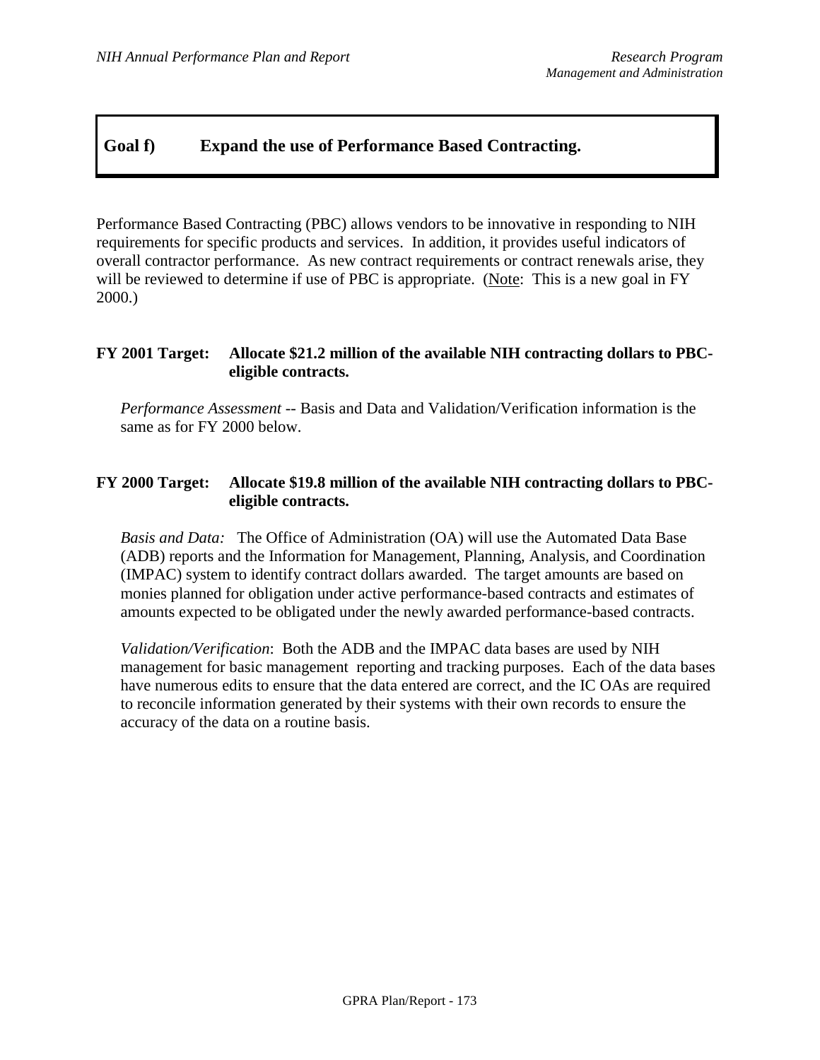## Goal f) Expand the use of Performance Based Contracting.

Performance Based Contracting (PBC) allows vendors to be innovative in responding to NIH requirements for specific products and services. In addition, it provides useful indicators of overall contractor performance. As new contract requirements or contract renewals arise, they will be reviewed to determine if use of PBC is appropriate. (Note: This is a new goal in FY 2000.)

**FY 2001 Target: Allocate $21.2 million of the available NIH contracting dollars to PBC-eligible contracts.**

*Performance Assessment* -- Basis and Data and Validation/Verification information is the same as for FY 2000 below.

**FY 2000 Target: Allocate $19.8 million of the available NIH contracting dollars to PBC-eligible contracts.**

*Basis and Data:* The Office of Administration (OA) will use the Automated Data Base (ADB) reports and the Information for Management, Planning, Analysis, and Coordination (IMPAC) system to identify contract dollars awarded. The target amounts are based on monies planned for obligation under active performance-based contracts and estimates of amounts expected to be obligated under the newly awarded performance-based contracts.

*Validation/Verification*: Both the ADB and the IMPAC data bases are used by NIH management for basic management reporting and tracking purposes. Each of the data bases have numerous edits to ensure that the data entered are correct, and the IC OAs are required to reconcile information generated by their systems with their own records to ensure the accuracy of the data on a routine basis.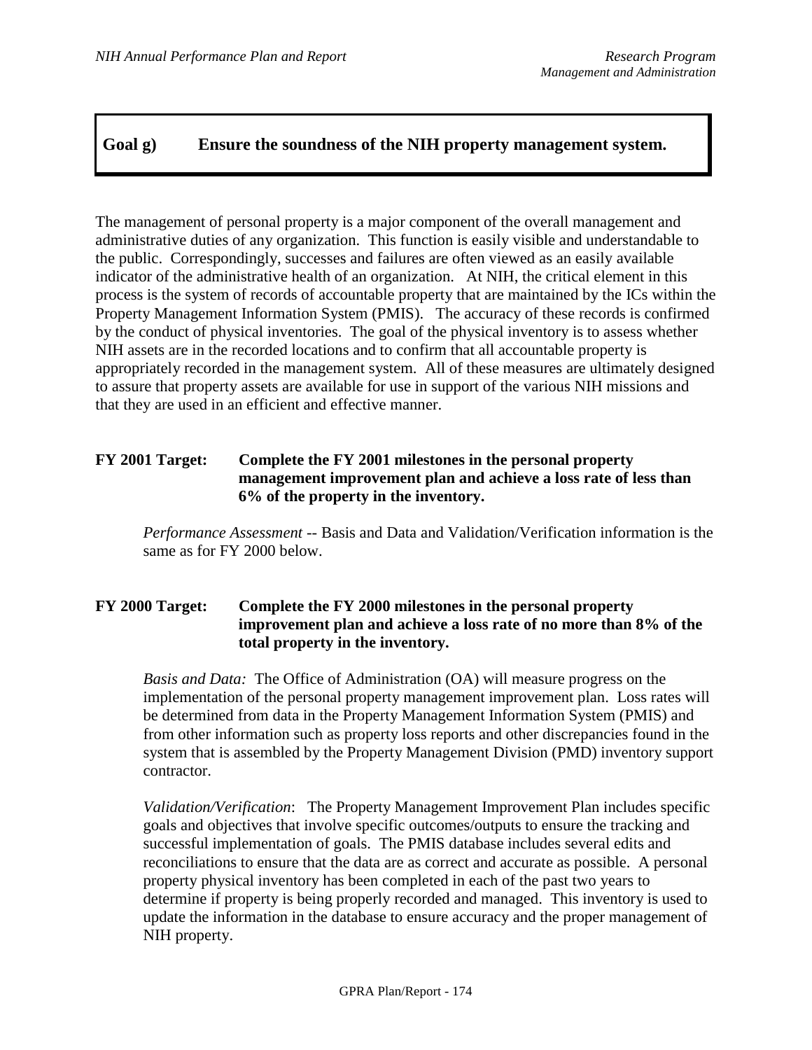## Goal g) Ensure the soundness of the NIH property management system.

The management of personal property is a major component of the overall management and administrative duties of any organization. This function is easily visible and understandable to the public. Correspondingly, successes and failures are often viewed as an easily available indicator of the administrative health of an organization. At NIH, the critical element in this process is the system of records of accountable property that are maintained by the ICs within the Property Management Information System (PMIS). The accuracy of these records is confirmed by the conduct of physical inventories. The goal of the physical inventory is to assess whether NIH assets are in the recorded locations and to confirm that all accountable property is appropriately recorded in the management system. All of these measures are ultimately designed to assure that property assets are available for use in support of the various NIH missions and that they are used in an efficient and effective manner.

**FY 2001 Target: Complete the FY 2001 milestones in the personal property management improvement plan and achieve a loss rate of less than 6% of the property in the inventory.**

*Performance Assessment* -- Basis and Data and Validation/Verification information is the same as for FY 2000 below.

**FY 2000 Target: Complete the FY 2000 milestones in the personal property improvement plan and achieve a loss rate of no more than 8% of the total property in the inventory.**

*Basis and Data:* The Office of Administration (OA) will measure progress on the implementation of the personal property management improvement plan. Loss rates will be determined from data in the Property Management Information System (PMIS) and from other information such as property loss reports and other discrepancies found in the system that is assembled by the Property Management Division (PMD) inventory support contractor.

*Validation/Verification*: The Property Management Improvement Plan includes specific goals and objectives that involve specific outcomes/outputs to ensure the tracking and successful implementation of goals. The PMIS database includes several edits and reconciliations to ensure that the data are as correct and accurate as possible. A personal property physical inventory has been completed in each of the past two years to determine if property is being properly recorded and managed. This inventory is used to update the information in the database to ensure accuracy and the proper management of NIH property.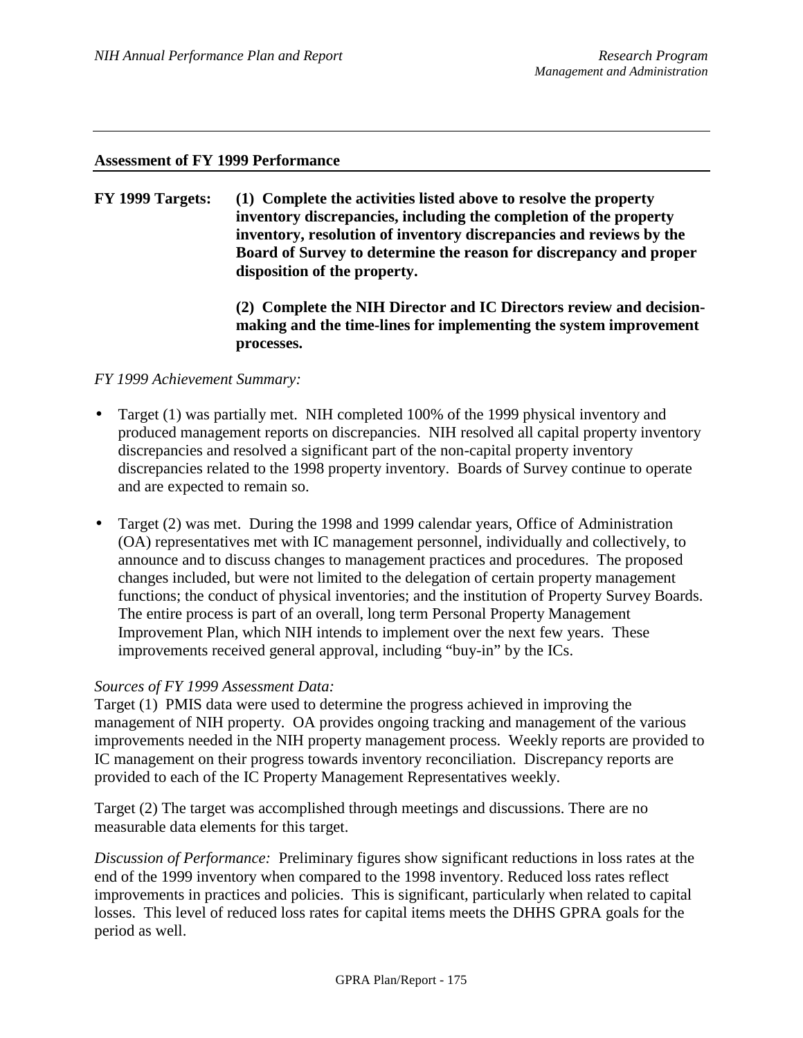**Assessment of FY 1999 Performance**

**FY 1999 Targets:** **(1) Complete the activities listed above to resolve the property inventory discrepancies, including the completion of the property inventory, resolution of inventory discrepancies and reviews by the Board of Survey to determine the reason for discrepancy and proper disposition of the property.**

**(2) Complete the NIH Director and IC Directors review and decision-making and the time-lines for implementing the system improvement processes.**

*FY 1999 Achievement Summary:*

- Target (1) was partially met. NIH completed 100% of the 1999 physical inventory and produced management reports on discrepancies. NIH resolved all capital property inventory discrepancies and resolved a significant part of the non-capital property inventory discrepancies related to the 1998 property inventory. Boards of Survey continue to operate and are expected to remain so.
- Target (2) was met. During the 1998 and 1999 calendar years, Office of Administration (OA) representatives met with IC management personnel, individually and collectively, to announce and to discuss changes to management practices and procedures. The proposed changes included, but were not limited to the delegation of certain property management functions; the conduct of physical inventories; and the institution of Property Survey Boards. The entire process is part of an overall, long term Personal Property Management Improvement Plan, which NIH intends to implement over the next few years. These improvements received general approval, including "buy-in" by the ICs.

*Sources of FY 1999 Assessment Data:*

Target (1) PMIS data were used to determine the progress achieved in improving the management of NIH property. OA provides ongoing tracking and management of the various improvements needed in the NIH property management process. Weekly reports are provided to IC management on their progress towards inventory reconciliation. Discrepancy reports are provided to each of the IC Property Management Representatives weekly.

Target (2) The target was accomplished through meetings and discussions. There are no measurable data elements for this target.

*Discussion of Performance:* Preliminary figures show significant reductions in loss rates at the end of the 1999 inventory when compared to the 1998 inventory. Reduced loss rates reflect improvements in practices and policies. This is significant, particularly when related to capital losses. This level of reduced loss rates for capital items meets the DHHS GPRA goals for the period as well.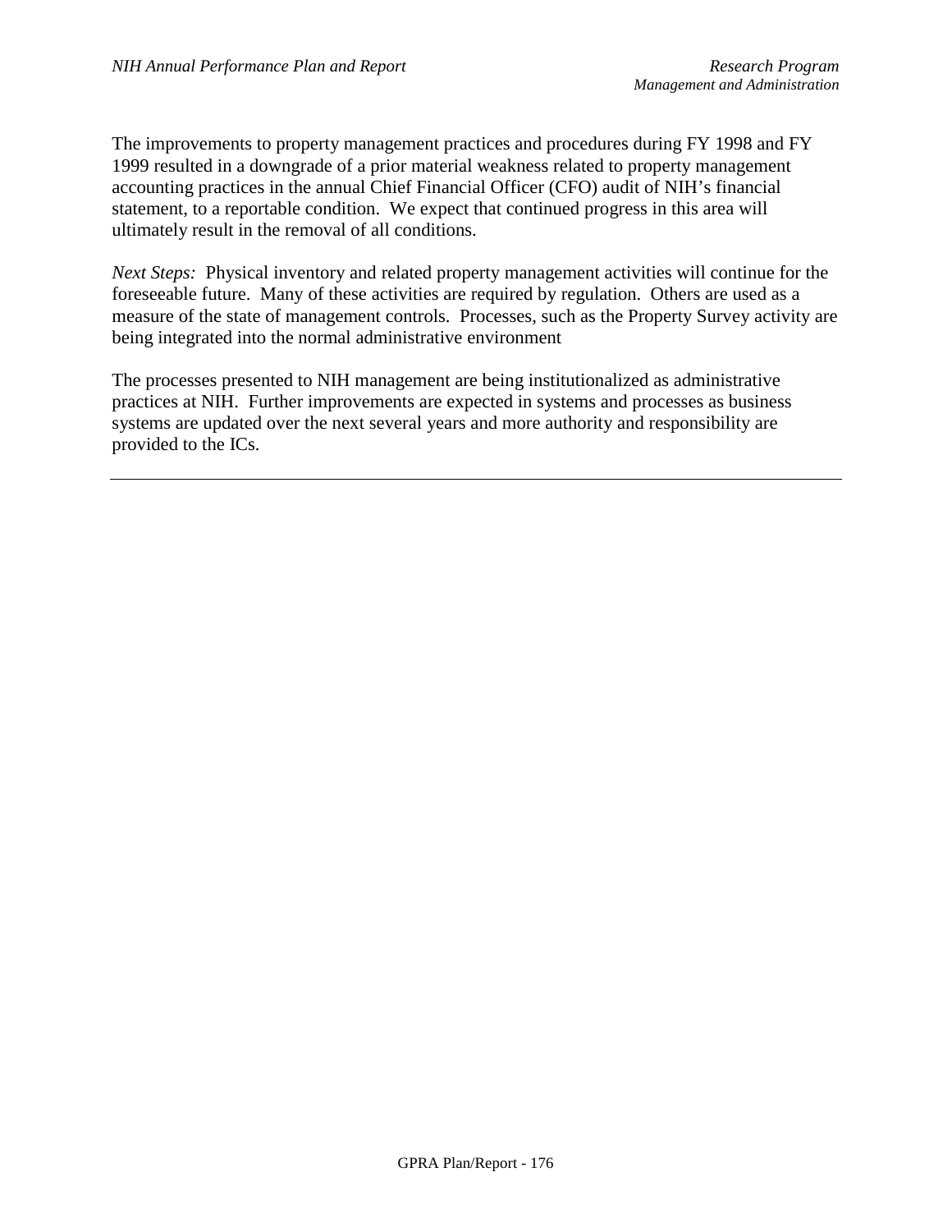The improvements to property management practices and procedures during FY 1998 and FY 1999 resulted in a downgrade of a prior material weakness related to property management accounting practices in the annual Chief Financial Officer (CFO) audit of NIH's financial statement, to a reportable condition. We expect that continued progress in this area will ultimately result in the removal of all conditions.

*Next Steps:* Physical inventory and related property management activities will continue for the foreseeable future. Many of these activities are required by regulation. Others are used as a measure of the state of management controls. Processes, such as the Property Survey activity are being integrated into the normal administrative environment

The processes presented to NIH management are being institutionalized as administrative practices at NIH. Further improvements are expected in systems and processes as business systems are updated over the next several years and more authority and responsibility are provided to the ICs.

---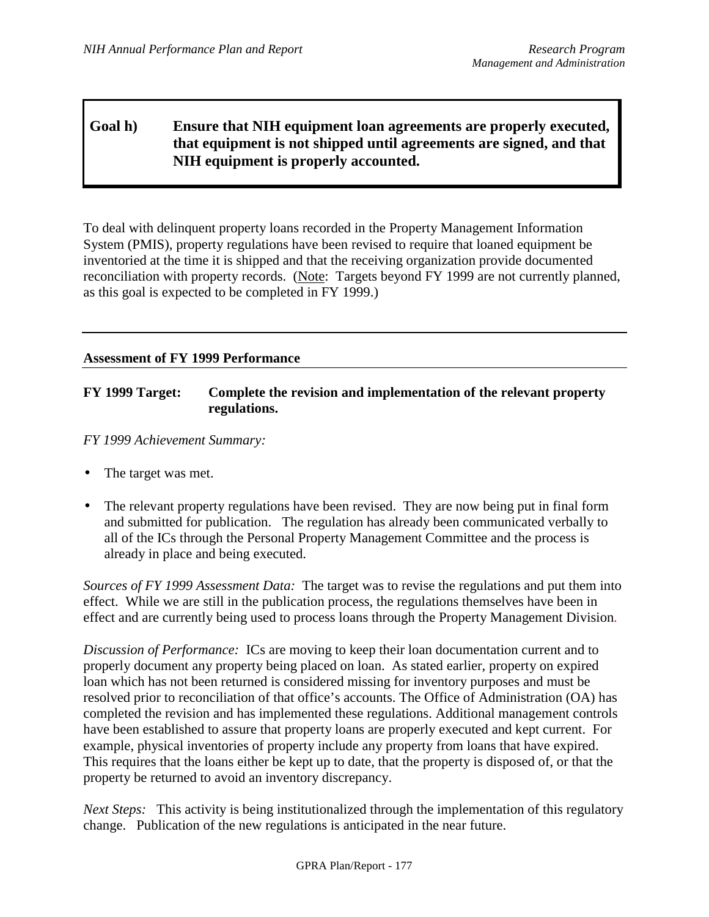## Goal h) Ensure that NIH equipment loan agreements are properly executed, that equipment is not shipped until agreements are signed, and that NIH equipment is properly accounted.

To deal with delinquent property loans recorded in the Property Management Information System (PMIS), property regulations have been revised to require that loaned equipment be inventoried at the time it is shipped and that the receiving organization provide documented reconciliation with property records. (Note: Targets beyond FY 1999 are not currently planned, as this goal is expected to be completed in FY 1999.)

---

### Assessment of FY 1999 Performance

**FY 1999 Target: Complete the revision and implementation of the relevant property regulations.**

*FY 1999 Achievement Summary:*

- The target was met.
- The relevant property regulations have been revised. They are now being put in final form and submitted for publication. The regulation has already been communicated verbally to all of the ICs through the Personal Property Management Committee and the process is already in place and being executed.

*Sources of FY 1999 Assessment Data:* The target was to revise the regulations and put them into effect. While we are still in the publication process, the regulations themselves have been in effect and are currently being used to process loans through the Property Management Division.

*Discussion of Performance:* ICs are moving to keep their loan documentation current and to properly document any property being placed on loan. As stated earlier, property on expired loan which has not been returned is considered missing for inventory purposes and must be resolved prior to reconciliation of that office's accounts. The Office of Administration (OA) has completed the revision and has implemented these regulations. Additional management controls have been established to assure that property loans are properly executed and kept current. For example, physical inventories of property include any property from loans that have expired. This requires that the loans either be kept up to date, that the property is disposed of, or that the property be returned to avoid an inventory discrepancy.

*Next Steps:* This activity is being institutionalized through the implementation of this regulatory change. Publication of the new regulations is anticipated in the near future.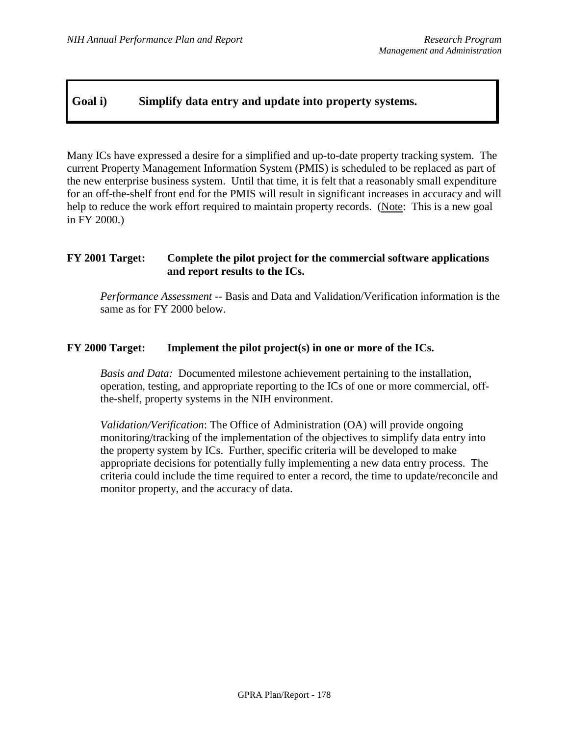## Goal i) Simplify data entry and update into property systems.

Many ICs have expressed a desire for a simplified and up-to-date property tracking system. The current Property Management Information System (PMIS) is scheduled to be replaced as part of the new enterprise business system. Until that time, it is felt that a reasonably small expenditure for an off-the-shelf front end for the PMIS will result in significant increases in accuracy and will help to reduce the work effort required to maintain property records. (Note: This is a new goal in FY 2000.)

**FY 2001 Target: Complete the pilot project for the commercial software applications and report results to the ICs.**

*Performance Assessment* -- Basis and Data and Validation/Verification information is the same as for FY 2000 below.

**FY 2000 Target: Implement the pilot project(s) in one or more of the ICs.**

*Basis and Data:* Documented milestone achievement pertaining to the installation, operation, testing, and appropriate reporting to the ICs of one or more commercial, off-the-shelf, property systems in the NIH environment.

*Validation/Verification*: The Office of Administration (OA) will provide ongoing monitoring/tracking of the implementation of the objectives to simplify data entry into the property system by ICs. Further, specific criteria will be developed to make appropriate decisions for potentially fully implementing a new data entry process. The criteria could include the time required to enter a record, the time to update/reconcile and monitor property, and the accuracy of data.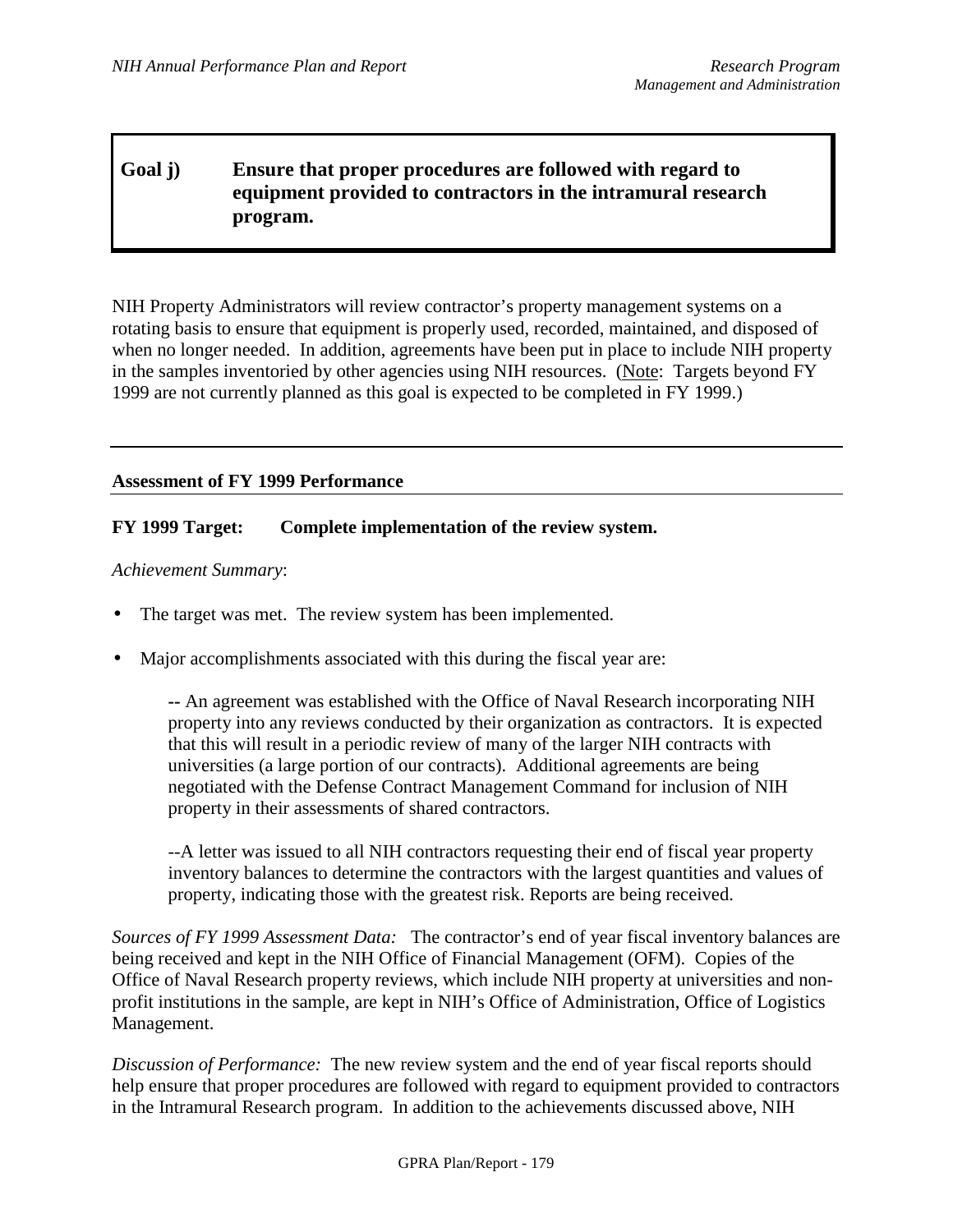**Goal j) Ensure that proper procedures are followed with regard to equipment provided to contractors in the intramural research program.**

NIH Property Administrators will review contractor's property management systems on a rotating basis to ensure that equipment is properly used, recorded, maintained, and disposed of when no longer needed. In addition, agreements have been put in place to include NIH property in the samples inventoried by other agencies using NIH resources. (Note: Targets beyond FY 1999 are not currently planned as this goal is expected to be completed in FY 1999.)

---

**Assessment of FY 1999 Performance**

**FY 1999 Target: Complete implementation of the review system.**

*Achievement Summary*:

- The target was met. The review system has been implemented.
- Major accomplishments associated with this during the fiscal year are:

  -- An agreement was established with the Office of Naval Research incorporating NIH property into any reviews conducted by their organization as contractors. It is expected that this will result in a periodic review of many of the larger NIH contracts with universities (a large portion of our contracts). Additional agreements are being negotiated with the Defense Contract Management Command for inclusion of NIH property in their assessments of shared contractors.

  --A letter was issued to all NIH contractors requesting their end of fiscal year property inventory balances to determine the contractors with the largest quantities and values of property, indicating those with the greatest risk. Reports are being received.

*Sources of FY 1999 Assessment Data:* The contractor's end of year fiscal inventory balances are being received and kept in the NIH Office of Financial Management (OFM). Copies of the Office of Naval Research property reviews, which include NIH property at universities and non-profit institutions in the sample, are kept in NIH's Office of Administration, Office of Logistics Management.

*Discussion of Performance:* The new review system and the end of year fiscal reports should help ensure that proper procedures are followed with regard to equipment provided to contractors in the Intramural Research program. In addition to the achievements discussed above, NIH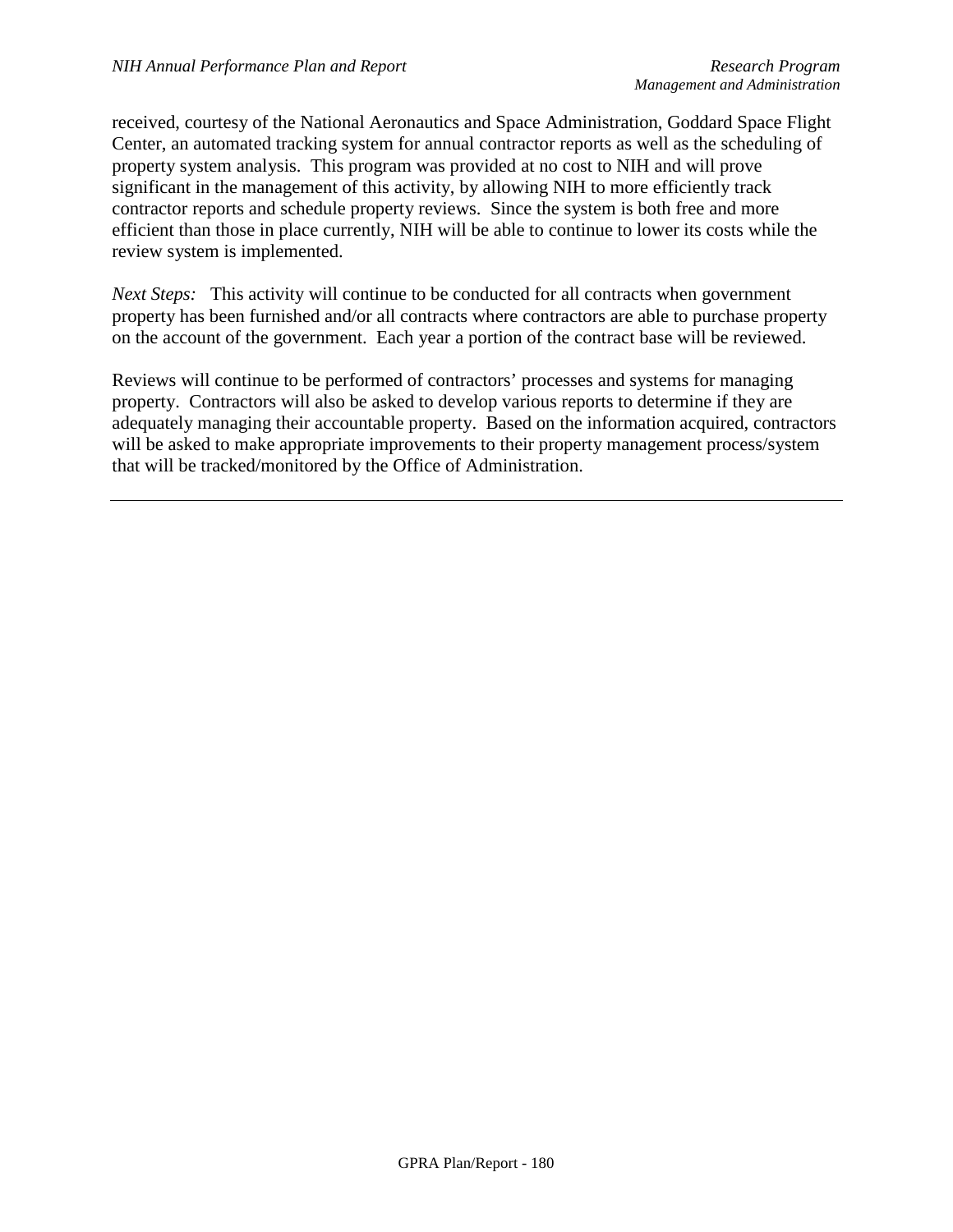received, courtesy of the National Aeronautics and Space Administration, Goddard Space Flight Center, an automated tracking system for annual contractor reports as well as the scheduling of property system analysis. This program was provided at no cost to NIH and will prove significant in the management of this activity, by allowing NIH to more efficiently track contractor reports and schedule property reviews. Since the system is both free and more efficient than those in place currently, NIH will be able to continue to lower its costs while the review system is implemented.

*Next Steps:* This activity will continue to be conducted for all contracts when government property has been furnished and/or all contracts where contractors are able to purchase property on the account of the government. Each year a portion of the contract base will be reviewed.

Reviews will continue to be performed of contractors' processes and systems for managing property. Contractors will also be asked to develop various reports to determine if they are adequately managing their accountable property. Based on the information acquired, contractors will be asked to make appropriate improvements to their property management process/system that will be tracked/monitored by the Office of Administration.

---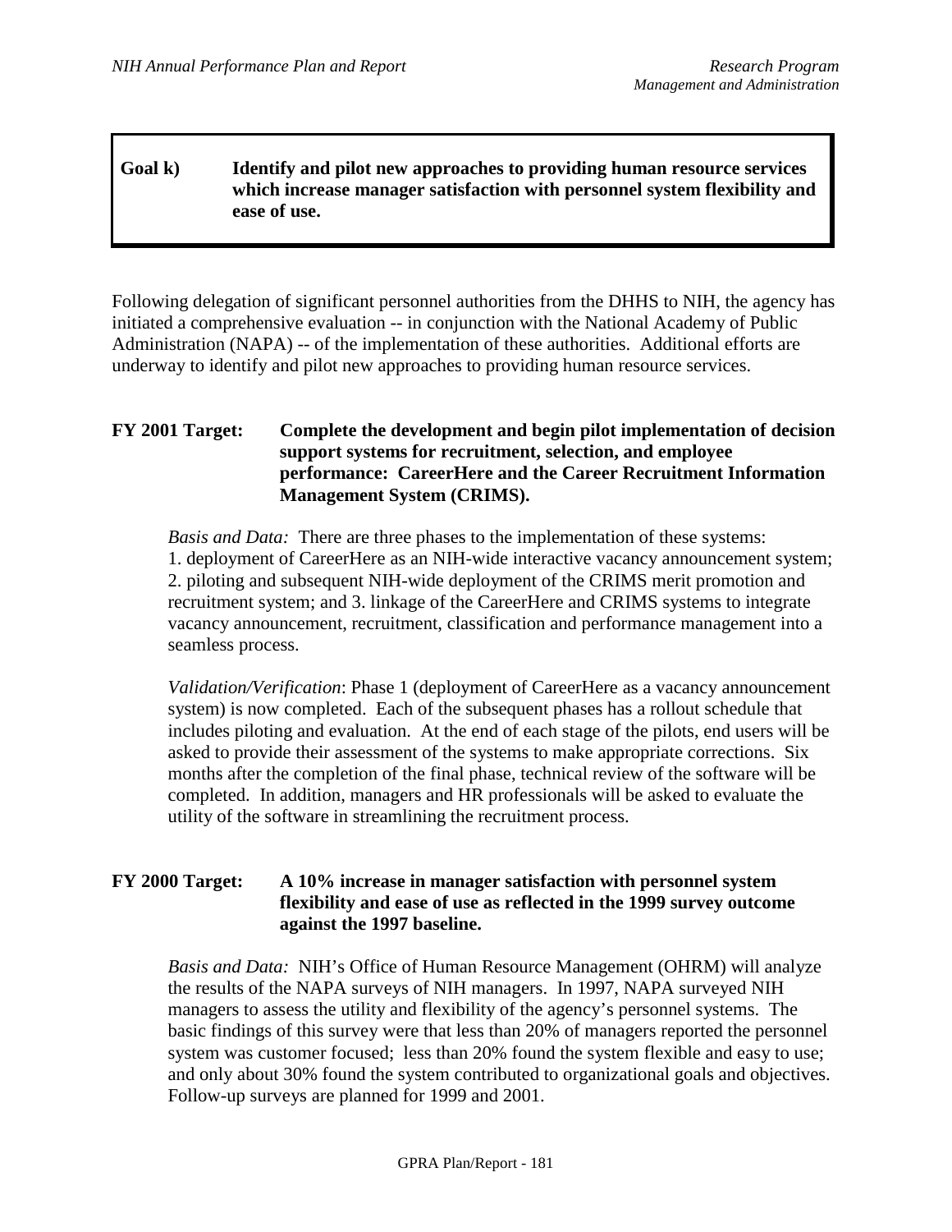**Goal k) Identify and pilot new approaches to providing human resource services which increase manager satisfaction with personnel system flexibility and ease of use.**

Following delegation of significant personnel authorities from the DHHS to NIH, the agency has initiated a comprehensive evaluation -- in conjunction with the National Academy of Public Administration (NAPA) -- of the implementation of these authorities. Additional efforts are underway to identify and pilot new approaches to providing human resource services.

**FY 2001 Target: Complete the development and begin pilot implementation of decision support systems for recruitment, selection, and employee performance: CareerHere and the Career Recruitment Information Management System (CRIMS).**

*Basis and Data:* There are three phases to the implementation of these systems: 1. deployment of CareerHere as an NIH-wide interactive vacancy announcement system; 2. piloting and subsequent NIH-wide deployment of the CRIMS merit promotion and recruitment system; and 3. linkage of the CareerHere and CRIMS systems to integrate vacancy announcement, recruitment, classification and performance management into a seamless process.

*Validation/Verification*: Phase 1 (deployment of CareerHere as a vacancy announcement system) is now completed. Each of the subsequent phases has a rollout schedule that includes piloting and evaluation. At the end of each stage of the pilots, end users will be asked to provide their assessment of the systems to make appropriate corrections. Six months after the completion of the final phase, technical review of the software will be completed. In addition, managers and HR professionals will be asked to evaluate the utility of the software in streamlining the recruitment process.

**FY 2000 Target: A 10% increase in manager satisfaction with personnel system flexibility and ease of use as reflected in the 1999 survey outcome against the 1997 baseline.**

*Basis and Data:* NIH's Office of Human Resource Management (OHRM) will analyze the results of the NAPA surveys of NIH managers. In 1997, NAPA surveyed NIH managers to assess the utility and flexibility of the agency's personnel systems. The basic findings of this survey were that less than 20% of managers reported the personnel system was customer focused; less than 20% found the system flexible and easy to use; and only about 30% found the system contributed to organizational goals and objectives. Follow-up surveys are planned for 1999 and 2001.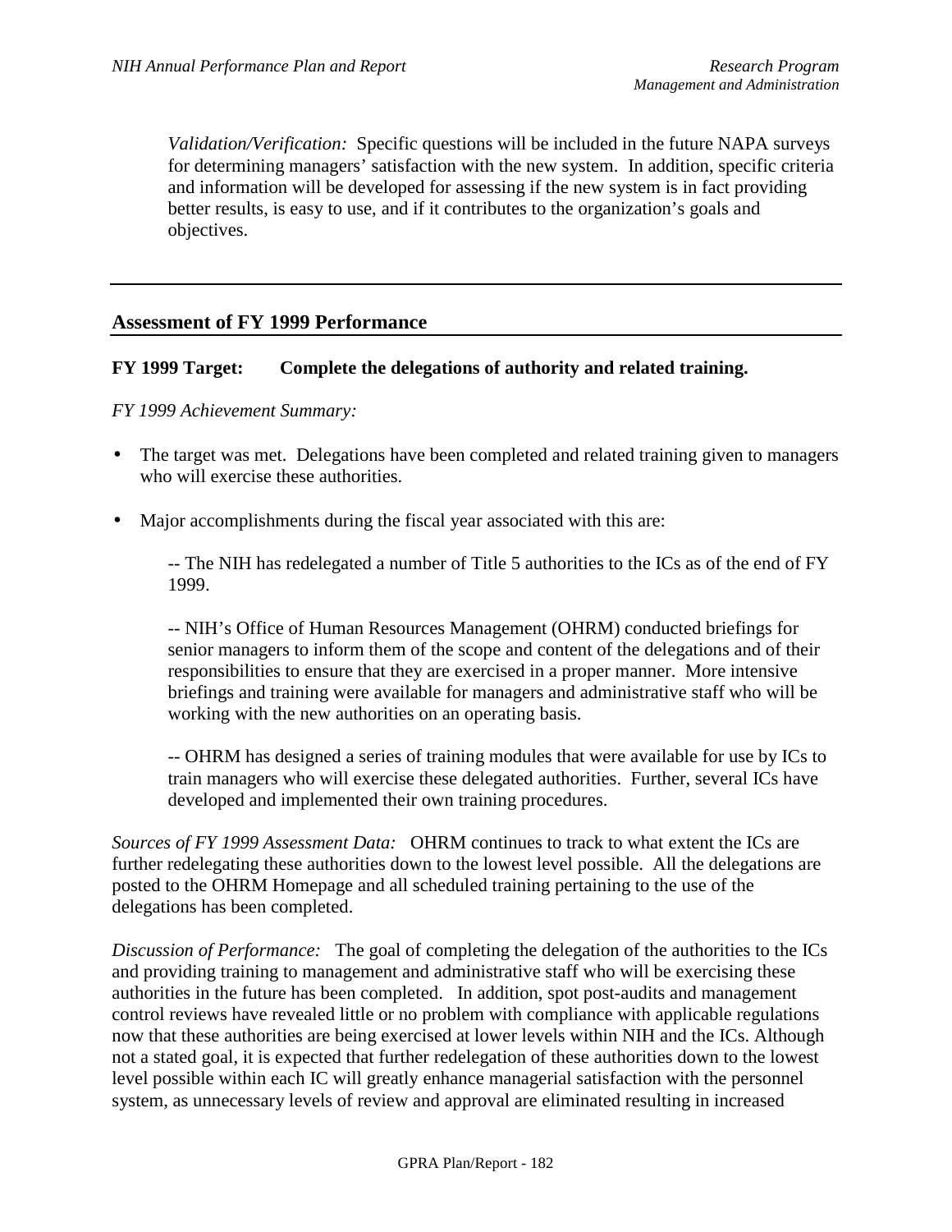*Validation/Verification:* Specific questions will be included in the future NAPA surveys for determining managers' satisfaction with the new system. In addition, specific criteria and information will be developed for assessing if the new system is in fact providing better results, is easy to use, and if it contributes to the organization's goals and objectives.

---

## Assessment of FY 1999 Performance

**FY 1999 Target: Complete the delegations of authority and related training.**

*FY 1999 Achievement Summary:*

- The target was met. Delegations have been completed and related training given to managers who will exercise these authorities.
- Major accomplishments during the fiscal year associated with this are:

  -- The NIH has redelegated a number of Title 5 authorities to the ICs as of the end of FY 1999.

  -- NIH's Office of Human Resources Management (OHRM) conducted briefings for senior managers to inform them of the scope and content of the delegations and of their responsibilities to ensure that they are exercised in a proper manner. More intensive briefings and training were available for managers and administrative staff who will be working with the new authorities on an operating basis.

  -- OHRM has designed a series of training modules that were available for use by ICs to train managers who will exercise these delegated authorities. Further, several ICs have developed and implemented their own training procedures.

*Sources of FY 1999 Assessment Data:* OHRM continues to track to what extent the ICs are further redelegating these authorities down to the lowest level possible. All the delegations are posted to the OHRM Homepage and all scheduled training pertaining to the use of the delegations has been completed.

*Discussion of Performance:* The goal of completing the delegation of the authorities to the ICs and providing training to management and administrative staff who will be exercising these authorities in the future has been completed. In addition, spot post-audits and management control reviews have revealed little or no problem with compliance with applicable regulations now that these authorities are being exercised at lower levels within NIH and the ICs. Although not a stated goal, it is expected that further redelegation of these authorities down to the lowest level possible within each IC will greatly enhance managerial satisfaction with the personnel system, as unnecessary levels of review and approval are eliminated resulting in increased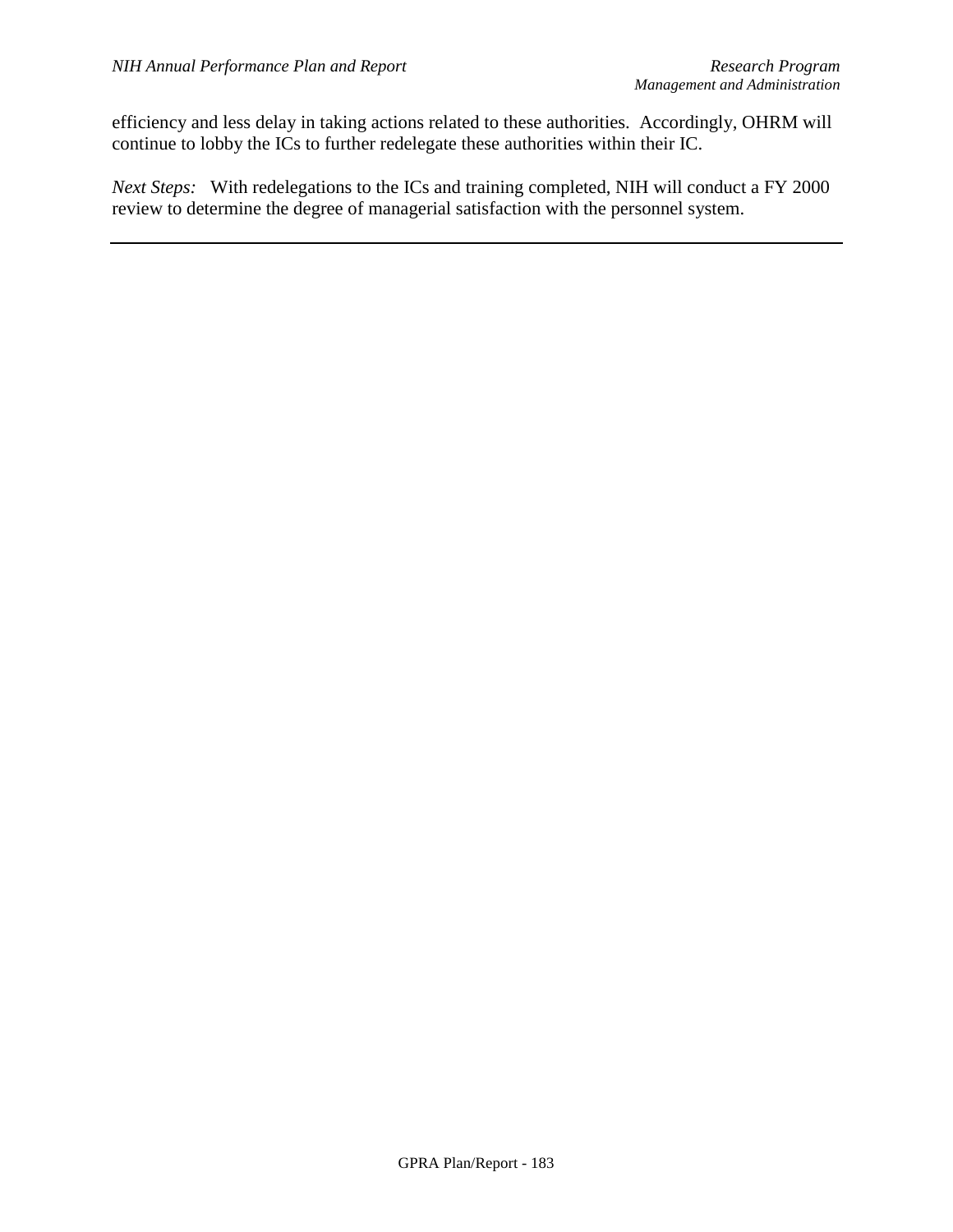efficiency and less delay in taking actions related to these authorities. Accordingly, OHRM will continue to lobby the ICs to further redelegate these authorities within their IC.

*Next Steps:* With redelegations to the ICs and training completed, NIH will conduct a FY 2000 review to determine the degree of managerial satisfaction with the personnel system.

---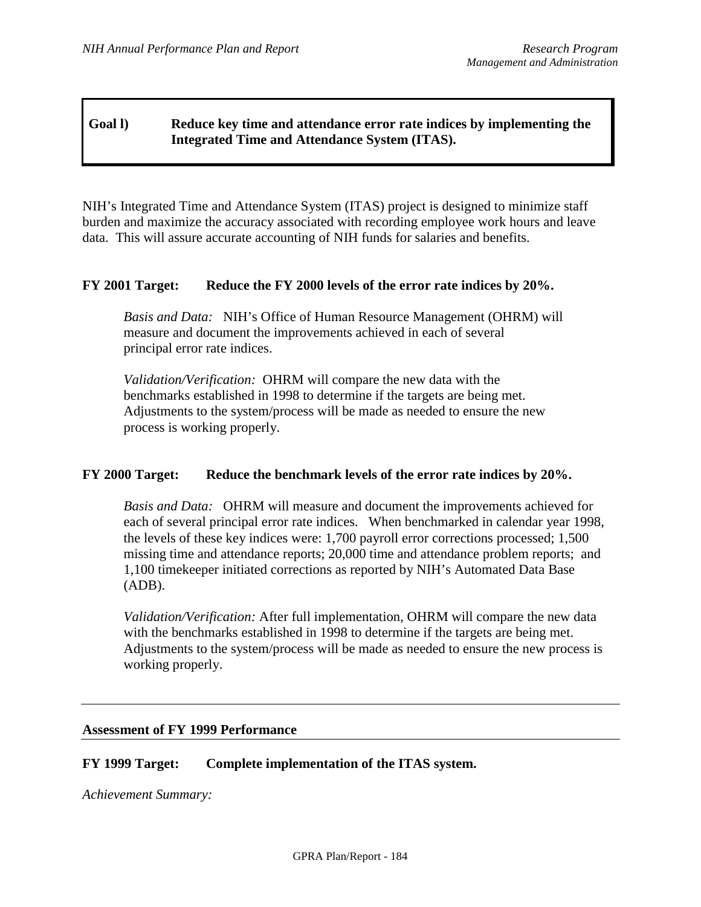**Goal l) Reduce key time and attendance error rate indices by implementing the Integrated Time and Attendance System (ITAS).**

NIH's Integrated Time and Attendance System (ITAS) project is designed to minimize staff burden and maximize the accuracy associated with recording employee work hours and leave data. This will assure accurate accounting of NIH funds for salaries and benefits.

**FY 2001 Target: Reduce the FY 2000 levels of the error rate indices by 20%.**

*Basis and Data:* NIH's Office of Human Resource Management (OHRM) will measure and document the improvements achieved in each of several principal error rate indices.

*Validation/Verification:* OHRM will compare the new data with the benchmarks established in 1998 to determine if the targets are being met. Adjustments to the system/process will be made as needed to ensure the new process is working properly.

**FY 2000 Target: Reduce the benchmark levels of the error rate indices by 20%.**

*Basis and Data:* OHRM will measure and document the improvements achieved for each of several principal error rate indices. When benchmarked in calendar year 1998, the levels of these key indices were: 1,700 payroll error corrections processed; 1,500 missing time and attendance reports; 20,000 time and attendance problem reports; and 1,100 timekeeper initiated corrections as reported by NIH's Automated Data Base (ADB).

*Validation/Verification:* After full implementation, OHRM will compare the new data with the benchmarks established in 1998 to determine if the targets are being met. Adjustments to the system/process will be made as needed to ensure the new process is working properly.

---

**Assessment of FY 1999 Performance**

**FY 1999 Target: Complete implementation of the ITAS system.**

*Achievement Summary:*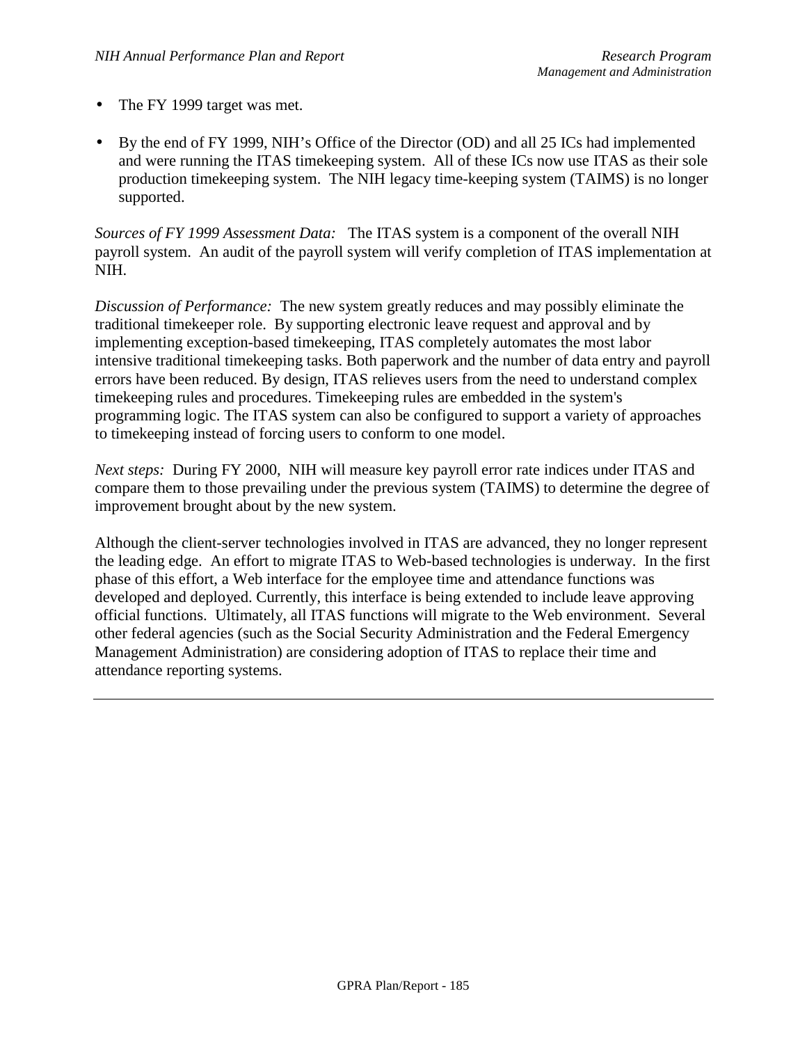- The FY 1999 target was met.
- By the end of FY 1999, NIH's Office of the Director (OD) and all 25 ICs had implemented and were running the ITAS timekeeping system. All of these ICs now use ITAS as their sole production timekeeping system. The NIH legacy time-keeping system (TAIMS) is no longer supported.

*Sources of FY 1999 Assessment Data:* The ITAS system is a component of the overall NIH payroll system. An audit of the payroll system will verify completion of ITAS implementation at NIH.

*Discussion of Performance:* The new system greatly reduces and may possibly eliminate the traditional timekeeper role. By supporting electronic leave request and approval and by implementing exception-based timekeeping, ITAS completely automates the most labor intensive traditional timekeeping tasks. Both paperwork and the number of data entry and payroll errors have been reduced. By design, ITAS relieves users from the need to understand complex timekeeping rules and procedures. Timekeeping rules are embedded in the system's programming logic. The ITAS system can also be configured to support a variety of approaches to timekeeping instead of forcing users to conform to one model.

*Next steps:* During FY 2000, NIH will measure key payroll error rate indices under ITAS and compare them to those prevailing under the previous system (TAIMS) to determine the degree of improvement brought about by the new system.

Although the client-server technologies involved in ITAS are advanced, they no longer represent the leading edge. An effort to migrate ITAS to Web-based technologies is underway. In the first phase of this effort, a Web interface for the employee time and attendance functions was developed and deployed. Currently, this interface is being extended to include leave approving official functions. Ultimately, all ITAS functions will migrate to the Web environment. Several other federal agencies (such as the Social Security Administration and the Federal Emergency Management Administration) are considering adoption of ITAS to replace their time and attendance reporting systems.

---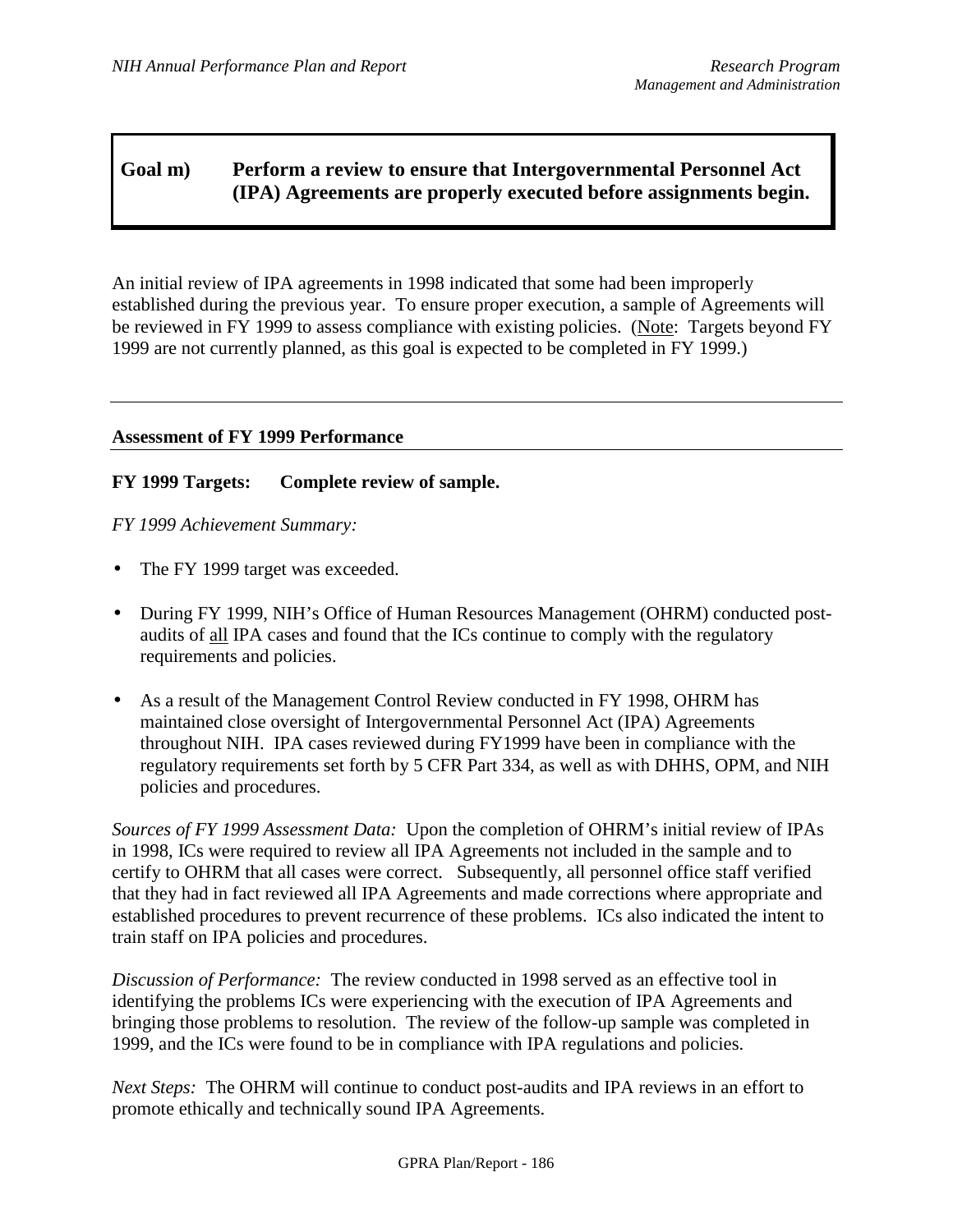## Goal m) Perform a review to ensure that Intergovernmental Personnel Act (IPA) Agreements are properly executed before assignments begin.

An initial review of IPA agreements in 1998 indicated that some had been improperly established during the previous year. To ensure proper execution, a sample of Agreements will be reviewed in FY 1999 to assess compliance with existing policies. (Note: Targets beyond FY 1999 are not currently planned, as this goal is expected to be completed in FY 1999.)

---

### Assessment of FY 1999 Performance

**FY 1999 Targets: Complete review of sample.**

*FY 1999 Achievement Summary:*

- The FY 1999 target was exceeded.
- During FY 1999, NIH's Office of Human Resources Management (OHRM) conducted post-audits of all IPA cases and found that the ICs continue to comply with the regulatory requirements and policies.
- As a result of the Management Control Review conducted in FY 1998, OHRM has maintained close oversight of Intergovernmental Personnel Act (IPA) Agreements throughout NIH. IPA cases reviewed during FY1999 have been in compliance with the regulatory requirements set forth by 5 CFR Part 334, as well as with DHHS, OPM, and NIH policies and procedures.

*Sources of FY 1999 Assessment Data:* Upon the completion of OHRM's initial review of IPAs in 1998, ICs were required to review all IPA Agreements not included in the sample and to certify to OHRM that all cases were correct. Subsequently, all personnel office staff verified that they had in fact reviewed all IPA Agreements and made corrections where appropriate and established procedures to prevent recurrence of these problems. ICs also indicated the intent to train staff on IPA policies and procedures.

*Discussion of Performance:* The review conducted in 1998 served as an effective tool in identifying the problems ICs were experiencing with the execution of IPA Agreements and bringing those problems to resolution. The review of the follow-up sample was completed in 1999, and the ICs were found to be in compliance with IPA regulations and policies.

*Next Steps:* The OHRM will continue to conduct post-audits and IPA reviews in an effort to promote ethically and technically sound IPA Agreements.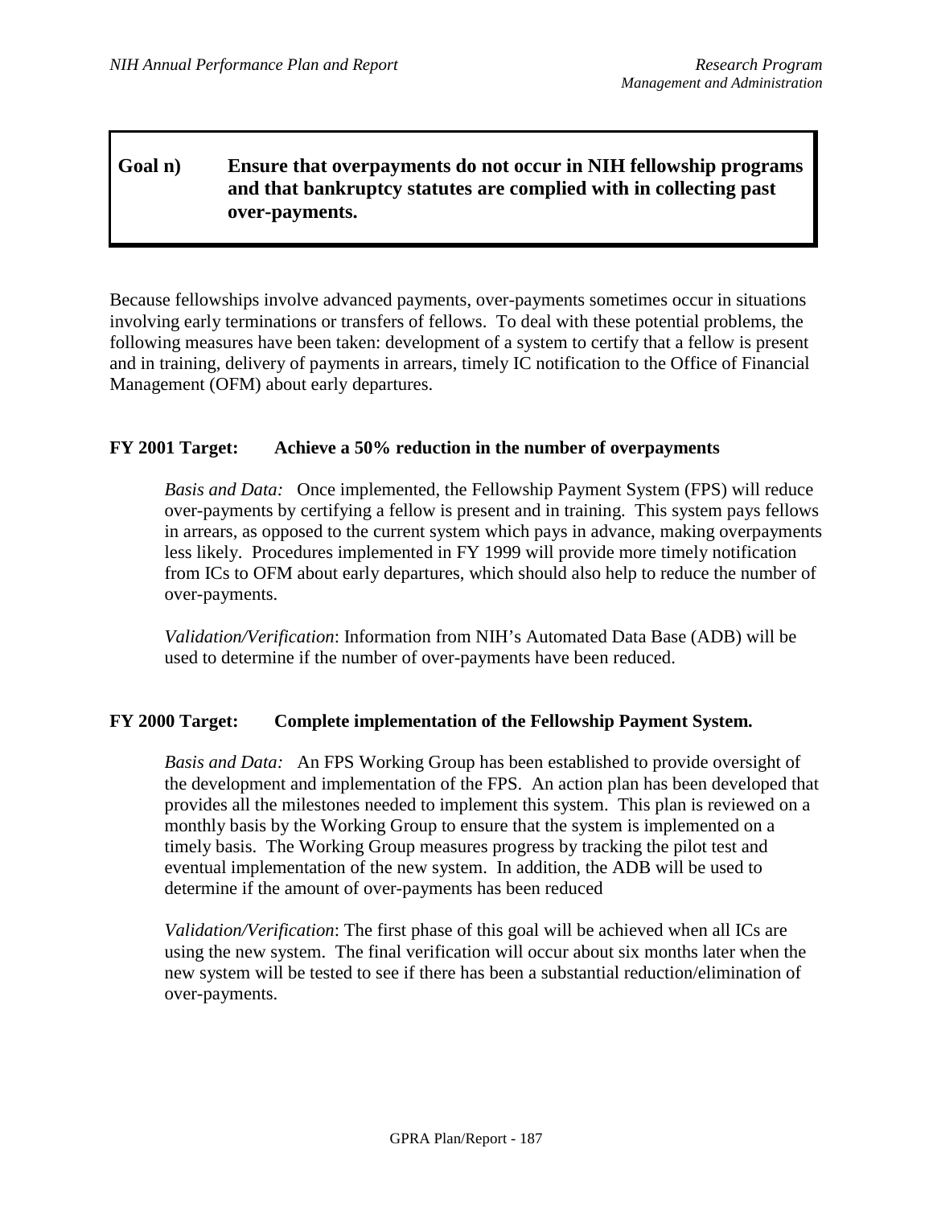## Goal n) Ensure that overpayments do not occur in NIH fellowship programs and that bankruptcy statutes are complied with in collecting past over-payments.

Because fellowships involve advanced payments, over-payments sometimes occur in situations involving early terminations or transfers of fellows. To deal with these potential problems, the following measures have been taken: development of a system to certify that a fellow is present and in training, delivery of payments in arrears, timely IC notification to the Office of Financial Management (OFM) about early departures.

**FY 2001 Target: Achieve a 50% reduction in the number of overpayments**

*Basis and Data:* Once implemented, the Fellowship Payment System (FPS) will reduce over-payments by certifying a fellow is present and in training. This system pays fellows in arrears, as opposed to the current system which pays in advance, making overpayments less likely. Procedures implemented in FY 1999 will provide more timely notification from ICs to OFM about early departures, which should also help to reduce the number of over-payments.

*Validation/Verification*: Information from NIH's Automated Data Base (ADB) will be used to determine if the number of over-payments have been reduced.

**FY 2000 Target: Complete implementation of the Fellowship Payment System.**

*Basis and Data:* An FPS Working Group has been established to provide oversight of the development and implementation of the FPS. An action plan has been developed that provides all the milestones needed to implement this system. This plan is reviewed on a monthly basis by the Working Group to ensure that the system is implemented on a timely basis. The Working Group measures progress by tracking the pilot test and eventual implementation of the new system. In addition, the ADB will be used to determine if the amount of over-payments has been reduced

*Validation/Verification*: The first phase of this goal will be achieved when all ICs are using the new system. The final verification will occur about six months later when the new system will be tested to see if there has been a substantial reduction/elimination of over-payments.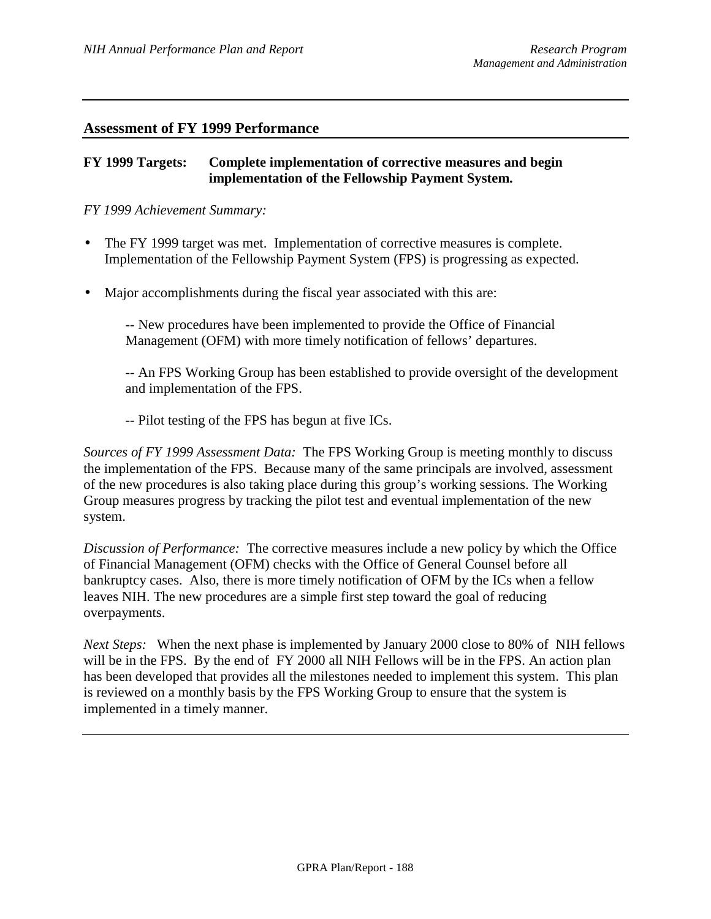## Assessment of FY 1999 Performance

**FY 1999 Targets: Complete implementation of corrective measures and begin implementation of the Fellowship Payment System.**

*FY 1999 Achievement Summary:*

- The FY 1999 target was met. Implementation of corrective measures is complete. Implementation of the Fellowship Payment System (FPS) is progressing as expected.
- Major accomplishments during the fiscal year associated with this are:

  -- New procedures have been implemented to provide the Office of Financial Management (OFM) with more timely notification of fellows' departures.

  -- An FPS Working Group has been established to provide oversight of the development and implementation of the FPS.

  -- Pilot testing of the FPS has begun at five ICs.

*Sources of FY 1999 Assessment Data:* The FPS Working Group is meeting monthly to discuss the implementation of the FPS. Because many of the same principals are involved, assessment of the new procedures is also taking place during this group's working sessions. The Working Group measures progress by tracking the pilot test and eventual implementation of the new system.

*Discussion of Performance:* The corrective measures include a new policy by which the Office of Financial Management (OFM) checks with the Office of General Counsel before all bankruptcy cases. Also, there is more timely notification of OFM by the ICs when a fellow leaves NIH. The new procedures are a simple first step toward the goal of reducing overpayments.

*Next Steps:* When the next phase is implemented by January 2000 close to 80% of NIH fellows will be in the FPS. By the end of FY 2000 all NIH Fellows will be in the FPS. An action plan has been developed that provides all the milestones needed to implement this system. This plan is reviewed on a monthly basis by the FPS Working Group to ensure that the system is implemented in a timely manner.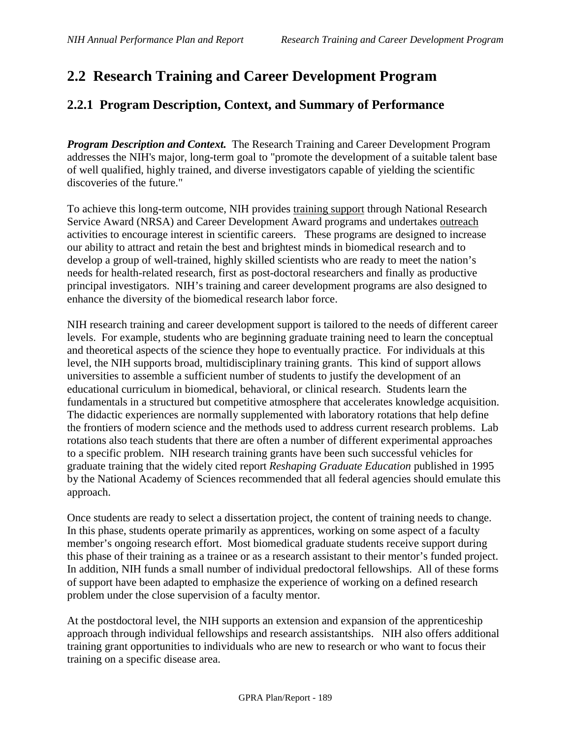## 2.2 Research Training and Career Development Program

### 2.2.1 Program Description, Context, and Summary of Performance

***Program Description and Context.*** The Research Training and Career Development Program addresses the NIH's major, long-term goal to "promote the development of a suitable talent base of well qualified, highly trained, and diverse investigators capable of yielding the scientific discoveries of the future."

To achieve this long-term outcome, NIH provides training support through National Research Service Award (NRSA) and Career Development Award programs and undertakes outreach activities to encourage interest in scientific careers. These programs are designed to increase our ability to attract and retain the best and brightest minds in biomedical research and to develop a group of well-trained, highly skilled scientists who are ready to meet the nation's needs for health-related research, first as post-doctoral researchers and finally as productive principal investigators. NIH's training and career development programs are also designed to enhance the diversity of the biomedical research labor force.

NIH research training and career development support is tailored to the needs of different career levels. For example, students who are beginning graduate training need to learn the conceptual and theoretical aspects of the science they hope to eventually practice. For individuals at this level, the NIH supports broad, multidisciplinary training grants. This kind of support allows universities to assemble a sufficient number of students to justify the development of an educational curriculum in biomedical, behavioral, or clinical research. Students learn the fundamentals in a structured but competitive atmosphere that accelerates knowledge acquisition. The didactic experiences are normally supplemented with laboratory rotations that help define the frontiers of modern science and the methods used to address current research problems. Lab rotations also teach students that there are often a number of different experimental approaches to a specific problem. NIH research training grants have been such successful vehicles for graduate training that the widely cited report *Reshaping Graduate Education* published in 1995 by the National Academy of Sciences recommended that all federal agencies should emulate this approach.

Once students are ready to select a dissertation project, the content of training needs to change. In this phase, students operate primarily as apprentices, working on some aspect of a faculty member's ongoing research effort. Most biomedical graduate students receive support during this phase of their training as a trainee or as a research assistant to their mentor's funded project. In addition, NIH funds a small number of individual predoctoral fellowships. All of these forms of support have been adapted to emphasize the experience of working on a defined research problem under the close supervision of a faculty mentor.

At the postdoctoral level, the NIH supports an extension and expansion of the apprenticeship approach through individual fellowships and research assistantships. NIH also offers additional training grant opportunities to individuals who are new to research or who want to focus their training on a specific disease area.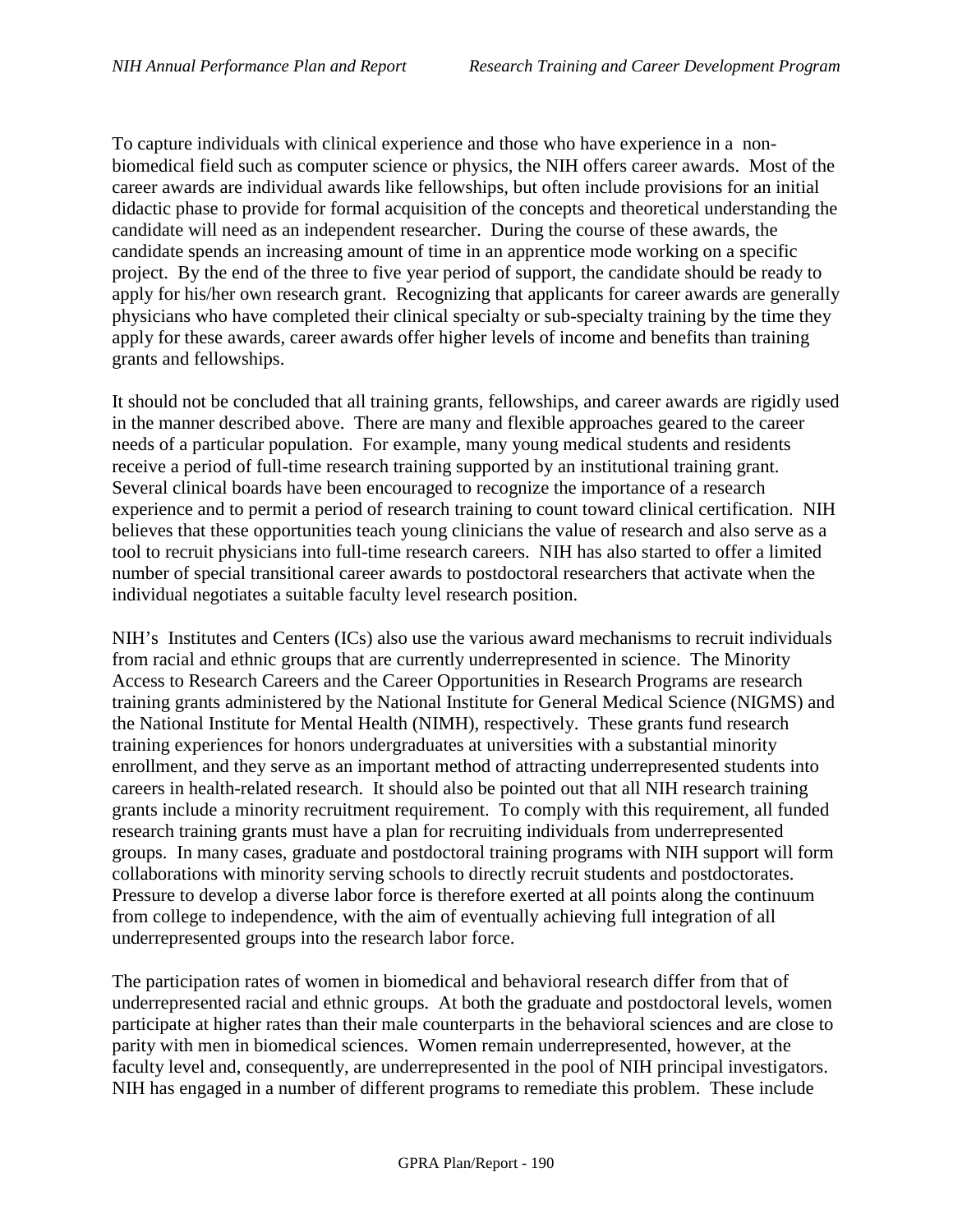To capture individuals with clinical experience and those who have experience in a non-biomedical field such as computer science or physics, the NIH offers career awards. Most of the career awards are individual awards like fellowships, but often include provisions for an initial didactic phase to provide for formal acquisition of the concepts and theoretical understanding the candidate will need as an independent researcher. During the course of these awards, the candidate spends an increasing amount of time in an apprentice mode working on a specific project. By the end of the three to five year period of support, the candidate should be ready to apply for his/her own research grant. Recognizing that applicants for career awards are generally physicians who have completed their clinical specialty or sub-specialty training by the time they apply for these awards, career awards offer higher levels of income and benefits than training grants and fellowships.

It should not be concluded that all training grants, fellowships, and career awards are rigidly used in the manner described above. There are many and flexible approaches geared to the career needs of a particular population. For example, many young medical students and residents receive a period of full-time research training supported by an institutional training grant. Several clinical boards have been encouraged to recognize the importance of a research experience and to permit a period of research training to count toward clinical certification. NIH believes that these opportunities teach young clinicians the value of research and also serve as a tool to recruit physicians into full-time research careers. NIH has also started to offer a limited number of special transitional career awards to postdoctoral researchers that activate when the individual negotiates a suitable faculty level research position.

NIH's Institutes and Centers (ICs) also use the various award mechanisms to recruit individuals from racial and ethnic groups that are currently underrepresented in science. The Minority Access to Research Careers and the Career Opportunities in Research Programs are research training grants administered by the National Institute for General Medical Science (NIGMS) and the National Institute for Mental Health (NIMH), respectively. These grants fund research training experiences for honors undergraduates at universities with a substantial minority enrollment, and they serve as an important method of attracting underrepresented students into careers in health-related research. It should also be pointed out that all NIH research training grants include a minority recruitment requirement. To comply with this requirement, all funded research training grants must have a plan for recruiting individuals from underrepresented groups. In many cases, graduate and postdoctoral training programs with NIH support will form collaborations with minority serving schools to directly recruit students and postdoctorates. Pressure to develop a diverse labor force is therefore exerted at all points along the continuum from college to independence, with the aim of eventually achieving full integration of all underrepresented groups into the research labor force.

The participation rates of women in biomedical and behavioral research differ from that of underrepresented racial and ethnic groups. At both the graduate and postdoctoral levels, women participate at higher rates than their male counterparts in the behavioral sciences and are close to parity with men in biomedical sciences. Women remain underrepresented, however, at the faculty level and, consequently, are underrepresented in the pool of NIH principal investigators. NIH has engaged in a number of different programs to remediate this problem. These include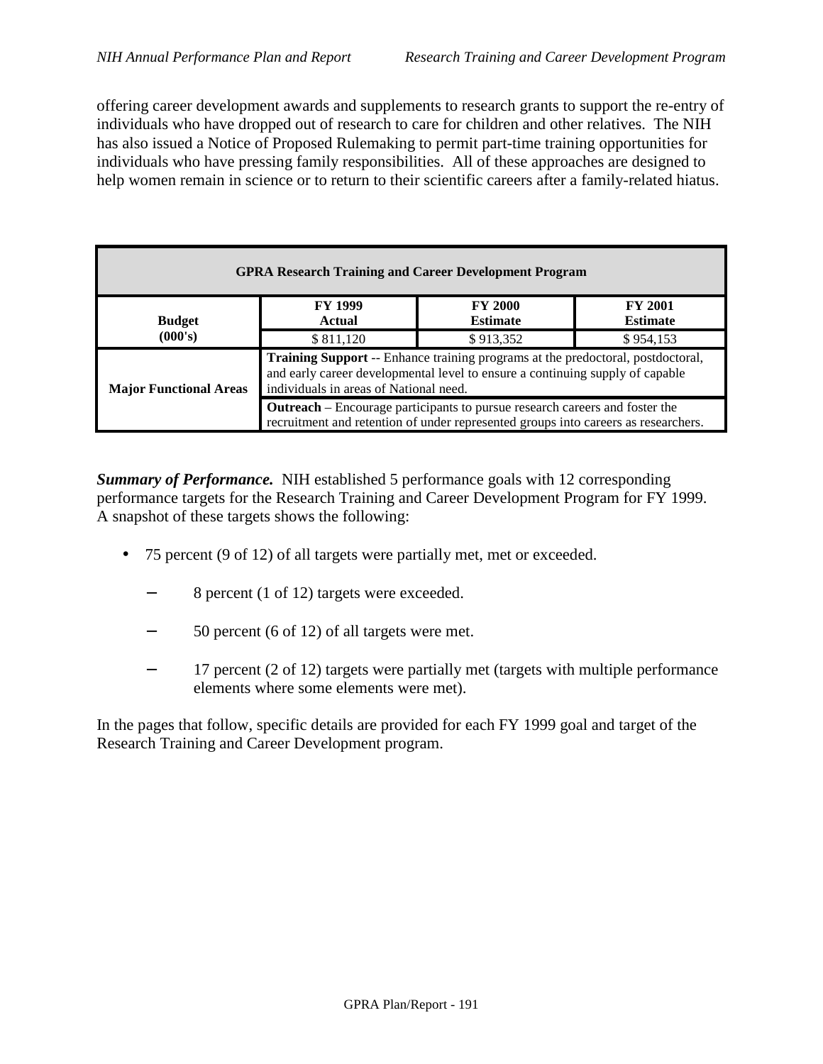offering career development awards and supplements to research grants to support the re-entry of individuals who have dropped out of research to care for children and other relatives. The NIH has also issued a Notice of Proposed Rulemaking to permit part-time training opportunities for individuals who have pressing family responsibilities. All of these approaches are designed to help women remain in science or to return to their scientific careers after a family-related hiatus.

| GPRA Research Training and Career Development Program | | | |
|---|---|---|---|
| **Budget (000's)** | **FY 1999 Actual** | **FY 2000 Estimate** | **FY 2001 Estimate** |
| | $ 811,120 | $ 913,352 | $ 954,153 |
| **Major Functional Areas** | **Training Support** -- Enhance training programs at the predoctoral, postdoctoral, and early career developmental level to ensure a continuing supply of capable individuals in areas of National need. | | |
| | **Outreach** – Encourage participants to pursue research careers and foster the recruitment and retention of under represented groups into careers as researchers. | | |

***Summary of Performance.*** NIH established 5 performance goals with 12 corresponding performance targets for the Research Training and Career Development Program for FY 1999. A snapshot of these targets shows the following:

- 75 percent (9 of 12) of all targets were partially met, met or exceeded.
  - 8 percent (1 of 12) targets were exceeded.
  - 50 percent (6 of 12) of all targets were met.
  - 17 percent (2 of 12) targets were partially met (targets with multiple performance elements where some elements were met).

In the pages that follow, specific details are provided for each FY 1999 goal and target of the Research Training and Career Development program.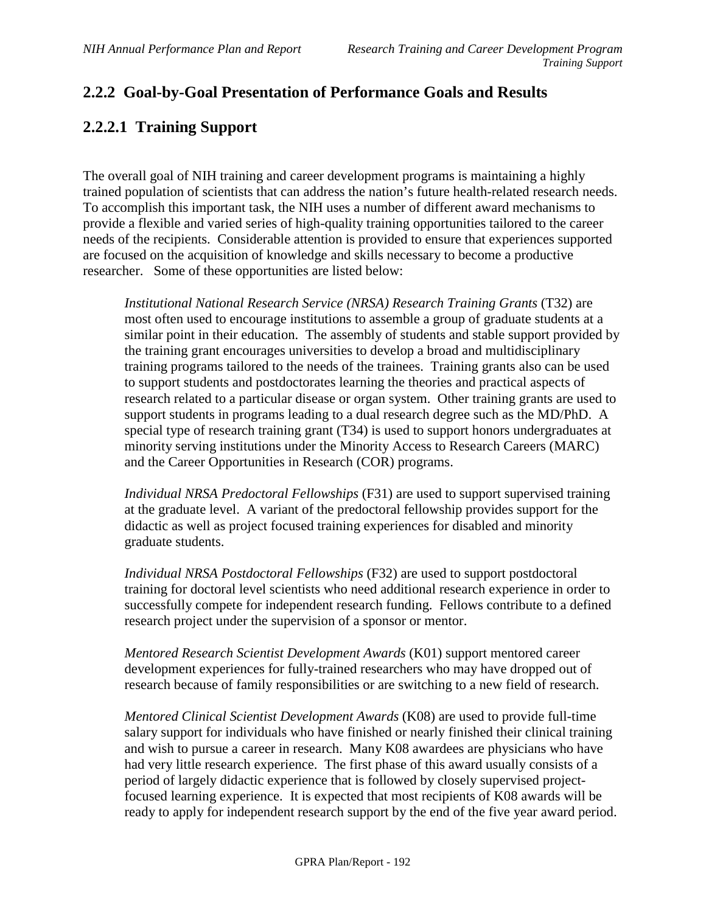## 2.2.2 Goal-by-Goal Presentation of Performance Goals and Results

## 2.2.2.1 Training Support

The overall goal of NIH training and career development programs is maintaining a highly trained population of scientists that can address the nation's future health-related research needs. To accomplish this important task, the NIH uses a number of different award mechanisms to provide a flexible and varied series of high-quality training opportunities tailored to the career needs of the recipients. Considerable attention is provided to ensure that experiences supported are focused on the acquisition of knowledge and skills necessary to become a productive researcher. Some of these opportunities are listed below:

> *Institutional National Research Service (NRSA) Research Training Grants* (T32) are most often used to encourage institutions to assemble a group of graduate students at a similar point in their education. The assembly of students and stable support provided by the training grant encourages universities to develop a broad and multidisciplinary training programs tailored to the needs of the trainees. Training grants also can be used to support students and postdoctorates learning the theories and practical aspects of research related to a particular disease or organ system. Other training grants are used to support students in programs leading to a dual research degree such as the MD/PhD. A special type of research training grant (T34) is used to support honors undergraduates at minority serving institutions under the Minority Access to Research Careers (MARC) and the Career Opportunities in Research (COR) programs.
>
> *Individual NRSA Predoctoral Fellowships* (F31) are used to support supervised training at the graduate level. A variant of the predoctoral fellowship provides support for the didactic as well as project focused training experiences for disabled and minority graduate students.
>
> *Individual NRSA Postdoctoral Fellowships* (F32) are used to support postdoctoral training for doctoral level scientists who need additional research experience in order to successfully compete for independent research funding. Fellows contribute to a defined research project under the supervision of a sponsor or mentor.
>
> *Mentored Research Scientist Development Awards* (K01) support mentored career development experiences for fully-trained researchers who may have dropped out of research because of family responsibilities or are switching to a new field of research.
>
> *Mentored Clinical Scientist Development Awards* (K08) are used to provide full-time salary support for individuals who have finished or nearly finished their clinical training and wish to pursue a career in research. Many K08 awardees are physicians who have had very little research experience. The first phase of this award usually consists of a period of largely didactic experience that is followed by closely supervised project-focused learning experience. It is expected that most recipients of K08 awards will be ready to apply for independent research support by the end of the five year award period.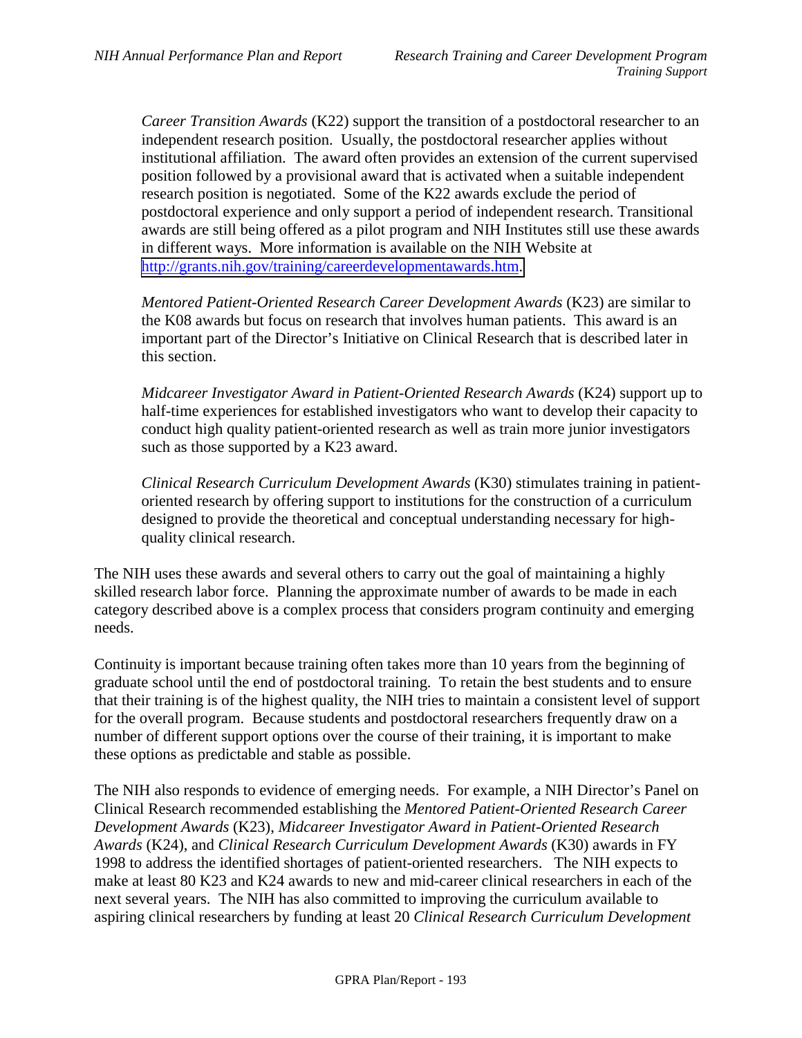*Career Transition Awards* (K22) support the transition of a postdoctoral researcher to an independent research position. Usually, the postdoctoral researcher applies without institutional affiliation. The award often provides an extension of the current supervised position followed by a provisional award that is activated when a suitable independent research position is negotiated. Some of the K22 awards exclude the period of postdoctoral experience and only support a period of independent research. Transitional awards are still being offered as a pilot program and NIH Institutes still use these awards in different ways. More information is available on the NIH Website at http://grants.nih.gov/training/careerdevelopmentawards.htm.

*Mentored Patient-Oriented Research Career Development Awards* (K23) are similar to the K08 awards but focus on research that involves human patients. This award is an important part of the Director's Initiative on Clinical Research that is described later in this section.

*Midcareer Investigator Award in Patient-Oriented Research Awards* (K24) support up to half-time experiences for established investigators who want to develop their capacity to conduct high quality patient-oriented research as well as train more junior investigators such as those supported by a K23 award.

*Clinical Research Curriculum Development Awards* (K30) stimulates training in patient-oriented research by offering support to institutions for the construction of a curriculum designed to provide the theoretical and conceptual understanding necessary for high-quality clinical research.

The NIH uses these awards and several others to carry out the goal of maintaining a highly skilled research labor force. Planning the approximate number of awards to be made in each category described above is a complex process that considers program continuity and emerging needs.

Continuity is important because training often takes more than 10 years from the beginning of graduate school until the end of postdoctoral training. To retain the best students and to ensure that their training is of the highest quality, the NIH tries to maintain a consistent level of support for the overall program. Because students and postdoctoral researchers frequently draw on a number of different support options over the course of their training, it is important to make these options as predictable and stable as possible.

The NIH also responds to evidence of emerging needs. For example, a NIH Director's Panel on Clinical Research recommended establishing the *Mentored Patient-Oriented Research Career Development Awards* (K23), *Midcareer Investigator Award in Patient-Oriented Research Awards* (K24), and *Clinical Research Curriculum Development Awards* (K30) awards in FY 1998 to address the identified shortages of patient-oriented researchers. The NIH expects to make at least 80 K23 and K24 awards to new and mid-career clinical researchers in each of the next several years. The NIH has also committed to improving the curriculum available to aspiring clinical researchers by funding at least 20 *Clinical Research Curriculum Development*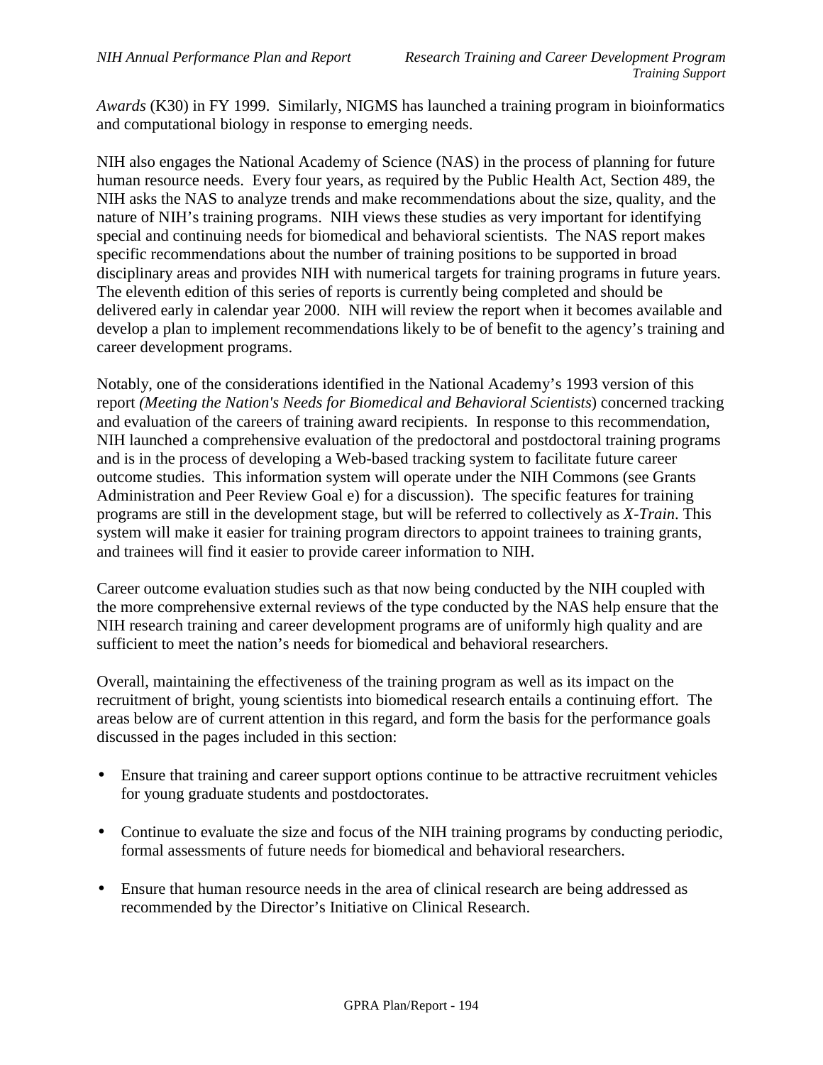*Awards* (K30) in FY 1999. Similarly, NIGMS has launched a training program in bioinformatics and computational biology in response to emerging needs.

NIH also engages the National Academy of Science (NAS) in the process of planning for future human resource needs. Every four years, as required by the Public Health Act, Section 489, the NIH asks the NAS to analyze trends and make recommendations about the size, quality, and the nature of NIH's training programs. NIH views these studies as very important for identifying special and continuing needs for biomedical and behavioral scientists. The NAS report makes specific recommendations about the number of training positions to be supported in broad disciplinary areas and provides NIH with numerical targets for training programs in future years. The eleventh edition of this series of reports is currently being completed and should be delivered early in calendar year 2000. NIH will review the report when it becomes available and develop a plan to implement recommendations likely to be of benefit to the agency's training and career development programs.

Notably, one of the considerations identified in the National Academy's 1993 version of this report *(Meeting the Nation's Needs for Biomedical and Behavioral Scientists*) concerned tracking and evaluation of the careers of training award recipients. In response to this recommendation, NIH launched a comprehensive evaluation of the predoctoral and postdoctoral training programs and is in the process of developing a Web-based tracking system to facilitate future career outcome studies. This information system will operate under the NIH Commons (see Grants Administration and Peer Review Goal e) for a discussion). The specific features for training programs are still in the development stage, but will be referred to collectively as *X-Train*. This system will make it easier for training program directors to appoint trainees to training grants, and trainees will find it easier to provide career information to NIH.

Career outcome evaluation studies such as that now being conducted by the NIH coupled with the more comprehensive external reviews of the type conducted by the NAS help ensure that the NIH research training and career development programs are of uniformly high quality and are sufficient to meet the nation's needs for biomedical and behavioral researchers.

Overall, maintaining the effectiveness of the training program as well as its impact on the recruitment of bright, young scientists into biomedical research entails a continuing effort. The areas below are of current attention in this regard, and form the basis for the performance goals discussed in the pages included in this section:

- Ensure that training and career support options continue to be attractive recruitment vehicles for young graduate students and postdoctorates.
- Continue to evaluate the size and focus of the NIH training programs by conducting periodic, formal assessments of future needs for biomedical and behavioral researchers.
- Ensure that human resource needs in the area of clinical research are being addressed as recommended by the Director's Initiative on Clinical Research.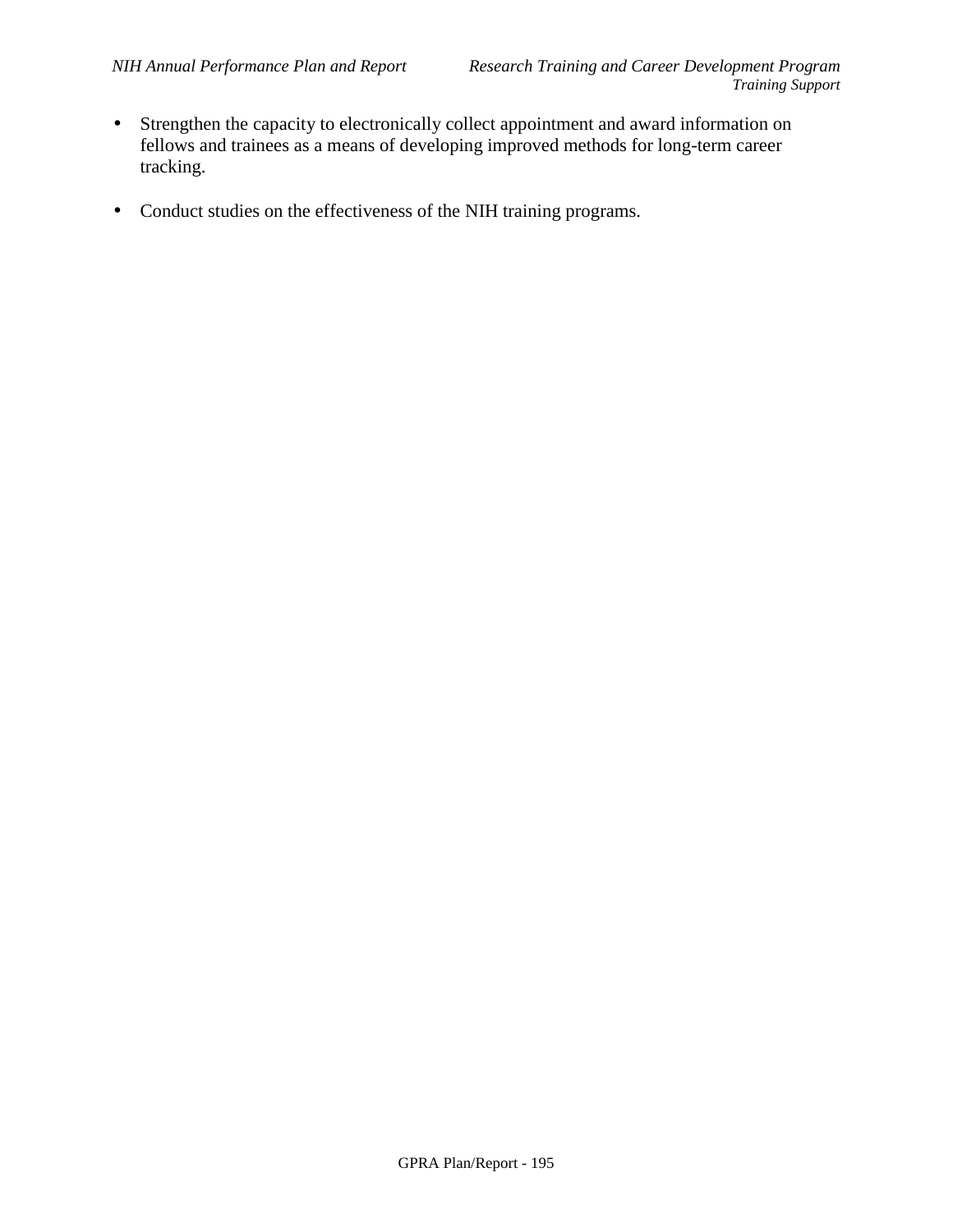- Strengthen the capacity to electronically collect appointment and award information on fellows and trainees as a means of developing improved methods for long-term career tracking.

- Conduct studies on the effectiveness of the NIH training programs.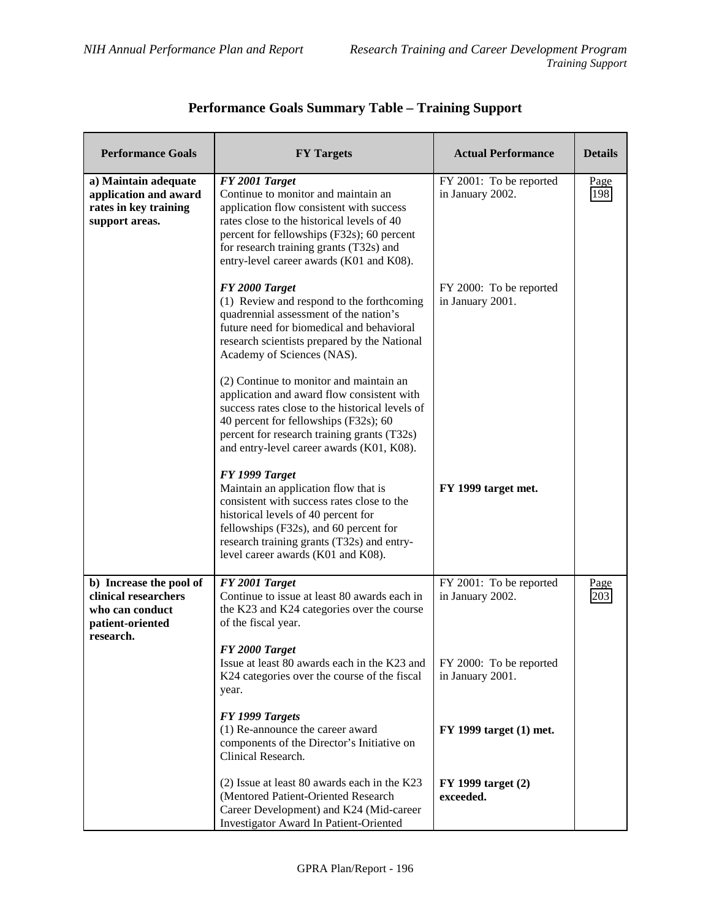## Performance Goals Summary Table – Training Support

| Performance Goals | FY Targets | Actual Performance | Details |
|---|---|---|---|
| **a) Maintain adequate application and award rates in key training support areas.** | ***FY 2001 Target*** Continue to monitor and maintain an application flow consistent with success rates close to the historical levels of 40 percent for fellowships (F32s); 60 percent for research training grants (T32s) and entry-level career awards (K01 and K08). | FY 2001: To be reported in January 2002. | Page 198 |
| | ***FY 2000 Target*** (1) Review and respond to the forthcoming quadrennial assessment of the nation's future need for biomedical and behavioral research scientists prepared by the National Academy of Sciences (NAS). | FY 2000: To be reported in January 2001. | |
| | (2) Continue to monitor and maintain an application and award flow consistent with success rates close to the historical levels of 40 percent for fellowships (F32s); 60 percent for research training grants (T32s) and entry-level career awards (K01, K08). | | |
| | ***FY 1999 Target*** Maintain an application flow that is consistent with success rates close to the historical levels of 40 percent for fellowships (F32s), and 60 percent for research training grants (T32s) and entry-level career awards (K01 and K08). | **FY 1999 target met.** | |
| **b) Increase the pool of clinical researchers who can conduct patient-oriented research.** | ***FY 2001 Target*** Continue to issue at least 80 awards each in the K23 and K24 categories over the course of the fiscal year. | FY 2001: To be reported in January 2002. | Page 203 |
| | ***FY 2000 Target*** Issue at least 80 awards each in the K23 and K24 categories over the course of the fiscal year. | FY 2000: To be reported in January 2001. | |
| | ***FY 1999 Targets*** (1) Re-announce the career award components of the Director's Initiative on Clinical Research. | **FY 1999 target (1) met.** | |
| | (2) Issue at least 80 awards each in the K23 (Mentored Patient-Oriented Research Career Development) and K24 (Mid-career Investigator Award In Patient-Oriented | **FY 1999 target (2) exceeded.** | |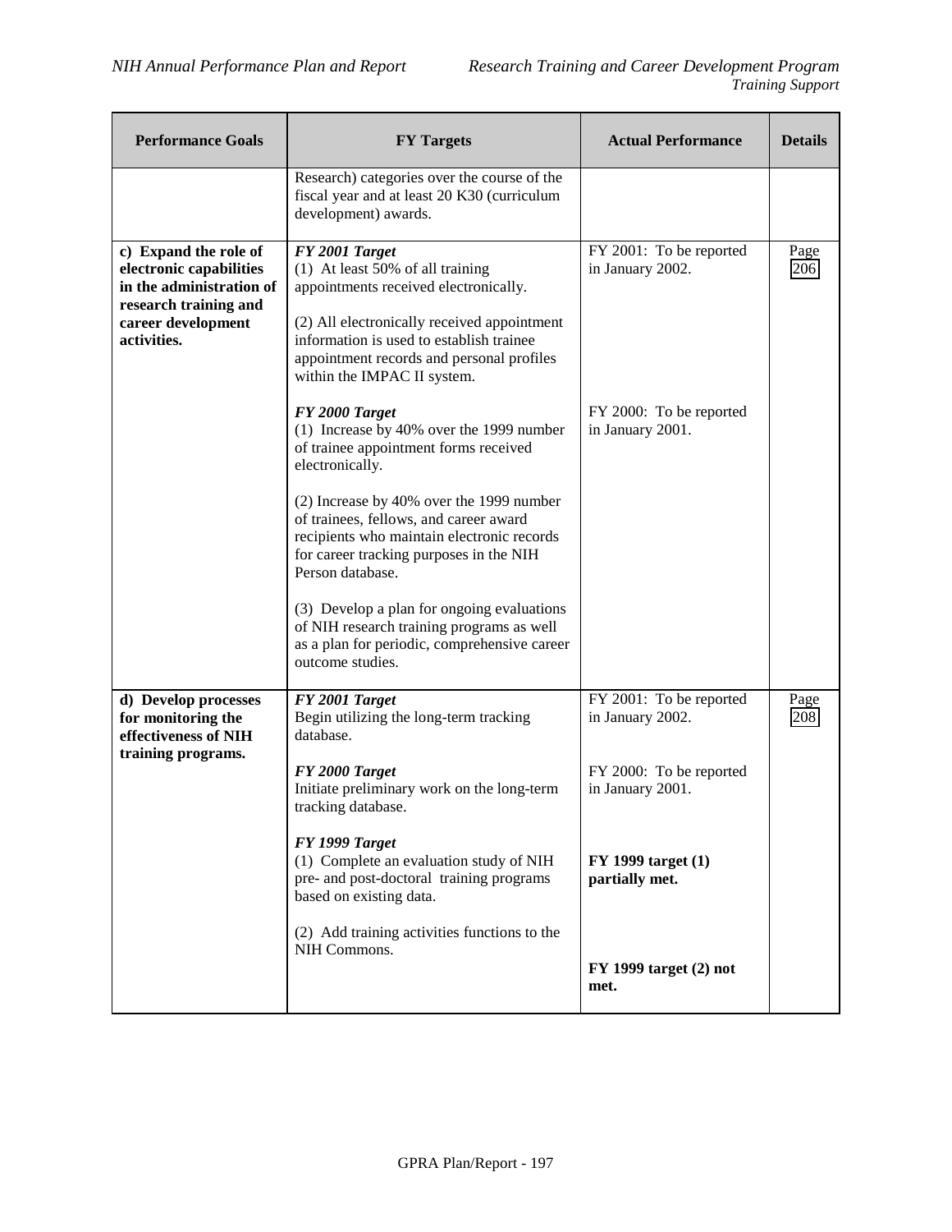| Performance Goals | FY Targets | Actual Performance | Details |
|---|---|---|---|
| | Research) categories over the course of the fiscal year and at least 20 K30 (curriculum development) awards. | | |
| **c) Expand the role of electronic capabilities in the administration of research training and career development activities.** | ***FY 2001 Target***<br>(1) At least 50% of all training appointments received electronically.<br><br>(2) All electronically received appointment information is used to establish trainee appointment records and personal profiles within the IMPAC II system. | FY 2001: To be reported in January 2002. | Page 206 |
| | ***FY 2000 Target***<br>(1) Increase by 40% over the 1999 number of trainee appointment forms received electronically.<br><br>(2) Increase by 40% over the 1999 number of trainees, fellows, and career award recipients who maintain electronic records for career tracking purposes in the NIH Person database.<br><br>(3) Develop a plan for ongoing evaluations of NIH research training programs as well as a plan for periodic, comprehensive career outcome studies. | FY 2000: To be reported in January 2001. | |
| **d) Develop processes for monitoring the effectiveness of NIH training programs.** | ***FY 2001 Target***<br>Begin utilizing the long-term tracking database. | FY 2001: To be reported in January 2002. | Page 208 |
| | ***FY 2000 Target***<br>Initiate preliminary work on the long-term tracking database. | FY 2000: To be reported in January 2001. | |
| | ***FY 1999 Target***<br>(1) Complete an evaluation study of NIH pre- and post-doctoral training programs based on existing data.<br><br>(2) Add training activities functions to the NIH Commons. | **FY 1999 target (1) partially met.**<br><br>**FY 1999 target (2) not met.** | |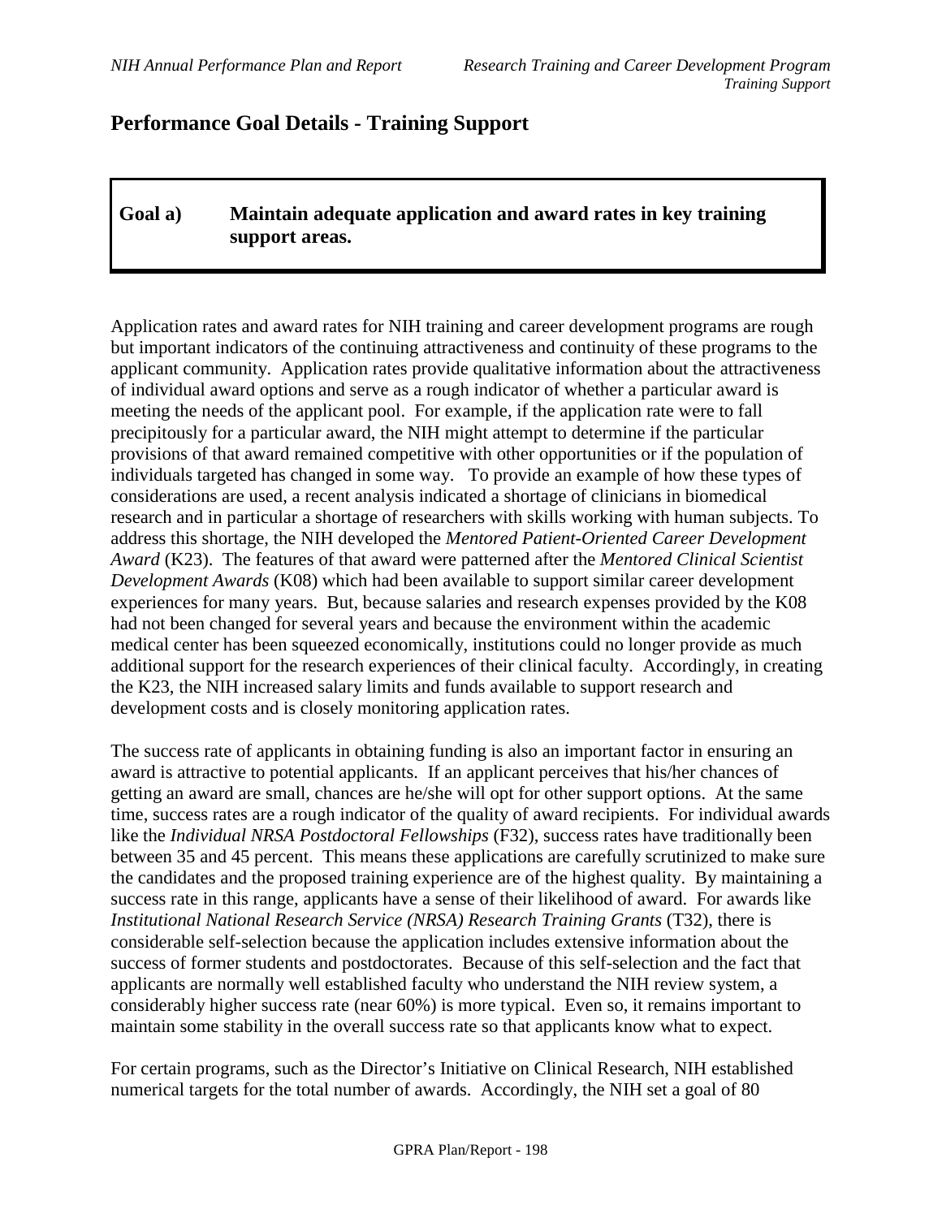## Performance Goal Details - Training Support

**Goal a) Maintain adequate application and award rates in key training support areas.**

Application rates and award rates for NIH training and career development programs are rough but important indicators of the continuing attractiveness and continuity of these programs to the applicant community. Application rates provide qualitative information about the attractiveness of individual award options and serve as a rough indicator of whether a particular award is meeting the needs of the applicant pool. For example, if the application rate were to fall precipitously for a particular award, the NIH might attempt to determine if the particular provisions of that award remained competitive with other opportunities or if the population of individuals targeted has changed in some way. To provide an example of how these types of considerations are used, a recent analysis indicated a shortage of clinicians in biomedical research and in particular a shortage of researchers with skills working with human subjects. To address this shortage, the NIH developed the *Mentored Patient-Oriented Career Development Award* (K23). The features of that award were patterned after the *Mentored Clinical Scientist Development Awards* (K08) which had been available to support similar career development experiences for many years. But, because salaries and research expenses provided by the K08 had not been changed for several years and because the environment within the academic medical center has been squeezed economically, institutions could no longer provide as much additional support for the research experiences of their clinical faculty. Accordingly, in creating the K23, the NIH increased salary limits and funds available to support research and development costs and is closely monitoring application rates.

The success rate of applicants in obtaining funding is also an important factor in ensuring an award is attractive to potential applicants. If an applicant perceives that his/her chances of getting an award are small, chances are he/she will opt for other support options. At the same time, success rates are a rough indicator of the quality of award recipients. For individual awards like the *Individual NRSA Postdoctoral Fellowships* (F32), success rates have traditionally been between 35 and 45 percent. This means these applications are carefully scrutinized to make sure the candidates and the proposed training experience are of the highest quality. By maintaining a success rate in this range, applicants have a sense of their likelihood of award. For awards like *Institutional National Research Service (NRSA) Research Training Grants* (T32), there is considerable self-selection because the application includes extensive information about the success of former students and postdoctorates. Because of this self-selection and the fact that applicants are normally well established faculty who understand the NIH review system, a considerably higher success rate (near 60%) is more typical. Even so, it remains important to maintain some stability in the overall success rate so that applicants know what to expect.

For certain programs, such as the Director's Initiative on Clinical Research, NIH established numerical targets for the total number of awards. Accordingly, the NIH set a goal of 80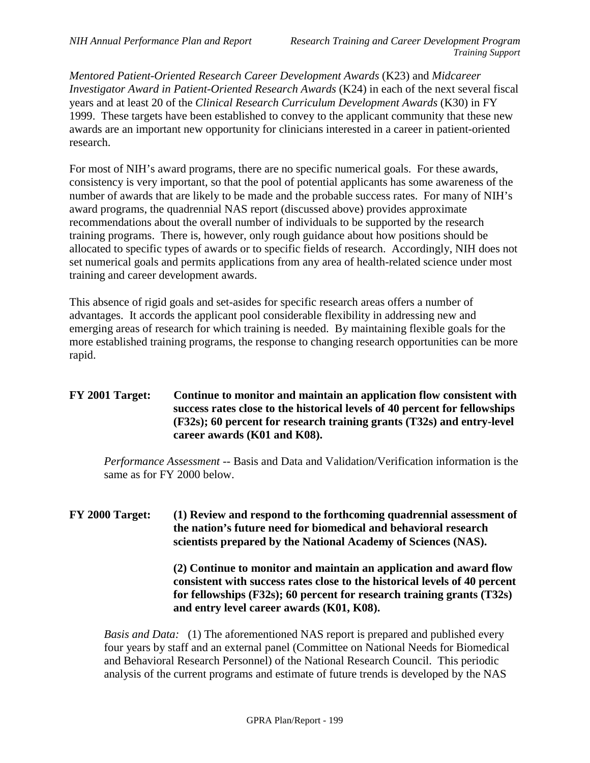*Mentored Patient-Oriented Research Career Development Awards* (K23) and *Midcareer Investigator Award in Patient-Oriented Research Awards* (K24) in each of the next several fiscal years and at least 20 of the *Clinical Research Curriculum Development Awards* (K30) in FY 1999. These targets have been established to convey to the applicant community that these new awards are an important new opportunity for clinicians interested in a career in patient-oriented research.

For most of NIH's award programs, there are no specific numerical goals. For these awards, consistency is very important, so that the pool of potential applicants has some awareness of the number of awards that are likely to be made and the probable success rates. For many of NIH's award programs, the quadrennial NAS report (discussed above) provides approximate recommendations about the overall number of individuals to be supported by the research training programs. There is, however, only rough guidance about how positions should be allocated to specific types of awards or to specific fields of research. Accordingly, NIH does not set numerical goals and permits applications from any area of health-related science under most training and career development awards.

This absence of rigid goals and set-asides for specific research areas offers a number of advantages. It accords the applicant pool considerable flexibility in addressing new and emerging areas of research for which training is needed. By maintaining flexible goals for the more established training programs, the response to changing research opportunities can be more rapid.

**FY 2001 Target: Continue to monitor and maintain an application flow consistent with success rates close to the historical levels of 40 percent for fellowships (F32s); 60 percent for research training grants (T32s) and entry-level career awards (K01 and K08).**

*Performance Assessment* -- Basis and Data and Validation/Verification information is the same as for FY 2000 below.

**FY 2000 Target: (1) Review and respond to the forthcoming quadrennial assessment of the nation's future need for biomedical and behavioral research scientists prepared by the National Academy of Sciences (NAS).**

**(2) Continue to monitor and maintain an application and award flow consistent with success rates close to the historical levels of 40 percent for fellowships (F32s); 60 percent for research training grants (T32s) and entry level career awards (K01, K08).**

*Basis and Data:* (1) The aforementioned NAS report is prepared and published every four years by staff and an external panel (Committee on National Needs for Biomedical and Behavioral Research Personnel) of the National Research Council. This periodic analysis of the current programs and estimate of future trends is developed by the NAS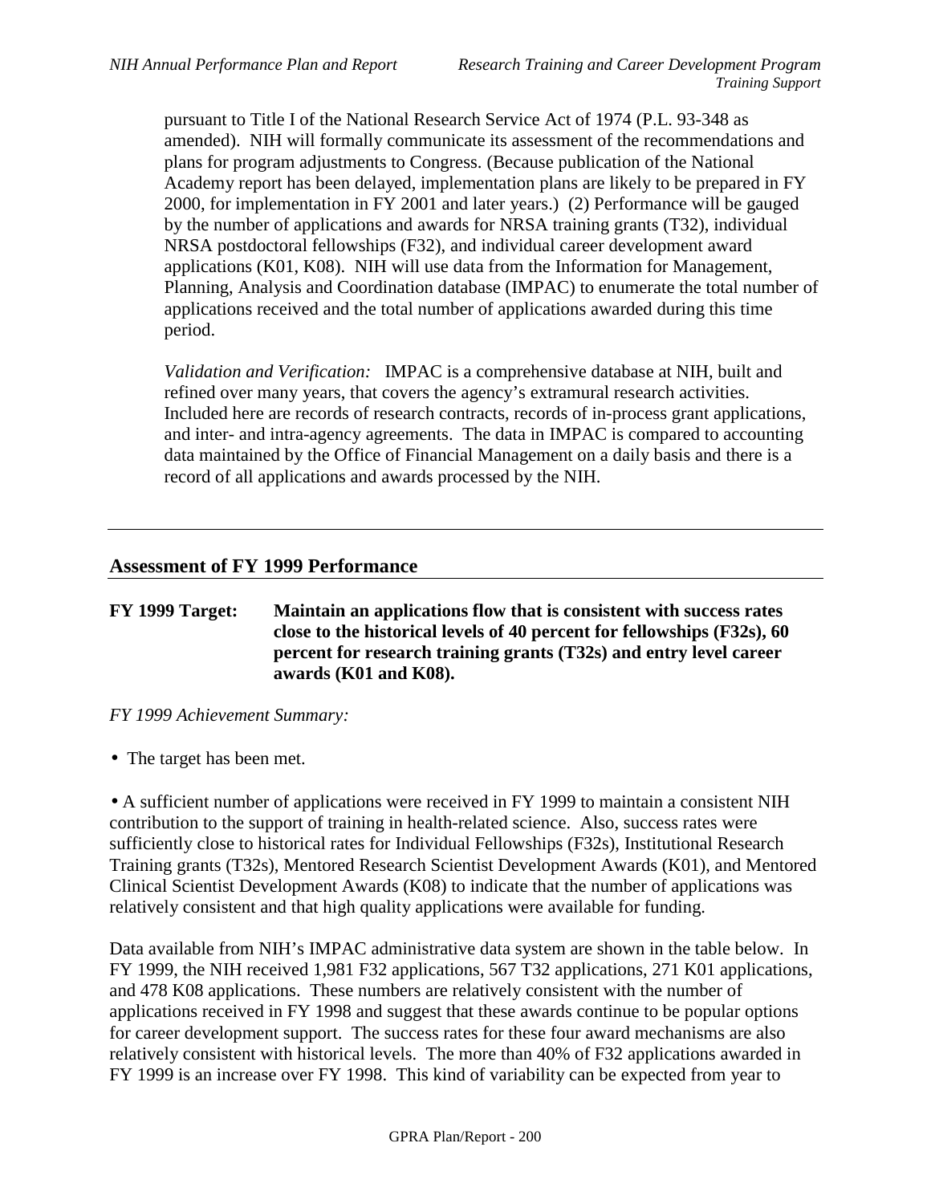pursuant to Title I of the National Research Service Act of 1974 (P.L. 93-348 as amended). NIH will formally communicate its assessment of the recommendations and plans for program adjustments to Congress. (Because publication of the National Academy report has been delayed, implementation plans are likely to be prepared in FY 2000, for implementation in FY 2001 and later years.) (2) Performance will be gauged by the number of applications and awards for NRSA training grants (T32), individual NRSA postdoctoral fellowships (F32), and individual career development award applications (K01, K08). NIH will use data from the Information for Management, Planning, Analysis and Coordination database (IMPAC) to enumerate the total number of applications received and the total number of applications awarded during this time period.

*Validation and Verification:* IMPAC is a comprehensive database at NIH, built and refined over many years, that covers the agency's extramural research activities. Included here are records of research contracts, records of in-process grant applications, and inter- and intra-agency agreements. The data in IMPAC is compared to accounting data maintained by the Office of Financial Management on a daily basis and there is a record of all applications and awards processed by the NIH.

---

## Assessment of FY 1999 Performance

**FY 1999 Target: Maintain an applications flow that is consistent with success rates close to the historical levels of 40 percent for fellowships (F32s), 60 percent for research training grants (T32s) and entry level career awards (K01 and K08).**

*FY 1999 Achievement Summary:*

- The target has been met.

- A sufficient number of applications were received in FY 1999 to maintain a consistent NIH contribution to the support of training in health-related science. Also, success rates were sufficiently close to historical rates for Individual Fellowships (F32s), Institutional Research Training grants (T32s), Mentored Research Scientist Development Awards (K01), and Mentored Clinical Scientist Development Awards (K08) to indicate that the number of applications was relatively consistent and that high quality applications were available for funding.

Data available from NIH's IMPAC administrative data system are shown in the table below. In FY 1999, the NIH received 1,981 F32 applications, 567 T32 applications, 271 K01 applications, and 478 K08 applications. These numbers are relatively consistent with the number of applications received in FY 1998 and suggest that these awards continue to be popular options for career development support. The success rates for these four award mechanisms are also relatively consistent with historical levels. The more than 40% of F32 applications awarded in FY 1999 is an increase over FY 1998. This kind of variability can be expected from year to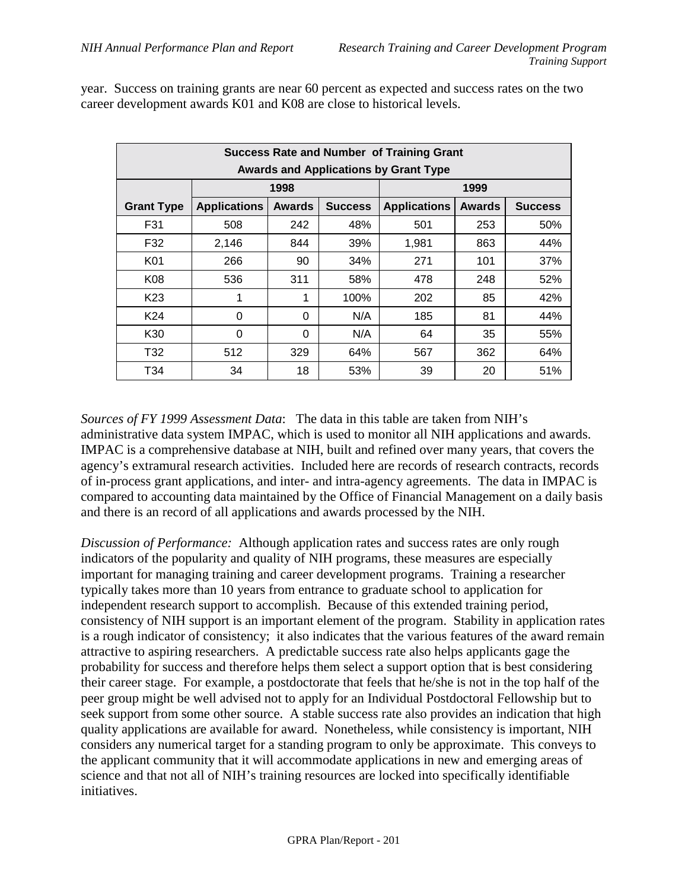year. Success on training grants are near 60 percent as expected and success rates on the two career development awards K01 and K08 are close to historical levels.

| Success Rate and Number of Training Grant Awards and Applications by Grant Type | | | | | | |
|---|---|---|---|---|---|---|
| | 1998 | | | 1999 | | |
| **Grant Type** | **Applications** | **Awards** | **Success** | **Applications** | **Awards** | **Success** |
| F31 | 508 | 242 | 48% | 501 | 253 | 50% |
| F32 | 2,146 | 844 | 39% | 1,981 | 863 | 44% |
| K01 | 266 | 90 | 34% | 271 | 101 | 37% |
| K08 | 536 | 311 | 58% | 478 | 248 | 52% |
| K23 | 1 | 1 | 100% | 202 | 85 | 42% |
| K24 | 0 | 0 | N/A | 185 | 81 | 44% |
| K30 | 0 | 0 | N/A | 64 | 35 | 55% |
| T32 | 512 | 329 | 64% | 567 | 362 | 64% |
| T34 | 34 | 18 | 53% | 39 | 20 | 51% |

*Sources of FY 1999 Assessment Data*: The data in this table are taken from NIH's administrative data system IMPAC, which is used to monitor all NIH applications and awards. IMPAC is a comprehensive database at NIH, built and refined over many years, that covers the agency's extramural research activities. Included here are records of research contracts, records of in-process grant applications, and inter- and intra-agency agreements. The data in IMPAC is compared to accounting data maintained by the Office of Financial Management on a daily basis and there is an record of all applications and awards processed by the NIH.

*Discussion of Performance:* Although application rates and success rates are only rough indicators of the popularity and quality of NIH programs, these measures are especially important for managing training and career development programs. Training a researcher typically takes more than 10 years from entrance to graduate school to application for independent research support to accomplish. Because of this extended training period, consistency of NIH support is an important element of the program. Stability in application rates is a rough indicator of consistency; it also indicates that the various features of the award remain attractive to aspiring researchers. A predictable success rate also helps applicants gage the probability for success and therefore helps them select a support option that is best considering their career stage. For example, a postdoctorate that feels that he/she is not in the top half of the peer group might be well advised not to apply for an Individual Postdoctoral Fellowship but to seek support from some other source. A stable success rate also provides an indication that high quality applications are available for award. Nonetheless, while consistency is important, NIH considers any numerical target for a standing program to only be approximate. This conveys to the applicant community that it will accommodate applications in new and emerging areas of science and that not all of NIH's training resources are locked into specifically identifiable initiatives.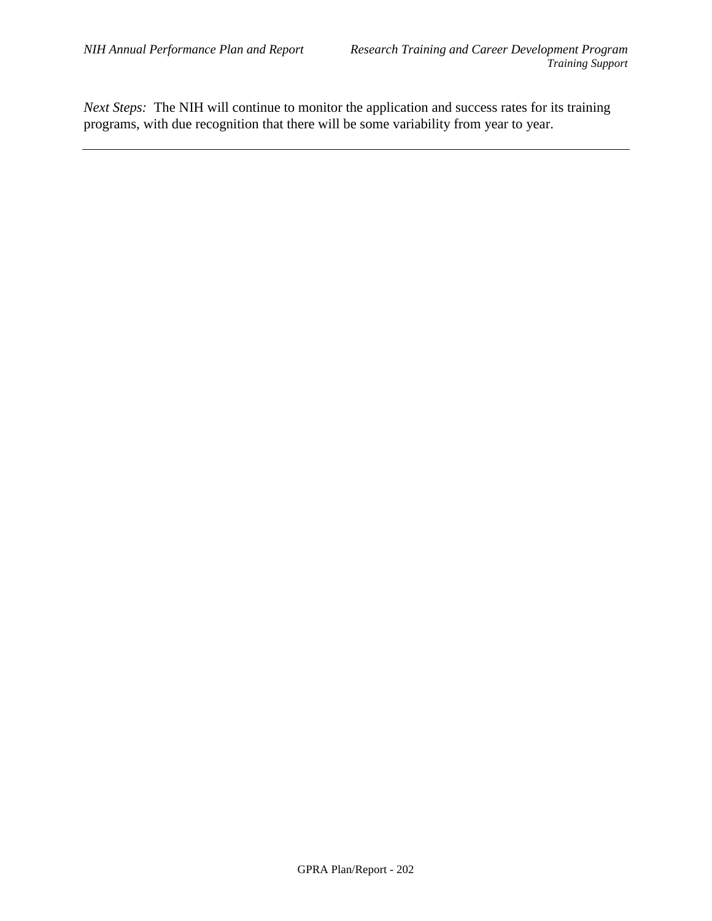*Next Steps:* The NIH will continue to monitor the application and success rates for its training programs, with due recognition that there will be some variability from year to year.

---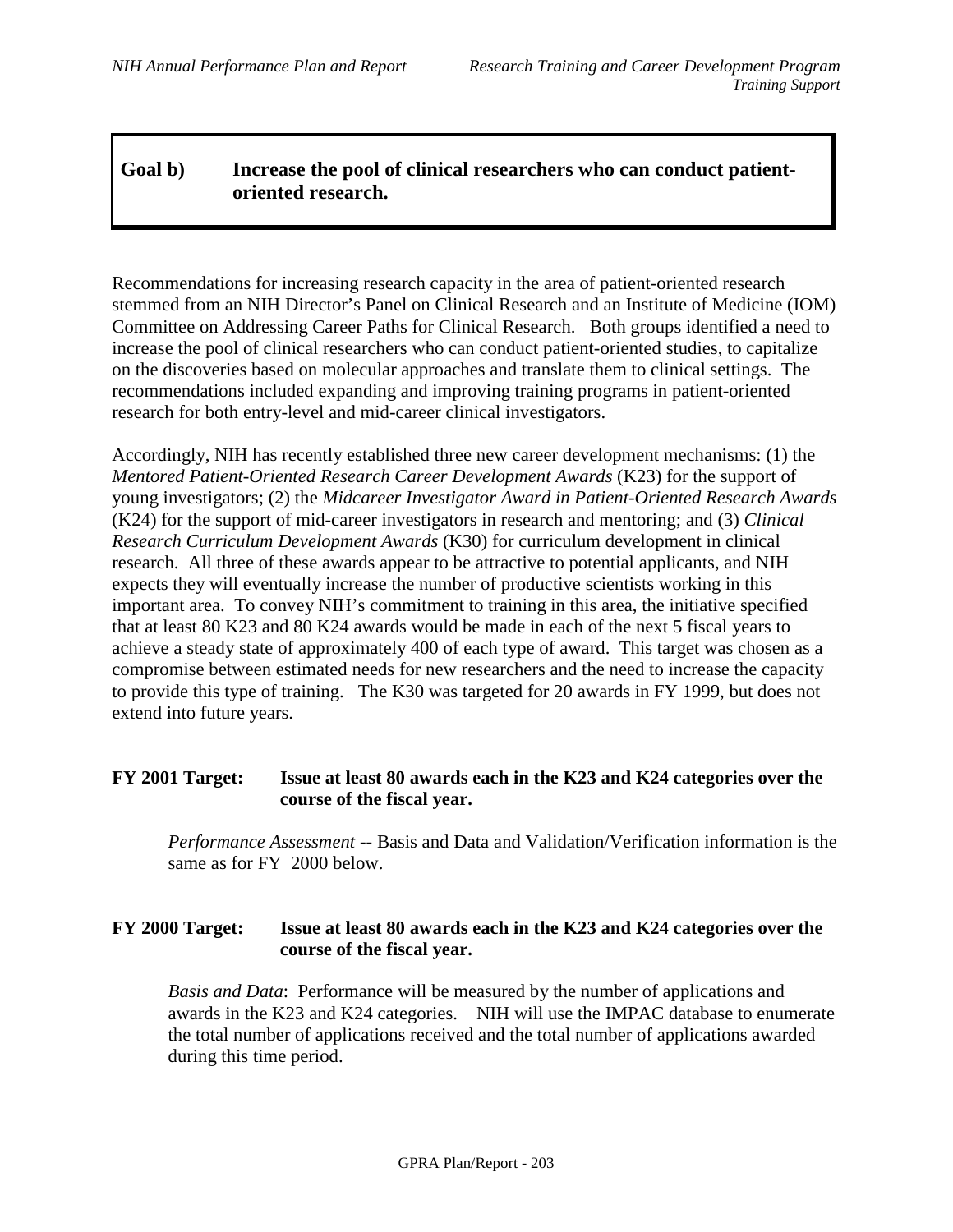## Goal b) Increase the pool of clinical researchers who can conduct patient-oriented research.

Recommendations for increasing research capacity in the area of patient-oriented research stemmed from an NIH Director's Panel on Clinical Research and an Institute of Medicine (IOM) Committee on Addressing Career Paths for Clinical Research. Both groups identified a need to increase the pool of clinical researchers who can conduct patient-oriented studies, to capitalize on the discoveries based on molecular approaches and translate them to clinical settings. The recommendations included expanding and improving training programs in patient-oriented research for both entry-level and mid-career clinical investigators.

Accordingly, NIH has recently established three new career development mechanisms: (1) the *Mentored Patient-Oriented Research Career Development Awards* (K23) for the support of young investigators; (2) the *Midcareer Investigator Award in Patient-Oriented Research Awards* (K24) for the support of mid-career investigators in research and mentoring; and (3) *Clinical Research Curriculum Development Awards* (K30) for curriculum development in clinical research. All three of these awards appear to be attractive to potential applicants, and NIH expects they will eventually increase the number of productive scientists working in this important area. To convey NIH's commitment to training in this area, the initiative specified that at least 80 K23 and 80 K24 awards would be made in each of the next 5 fiscal years to achieve a steady state of approximately 400 of each type of award. This target was chosen as a compromise between estimated needs for new researchers and the need to increase the capacity to provide this type of training. The K30 was targeted for 20 awards in FY 1999, but does not extend into future years.

### FY 2001 Target: Issue at least 80 awards each in the K23 and K24 categories over the course of the fiscal year.

*Performance Assessment* -- Basis and Data and Validation/Verification information is the same as for FY 2000 below.

### FY 2000 Target: Issue at least 80 awards each in the K23 and K24 categories over the course of the fiscal year.

*Basis and Data*: Performance will be measured by the number of applications and awards in the K23 and K24 categories. NIH will use the IMPAC database to enumerate the total number of applications received and the total number of applications awarded during this time period.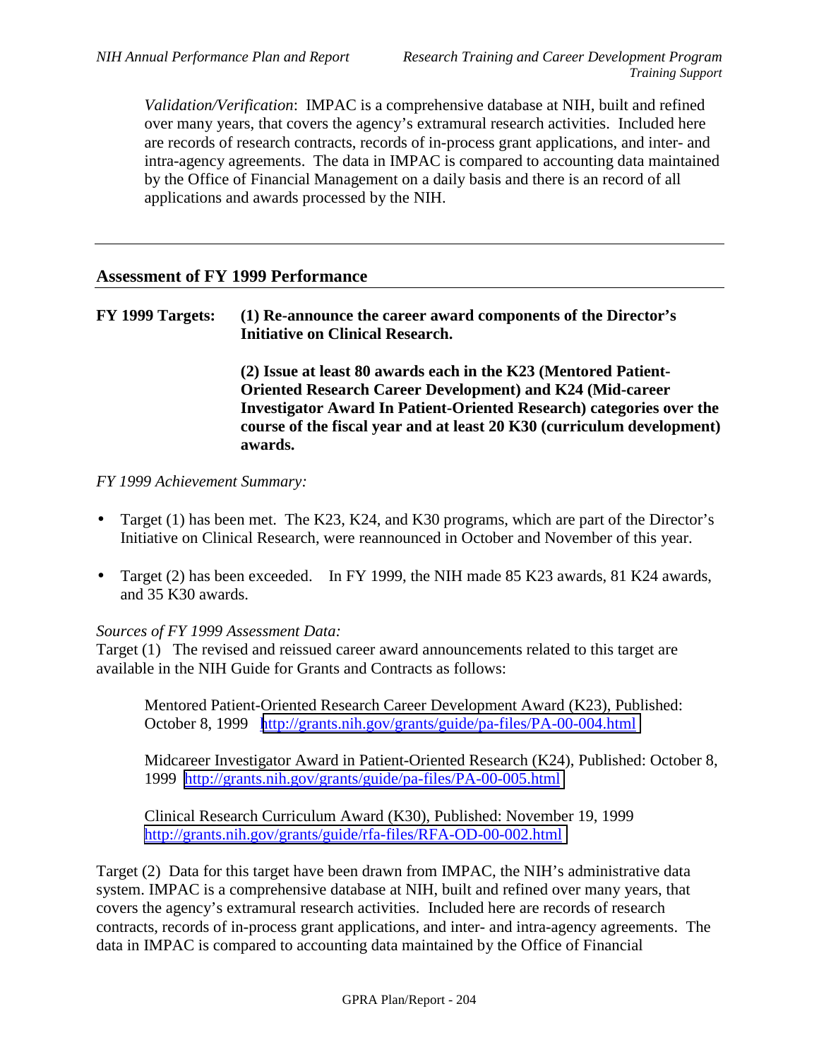*Validation/Verification*: IMPAC is a comprehensive database at NIH, built and refined over many years, that covers the agency's extramural research activities. Included here are records of research contracts, records of in-process grant applications, and inter- and intra-agency agreements. The data in IMPAC is compared to accounting data maintained by the Office of Financial Management on a daily basis and there is an record of all applications and awards processed by the NIH.

---

## Assessment of FY 1999 Performance

**FY 1999 Targets: (1) Re-announce the career award components of the Director's Initiative on Clinical Research.**

**(2) Issue at least 80 awards each in the K23 (Mentored Patient-Oriented Research Career Development) and K24 (Mid-career Investigator Award In Patient-Oriented Research) categories over the course of the fiscal year and at least 20 K30 (curriculum development) awards.**

*FY 1999 Achievement Summary:*

- Target (1) has been met. The K23, K24, and K30 programs, which are part of the Director's Initiative on Clinical Research, were reannounced in October and November of this year.
- Target (2) has been exceeded. In FY 1999, the NIH made 85 K23 awards, 81 K24 awards, and 35 K30 awards.

*Sources of FY 1999 Assessment Data:*
Target (1) The revised and reissued career award announcements related to this target are available in the NIH Guide for Grants and Contracts as follows:

Mentored Patient-Oriented Research Career Development Award (K23), Published: October 8, 1999 http://grants.nih.gov/grants/guide/pa-files/PA-00-004.html

Midcareer Investigator Award in Patient-Oriented Research (K24), Published: October 8, 1999 http://grants.nih.gov/grants/guide/pa-files/PA-00-005.html

Clinical Research Curriculum Award (K30), Published: November 19, 1999 http://grants.nih.gov/grants/guide/rfa-files/RFA-OD-00-002.html

Target (2) Data for this target have been drawn from IMPAC, the NIH's administrative data system. IMPAC is a comprehensive database at NIH, built and refined over many years, that covers the agency's extramural research activities. Included here are records of research contracts, records of in-process grant applications, and inter- and intra-agency agreements. The data in IMPAC is compared to accounting data maintained by the Office of Financial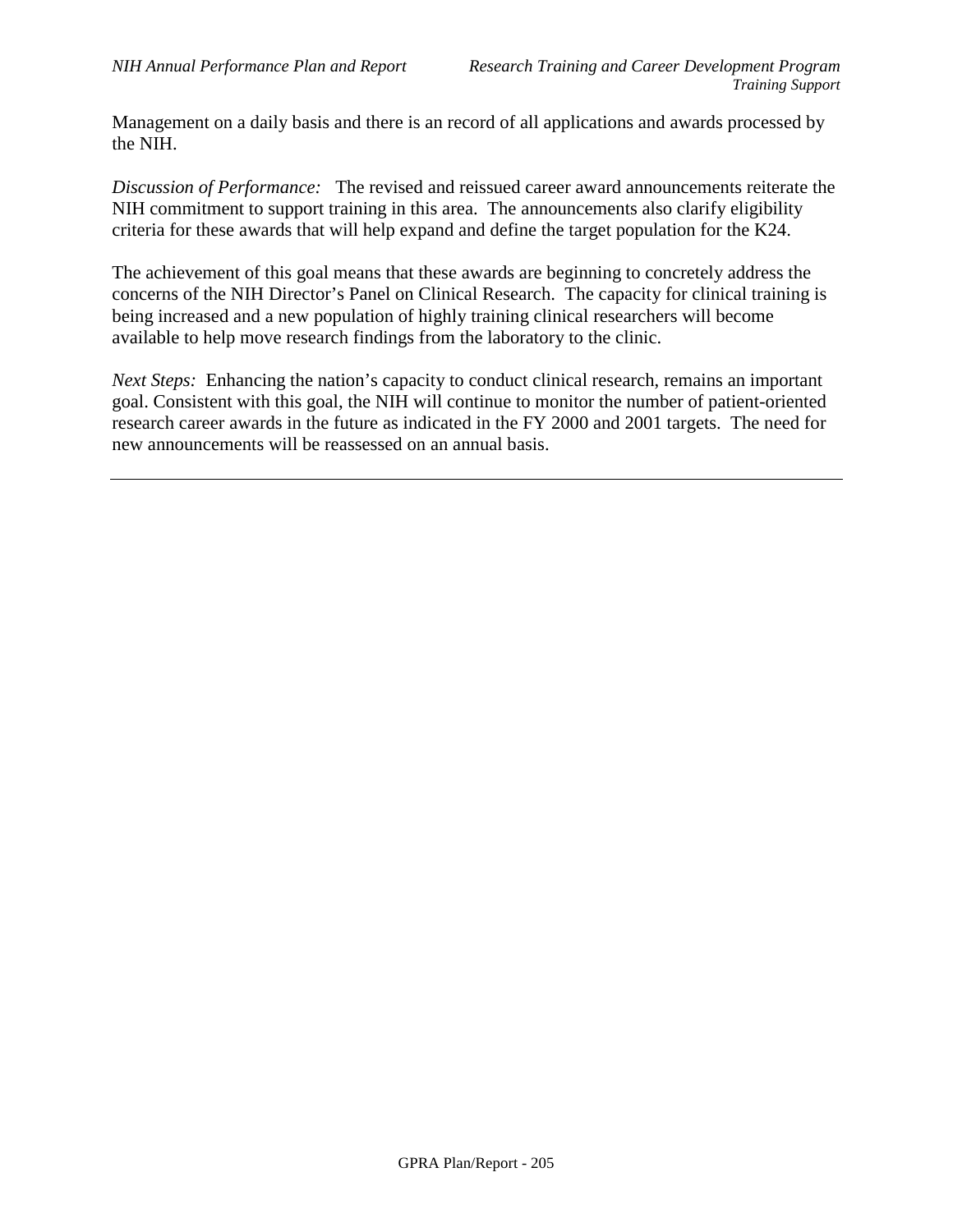Management on a daily basis and there is an record of all applications and awards processed by the NIH.

*Discussion of Performance:* The revised and reissued career award announcements reiterate the NIH commitment to support training in this area. The announcements also clarify eligibility criteria for these awards that will help expand and define the target population for the K24.

The achievement of this goal means that these awards are beginning to concretely address the concerns of the NIH Director's Panel on Clinical Research. The capacity for clinical training is being increased and a new population of highly training clinical researchers will become available to help move research findings from the laboratory to the clinic.

*Next Steps:* Enhancing the nation's capacity to conduct clinical research, remains an important goal. Consistent with this goal, the NIH will continue to monitor the number of patient-oriented research career awards in the future as indicated in the FY 2000 and 2001 targets. The need for new announcements will be reassessed on an annual basis.

---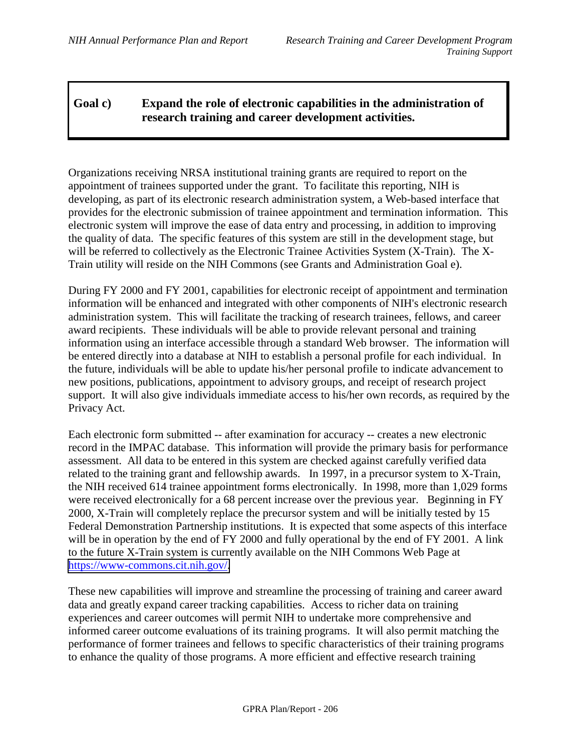## Goal c) Expand the role of electronic capabilities in the administration of research training and career development activities.

Organizations receiving NRSA institutional training grants are required to report on the appointment of trainees supported under the grant. To facilitate this reporting, NIH is developing, as part of its electronic research administration system, a Web-based interface that provides for the electronic submission of trainee appointment and termination information. This electronic system will improve the ease of data entry and processing, in addition to improving the quality of data. The specific features of this system are still in the development stage, but will be referred to collectively as the Electronic Trainee Activities System (X-Train). The X-Train utility will reside on the NIH Commons (see Grants and Administration Goal e).

During FY 2000 and FY 2001, capabilities for electronic receipt of appointment and termination information will be enhanced and integrated with other components of NIH's electronic research administration system. This will facilitate the tracking of research trainees, fellows, and career award recipients. These individuals will be able to provide relevant personal and training information using an interface accessible through a standard Web browser. The information will be entered directly into a database at NIH to establish a personal profile for each individual. In the future, individuals will be able to update his/her personal profile to indicate advancement to new positions, publications, appointment to advisory groups, and receipt of research project support. It will also give individuals immediate access to his/her own records, as required by the Privacy Act.

Each electronic form submitted -- after examination for accuracy -- creates a new electronic record in the IMPAC database. This information will provide the primary basis for performance assessment. All data to be entered in this system are checked against carefully verified data related to the training grant and fellowship awards. In 1997, in a precursor system to X-Train, the NIH received 614 trainee appointment forms electronically. In 1998, more than 1,029 forms were received electronically for a 68 percent increase over the previous year. Beginning in FY 2000, X-Train will completely replace the precursor system and will be initially tested by 15 Federal Demonstration Partnership institutions. It is expected that some aspects of this interface will be in operation by the end of FY 2000 and fully operational by the end of FY 2001. A link to the future X-Train system is currently available on the NIH Commons Web Page at https://www-commons.cit.nih.gov/.

These new capabilities will improve and streamline the processing of training and career award data and greatly expand career tracking capabilities. Access to richer data on training experiences and career outcomes will permit NIH to undertake more comprehensive and informed career outcome evaluations of its training programs. It will also permit matching the performance of former trainees and fellows to specific characteristics of their training programs to enhance the quality of those programs. A more efficient and effective research training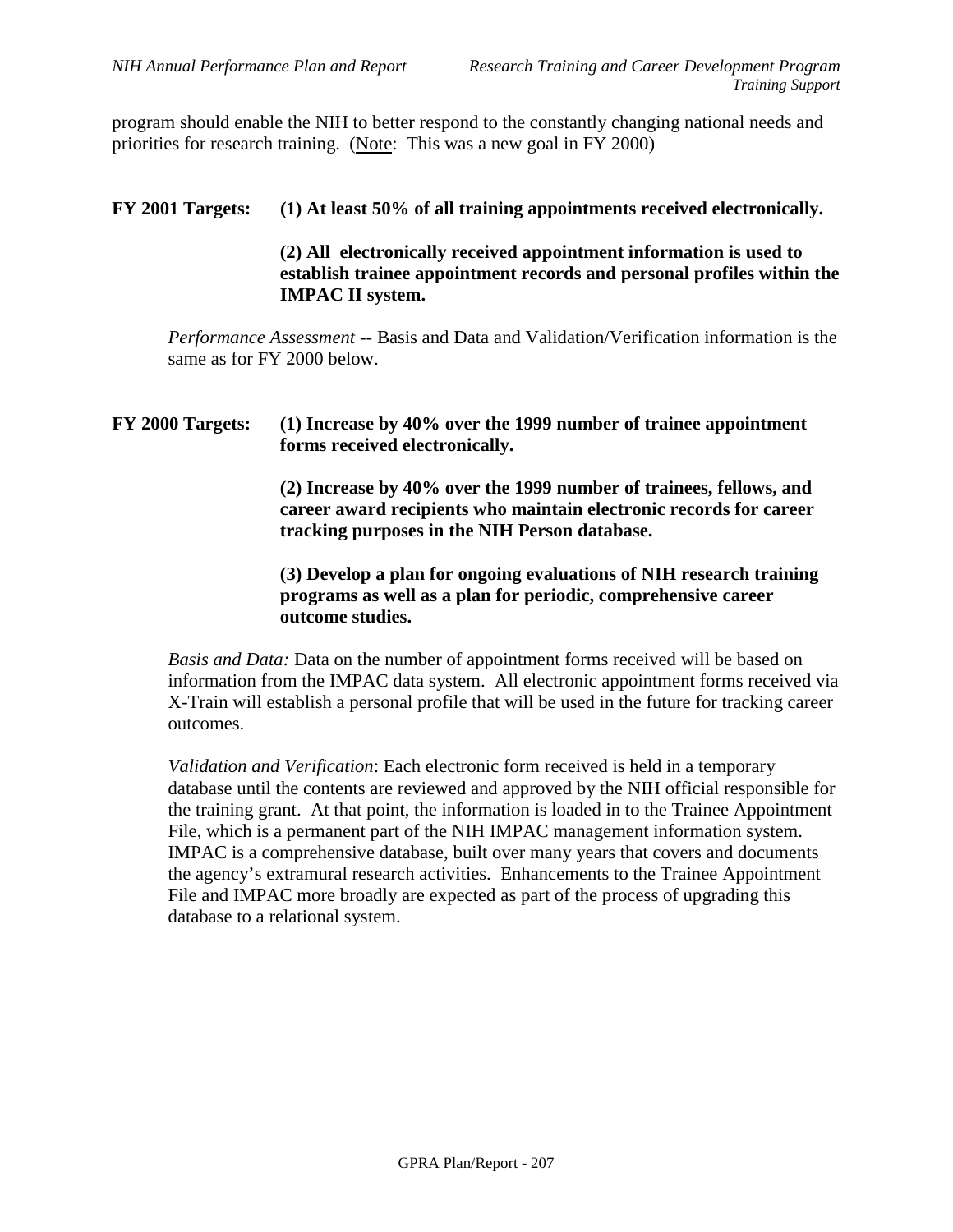program should enable the NIH to better respond to the constantly changing national needs and priorities for research training. (Note: This was a new goal in FY 2000)

**FY 2001 Targets: (1) At least 50% of all training appointments received electronically.**

**(2) All electronically received appointment information is used to establish trainee appointment records and personal profiles within the IMPAC II system.**

*Performance Assessment* -- Basis and Data and Validation/Verification information is the same as for FY 2000 below.

**FY 2000 Targets: (1) Increase by 40% over the 1999 number of trainee appointment forms received electronically.**

**(2) Increase by 40% over the 1999 number of trainees, fellows, and career award recipients who maintain electronic records for career tracking purposes in the NIH Person database.**

**(3) Develop a plan for ongoing evaluations of NIH research training programs as well as a plan for periodic, comprehensive career outcome studies.**

*Basis and Data:* Data on the number of appointment forms received will be based on information from the IMPAC data system. All electronic appointment forms received via X-Train will establish a personal profile that will be used in the future for tracking career outcomes.

*Validation and Verification*: Each electronic form received is held in a temporary database until the contents are reviewed and approved by the NIH official responsible for the training grant. At that point, the information is loaded in to the Trainee Appointment File, which is a permanent part of the NIH IMPAC management information system. IMPAC is a comprehensive database, built over many years that covers and documents the agency's extramural research activities. Enhancements to the Trainee Appointment File and IMPAC more broadly are expected as part of the process of upgrading this database to a relational system.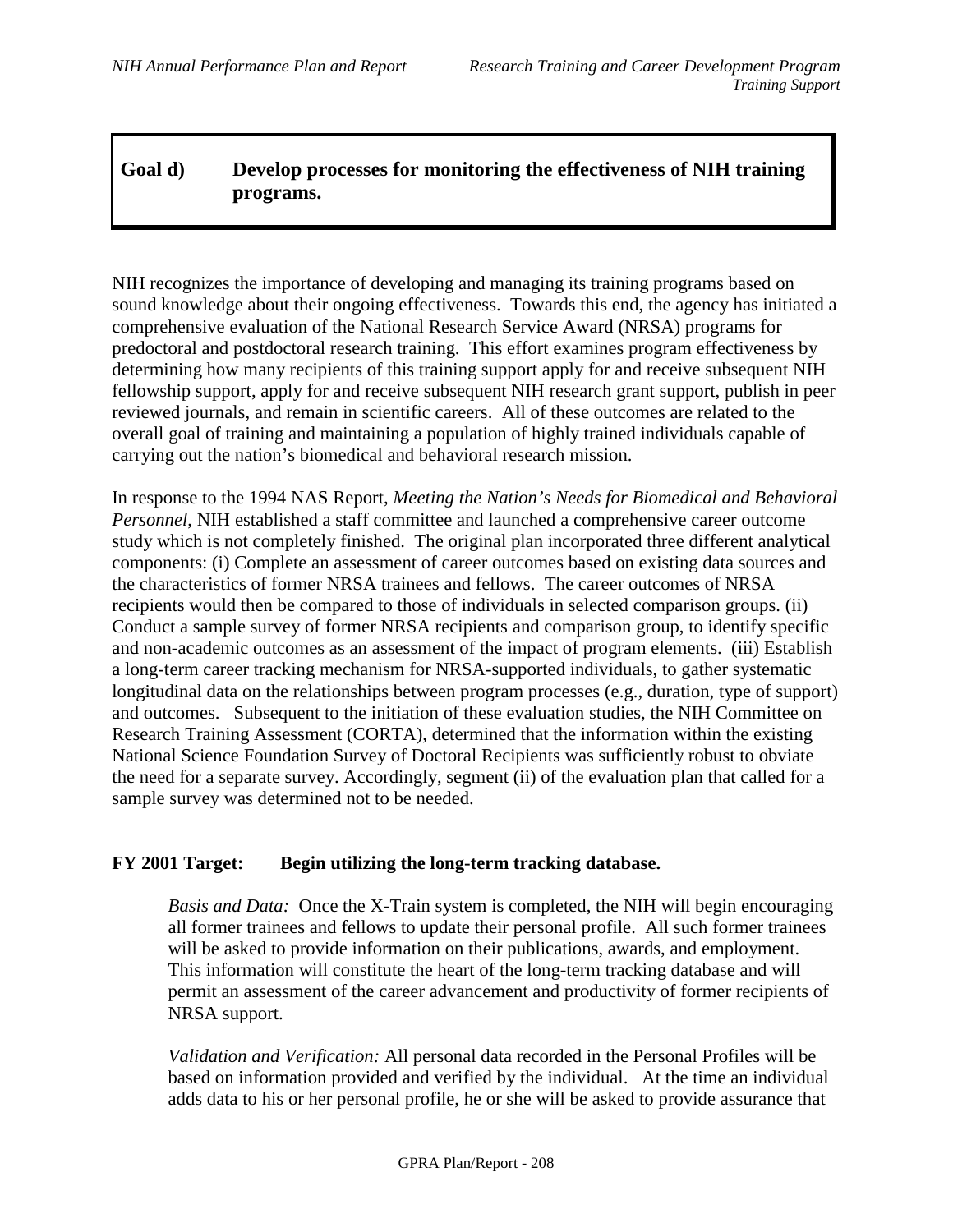## Goal d) Develop processes for monitoring the effectiveness of NIH training programs.

NIH recognizes the importance of developing and managing its training programs based on sound knowledge about their ongoing effectiveness. Towards this end, the agency has initiated a comprehensive evaluation of the National Research Service Award (NRSA) programs for predoctoral and postdoctoral research training. This effort examines program effectiveness by determining how many recipients of this training support apply for and receive subsequent NIH fellowship support, apply for and receive subsequent NIH research grant support, publish in peer reviewed journals, and remain in scientific careers. All of these outcomes are related to the overall goal of training and maintaining a population of highly trained individuals capable of carrying out the nation's biomedical and behavioral research mission.

In response to the 1994 NAS Report, *Meeting the Nation's Needs for Biomedical and Behavioral Personnel*, NIH established a staff committee and launched a comprehensive career outcome study which is not completely finished. The original plan incorporated three different analytical components: (i) Complete an assessment of career outcomes based on existing data sources and the characteristics of former NRSA trainees and fellows. The career outcomes of NRSA recipients would then be compared to those of individuals in selected comparison groups. (ii) Conduct a sample survey of former NRSA recipients and comparison group, to identify specific and non-academic outcomes as an assessment of the impact of program elements. (iii) Establish a long-term career tracking mechanism for NRSA-supported individuals, to gather systematic longitudinal data on the relationships between program processes (e.g., duration, type of support) and outcomes. Subsequent to the initiation of these evaluation studies, the NIH Committee on Research Training Assessment (CORTA), determined that the information within the existing National Science Foundation Survey of Doctoral Recipients was sufficiently robust to obviate the need for a separate survey. Accordingly, segment (ii) of the evaluation plan that called for a sample survey was determined not to be needed.

**FY 2001 Target: Begin utilizing the long-term tracking database.**

*Basis and Data:* Once the X-Train system is completed, the NIH will begin encouraging all former trainees and fellows to update their personal profile. All such former trainees will be asked to provide information on their publications, awards, and employment. This information will constitute the heart of the long-term tracking database and will permit an assessment of the career advancement and productivity of former recipients of NRSA support.

*Validation and Verification:* All personal data recorded in the Personal Profiles will be based on information provided and verified by the individual. At the time an individual adds data to his or her personal profile, he or she will be asked to provide assurance that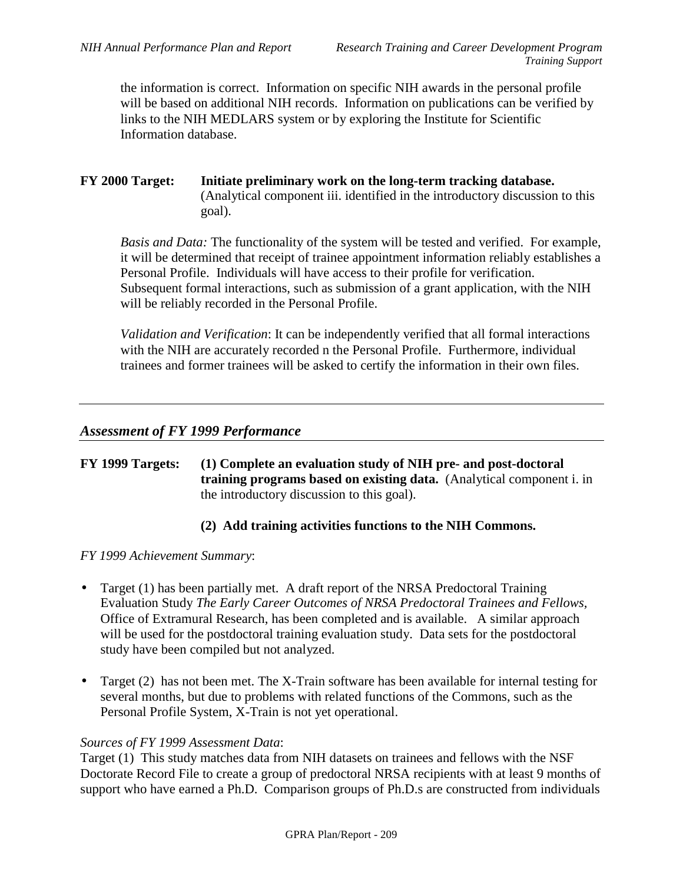the information is correct. Information on specific NIH awards in the personal profile will be based on additional NIH records. Information on publications can be verified by links to the NIH MEDLARS system or by exploring the Institute for Scientific Information database.

**FY 2000 Target:** **Initiate preliminary work on the long-term tracking database.** (Analytical component iii. identified in the introductory discussion to this goal).

*Basis and Data:* The functionality of the system will be tested and verified. For example, it will be determined that receipt of trainee appointment information reliably establishes a Personal Profile. Individuals will have access to their profile for verification. Subsequent formal interactions, such as submission of a grant application, with the NIH will be reliably recorded in the Personal Profile.

*Validation and Verification*: It can be independently verified that all formal interactions with the NIH are accurately recorded n the Personal Profile. Furthermore, individual trainees and former trainees will be asked to certify the information in their own files.

---

## *Assessment of FY 1999 Performance*

**FY 1999 Targets:** **(1) Complete an evaluation study of NIH pre- and post-doctoral training programs based on existing data.** (Analytical component i. in the introductory discussion to this goal).

**(2) Add training activities functions to the NIH Commons.**

*FY 1999 Achievement Summary*:

- Target (1) has been partially met. A draft report of the NRSA Predoctoral Training Evaluation Study *The Early Career Outcomes of NRSA Predoctoral Trainees and Fellows,* Office of Extramural Research, has been completed and is available. A similar approach will be used for the postdoctoral training evaluation study. Data sets for the postdoctoral study have been compiled but not analyzed.
- Target (2) has not been met. The X-Train software has been available for internal testing for several months, but due to problems with related functions of the Commons, such as the Personal Profile System, X-Train is not yet operational.

*Sources of FY 1999 Assessment Data*:
Target (1) This study matches data from NIH datasets on trainees and fellows with the NSF Doctorate Record File to create a group of predoctoral NRSA recipients with at least 9 months of support who have earned a Ph.D. Comparison groups of Ph.D.s are constructed from individuals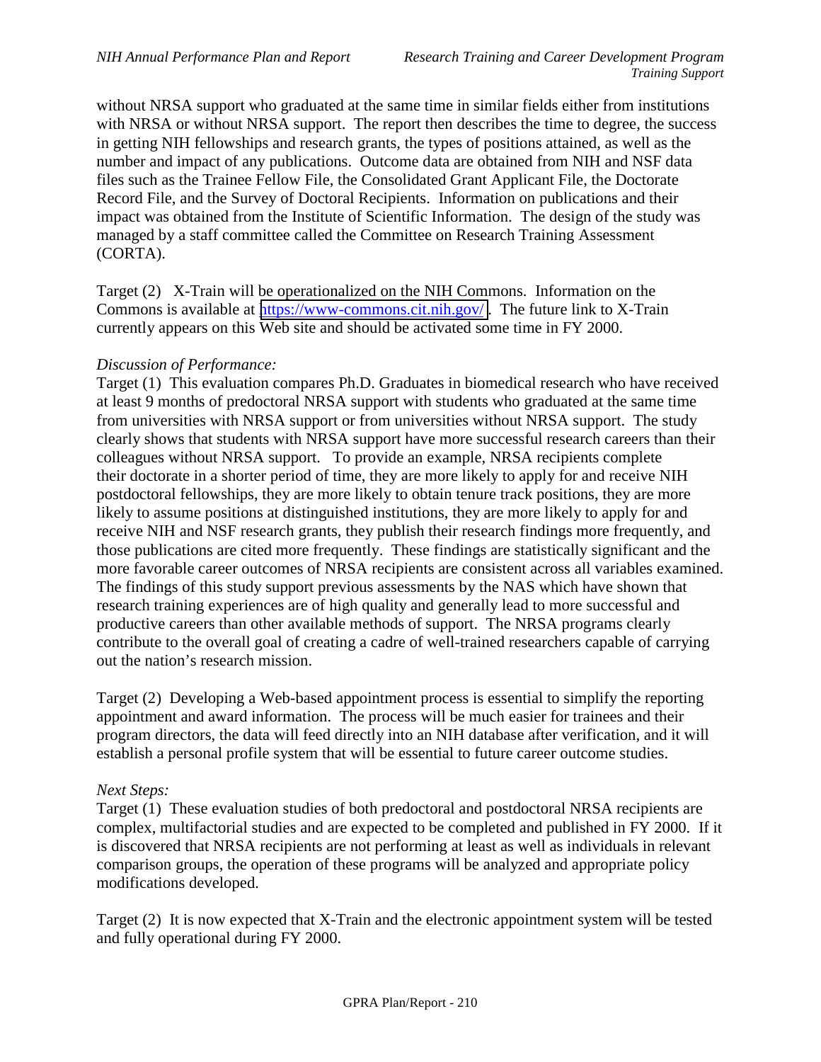without NRSA support who graduated at the same time in similar fields either from institutions with NRSA or without NRSA support. The report then describes the time to degree, the success in getting NIH fellowships and research grants, the types of positions attained, as well as the number and impact of any publications. Outcome data are obtained from NIH and NSF data files such as the Trainee Fellow File, the Consolidated Grant Applicant File, the Doctorate Record File, and the Survey of Doctoral Recipients. Information on publications and their impact was obtained from the Institute of Scientific Information. The design of the study was managed by a staff committee called the Committee on Research Training Assessment (CORTA).

Target (2) X-Train will be operationalized on the NIH Commons. Information on the Commons is available at https://www-commons.cit.nih.gov/. The future link to X-Train currently appears on this Web site and should be activated some time in FY 2000.

*Discussion of Performance:*

Target (1) This evaluation compares Ph.D. Graduates in biomedical research who have received at least 9 months of predoctoral NRSA support with students who graduated at the same time from universities with NRSA support or from universities without NRSA support. The study clearly shows that students with NRSA support have more successful research careers than their colleagues without NRSA support. To provide an example, NRSA recipients complete their doctorate in a shorter period of time, they are more likely to apply for and receive NIH postdoctoral fellowships, they are more likely to obtain tenure track positions, they are more likely to assume positions at distinguished institutions, they are more likely to apply for and receive NIH and NSF research grants, they publish their research findings more frequently, and those publications are cited more frequently. These findings are statistically significant and the more favorable career outcomes of NRSA recipients are consistent across all variables examined. The findings of this study support previous assessments by the NAS which have shown that research training experiences are of high quality and generally lead to more successful and productive careers than other available methods of support. The NRSA programs clearly contribute to the overall goal of creating a cadre of well-trained researchers capable of carrying out the nation's research mission.

Target (2) Developing a Web-based appointment process is essential to simplify the reporting appointment and award information. The process will be much easier for trainees and their program directors, the data will feed directly into an NIH database after verification, and it will establish a personal profile system that will be essential to future career outcome studies.

*Next Steps:*

Target (1) These evaluation studies of both predoctoral and postdoctoral NRSA recipients are complex, multifactorial studies and are expected to be completed and published in FY 2000. If it is discovered that NRSA recipients are not performing at least as well as individuals in relevant comparison groups, the operation of these programs will be analyzed and appropriate policy modifications developed.

Target (2) It is now expected that X-Train and the electronic appointment system will be tested and fully operational during FY 2000.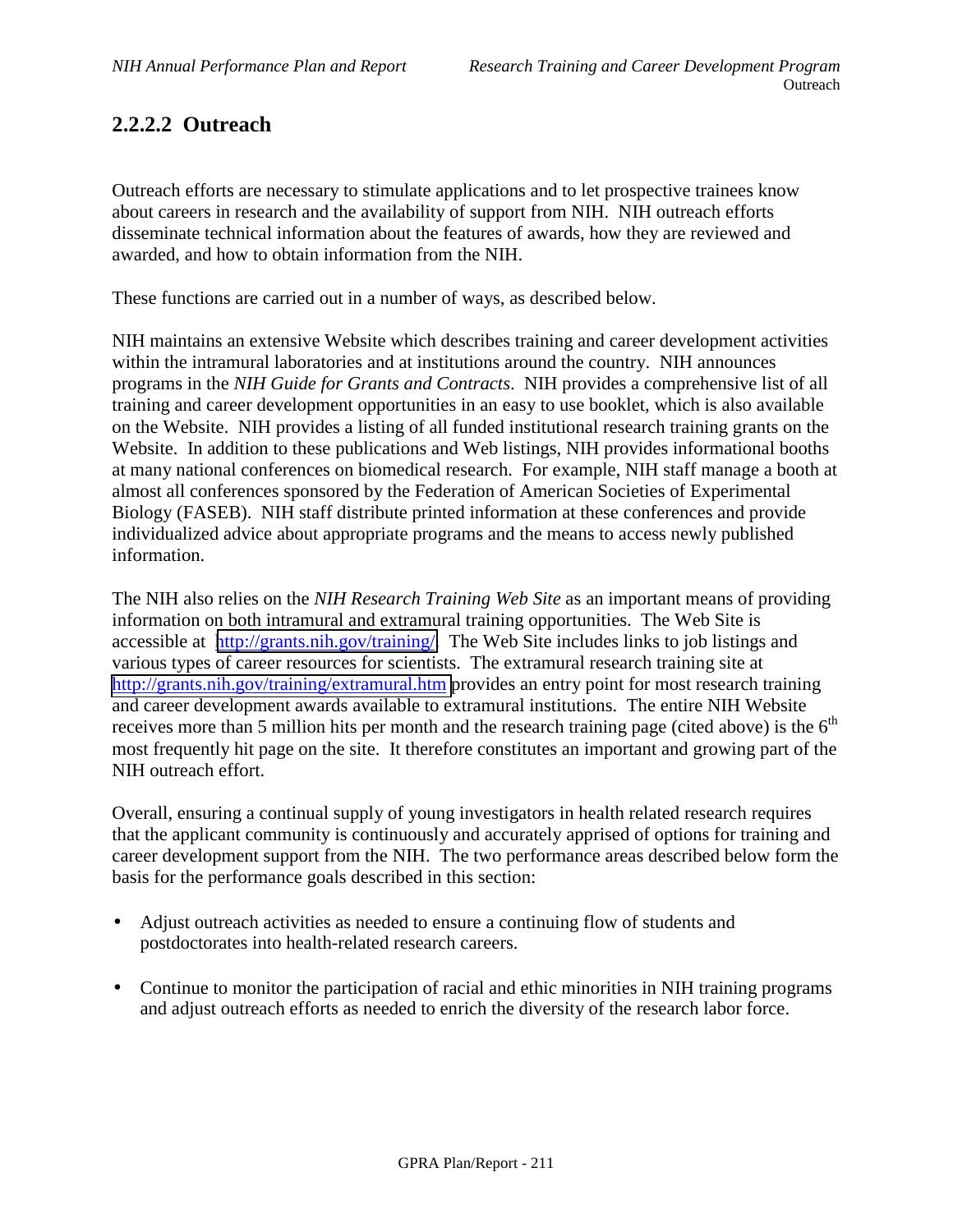## 2.2.2.2 Outreach

Outreach efforts are necessary to stimulate applications and to let prospective trainees know about careers in research and the availability of support from NIH. NIH outreach efforts disseminate technical information about the features of awards, how they are reviewed and awarded, and how to obtain information from the NIH.

These functions are carried out in a number of ways, as described below.

NIH maintains an extensive Website which describes training and career development activities within the intramural laboratories and at institutions around the country. NIH announces programs in the *NIH Guide for Grants and Contracts*. NIH provides a comprehensive list of all training and career development opportunities in an easy to use booklet, which is also available on the Website. NIH provides a listing of all funded institutional research training grants on the Website. In addition to these publications and Web listings, NIH provides informational booths at many national conferences on biomedical research. For example, NIH staff manage a booth at almost all conferences sponsored by the Federation of American Societies of Experimental Biology (FASEB). NIH staff distribute printed information at these conferences and provide individualized advice about appropriate programs and the means to access newly published information.

The NIH also relies on the *NIH Research Training Web Site* as an important means of providing information on both intramural and extramural training opportunities. The Web Site is accessible at http://grants.nih.gov/training/. The Web Site includes links to job listings and various types of career resources for scientists. The extramural research training site at http://grants.nih.gov/training/extramural.htm provides an entry point for most research training and career development awards available to extramural institutions. The entire NIH Website receives more than 5 million hits per month and the research training page (cited above) is the 6th most frequently hit page on the site. It therefore constitutes an important and growing part of the NIH outreach effort.

Overall, ensuring a continual supply of young investigators in health related research requires that the applicant community is continuously and accurately apprised of options for training and career development support from the NIH. The two performance areas described below form the basis for the performance goals described in this section:

- Adjust outreach activities as needed to ensure a continuing flow of students and postdoctorates into health-related research careers.
- Continue to monitor the participation of racial and ethic minorities in NIH training programs and adjust outreach efforts as needed to enrich the diversity of the research labor force.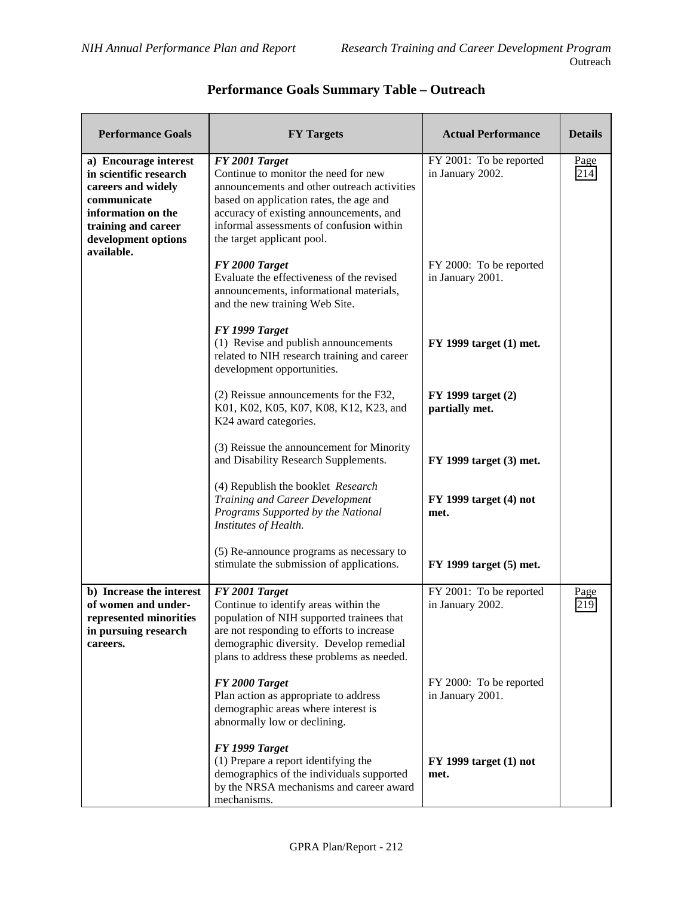## Performance Goals Summary Table – Outreach

| Performance Goals | FY Targets | Actual Performance | Details |
|---|---|---|---|
| **a) Encourage interest in scientific research careers and widely communicate information on the training and career development options available.** | ***FY 2001 Target*** Continue to monitor the need for new announcements and other outreach activities based on application rates, the age and accuracy of existing announcements, and informal assessments of confusion within the target applicant pool. | FY 2001: To be reported in January 2002. | Page 214 |
| | ***FY 2000 Target*** Evaluate the effectiveness of the revised announcements, informational materials, and the new training Web Site. | FY 2000: To be reported in January 2001. | |
| | ***FY 1999 Target*** (1) Revise and publish announcements related to NIH research training and career development opportunities. | **FY 1999 target (1) met.** | |
| | (2) Reissue announcements for the F32, K01, K02, K05, K07, K08, K12, K23, and K24 award categories. | **FY 1999 target (2) partially met.** | |
| | (3) Reissue the announcement for Minority and Disability Research Supplements. | **FY 1999 target (3) met.** | |
| | (4) Republish the booklet *Research Training and Career Development Programs Supported by the National Institutes of Health.* | **FY 1999 target (4) not met.** | |
| | (5) Re-announce programs as necessary to stimulate the submission of applications. | **FY 1999 target (5) met.** | |
| **b) Increase the interest of women and under-represented minorities in pursuing research careers.** | ***FY 2001 Target*** Continue to identify areas within the population of NIH supported trainees that are not responding to efforts to increase demographic diversity. Develop remedial plans to address these problems as needed. | FY 2001: To be reported in January 2002. | Page 219 |
| | ***FY 2000 Target*** Plan action as appropriate to address demographic areas where interest is abnormally low or declining. | FY 2000: To be reported in January 2001. | |
| | ***FY 1999 Target*** (1) Prepare a report identifying the demographics of the individuals supported by the NRSA mechanisms and career award mechanisms. | **FY 1999 target (1) not met.** | |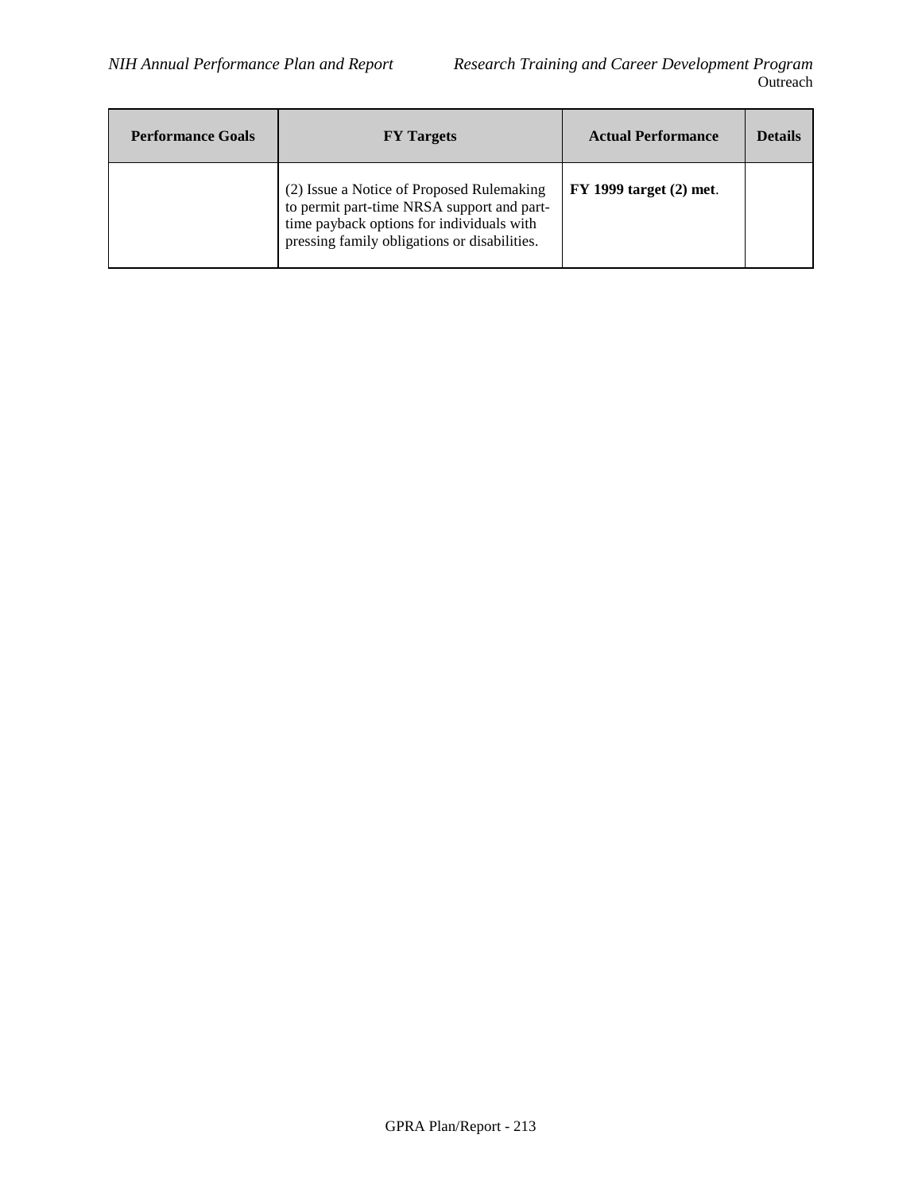| Performance Goals | FY Targets | Actual Performance | Details |
|---|---|---|---|
| | (2) Issue a Notice of Proposed Rulemaking to permit part-time NRSA support and part-time payback options for individuals with pressing family obligations or disabilities. | **FY 1999 target (2) met**. | |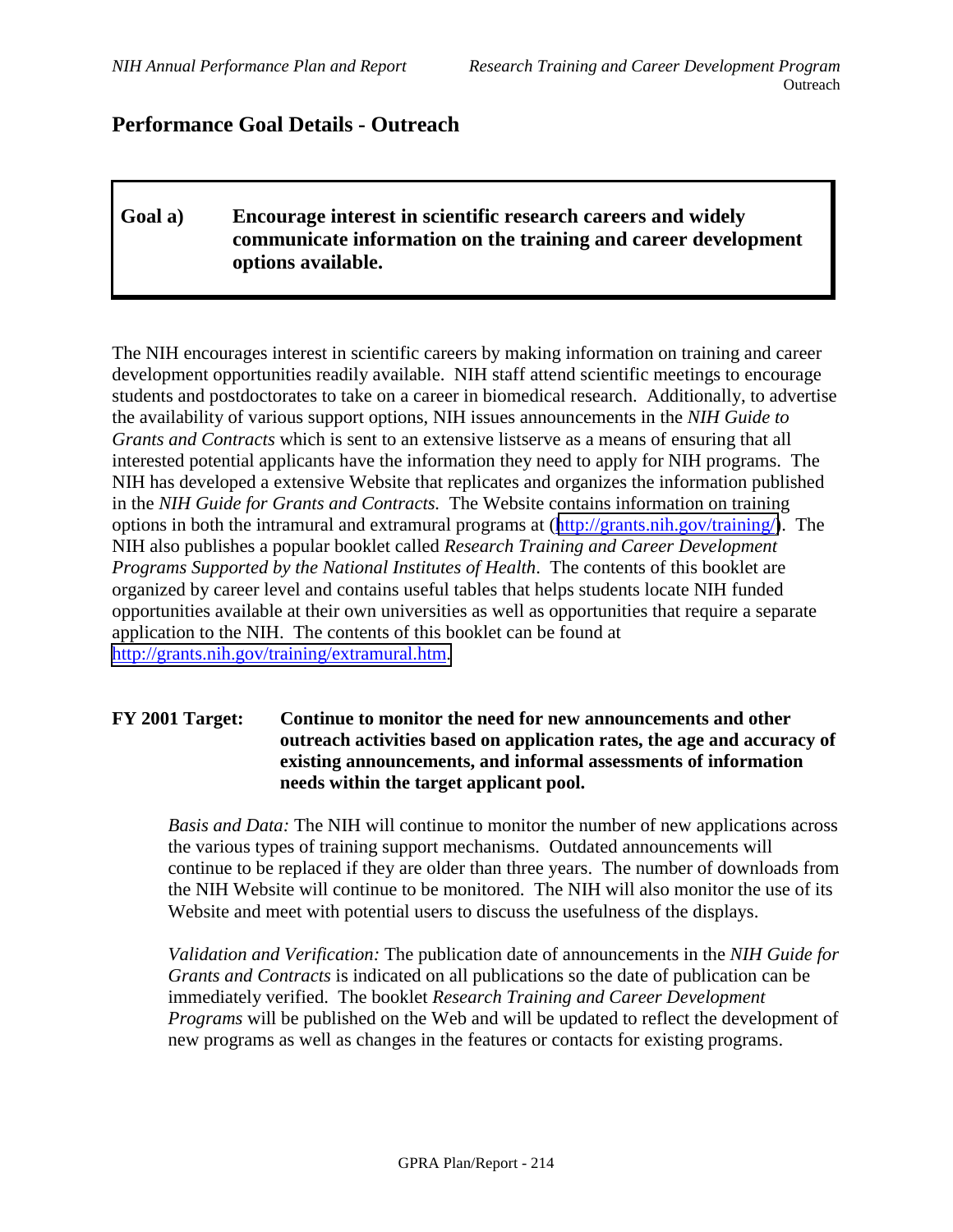## Performance Goal Details - Outreach

**Goal a) Encourage interest in scientific research careers and widely communicate information on the training and career development options available.**

The NIH encourages interest in scientific careers by making information on training and career development opportunities readily available. NIH staff attend scientific meetings to encourage students and postdoctorates to take on a career in biomedical research. Additionally, to advertise the availability of various support options, NIH issues announcements in the *NIH Guide to Grants and Contracts* which is sent to an extensive listserve as a means of ensuring that all interested potential applicants have the information they need to apply for NIH programs. The NIH has developed a extensive Website that replicates and organizes the information published in the *NIH Guide for Grants and Contracts.* The Website contains information on training options in both the intramural and extramural programs at (http://grants.nih.gov/training/). The NIH also publishes a popular booklet called *Research Training and Career Development Programs Supported by the National Institutes of Health*. The contents of this booklet are organized by career level and contains useful tables that helps students locate NIH funded opportunities available at their own universities as well as opportunities that require a separate application to the NIH. The contents of this booklet can be found at http://grants.nih.gov/training/extramural.htm.

**FY 2001 Target: Continue to monitor the need for new announcements and other outreach activities based on application rates, the age and accuracy of existing announcements, and informal assessments of information needs within the target applicant pool.**

*Basis and Data:* The NIH will continue to monitor the number of new applications across the various types of training support mechanisms. Outdated announcements will continue to be replaced if they are older than three years. The number of downloads from the NIH Website will continue to be monitored. The NIH will also monitor the use of its Website and meet with potential users to discuss the usefulness of the displays.

*Validation and Verification:* The publication date of announcements in the *NIH Guide for Grants and Contracts* is indicated on all publications so the date of publication can be immediately verified. The booklet *Research Training and Career Development Programs* will be published on the Web and will be updated to reflect the development of new programs as well as changes in the features or contacts for existing programs.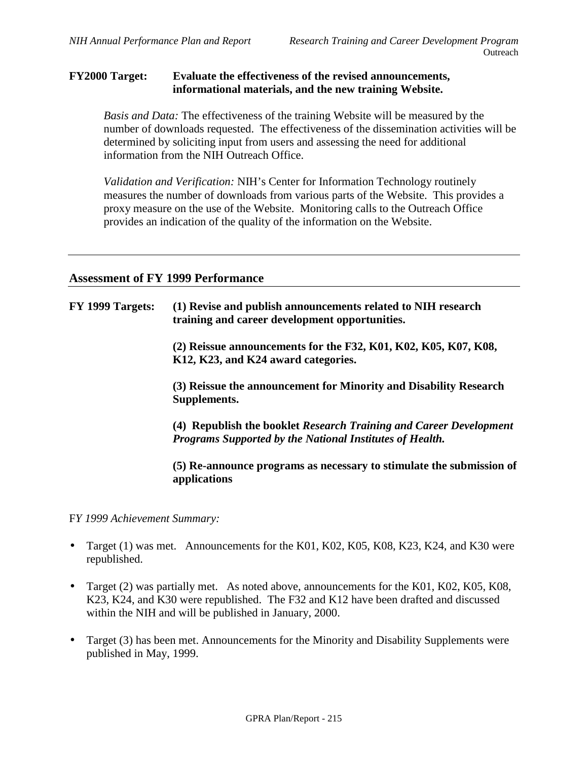**FY2000 Target: Evaluate the effectiveness of the revised announcements, informational materials, and the new training Website.**

*Basis and Data:* The effectiveness of the training Website will be measured by the number of downloads requested. The effectiveness of the dissemination activities will be determined by soliciting input from users and assessing the need for additional information from the NIH Outreach Office.

*Validation and Verification:* NIH's Center for Information Technology routinely measures the number of downloads from various parts of the Website. This provides a proxy measure on the use of the Website. Monitoring calls to the Outreach Office provides an indication of the quality of the information on the Website.

---

## Assessment of FY 1999 Performance

**FY 1999 Targets:**

**(1) Revise and publish announcements related to NIH research training and career development opportunities.**

**(2) Reissue announcements for the F32, K01, K02, K05, K07, K08, K12, K23, and K24 award categories.**

**(3) Reissue the announcement for Minority and Disability Research Supplements.**

**(4) Republish the booklet *Research Training and Career Development Programs Supported by the National Institutes of Health.***

**(5) Re-announce programs as necessary to stimulate the submission of applications**

F*Y 1999 Achievement Summary:*

- Target (1) was met. Announcements for the K01, K02, K05, K08, K23, K24, and K30 were republished.
- Target (2) was partially met. As noted above, announcements for the K01, K02, K05, K08, K23, K24, and K30 were republished. The F32 and K12 have been drafted and discussed within the NIH and will be published in January, 2000.
- Target (3) has been met. Announcements for the Minority and Disability Supplements were published in May, 1999.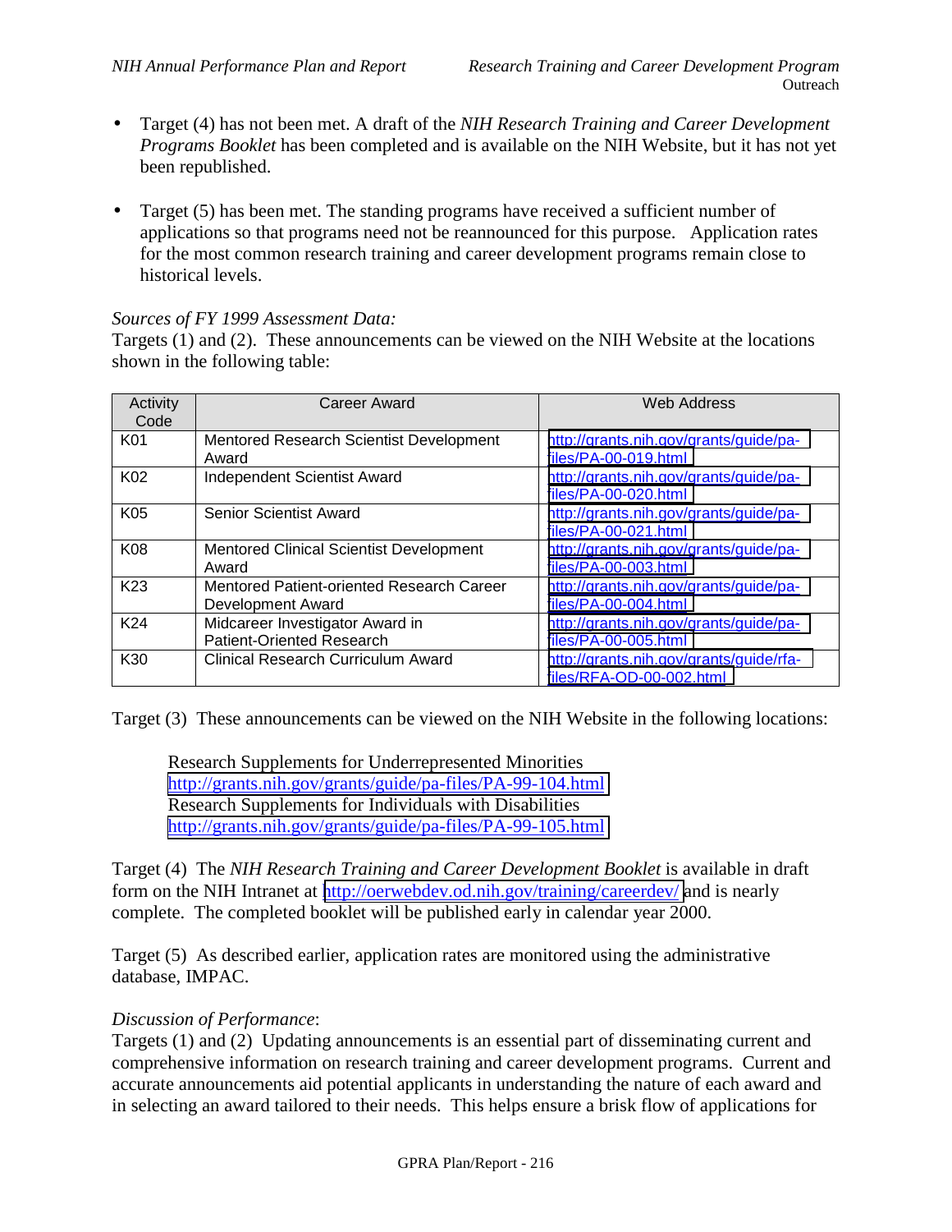- Target (4) has not been met. A draft of the *NIH Research Training and Career Development Programs Booklet* has been completed and is available on the NIH Website, but it has not yet been republished.

- Target (5) has been met. The standing programs have received a sufficient number of applications so that programs need not be reannounced for this purpose. Application rates for the most common research training and career development programs remain close to historical levels.

*Sources of FY 1999 Assessment Data:*
Targets (1) and (2). These announcements can be viewed on the NIH Website at the locations shown in the following table:

| Activity Code | Career Award | Web Address |
| --- | --- | --- |
| K01 | Mentored Research Scientist Development Award | http://grants.nih.gov/grants/guide/pa-files/PA-00-019.html |
| K02 | Independent Scientist Award | http://grants.nih.gov/grants/guide/pa-files/PA-00-020.html |
| K05 | Senior Scientist Award | http://grants.nih.gov/grants/guide/pa-files/PA-00-021.html |
| K08 | Mentored Clinical Scientist Development Award | http://grants.nih.gov/grants/guide/pa-files/PA-00-003.html |
| K23 | Mentored Patient-oriented Research Career Development Award | http://grants.nih.gov/grants/guide/pa-files/PA-00-004.html |
| K24 | Midcareer Investigator Award in Patient-Oriented Research | http://grants.nih.gov/grants/guide/pa-files/PA-00-005.html |
| K30 | Clinical Research Curriculum Award | http://grants.nih.gov/grants/guide/rfa-files/RFA-OD-00-002.html |

Target (3) These announcements can be viewed on the NIH Website in the following locations:

Research Supplements for Underrepresented Minorities
http://grants.nih.gov/grants/guide/pa-files/PA-99-104.html
Research Supplements for Individuals with Disabilities
http://grants.nih.gov/grants/guide/pa-files/PA-99-105.html

Target (4) The *NIH Research Training and Career Development Booklet* is available in draft form on the NIH Intranet at http://oerwebdev.od.nih.gov/training/careerdev/ and is nearly complete. The completed booklet will be published early in calendar year 2000.

Target (5) As described earlier, application rates are monitored using the administrative database, IMPAC.

*Discussion of Performance*:
Targets (1) and (2) Updating announcements is an essential part of disseminating current and comprehensive information on research training and career development programs. Current and accurate announcements aid potential applicants in understanding the nature of each award and in selecting an award tailored to their needs. This helps ensure a brisk flow of applications for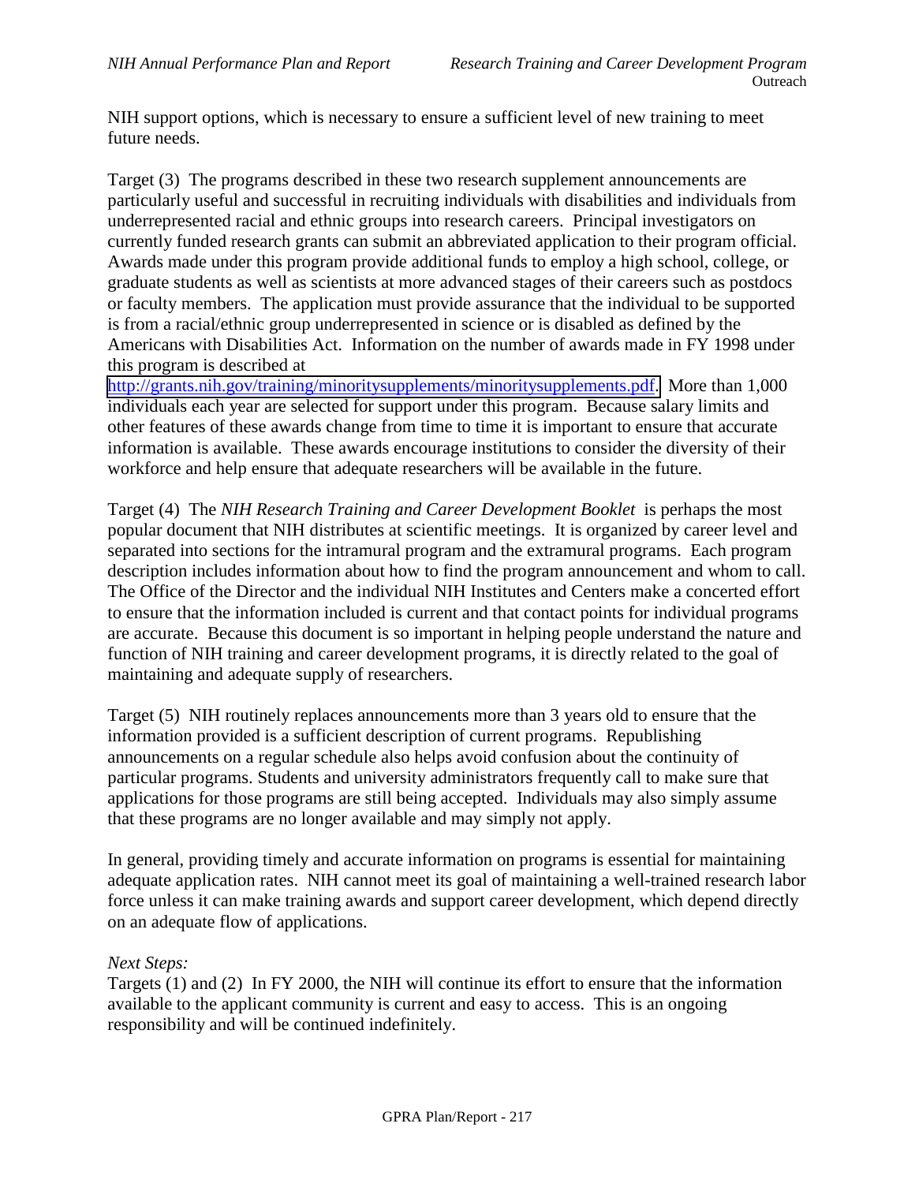NIH support options, which is necessary to ensure a sufficient level of new training to meet future needs.

Target (3) The programs described in these two research supplement announcements are particularly useful and successful in recruiting individuals with disabilities and individuals from underrepresented racial and ethnic groups into research careers. Principal investigators on currently funded research grants can submit an abbreviated application to their program official. Awards made under this program provide additional funds to employ a high school, college, or graduate students as well as scientists at more advanced stages of their careers such as postdocs or faculty members. The application must provide assurance that the individual to be supported is from a racial/ethnic group underrepresented in science or is disabled as defined by the Americans with Disabilities Act. Information on the number of awards made in FY 1998 under this program is described at http://grants.nih.gov/training/minoritysupplements/minoritysupplements.pdf. More than 1,000 individuals each year are selected for support under this program. Because salary limits and other features of these awards change from time to time it is important to ensure that accurate information is available. These awards encourage institutions to consider the diversity of their workforce and help ensure that adequate researchers will be available in the future.

Target (4) The *NIH Research Training and Career Development Booklet* is perhaps the most popular document that NIH distributes at scientific meetings. It is organized by career level and separated into sections for the intramural program and the extramural programs. Each program description includes information about how to find the program announcement and whom to call. The Office of the Director and the individual NIH Institutes and Centers make a concerted effort to ensure that the information included is current and that contact points for individual programs are accurate. Because this document is so important in helping people understand the nature and function of NIH training and career development programs, it is directly related to the goal of maintaining and adequate supply of researchers.

Target (5) NIH routinely replaces announcements more than 3 years old to ensure that the information provided is a sufficient description of current programs. Republishing announcements on a regular schedule also helps avoid confusion about the continuity of particular programs. Students and university administrators frequently call to make sure that applications for those programs are still being accepted. Individuals may also simply assume that these programs are no longer available and may simply not apply.

In general, providing timely and accurate information on programs is essential for maintaining adequate application rates. NIH cannot meet its goal of maintaining a well-trained research labor force unless it can make training awards and support career development, which depend directly on an adequate flow of applications.

*Next Steps:*

Targets (1) and (2) In FY 2000, the NIH will continue its effort to ensure that the information available to the applicant community is current and easy to access. This is an ongoing responsibility and will be continued indefinitely.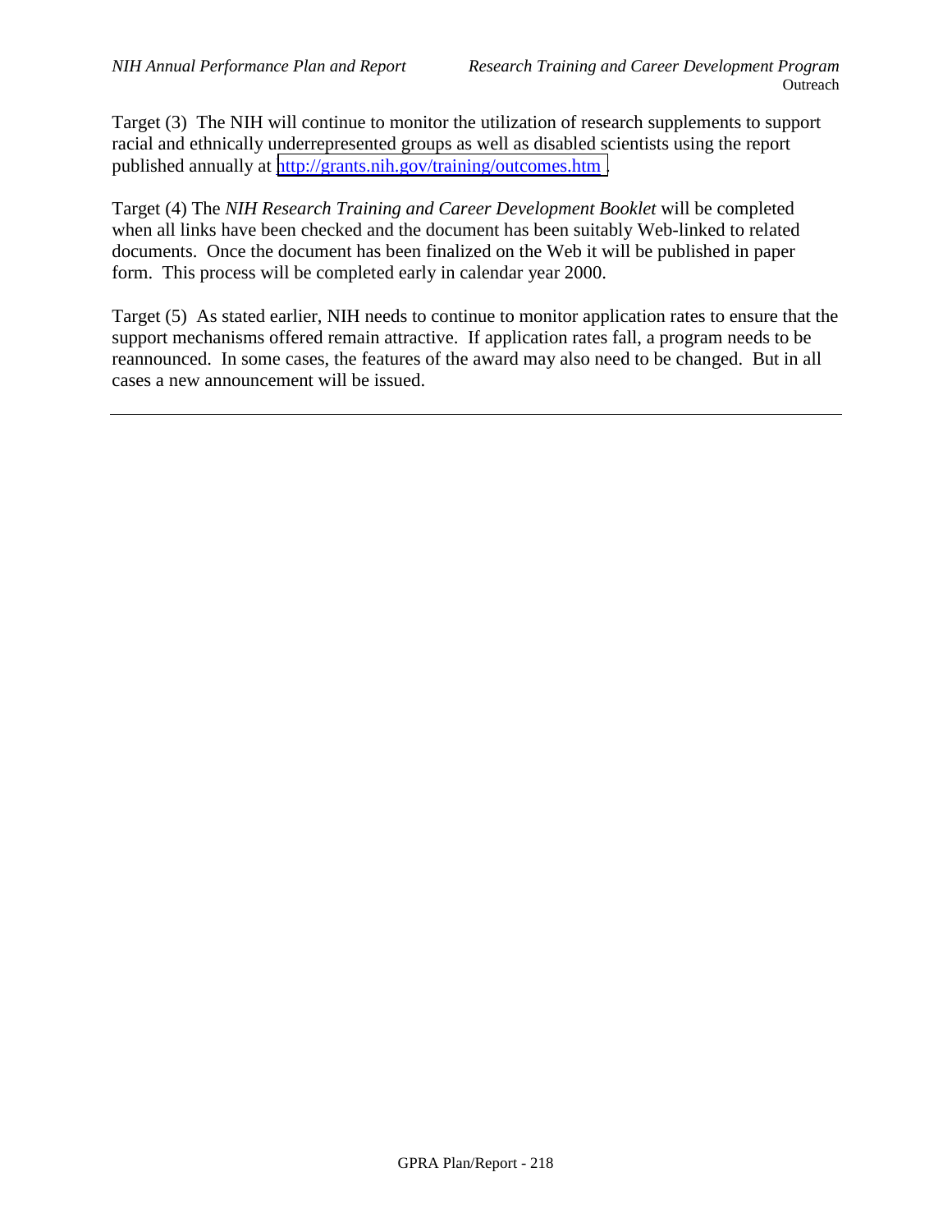Target (3) The NIH will continue to monitor the utilization of research supplements to support racial and ethnically underrepresented groups as well as disabled scientists using the report published annually at http://grants.nih.gov/training/outcomes.htm .

Target (4) The *NIH Research Training and Career Development Booklet* will be completed when all links have been checked and the document has been suitably Web-linked to related documents. Once the document has been finalized on the Web it will be published in paper form. This process will be completed early in calendar year 2000.

Target (5) As stated earlier, NIH needs to continue to monitor application rates to ensure that the support mechanisms offered remain attractive. If application rates fall, a program needs to be reannounced. In some cases, the features of the award may also need to be changed. But in all cases a new announcement will be issued.

---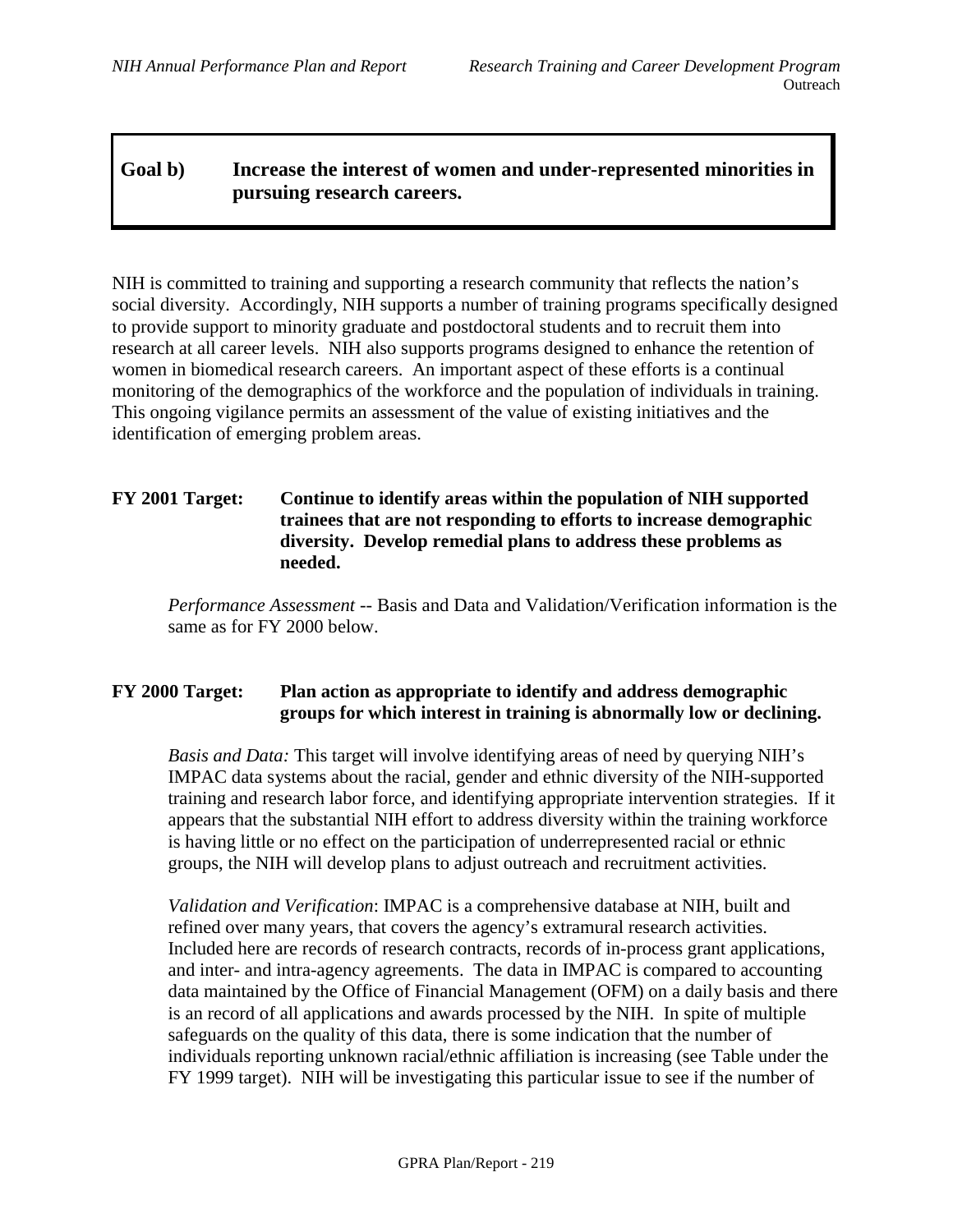**Goal b) Increase the interest of women and under-represented minorities in pursuing research careers.**

NIH is committed to training and supporting a research community that reflects the nation's social diversity. Accordingly, NIH supports a number of training programs specifically designed to provide support to minority graduate and postdoctoral students and to recruit them into research at all career levels. NIH also supports programs designed to enhance the retention of women in biomedical research careers. An important aspect of these efforts is a continual monitoring of the demographics of the workforce and the population of individuals in training. This ongoing vigilance permits an assessment of the value of existing initiatives and the identification of emerging problem areas.

**FY 2001 Target: Continue to identify areas within the population of NIH supported trainees that are not responding to efforts to increase demographic diversity. Develop remedial plans to address these problems as needed.**

*Performance Assessment* -- Basis and Data and Validation/Verification information is the same as for FY 2000 below.

**FY 2000 Target: Plan action as appropriate to identify and address demographic groups for which interest in training is abnormally low or declining.**

*Basis and Data:* This target will involve identifying areas of need by querying NIH's IMPAC data systems about the racial, gender and ethnic diversity of the NIH-supported training and research labor force, and identifying appropriate intervention strategies. If it appears that the substantial NIH effort to address diversity within the training workforce is having little or no effect on the participation of underrepresented racial or ethnic groups, the NIH will develop plans to adjust outreach and recruitment activities.

*Validation and Verification*: IMPAC is a comprehensive database at NIH, built and refined over many years, that covers the agency's extramural research activities. Included here are records of research contracts, records of in-process grant applications, and inter- and intra-agency agreements. The data in IMPAC is compared to accounting data maintained by the Office of Financial Management (OFM) on a daily basis and there is an record of all applications and awards processed by the NIH. In spite of multiple safeguards on the quality of this data, there is some indication that the number of individuals reporting unknown racial/ethnic affiliation is increasing (see Table under the FY 1999 target). NIH will be investigating this particular issue to see if the number of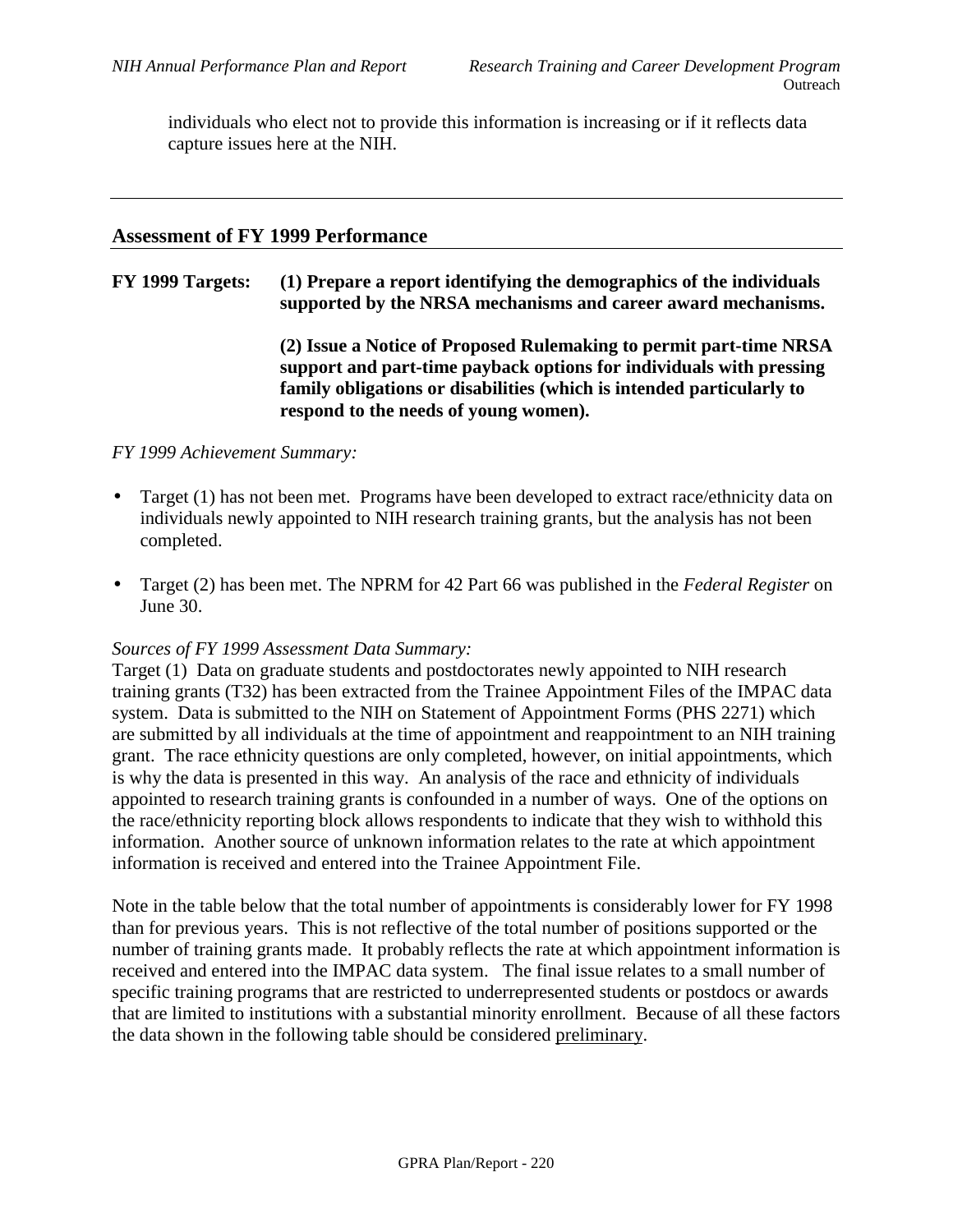individuals who elect not to provide this information is increasing or if it reflects data capture issues here at the NIH.

---

## Assessment of FY 1999 Performance

**FY 1999 Targets:** **(1) Prepare a report identifying the demographics of the individuals supported by the NRSA mechanisms and career award mechanisms.**

**(2) Issue a Notice of Proposed Rulemaking to permit part-time NRSA support and part-time payback options for individuals with pressing family obligations or disabilities (which is intended particularly to respond to the needs of young women).**

*FY 1999 Achievement Summary:*

- Target (1) has not been met. Programs have been developed to extract race/ethnicity data on individuals newly appointed to NIH research training grants, but the analysis has not been completed.
- Target (2) has been met. The NPRM for 42 Part 66 was published in the *Federal Register* on June 30.

*Sources of FY 1999 Assessment Data Summary:*

Target (1) Data on graduate students and postdoctorates newly appointed to NIH research training grants (T32) has been extracted from the Trainee Appointment Files of the IMPAC data system. Data is submitted to the NIH on Statement of Appointment Forms (PHS 2271) which are submitted by all individuals at the time of appointment and reappointment to an NIH training grant. The race ethnicity questions are only completed, however, on initial appointments, which is why the data is presented in this way. An analysis of the race and ethnicity of individuals appointed to research training grants is confounded in a number of ways. One of the options on the race/ethnicity reporting block allows respondents to indicate that they wish to withhold this information. Another source of unknown information relates to the rate at which appointment information is received and entered into the Trainee Appointment File.

Note in the table below that the total number of appointments is considerably lower for FY 1998 than for previous years. This is not reflective of the total number of positions supported or the number of training grants made. It probably reflects the rate at which appointment information is received and entered into the IMPAC data system. The final issue relates to a small number of specific training programs that are restricted to underrepresented students or postdocs or awards that are limited to institutions with a substantial minority enrollment. Because of all these factors the data shown in the following table should be considered preliminary.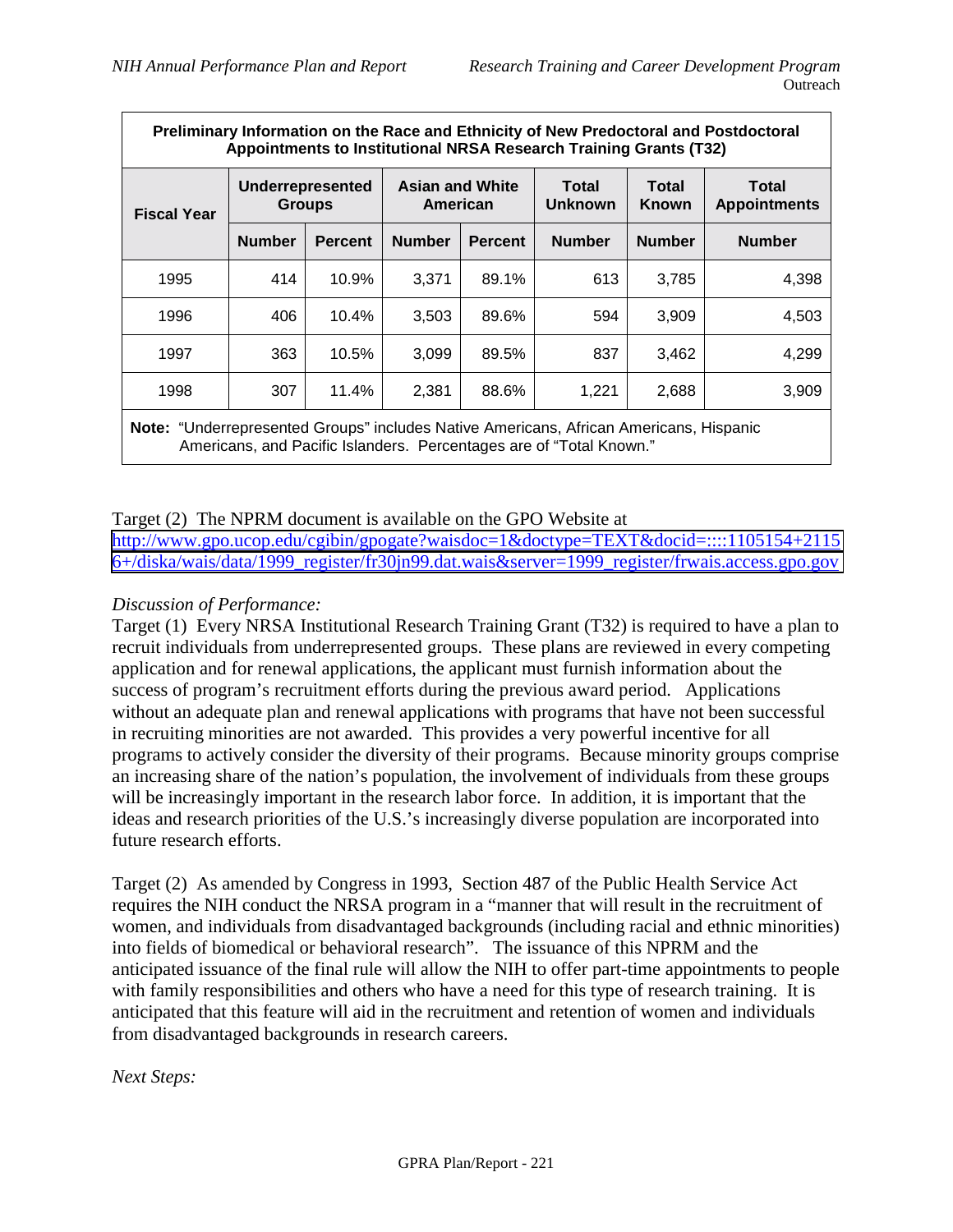| Preliminary Information on the Race and Ethnicity of New Predoctoral and Postdoctoral Appointments to Institutional NRSA Research Training Grants (T32) | | | | | | | |
|---|---|---|---|---|---|---|---|
| **Fiscal Year** | **Underrepresented Groups** | | **Asian and White American** | | **Total Unknown** | **Total Known** | **Total Appointments** |
| | **Number** | **Percent** | **Number** | **Percent** | **Number** | **Number** | **Number** |
| 1995 | 414 | 10.9% | 3,371 | 89.1% | 613 | 3,785 | 4,398 |
| 1996 | 406 | 10.4% | 3,503 | 89.6% | 594 | 3,909 | 4,503 |
| 1997 | 363 | 10.5% | 3,099 | 89.5% | 837 | 3,462 | 4,299 |
| 1998 | 307 | 11.4% | 2,381 | 88.6% | 1,221 | 2,688 | 3,909 |

**Note:** "Underrepresented Groups" includes Native Americans, African Americans, Hispanic Americans, and Pacific Islanders. Percentages are of "Total Known."

Target (2) The NPRM document is available on the GPO Website at http://www.gpo.ucop.edu/cgibin/gpogate?waisdoc=1&doctype=TEXT&docid=::::1105154+21156+/diska/wais/data/1999_register/fr30jn99.dat.wais&server=1999_register/frwais.access.gpo.gov

*Discussion of Performance:*

Target (1) Every NRSA Institutional Research Training Grant (T32) is required to have a plan to recruit individuals from underrepresented groups. These plans are reviewed in every competing application and for renewal applications, the applicant must furnish information about the success of program's recruitment efforts during the previous award period. Applications without an adequate plan and renewal applications with programs that have not been successful in recruiting minorities are not awarded. This provides a very powerful incentive for all programs to actively consider the diversity of their programs. Because minority groups comprise an increasing share of the nation's population, the involvement of individuals from these groups will be increasingly important in the research labor force. In addition, it is important that the ideas and research priorities of the U.S.'s increasingly diverse population are incorporated into future research efforts.

Target (2) As amended by Congress in 1993, Section 487 of the Public Health Service Act requires the NIH conduct the NRSA program in a "manner that will result in the recruitment of women, and individuals from disadvantaged backgrounds (including racial and ethnic minorities) into fields of biomedical or behavioral research". The issuance of this NPRM and the anticipated issuance of the final rule will allow the NIH to offer part-time appointments to people with family responsibilities and others who have a need for this type of research training. It is anticipated that this feature will aid in the recruitment and retention of women and individuals from disadvantaged backgrounds in research careers.

*Next Steps:*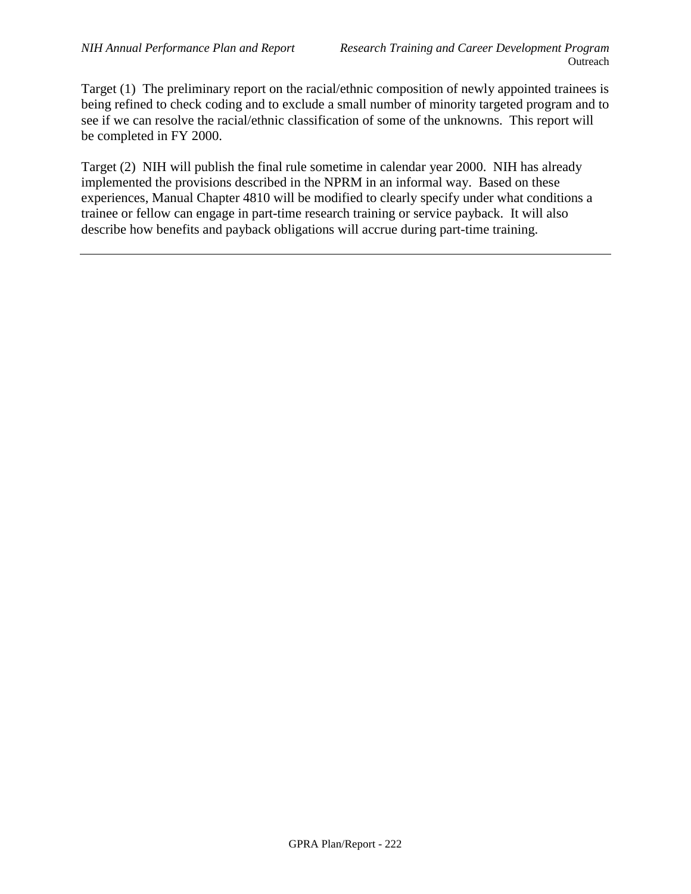Target (1) The preliminary report on the racial/ethnic composition of newly appointed trainees is being refined to check coding and to exclude a small number of minority targeted program and to see if we can resolve the racial/ethnic classification of some of the unknowns. This report will be completed in FY 2000.

Target (2) NIH will publish the final rule sometime in calendar year 2000. NIH has already implemented the provisions described in the NPRM in an informal way. Based on these experiences, Manual Chapter 4810 will be modified to clearly specify under what conditions a trainee or fellow can engage in part-time research training or service payback. It will also describe how benefits and payback obligations will accrue during part-time training.

---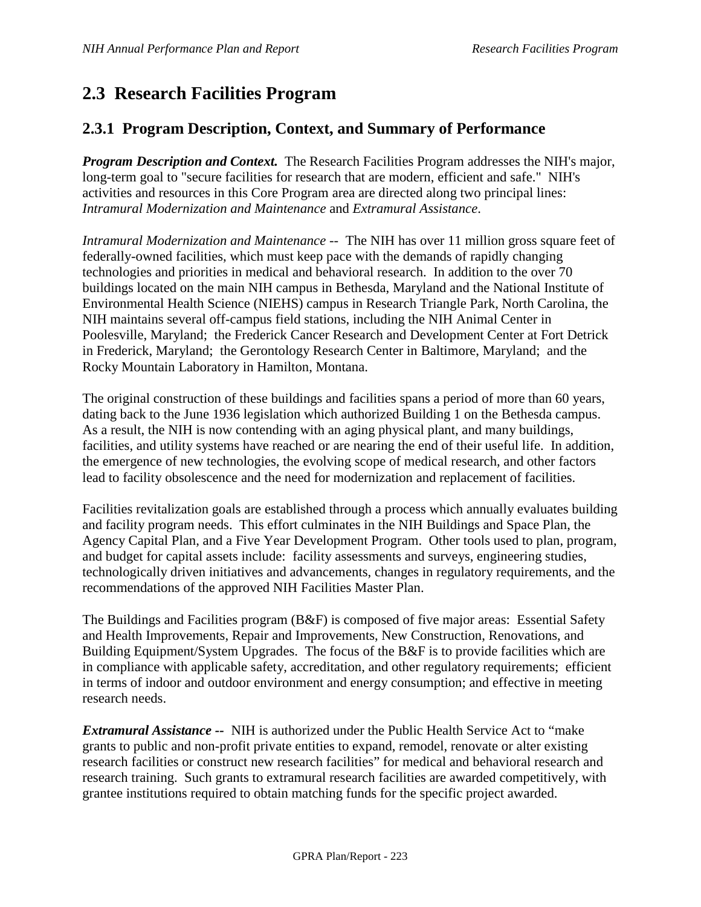## 2.3 Research Facilities Program

### 2.3.1 Program Description, Context, and Summary of Performance

***Program Description and Context.*** The Research Facilities Program addresses the NIH's major, long-term goal to "secure facilities for research that are modern, efficient and safe." NIH's activities and resources in this Core Program area are directed along two principal lines: *Intramural Modernization and Maintenance* and *Extramural Assistance*.

*Intramural Modernization and Maintenance* -- The NIH has over 11 million gross square feet of federally-owned facilities, which must keep pace with the demands of rapidly changing technologies and priorities in medical and behavioral research. In addition to the over 70 buildings located on the main NIH campus in Bethesda, Maryland and the National Institute of Environmental Health Science (NIEHS) campus in Research Triangle Park, North Carolina, the NIH maintains several off-campus field stations, including the NIH Animal Center in Poolesville, Maryland; the Frederick Cancer Research and Development Center at Fort Detrick in Frederick, Maryland; the Gerontology Research Center in Baltimore, Maryland; and the Rocky Mountain Laboratory in Hamilton, Montana.

The original construction of these buildings and facilities spans a period of more than 60 years, dating back to the June 1936 legislation which authorized Building 1 on the Bethesda campus. As a result, the NIH is now contending with an aging physical plant, and many buildings, facilities, and utility systems have reached or are nearing the end of their useful life. In addition, the emergence of new technologies, the evolving scope of medical research, and other factors lead to facility obsolescence and the need for modernization and replacement of facilities.

Facilities revitalization goals are established through a process which annually evaluates building and facility program needs. This effort culminates in the NIH Buildings and Space Plan, the Agency Capital Plan, and a Five Year Development Program. Other tools used to plan, program, and budget for capital assets include: facility assessments and surveys, engineering studies, technologically driven initiatives and advancements, changes in regulatory requirements, and the recommendations of the approved NIH Facilities Master Plan.

The Buildings and Facilities program (B&F) is composed of five major areas: Essential Safety and Health Improvements, Repair and Improvements, New Construction, Renovations, and Building Equipment/System Upgrades. The focus of the B&F is to provide facilities which are in compliance with applicable safety, accreditation, and other regulatory requirements; efficient in terms of indoor and outdoor environment and energy consumption; and effective in meeting research needs.

***Extramural Assistance --*** NIH is authorized under the Public Health Service Act to "make grants to public and non-profit private entities to expand, remodel, renovate or alter existing research facilities or construct new research facilities" for medical and behavioral research and research training. Such grants to extramural research facilities are awarded competitively, with grantee institutions required to obtain matching funds for the specific project awarded.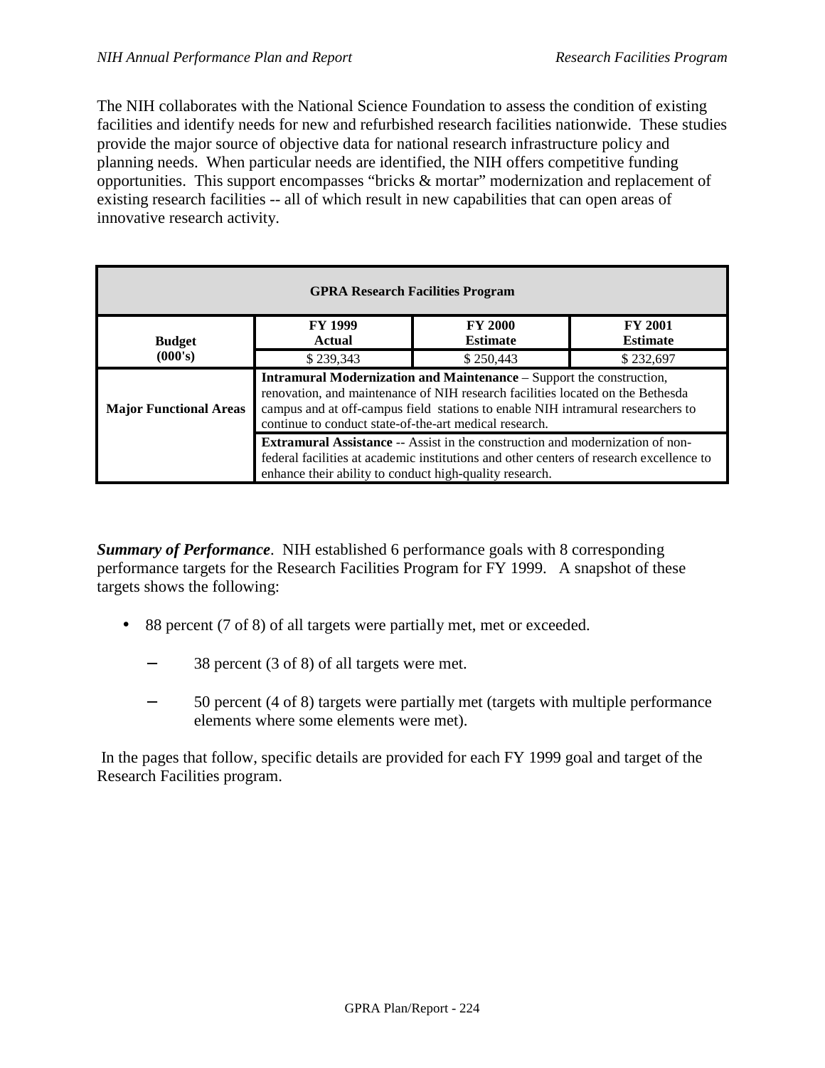The NIH collaborates with the National Science Foundation to assess the condition of existing facilities and identify needs for new and refurbished research facilities nationwide. These studies provide the major source of objective data for national research infrastructure policy and planning needs. When particular needs are identified, the NIH offers competitive funding opportunities. This support encompasses "bricks & mortar" modernization and replacement of existing research facilities -- all of which result in new capabilities that can open areas of innovative research activity.

| **GPRA Research Facilities Program** | | | |
|---|---|---|---|
| **Budget (000's)** | **FY 1999 Actual** | **FY 2000 Estimate** | **FY 2001 Estimate** |
| | $ 239,343 | $ 250,443 | $ 232,697 |
| **Major Functional Areas** | **Intramural Modernization and Maintenance** – Support the construction, renovation, and maintenance of NIH research facilities located on the Bethesda campus and at off-campus field stations to enable NIH intramural researchers to continue to conduct state-of-the-art medical research. | | |
| | **Extramural Assistance** -- Assist in the construction and modernization of non-federal facilities at academic institutions and other centers of research excellence to enhance their ability to conduct high-quality research. | | |

***Summary of Performance***. NIH established 6 performance goals with 8 corresponding performance targets for the Research Facilities Program for FY 1999. A snapshot of these targets shows the following:

- 88 percent (7 of 8) of all targets were partially met, met or exceeded.
  - 38 percent (3 of 8) of all targets were met.
  - 50 percent (4 of 8) targets were partially met (targets with multiple performance elements where some elements were met).

In the pages that follow, specific details are provided for each FY 1999 goal and target of the Research Facilities program.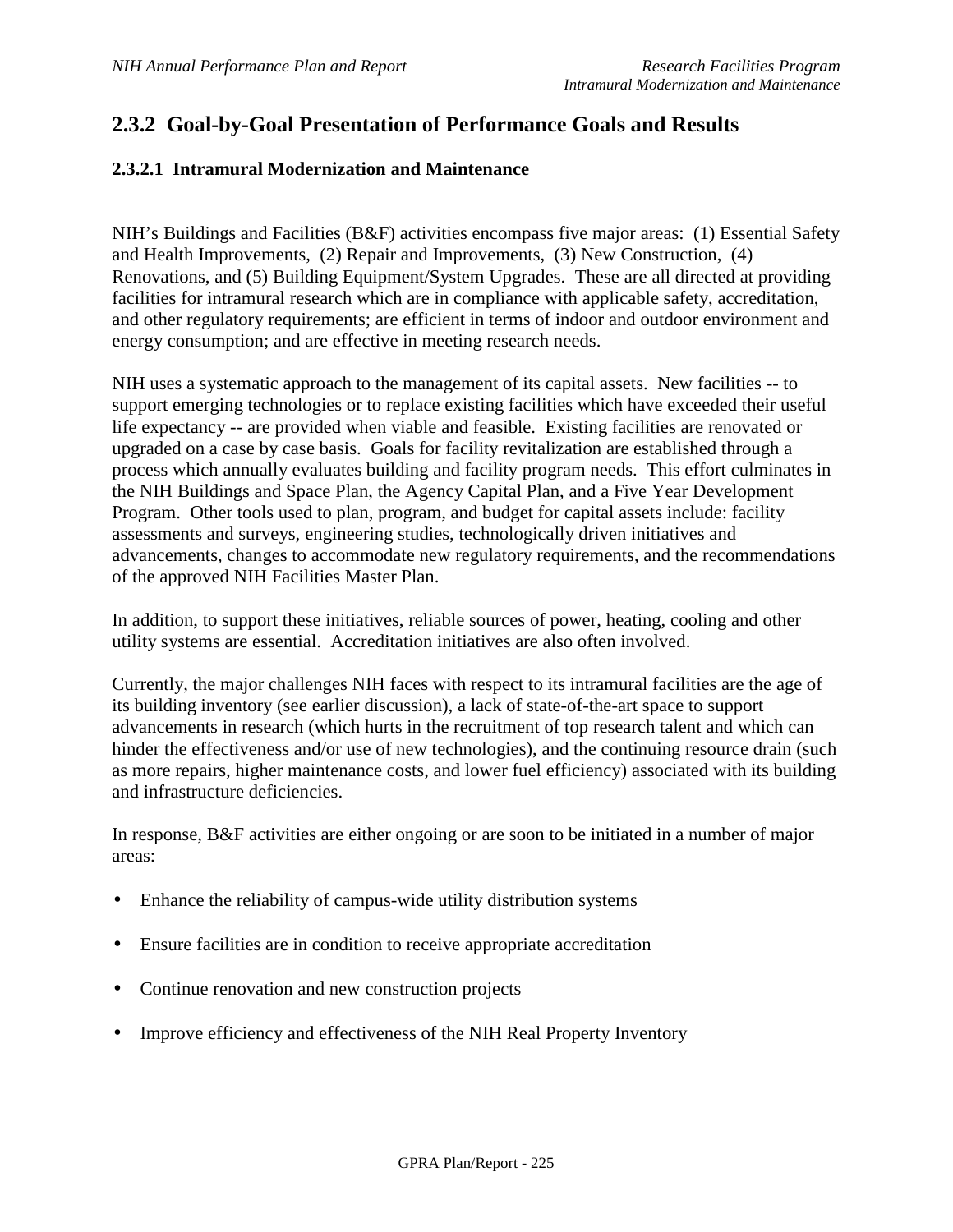## 2.3.2 Goal-by-Goal Presentation of Performance Goals and Results

### 2.3.2.1 Intramural Modernization and Maintenance

NIH's Buildings and Facilities (B&F) activities encompass five major areas: (1) Essential Safety and Health Improvements, (2) Repair and Improvements, (3) New Construction, (4) Renovations, and (5) Building Equipment/System Upgrades. These are all directed at providing facilities for intramural research which are in compliance with applicable safety, accreditation, and other regulatory requirements; are efficient in terms of indoor and outdoor environment and energy consumption; and are effective in meeting research needs.

NIH uses a systematic approach to the management of its capital assets. New facilities -- to support emerging technologies or to replace existing facilities which have exceeded their useful life expectancy -- are provided when viable and feasible. Existing facilities are renovated or upgraded on a case by case basis. Goals for facility revitalization are established through a process which annually evaluates building and facility program needs. This effort culminates in the NIH Buildings and Space Plan, the Agency Capital Plan, and a Five Year Development Program. Other tools used to plan, program, and budget for capital assets include: facility assessments and surveys, engineering studies, technologically driven initiatives and advancements, changes to accommodate new regulatory requirements, and the recommendations of the approved NIH Facilities Master Plan.

In addition, to support these initiatives, reliable sources of power, heating, cooling and other utility systems are essential. Accreditation initiatives are also often involved.

Currently, the major challenges NIH faces with respect to its intramural facilities are the age of its building inventory (see earlier discussion), a lack of state-of-the-art space to support advancements in research (which hurts in the recruitment of top research talent and which can hinder the effectiveness and/or use of new technologies), and the continuing resource drain (such as more repairs, higher maintenance costs, and lower fuel efficiency) associated with its building and infrastructure deficiencies.

In response, B&F activities are either ongoing or are soon to be initiated in a number of major areas:

- Enhance the reliability of campus-wide utility distribution systems
- Ensure facilities are in condition to receive appropriate accreditation
- Continue renovation and new construction projects
- Improve efficiency and effectiveness of the NIH Real Property Inventory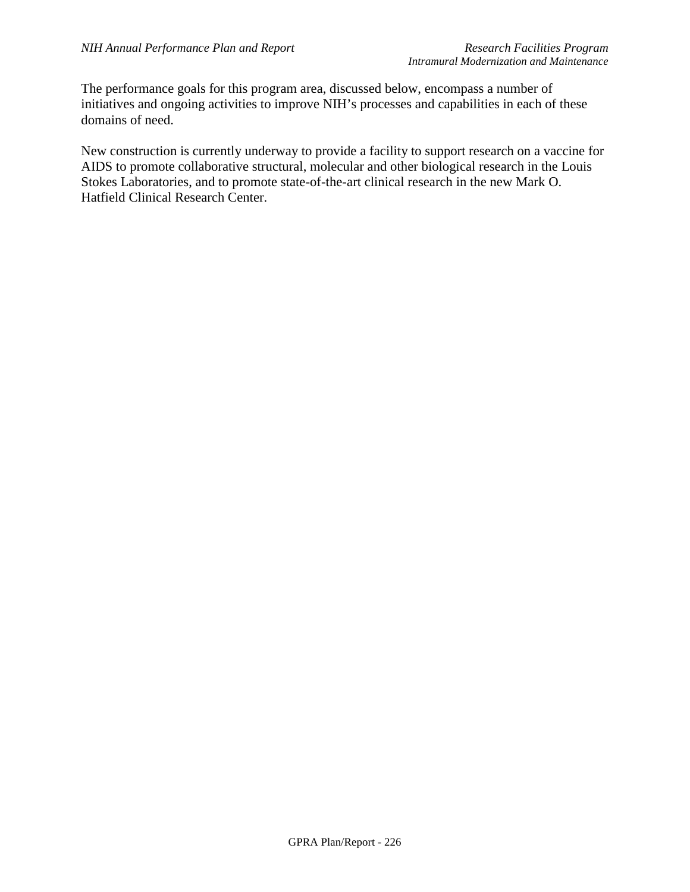The performance goals for this program area, discussed below, encompass a number of initiatives and ongoing activities to improve NIH's processes and capabilities in each of these domains of need.

New construction is currently underway to provide a facility to support research on a vaccine for AIDS to promote collaborative structural, molecular and other biological research in the Louis Stokes Laboratories, and to promote state-of-the-art clinical research in the new Mark O. Hatfield Clinical Research Center.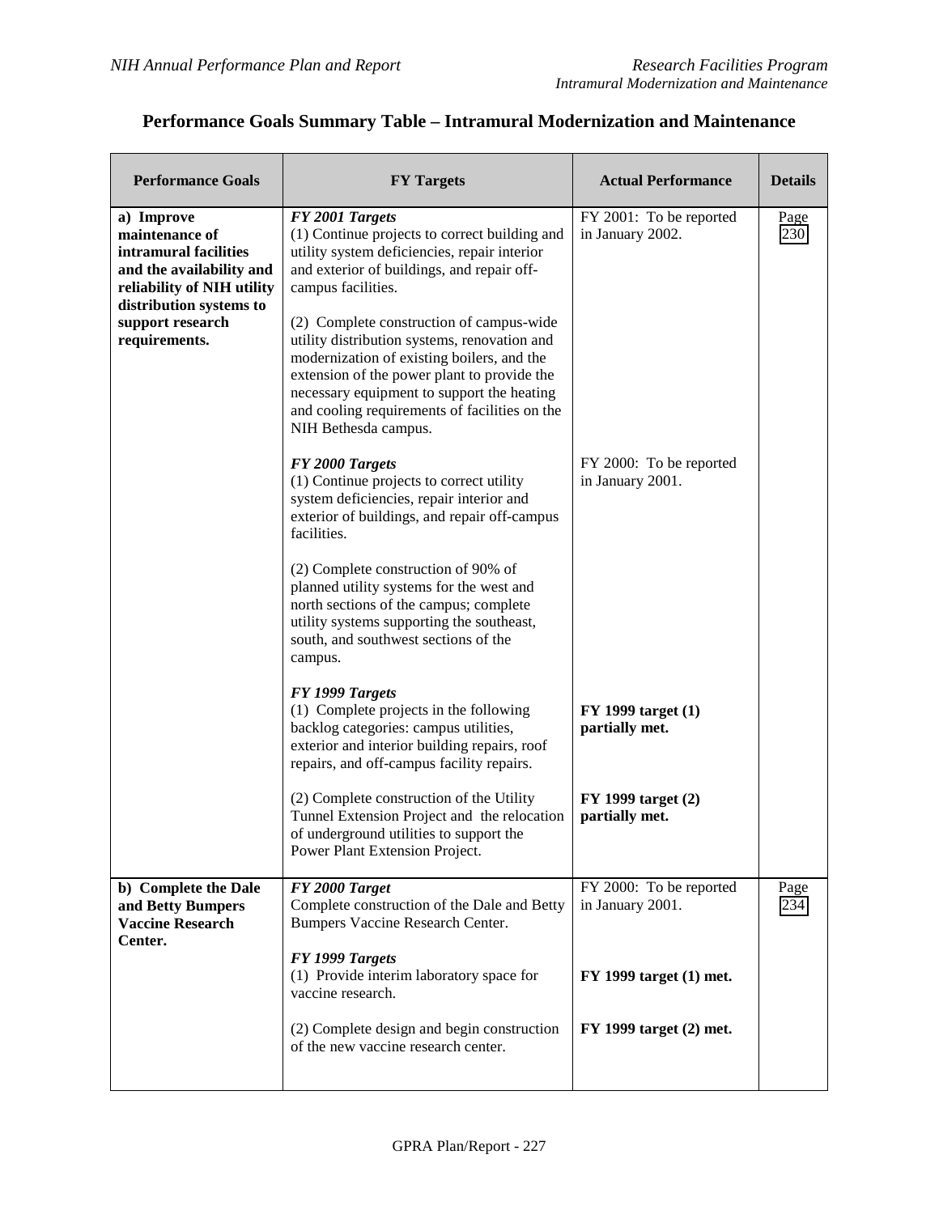## Performance Goals Summary Table – Intramural Modernization and Maintenance

| Performance Goals | FY Targets | Actual Performance | Details |
|---|---|---|---|
| **a) Improve maintenance of intramural facilities and the availability and reliability of NIH utility distribution systems to support research requirements.** | ***FY 2001 Targets*** (1) Continue projects to correct building and utility system deficiencies, repair interior and exterior of buildings, and repair off-campus facilities. | FY 2001: To be reported in January 2002. | Page 230 |
| | (2) Complete construction of campus-wide utility distribution systems, renovation and modernization of existing boilers, and the extension of the power plant to provide the necessary equipment to support the heating and cooling requirements of facilities on the NIH Bethesda campus. | | |
| | ***FY 2000 Targets*** (1) Continue projects to correct utility system deficiencies, repair interior and exterior of buildings, and repair off-campus facilities. | FY 2000: To be reported in January 2001. | |
| | (2) Complete construction of 90% of planned utility systems for the west and north sections of the campus; complete utility systems supporting the southeast, south, and southwest sections of the campus. | | |
| | ***FY 1999 Targets*** (1) Complete projects in the following backlog categories: campus utilities, exterior and interior building repairs, roof repairs, and off-campus facility repairs. | **FY 1999 target (1) partially met.** | |
| | (2) Complete construction of the Utility Tunnel Extension Project and the relocation of underground utilities to support the Power Plant Extension Project. | **FY 1999 target (2) partially met.** | |
| **b) Complete the Dale and Betty Bumpers Vaccine Research Center.** | ***FY 2000 Target*** Complete construction of the Dale and Betty Bumpers Vaccine Research Center. | FY 2000: To be reported in January 2001. | Page 234 |
| | ***FY 1999 Targets*** (1) Provide interim laboratory space for vaccine research. | **FY 1999 target (1) met.** | |
| | (2) Complete design and begin construction of the new vaccine research center. | **FY 1999 target (2) met.** | |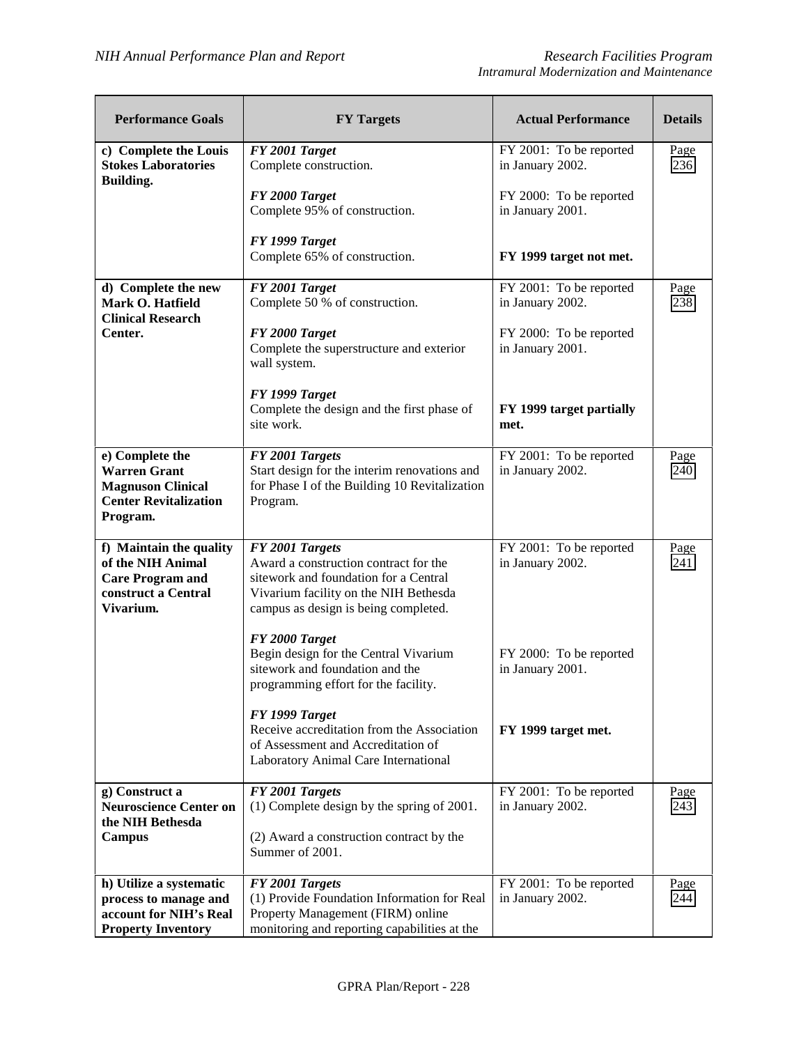| Performance Goals | FY Targets | Actual Performance | Details |
|---|---|---|---|
| **c) Complete the Louis Stokes Laboratories Building.** | ***FY 2001 Target*** Complete construction.<br><br>***FY 2000 Target*** Complete 95% of construction.<br><br>***FY 1999 Target*** Complete 65% of construction. | FY 2001: To be reported in January 2002.<br><br>FY 2000: To be reported in January 2001.<br><br>**FY 1999 target not met.** | Page 236 |
| **d) Complete the new Mark O. Hatfield Clinical Research Center.** | ***FY 2001 Target*** Complete 50 % of construction.<br><br>***FY 2000 Target*** Complete the superstructure and exterior wall system.<br><br>***FY 1999 Target*** Complete the design and the first phase of site work. | FY 2001: To be reported in January 2002.<br><br>FY 2000: To be reported in January 2001.<br><br>**FY 1999 target partially met.** | Page 238 |
| **e) Complete the Warren Grant Magnuson Clinical Center Revitalization Program.** | ***FY 2001 Targets*** Start design for the interim renovations and for Phase I of the Building 10 Revitalization Program. | FY 2001: To be reported in January 2002. | Page 240 |
| **f) Maintain the quality of the NIH Animal Care Program and construct a Central Vivarium.** | ***FY 2001 Targets*** Award a construction contract for the sitework and foundation for a Central Vivarium facility on the NIH Bethesda campus as design is being completed.<br><br>***FY 2000 Target*** Begin design for the Central Vivarium sitework and foundation and the programming effort for the facility.<br><br>***FY 1999 Target*** Receive accreditation from the Association of Assessment and Accreditation of Laboratory Animal Care International | FY 2001: To be reported in January 2002.<br><br>FY 2000: To be reported in January 2001.<br><br>**FY 1999 target met.** | Page 241 |
| **g) Construct a Neuroscience Center on the NIH Bethesda Campus** | ***FY 2001 Targets*** (1) Complete design by the spring of 2001.<br><br>(2) Award a construction contract by the Summer of 2001. | FY 2001: To be reported in January 2002. | Page 243 |
| **h) Utilize a systematic process to manage and account for NIH's Real Property Inventory** | ***FY 2001 Targets*** (1) Provide Foundation Information for Real Property Management (FIRM) online monitoring and reporting capabilities at the | FY 2001: To be reported in January 2002. | Page 244 |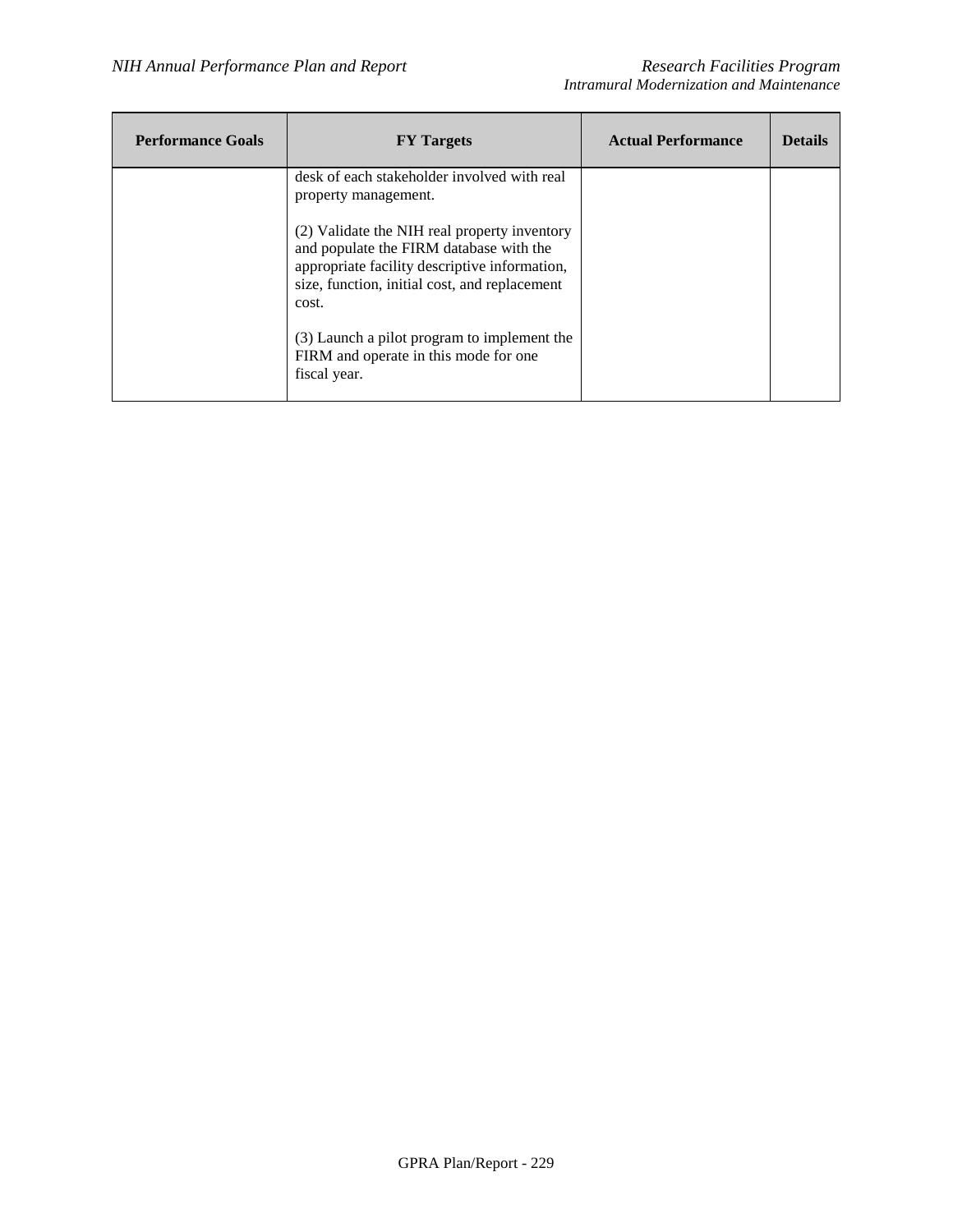| Performance Goals | FY Targets | Actual Performance | Details |
|---|---|---|---|
| | desk of each stakeholder involved with real property management.<br><br>(2) Validate the NIH real property inventory and populate the FIRM database with the appropriate facility descriptive information, size, function, initial cost, and replacement cost.<br><br>(3) Launch a pilot program to implement the FIRM and operate in this mode for one fiscal year. | | |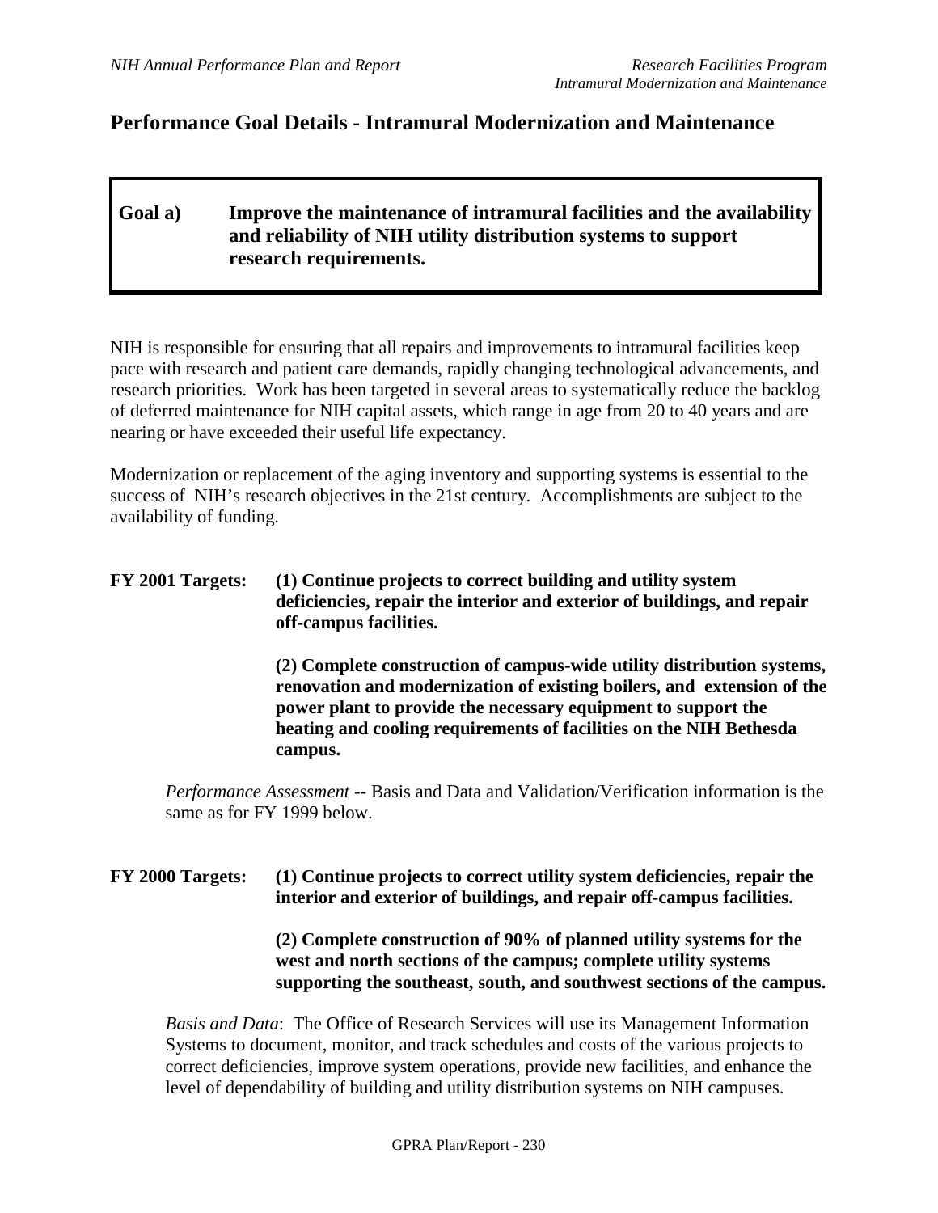## Performance Goal Details - Intramural Modernization and Maintenance

**Goal a) Improve the maintenance of intramural facilities and the availability and reliability of NIH utility distribution systems to support research requirements.**

NIH is responsible for ensuring that all repairs and improvements to intramural facilities keep pace with research and patient care demands, rapidly changing technological advancements, and research priorities. Work has been targeted in several areas to systematically reduce the backlog of deferred maintenance for NIH capital assets, which range in age from 20 to 40 years and are nearing or have exceeded their useful life expectancy.

Modernization or replacement of the aging inventory and supporting systems is essential to the success of NIH's research objectives in the 21st century. Accomplishments are subject to the availability of funding.

**FY 2001 Targets: (1) Continue projects to correct building and utility system deficiencies, repair the interior and exterior of buildings, and repair off-campus facilities.**

**(2) Complete construction of campus-wide utility distribution systems, renovation and modernization of existing boilers, and extension of the power plant to provide the necessary equipment to support the heating and cooling requirements of facilities on the NIH Bethesda campus.**

*Performance Assessment* -- Basis and Data and Validation/Verification information is the same as for FY 1999 below.

**FY 2000 Targets: (1) Continue projects to correct utility system deficiencies, repair the interior and exterior of buildings, and repair off-campus facilities.**

**(2) Complete construction of 90% of planned utility systems for the west and north sections of the campus; complete utility systems supporting the southeast, south, and southwest sections of the campus.**

*Basis and Data*: The Office of Research Services will use its Management Information Systems to document, monitor, and track schedules and costs of the various projects to correct deficiencies, improve system operations, provide new facilities, and enhance the level of dependability of building and utility distribution systems on NIH campuses.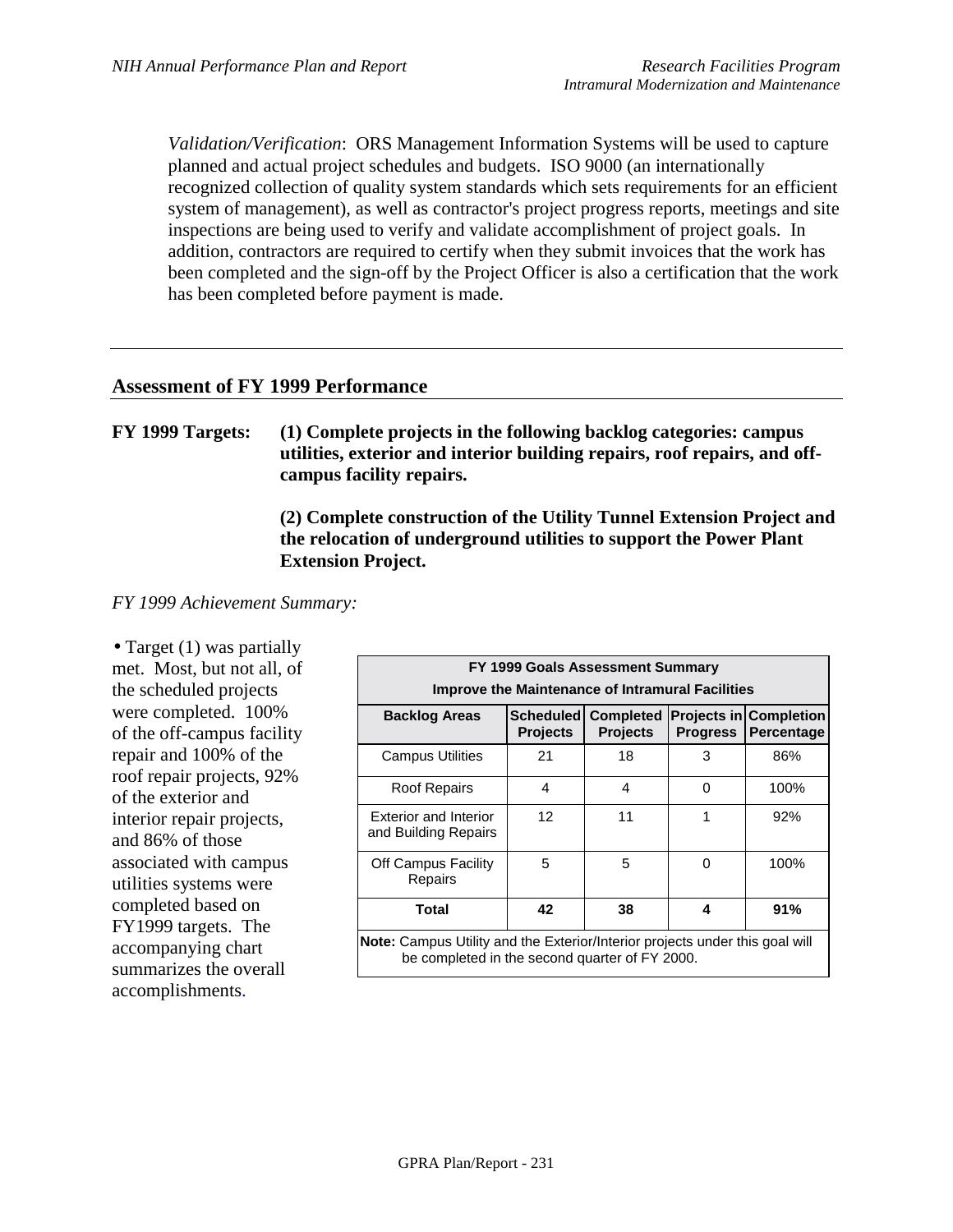*Validation/Verification*: ORS Management Information Systems will be used to capture planned and actual project schedules and budgets. ISO 9000 (an internationally recognized collection of quality system standards which sets requirements for an efficient system of management), as well as contractor's project progress reports, meetings and site inspections are being used to verify and validate accomplishment of project goals. In addition, contractors are required to certify when they submit invoices that the work has been completed and the sign-off by the Project Officer is also a certification that the work has been completed before payment is made.

---

## Assessment of FY 1999 Performance

**FY 1999 Targets:** **(1) Complete projects in the following backlog categories: campus utilities, exterior and interior building repairs, roof repairs, and off-campus facility repairs.**

**(2) Complete construction of the Utility Tunnel Extension Project and the relocation of underground utilities to support the Power Plant Extension Project.**

*FY 1999 Achievement Summary:*

- Target (1) was partially met. Most, but not all, of the scheduled projects were completed. 100% of the off-campus facility repair and 100% of the roof repair projects, 92% of the exterior and interior repair projects, and 86% of those associated with campus utilities systems were completed based on FY1999 targets. The accompanying chart summarizes the overall accomplishments.

**FY 1999 Goals Assessment Summary**
**Improve the Maintenance of Intramural Facilities**

| Backlog Areas | Scheduled Projects | Completed Projects | Projects in Progress | Completion Percentage |
|---|---|---|---|---|
| Campus Utilities | 21 | 18 | 3 | 86% |
| Roof Repairs | 4 | 4 | 0 | 100% |
| Exterior and Interior and Building Repairs | 12 | 11 | 1 | 92% |
| Off Campus Facility Repairs | 5 | 5 | 0 | 100% |
| **Total** | **42** | **38** | **4** | **91%** |

**Note:** Campus Utility and the Exterior/Interior projects under this goal will be completed in the second quarter of FY 2000.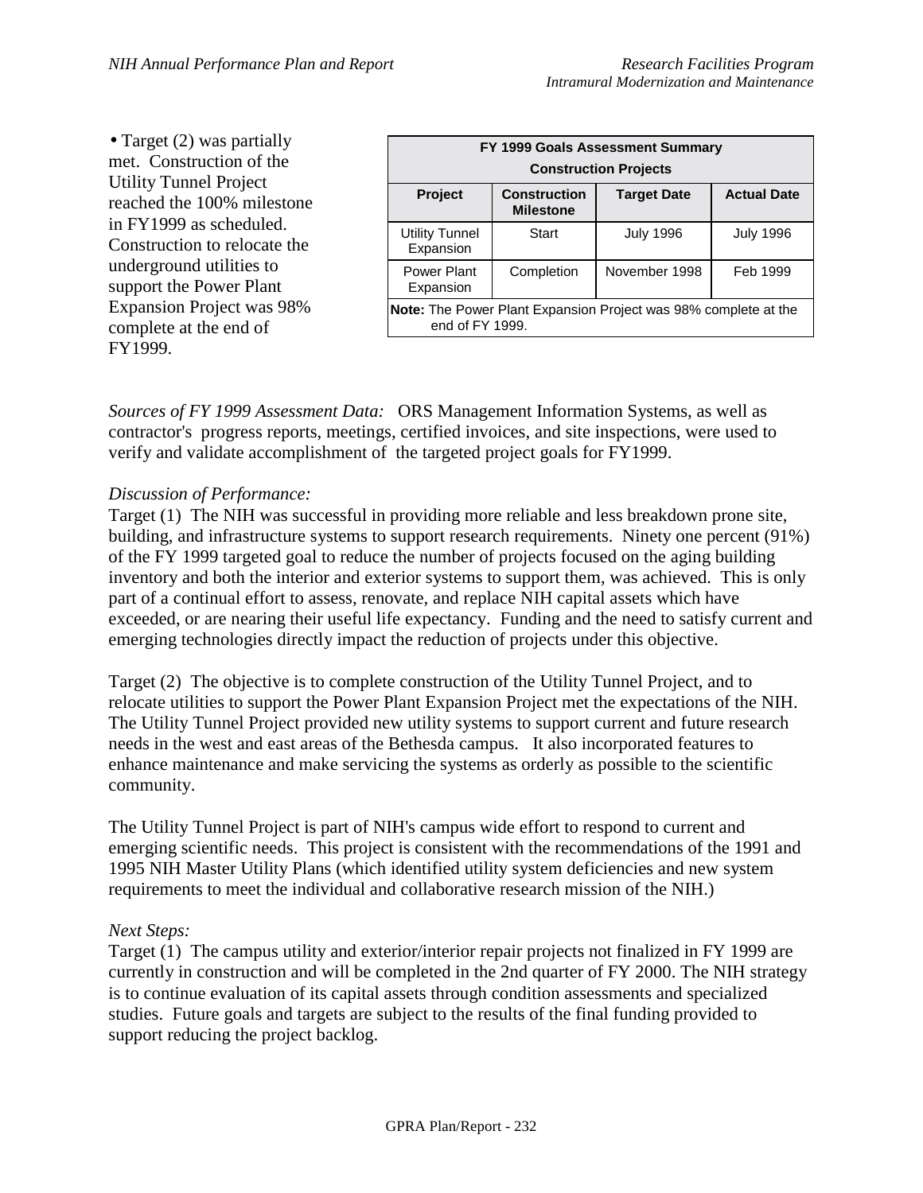• Target (2) was partially met. Construction of the Utility Tunnel Project reached the 100% milestone in FY1999 as scheduled. Construction to relocate the underground utilities to support the Power Plant Expansion Project was 98% complete at the end of FY1999.

| **FY 1999 Goals Assessment Summary Construction Projects** | | | |
|---|---|---|---|
| **Project** | **Construction Milestone** | **Target Date** | **Actual Date** |
| Utility Tunnel Expansion | Start | July 1996 | July 1996 |
| Power Plant Expansion | Completion | November 1998 | Feb 1999 |
| **Note:** The Power Plant Expansion Project was 98% complete at the end of FY 1999. | | | |

*Sources of FY 1999 Assessment Data:* ORS Management Information Systems, as well as contractor's progress reports, meetings, certified invoices, and site inspections, were used to verify and validate accomplishment of the targeted project goals for FY1999.

*Discussion of Performance:*

Target (1) The NIH was successful in providing more reliable and less breakdown prone site, building, and infrastructure systems to support research requirements. Ninety one percent (91%) of the FY 1999 targeted goal to reduce the number of projects focused on the aging building inventory and both the interior and exterior systems to support them, was achieved. This is only part of a continual effort to assess, renovate, and replace NIH capital assets which have exceeded, or are nearing their useful life expectancy. Funding and the need to satisfy current and emerging technologies directly impact the reduction of projects under this objective.

Target (2) The objective is to complete construction of the Utility Tunnel Project, and to relocate utilities to support the Power Plant Expansion Project met the expectations of the NIH. The Utility Tunnel Project provided new utility systems to support current and future research needs in the west and east areas of the Bethesda campus. It also incorporated features to enhance maintenance and make servicing the systems as orderly as possible to the scientific community.

The Utility Tunnel Project is part of NIH's campus wide effort to respond to current and emerging scientific needs. This project is consistent with the recommendations of the 1991 and 1995 NIH Master Utility Plans (which identified utility system deficiencies and new system requirements to meet the individual and collaborative research mission of the NIH.)

*Next Steps:*

Target (1) The campus utility and exterior/interior repair projects not finalized in FY 1999 are currently in construction and will be completed in the 2nd quarter of FY 2000. The NIH strategy is to continue evaluation of its capital assets through condition assessments and specialized studies. Future goals and targets are subject to the results of the final funding provided to support reducing the project backlog.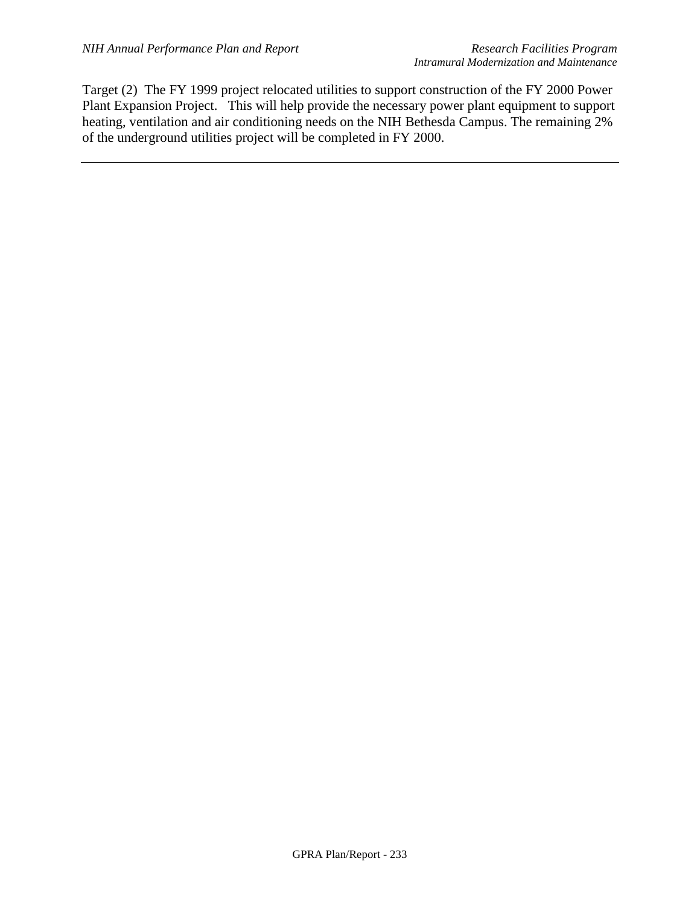Target (2) The FY 1999 project relocated utilities to support construction of the FY 2000 Power Plant Expansion Project. This will help provide the necessary power plant equipment to support heating, ventilation and air conditioning needs on the NIH Bethesda Campus. The remaining 2% of the underground utilities project will be completed in FY 2000.

---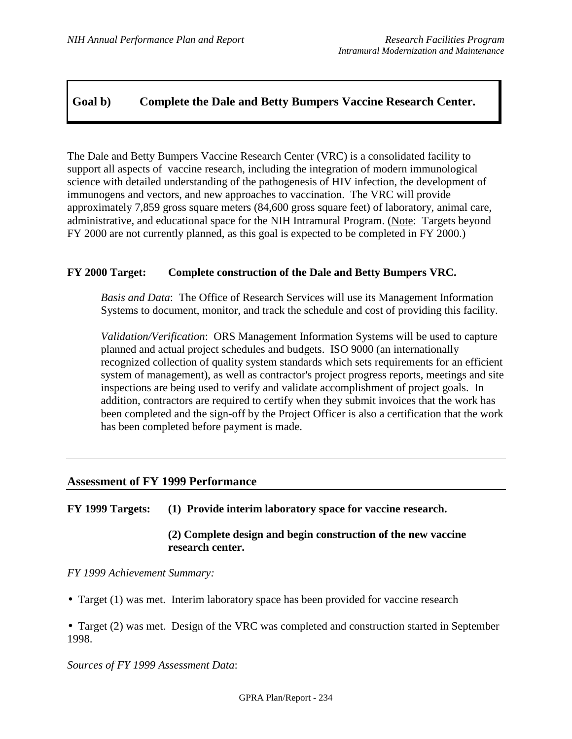## Goal b) Complete the Dale and Betty Bumpers Vaccine Research Center.

The Dale and Betty Bumpers Vaccine Research Center (VRC) is a consolidated facility to support all aspects of vaccine research, including the integration of modern immunological science with detailed understanding of the pathogenesis of HIV infection, the development of immunogens and vectors, and new approaches to vaccination. The VRC will provide approximately 7,859 gross square meters (84,600 gross square feet) of laboratory, animal care, administrative, and educational space for the NIH Intramural Program. (Note: Targets beyond FY 2000 are not currently planned, as this goal is expected to be completed in FY 2000.)

**FY 2000 Target: Complete construction of the Dale and Betty Bumpers VRC.**

*Basis and Data*: The Office of Research Services will use its Management Information Systems to document, monitor, and track the schedule and cost of providing this facility.

*Validation/Verification*: ORS Management Information Systems will be used to capture planned and actual project schedules and budgets. ISO 9000 (an internationally recognized collection of quality system standards which sets requirements for an efficient system of management), as well as contractor's project progress reports, meetings and site inspections are being used to verify and validate accomplishment of project goals. In addition, contractors are required to certify when they submit invoices that the work has been completed and the sign-off by the Project Officer is also a certification that the work has been completed before payment is made.

---

### Assessment of FY 1999 Performance

**FY 1999 Targets: (1) Provide interim laboratory space for vaccine research.**

**(2) Complete design and begin construction of the new vaccine research center.**

*FY 1999 Achievement Summary:*

- Target (1) was met. Interim laboratory space has been provided for vaccine research

- Target (2) was met. Design of the VRC was completed and construction started in September 1998.

*Sources of FY 1999 Assessment Data*: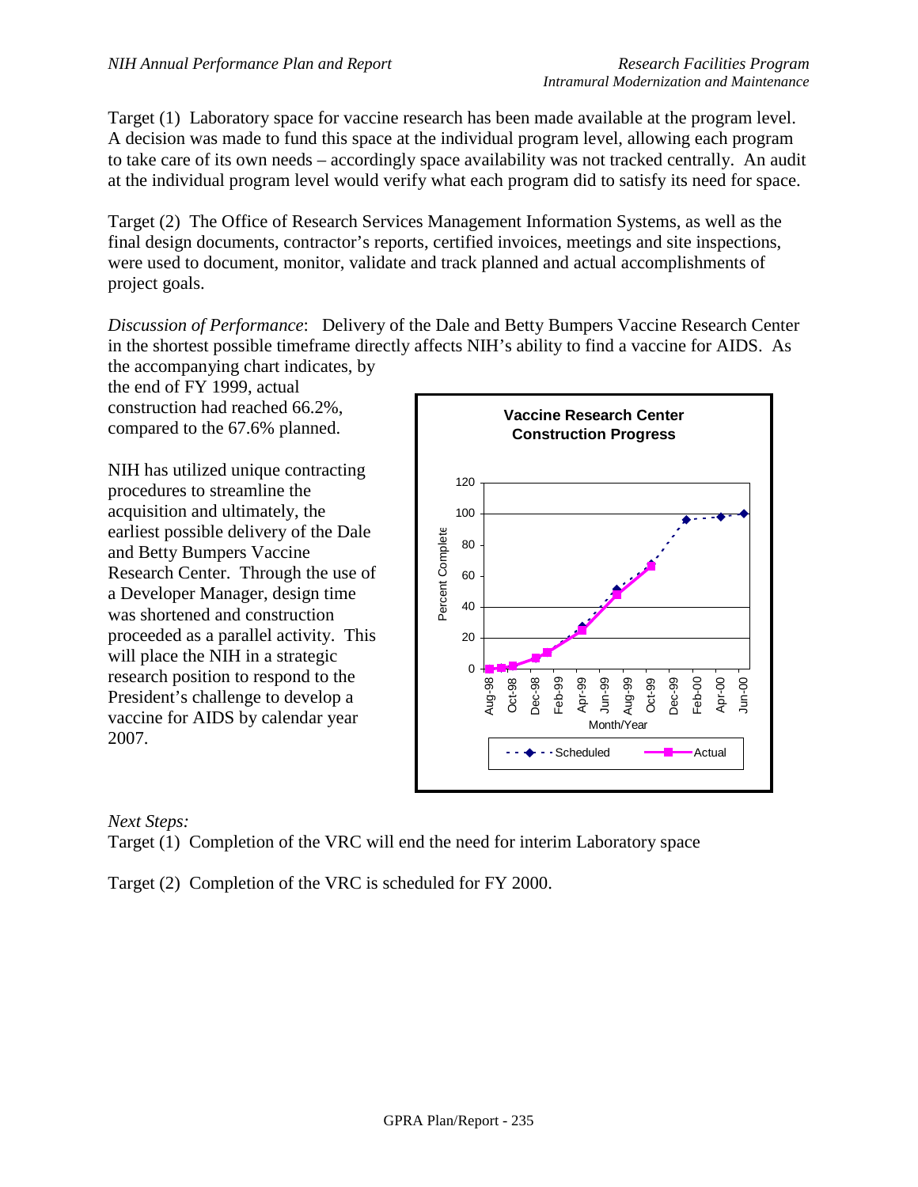Target (1) Laboratory space for vaccine research has been made available at the program level. A decision was made to fund this space at the individual program level, allowing each program to take care of its own needs – accordingly space availability was not tracked centrally. An audit at the individual program level would verify what each program did to satisfy its need for space.

Target (2) The Office of Research Services Management Information Systems, as well as the final design documents, contractor's reports, certified invoices, meetings and site inspections, were used to document, monitor, validate and track planned and actual accomplishments of project goals.

*Discussion of Performance*: Delivery of the Dale and Betty Bumpers Vaccine Research Center in the shortest possible timeframe directly affects NIH's ability to find a vaccine for AIDS. As the accompanying chart indicates, by the end of FY 1999, actual construction had reached 66.2%, compared to the 67.6% planned.

NIH has utilized unique contracting procedures to streamline the acquisition and ultimately, the earliest possible delivery of the Dale and Betty Bumpers Vaccine Research Center. Through the use of a Developer Manager, design time was shortened and construction proceeded as a parallel activity. This will place the NIH in a strategic research position to respond to the President's challenge to develop a vaccine for AIDS by calendar year 2007.

**Vaccine Research Center Construction Progress**

*Next Steps:*

Target (1) Completion of the VRC will end the need for interim Laboratory space

Target (2) Completion of the VRC is scheduled for FY 2000.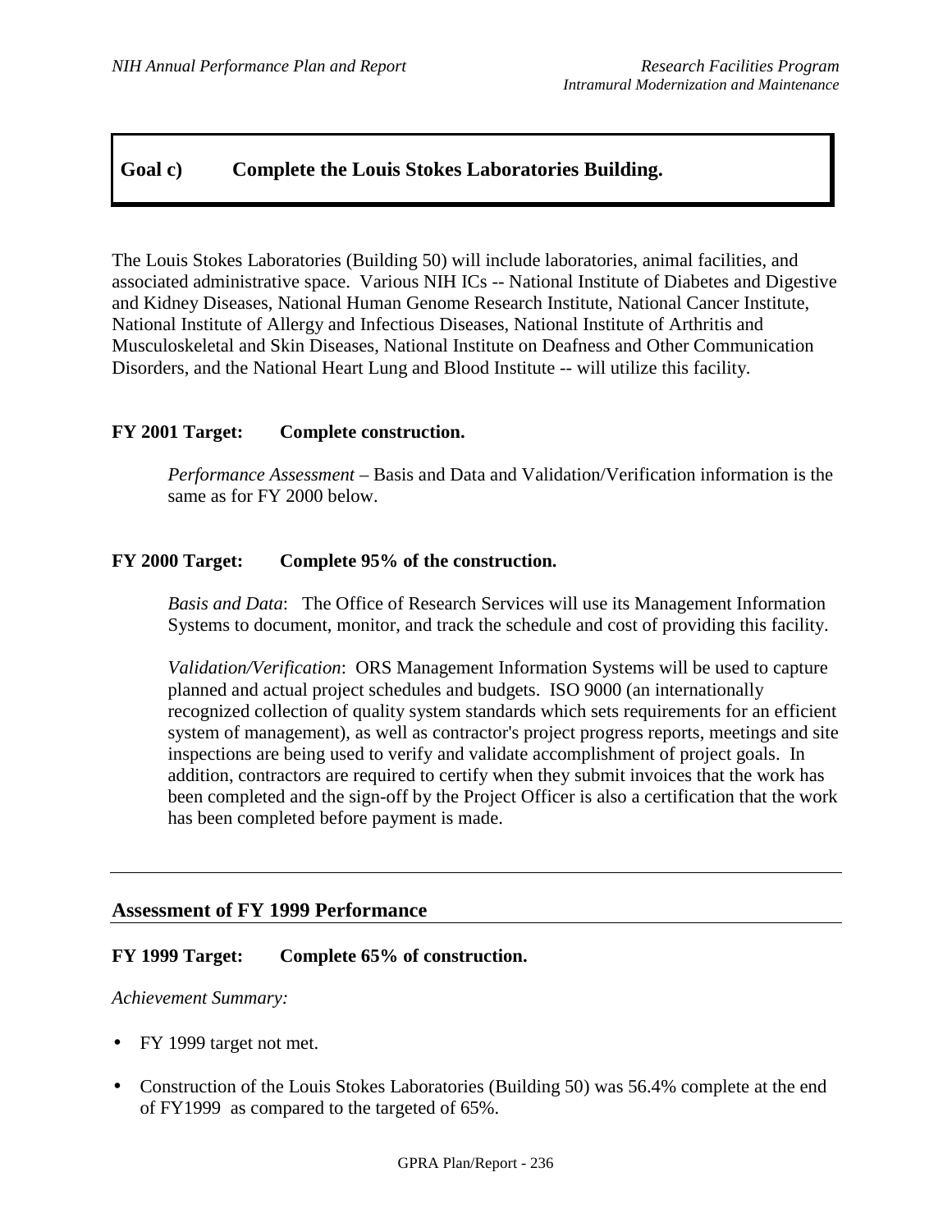## Goal c) Complete the Louis Stokes Laboratories Building.

The Louis Stokes Laboratories (Building 50) will include laboratories, animal facilities, and associated administrative space. Various NIH ICs -- National Institute of Diabetes and Digestive and Kidney Diseases, National Human Genome Research Institute, National Cancer Institute, National Institute of Allergy and Infectious Diseases, National Institute of Arthritis and Musculoskeletal and Skin Diseases, National Institute on Deafness and Other Communication Disorders, and the National Heart Lung and Blood Institute -- will utilize this facility.

**FY 2001 Target: Complete construction.**

*Performance Assessment* – Basis and Data and Validation/Verification information is the same as for FY 2000 below.

**FY 2000 Target: Complete 95% of the construction.**

*Basis and Data*: The Office of Research Services will use its Management Information Systems to document, monitor, and track the schedule and cost of providing this facility.

*Validation/Verification*: ORS Management Information Systems will be used to capture planned and actual project schedules and budgets. ISO 9000 (an internationally recognized collection of quality system standards which sets requirements for an efficient system of management), as well as contractor's project progress reports, meetings and site inspections are being used to verify and validate accomplishment of project goals. In addition, contractors are required to certify when they submit invoices that the work has been completed and the sign-off by the Project Officer is also a certification that the work has been completed before payment is made.

---

### Assessment of FY 1999 Performance

**FY 1999 Target: Complete 65% of construction.**

*Achievement Summary:*

- FY 1999 target not met.
- Construction of the Louis Stokes Laboratories (Building 50) was 56.4% complete at the end of FY1999 as compared to the targeted of 65%.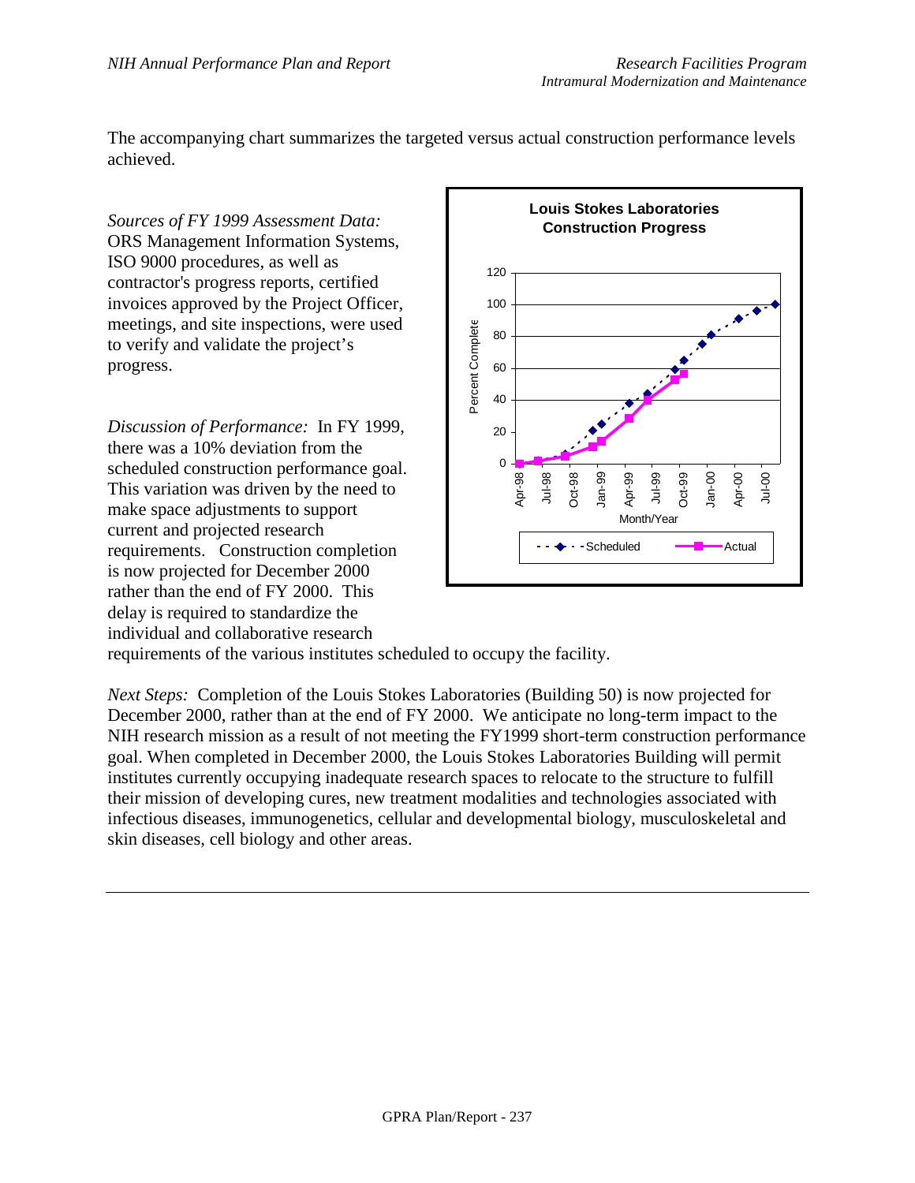The accompanying chart summarizes the targeted versus actual construction performance levels achieved.

*Sources of FY 1999 Assessment Data:* ORS Management Information Systems, ISO 9000 procedures, as well as contractor's progress reports, certified invoices approved by the Project Officer, meetings, and site inspections, were used to verify and validate the project's progress.

*Discussion of Performance:* In FY 1999, there was a 10% deviation from the scheduled construction performance goal. This variation was driven by the need to make space adjustments to support current and projected research requirements. Construction completion is now projected for December 2000 rather than the end of FY 2000. This delay is required to standardize the individual and collaborative research requirements of the various institutes scheduled to occupy the facility.

*Next Steps:* Completion of the Louis Stokes Laboratories (Building 50) is now projected for December 2000, rather than at the end of FY 2000. We anticipate no long-term impact to the NIH research mission as a result of not meeting the FY1999 short-term construction performance goal. When completed in December 2000, the Louis Stokes Laboratories Building will permit institutes currently occupying inadequate research spaces to relocate to the structure to fulfill their mission of developing cures, new treatment modalities and technologies associated with infectious diseases, immunogenetics, cellular and developmental biology, musculoskeletal and skin diseases, cell biology and other areas.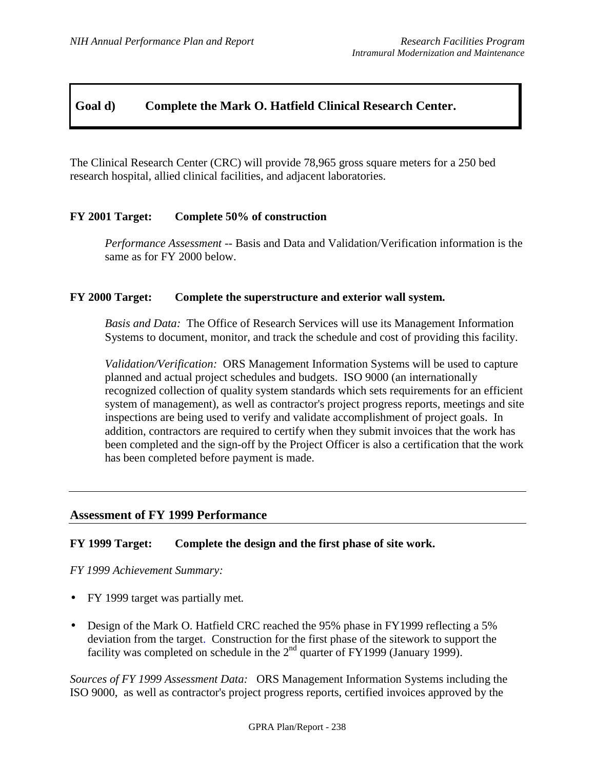## Goal d) Complete the Mark O. Hatfield Clinical Research Center.

The Clinical Research Center (CRC) will provide 78,965 gross square meters for a 250 bed research hospital, allied clinical facilities, and adjacent laboratories.

**FY 2001 Target: Complete 50% of construction**

*Performance Assessment* -- Basis and Data and Validation/Verification information is the same as for FY 2000 below.

**FY 2000 Target: Complete the superstructure and exterior wall system.**

*Basis and Data:* The Office of Research Services will use its Management Information Systems to document, monitor, and track the schedule and cost of providing this facility.

*Validation/Verification:* ORS Management Information Systems will be used to capture planned and actual project schedules and budgets. ISO 9000 (an internationally recognized collection of quality system standards which sets requirements for an efficient system of management), as well as contractor's project progress reports, meetings and site inspections are being used to verify and validate accomplishment of project goals. In addition, contractors are required to certify when they submit invoices that the work has been completed and the sign-off by the Project Officer is also a certification that the work has been completed before payment is made.

---

### Assessment of FY 1999 Performance

**FY 1999 Target: Complete the design and the first phase of site work.**

*FY 1999 Achievement Summary:*

- FY 1999 target was partially met.
- Design of the Mark O. Hatfield CRC reached the 95% phase in FY1999 reflecting a 5% deviation from the target. Construction for the first phase of the sitework to support the facility was completed on schedule in the 2nd quarter of FY1999 (January 1999).

*Sources of FY 1999 Assessment Data:* ORS Management Information Systems including the ISO 9000, as well as contractor's project progress reports, certified invoices approved by the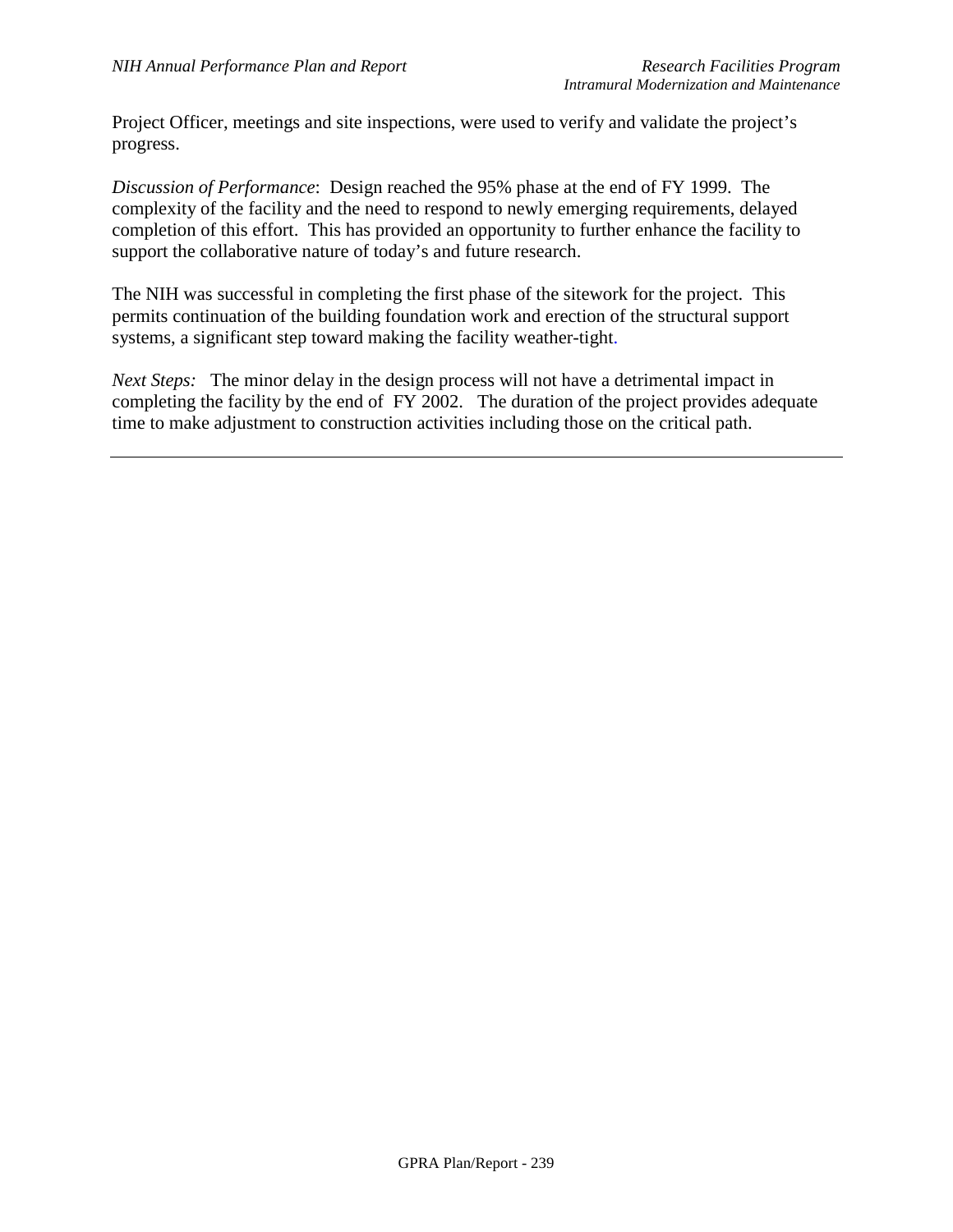Project Officer, meetings and site inspections, were used to verify and validate the project's progress.

*Discussion of Performance*: Design reached the 95% phase at the end of FY 1999. The complexity of the facility and the need to respond to newly emerging requirements, delayed completion of this effort. This has provided an opportunity to further enhance the facility to support the collaborative nature of today's and future research.

The NIH was successful in completing the first phase of the sitework for the project. This permits continuation of the building foundation work and erection of the structural support systems, a significant step toward making the facility weather-tight.

*Next Steps:* The minor delay in the design process will not have a detrimental impact in completing the facility by the end of FY 2002. The duration of the project provides adequate time to make adjustment to construction activities including those on the critical path.

---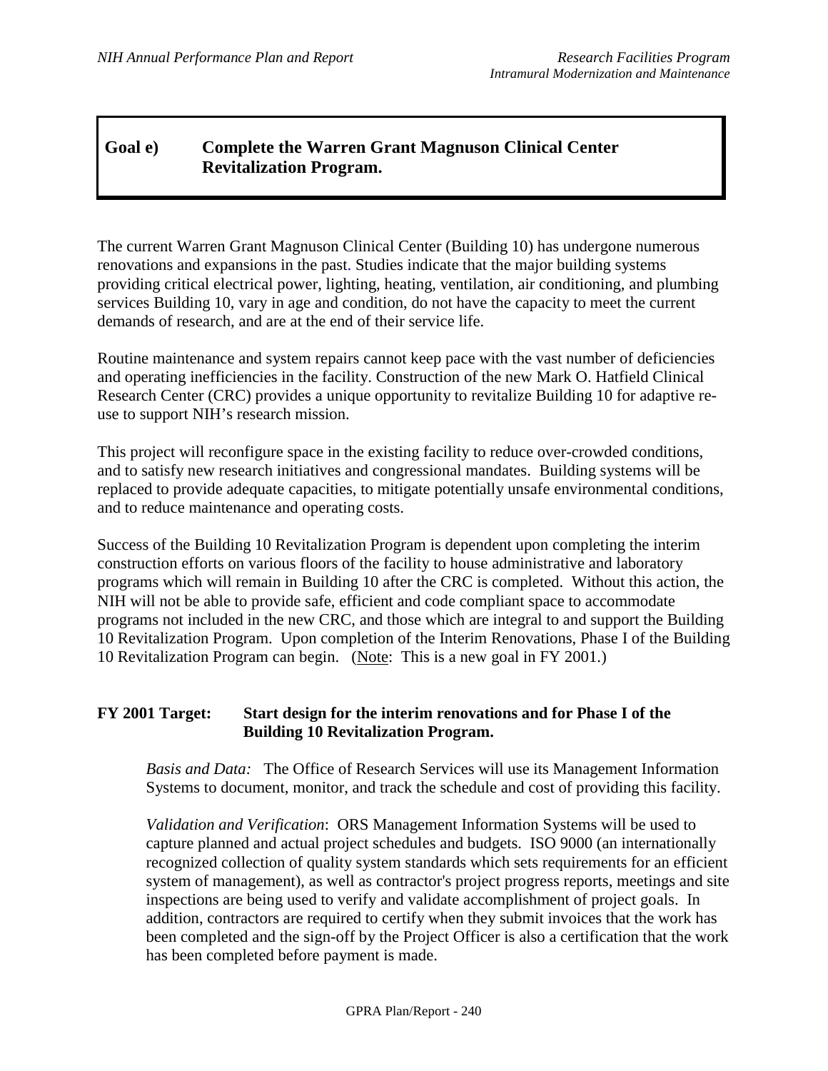## Goal e) Complete the Warren Grant Magnuson Clinical Center Revitalization Program.

The current Warren Grant Magnuson Clinical Center (Building 10) has undergone numerous renovations and expansions in the past. Studies indicate that the major building systems providing critical electrical power, lighting, heating, ventilation, air conditioning, and plumbing services Building 10, vary in age and condition, do not have the capacity to meet the current demands of research, and are at the end of their service life.

Routine maintenance and system repairs cannot keep pace with the vast number of deficiencies and operating inefficiencies in the facility. Construction of the new Mark O. Hatfield Clinical Research Center (CRC) provides a unique opportunity to revitalize Building 10 for adaptive re-use to support NIH's research mission.

This project will reconfigure space in the existing facility to reduce over-crowded conditions, and to satisfy new research initiatives and congressional mandates. Building systems will be replaced to provide adequate capacities, to mitigate potentially unsafe environmental conditions, and to reduce maintenance and operating costs.

Success of the Building 10 Revitalization Program is dependent upon completing the interim construction efforts on various floors of the facility to house administrative and laboratory programs which will remain in Building 10 after the CRC is completed. Without this action, the NIH will not be able to provide safe, efficient and code compliant space to accommodate programs not included in the new CRC, and those which are integral to and support the Building 10 Revitalization Program. Upon completion of the Interim Renovations, Phase I of the Building 10 Revitalization Program can begin. (Note: This is a new goal in FY 2001.)

**FY 2001 Target: Start design for the interim renovations and for Phase I of the Building 10 Revitalization Program.**

*Basis and Data:* The Office of Research Services will use its Management Information Systems to document, monitor, and track the schedule and cost of providing this facility.

*Validation and Verification*: ORS Management Information Systems will be used to capture planned and actual project schedules and budgets. ISO 9000 (an internationally recognized collection of quality system standards which sets requirements for an efficient system of management), as well as contractor's project progress reports, meetings and site inspections are being used to verify and validate accomplishment of project goals. In addition, contractors are required to certify when they submit invoices that the work has been completed and the sign-off by the Project Officer is also a certification that the work has been completed before payment is made.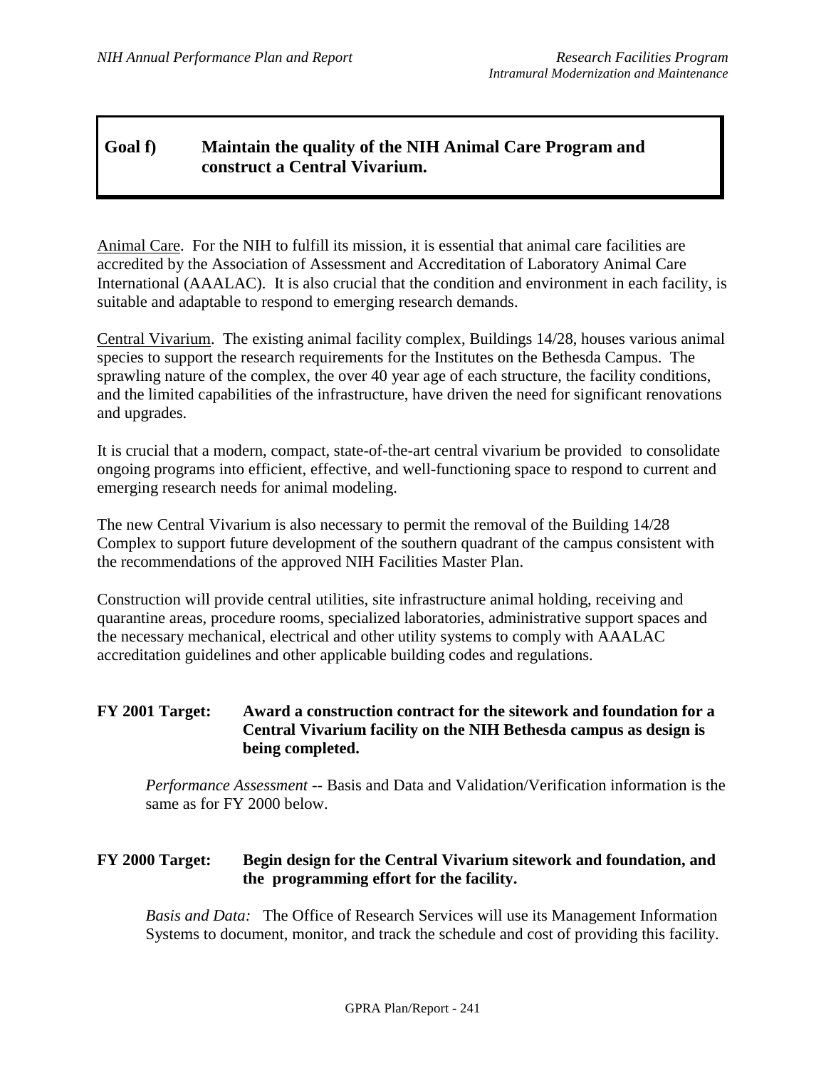## Goal f) Maintain the quality of the NIH Animal Care Program and construct a Central Vivarium.

Animal Care. For the NIH to fulfill its mission, it is essential that animal care facilities are accredited by the Association of Assessment and Accreditation of Laboratory Animal Care International (AAALAC). It is also crucial that the condition and environment in each facility, is suitable and adaptable to respond to emerging research demands.

Central Vivarium. The existing animal facility complex, Buildings 14/28, houses various animal species to support the research requirements for the Institutes on the Bethesda Campus. The sprawling nature of the complex, the over 40 year age of each structure, the facility conditions, and the limited capabilities of the infrastructure, have driven the need for significant renovations and upgrades.

It is crucial that a modern, compact, state-of-the-art central vivarium be provided to consolidate ongoing programs into efficient, effective, and well-functioning space to respond to current and emerging research needs for animal modeling.

The new Central Vivarium is also necessary to permit the removal of the Building 14/28 Complex to support future development of the southern quadrant of the campus consistent with the recommendations of the approved NIH Facilities Master Plan.

Construction will provide central utilities, site infrastructure animal holding, receiving and quarantine areas, procedure rooms, specialized laboratories, administrative support spaces and the necessary mechanical, electrical and other utility systems to comply with AAALAC accreditation guidelines and other applicable building codes and regulations.

**FY 2001 Target: Award a construction contract for the sitework and foundation for a Central Vivarium facility on the NIH Bethesda campus as design is being completed.**

*Performance Assessment* -- Basis and Data and Validation/Verification information is the same as for FY 2000 below.

**FY 2000 Target: Begin design for the Central Vivarium sitework and foundation, and the programming effort for the facility.**

*Basis and Data:* The Office of Research Services will use its Management Information Systems to document, monitor, and track the schedule and cost of providing this facility.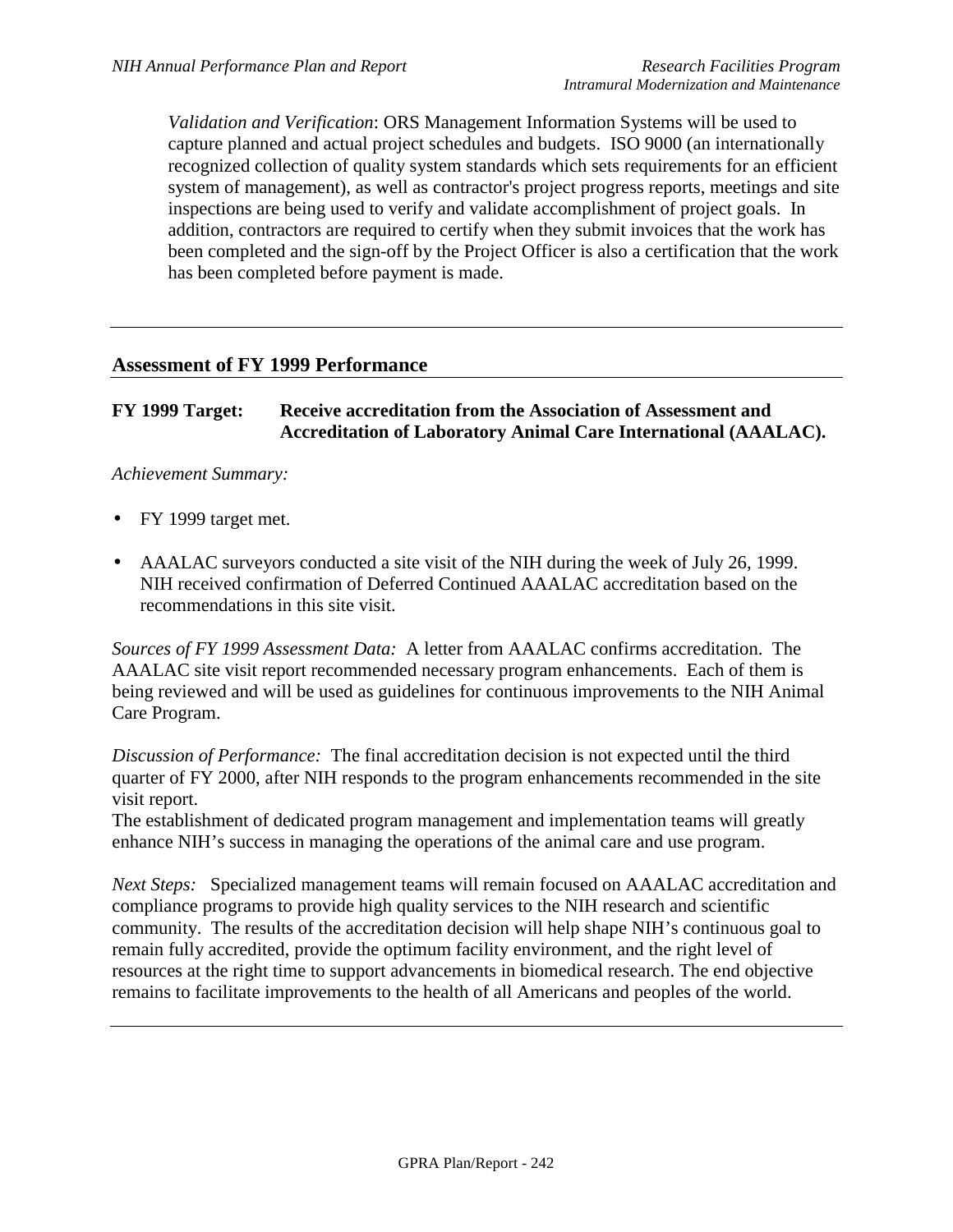*Validation and Verification*: ORS Management Information Systems will be used to capture planned and actual project schedules and budgets. ISO 9000 (an internationally recognized collection of quality system standards which sets requirements for an efficient system of management), as well as contractor's project progress reports, meetings and site inspections are being used to verify and validate accomplishment of project goals. In addition, contractors are required to certify when they submit invoices that the work has been completed and the sign-off by the Project Officer is also a certification that the work has been completed before payment is made.

---

## Assessment of FY 1999 Performance

**FY 1999 Target: Receive accreditation from the Association of Assessment and Accreditation of Laboratory Animal Care International (AAALAC).**

*Achievement Summary:*

- FY 1999 target met.
- AAALAC surveyors conducted a site visit of the NIH during the week of July 26, 1999. NIH received confirmation of Deferred Continued AAALAC accreditation based on the recommendations in this site visit.

*Sources of FY 1999 Assessment Data:* A letter from AAALAC confirms accreditation. The AAALAC site visit report recommended necessary program enhancements. Each of them is being reviewed and will be used as guidelines for continuous improvements to the NIH Animal Care Program.

*Discussion of Performance:* The final accreditation decision is not expected until the third quarter of FY 2000, after NIH responds to the program enhancements recommended in the site visit report.
The establishment of dedicated program management and implementation teams will greatly enhance NIH's success in managing the operations of the animal care and use program.

*Next Steps:* Specialized management teams will remain focused on AAALAC accreditation and compliance programs to provide high quality services to the NIH research and scientific community. The results of the accreditation decision will help shape NIH's continuous goal to remain fully accredited, provide the optimum facility environment, and the right level of resources at the right time to support advancements in biomedical research. The end objective remains to facilitate improvements to the health of all Americans and peoples of the world.

---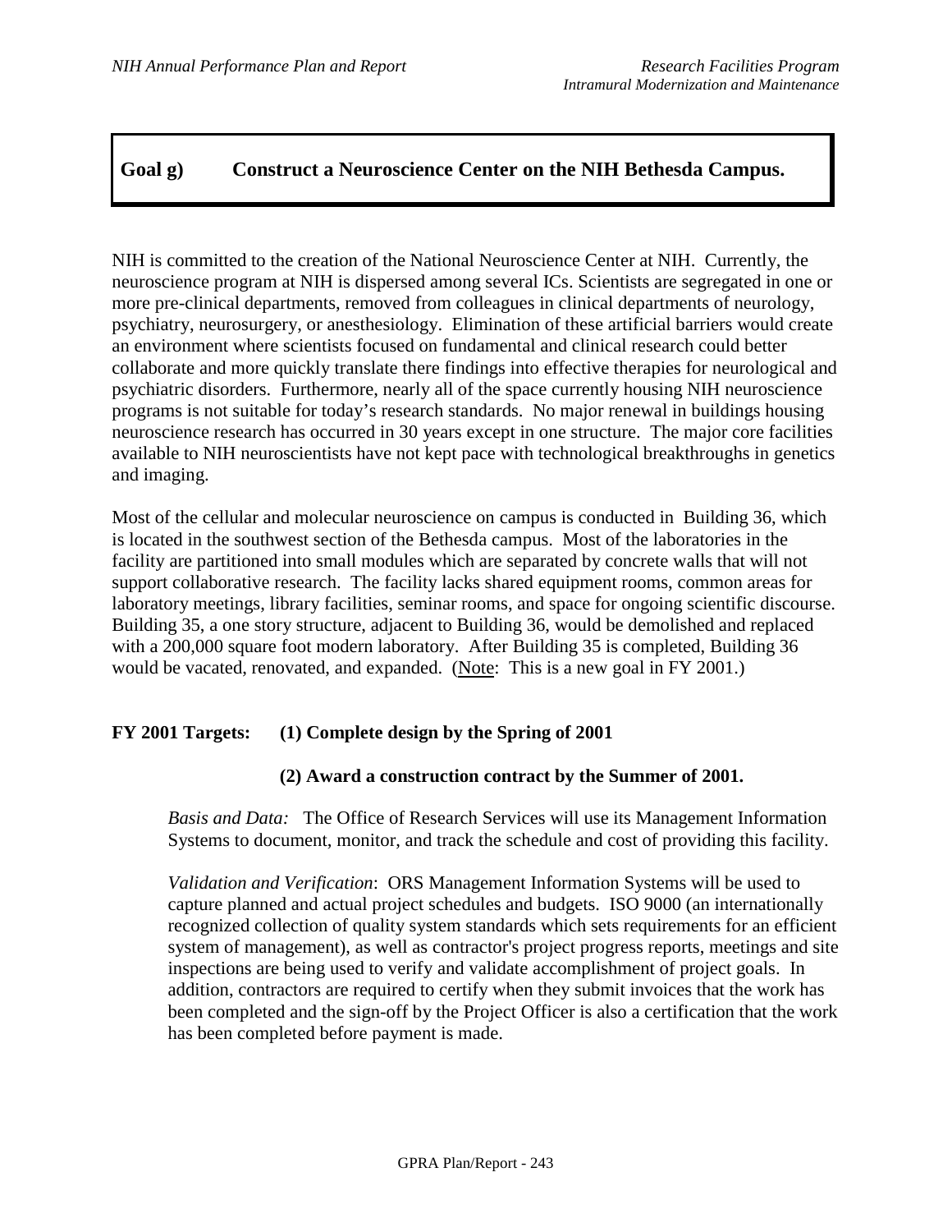## Goal g) Construct a Neuroscience Center on the NIH Bethesda Campus.

NIH is committed to the creation of the National Neuroscience Center at NIH. Currently, the neuroscience program at NIH is dispersed among several ICs. Scientists are segregated in one or more pre-clinical departments, removed from colleagues in clinical departments of neurology, psychiatry, neurosurgery, or anesthesiology. Elimination of these artificial barriers would create an environment where scientists focused on fundamental and clinical research could better collaborate and more quickly translate there findings into effective therapies for neurological and psychiatric disorders. Furthermore, nearly all of the space currently housing NIH neuroscience programs is not suitable for today's research standards. No major renewal in buildings housing neuroscience research has occurred in 30 years except in one structure. The major core facilities available to NIH neuroscientists have not kept pace with technological breakthroughs in genetics and imaging.

Most of the cellular and molecular neuroscience on campus is conducted in Building 36, which is located in the southwest section of the Bethesda campus. Most of the laboratories in the facility are partitioned into small modules which are separated by concrete walls that will not support collaborative research. The facility lacks shared equipment rooms, common areas for laboratory meetings, library facilities, seminar rooms, and space for ongoing scientific discourse. Building 35, a one story structure, adjacent to Building 36, would be demolished and replaced with a 200,000 square foot modern laboratory. After Building 35 is completed, Building 36 would be vacated, renovated, and expanded. (Note: This is a new goal in FY 2001.)

**FY 2001 Targets: (1) Complete design by the Spring of 2001**

**(2) Award a construction contract by the Summer of 2001.**

*Basis and Data:* The Office of Research Services will use its Management Information Systems to document, monitor, and track the schedule and cost of providing this facility.

*Validation and Verification*: ORS Management Information Systems will be used to capture planned and actual project schedules and budgets. ISO 9000 (an internationally recognized collection of quality system standards which sets requirements for an efficient system of management), as well as contractor's project progress reports, meetings and site inspections are being used to verify and validate accomplishment of project goals. In addition, contractors are required to certify when they submit invoices that the work has been completed and the sign-off by the Project Officer is also a certification that the work has been completed before payment is made.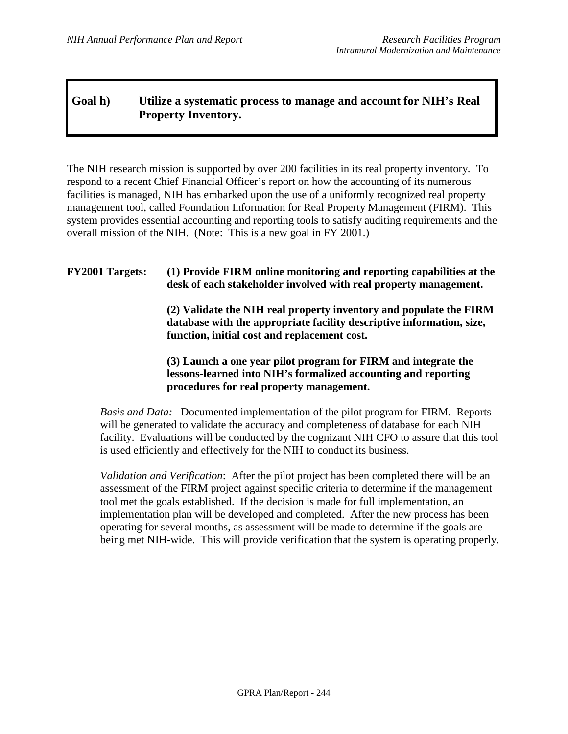## Goal h) Utilize a systematic process to manage and account for NIH's Real Property Inventory.

The NIH research mission is supported by over 200 facilities in its real property inventory. To respond to a recent Chief Financial Officer's report on how the accounting of its numerous facilities is managed, NIH has embarked upon the use of a uniformly recognized real property management tool, called Foundation Information for Real Property Management (FIRM). This system provides essential accounting and reporting tools to satisfy auditing requirements and the overall mission of the NIH. (Note: This is a new goal in FY 2001.)

**FY2001 Targets:** **(1) Provide FIRM online monitoring and reporting capabilities at the desk of each stakeholder involved with real property management.**

**(2) Validate the NIH real property inventory and populate the FIRM database with the appropriate facility descriptive information, size, function, initial cost and replacement cost.**

**(3) Launch a one year pilot program for FIRM and integrate the lessons-learned into NIH's formalized accounting and reporting procedures for real property management.**

*Basis and Data:* Documented implementation of the pilot program for FIRM. Reports will be generated to validate the accuracy and completeness of database for each NIH facility. Evaluations will be conducted by the cognizant NIH CFO to assure that this tool is used efficiently and effectively for the NIH to conduct its business.

*Validation and Verification*: After the pilot project has been completed there will be an assessment of the FIRM project against specific criteria to determine if the management tool met the goals established. If the decision is made for full implementation, an implementation plan will be developed and completed. After the new process has been operating for several months, as assessment will be made to determine if the goals are being met NIH-wide. This will provide verification that the system is operating properly.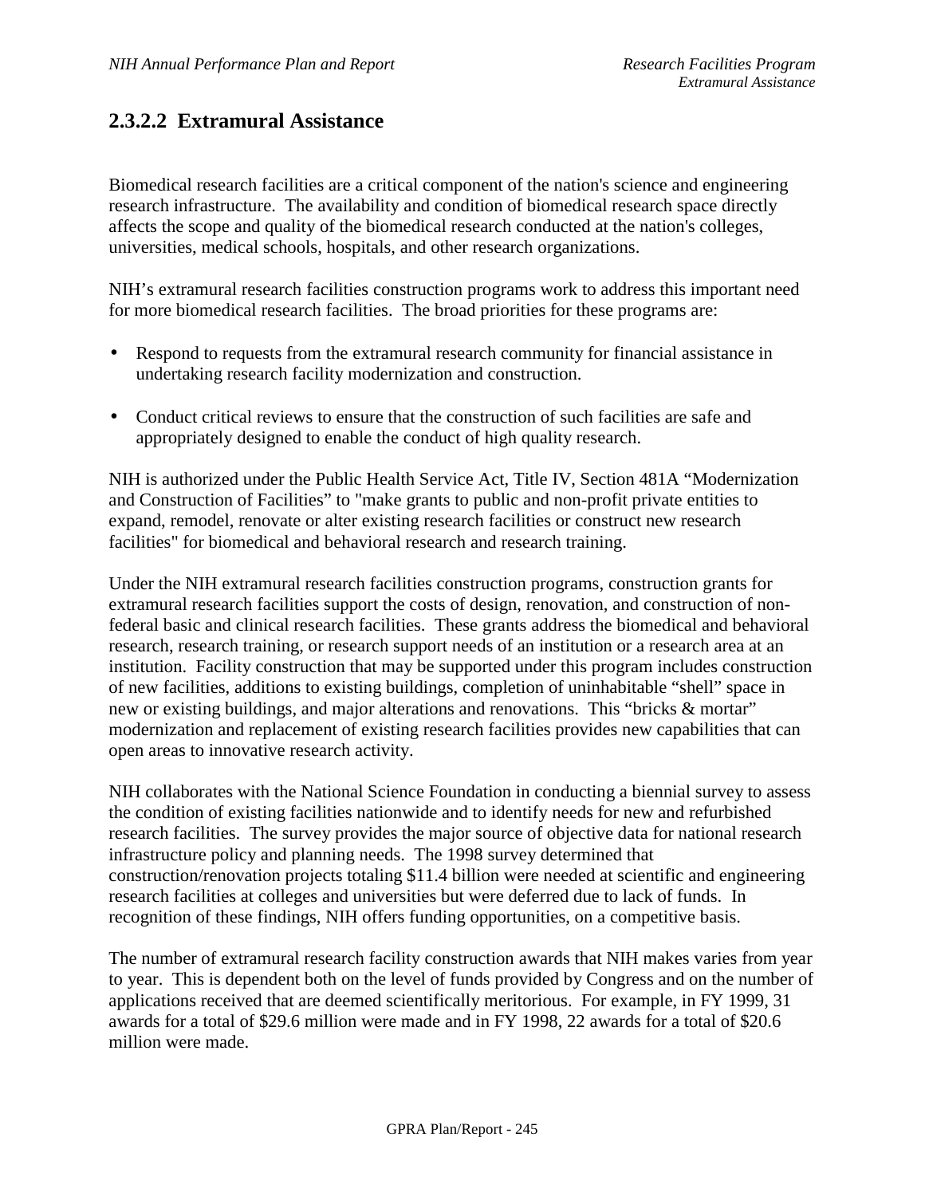## 2.3.2.2 Extramural Assistance

Biomedical research facilities are a critical component of the nation's science and engineering research infrastructure. The availability and condition of biomedical research space directly affects the scope and quality of the biomedical research conducted at the nation's colleges, universities, medical schools, hospitals, and other research organizations.

NIH's extramural research facilities construction programs work to address this important need for more biomedical research facilities. The broad priorities for these programs are:

- Respond to requests from the extramural research community for financial assistance in undertaking research facility modernization and construction.
- Conduct critical reviews to ensure that the construction of such facilities are safe and appropriately designed to enable the conduct of high quality research.

NIH is authorized under the Public Health Service Act, Title IV, Section 481A "Modernization and Construction of Facilities" to "make grants to public and non-profit private entities to expand, remodel, renovate or alter existing research facilities or construct new research facilities" for biomedical and behavioral research and research training.

Under the NIH extramural research facilities construction programs, construction grants for extramural research facilities support the costs of design, renovation, and construction of non-federal basic and clinical research facilities. These grants address the biomedical and behavioral research, research training, or research support needs of an institution or a research area at an institution. Facility construction that may be supported under this program includes construction of new facilities, additions to existing buildings, completion of uninhabitable "shell" space in new or existing buildings, and major alterations and renovations. This "bricks & mortar" modernization and replacement of existing research facilities provides new capabilities that can open areas to innovative research activity.

NIH collaborates with the National Science Foundation in conducting a biennial survey to assess the condition of existing facilities nationwide and to identify needs for new and refurbished research facilities. The survey provides the major source of objective data for national research infrastructure policy and planning needs. The 1998 survey determined that construction/renovation projects totaling $11.4 billion were needed at scientific and engineering research facilities at colleges and universities but were deferred due to lack of funds. In recognition of these findings, NIH offers funding opportunities, on a competitive basis.

The number of extramural research facility construction awards that NIH makes varies from year to year. This is dependent both on the level of funds provided by Congress and on the number of applications received that are deemed scientifically meritorious. For example, in FY 1999, 31 awards for a total of $29.6 million were made and in FY 1998, 22 awards for a total of $20.6 million were made.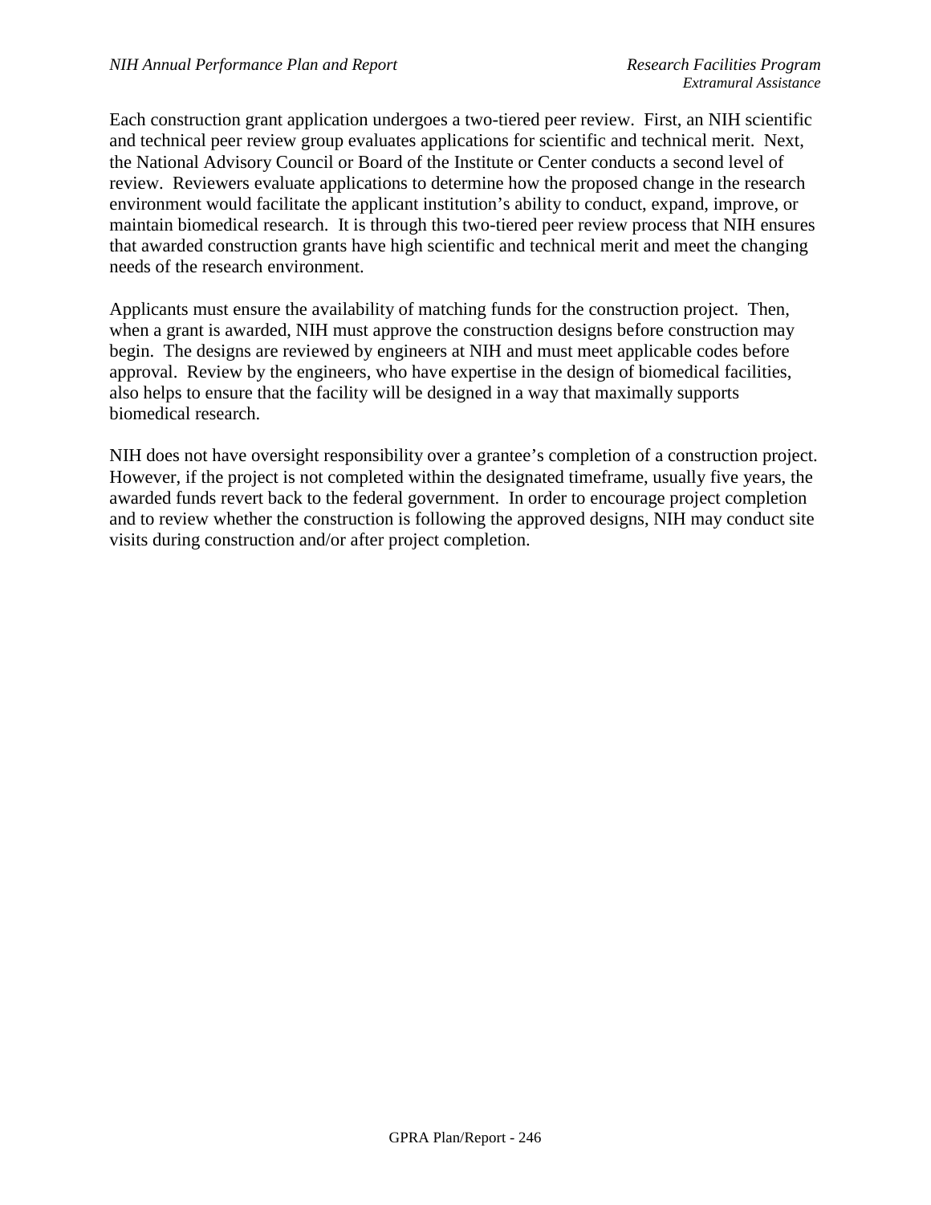Each construction grant application undergoes a two-tiered peer review. First, an NIH scientific and technical peer review group evaluates applications for scientific and technical merit. Next, the National Advisory Council or Board of the Institute or Center conducts a second level of review. Reviewers evaluate applications to determine how the proposed change in the research environment would facilitate the applicant institution's ability to conduct, expand, improve, or maintain biomedical research. It is through this two-tiered peer review process that NIH ensures that awarded construction grants have high scientific and technical merit and meet the changing needs of the research environment.

Applicants must ensure the availability of matching funds for the construction project. Then, when a grant is awarded, NIH must approve the construction designs before construction may begin. The designs are reviewed by engineers at NIH and must meet applicable codes before approval. Review by the engineers, who have expertise in the design of biomedical facilities, also helps to ensure that the facility will be designed in a way that maximally supports biomedical research.

NIH does not have oversight responsibility over a grantee's completion of a construction project. However, if the project is not completed within the designated timeframe, usually five years, the awarded funds revert back to the federal government. In order to encourage project completion and to review whether the construction is following the approved designs, NIH may conduct site visits during construction and/or after project completion.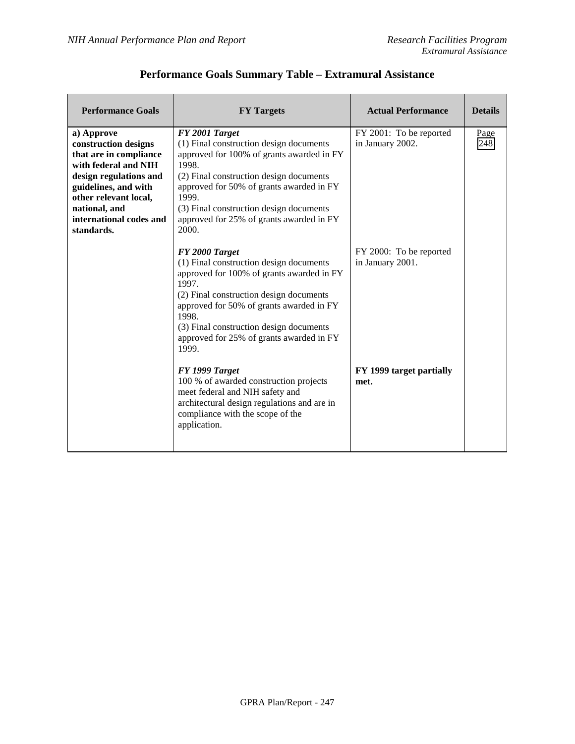## Performance Goals Summary Table – Extramural Assistance

| Performance Goals | FY Targets | Actual Performance | Details |
|---|---|---|---|
| **a) Approve construction designs that are in compliance with federal and NIH design regulations and guidelines, and with other relevant local, national, and international codes and standards.** | ***FY 2001 Target***<br>(1) Final construction design documents approved for 100% of grants awarded in FY 1998.<br>(2) Final construction design documents approved for 50% of grants awarded in FY 1999.<br>(3) Final construction design documents approved for 25% of grants awarded in FY 2000. | FY 2001: To be reported in January 2002. | Page 248 |
| | ***FY 2000 Target***<br>(1) Final construction design documents approved for 100% of grants awarded in FY 1997.<br>(2) Final construction design documents approved for 50% of grants awarded in FY 1998.<br>(3) Final construction design documents approved for 25% of grants awarded in FY 1999. | FY 2000: To be reported in January 2001. | |
| | ***FY 1999 Target***<br>100 % of awarded construction projects meet federal and NIH safety and architectural design regulations and are in compliance with the scope of the application. | **FY 1999 target partially met.** | |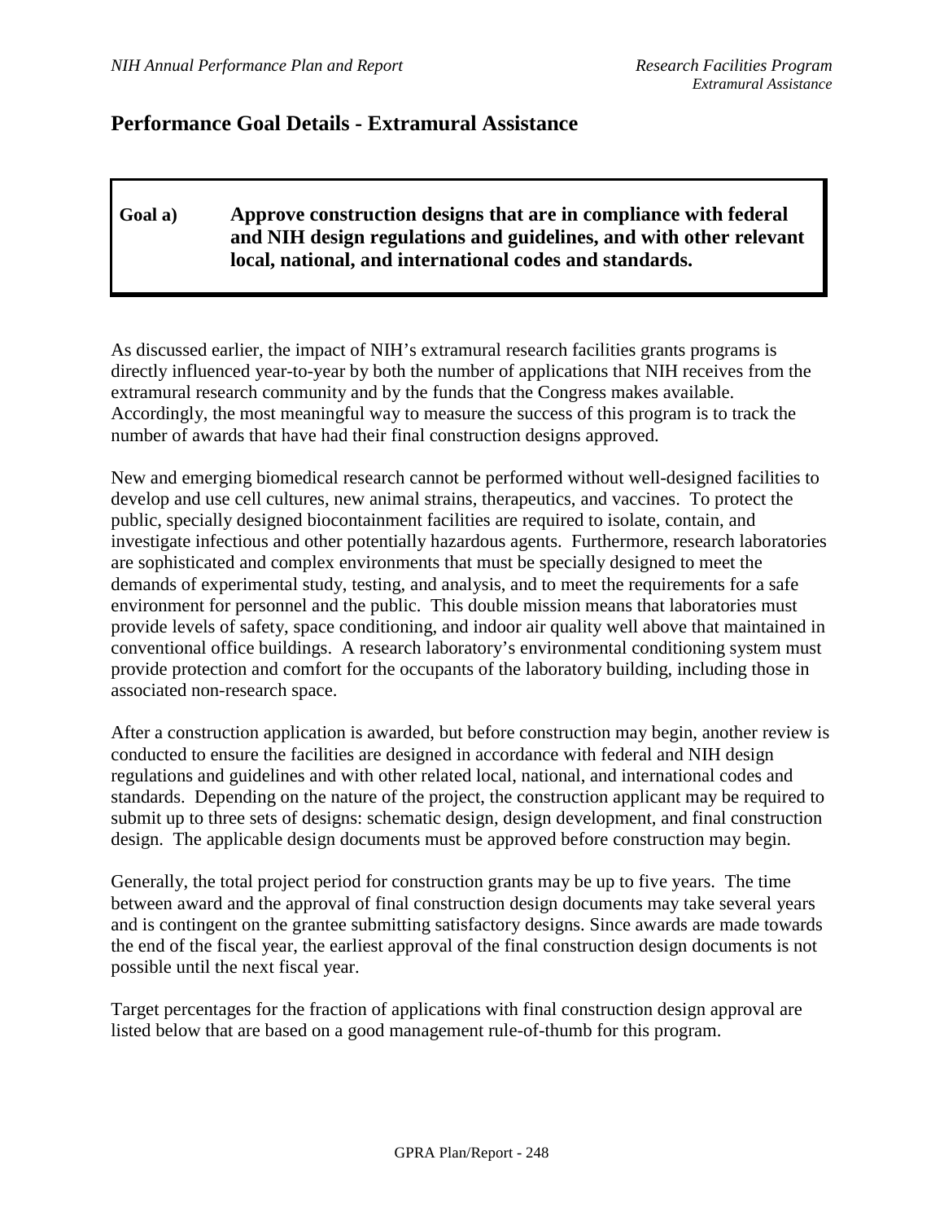## Performance Goal Details - Extramural Assistance

**Goal a) Approve construction designs that are in compliance with federal and NIH design regulations and guidelines, and with other relevant local, national, and international codes and standards.**

As discussed earlier, the impact of NIH's extramural research facilities grants programs is directly influenced year-to-year by both the number of applications that NIH receives from the extramural research community and by the funds that the Congress makes available. Accordingly, the most meaningful way to measure the success of this program is to track the number of awards that have had their final construction designs approved.

New and emerging biomedical research cannot be performed without well-designed facilities to develop and use cell cultures, new animal strains, therapeutics, and vaccines. To protect the public, specially designed biocontainment facilities are required to isolate, contain, and investigate infectious and other potentially hazardous agents. Furthermore, research laboratories are sophisticated and complex environments that must be specially designed to meet the demands of experimental study, testing, and analysis, and to meet the requirements for a safe environment for personnel and the public. This double mission means that laboratories must provide levels of safety, space conditioning, and indoor air quality well above that maintained in conventional office buildings. A research laboratory's environmental conditioning system must provide protection and comfort for the occupants of the laboratory building, including those in associated non-research space.

After a construction application is awarded, but before construction may begin, another review is conducted to ensure the facilities are designed in accordance with federal and NIH design regulations and guidelines and with other related local, national, and international codes and standards. Depending on the nature of the project, the construction applicant may be required to submit up to three sets of designs: schematic design, design development, and final construction design. The applicable design documents must be approved before construction may begin.

Generally, the total project period for construction grants may be up to five years. The time between award and the approval of final construction design documents may take several years and is contingent on the grantee submitting satisfactory designs. Since awards are made towards the end of the fiscal year, the earliest approval of the final construction design documents is not possible until the next fiscal year.

Target percentages for the fraction of applications with final construction design approval are listed below that are based on a good management rule-of-thumb for this program.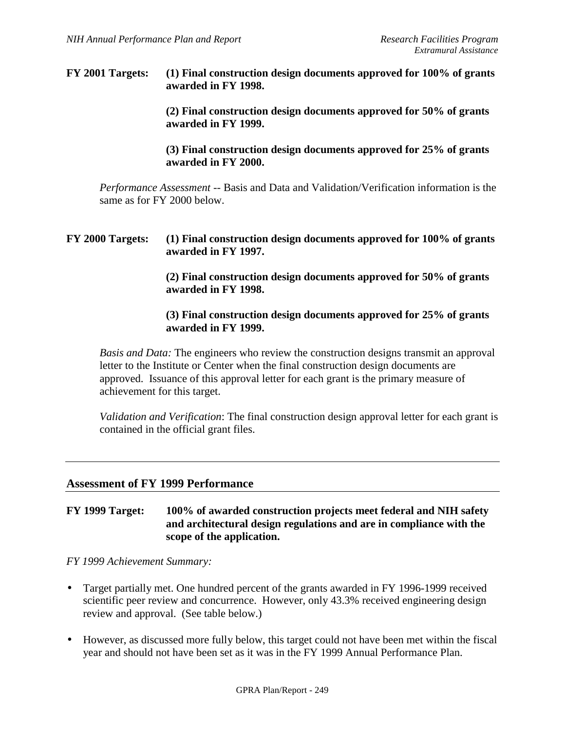**FY 2001 Targets:** **(1) Final construction design documents approved for 100% of grants awarded in FY 1998.**

**(2) Final construction design documents approved for 50% of grants awarded in FY 1999.**

**(3) Final construction design documents approved for 25% of grants awarded in FY 2000.**

*Performance Assessment* -- Basis and Data and Validation/Verification information is the same as for FY 2000 below.

**FY 2000 Targets:** **(1) Final construction design documents approved for 100% of grants awarded in FY 1997.**

**(2) Final construction design documents approved for 50% of grants awarded in FY 1998.**

**(3) Final construction design documents approved for 25% of grants awarded in FY 1999.**

*Basis and Data:* The engineers who review the construction designs transmit an approval letter to the Institute or Center when the final construction design documents are approved. Issuance of this approval letter for each grant is the primary measure of achievement for this target.

*Validation and Verification*: The final construction design approval letter for each grant is contained in the official grant files.

---

## Assessment of FY 1999 Performance

**FY 1999 Target:** **100% of awarded construction projects meet federal and NIH safety and architectural design regulations and are in compliance with the scope of the application.**

*FY 1999 Achievement Summary:*

- Target partially met. One hundred percent of the grants awarded in FY 1996-1999 received scientific peer review and concurrence. However, only 43.3% received engineering design review and approval. (See table below.)
- However, as discussed more fully below, this target could not have been met within the fiscal year and should not have been set as it was in the FY 1999 Annual Performance Plan.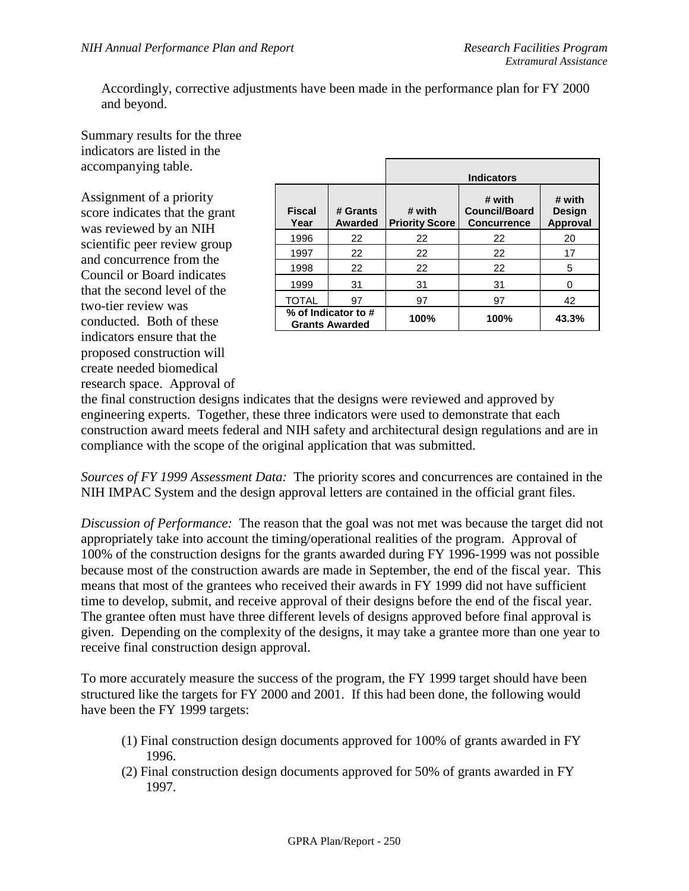Accordingly, corrective adjustments have been made in the performance plan for FY 2000 and beyond.

Summary results for the three indicators are listed in the accompanying table.

| | | Indicators | | |
|---|---|---|---|---|
| Fiscal Year | # Grants Awarded | # with Priority Score | # with Council/Board Concurrence | # with Design Approval |
| 1996 | 22 | 22 | 22 | 20 |
| 1997 | 22 | 22 | 22 | 17 |
| 1998 | 22 | 22 | 22 | 5 |
| 1999 | 31 | 31 | 31 | 0 |
| TOTAL | 97 | 97 | 97 | 42 |
| % of Indicator to # Grants Awarded | | 100% | 100% | 43.3% |

Assignment of a priority score indicates that the grant was reviewed by an NIH scientific peer review group and concurrence from the Council or Board indicates that the second level of the two-tier review was conducted. Both of these indicators ensure that the proposed construction will create needed biomedical research space. Approval of the final construction designs indicates that the designs were reviewed and approved by engineering experts. Together, these three indicators were used to demonstrate that each construction award meets federal and NIH safety and architectural design regulations and are in compliance with the scope of the original application that was submitted.

*Sources of FY 1999 Assessment Data:* The priority scores and concurrences are contained in the NIH IMPAC System and the design approval letters are contained in the official grant files.

*Discussion of Performance:* The reason that the goal was not met was because the target did not appropriately take into account the timing/operational realities of the program. Approval of 100% of the construction designs for the grants awarded during FY 1996-1999 was not possible because most of the construction awards are made in September, the end of the fiscal year. This means that most of the grantees who received their awards in FY 1999 did not have sufficient time to develop, submit, and receive approval of their designs before the end of the fiscal year. The grantee often must have three different levels of designs approved before final approval is given. Depending on the complexity of the designs, it may take a grantee more than one year to receive final construction design approval.

To more accurately measure the success of the program, the FY 1999 target should have been structured like the targets for FY 2000 and 2001. If this had been done, the following would have been the FY 1999 targets:

(1) Final construction design documents approved for 100% of grants awarded in FY 1996.
(2) Final construction design documents approved for 50% of grants awarded in FY 1997.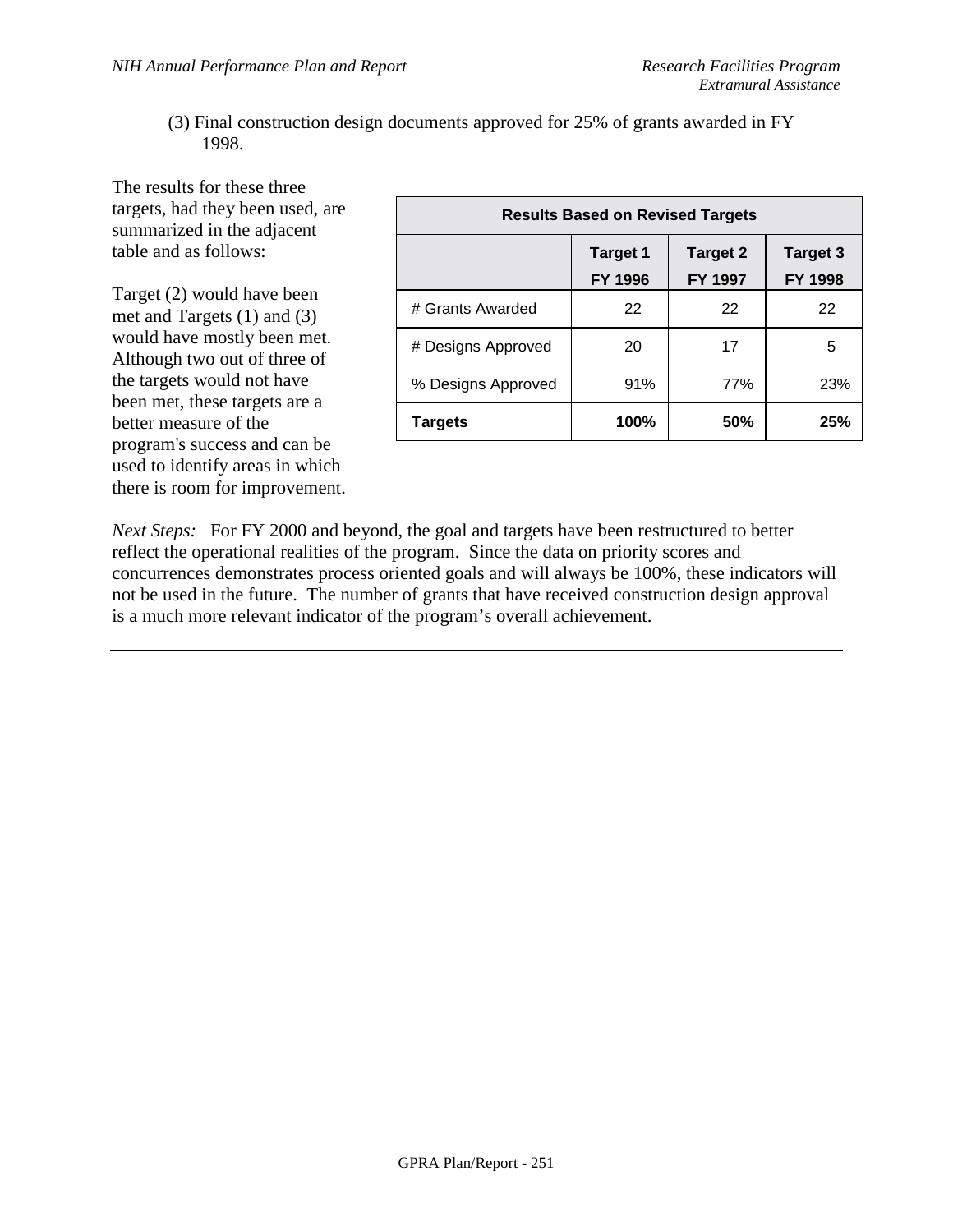(3) Final construction design documents approved for 25% of grants awarded in FY 1998.

The results for these three targets, had they been used, are summarized in the adjacent table and as follows:

Target (2) would have been met and Targets (1) and (3) would have mostly been met. Although two out of three of the targets would not have been met, these targets are a better measure of the program's success and can be used to identify areas in which there is room for improvement.

| Results Based on Revised Targets | | | |
|---|---|---|---|
| | **Target 1 FY 1996** | **Target 2 FY 1997** | **Target 3 FY 1998** |
| # Grants Awarded | 22 | 22 | 22 |
| # Designs Approved | 20 | 17 | 5 |
| % Designs Approved | 91% | 77% | 23% |
| **Targets** | **100%** | **50%** | **25%** |

*Next Steps:* For FY 2000 and beyond, the goal and targets have been restructured to better reflect the operational realities of the program. Since the data on priority scores and concurrences demonstrates process oriented goals and will always be 100%, these indicators will not be used in the future. The number of grants that have received construction design approval is a much more relevant indicator of the program's overall achievement.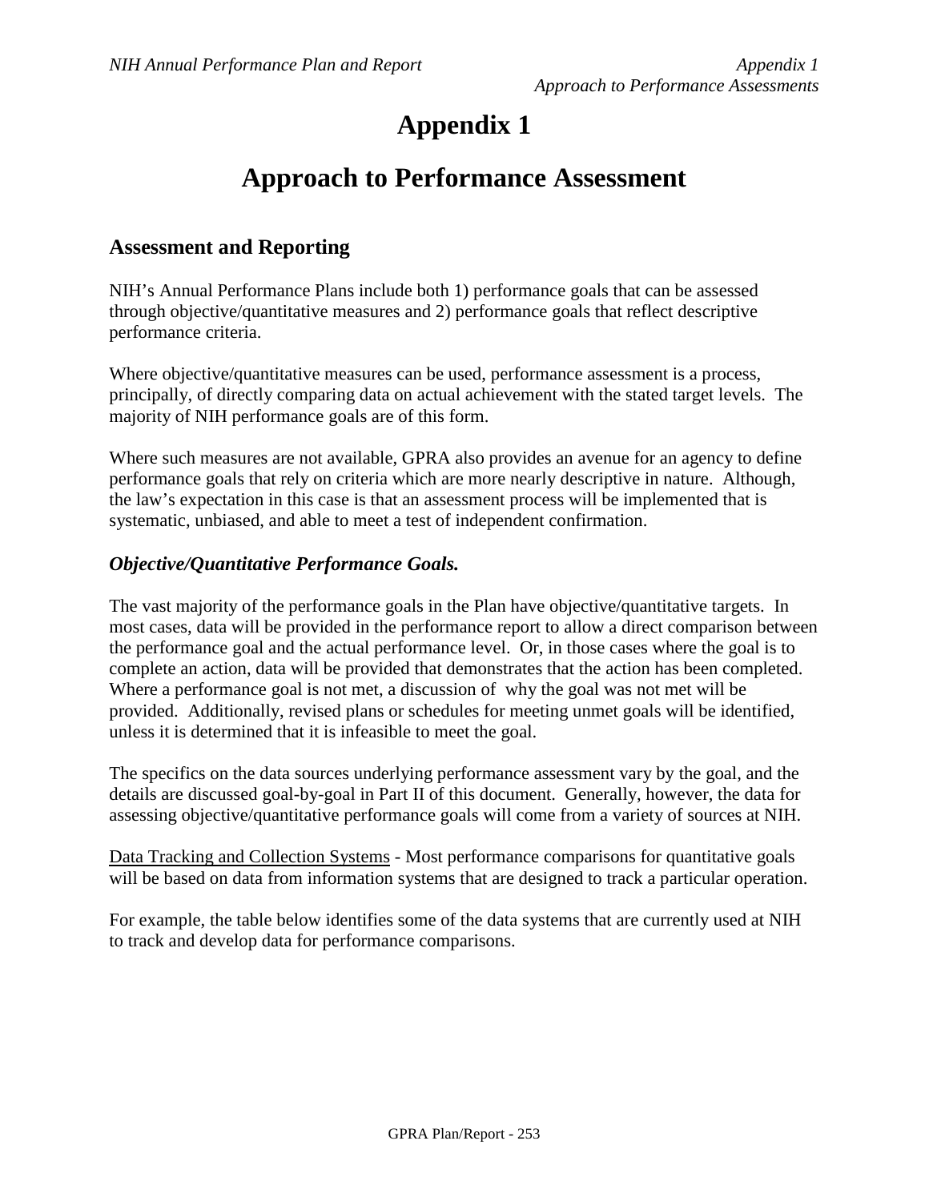# Appendix 1

# Approach to Performance Assessment

## Assessment and Reporting

NIH's Annual Performance Plans include both 1) performance goals that can be assessed through objective/quantitative measures and 2) performance goals that reflect descriptive performance criteria.

Where objective/quantitative measures can be used, performance assessment is a process, principally, of directly comparing data on actual achievement with the stated target levels. The majority of NIH performance goals are of this form.

Where such measures are not available, GPRA also provides an avenue for an agency to define performance goals that rely on criteria which are more nearly descriptive in nature. Although, the law's expectation in this case is that an assessment process will be implemented that is systematic, unbiased, and able to meet a test of independent confirmation.

### *Objective/Quantitative Performance Goals.*

The vast majority of the performance goals in the Plan have objective/quantitative targets. In most cases, data will be provided in the performance report to allow a direct comparison between the performance goal and the actual performance level. Or, in those cases where the goal is to complete an action, data will be provided that demonstrates that the action has been completed. Where a performance goal is not met, a discussion of why the goal was not met will be provided. Additionally, revised plans or schedules for meeting unmet goals will be identified, unless it is determined that it is infeasible to meet the goal.

The specifics on the data sources underlying performance assessment vary by the goal, and the details are discussed goal-by-goal in Part II of this document. Generally, however, the data for assessing objective/quantitative performance goals will come from a variety of sources at NIH.

<u>Data Tracking and Collection Systems</u> - Most performance comparisons for quantitative goals will be based on data from information systems that are designed to track a particular operation.

For example, the table below identifies some of the data systems that are currently used at NIH to track and develop data for performance comparisons.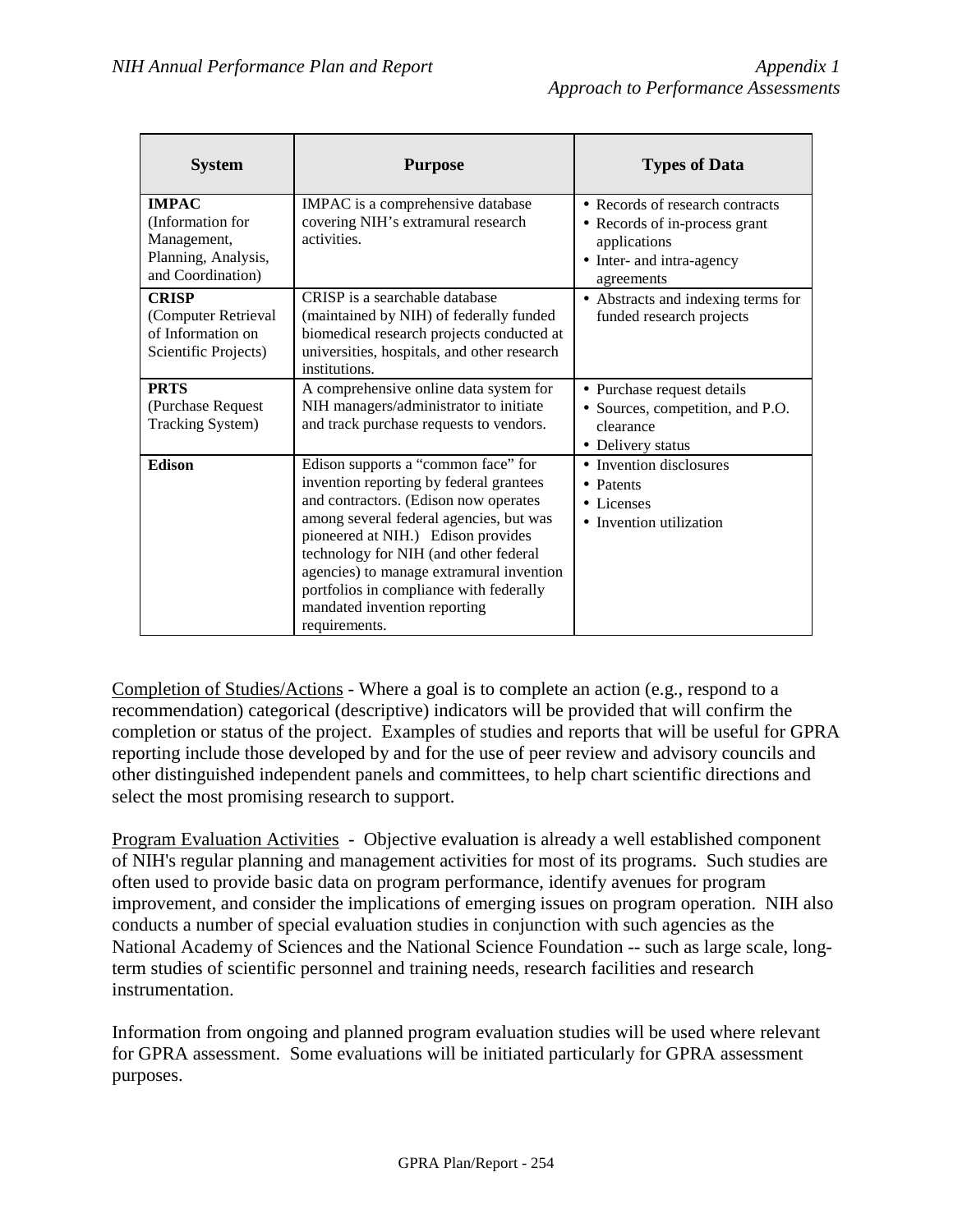| System | Purpose | Types of Data |
| --- | --- | --- |
| **IMPAC** (Information for Management, Planning, Analysis, and Coordination) | IMPAC is a comprehensive database covering NIH's extramural research activities. | • Records of research contracts<br>• Records of in-process grant applications<br>• Inter- and intra-agency agreements |
| **CRISP** (Computer Retrieval of Information on Scientific Projects) | CRISP is a searchable database (maintained by NIH) of federally funded biomedical research projects conducted at universities, hospitals, and other research institutions. | • Abstracts and indexing terms for funded research projects |
| **PRTS** (Purchase Request Tracking System) | A comprehensive online data system for NIH managers/administrator to initiate and track purchase requests to vendors. | • Purchase request details<br>• Sources, competition, and P.O. clearance<br>• Delivery status |
| **Edison** | Edison supports a "common face" for invention reporting by federal grantees and contractors. (Edison now operates among several federal agencies, but was pioneered at NIH.) Edison provides technology for NIH (and other federal agencies) to manage extramural invention portfolios in compliance with federally mandated invention reporting requirements. | • Invention disclosures<br>• Patents<br>• Licenses<br>• Invention utilization |

<u>Completion of Studies/Actions</u> - Where a goal is to complete an action (e.g., respond to a recommendation) categorical (descriptive) indicators will be provided that will confirm the completion or status of the project. Examples of studies and reports that will be useful for GPRA reporting include those developed by and for the use of peer review and advisory councils and other distinguished independent panels and committees, to help chart scientific directions and select the most promising research to support.

<u>Program Evaluation Activities</u> - Objective evaluation is already a well established component of NIH's regular planning and management activities for most of its programs. Such studies are often used to provide basic data on program performance, identify avenues for program improvement, and consider the implications of emerging issues on program operation. NIH also conducts a number of special evaluation studies in conjunction with such agencies as the National Academy of Sciences and the National Science Foundation -- such as large scale, long-term studies of scientific personnel and training needs, research facilities and research instrumentation.

Information from ongoing and planned program evaluation studies will be used where relevant for GPRA assessment. Some evaluations will be initiated particularly for GPRA assessment purposes.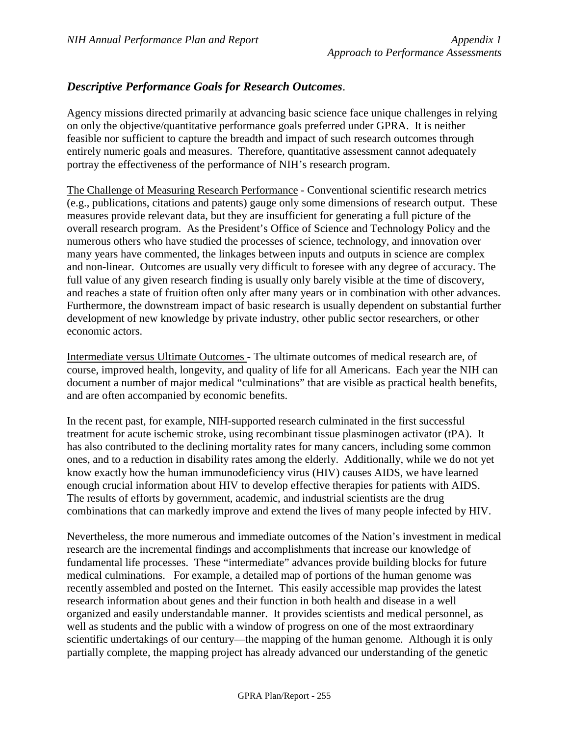### *Descriptive Performance Goals for Research Outcomes*.

Agency missions directed primarily at advancing basic science face unique challenges in relying on only the objective/quantitative performance goals preferred under GPRA. It is neither feasible nor sufficient to capture the breadth and impact of such research outcomes through entirely numeric goals and measures. Therefore, quantitative assessment cannot adequately portray the effectiveness of the performance of NIH's research program.

The Challenge of Measuring Research Performance - Conventional scientific research metrics (e.g., publications, citations and patents) gauge only some dimensions of research output. These measures provide relevant data, but they are insufficient for generating a full picture of the overall research program. As the President's Office of Science and Technology Policy and the numerous others who have studied the processes of science, technology, and innovation over many years have commented, the linkages between inputs and outputs in science are complex and non-linear. Outcomes are usually very difficult to foresee with any degree of accuracy. The full value of any given research finding is usually only barely visible at the time of discovery, and reaches a state of fruition often only after many years or in combination with other advances. Furthermore, the downstream impact of basic research is usually dependent on substantial further development of new knowledge by private industry, other public sector researchers, or other economic actors.

Intermediate versus Ultimate Outcomes - The ultimate outcomes of medical research are, of course, improved health, longevity, and quality of life for all Americans. Each year the NIH can document a number of major medical "culminations" that are visible as practical health benefits, and are often accompanied by economic benefits.

In the recent past, for example, NIH-supported research culminated in the first successful treatment for acute ischemic stroke, using recombinant tissue plasminogen activator (tPA). It has also contributed to the declining mortality rates for many cancers, including some common ones, and to a reduction in disability rates among the elderly. Additionally, while we do not yet know exactly how the human immunodeficiency virus (HIV) causes AIDS, we have learned enough crucial information about HIV to develop effective therapies for patients with AIDS. The results of efforts by government, academic, and industrial scientists are the drug combinations that can markedly improve and extend the lives of many people infected by HIV.

Nevertheless, the more numerous and immediate outcomes of the Nation's investment in medical research are the incremental findings and accomplishments that increase our knowledge of fundamental life processes. These "intermediate" advances provide building blocks for future medical culminations. For example, a detailed map of portions of the human genome was recently assembled and posted on the Internet. This easily accessible map provides the latest research information about genes and their function in both health and disease in a well organized and easily understandable manner. It provides scientists and medical personnel, as well as students and the public with a window of progress on one of the most extraordinary scientific undertakings of our century—the mapping of the human genome. Although it is only partially complete, the mapping project has already advanced our understanding of the genetic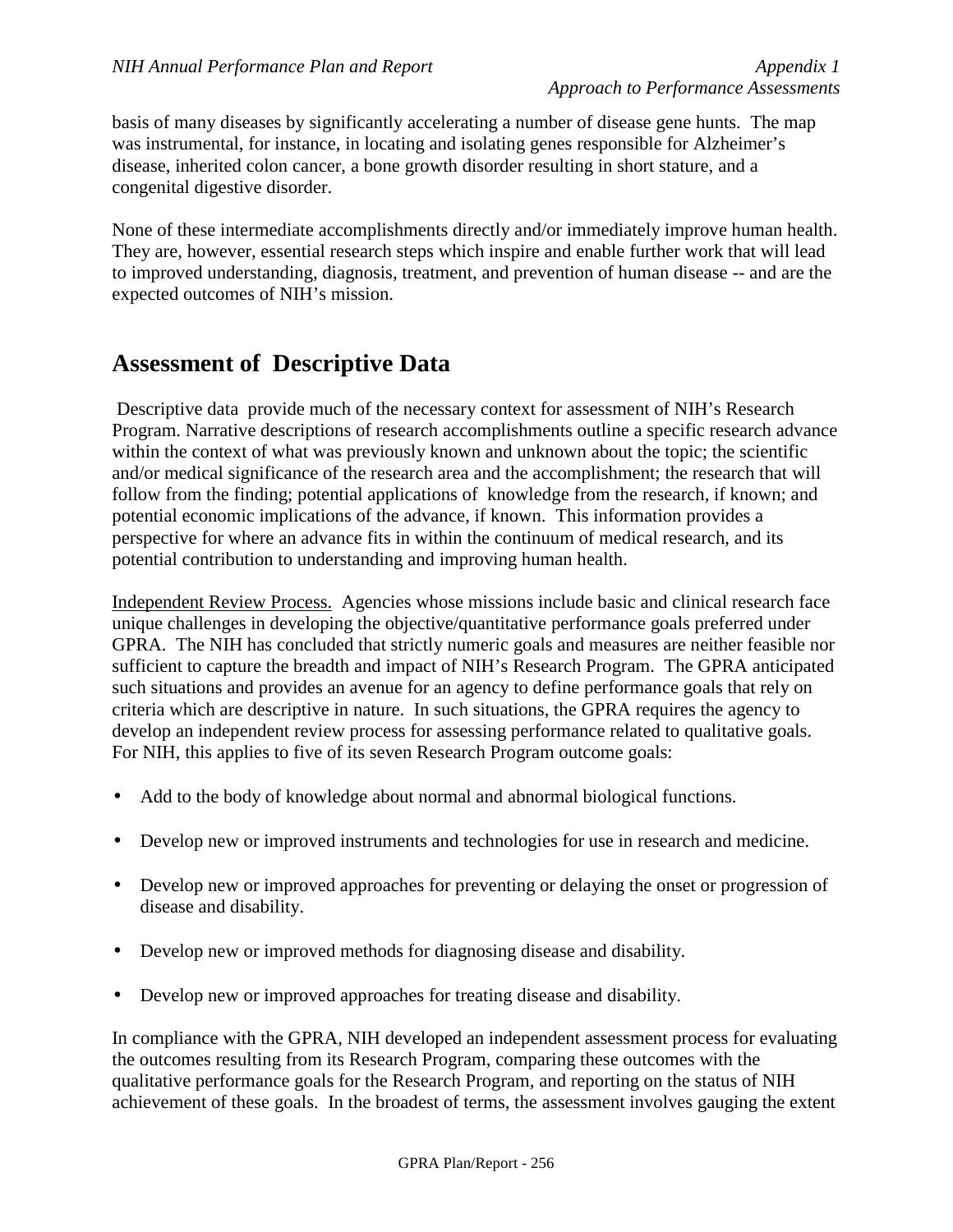basis of many diseases by significantly accelerating a number of disease gene hunts. The map was instrumental, for instance, in locating and isolating genes responsible for Alzheimer's disease, inherited colon cancer, a bone growth disorder resulting in short stature, and a congenital digestive disorder.

None of these intermediate accomplishments directly and/or immediately improve human health. They are, however, essential research steps which inspire and enable further work that will lead to improved understanding, diagnosis, treatment, and prevention of human disease -- and are the expected outcomes of NIH's mission.

## Assessment of Descriptive Data

Descriptive data provide much of the necessary context for assessment of NIH's Research Program. Narrative descriptions of research accomplishments outline a specific research advance within the context of what was previously known and unknown about the topic; the scientific and/or medical significance of the research area and the accomplishment; the research that will follow from the finding; potential applications of knowledge from the research, if known; and potential economic implications of the advance, if known. This information provides a perspective for where an advance fits in within the continuum of medical research, and its potential contribution to understanding and improving human health.

Independent Review Process. Agencies whose missions include basic and clinical research face unique challenges in developing the objective/quantitative performance goals preferred under GPRA. The NIH has concluded that strictly numeric goals and measures are neither feasible nor sufficient to capture the breadth and impact of NIH's Research Program. The GPRA anticipated such situations and provides an avenue for an agency to define performance goals that rely on criteria which are descriptive in nature. In such situations, the GPRA requires the agency to develop an independent review process for assessing performance related to qualitative goals. For NIH, this applies to five of its seven Research Program outcome goals:

- Add to the body of knowledge about normal and abnormal biological functions.
- Develop new or improved instruments and technologies for use in research and medicine.
- Develop new or improved approaches for preventing or delaying the onset or progression of disease and disability.
- Develop new or improved methods for diagnosing disease and disability.
- Develop new or improved approaches for treating disease and disability.

In compliance with the GPRA, NIH developed an independent assessment process for evaluating the outcomes resulting from its Research Program, comparing these outcomes with the qualitative performance goals for the Research Program, and reporting on the status of NIH achievement of these goals. In the broadest of terms, the assessment involves gauging the extent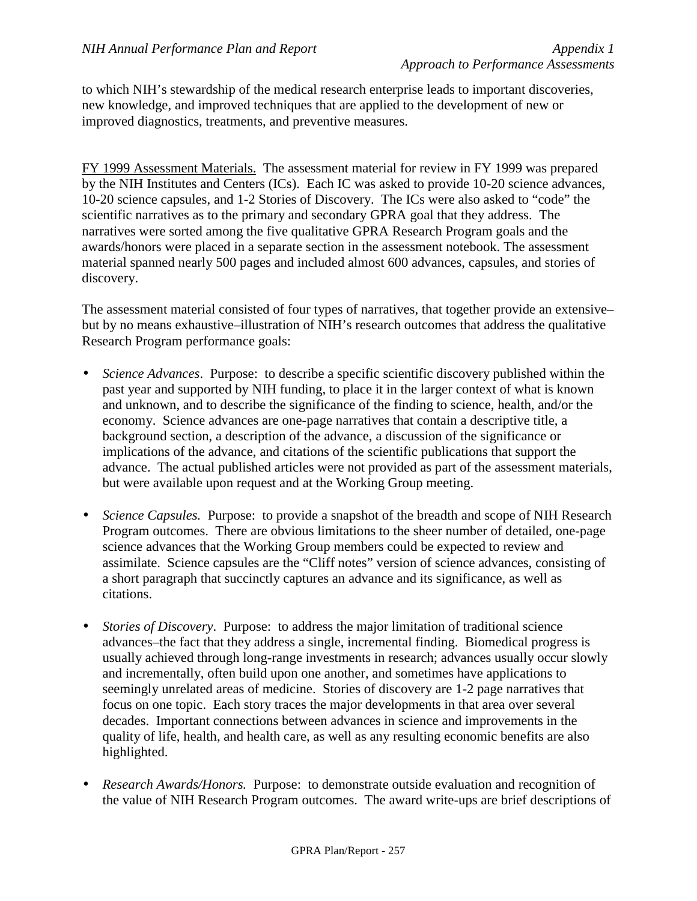to which NIH's stewardship of the medical research enterprise leads to important discoveries, new knowledge, and improved techniques that are applied to the development of new or improved diagnostics, treatments, and preventive measures.

FY 1999 Assessment Materials. The assessment material for review in FY 1999 was prepared by the NIH Institutes and Centers (ICs). Each IC was asked to provide 10-20 science advances, 10-20 science capsules, and 1-2 Stories of Discovery. The ICs were also asked to "code" the scientific narratives as to the primary and secondary GPRA goal that they address. The narratives were sorted among the five qualitative GPRA Research Program goals and the awards/honors were placed in a separate section in the assessment notebook. The assessment material spanned nearly 500 pages and included almost 600 advances, capsules, and stories of discovery.

The assessment material consisted of four types of narratives, that together provide an extensive–but by no means exhaustive–illustration of NIH's research outcomes that address the qualitative Research Program performance goals:

- *Science Advances*. Purpose: to describe a specific scientific discovery published within the past year and supported by NIH funding, to place it in the larger context of what is known and unknown, and to describe the significance of the finding to science, health, and/or the economy. Science advances are one-page narratives that contain a descriptive title, a background section, a description of the advance, a discussion of the significance or implications of the advance, and citations of the scientific publications that support the advance. The actual published articles were not provided as part of the assessment materials, but were available upon request and at the Working Group meeting.

- *Science Capsules.* Purpose: to provide a snapshot of the breadth and scope of NIH Research Program outcomes. There are obvious limitations to the sheer number of detailed, one-page science advances that the Working Group members could be expected to review and assimilate. Science capsules are the "Cliff notes" version of science advances, consisting of a short paragraph that succinctly captures an advance and its significance, as well as citations.

- *Stories of Discovery*. Purpose: to address the major limitation of traditional science advances–the fact that they address a single, incremental finding. Biomedical progress is usually achieved through long-range investments in research; advances usually occur slowly and incrementally, often build upon one another, and sometimes have applications to seemingly unrelated areas of medicine. Stories of discovery are 1-2 page narratives that focus on one topic. Each story traces the major developments in that area over several decades. Important connections between advances in science and improvements in the quality of life, health, and health care, as well as any resulting economic benefits are also highlighted.

- *Research Awards/Honors.* Purpose: to demonstrate outside evaluation and recognition of the value of NIH Research Program outcomes. The award write-ups are brief descriptions of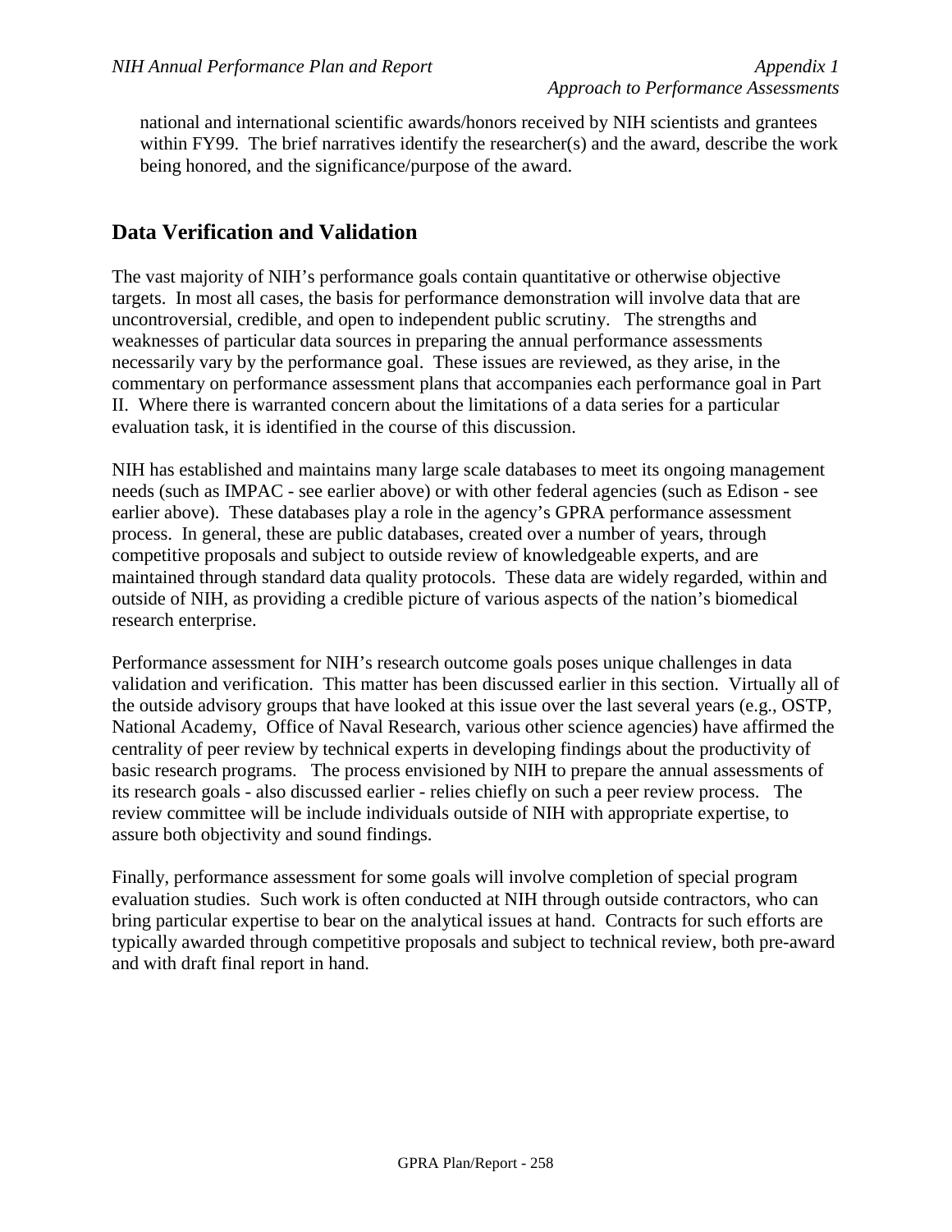national and international scientific awards/honors received by NIH scientists and grantees within FY99. The brief narratives identify the researcher(s) and the award, describe the work being honored, and the significance/purpose of the award.

## Data Verification and Validation

The vast majority of NIH's performance goals contain quantitative or otherwise objective targets. In most all cases, the basis for performance demonstration will involve data that are uncontroversial, credible, and open to independent public scrutiny. The strengths and weaknesses of particular data sources in preparing the annual performance assessments necessarily vary by the performance goal. These issues are reviewed, as they arise, in the commentary on performance assessment plans that accompanies each performance goal in Part II. Where there is warranted concern about the limitations of a data series for a particular evaluation task, it is identified in the course of this discussion.

NIH has established and maintains many large scale databases to meet its ongoing management needs (such as IMPAC - see earlier above) or with other federal agencies (such as Edison - see earlier above). These databases play a role in the agency's GPRA performance assessment process. In general, these are public databases, created over a number of years, through competitive proposals and subject to outside review of knowledgeable experts, and are maintained through standard data quality protocols. These data are widely regarded, within and outside of NIH, as providing a credible picture of various aspects of the nation's biomedical research enterprise.

Performance assessment for NIH's research outcome goals poses unique challenges in data validation and verification. This matter has been discussed earlier in this section. Virtually all of the outside advisory groups that have looked at this issue over the last several years (e.g., OSTP, National Academy, Office of Naval Research, various other science agencies) have affirmed the centrality of peer review by technical experts in developing findings about the productivity of basic research programs. The process envisioned by NIH to prepare the annual assessments of its research goals - also discussed earlier - relies chiefly on such a peer review process. The review committee will be include individuals outside of NIH with appropriate expertise, to assure both objectivity and sound findings.

Finally, performance assessment for some goals will involve completion of special program evaluation studies. Such work is often conducted at NIH through outside contractors, who can bring particular expertise to bear on the analytical issues at hand. Contracts for such efforts are typically awarded through competitive proposals and subject to technical review, both pre-award and with draft final report in hand.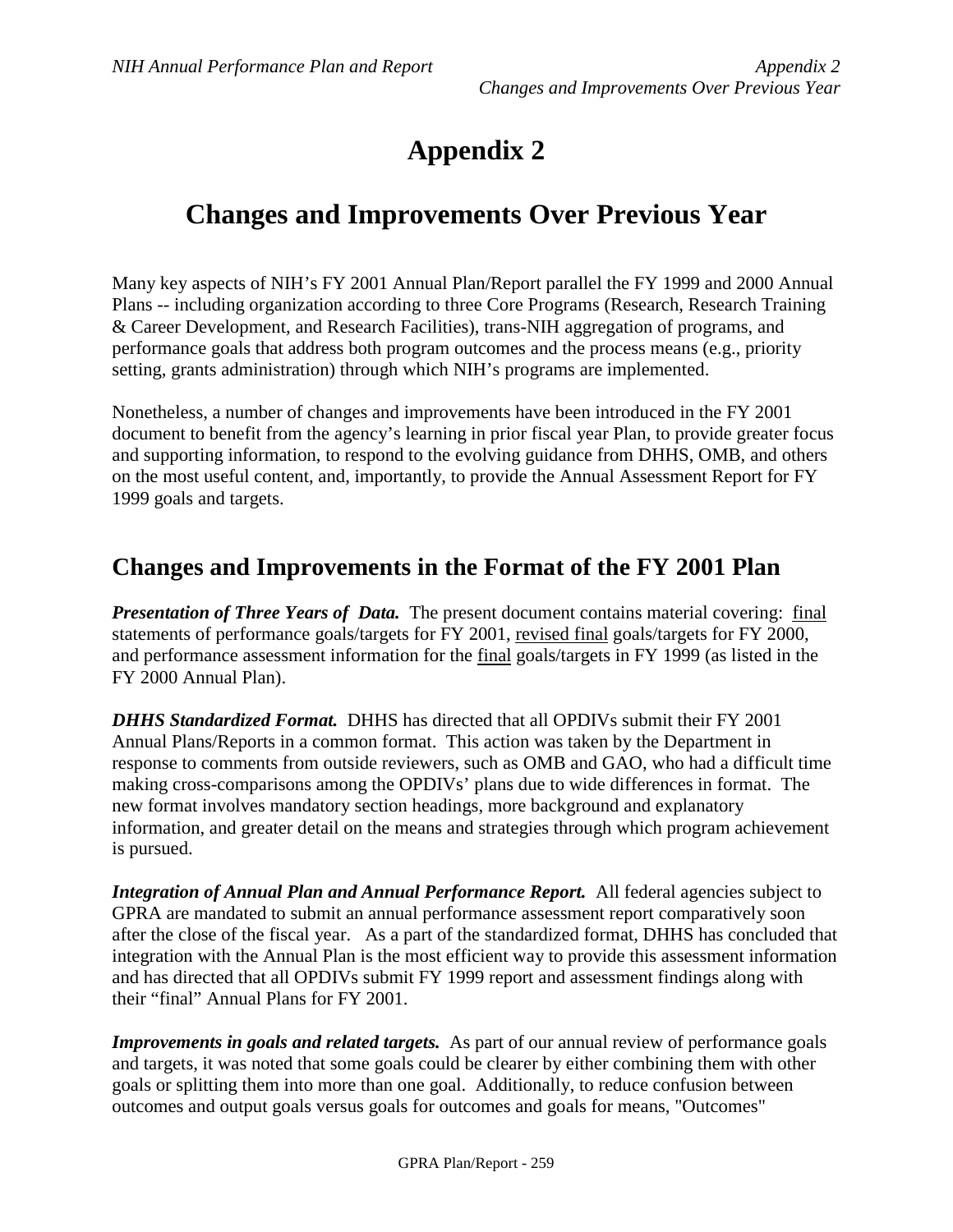# Appendix 2

# Changes and Improvements Over Previous Year

Many key aspects of NIH's FY 2001 Annual Plan/Report parallel the FY 1999 and 2000 Annual Plans -- including organization according to three Core Programs (Research, Research Training & Career Development, and Research Facilities), trans-NIH aggregation of programs, and performance goals that address both program outcomes and the process means (e.g., priority setting, grants administration) through which NIH's programs are implemented.

Nonetheless, a number of changes and improvements have been introduced in the FY 2001 document to benefit from the agency's learning in prior fiscal year Plan, to provide greater focus and supporting information, to respond to the evolving guidance from DHHS, OMB, and others on the most useful content, and, importantly, to provide the Annual Assessment Report for FY 1999 goals and targets.

## Changes and Improvements in the Format of the FY 2001 Plan

***Presentation of Three Years of Data.*** The present document contains material covering: final statements of performance goals/targets for FY 2001, revised final goals/targets for FY 2000, and performance assessment information for the final goals/targets in FY 1999 (as listed in the FY 2000 Annual Plan).

***DHHS Standardized Format.*** DHHS has directed that all OPDIVs submit their FY 2001 Annual Plans/Reports in a common format. This action was taken by the Department in response to comments from outside reviewers, such as OMB and GAO, who had a difficult time making cross-comparisons among the OPDIVs' plans due to wide differences in format. The new format involves mandatory section headings, more background and explanatory information, and greater detail on the means and strategies through which program achievement is pursued.

***Integration of Annual Plan and Annual Performance Report.*** All federal agencies subject to GPRA are mandated to submit an annual performance assessment report comparatively soon after the close of the fiscal year. As a part of the standardized format, DHHS has concluded that integration with the Annual Plan is the most efficient way to provide this assessment information and has directed that all OPDIVs submit FY 1999 report and assessment findings along with their "final" Annual Plans for FY 2001.

***Improvements in goals and related targets.*** As part of our annual review of performance goals and targets, it was noted that some goals could be clearer by either combining them with other goals or splitting them into more than one goal. Additionally, to reduce confusion between outcomes and output goals versus goals for outcomes and goals for means, "Outcomes"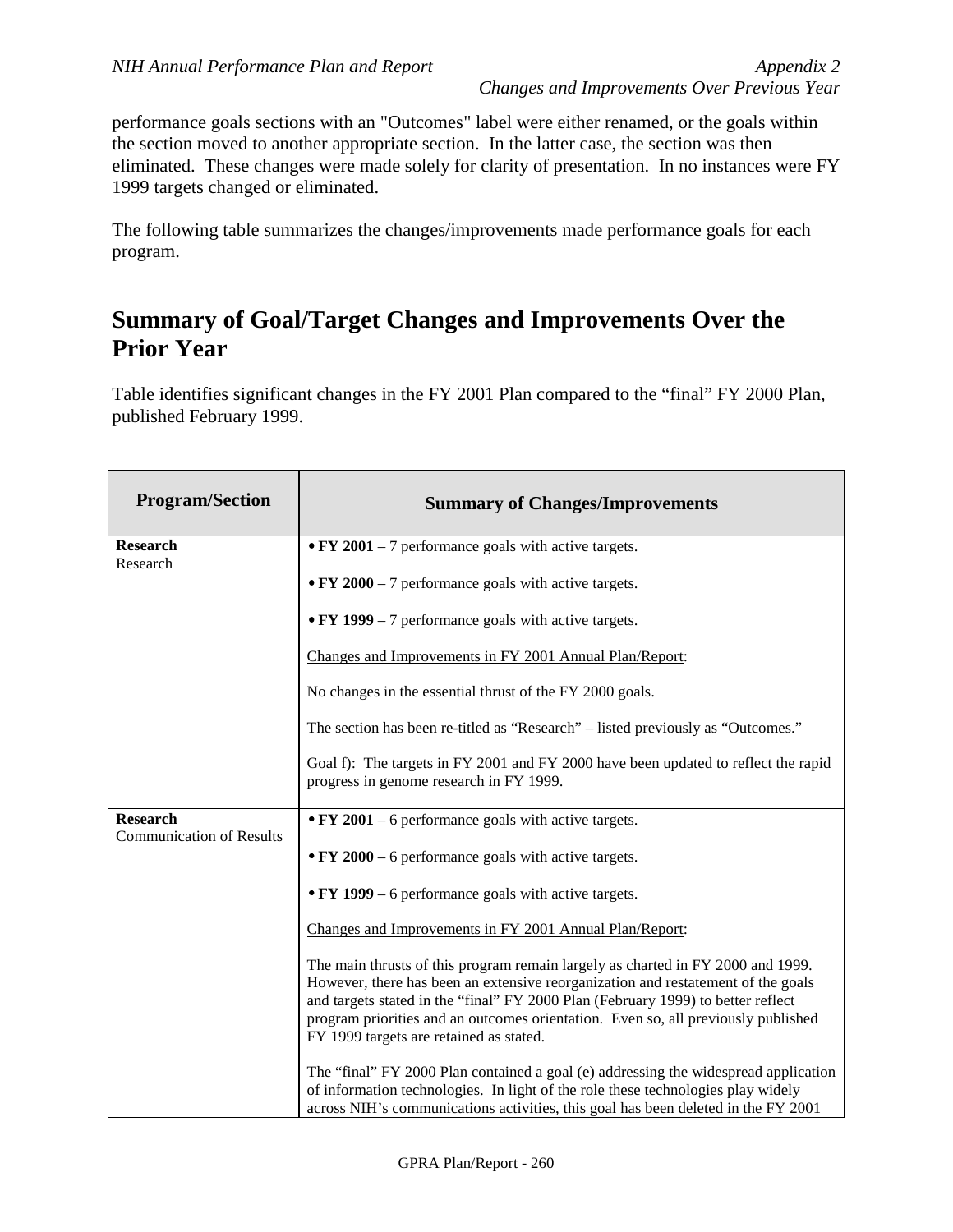performance goals sections with an "Outcomes" label were either renamed, or the goals within the section moved to another appropriate section. In the latter case, the section was then eliminated. These changes were made solely for clarity of presentation. In no instances were FY 1999 targets changed or eliminated.

The following table summarizes the changes/improvements made performance goals for each program.

## Summary of Goal/Target Changes and Improvements Over the Prior Year

Table identifies significant changes in the FY 2001 Plan compared to the "final" FY 2000 Plan, published February 1999.

| Program/Section | Summary of Changes/Improvements |
|---|---|
| **Research**<br>Research | • **FY 2001** – 7 performance goals with active targets.<br><br>• **FY 2000** – 7 performance goals with active targets.<br><br>• **FY 1999** – 7 performance goals with active targets.<br><br><u>Changes and Improvements in FY 2001 Annual Plan/Report</u>:<br><br>No changes in the essential thrust of the FY 2000 goals.<br><br>The section has been re-titled as "Research" – listed previously as "Outcomes."<br><br>Goal f): The targets in FY 2001 and FY 2000 have been updated to reflect the rapid progress in genome research in FY 1999. |
| **Research**<br>Communication of Results | • **FY 2001** – 6 performance goals with active targets.<br><br>• **FY 2000** – 6 performance goals with active targets.<br><br>• **FY 1999** – 6 performance goals with active targets.<br><br><u>Changes and Improvements in FY 2001 Annual Plan/Report</u>:<br><br>The main thrusts of this program remain largely as charted in FY 2000 and 1999. However, there has been an extensive reorganization and restatement of the goals and targets stated in the "final" FY 2000 Plan (February 1999) to better reflect program priorities and an outcomes orientation. Even so, all previously published FY 1999 targets are retained as stated.<br><br>The "final" FY 2000 Plan contained a goal (e) addressing the widespread application of information technologies. In light of the role these technologies play widely across NIH's communications activities, this goal has been deleted in the FY 2001 |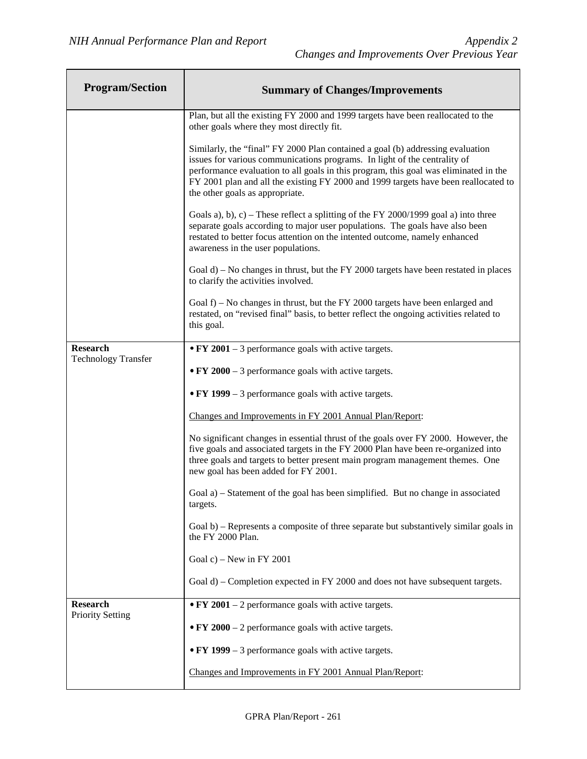| Program/Section | Summary of Changes/Improvements |
|---|---|
| | Plan, but all the existing FY 2000 and 1999 targets have been reallocated to the other goals where they most directly fit.<br><br>Similarly, the "final" FY 2000 Plan contained a goal (b) addressing evaluation issues for various communications programs. In light of the centrality of performance evaluation to all goals in this program, this goal was eliminated in the FY 2001 plan and all the existing FY 2000 and 1999 targets have been reallocated to the other goals as appropriate.<br><br>Goals a), b), c) – These reflect a splitting of the FY 2000/1999 goal a) into three separate goals according to major user populations. The goals have also been restated to better focus attention on the intented outcome, namely enhanced awareness in the user populations.<br><br>Goal d) – No changes in thrust, but the FY 2000 targets have been restated in places to clarify the activities involved.<br><br>Goal f) – No changes in thrust, but the FY 2000 targets have been enlarged and restated, on "revised final" basis, to better reflect the ongoing activities related to this goal. |
| **Research**<br>Technology Transfer | • **FY 2001** – 3 performance goals with active targets.<br><br>• **FY 2000** – 3 performance goals with active targets.<br><br>• **FY 1999** – 3 performance goals with active targets.<br><br>Changes and Improvements in FY 2001 Annual Plan/Report:<br><br>No significant changes in essential thrust of the goals over FY 2000. However, the five goals and associated targets in the FY 2000 Plan have been re-organized into three goals and targets to better present main program management themes. One new goal has been added for FY 2001.<br><br>Goal a) – Statement of the goal has been simplified. But no change in associated targets.<br><br>Goal b) – Represents a composite of three separate but substantively similar goals in the FY 2000 Plan.<br><br>Goal c) – New in FY 2001<br><br>Goal d) – Completion expected in FY 2000 and does not have subsequent targets. |
| **Research**<br>Priority Setting | • **FY 2001** – 2 performance goals with active targets.<br><br>• **FY 2000** – 2 performance goals with active targets.<br><br>• **FY 1999** – 3 performance goals with active targets.<br><br>Changes and Improvements in FY 2001 Annual Plan/Report: |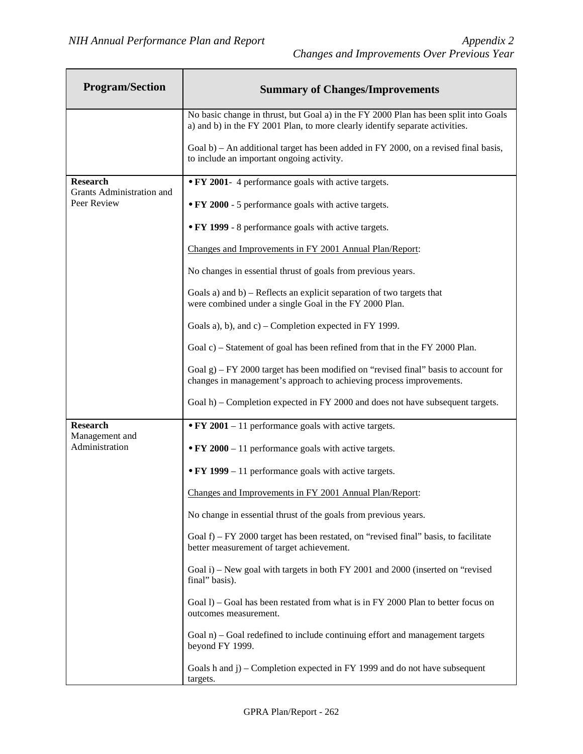| Program/Section | Summary of Changes/Improvements |
|---|---|
| | No basic change in thrust, but Goal a) in the FY 2000 Plan has been split into Goals a) and b) in the FY 2001 Plan, to more clearly identify separate activities.<br><br>Goal b) – An additional target has been added in FY 2000, on a revised final basis, to include an important ongoing activity. |
| **Research**<br>Grants Administration and Peer Review | • **FY 2001**- 4 performance goals with active targets.<br><br>• **FY 2000** - 5 performance goals with active targets.<br><br>• **FY 1999** - 8 performance goals with active targets.<br><br><u>Changes and Improvements in FY 2001 Annual Plan/Report</u>:<br><br>No changes in essential thrust of goals from previous years.<br><br>Goals a) and b) – Reflects an explicit separation of two targets that were combined under a single Goal in the FY 2000 Plan.<br><br>Goals a), b), and c) – Completion expected in FY 1999.<br><br>Goal c) – Statement of goal has been refined from that in the FY 2000 Plan.<br><br>Goal g) – FY 2000 target has been modified on "revised final" basis to account for changes in management's approach to achieving process improvements.<br><br>Goal h) – Completion expected in FY 2000 and does not have subsequent targets. |
| **Research**<br>Management and Administration | • **FY 2001** – 11 performance goals with active targets.<br><br>• **FY 2000** – 11 performance goals with active targets.<br><br>• **FY 1999** – 11 performance goals with active targets.<br><br><u>Changes and Improvements in FY 2001 Annual Plan/Report</u>:<br><br>No change in essential thrust of the goals from previous years.<br><br>Goal f) – FY 2000 target has been restated, on "revised final" basis, to facilitate better measurement of target achievement.<br><br>Goal i) – New goal with targets in both FY 2001 and 2000 (inserted on "revised final" basis).<br><br>Goal l) – Goal has been restated from what is in FY 2000 Plan to better focus on outcomes measurement.<br><br>Goal n) – Goal redefined to include continuing effort and management targets beyond FY 1999.<br><br>Goals h and j) – Completion expected in FY 1999 and do not have subsequent targets. |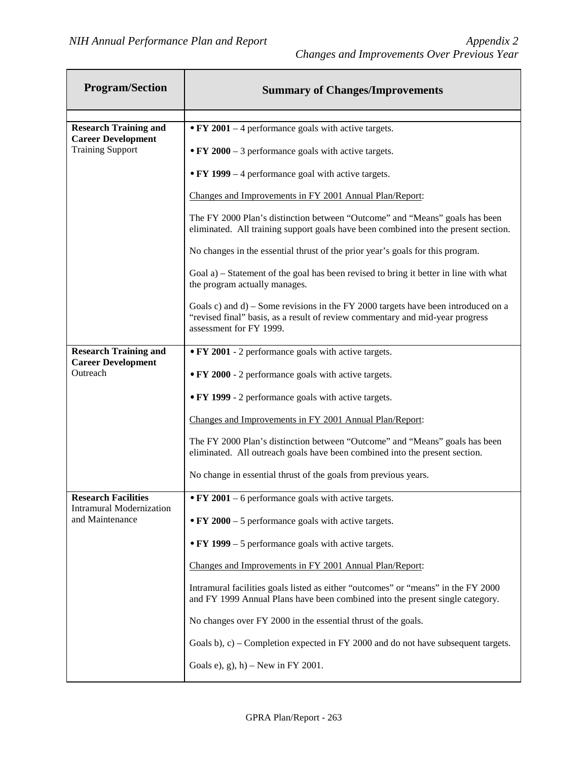| Program/Section | Summary of Changes/Improvements |
|---|---|
| | |
| **Research Training and Career Development** Training Support | • **FY 2001** – 4 performance goals with active targets.<br><br>• **FY 2000** – 3 performance goals with active targets.<br><br>• **FY 1999** – 4 performance goal with active targets.<br><br>Changes and Improvements in FY 2001 Annual Plan/Report:<br><br>The FY 2000 Plan's distinction between "Outcome" and "Means" goals has been eliminated. All training support goals have been combined into the present section.<br><br>No changes in the essential thrust of the prior year's goals for this program.<br><br>Goal a) – Statement of the goal has been revised to bring it better in line with what the program actually manages.<br><br>Goals c) and d) – Some revisions in the FY 2000 targets have been introduced on a "revised final" basis, as a result of review commentary and mid-year progress assessment for FY 1999. |
| **Research Training and Career Development** Outreach | • **FY 2001** - 2 performance goals with active targets.<br><br>• **FY 2000** - 2 performance goals with active targets.<br><br>• **FY 1999** - 2 performance goals with active targets.<br><br>Changes and Improvements in FY 2001 Annual Plan/Report:<br><br>The FY 2000 Plan's distinction between "Outcome" and "Means" goals has been eliminated. All outreach goals have been combined into the present section.<br><br>No change in essential thrust of the goals from previous years. |
| **Research Facilities** Intramural Modernization and Maintenance | • **FY 2001** – 6 performance goals with active targets.<br><br>• **FY 2000** – 5 performance goals with active targets.<br><br>• **FY 1999** – 5 performance goals with active targets.<br><br>Changes and Improvements in FY 2001 Annual Plan/Report:<br><br>Intramural facilities goals listed as either "outcomes" or "means" in the FY 2000 and FY 1999 Annual Plans have been combined into the present single category.<br><br>No changes over FY 2000 in the essential thrust of the goals.<br><br>Goals b), c) – Completion expected in FY 2000 and do not have subsequent targets.<br><br>Goals e), g), h) – New in FY 2001. |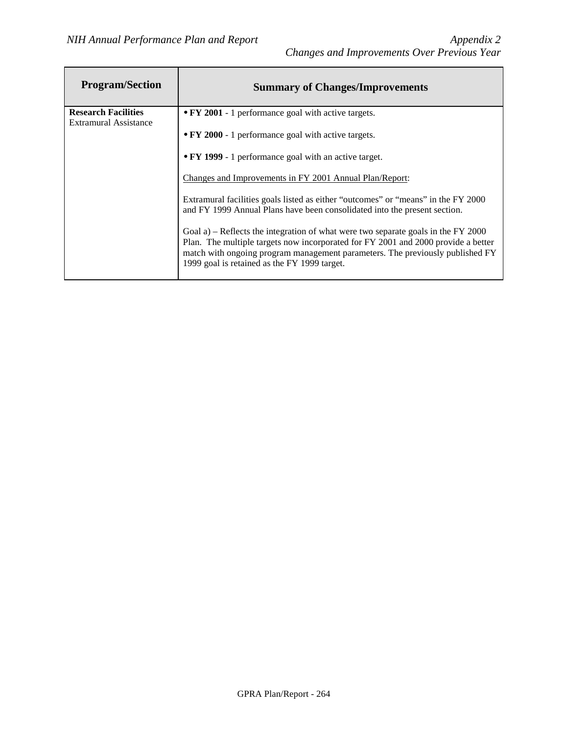| Program/Section | Summary of Changes/Improvements |
| --- | --- |
| **Research Facilities** Extramural Assistance | • **FY 2001** - 1 performance goal with active targets.<br><br>• **FY 2000** - 1 performance goal with active targets.<br><br>• **FY 1999** - 1 performance goal with an active target.<br><br><u>Changes and Improvements in FY 2001 Annual Plan/Report</u>:<br><br>Extramural facilities goals listed as either "outcomes" or "means" in the FY 2000 and FY 1999 Annual Plans have been consolidated into the present section.<br><br>Goal a) – Reflects the integration of what were two separate goals in the FY 2000 Plan. The multiple targets now incorporated for FY 2001 and 2000 provide a better match with ongoing program management parameters. The previously published FY 1999 goal is retained as the FY 1999 target. |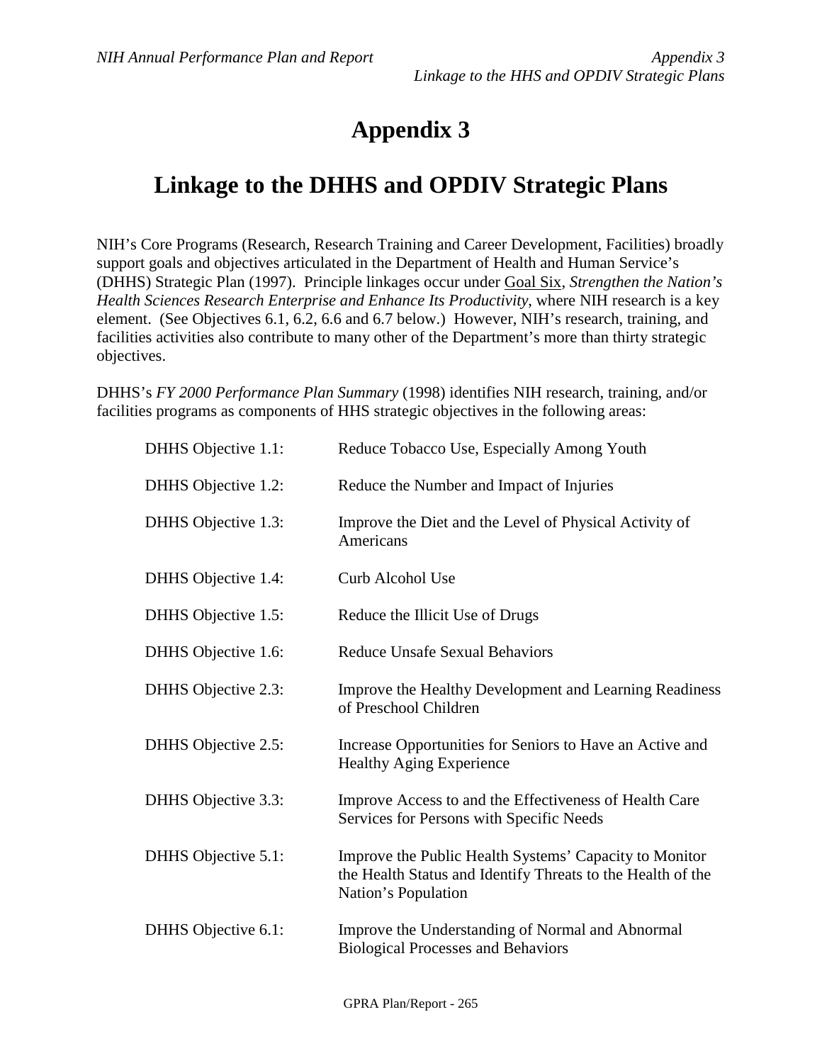# Appendix 3

## Linkage to the DHHS and OPDIV Strategic Plans

NIH's Core Programs (Research, Research Training and Career Development, Facilities) broadly support goals and objectives articulated in the Department of Health and Human Service's (DHHS) Strategic Plan (1997). Principle linkages occur under <u>Goal Six</u>, *Strengthen the Nation's Health Sciences Research Enterprise and Enhance Its Productivity*, where NIH research is a key element. (See Objectives 6.1, 6.2, 6.6 and 6.7 below.) However, NIH's research, training, and facilities activities also contribute to many other of the Department's more than thirty strategic objectives.

DHHS's *FY 2000 Performance Plan Summary* (1998) identifies NIH research, training, and/or facilities programs as components of HHS strategic objectives in the following areas:

| | |
|---|---|
| DHHS Objective 1.1: | Reduce Tobacco Use, Especially Among Youth |
| DHHS Objective 1.2: | Reduce the Number and Impact of Injuries |
| DHHS Objective 1.3: | Improve the Diet and the Level of Physical Activity of Americans |
| DHHS Objective 1.4: | Curb Alcohol Use |
| DHHS Objective 1.5: | Reduce the Illicit Use of Drugs |
| DHHS Objective 1.6: | Reduce Unsafe Sexual Behaviors |
| DHHS Objective 2.3: | Improve the Healthy Development and Learning Readiness of Preschool Children |
| DHHS Objective 2.5: | Increase Opportunities for Seniors to Have an Active and Healthy Aging Experience |
| DHHS Objective 3.3: | Improve Access to and the Effectiveness of Health Care Services for Persons with Specific Needs |
| DHHS Objective 5.1: | Improve the Public Health Systems' Capacity to Monitor the Health Status and Identify Threats to the Health of the Nation's Population |
| DHHS Objective 6.1: | Improve the Understanding of Normal and Abnormal Biological Processes and Behaviors |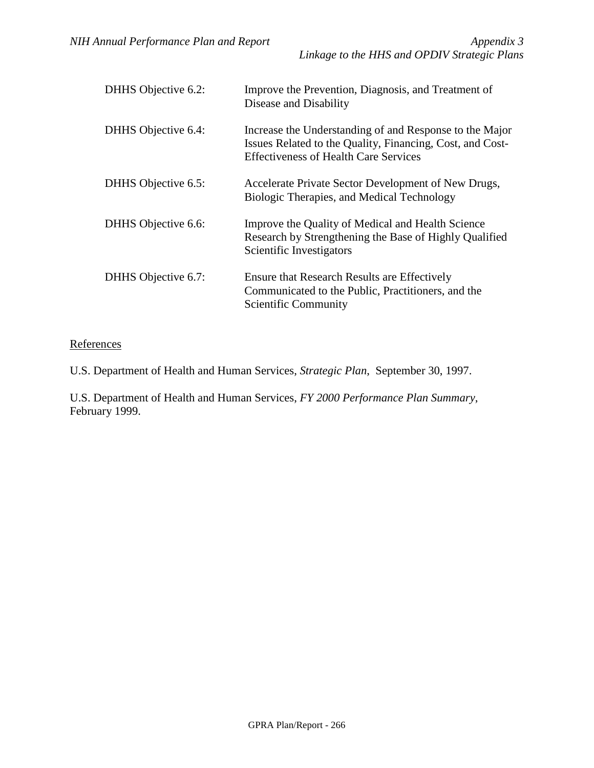| | |
|---|---|
| DHHS Objective 6.2: | Improve the Prevention, Diagnosis, and Treatment of Disease and Disability |
| DHHS Objective 6.4: | Increase the Understanding of and Response to the Major Issues Related to the Quality, Financing, Cost, and Cost-Effectiveness of Health Care Services |
| DHHS Objective 6.5: | Accelerate Private Sector Development of New Drugs, Biologic Therapies, and Medical Technology |
| DHHS Objective 6.6: | Improve the Quality of Medical and Health Science Research by Strengthening the Base of Highly Qualified Scientific Investigators |
| DHHS Objective 6.7: | Ensure that Research Results are Effectively Communicated to the Public, Practitioners, and the Scientific Community |

References

U.S. Department of Health and Human Services, *Strategic Plan*, September 30, 1997.

U.S. Department of Health and Human Services, *FY 2000 Performance Plan Summary*, February 1999.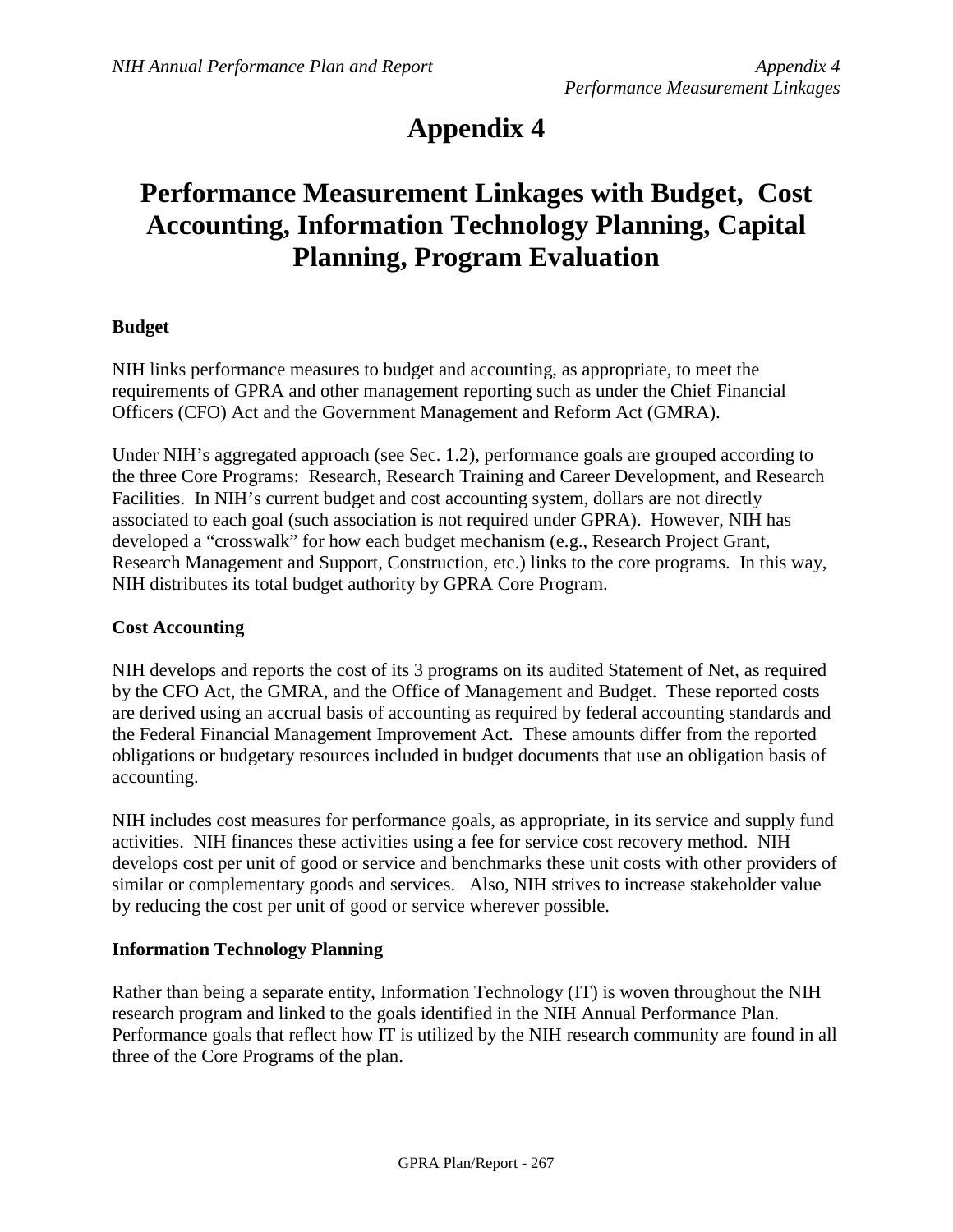# Appendix 4

# Performance Measurement Linkages with Budget, Cost Accounting, Information Technology Planning, Capital Planning, Program Evaluation

**Budget**

NIH links performance measures to budget and accounting, as appropriate, to meet the requirements of GPRA and other management reporting such as under the Chief Financial Officers (CFO) Act and the Government Management and Reform Act (GMRA).

Under NIH's aggregated approach (see Sec. 1.2), performance goals are grouped according to the three Core Programs: Research, Research Training and Career Development, and Research Facilities. In NIH's current budget and cost accounting system, dollars are not directly associated to each goal (such association is not required under GPRA). However, NIH has developed a "crosswalk" for how each budget mechanism (e.g., Research Project Grant, Research Management and Support, Construction, etc.) links to the core programs. In this way, NIH distributes its total budget authority by GPRA Core Program.

**Cost Accounting**

NIH develops and reports the cost of its 3 programs on its audited Statement of Net, as required by the CFO Act, the GMRA, and the Office of Management and Budget. These reported costs are derived using an accrual basis of accounting as required by federal accounting standards and the Federal Financial Management Improvement Act. These amounts differ from the reported obligations or budgetary resources included in budget documents that use an obligation basis of accounting.

NIH includes cost measures for performance goals, as appropriate, in its service and supply fund activities. NIH finances these activities using a fee for service cost recovery method. NIH develops cost per unit of good or service and benchmarks these unit costs with other providers of similar or complementary goods and services. Also, NIH strives to increase stakeholder value by reducing the cost per unit of good or service wherever possible.

**Information Technology Planning**

Rather than being a separate entity, Information Technology (IT) is woven throughout the NIH research program and linked to the goals identified in the NIH Annual Performance Plan. Performance goals that reflect how IT is utilized by the NIH research community are found in all three of the Core Programs of the plan.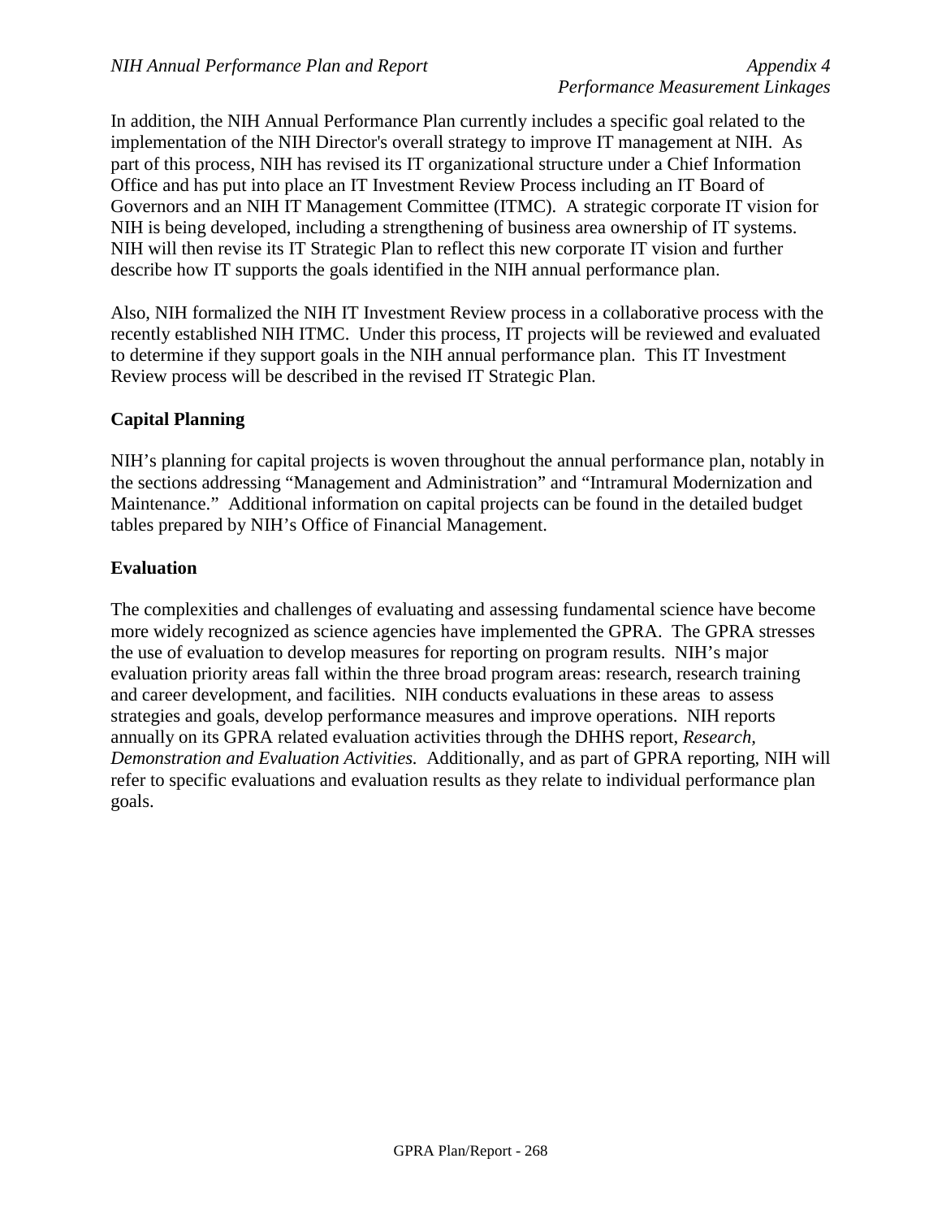In addition, the NIH Annual Performance Plan currently includes a specific goal related to the implementation of the NIH Director's overall strategy to improve IT management at NIH. As part of this process, NIH has revised its IT organizational structure under a Chief Information Office and has put into place an IT Investment Review Process including an IT Board of Governors and an NIH IT Management Committee (ITMC). A strategic corporate IT vision for NIH is being developed, including a strengthening of business area ownership of IT systems. NIH will then revise its IT Strategic Plan to reflect this new corporate IT vision and further describe how IT supports the goals identified in the NIH annual performance plan.

Also, NIH formalized the NIH IT Investment Review process in a collaborative process with the recently established NIH ITMC. Under this process, IT projects will be reviewed and evaluated to determine if they support goals in the NIH annual performance plan. This IT Investment Review process will be described in the revised IT Strategic Plan.

**Capital Planning**

NIH's planning for capital projects is woven throughout the annual performance plan, notably in the sections addressing "Management and Administration" and "Intramural Modernization and Maintenance." Additional information on capital projects can be found in the detailed budget tables prepared by NIH's Office of Financial Management.

**Evaluation**

The complexities and challenges of evaluating and assessing fundamental science have become more widely recognized as science agencies have implemented the GPRA. The GPRA stresses the use of evaluation to develop measures for reporting on program results. NIH's major evaluation priority areas fall within the three broad program areas: research, research training and career development, and facilities. NIH conducts evaluations in these areas to assess strategies and goals, develop performance measures and improve operations. NIH reports annually on its GPRA related evaluation activities through the DHHS report, *Research, Demonstration and Evaluation Activities.* Additionally, and as part of GPRA reporting, NIH will refer to specific evaluations and evaluation results as they relate to individual performance plan goals.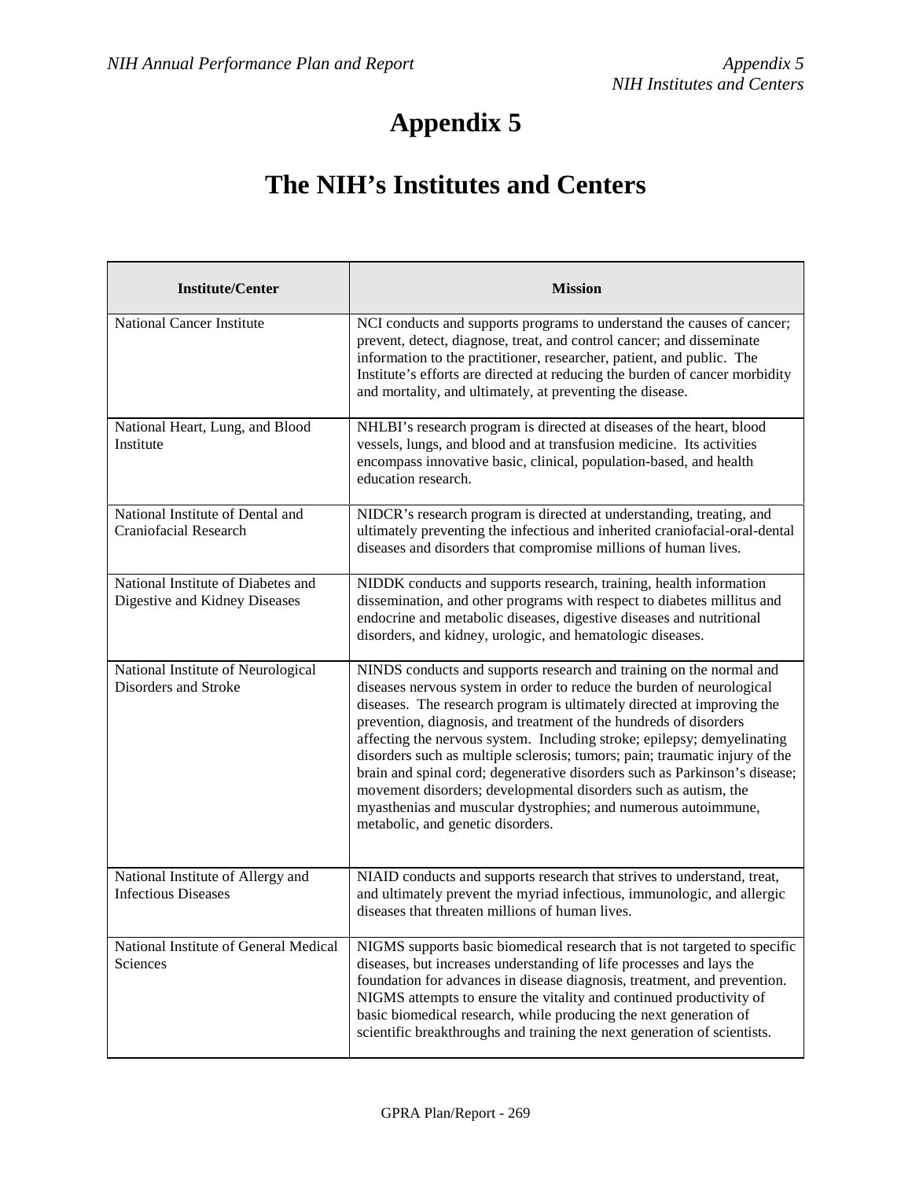# Appendix 5

# The NIH's Institutes and Centers

| Institute/Center | Mission |
| --- | --- |
| National Cancer Institute | NCI conducts and supports programs to understand the causes of cancer; prevent, detect, diagnose, treat, and control cancer; and disseminate information to the practitioner, researcher, patient, and public. The Institute's efforts are directed at reducing the burden of cancer morbidity and mortality, and ultimately, at preventing the disease. |
| National Heart, Lung, and Blood Institute | NHLBI's research program is directed at diseases of the heart, blood vessels, lungs, and blood and at transfusion medicine. Its activities encompass innovative basic, clinical, population-based, and health education research. |
| National Institute of Dental and Craniofacial Research | NIDCR's research program is directed at understanding, treating, and ultimately preventing the infectious and inherited craniofacial-oral-dental diseases and disorders that compromise millions of human lives. |
| National Institute of Diabetes and Digestive and Kidney Diseases | NIDDK conducts and supports research, training, health information dissemination, and other programs with respect to diabetes millitus and endocrine and metabolic diseases, digestive diseases and nutritional disorders, and kidney, urologic, and hematologic diseases. |
| National Institute of Neurological Disorders and Stroke | NINDS conducts and supports research and training on the normal and diseases nervous system in order to reduce the burden of neurological diseases. The research program is ultimately directed at improving the prevention, diagnosis, and treatment of the hundreds of disorders affecting the nervous system. Including stroke; epilepsy; demyelinating disorders such as multiple sclerosis; tumors; pain; traumatic injury of the brain and spinal cord; degenerative disorders such as Parkinson's disease; movement disorders; developmental disorders such as autism, the myasthenias and muscular dystrophies; and numerous autoimmune, metabolic, and genetic disorders. |
| National Institute of Allergy and Infectious Diseases | NIAID conducts and supports research that strives to understand, treat, and ultimately prevent the myriad infectious, immunologic, and allergic diseases that threaten millions of human lives. |
| National Institute of General Medical Sciences | NIGMS supports basic biomedical research that is not targeted to specific diseases, but increases understanding of life processes and lays the foundation for advances in disease diagnosis, treatment, and prevention. NIGMS attempts to ensure the vitality and continued productivity of basic biomedical research, while producing the next generation of scientific breakthroughs and training the next generation of scientists. |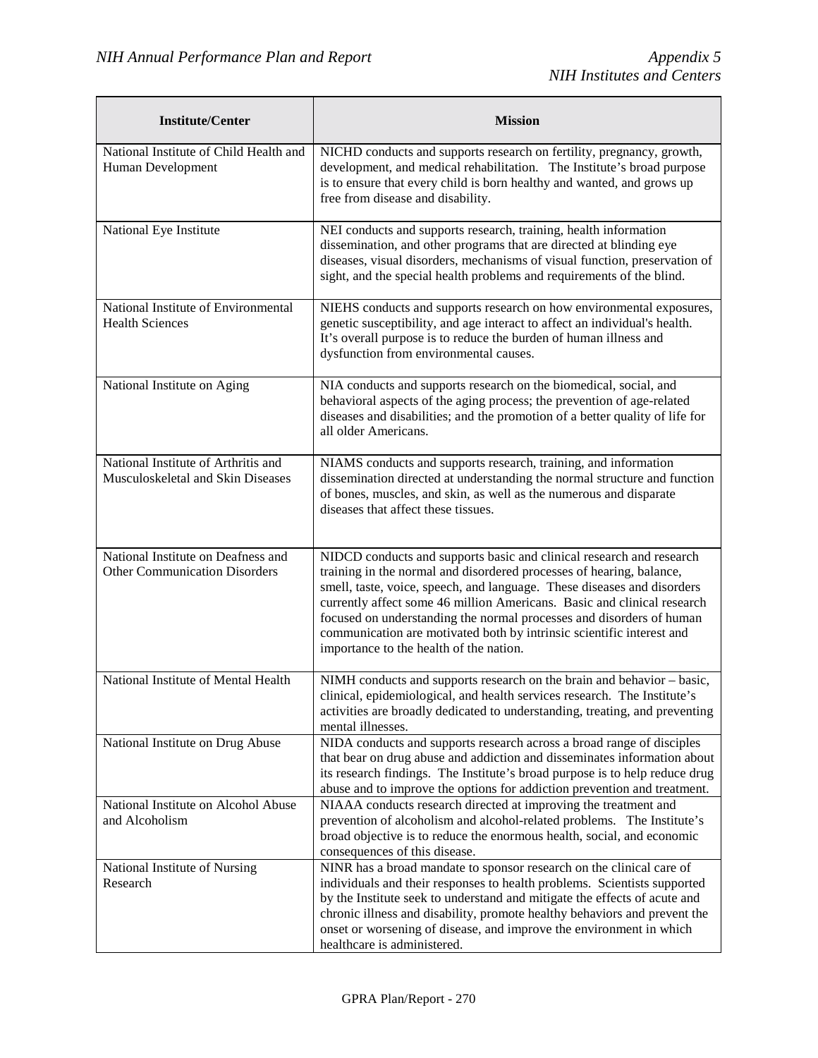| Institute/Center | Mission |
|---|---|
| National Institute of Child Health and Human Development | NICHD conducts and supports research on fertility, pregnancy, growth, development, and medical rehabilitation. The Institute's broad purpose is to ensure that every child is born healthy and wanted, and grows up free from disease and disability. |
| National Eye Institute | NEI conducts and supports research, training, health information dissemination, and other programs that are directed at blinding eye diseases, visual disorders, mechanisms of visual function, preservation of sight, and the special health problems and requirements of the blind. |
| National Institute of Environmental Health Sciences | NIEHS conducts and supports research on how environmental exposures, genetic susceptibility, and age interact to affect an individual's health. It's overall purpose is to reduce the burden of human illness and dysfunction from environmental causes. |
| National Institute on Aging | NIA conducts and supports research on the biomedical, social, and behavioral aspects of the aging process; the prevention of age-related diseases and disabilities; and the promotion of a better quality of life for all older Americans. |
| National Institute of Arthritis and Musculoskeletal and Skin Diseases | NIAMS conducts and supports research, training, and information dissemination directed at understanding the normal structure and function of bones, muscles, and skin, as well as the numerous and disparate diseases that affect these tissues. |
| National Institute on Deafness and Other Communication Disorders | NIDCD conducts and supports basic and clinical research and research training in the normal and disordered processes of hearing, balance, smell, taste, voice, speech, and language. These diseases and disorders currently affect some 46 million Americans. Basic and clinical research focused on understanding the normal processes and disorders of human communication are motivated both by intrinsic scientific interest and importance to the health of the nation. |
| National Institute of Mental Health | NIMH conducts and supports research on the brain and behavior – basic, clinical, epidemiological, and health services research. The Institute's activities are broadly dedicated to understanding, treating, and preventing mental illnesses. |
| National Institute on Drug Abuse | NIDA conducts and supports research across a broad range of disciples that bear on drug abuse and addiction and disseminates information about its research findings. The Institute's broad purpose is to help reduce drug abuse and to improve the options for addiction prevention and treatment. |
| National Institute on Alcohol Abuse and Alcoholism | NIAAA conducts research directed at improving the treatment and prevention of alcoholism and alcohol-related problems. The Institute's broad objective is to reduce the enormous health, social, and economic consequences of this disease. |
| National Institute of Nursing Research | NINR has a broad mandate to sponsor research on the clinical care of individuals and their responses to health problems. Scientists supported by the Institute seek to understand and mitigate the effects of acute and chronic illness and disability, promote healthy behaviors and prevent the onset or worsening of disease, and improve the environment in which healthcare is administered. |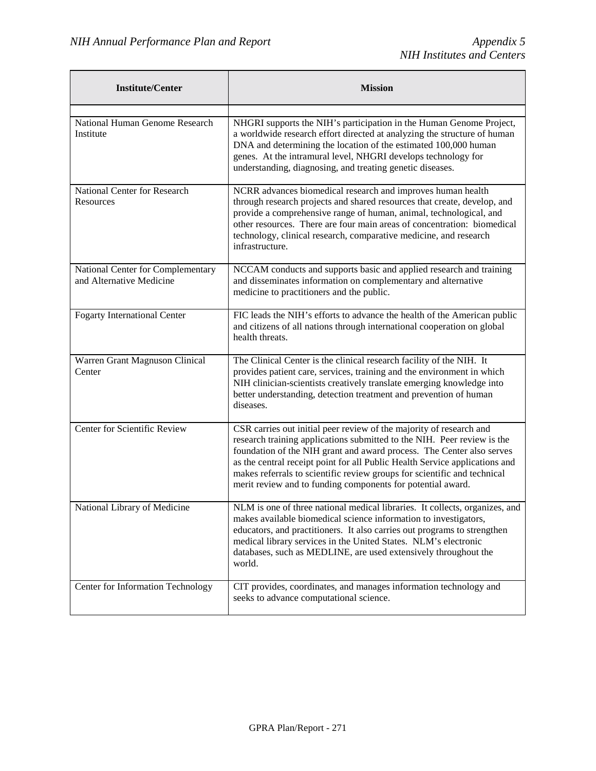| Institute/Center | Mission |
| --- | --- |
| | |
| National Human Genome Research Institute | NHGRI supports the NIH's participation in the Human Genome Project, a worldwide research effort directed at analyzing the structure of human DNA and determining the location of the estimated 100,000 human genes. At the intramural level, NHGRI develops technology for understanding, diagnosing, and treating genetic diseases. |
| National Center for Research Resources | NCRR advances biomedical research and improves human health through research projects and shared resources that create, develop, and provide a comprehensive range of human, animal, technological, and other resources. There are four main areas of concentration: biomedical technology, clinical research, comparative medicine, and research infrastructure. |
| National Center for Complementary and Alternative Medicine | NCCAM conducts and supports basic and applied research and training and disseminates information on complementary and alternative medicine to practitioners and the public. |
| Fogarty International Center | FIC leads the NIH's efforts to advance the health of the American public and citizens of all nations through international cooperation on global health threats. |
| Warren Grant Magnuson Clinical Center | The Clinical Center is the clinical research facility of the NIH. It provides patient care, services, training and the environment in which NIH clinician-scientists creatively translate emerging knowledge into better understanding, detection treatment and prevention of human diseases. |
| Center for Scientific Review | CSR carries out initial peer review of the majority of research and research training applications submitted to the NIH. Peer review is the foundation of the NIH grant and award process. The Center also serves as the central receipt point for all Public Health Service applications and makes referrals to scientific review groups for scientific and technical merit review and to funding components for potential award. |
| National Library of Medicine | NLM is one of three national medical libraries. It collects, organizes, and makes available biomedical science information to investigators, educators, and practitioners. It also carries out programs to strengthen medical library services in the United States. NLM's electronic databases, such as MEDLINE, are used extensively throughout the world. |
| Center for Information Technology | CIT provides, coordinates, and manages information technology and seeks to advance computational science. |